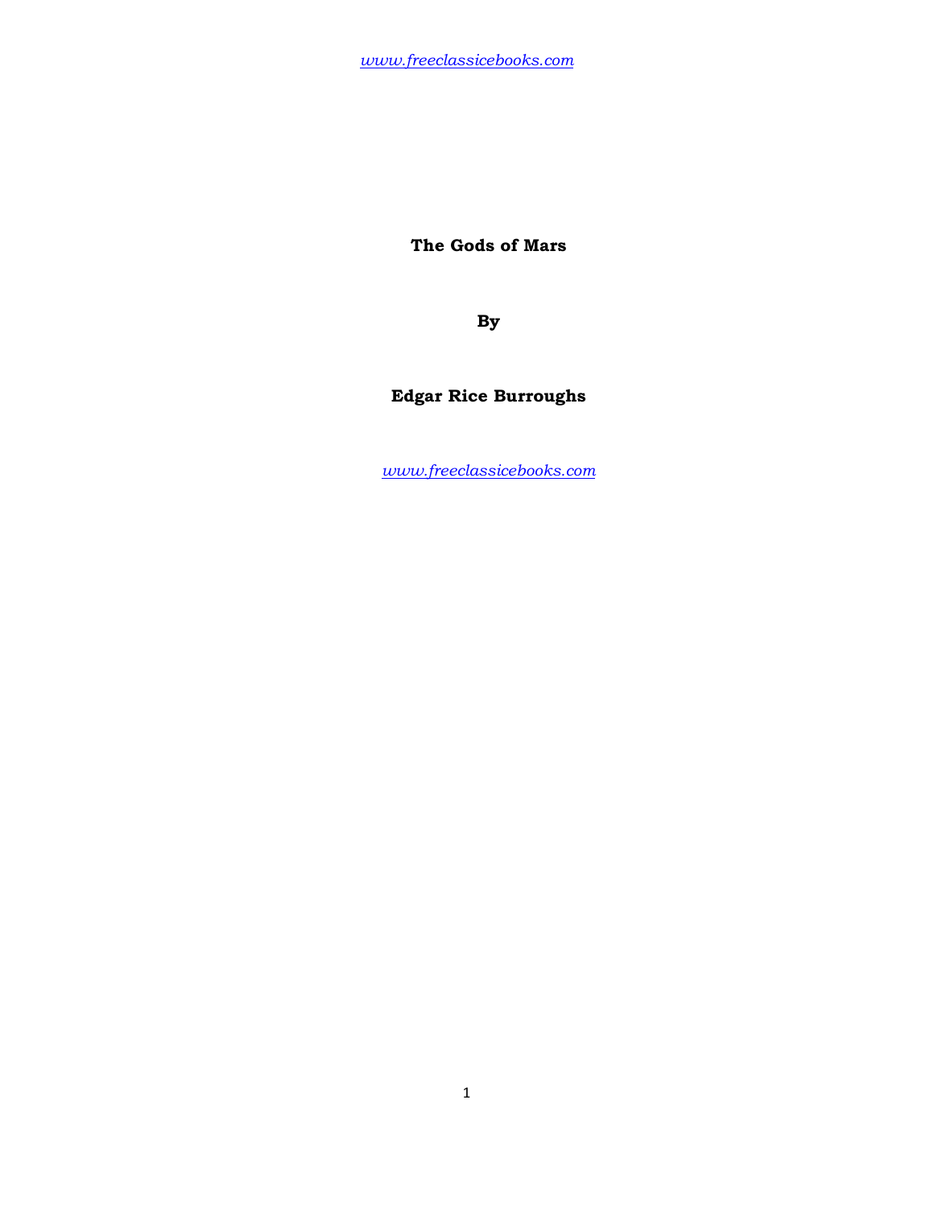# The Gods of Mars

**By**

**Edgar Rice Burroughs**

*www.freeclassicebooks.com*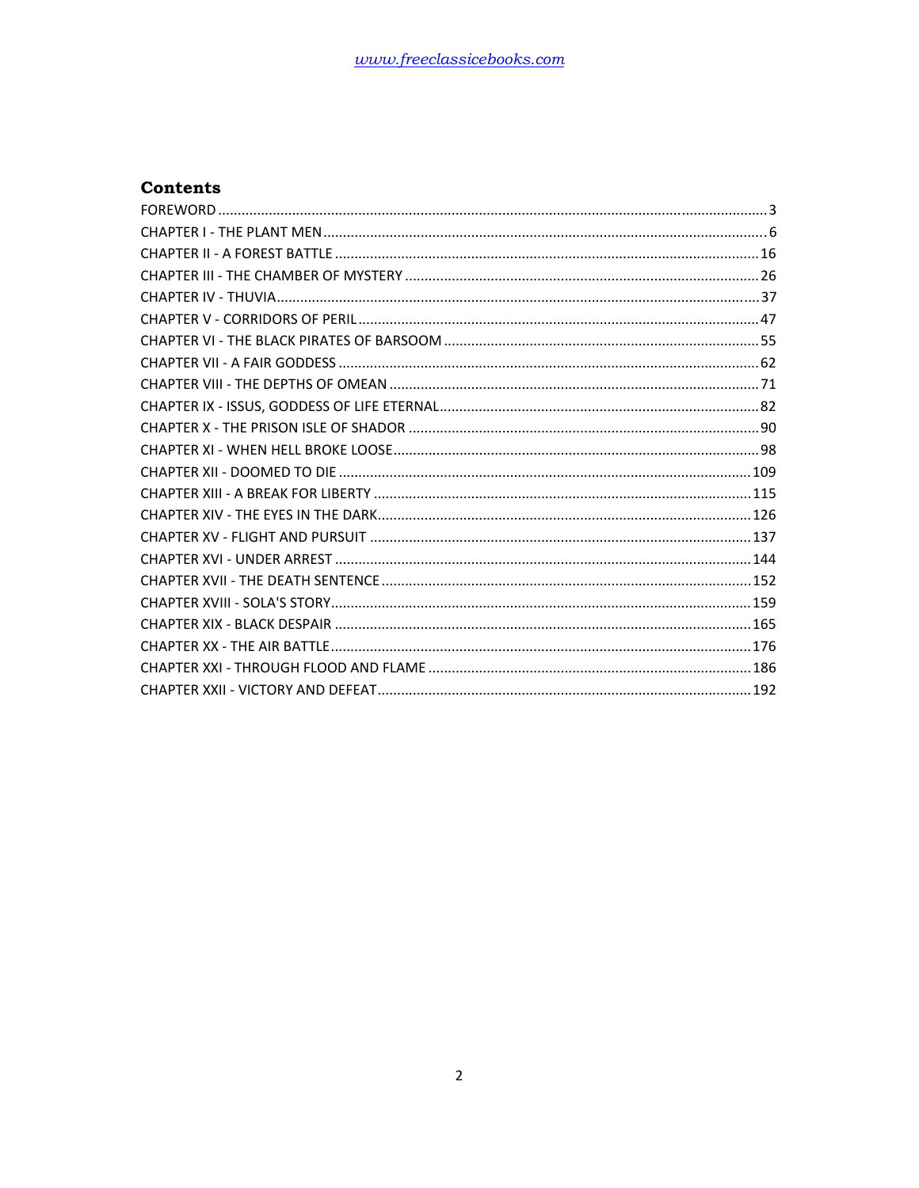## Contents

- FOREWORD ... 3
- CHAPTER I - THE PLANT MEN ... 6
- CHAPTER II - A FOREST BATTLE ... 16
- CHAPTER III - THE CHAMBER OF MYSTERY ... 26
- CHAPTER IV - THUVIA ... 37
- CHAPTER V - CORRIDORS OF PERIL ... 47
- CHAPTER VI - THE BLACK PIRATES OF BARSOOM ... 55
- CHAPTER VII - A FAIR GODDESS ... 62
- CHAPTER VIII - THE DEPTHS OF OMEAN ... 71
- CHAPTER IX - ISSUS, GODDESS OF LIFE ETERNAL ... 82
- CHAPTER X - THE PRISON ISLE OF SHADOR ... 90
- CHAPTER XI - WHEN HELL BROKE LOOSE ... 98
- CHAPTER XII - DOOMED TO DIE ... 109
- CHAPTER XIII - A BREAK FOR LIBERTY ... 115
- CHAPTER XIV - THE EYES IN THE DARK ... 126
- CHAPTER XV - FLIGHT AND PURSUIT ... 137
- CHAPTER XVI - UNDER ARREST ... 144
- CHAPTER XVII - THE DEATH SENTENCE ... 152
- CHAPTER XVIII - SOLA'S STORY ... 159
- CHAPTER XIX - BLACK DESPAIR ... 165
- CHAPTER XX - THE AIR BATTLE ... 176
- CHAPTER XXI - THROUGH FLOOD AND FLAME ... 186
- CHAPTER XXII - VICTORY AND DEFEAT ... 192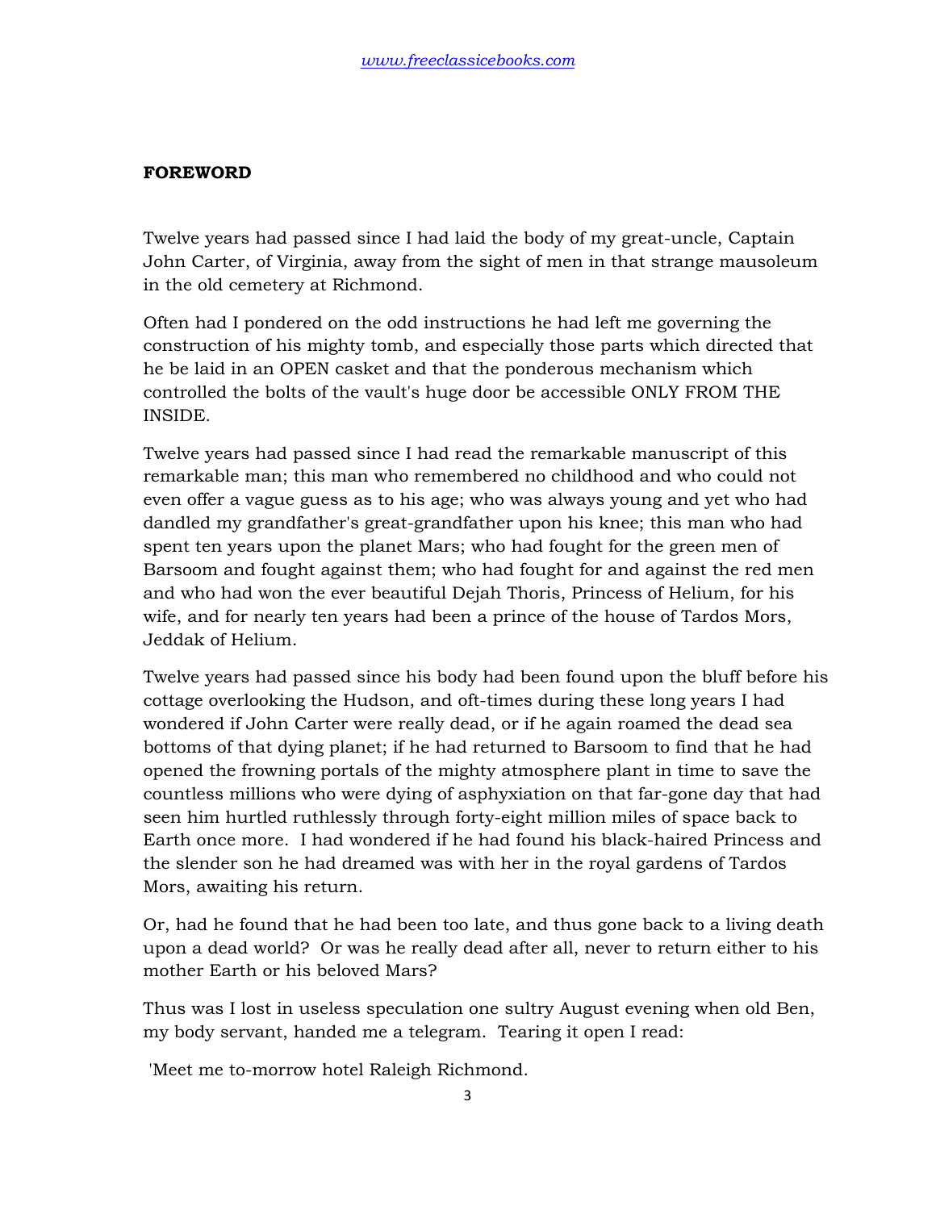## FOREWORD

Twelve years had passed since I had laid the body of my great-uncle, Captain John Carter, of Virginia, away from the sight of men in that strange mausoleum in the old cemetery at Richmond.

Often had I pondered on the odd instructions he had left me governing the construction of his mighty tomb, and especially those parts which directed that he be laid in an OPEN casket and that the ponderous mechanism which controlled the bolts of the vault's huge door be accessible ONLY FROM THE INSIDE.

Twelve years had passed since I had read the remarkable manuscript of this remarkable man; this man who remembered no childhood and who could not even offer a vague guess as to his age; who was always young and yet who had dandled my grandfather's great-grandfather upon his knee; this man who had spent ten years upon the planet Mars; who had fought for the green men of Barsoom and fought against them; who had fought for and against the red men and who had won the ever beautiful Dejah Thoris, Princess of Helium, for his wife, and for nearly ten years had been a prince of the house of Tardos Mors, Jeddak of Helium.

Twelve years had passed since his body had been found upon the bluff before his cottage overlooking the Hudson, and oft-times during these long years I had wondered if John Carter were really dead, or if he again roamed the dead sea bottoms of that dying planet; if he had returned to Barsoom to find that he had opened the frowning portals of the mighty atmosphere plant in time to save the countless millions who were dying of asphyxiation on that far-gone day that had seen him hurtled ruthlessly through forty-eight million miles of space back to Earth once more. I had wondered if he had found his black-haired Princess and the slender son he had dreamed was with her in the royal gardens of Tardos Mors, awaiting his return.

Or, had he found that he had been too late, and thus gone back to a living death upon a dead world? Or was he really dead after all, never to return either to his mother Earth or his beloved Mars?

Thus was I lost in useless speculation one sultry August evening when old Ben, my body servant, handed me a telegram. Tearing it open I read:

'Meet me to-morrow hotel Raleigh Richmond.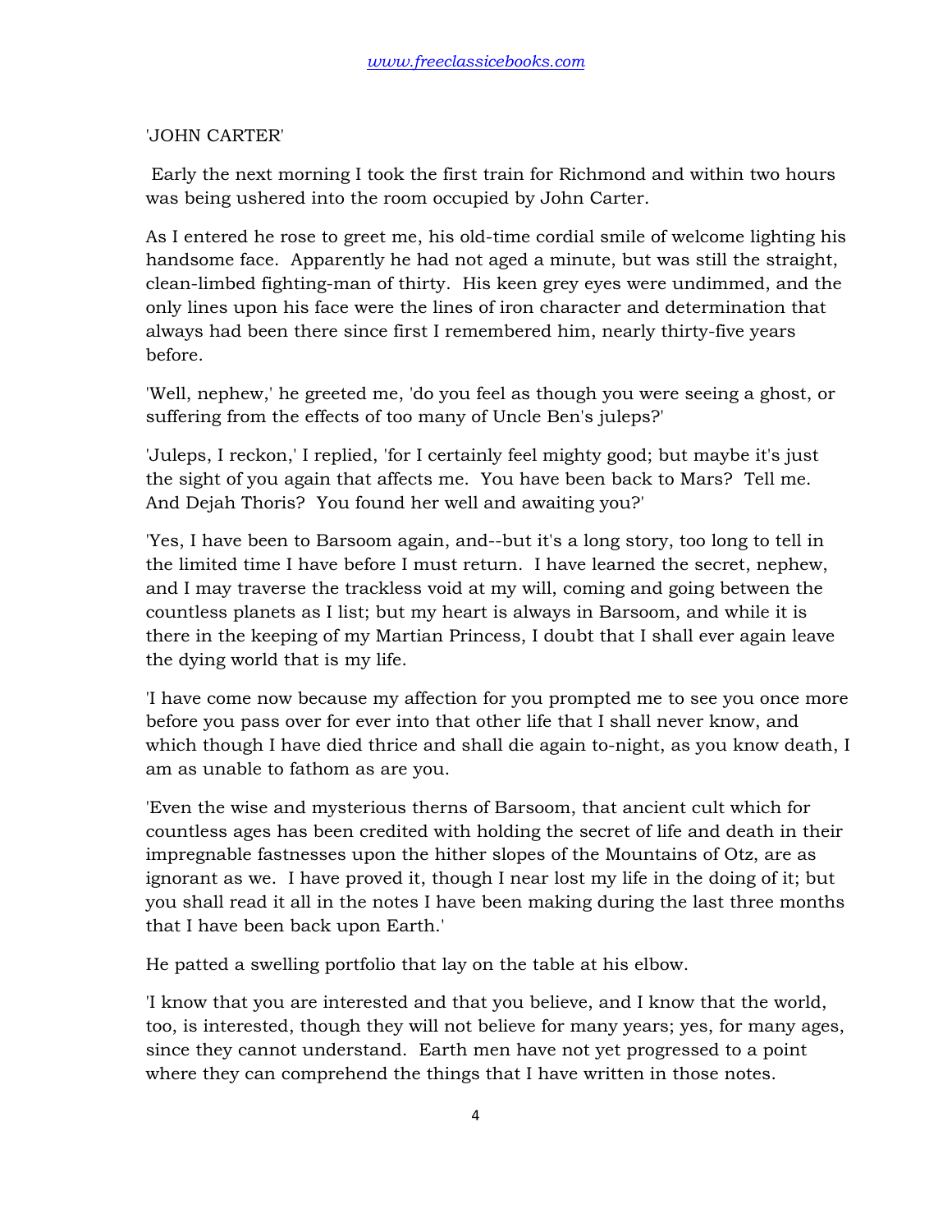'JOHN CARTER'

Early the next morning I took the first train for Richmond and within two hours was being ushered into the room occupied by John Carter.

As I entered he rose to greet me, his old-time cordial smile of welcome lighting his handsome face. Apparently he had not aged a minute, but was still the straight, clean-limbed fighting-man of thirty. His keen grey eyes were undimmed, and the only lines upon his face were the lines of iron character and determination that always had been there since first I remembered him, nearly thirty-five years before.

'Well, nephew,' he greeted me, 'do you feel as though you were seeing a ghost, or suffering from the effects of too many of Uncle Ben's juleps?'

'Juleps, I reckon,' I replied, 'for I certainly feel mighty good; but maybe it's just the sight of you again that affects me. You have been back to Mars? Tell me. And Dejah Thoris? You found her well and awaiting you?'

'Yes, I have been to Barsoom again, and--but it's a long story, too long to tell in the limited time I have before I must return. I have learned the secret, nephew, and I may traverse the trackless void at my will, coming and going between the countless planets as I list; but my heart is always in Barsoom, and while it is there in the keeping of my Martian Princess, I doubt that I shall ever again leave the dying world that is my life.

'I have come now because my affection for you prompted me to see you once more before you pass over for ever into that other life that I shall never know, and which though I have died thrice and shall die again to-night, as you know death, I am as unable to fathom as are you.

'Even the wise and mysterious therns of Barsoom, that ancient cult which for countless ages has been credited with holding the secret of life and death in their impregnable fastnesses upon the hither slopes of the Mountains of Otz, are as ignorant as we. I have proved it, though I near lost my life in the doing of it; but you shall read it all in the notes I have been making during the last three months that I have been back upon Earth.'

He patted a swelling portfolio that lay on the table at his elbow.

'I know that you are interested and that you believe, and I know that the world, too, is interested, though they will not believe for many years; yes, for many ages, since they cannot understand. Earth men have not yet progressed to a point where they can comprehend the things that I have written in those notes.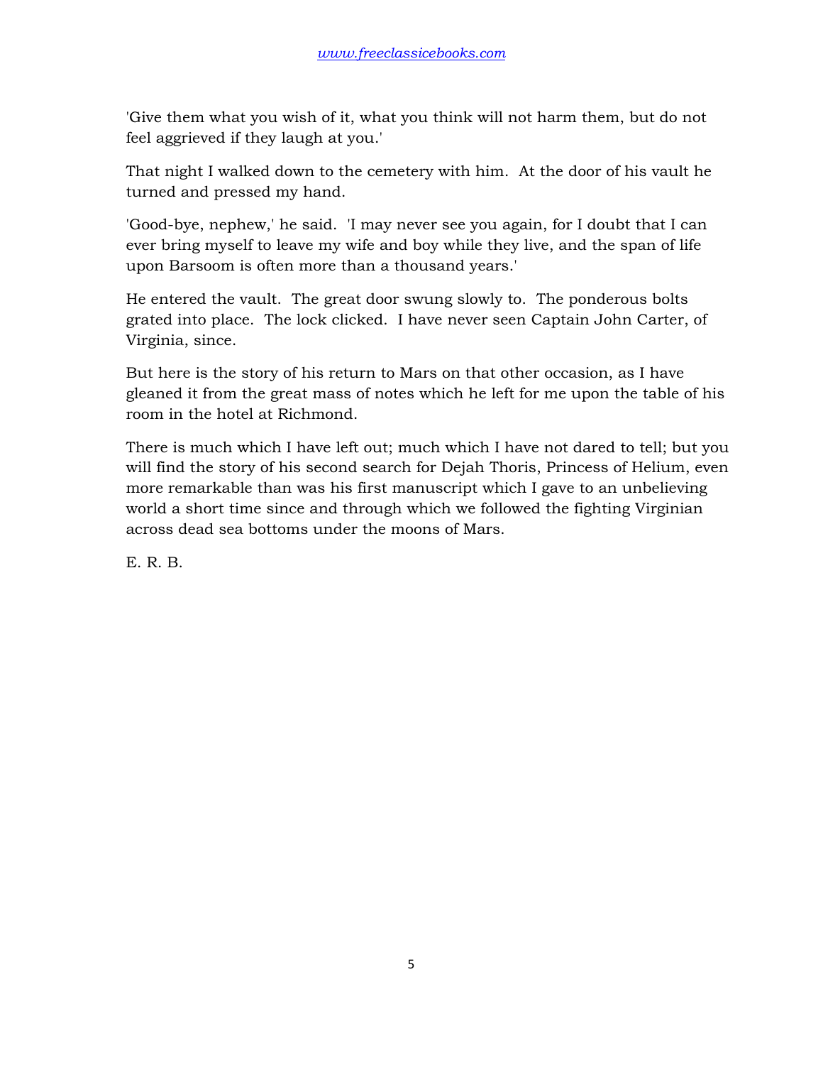'Give them what you wish of it, what you think will not harm them, but do not feel aggrieved if they laugh at you.'

That night I walked down to the cemetery with him. At the door of his vault he turned and pressed my hand.

'Good-bye, nephew,' he said. 'I may never see you again, for I doubt that I can ever bring myself to leave my wife and boy while they live, and the span of life upon Barsoom is often more than a thousand years.'

He entered the vault. The great door swung slowly to. The ponderous bolts grated into place. The lock clicked. I have never seen Captain John Carter, of Virginia, since.

But here is the story of his return to Mars on that other occasion, as I have gleaned it from the great mass of notes which he left for me upon the table of his room in the hotel at Richmond.

There is much which I have left out; much which I have not dared to tell; but you will find the story of his second search for Dejah Thoris, Princess of Helium, even more remarkable than was his first manuscript which I gave to an unbelieving world a short time since and through which we followed the fighting Virginian across dead sea bottoms under the moons of Mars.

E. R. B.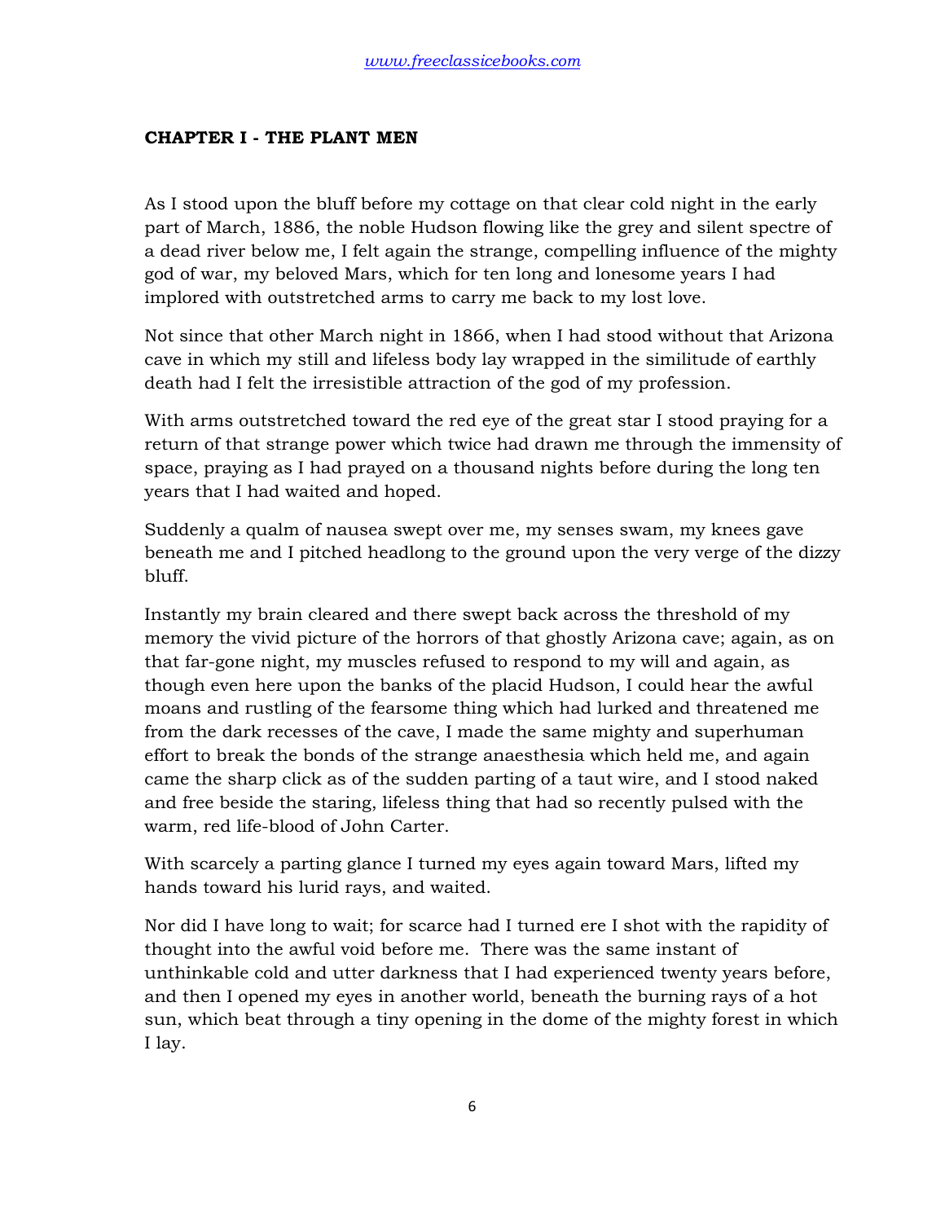## CHAPTER I - THE PLANT MEN

As I stood upon the bluff before my cottage on that clear cold night in the early part of March, 1886, the noble Hudson flowing like the grey and silent spectre of a dead river below me, I felt again the strange, compelling influence of the mighty god of war, my beloved Mars, which for ten long and lonesome years I had implored with outstretched arms to carry me back to my lost love.

Not since that other March night in 1866, when I had stood without that Arizona cave in which my still and lifeless body lay wrapped in the similitude of earthly death had I felt the irresistible attraction of the god of my profession.

With arms outstretched toward the red eye of the great star I stood praying for a return of that strange power which twice had drawn me through the immensity of space, praying as I had prayed on a thousand nights before during the long ten years that I had waited and hoped.

Suddenly a qualm of nausea swept over me, my senses swam, my knees gave beneath me and I pitched headlong to the ground upon the very verge of the dizzy bluff.

Instantly my brain cleared and there swept back across the threshold of my memory the vivid picture of the horrors of that ghostly Arizona cave; again, as on that far-gone night, my muscles refused to respond to my will and again, as though even here upon the banks of the placid Hudson, I could hear the awful moans and rustling of the fearsome thing which had lurked and threatened me from the dark recesses of the cave, I made the same mighty and superhuman effort to break the bonds of the strange anaesthesia which held me, and again came the sharp click as of the sudden parting of a taut wire, and I stood naked and free beside the staring, lifeless thing that had so recently pulsed with the warm, red life-blood of John Carter.

With scarcely a parting glance I turned my eyes again toward Mars, lifted my hands toward his lurid rays, and waited.

Nor did I have long to wait; for scarce had I turned ere I shot with the rapidity of thought into the awful void before me. There was the same instant of unthinkable cold and utter darkness that I had experienced twenty years before, and then I opened my eyes in another world, beneath the burning rays of a hot sun, which beat through a tiny opening in the dome of the mighty forest in which I lay.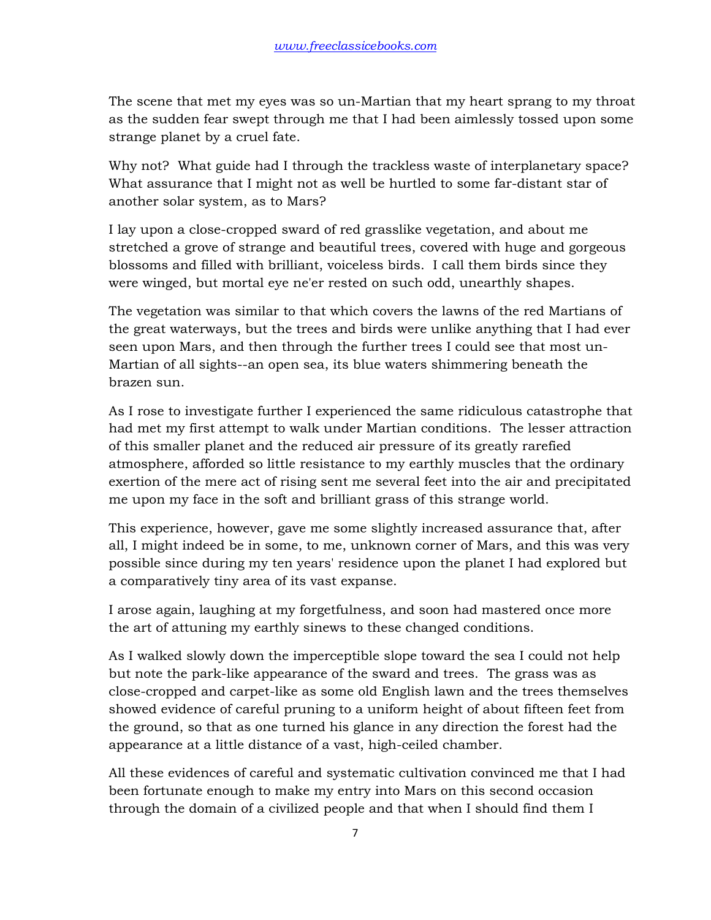The scene that met my eyes was so un-Martian that my heart sprang to my throat as the sudden fear swept through me that I had been aimlessly tossed upon some strange planet by a cruel fate.

Why not? What guide had I through the trackless waste of interplanetary space? What assurance that I might not as well be hurtled to some far-distant star of another solar system, as to Mars?

I lay upon a close-cropped sward of red grasslike vegetation, and about me stretched a grove of strange and beautiful trees, covered with huge and gorgeous blossoms and filled with brilliant, voiceless birds. I call them birds since they were winged, but mortal eye ne'er rested on such odd, unearthly shapes.

The vegetation was similar to that which covers the lawns of the red Martians of the great waterways, but the trees and birds were unlike anything that I had ever seen upon Mars, and then through the further trees I could see that most un-Martian of all sights--an open sea, its blue waters shimmering beneath the brazen sun.

As I rose to investigate further I experienced the same ridiculous catastrophe that had met my first attempt to walk under Martian conditions. The lesser attraction of this smaller planet and the reduced air pressure of its greatly rarefied atmosphere, afforded so little resistance to my earthly muscles that the ordinary exertion of the mere act of rising sent me several feet into the air and precipitated me upon my face in the soft and brilliant grass of this strange world.

This experience, however, gave me some slightly increased assurance that, after all, I might indeed be in some, to me, unknown corner of Mars, and this was very possible since during my ten years' residence upon the planet I had explored but a comparatively tiny area of its vast expanse.

I arose again, laughing at my forgetfulness, and soon had mastered once more the art of attuning my earthly sinews to these changed conditions.

As I walked slowly down the imperceptible slope toward the sea I could not help but note the park-like appearance of the sward and trees. The grass was as close-cropped and carpet-like as some old English lawn and the trees themselves showed evidence of careful pruning to a uniform height of about fifteen feet from the ground, so that as one turned his glance in any direction the forest had the appearance at a little distance of a vast, high-ceiled chamber.

All these evidences of careful and systematic cultivation convinced me that I had been fortunate enough to make my entry into Mars on this second occasion through the domain of a civilized people and that when I should find them I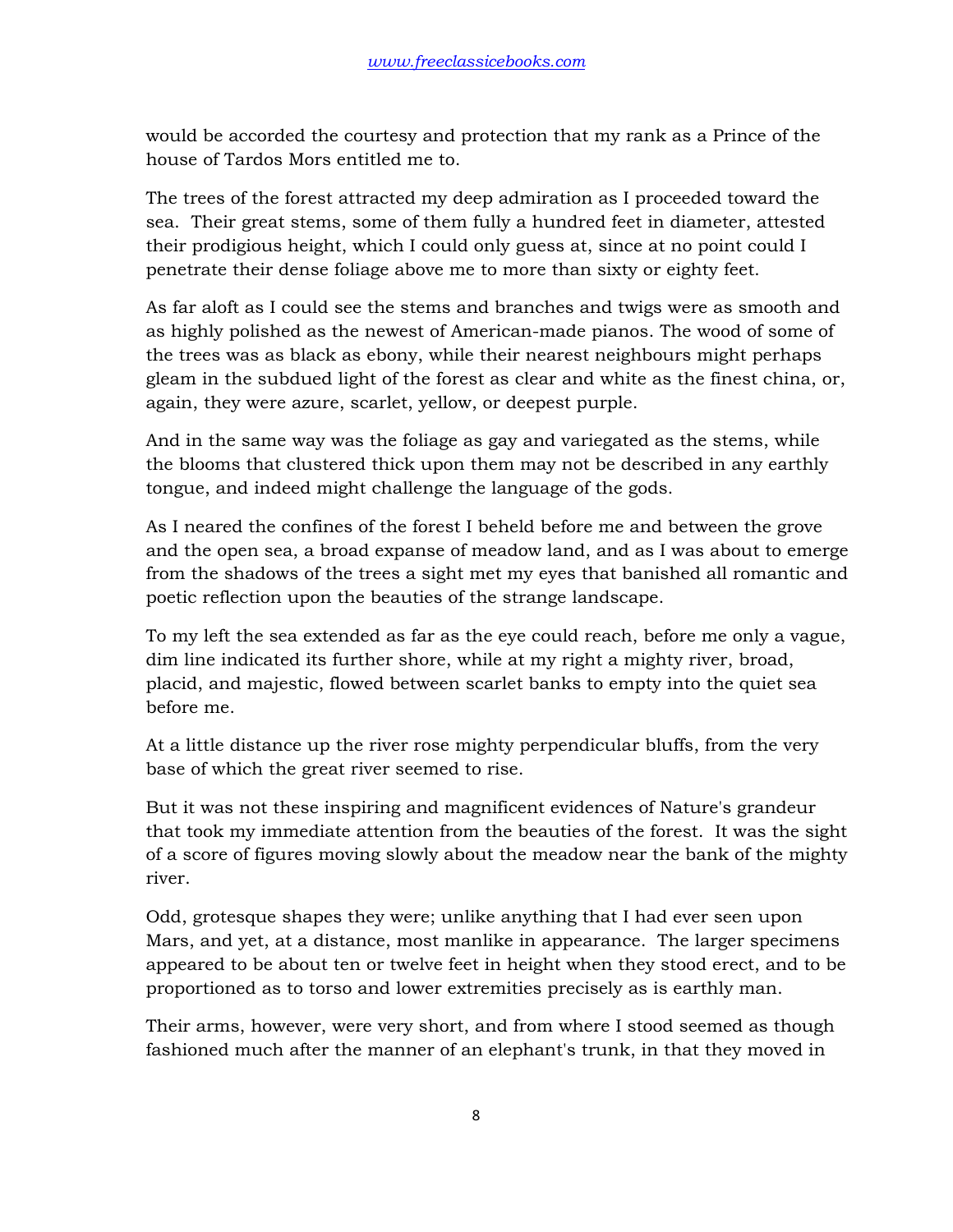would be accorded the courtesy and protection that my rank as a Prince of the house of Tardos Mors entitled me to.

The trees of the forest attracted my deep admiration as I proceeded toward the sea. Their great stems, some of them fully a hundred feet in diameter, attested their prodigious height, which I could only guess at, since at no point could I penetrate their dense foliage above me to more than sixty or eighty feet.

As far aloft as I could see the stems and branches and twigs were as smooth and as highly polished as the newest of American-made pianos. The wood of some of the trees was as black as ebony, while their nearest neighbours might perhaps gleam in the subdued light of the forest as clear and white as the finest china, or, again, they were azure, scarlet, yellow, or deepest purple.

And in the same way was the foliage as gay and variegated as the stems, while the blooms that clustered thick upon them may not be described in any earthly tongue, and indeed might challenge the language of the gods.

As I neared the confines of the forest I beheld before me and between the grove and the open sea, a broad expanse of meadow land, and as I was about to emerge from the shadows of the trees a sight met my eyes that banished all romantic and poetic reflection upon the beauties of the strange landscape.

To my left the sea extended as far as the eye could reach, before me only a vague, dim line indicated its further shore, while at my right a mighty river, broad, placid, and majestic, flowed between scarlet banks to empty into the quiet sea before me.

At a little distance up the river rose mighty perpendicular bluffs, from the very base of which the great river seemed to rise.

But it was not these inspiring and magnificent evidences of Nature's grandeur that took my immediate attention from the beauties of the forest. It was the sight of a score of figures moving slowly about the meadow near the bank of the mighty river.

Odd, grotesque shapes they were; unlike anything that I had ever seen upon Mars, and yet, at a distance, most manlike in appearance. The larger specimens appeared to be about ten or twelve feet in height when they stood erect, and to be proportioned as to torso and lower extremities precisely as is earthly man.

Their arms, however, were very short, and from where I stood seemed as though fashioned much after the manner of an elephant's trunk, in that they moved in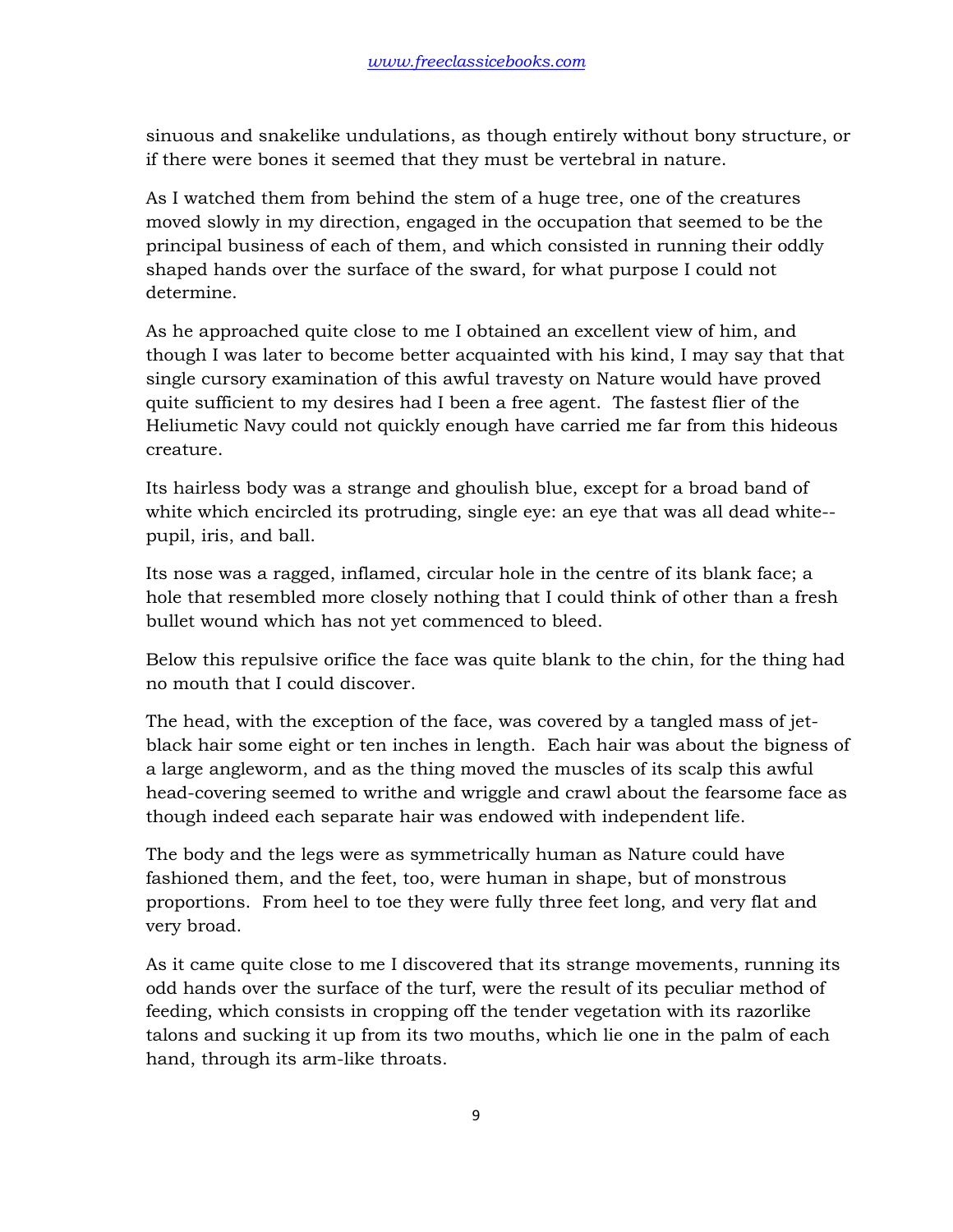sinuous and snakelike undulations, as though entirely without bony structure, or if there were bones it seemed that they must be vertebral in nature.

As I watched them from behind the stem of a huge tree, one of the creatures moved slowly in my direction, engaged in the occupation that seemed to be the principal business of each of them, and which consisted in running their oddly shaped hands over the surface of the sward, for what purpose I could not determine.

As he approached quite close to me I obtained an excellent view of him, and though I was later to become better acquainted with his kind, I may say that that single cursory examination of this awful travesty on Nature would have proved quite sufficient to my desires had I been a free agent. The fastest flier of the Heliumetic Navy could not quickly enough have carried me far from this hideous creature.

Its hairless body was a strange and ghoulish blue, except for a broad band of white which encircled its protruding, single eye: an eye that was all dead white--pupil, iris, and ball.

Its nose was a ragged, inflamed, circular hole in the centre of its blank face; a hole that resembled more closely nothing that I could think of other than a fresh bullet wound which has not yet commenced to bleed.

Below this repulsive orifice the face was quite blank to the chin, for the thing had no mouth that I could discover.

The head, with the exception of the face, was covered by a tangled mass of jet-black hair some eight or ten inches in length. Each hair was about the bigness of a large angleworm, and as the thing moved the muscles of its scalp this awful head-covering seemed to writhe and wriggle and crawl about the fearsome face as though indeed each separate hair was endowed with independent life.

The body and the legs were as symmetrically human as Nature could have fashioned them, and the feet, too, were human in shape, but of monstrous proportions. From heel to toe they were fully three feet long, and very flat and very broad.

As it came quite close to me I discovered that its strange movements, running its odd hands over the surface of the turf, were the result of its peculiar method of feeding, which consists in cropping off the tender vegetation with its razorlike talons and sucking it up from its two mouths, which lie one in the palm of each hand, through its arm-like throats.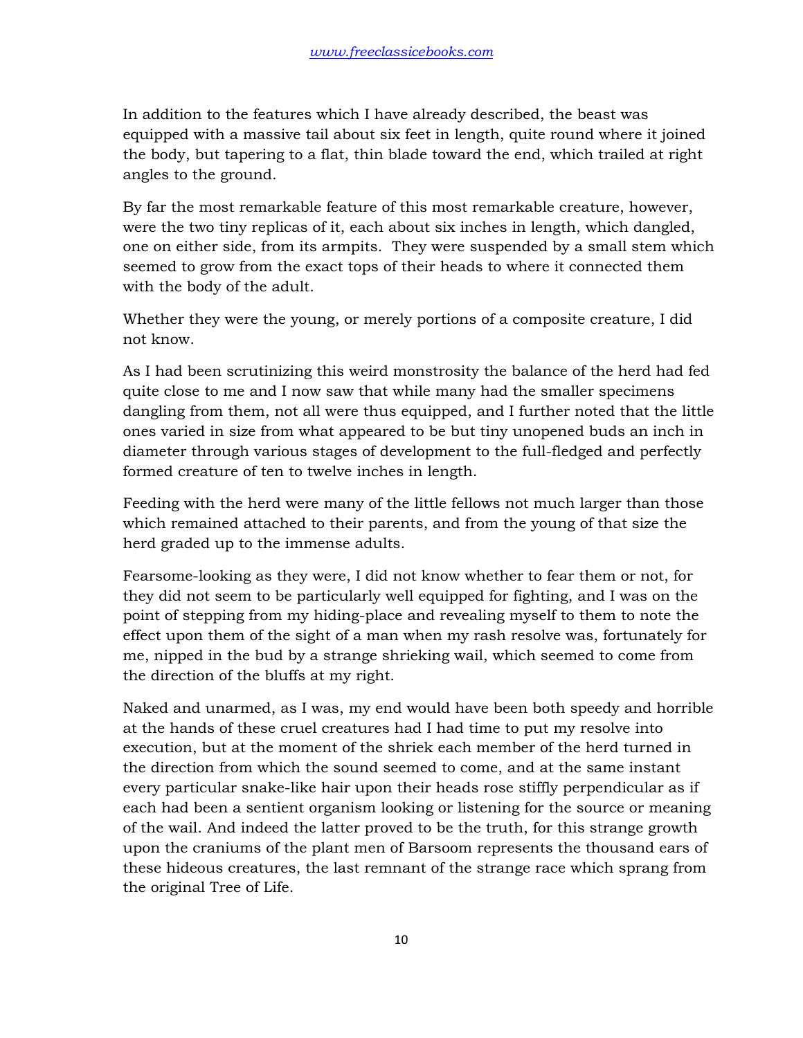In addition to the features which I have already described, the beast was equipped with a massive tail about six feet in length, quite round where it joined the body, but tapering to a flat, thin blade toward the end, which trailed at right angles to the ground.

By far the most remarkable feature of this most remarkable creature, however, were the two tiny replicas of it, each about six inches in length, which dangled, one on either side, from its armpits. They were suspended by a small stem which seemed to grow from the exact tops of their heads to where it connected them with the body of the adult.

Whether they were the young, or merely portions of a composite creature, I did not know.

As I had been scrutinizing this weird monstrosity the balance of the herd had fed quite close to me and I now saw that while many had the smaller specimens dangling from them, not all were thus equipped, and I further noted that the little ones varied in size from what appeared to be but tiny unopened buds an inch in diameter through various stages of development to the full-fledged and perfectly formed creature of ten to twelve inches in length.

Feeding with the herd were many of the little fellows not much larger than those which remained attached to their parents, and from the young of that size the herd graded up to the immense adults.

Fearsome-looking as they were, I did not know whether to fear them or not, for they did not seem to be particularly well equipped for fighting, and I was on the point of stepping from my hiding-place and revealing myself to them to note the effect upon them of the sight of a man when my rash resolve was, fortunately for me, nipped in the bud by a strange shrieking wail, which seemed to come from the direction of the bluffs at my right.

Naked and unarmed, as I was, my end would have been both speedy and horrible at the hands of these cruel creatures had I had time to put my resolve into execution, but at the moment of the shriek each member of the herd turned in the direction from which the sound seemed to come, and at the same instant every particular snake-like hair upon their heads rose stiffly perpendicular as if each had been a sentient organism looking or listening for the source or meaning of the wail. And indeed the latter proved to be the truth, for this strange growth upon the craniums of the plant men of Barsoom represents the thousand ears of these hideous creatures, the last remnant of the strange race which sprang from the original Tree of Life.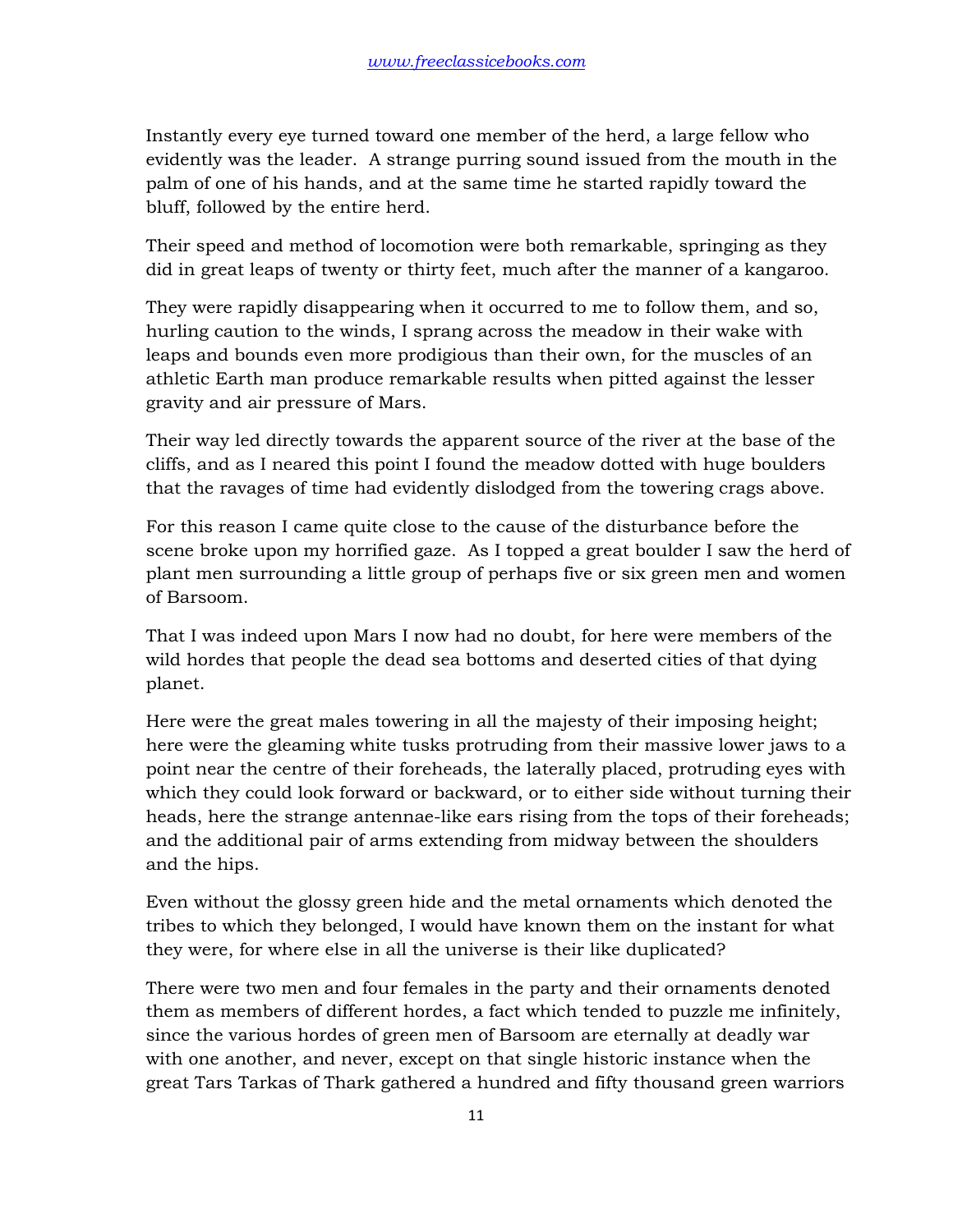Instantly every eye turned toward one member of the herd, a large fellow who evidently was the leader. A strange purring sound issued from the mouth in the palm of one of his hands, and at the same time he started rapidly toward the bluff, followed by the entire herd.

Their speed and method of locomotion were both remarkable, springing as they did in great leaps of twenty or thirty feet, much after the manner of a kangaroo.

They were rapidly disappearing when it occurred to me to follow them, and so, hurling caution to the winds, I sprang across the meadow in their wake with leaps and bounds even more prodigious than their own, for the muscles of an athletic Earth man produce remarkable results when pitted against the lesser gravity and air pressure of Mars.

Their way led directly towards the apparent source of the river at the base of the cliffs, and as I neared this point I found the meadow dotted with huge boulders that the ravages of time had evidently dislodged from the towering crags above.

For this reason I came quite close to the cause of the disturbance before the scene broke upon my horrified gaze. As I topped a great boulder I saw the herd of plant men surrounding a little group of perhaps five or six green men and women of Barsoom.

That I was indeed upon Mars I now had no doubt, for here were members of the wild hordes that people the dead sea bottoms and deserted cities of that dying planet.

Here were the great males towering in all the majesty of their imposing height; here were the gleaming white tusks protruding from their massive lower jaws to a point near the centre of their foreheads, the laterally placed, protruding eyes with which they could look forward or backward, or to either side without turning their heads, here the strange antennae-like ears rising from the tops of their foreheads; and the additional pair of arms extending from midway between the shoulders and the hips.

Even without the glossy green hide and the metal ornaments which denoted the tribes to which they belonged, I would have known them on the instant for what they were, for where else in all the universe is their like duplicated?

There were two men and four females in the party and their ornaments denoted them as members of different hordes, a fact which tended to puzzle me infinitely, since the various hordes of green men of Barsoom are eternally at deadly war with one another, and never, except on that single historic instance when the great Tars Tarkas of Thark gathered a hundred and fifty thousand green warriors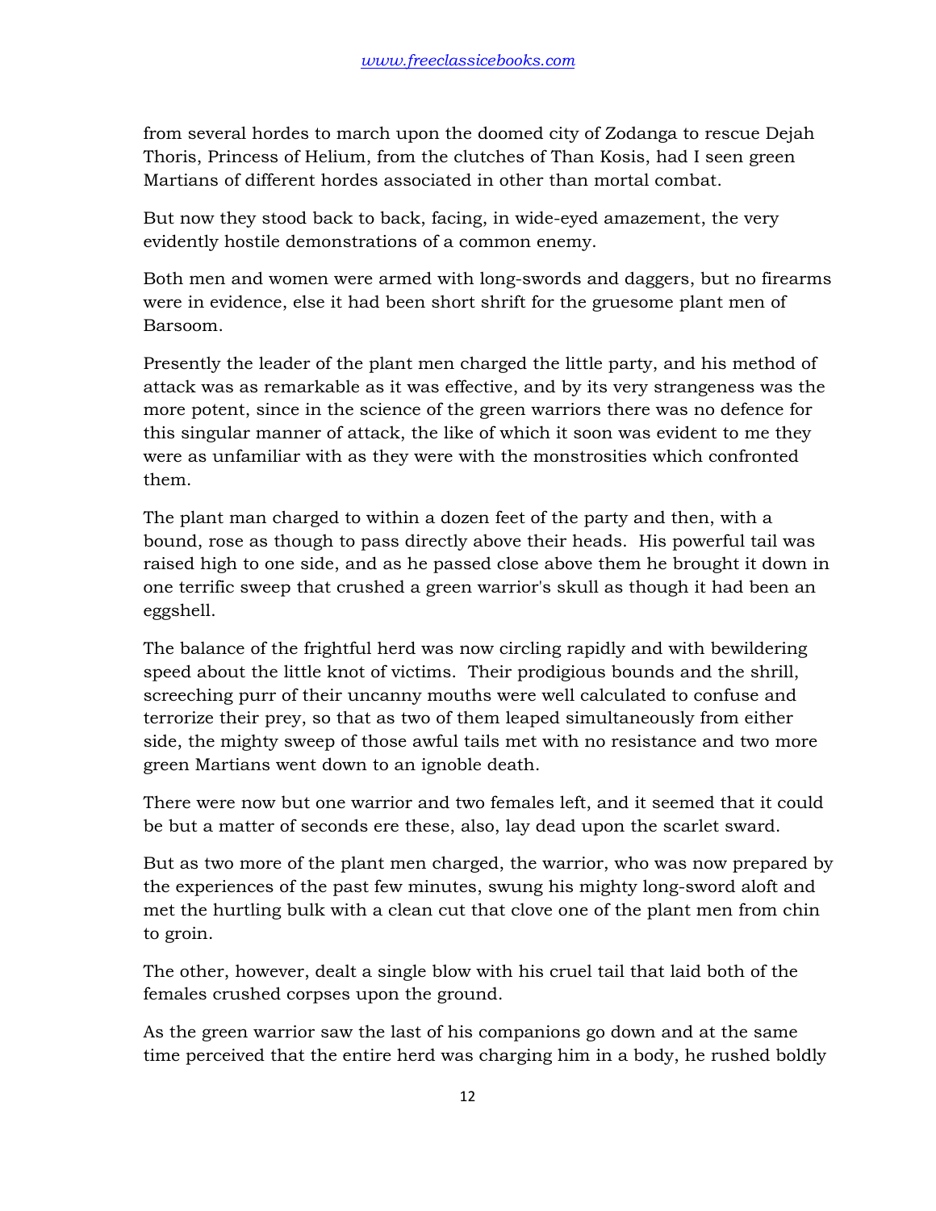from several hordes to march upon the doomed city of Zodanga to rescue Dejah Thoris, Princess of Helium, from the clutches of Than Kosis, had I seen green Martians of different hordes associated in other than mortal combat.

But now they stood back to back, facing, in wide-eyed amazement, the very evidently hostile demonstrations of a common enemy.

Both men and women were armed with long-swords and daggers, but no firearms were in evidence, else it had been short shrift for the gruesome plant men of Barsoom.

Presently the leader of the plant men charged the little party, and his method of attack was as remarkable as it was effective, and by its very strangeness was the more potent, since in the science of the green warriors there was no defence for this singular manner of attack, the like of which it soon was evident to me they were as unfamiliar with as they were with the monstrosities which confronted them.

The plant man charged to within a dozen feet of the party and then, with a bound, rose as though to pass directly above their heads. His powerful tail was raised high to one side, and as he passed close above them he brought it down in one terrific sweep that crushed a green warrior's skull as though it had been an eggshell.

The balance of the frightful herd was now circling rapidly and with bewildering speed about the little knot of victims. Their prodigious bounds and the shrill, screeching purr of their uncanny mouths were well calculated to confuse and terrorize their prey, so that as two of them leaped simultaneously from either side, the mighty sweep of those awful tails met with no resistance and two more green Martians went down to an ignoble death.

There were now but one warrior and two females left, and it seemed that it could be but a matter of seconds ere these, also, lay dead upon the scarlet sward.

But as two more of the plant men charged, the warrior, who was now prepared by the experiences of the past few minutes, swung his mighty long-sword aloft and met the hurtling bulk with a clean cut that clove one of the plant men from chin to groin.

The other, however, dealt a single blow with his cruel tail that laid both of the females crushed corpses upon the ground.

As the green warrior saw the last of his companions go down and at the same time perceived that the entire herd was charging him in a body, he rushed boldly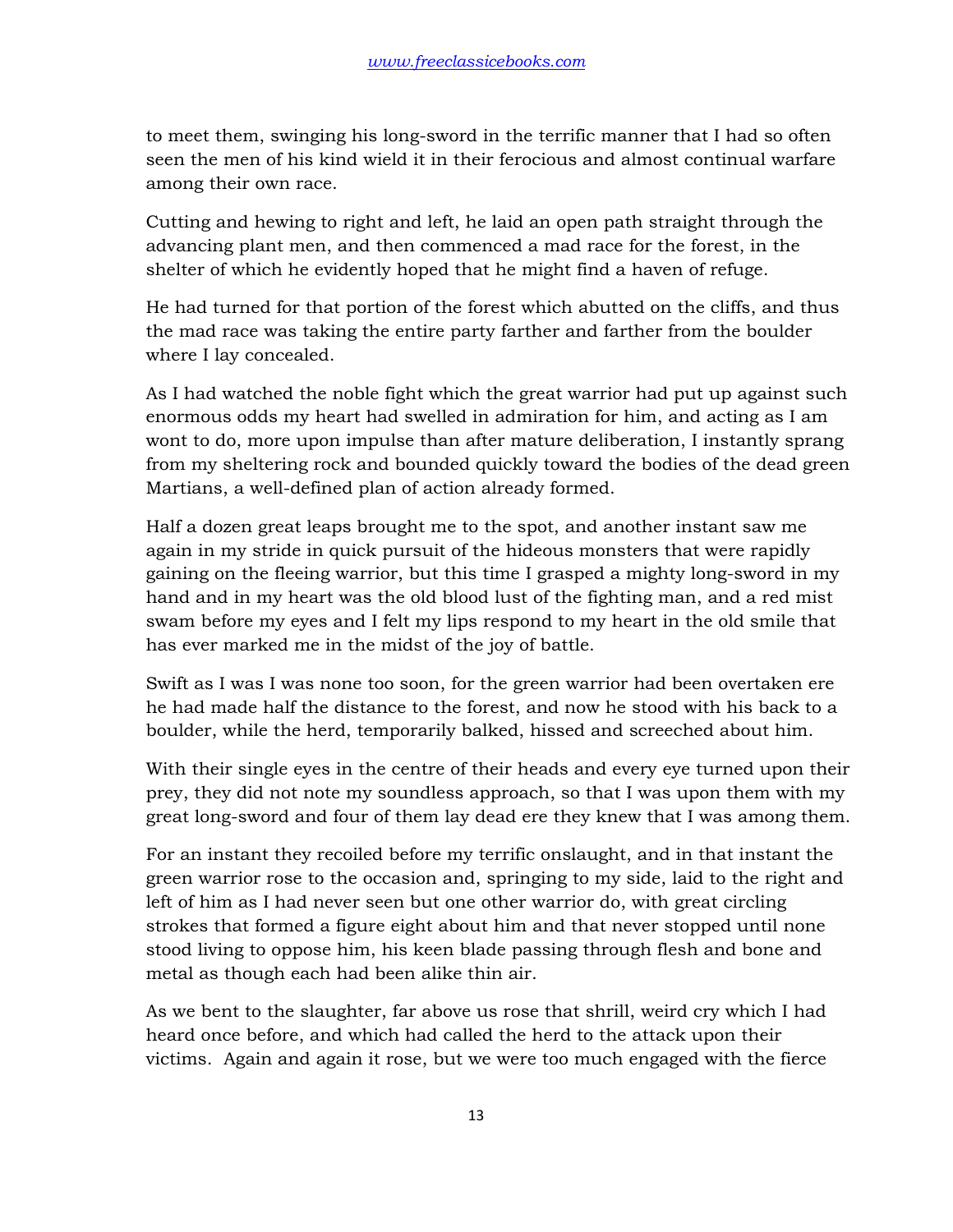to meet them, swinging his long-sword in the terrific manner that I had so often seen the men of his kind wield it in their ferocious and almost continual warfare among their own race.

Cutting and hewing to right and left, he laid an open path straight through the advancing plant men, and then commenced a mad race for the forest, in the shelter of which he evidently hoped that he might find a haven of refuge.

He had turned for that portion of the forest which abutted on the cliffs, and thus the mad race was taking the entire party farther and farther from the boulder where I lay concealed.

As I had watched the noble fight which the great warrior had put up against such enormous odds my heart had swelled in admiration for him, and acting as I am wont to do, more upon impulse than after mature deliberation, I instantly sprang from my sheltering rock and bounded quickly toward the bodies of the dead green Martians, a well-defined plan of action already formed.

Half a dozen great leaps brought me to the spot, and another instant saw me again in my stride in quick pursuit of the hideous monsters that were rapidly gaining on the fleeing warrior, but this time I grasped a mighty long-sword in my hand and in my heart was the old blood lust of the fighting man, and a red mist swam before my eyes and I felt my lips respond to my heart in the old smile that has ever marked me in the midst of the joy of battle.

Swift as I was I was none too soon, for the green warrior had been overtaken ere he had made half the distance to the forest, and now he stood with his back to a boulder, while the herd, temporarily balked, hissed and screeched about him.

With their single eyes in the centre of their heads and every eye turned upon their prey, they did not note my soundless approach, so that I was upon them with my great long-sword and four of them lay dead ere they knew that I was among them.

For an instant they recoiled before my terrific onslaught, and in that instant the green warrior rose to the occasion and, springing to my side, laid to the right and left of him as I had never seen but one other warrior do, with great circling strokes that formed a figure eight about him and that never stopped until none stood living to oppose him, his keen blade passing through flesh and bone and metal as though each had been alike thin air.

As we bent to the slaughter, far above us rose that shrill, weird cry which I had heard once before, and which had called the herd to the attack upon their victims. Again and again it rose, but we were too much engaged with the fierce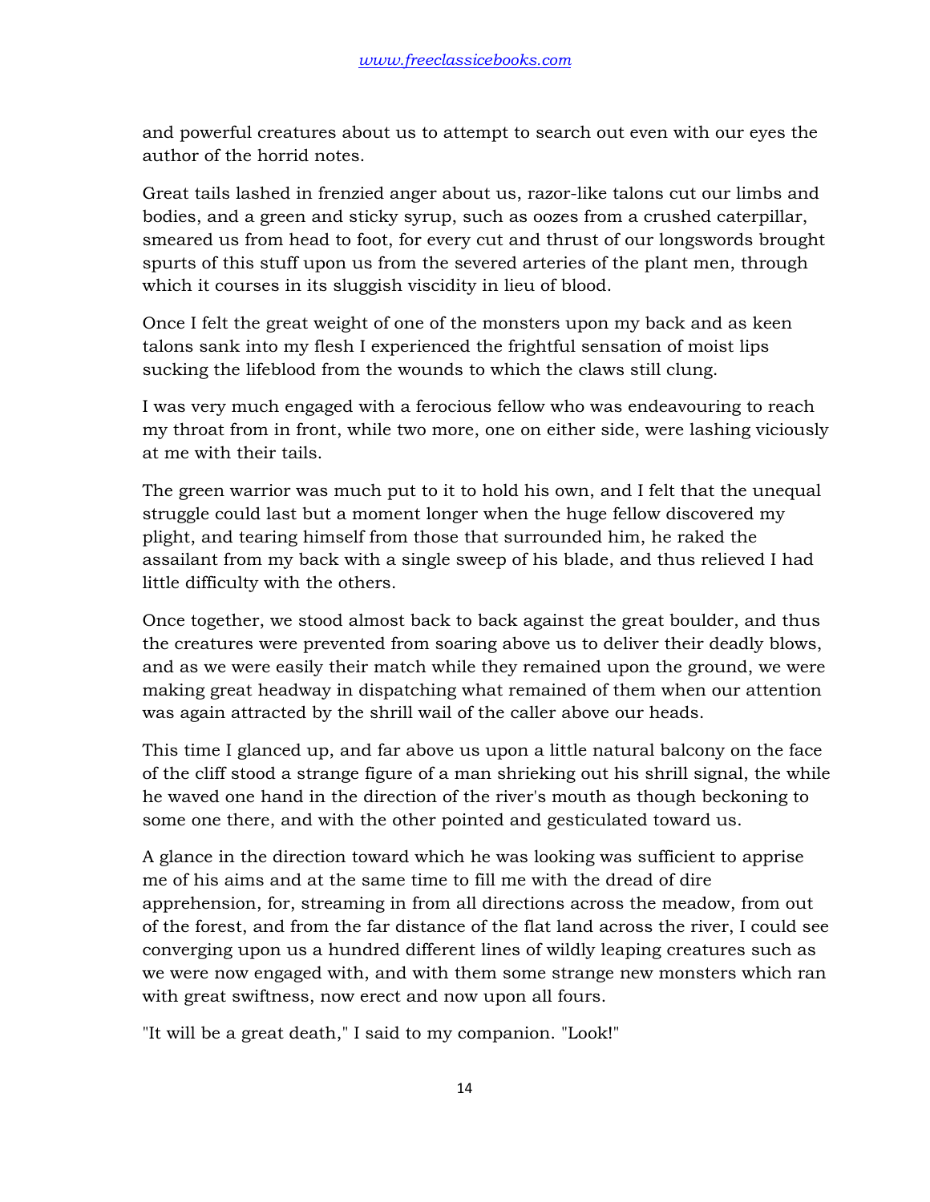and powerful creatures about us to attempt to search out even with our eyes the author of the horrid notes.

Great tails lashed in frenzied anger about us, razor-like talons cut our limbs and bodies, and a green and sticky syrup, such as oozes from a crushed caterpillar, smeared us from head to foot, for every cut and thrust of our longswords brought spurts of this stuff upon us from the severed arteries of the plant men, through which it courses in its sluggish viscidity in lieu of blood.

Once I felt the great weight of one of the monsters upon my back and as keen talons sank into my flesh I experienced the frightful sensation of moist lips sucking the lifeblood from the wounds to which the claws still clung.

I was very much engaged with a ferocious fellow who was endeavouring to reach my throat from in front, while two more, one on either side, were lashing viciously at me with their tails.

The green warrior was much put to it to hold his own, and I felt that the unequal struggle could last but a moment longer when the huge fellow discovered my plight, and tearing himself from those that surrounded him, he raked the assailant from my back with a single sweep of his blade, and thus relieved I had little difficulty with the others.

Once together, we stood almost back to back against the great boulder, and thus the creatures were prevented from soaring above us to deliver their deadly blows, and as we were easily their match while they remained upon the ground, we were making great headway in dispatching what remained of them when our attention was again attracted by the shrill wail of the caller above our heads.

This time I glanced up, and far above us upon a little natural balcony on the face of the cliff stood a strange figure of a man shrieking out his shrill signal, the while he waved one hand in the direction of the river's mouth as though beckoning to some one there, and with the other pointed and gesticulated toward us.

A glance in the direction toward which he was looking was sufficient to apprise me of his aims and at the same time to fill me with the dread of dire apprehension, for, streaming in from all directions across the meadow, from out of the forest, and from the far distance of the flat land across the river, I could see converging upon us a hundred different lines of wildly leaping creatures such as we were now engaged with, and with them some strange new monsters which ran with great swiftness, now erect and now upon all fours.

"It will be a great death," I said to my companion. "Look!"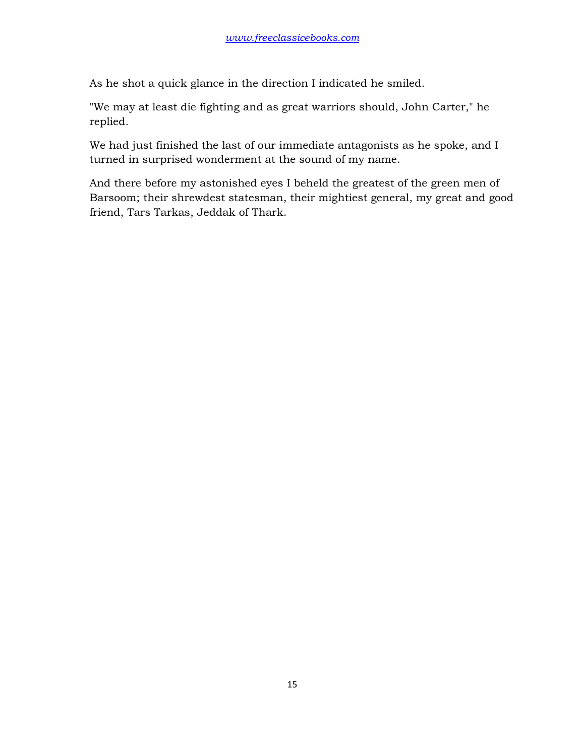As he shot a quick glance in the direction I indicated he smiled.

"We may at least die fighting and as great warriors should, John Carter," he replied.

We had just finished the last of our immediate antagonists as he spoke, and I turned in surprised wonderment at the sound of my name.

And there before my astonished eyes I beheld the greatest of the green men of Barsoom; their shrewdest statesman, their mightiest general, my great and good friend, Tars Tarkas, Jeddak of Thark.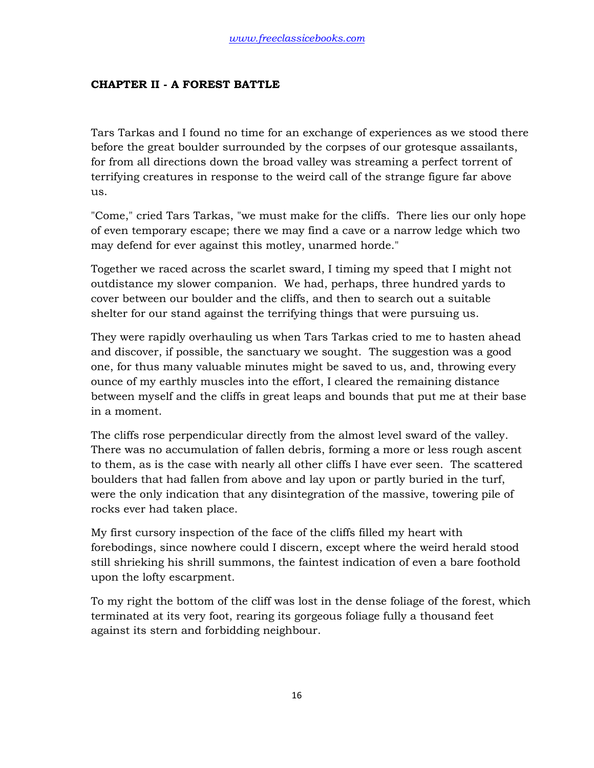## CHAPTER II - A FOREST BATTLE

Tars Tarkas and I found no time for an exchange of experiences as we stood there before the great boulder surrounded by the corpses of our grotesque assailants, for from all directions down the broad valley was streaming a perfect torrent of terrifying creatures in response to the weird call of the strange figure far above us.

"Come," cried Tars Tarkas, "we must make for the cliffs. There lies our only hope of even temporary escape; there we may find a cave or a narrow ledge which two may defend for ever against this motley, unarmed horde."

Together we raced across the scarlet sward, I timing my speed that I might not outdistance my slower companion. We had, perhaps, three hundred yards to cover between our boulder and the cliffs, and then to search out a suitable shelter for our stand against the terrifying things that were pursuing us.

They were rapidly overhauling us when Tars Tarkas cried to me to hasten ahead and discover, if possible, the sanctuary we sought. The suggestion was a good one, for thus many valuable minutes might be saved to us, and, throwing every ounce of my earthly muscles into the effort, I cleared the remaining distance between myself and the cliffs in great leaps and bounds that put me at their base in a moment.

The cliffs rose perpendicular directly from the almost level sward of the valley. There was no accumulation of fallen debris, forming a more or less rough ascent to them, as is the case with nearly all other cliffs I have ever seen. The scattered boulders that had fallen from above and lay upon or partly buried in the turf, were the only indication that any disintegration of the massive, towering pile of rocks ever had taken place.

My first cursory inspection of the face of the cliffs filled my heart with forebodings, since nowhere could I discern, except where the weird herald stood still shrieking his shrill summons, the faintest indication of even a bare foothold upon the lofty escarpment.

To my right the bottom of the cliff was lost in the dense foliage of the forest, which terminated at its very foot, rearing its gorgeous foliage fully a thousand feet against its stern and forbidding neighbour.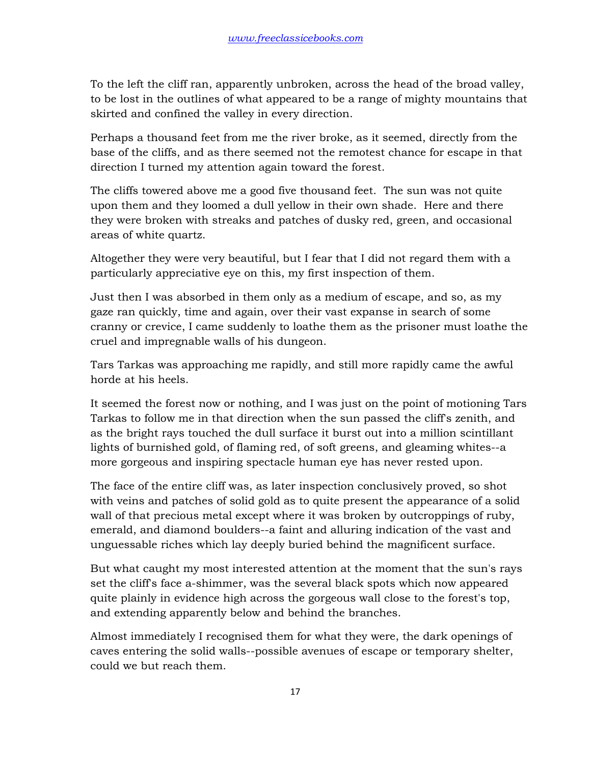To the left the cliff ran, apparently unbroken, across the head of the broad valley, to be lost in the outlines of what appeared to be a range of mighty mountains that skirted and confined the valley in every direction.

Perhaps a thousand feet from me the river broke, as it seemed, directly from the base of the cliffs, and as there seemed not the remotest chance for escape in that direction I turned my attention again toward the forest.

The cliffs towered above me a good five thousand feet. The sun was not quite upon them and they loomed a dull yellow in their own shade. Here and there they were broken with streaks and patches of dusky red, green, and occasional areas of white quartz.

Altogether they were very beautiful, but I fear that I did not regard them with a particularly appreciative eye on this, my first inspection of them.

Just then I was absorbed in them only as a medium of escape, and so, as my gaze ran quickly, time and again, over their vast expanse in search of some cranny or crevice, I came suddenly to loathe them as the prisoner must loathe the cruel and impregnable walls of his dungeon.

Tars Tarkas was approaching me rapidly, and still more rapidly came the awful horde at his heels.

It seemed the forest now or nothing, and I was just on the point of motioning Tars Tarkas to follow me in that direction when the sun passed the cliff's zenith, and as the bright rays touched the dull surface it burst out into a million scintillant lights of burnished gold, of flaming red, of soft greens, and gleaming whites--a more gorgeous and inspiring spectacle human eye has never rested upon.

The face of the entire cliff was, as later inspection conclusively proved, so shot with veins and patches of solid gold as to quite present the appearance of a solid wall of that precious metal except where it was broken by outcroppings of ruby, emerald, and diamond boulders--a faint and alluring indication of the vast and unguessable riches which lay deeply buried behind the magnificent surface.

But what caught my most interested attention at the moment that the sun's rays set the cliff's face a-shimmer, was the several black spots which now appeared quite plainly in evidence high across the gorgeous wall close to the forest's top, and extending apparently below and behind the branches.

Almost immediately I recognised them for what they were, the dark openings of caves entering the solid walls--possible avenues of escape or temporary shelter, could we but reach them.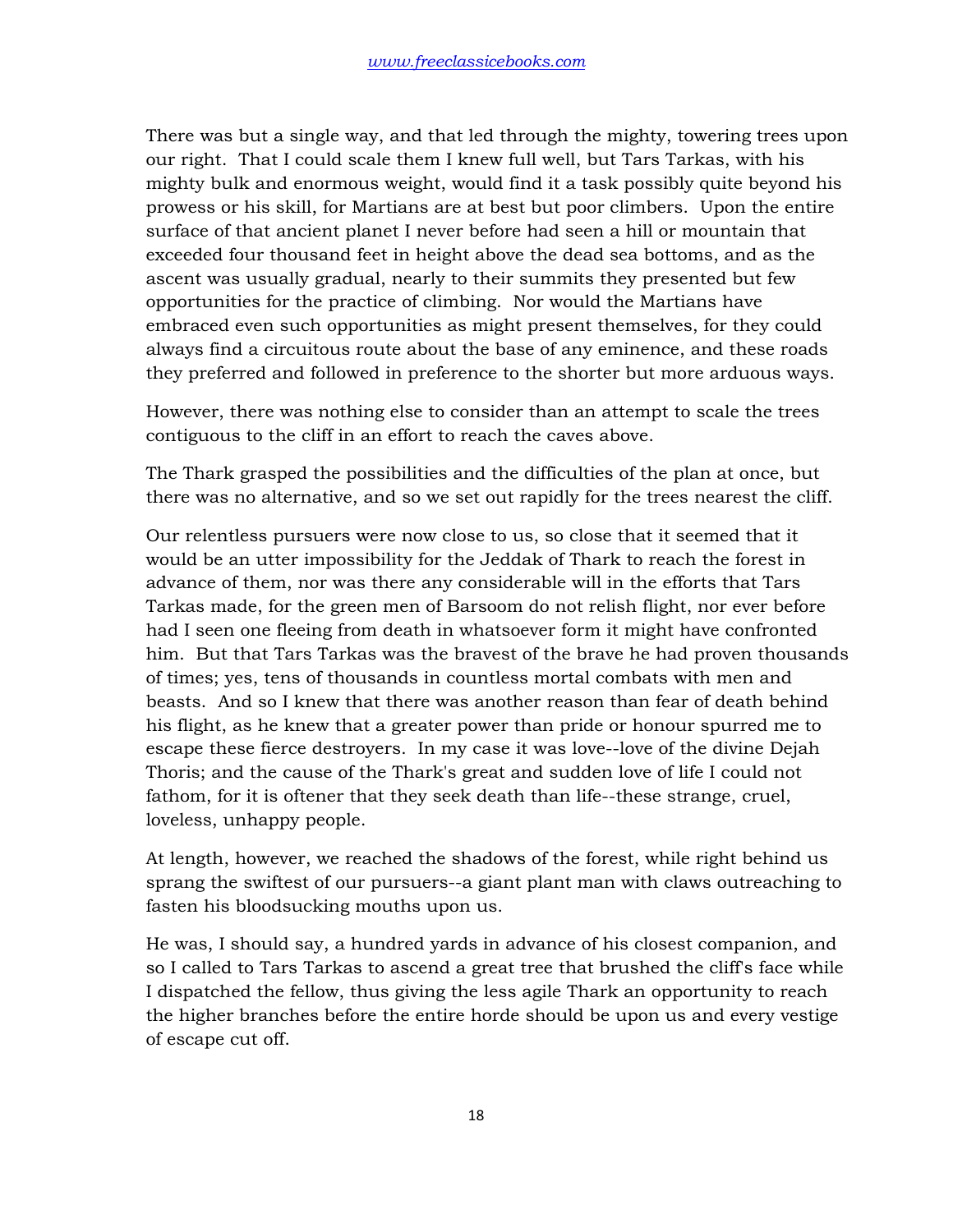There was but a single way, and that led through the mighty, towering trees upon our right. That I could scale them I knew full well, but Tars Tarkas, with his mighty bulk and enormous weight, would find it a task possibly quite beyond his prowess or his skill, for Martians are at best but poor climbers. Upon the entire surface of that ancient planet I never before had seen a hill or mountain that exceeded four thousand feet in height above the dead sea bottoms, and as the ascent was usually gradual, nearly to their summits they presented but few opportunities for the practice of climbing. Nor would the Martians have embraced even such opportunities as might present themselves, for they could always find a circuitous route about the base of any eminence, and these roads they preferred and followed in preference to the shorter but more arduous ways.

However, there was nothing else to consider than an attempt to scale the trees contiguous to the cliff in an effort to reach the caves above.

The Thark grasped the possibilities and the difficulties of the plan at once, but there was no alternative, and so we set out rapidly for the trees nearest the cliff.

Our relentless pursuers were now close to us, so close that it seemed that it would be an utter impossibility for the Jeddak of Thark to reach the forest in advance of them, nor was there any considerable will in the efforts that Tars Tarkas made, for the green men of Barsoom do not relish flight, nor ever before had I seen one fleeing from death in whatsoever form it might have confronted him. But that Tars Tarkas was the bravest of the brave he had proven thousands of times; yes, tens of thousands in countless mortal combats with men and beasts. And so I knew that there was another reason than fear of death behind his flight, as he knew that a greater power than pride or honour spurred me to escape these fierce destroyers. In my case it was love--love of the divine Dejah Thoris; and the cause of the Thark's great and sudden love of life I could not fathom, for it is oftener that they seek death than life--these strange, cruel, loveless, unhappy people.

At length, however, we reached the shadows of the forest, while right behind us sprang the swiftest of our pursuers--a giant plant man with claws outreaching to fasten his bloodsucking mouths upon us.

He was, I should say, a hundred yards in advance of his closest companion, and so I called to Tars Tarkas to ascend a great tree that brushed the cliff's face while I dispatched the fellow, thus giving the less agile Thark an opportunity to reach the higher branches before the entire horde should be upon us and every vestige of escape cut off.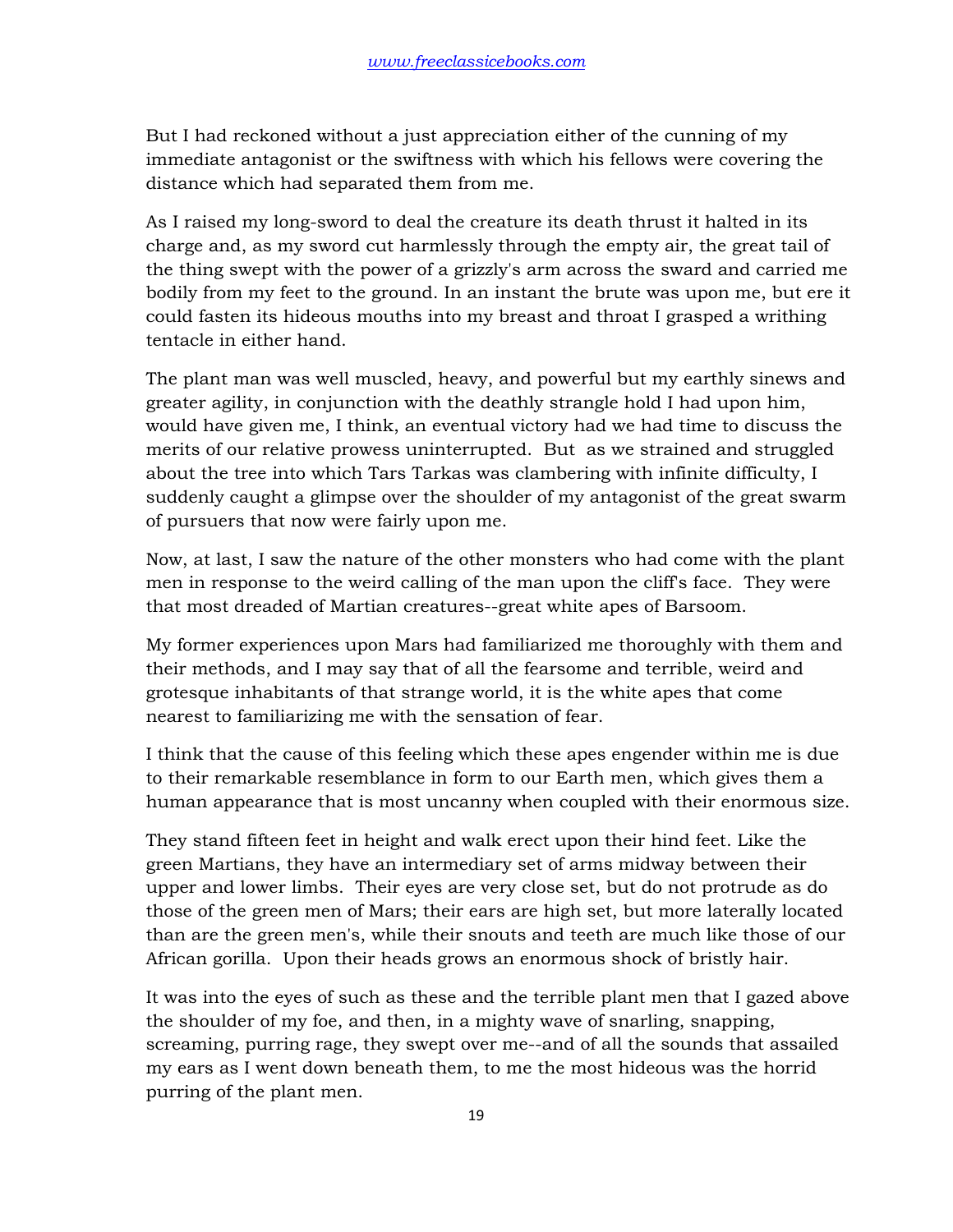But I had reckoned without a just appreciation either of the cunning of my immediate antagonist or the swiftness with which his fellows were covering the distance which had separated them from me.

As I raised my long-sword to deal the creature its death thrust it halted in its charge and, as my sword cut harmlessly through the empty air, the great tail of the thing swept with the power of a grizzly's arm across the sward and carried me bodily from my feet to the ground. In an instant the brute was upon me, but ere it could fasten its hideous mouths into my breast and throat I grasped a writhing tentacle in either hand.

The plant man was well muscled, heavy, and powerful but my earthly sinews and greater agility, in conjunction with the deathly strangle hold I had upon him, would have given me, I think, an eventual victory had we had time to discuss the merits of our relative prowess uninterrupted. But as we strained and struggled about the tree into which Tars Tarkas was clambering with infinite difficulty, I suddenly caught a glimpse over the shoulder of my antagonist of the great swarm of pursuers that now were fairly upon me.

Now, at last, I saw the nature of the other monsters who had come with the plant men in response to the weird calling of the man upon the cliff's face. They were that most dreaded of Martian creatures--great white apes of Barsoom.

My former experiences upon Mars had familiarized me thoroughly with them and their methods, and I may say that of all the fearsome and terrible, weird and grotesque inhabitants of that strange world, it is the white apes that come nearest to familiarizing me with the sensation of fear.

I think that the cause of this feeling which these apes engender within me is due to their remarkable resemblance in form to our Earth men, which gives them a human appearance that is most uncanny when coupled with their enormous size.

They stand fifteen feet in height and walk erect upon their hind feet. Like the green Martians, they have an intermediary set of arms midway between their upper and lower limbs. Their eyes are very close set, but do not protrude as do those of the green men of Mars; their ears are high set, but more laterally located than are the green men's, while their snouts and teeth are much like those of our African gorilla. Upon their heads grows an enormous shock of bristly hair.

It was into the eyes of such as these and the terrible plant men that I gazed above the shoulder of my foe, and then, in a mighty wave of snarling, snapping, screaming, purring rage, they swept over me--and of all the sounds that assailed my ears as I went down beneath them, to me the most hideous was the horrid purring of the plant men.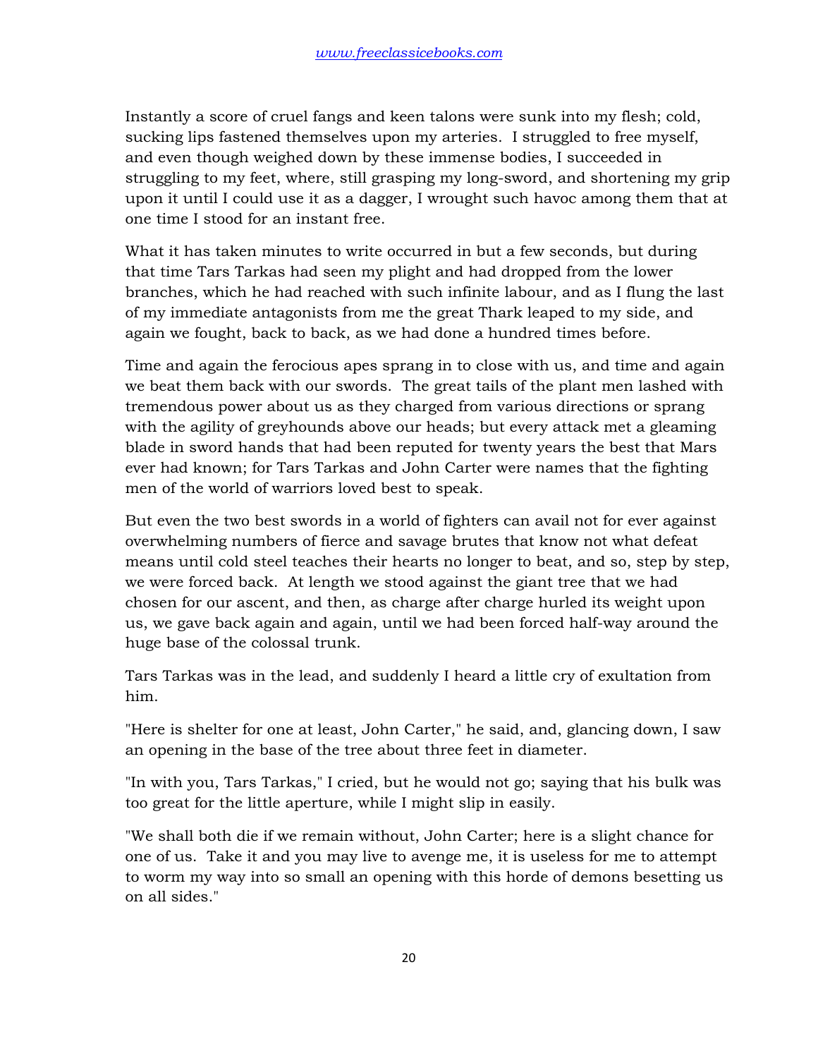Instantly a score of cruel fangs and keen talons were sunk into my flesh; cold, sucking lips fastened themselves upon my arteries. I struggled to free myself, and even though weighed down by these immense bodies, I succeeded in struggling to my feet, where, still grasping my long-sword, and shortening my grip upon it until I could use it as a dagger, I wrought such havoc among them that at one time I stood for an instant free.

What it has taken minutes to write occurred in but a few seconds, but during that time Tars Tarkas had seen my plight and had dropped from the lower branches, which he had reached with such infinite labour, and as I flung the last of my immediate antagonists from me the great Thark leaped to my side, and again we fought, back to back, as we had done a hundred times before.

Time and again the ferocious apes sprang in to close with us, and time and again we beat them back with our swords. The great tails of the plant men lashed with tremendous power about us as they charged from various directions or sprang with the agility of greyhounds above our heads; but every attack met a gleaming blade in sword hands that had been reputed for twenty years the best that Mars ever had known; for Tars Tarkas and John Carter were names that the fighting men of the world of warriors loved best to speak.

But even the two best swords in a world of fighters can avail not for ever against overwhelming numbers of fierce and savage brutes that know not what defeat means until cold steel teaches their hearts no longer to beat, and so, step by step, we were forced back. At length we stood against the giant tree that we had chosen for our ascent, and then, as charge after charge hurled its weight upon us, we gave back again and again, until we had been forced half-way around the huge base of the colossal trunk.

Tars Tarkas was in the lead, and suddenly I heard a little cry of exultation from him.

"Here is shelter for one at least, John Carter," he said, and, glancing down, I saw an opening in the base of the tree about three feet in diameter.

"In with you, Tars Tarkas," I cried, but he would not go; saying that his bulk was too great for the little aperture, while I might slip in easily.

"We shall both die if we remain without, John Carter; here is a slight chance for one of us. Take it and you may live to avenge me, it is useless for me to attempt to worm my way into so small an opening with this horde of demons besetting us on all sides."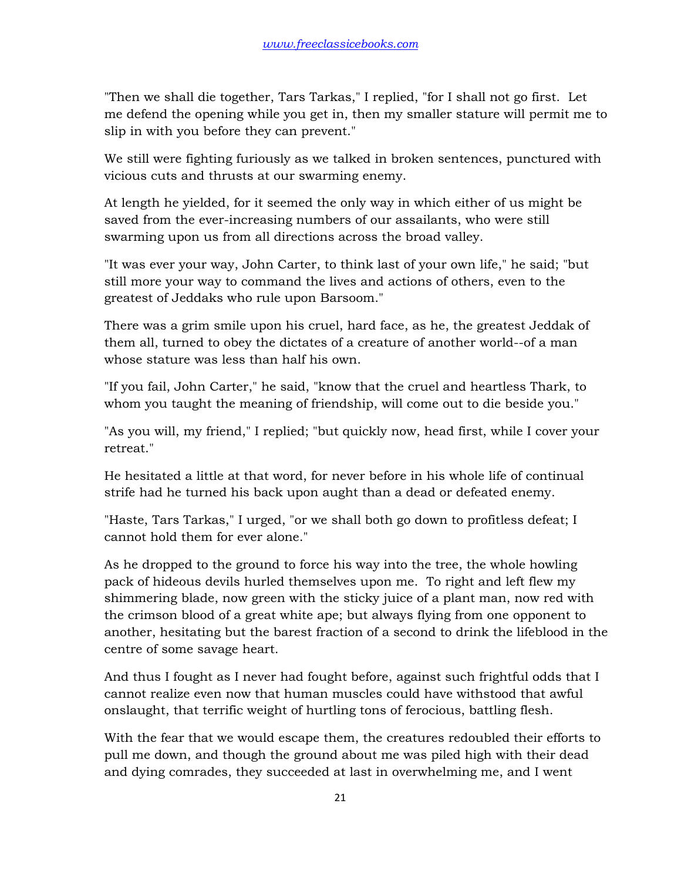"Then we shall die together, Tars Tarkas," I replied, "for I shall not go first. Let me defend the opening while you get in, then my smaller stature will permit me to slip in with you before they can prevent."

We still were fighting furiously as we talked in broken sentences, punctured with vicious cuts and thrusts at our swarming enemy.

At length he yielded, for it seemed the only way in which either of us might be saved from the ever-increasing numbers of our assailants, who were still swarming upon us from all directions across the broad valley.

"It was ever your way, John Carter, to think last of your own life," he said; "but still more your way to command the lives and actions of others, even to the greatest of Jeddaks who rule upon Barsoom."

There was a grim smile upon his cruel, hard face, as he, the greatest Jeddak of them all, turned to obey the dictates of a creature of another world--of a man whose stature was less than half his own.

"If you fail, John Carter," he said, "know that the cruel and heartless Thark, to whom you taught the meaning of friendship, will come out to die beside you."

"As you will, my friend," I replied; "but quickly now, head first, while I cover your retreat."

He hesitated a little at that word, for never before in his whole life of continual strife had he turned his back upon aught than a dead or defeated enemy.

"Haste, Tars Tarkas," I urged, "or we shall both go down to profitless defeat; I cannot hold them for ever alone."

As he dropped to the ground to force his way into the tree, the whole howling pack of hideous devils hurled themselves upon me. To right and left flew my shimmering blade, now green with the sticky juice of a plant man, now red with the crimson blood of a great white ape; but always flying from one opponent to another, hesitating but the barest fraction of a second to drink the lifeblood in the centre of some savage heart.

And thus I fought as I never had fought before, against such frightful odds that I cannot realize even now that human muscles could have withstood that awful onslaught, that terrific weight of hurtling tons of ferocious, battling flesh.

With the fear that we would escape them, the creatures redoubled their efforts to pull me down, and though the ground about me was piled high with their dead and dying comrades, they succeeded at last in overwhelming me, and I went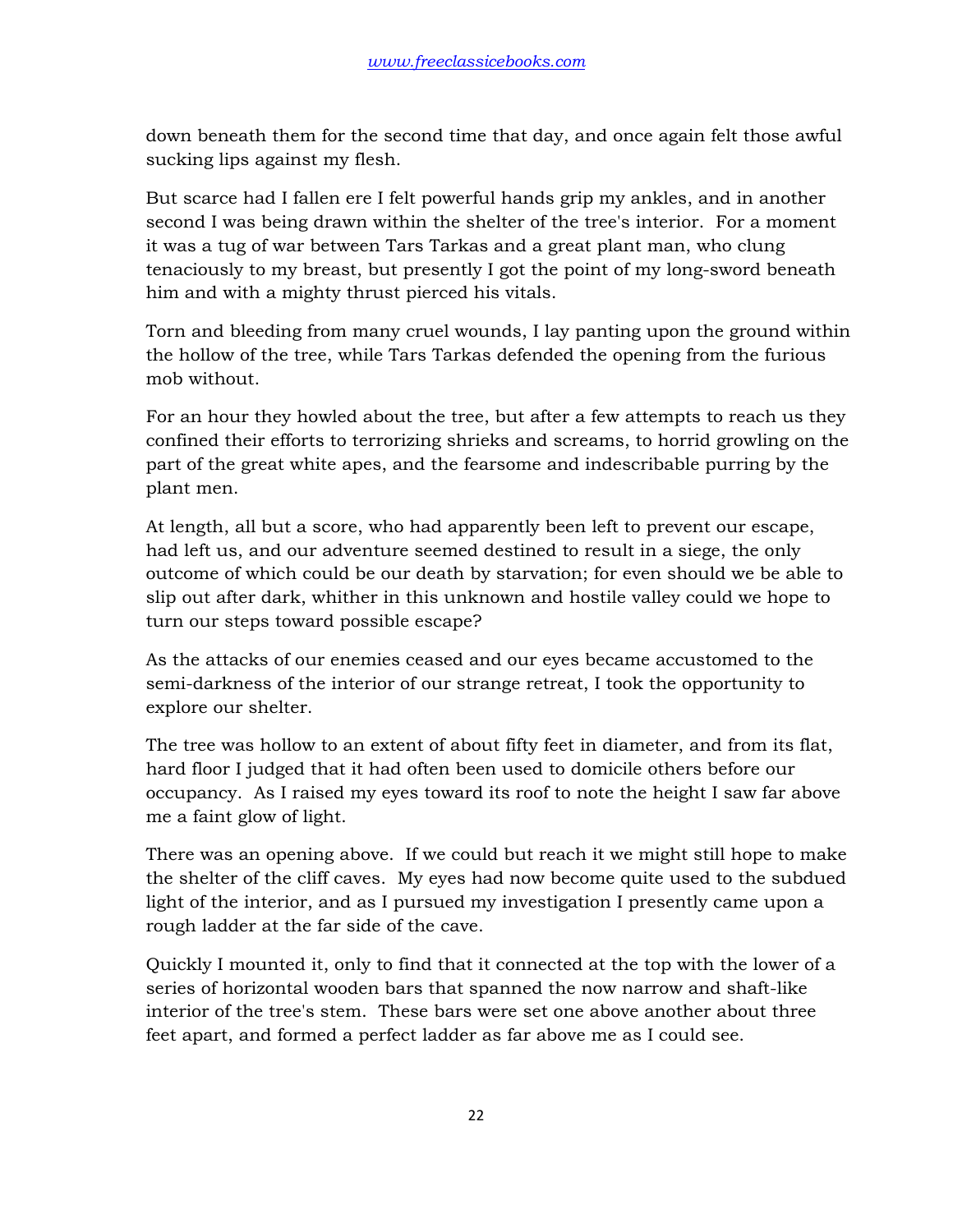down beneath them for the second time that day, and once again felt those awful sucking lips against my flesh.

But scarce had I fallen ere I felt powerful hands grip my ankles, and in another second I was being drawn within the shelter of the tree's interior. For a moment it was a tug of war between Tars Tarkas and a great plant man, who clung tenaciously to my breast, but presently I got the point of my long-sword beneath him and with a mighty thrust pierced his vitals.

Torn and bleeding from many cruel wounds, I lay panting upon the ground within the hollow of the tree, while Tars Tarkas defended the opening from the furious mob without.

For an hour they howled about the tree, but after a few attempts to reach us they confined their efforts to terrorizing shrieks and screams, to horrid growling on the part of the great white apes, and the fearsome and indescribable purring by the plant men.

At length, all but a score, who had apparently been left to prevent our escape, had left us, and our adventure seemed destined to result in a siege, the only outcome of which could be our death by starvation; for even should we be able to slip out after dark, whither in this unknown and hostile valley could we hope to turn our steps toward possible escape?

As the attacks of our enemies ceased and our eyes became accustomed to the semi-darkness of the interior of our strange retreat, I took the opportunity to explore our shelter.

The tree was hollow to an extent of about fifty feet in diameter, and from its flat, hard floor I judged that it had often been used to domicile others before our occupancy. As I raised my eyes toward its roof to note the height I saw far above me a faint glow of light.

There was an opening above. If we could but reach it we might still hope to make the shelter of the cliff caves. My eyes had now become quite used to the subdued light of the interior, and as I pursued my investigation I presently came upon a rough ladder at the far side of the cave.

Quickly I mounted it, only to find that it connected at the top with the lower of a series of horizontal wooden bars that spanned the now narrow and shaft-like interior of the tree's stem. These bars were set one above another about three feet apart, and formed a perfect ladder as far above me as I could see.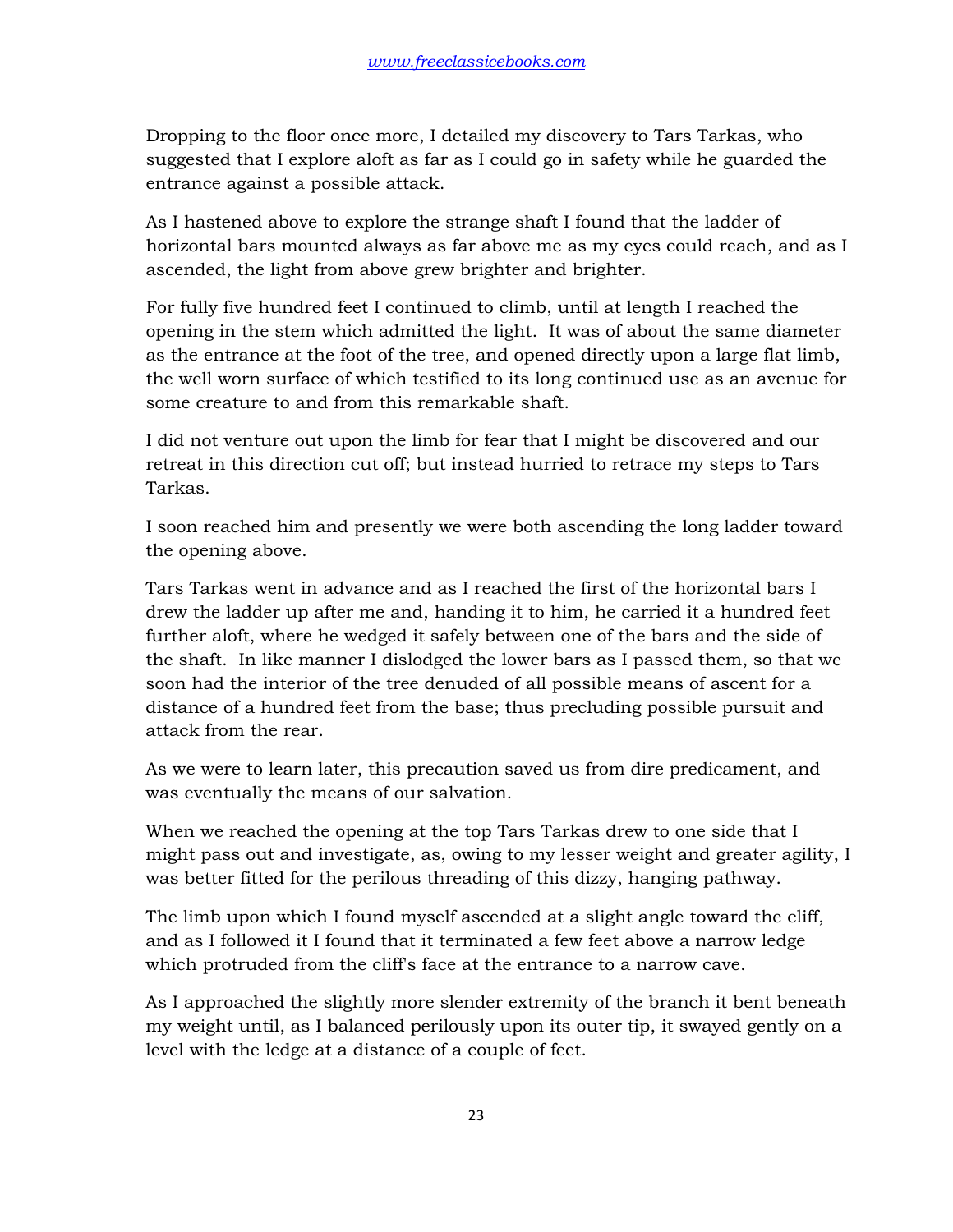Dropping to the floor once more, I detailed my discovery to Tars Tarkas, who suggested that I explore aloft as far as I could go in safety while he guarded the entrance against a possible attack.

As I hastened above to explore the strange shaft I found that the ladder of horizontal bars mounted always as far above me as my eyes could reach, and as I ascended, the light from above grew brighter and brighter.

For fully five hundred feet I continued to climb, until at length I reached the opening in the stem which admitted the light. It was of about the same diameter as the entrance at the foot of the tree, and opened directly upon a large flat limb, the well worn surface of which testified to its long continued use as an avenue for some creature to and from this remarkable shaft.

I did not venture out upon the limb for fear that I might be discovered and our retreat in this direction cut off; but instead hurried to retrace my steps to Tars Tarkas.

I soon reached him and presently we were both ascending the long ladder toward the opening above.

Tars Tarkas went in advance and as I reached the first of the horizontal bars I drew the ladder up after me and, handing it to him, he carried it a hundred feet further aloft, where he wedged it safely between one of the bars and the side of the shaft. In like manner I dislodged the lower bars as I passed them, so that we soon had the interior of the tree denuded of all possible means of ascent for a distance of a hundred feet from the base; thus precluding possible pursuit and attack from the rear.

As we were to learn later, this precaution saved us from dire predicament, and was eventually the means of our salvation.

When we reached the opening at the top Tars Tarkas drew to one side that I might pass out and investigate, as, owing to my lesser weight and greater agility, I was better fitted for the perilous threading of this dizzy, hanging pathway.

The limb upon which I found myself ascended at a slight angle toward the cliff, and as I followed it I found that it terminated a few feet above a narrow ledge which protruded from the cliff's face at the entrance to a narrow cave.

As I approached the slightly more slender extremity of the branch it bent beneath my weight until, as I balanced perilously upon its outer tip, it swayed gently on a level with the ledge at a distance of a couple of feet.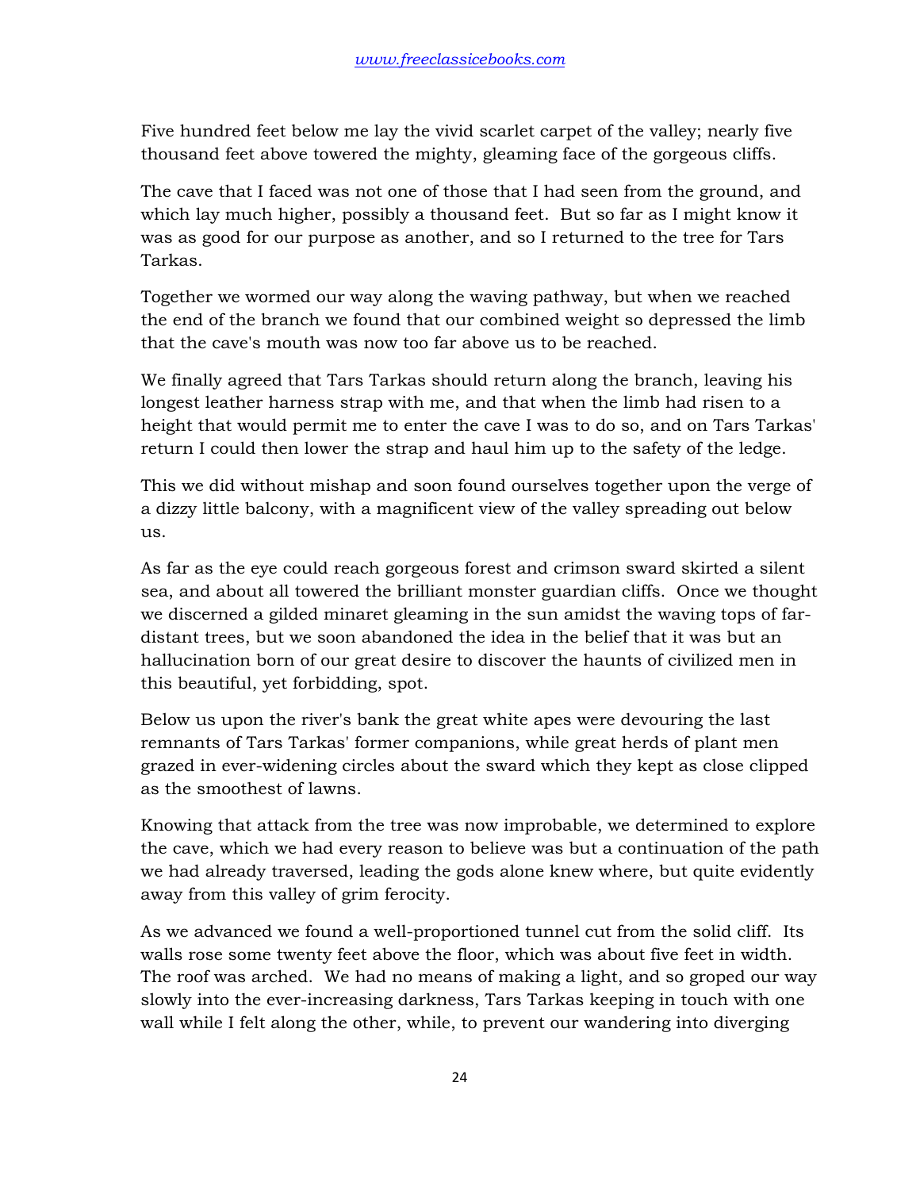Five hundred feet below me lay the vivid scarlet carpet of the valley; nearly five thousand feet above towered the mighty, gleaming face of the gorgeous cliffs.

The cave that I faced was not one of those that I had seen from the ground, and which lay much higher, possibly a thousand feet. But so far as I might know it was as good for our purpose as another, and so I returned to the tree for Tars Tarkas.

Together we wormed our way along the waving pathway, but when we reached the end of the branch we found that our combined weight so depressed the limb that the cave's mouth was now too far above us to be reached.

We finally agreed that Tars Tarkas should return along the branch, leaving his longest leather harness strap with me, and that when the limb had risen to a height that would permit me to enter the cave I was to do so, and on Tars Tarkas' return I could then lower the strap and haul him up to the safety of the ledge.

This we did without mishap and soon found ourselves together upon the verge of a dizzy little balcony, with a magnificent view of the valley spreading out below us.

As far as the eye could reach gorgeous forest and crimson sward skirted a silent sea, and about all towered the brilliant monster guardian cliffs. Once we thought we discerned a gilded minaret gleaming in the sun amidst the waving tops of far-distant trees, but we soon abandoned the idea in the belief that it was but an hallucination born of our great desire to discover the haunts of civilized men in this beautiful, yet forbidding, spot.

Below us upon the river's bank the great white apes were devouring the last remnants of Tars Tarkas' former companions, while great herds of plant men grazed in ever-widening circles about the sward which they kept as close clipped as the smoothest of lawns.

Knowing that attack from the tree was now improbable, we determined to explore the cave, which we had every reason to believe was but a continuation of the path we had already traversed, leading the gods alone knew where, but quite evidently away from this valley of grim ferocity.

As we advanced we found a well-proportioned tunnel cut from the solid cliff. Its walls rose some twenty feet above the floor, which was about five feet in width. The roof was arched. We had no means of making a light, and so groped our way slowly into the ever-increasing darkness, Tars Tarkas keeping in touch with one wall while I felt along the other, while, to prevent our wandering into diverging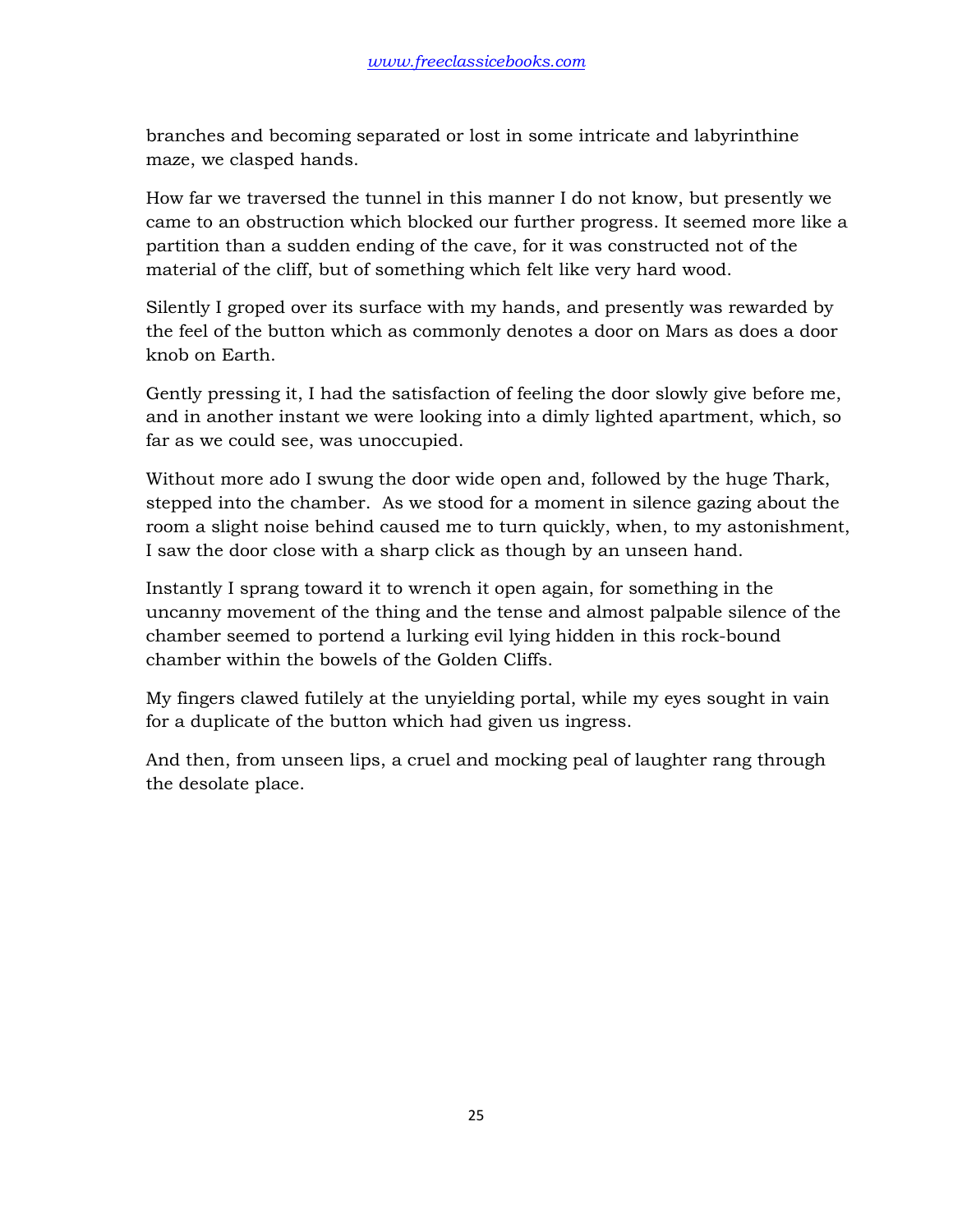branches and becoming separated or lost in some intricate and labyrinthine maze, we clasped hands.

How far we traversed the tunnel in this manner I do not know, but presently we came to an obstruction which blocked our further progress. It seemed more like a partition than a sudden ending of the cave, for it was constructed not of the material of the cliff, but of something which felt like very hard wood.

Silently I groped over its surface with my hands, and presently was rewarded by the feel of the button which as commonly denotes a door on Mars as does a door knob on Earth.

Gently pressing it, I had the satisfaction of feeling the door slowly give before me, and in another instant we were looking into a dimly lighted apartment, which, so far as we could see, was unoccupied.

Without more ado I swung the door wide open and, followed by the huge Thark, stepped into the chamber. As we stood for a moment in silence gazing about the room a slight noise behind caused me to turn quickly, when, to my astonishment, I saw the door close with a sharp click as though by an unseen hand.

Instantly I sprang toward it to wrench it open again, for something in the uncanny movement of the thing and the tense and almost palpable silence of the chamber seemed to portend a lurking evil lying hidden in this rock-bound chamber within the bowels of the Golden Cliffs.

My fingers clawed futilely at the unyielding portal, while my eyes sought in vain for a duplicate of the button which had given us ingress.

And then, from unseen lips, a cruel and mocking peal of laughter rang through the desolate place.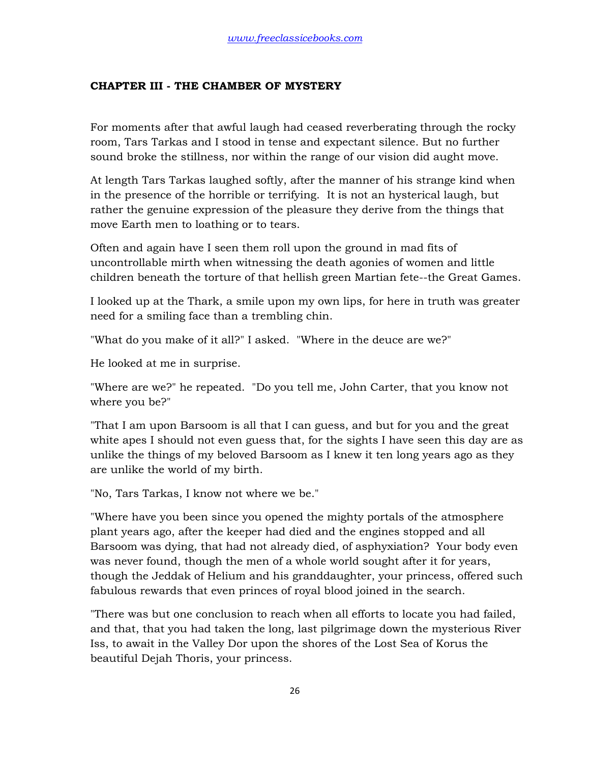## CHAPTER III - THE CHAMBER OF MYSTERY

For moments after that awful laugh had ceased reverberating through the rocky room, Tars Tarkas and I stood in tense and expectant silence. But no further sound broke the stillness, nor within the range of our vision did aught move.

At length Tars Tarkas laughed softly, after the manner of his strange kind when in the presence of the horrible or terrifying. It is not an hysterical laugh, but rather the genuine expression of the pleasure they derive from the things that move Earth men to loathing or to tears.

Often and again have I seen them roll upon the ground in mad fits of uncontrollable mirth when witnessing the death agonies of women and little children beneath the torture of that hellish green Martian fete--the Great Games.

I looked up at the Thark, a smile upon my own lips, for here in truth was greater need for a smiling face than a trembling chin.

"What do you make of it all?" I asked. "Where in the deuce are we?"

He looked at me in surprise.

"Where are we?" he repeated. "Do you tell me, John Carter, that you know not where you be?"

"That I am upon Barsoom is all that I can guess, and but for you and the great white apes I should not even guess that, for the sights I have seen this day are as unlike the things of my beloved Barsoom as I knew it ten long years ago as they are unlike the world of my birth.

"No, Tars Tarkas, I know not where we be."

"Where have you been since you opened the mighty portals of the atmosphere plant years ago, after the keeper had died and the engines stopped and all Barsoom was dying, that had not already died, of asphyxiation? Your body even was never found, though the men of a whole world sought after it for years, though the Jeddak of Helium and his granddaughter, your princess, offered such fabulous rewards that even princes of royal blood joined in the search.

"There was but one conclusion to reach when all efforts to locate you had failed, and that, that you had taken the long, last pilgrimage down the mysterious River Iss, to await in the Valley Dor upon the shores of the Lost Sea of Korus the beautiful Dejah Thoris, your princess.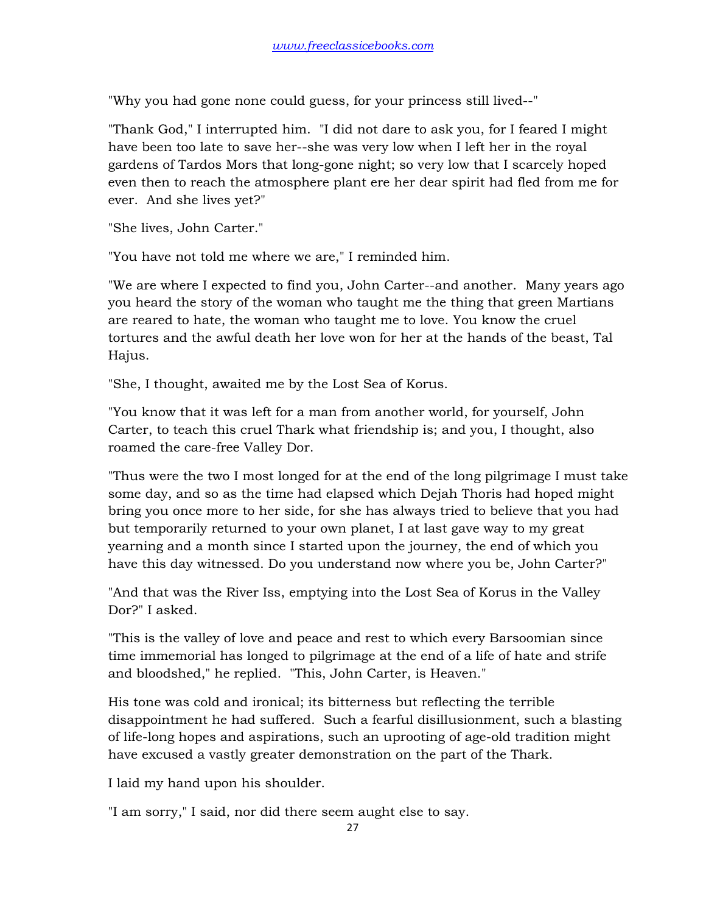"Why you had gone none could guess, for your princess still lived--"

"Thank God," I interrupted him. "I did not dare to ask you, for I feared I might have been too late to save her--she was very low when I left her in the royal gardens of Tardos Mors that long-gone night; so very low that I scarcely hoped even then to reach the atmosphere plant ere her dear spirit had fled from me for ever. And she lives yet?"

"She lives, John Carter."

"You have not told me where we are," I reminded him.

"We are where I expected to find you, John Carter--and another. Many years ago you heard the story of the woman who taught me the thing that green Martians are reared to hate, the woman who taught me to love. You know the cruel tortures and the awful death her love won for her at the hands of the beast, Tal Hajus.

"She, I thought, awaited me by the Lost Sea of Korus.

"You know that it was left for a man from another world, for yourself, John Carter, to teach this cruel Thark what friendship is; and you, I thought, also roamed the care-free Valley Dor.

"Thus were the two I most longed for at the end of the long pilgrimage I must take some day, and so as the time had elapsed which Dejah Thoris had hoped might bring you once more to her side, for she has always tried to believe that you had but temporarily returned to your own planet, I at last gave way to my great yearning and a month since I started upon the journey, the end of which you have this day witnessed. Do you understand now where you be, John Carter?"

"And that was the River Iss, emptying into the Lost Sea of Korus in the Valley Dor?" I asked.

"This is the valley of love and peace and rest to which every Barsoomian since time immemorial has longed to pilgrimage at the end of a life of hate and strife and bloodshed," he replied. "This, John Carter, is Heaven."

His tone was cold and ironical; its bitterness but reflecting the terrible disappointment he had suffered. Such a fearful disillusionment, such a blasting of life-long hopes and aspirations, such an uprooting of age-old tradition might have excused a vastly greater demonstration on the part of the Thark.

I laid my hand upon his shoulder.

"I am sorry," I said, nor did there seem aught else to say.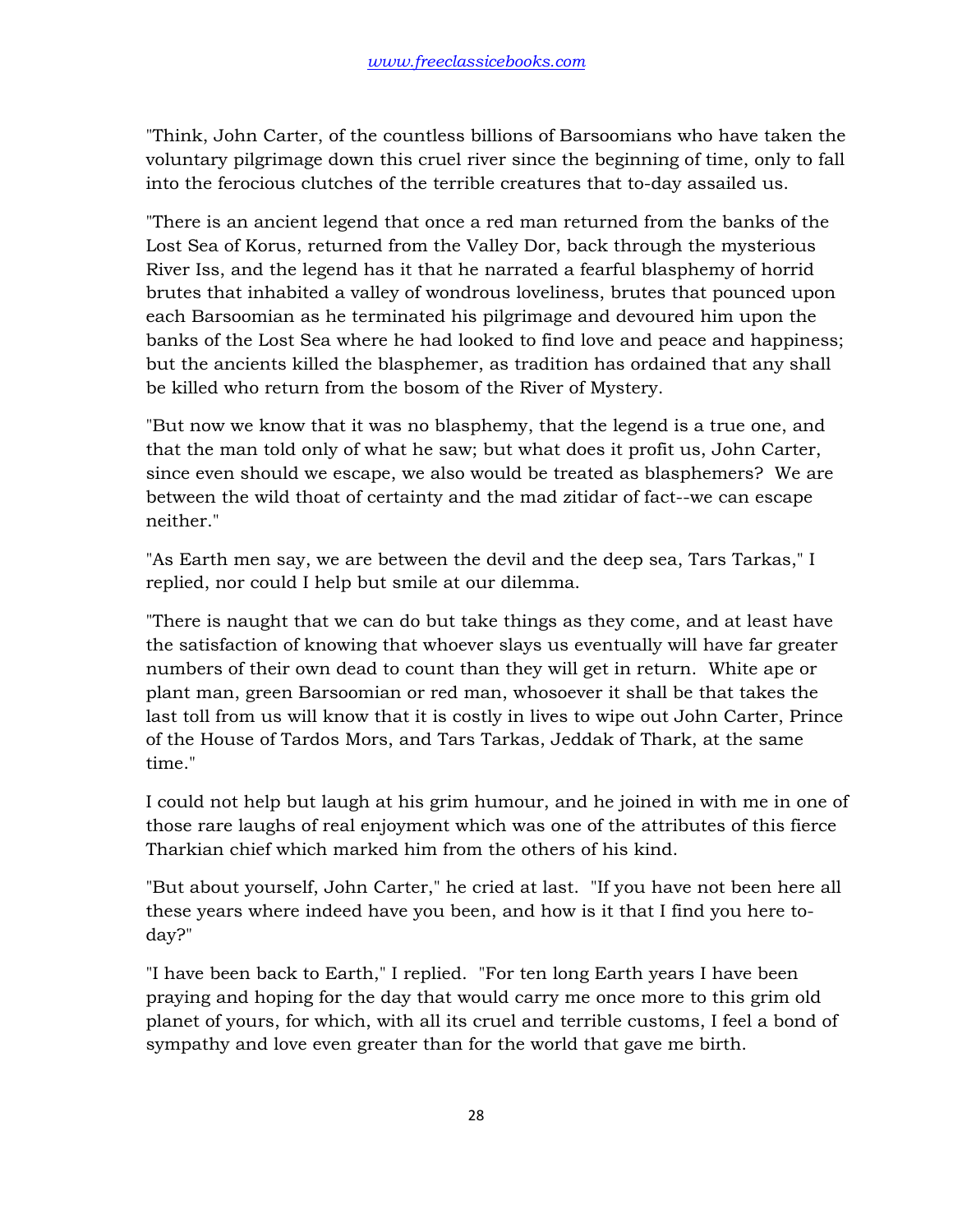"Think, John Carter, of the countless billions of Barsoomians who have taken the voluntary pilgrimage down this cruel river since the beginning of time, only to fall into the ferocious clutches of the terrible creatures that to-day assailed us.

"There is an ancient legend that once a red man returned from the banks of the Lost Sea of Korus, returned from the Valley Dor, back through the mysterious River Iss, and the legend has it that he narrated a fearful blasphemy of horrid brutes that inhabited a valley of wondrous loveliness, brutes that pounced upon each Barsoomian as he terminated his pilgrimage and devoured him upon the banks of the Lost Sea where he had looked to find love and peace and happiness; but the ancients killed the blasphemer, as tradition has ordained that any shall be killed who return from the bosom of the River of Mystery.

"But now we know that it was no blasphemy, that the legend is a true one, and that the man told only of what he saw; but what does it profit us, John Carter, since even should we escape, we also would be treated as blasphemers? We are between the wild thoat of certainty and the mad zitidar of fact--we can escape neither."

"As Earth men say, we are between the devil and the deep sea, Tars Tarkas," I replied, nor could I help but smile at our dilemma.

"There is naught that we can do but take things as they come, and at least have the satisfaction of knowing that whoever slays us eventually will have far greater numbers of their own dead to count than they will get in return. White ape or plant man, green Barsoomian or red man, whosoever it shall be that takes the last toll from us will know that it is costly in lives to wipe out John Carter, Prince of the House of Tardos Mors, and Tars Tarkas, Jeddak of Thark, at the same time."

I could not help but laugh at his grim humour, and he joined in with me in one of those rare laughs of real enjoyment which was one of the attributes of this fierce Tharkian chief which marked him from the others of his kind.

"But about yourself, John Carter," he cried at last. "If you have not been here all these years where indeed have you been, and how is it that I find you here to-day?"

"I have been back to Earth," I replied. "For ten long Earth years I have been praying and hoping for the day that would carry me once more to this grim old planet of yours, for which, with all its cruel and terrible customs, I feel a bond of sympathy and love even greater than for the world that gave me birth.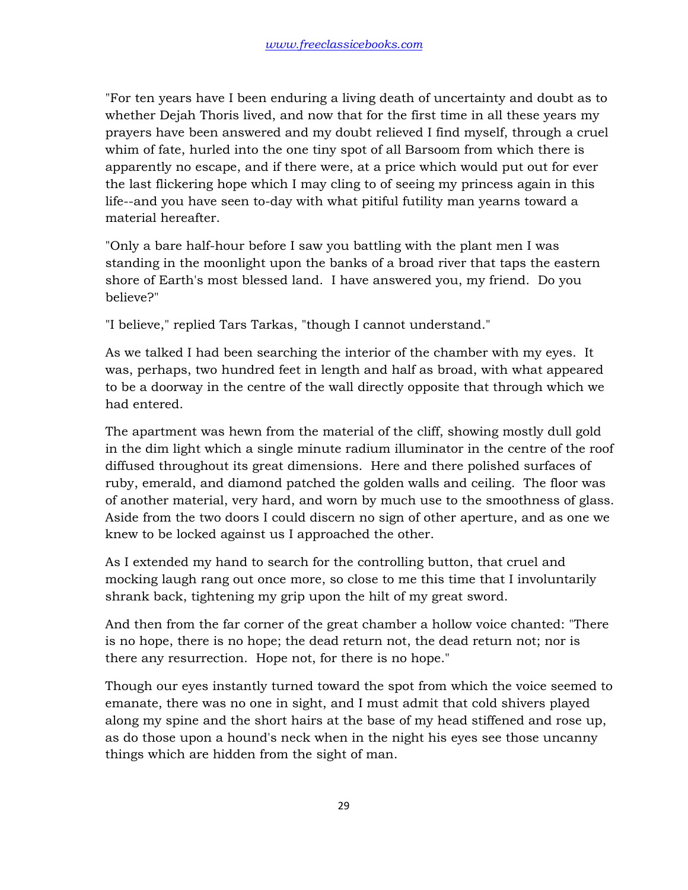"For ten years have I been enduring a living death of uncertainty and doubt as to whether Dejah Thoris lived, and now that for the first time in all these years my prayers have been answered and my doubt relieved I find myself, through a cruel whim of fate, hurled into the one tiny spot of all Barsoom from which there is apparently no escape, and if there were, at a price which would put out for ever the last flickering hope which I may cling to of seeing my princess again in this life--and you have seen to-day with what pitiful futility man yearns toward a material hereafter.

"Only a bare half-hour before I saw you battling with the plant men I was standing in the moonlight upon the banks of a broad river that taps the eastern shore of Earth's most blessed land. I have answered you, my friend. Do you believe?"

"I believe," replied Tars Tarkas, "though I cannot understand."

As we talked I had been searching the interior of the chamber with my eyes. It was, perhaps, two hundred feet in length and half as broad, with what appeared to be a doorway in the centre of the wall directly opposite that through which we had entered.

The apartment was hewn from the material of the cliff, showing mostly dull gold in the dim light which a single minute radium illuminator in the centre of the roof diffused throughout its great dimensions. Here and there polished surfaces of ruby, emerald, and diamond patched the golden walls and ceiling. The floor was of another material, very hard, and worn by much use to the smoothness of glass. Aside from the two doors I could discern no sign of other aperture, and as one we knew to be locked against us I approached the other.

As I extended my hand to search for the controlling button, that cruel and mocking laugh rang out once more, so close to me this time that I involuntarily shrank back, tightening my grip upon the hilt of my great sword.

And then from the far corner of the great chamber a hollow voice chanted: "There is no hope, there is no hope; the dead return not, the dead return not; nor is there any resurrection. Hope not, for there is no hope."

Though our eyes instantly turned toward the spot from which the voice seemed to emanate, there was no one in sight, and I must admit that cold shivers played along my spine and the short hairs at the base of my head stiffened and rose up, as do those upon a hound's neck when in the night his eyes see those uncanny things which are hidden from the sight of man.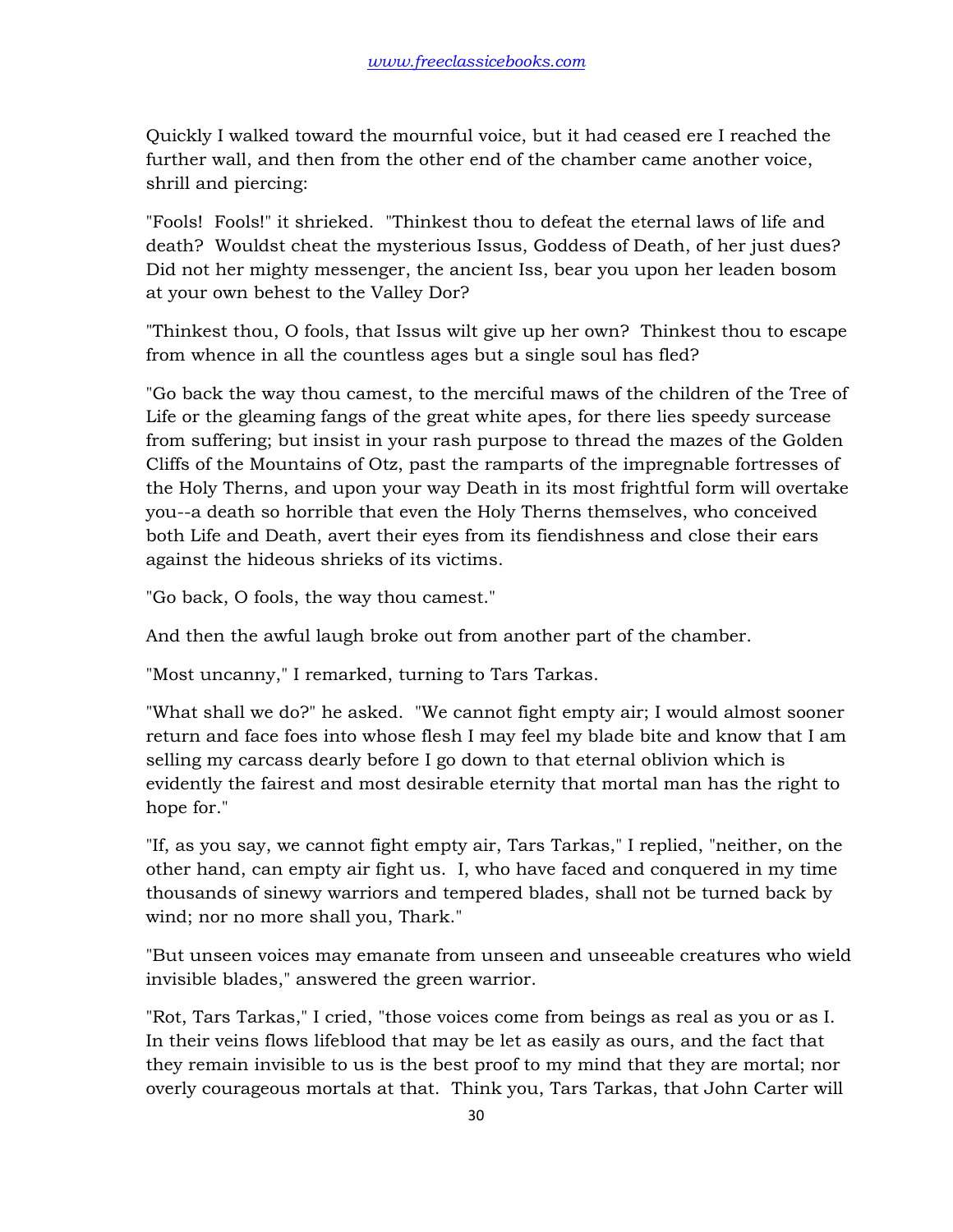Quickly I walked toward the mournful voice, but it had ceased ere I reached the further wall, and then from the other end of the chamber came another voice, shrill and piercing:

"Fools! Fools!" it shrieked. "Thinkest thou to defeat the eternal laws of life and death? Wouldst cheat the mysterious Issus, Goddess of Death, of her just dues? Did not her mighty messenger, the ancient Iss, bear you upon her leaden bosom at your own behest to the Valley Dor?

"Thinkest thou, O fools, that Issus wilt give up her own? Thinkest thou to escape from whence in all the countless ages but a single soul has fled?

"Go back the way thou camest, to the merciful maws of the children of the Tree of Life or the gleaming fangs of the great white apes, for there lies speedy surcease from suffering; but insist in your rash purpose to thread the mazes of the Golden Cliffs of the Mountains of Otz, past the ramparts of the impregnable fortresses of the Holy Therns, and upon your way Death in its most frightful form will overtake you--a death so horrible that even the Holy Therns themselves, who conceived both Life and Death, avert their eyes from its fiendishness and close their ears against the hideous shrieks of its victims.

"Go back, O fools, the way thou camest."

And then the awful laugh broke out from another part of the chamber.

"Most uncanny," I remarked, turning to Tars Tarkas.

"What shall we do?" he asked. "We cannot fight empty air; I would almost sooner return and face foes into whose flesh I may feel my blade bite and know that I am selling my carcass dearly before I go down to that eternal oblivion which is evidently the fairest and most desirable eternity that mortal man has the right to hope for."

"If, as you say, we cannot fight empty air, Tars Tarkas," I replied, "neither, on the other hand, can empty air fight us. I, who have faced and conquered in my time thousands of sinewy warriors and tempered blades, shall not be turned back by wind; nor no more shall you, Thark."

"But unseen voices may emanate from unseen and unseeable creatures who wield invisible blades," answered the green warrior.

"Rot, Tars Tarkas," I cried, "those voices come from beings as real as you or as I. In their veins flows lifeblood that may be let as easily as ours, and the fact that they remain invisible to us is the best proof to my mind that they are mortal; nor overly courageous mortals at that. Think you, Tars Tarkas, that John Carter will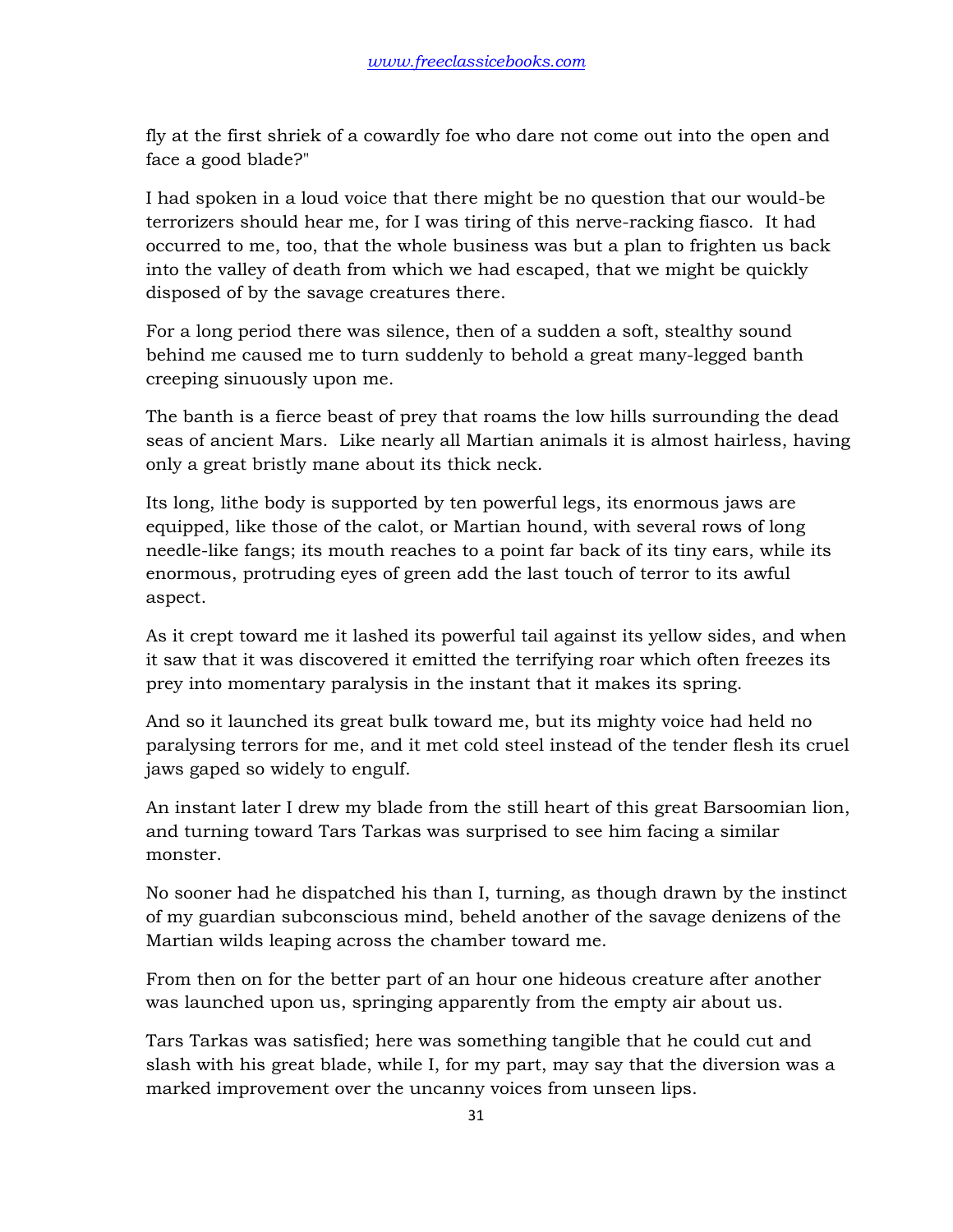fly at the first shriek of a cowardly foe who dare not come out into the open and face a good blade?"

I had spoken in a loud voice that there might be no question that our would-be terrorizers should hear me, for I was tiring of this nerve-racking fiasco. It had occurred to me, too, that the whole business was but a plan to frighten us back into the valley of death from which we had escaped, that we might be quickly disposed of by the savage creatures there.

For a long period there was silence, then of a sudden a soft, stealthy sound behind me caused me to turn suddenly to behold a great many-legged banth creeping sinuously upon me.

The banth is a fierce beast of prey that roams the low hills surrounding the dead seas of ancient Mars. Like nearly all Martian animals it is almost hairless, having only a great bristly mane about its thick neck.

Its long, lithe body is supported by ten powerful legs, its enormous jaws are equipped, like those of the calot, or Martian hound, with several rows of long needle-like fangs; its mouth reaches to a point far back of its tiny ears, while its enormous, protruding eyes of green add the last touch of terror to its awful aspect.

As it crept toward me it lashed its powerful tail against its yellow sides, and when it saw that it was discovered it emitted the terrifying roar which often freezes its prey into momentary paralysis in the instant that it makes its spring.

And so it launched its great bulk toward me, but its mighty voice had held no paralysing terrors for me, and it met cold steel instead of the tender flesh its cruel jaws gaped so widely to engulf.

An instant later I drew my blade from the still heart of this great Barsoomian lion, and turning toward Tars Tarkas was surprised to see him facing a similar monster.

No sooner had he dispatched his than I, turning, as though drawn by the instinct of my guardian subconscious mind, beheld another of the savage denizens of the Martian wilds leaping across the chamber toward me.

From then on for the better part of an hour one hideous creature after another was launched upon us, springing apparently from the empty air about us.

Tars Tarkas was satisfied; here was something tangible that he could cut and slash with his great blade, while I, for my part, may say that the diversion was a marked improvement over the uncanny voices from unseen lips.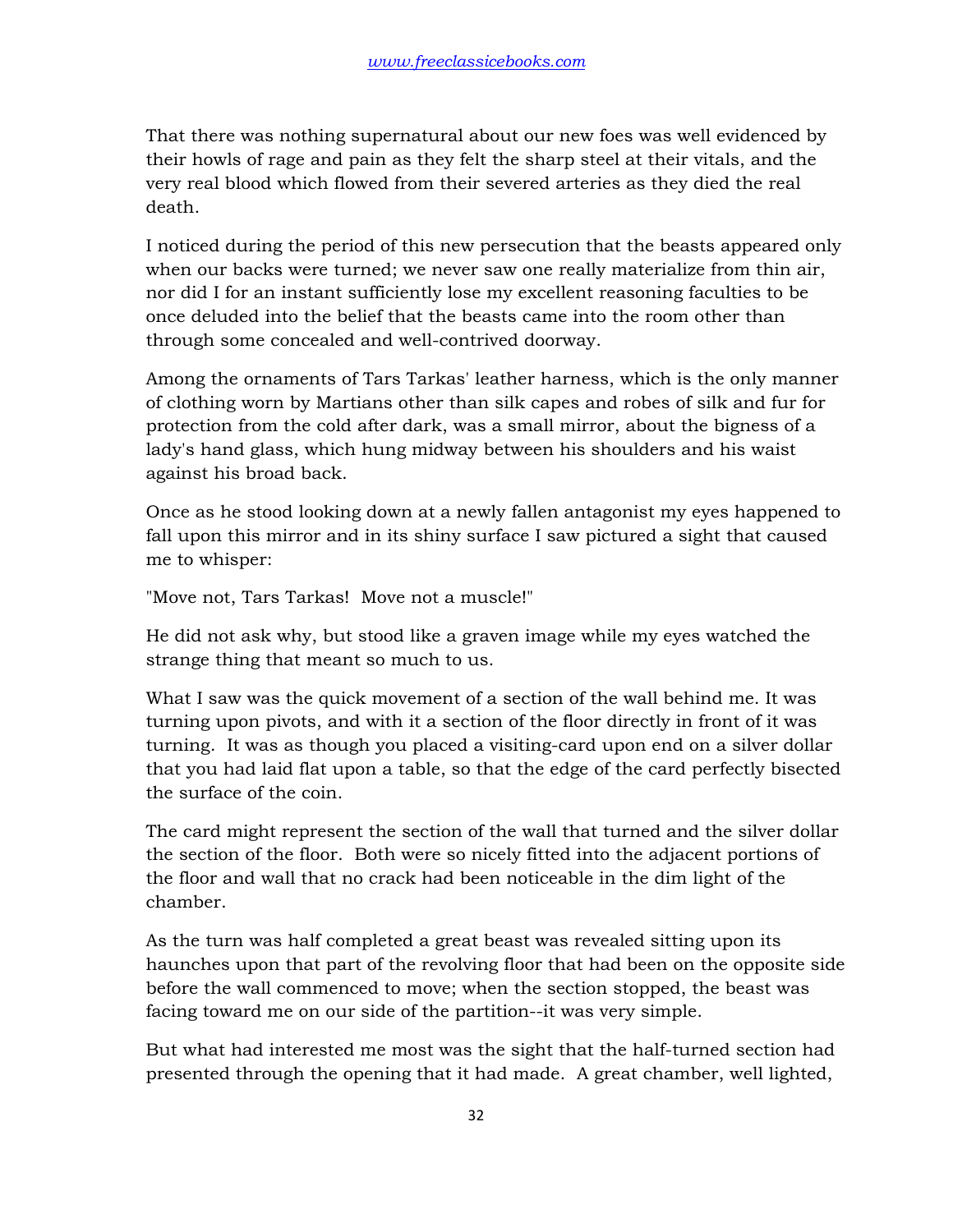That there was nothing supernatural about our new foes was well evidenced by their howls of rage and pain as they felt the sharp steel at their vitals, and the very real blood which flowed from their severed arteries as they died the real death.

I noticed during the period of this new persecution that the beasts appeared only when our backs were turned; we never saw one really materialize from thin air, nor did I for an instant sufficiently lose my excellent reasoning faculties to be once deluded into the belief that the beasts came into the room other than through some concealed and well-contrived doorway.

Among the ornaments of Tars Tarkas' leather harness, which is the only manner of clothing worn by Martians other than silk capes and robes of silk and fur for protection from the cold after dark, was a small mirror, about the bigness of a lady's hand glass, which hung midway between his shoulders and his waist against his broad back.

Once as he stood looking down at a newly fallen antagonist my eyes happened to fall upon this mirror and in its shiny surface I saw pictured a sight that caused me to whisper:

"Move not, Tars Tarkas! Move not a muscle!"

He did not ask why, but stood like a graven image while my eyes watched the strange thing that meant so much to us.

What I saw was the quick movement of a section of the wall behind me. It was turning upon pivots, and with it a section of the floor directly in front of it was turning. It was as though you placed a visiting-card upon end on a silver dollar that you had laid flat upon a table, so that the edge of the card perfectly bisected the surface of the coin.

The card might represent the section of the wall that turned and the silver dollar the section of the floor. Both were so nicely fitted into the adjacent portions of the floor and wall that no crack had been noticeable in the dim light of the chamber.

As the turn was half completed a great beast was revealed sitting upon its haunches upon that part of the revolving floor that had been on the opposite side before the wall commenced to move; when the section stopped, the beast was facing toward me on our side of the partition--it was very simple.

But what had interested me most was the sight that the half-turned section had presented through the opening that it had made. A great chamber, well lighted,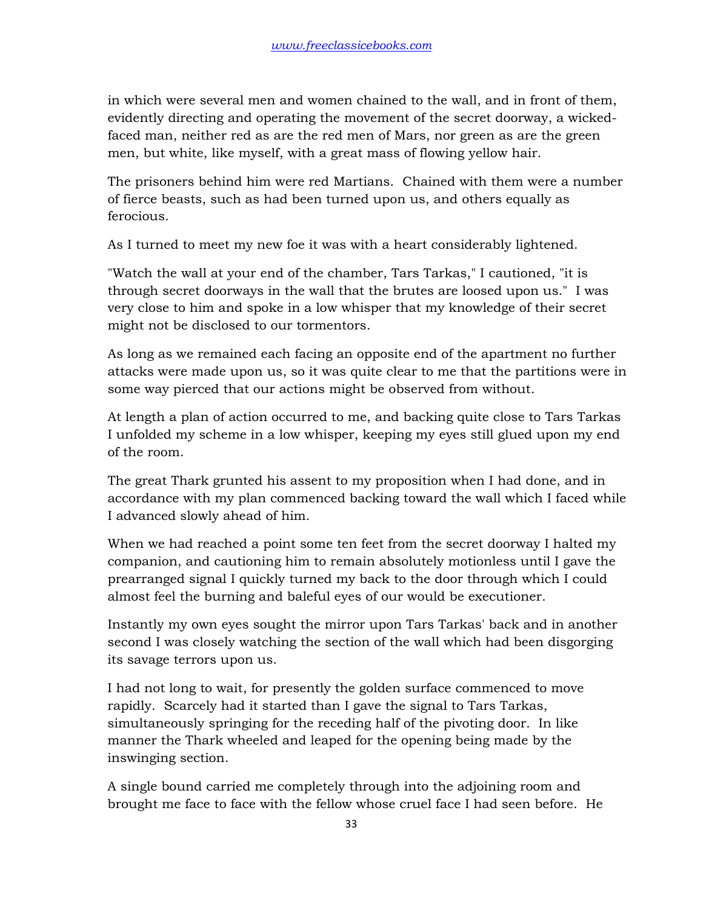in which were several men and women chained to the wall, and in front of them, evidently directing and operating the movement of the secret doorway, a wicked-faced man, neither red as are the red men of Mars, nor green as are the green men, but white, like myself, with a great mass of flowing yellow hair.

The prisoners behind him were red Martians. Chained with them were a number of fierce beasts, such as had been turned upon us, and others equally as ferocious.

As I turned to meet my new foe it was with a heart considerably lightened.

"Watch the wall at your end of the chamber, Tars Tarkas," I cautioned, "it is through secret doorways in the wall that the brutes are loosed upon us." I was very close to him and spoke in a low whisper that my knowledge of their secret might not be disclosed to our tormentors.

As long as we remained each facing an opposite end of the apartment no further attacks were made upon us, so it was quite clear to me that the partitions were in some way pierced that our actions might be observed from without.

At length a plan of action occurred to me, and backing quite close to Tars Tarkas I unfolded my scheme in a low whisper, keeping my eyes still glued upon my end of the room.

The great Thark grunted his assent to my proposition when I had done, and in accordance with my plan commenced backing toward the wall which I faced while I advanced slowly ahead of him.

When we had reached a point some ten feet from the secret doorway I halted my companion, and cautioning him to remain absolutely motionless until I gave the prearranged signal I quickly turned my back to the door through which I could almost feel the burning and baleful eyes of our would be executioner.

Instantly my own eyes sought the mirror upon Tars Tarkas' back and in another second I was closely watching the section of the wall which had been disgorging its savage terrors upon us.

I had not long to wait, for presently the golden surface commenced to move rapidly. Scarcely had it started than I gave the signal to Tars Tarkas, simultaneously springing for the receding half of the pivoting door. In like manner the Thark wheeled and leaped for the opening being made by the inswinging section.

A single bound carried me completely through into the adjoining room and brought me face to face with the fellow whose cruel face I had seen before. He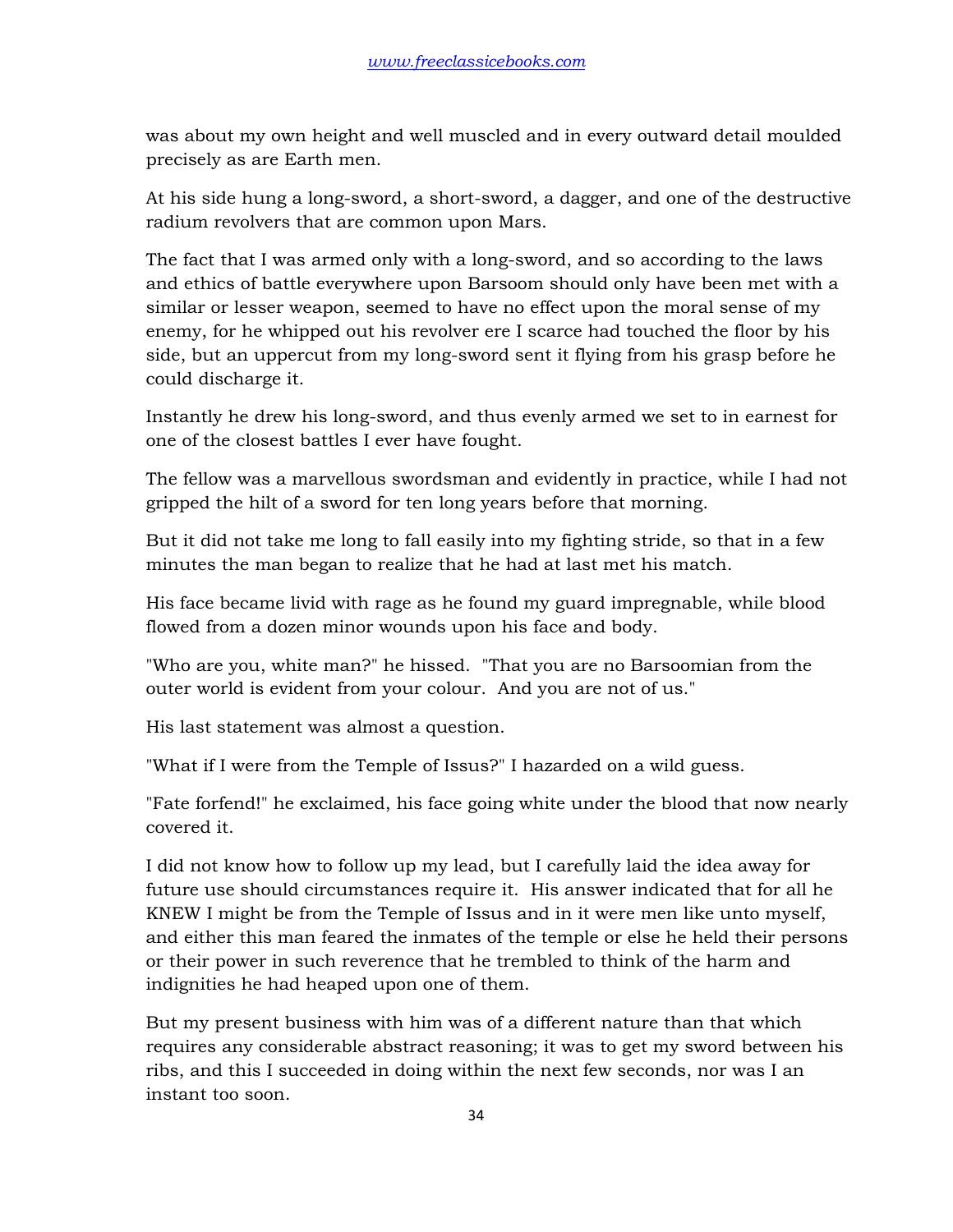was about my own height and well muscled and in every outward detail moulded precisely as are Earth men.

At his side hung a long-sword, a short-sword, a dagger, and one of the destructive radium revolvers that are common upon Mars.

The fact that I was armed only with a long-sword, and so according to the laws and ethics of battle everywhere upon Barsoom should only have been met with a similar or lesser weapon, seemed to have no effect upon the moral sense of my enemy, for he whipped out his revolver ere I scarce had touched the floor by his side, but an uppercut from my long-sword sent it flying from his grasp before he could discharge it.

Instantly he drew his long-sword, and thus evenly armed we set to in earnest for one of the closest battles I ever have fought.

The fellow was a marvellous swordsman and evidently in practice, while I had not gripped the hilt of a sword for ten long years before that morning.

But it did not take me long to fall easily into my fighting stride, so that in a few minutes the man began to realize that he had at last met his match.

His face became livid with rage as he found my guard impregnable, while blood flowed from a dozen minor wounds upon his face and body.

"Who are you, white man?" he hissed. "That you are no Barsoomian from the outer world is evident from your colour. And you are not of us."

His last statement was almost a question.

"What if I were from the Temple of Issus?" I hazarded on a wild guess.

"Fate forfend!" he exclaimed, his face going white under the blood that now nearly covered it.

I did not know how to follow up my lead, but I carefully laid the idea away for future use should circumstances require it. His answer indicated that for all he KNEW I might be from the Temple of Issus and in it were men like unto myself, and either this man feared the inmates of the temple or else he held their persons or their power in such reverence that he trembled to think of the harm and indignities he had heaped upon one of them.

But my present business with him was of a different nature than that which requires any considerable abstract reasoning; it was to get my sword between his ribs, and this I succeeded in doing within the next few seconds, nor was I an instant too soon.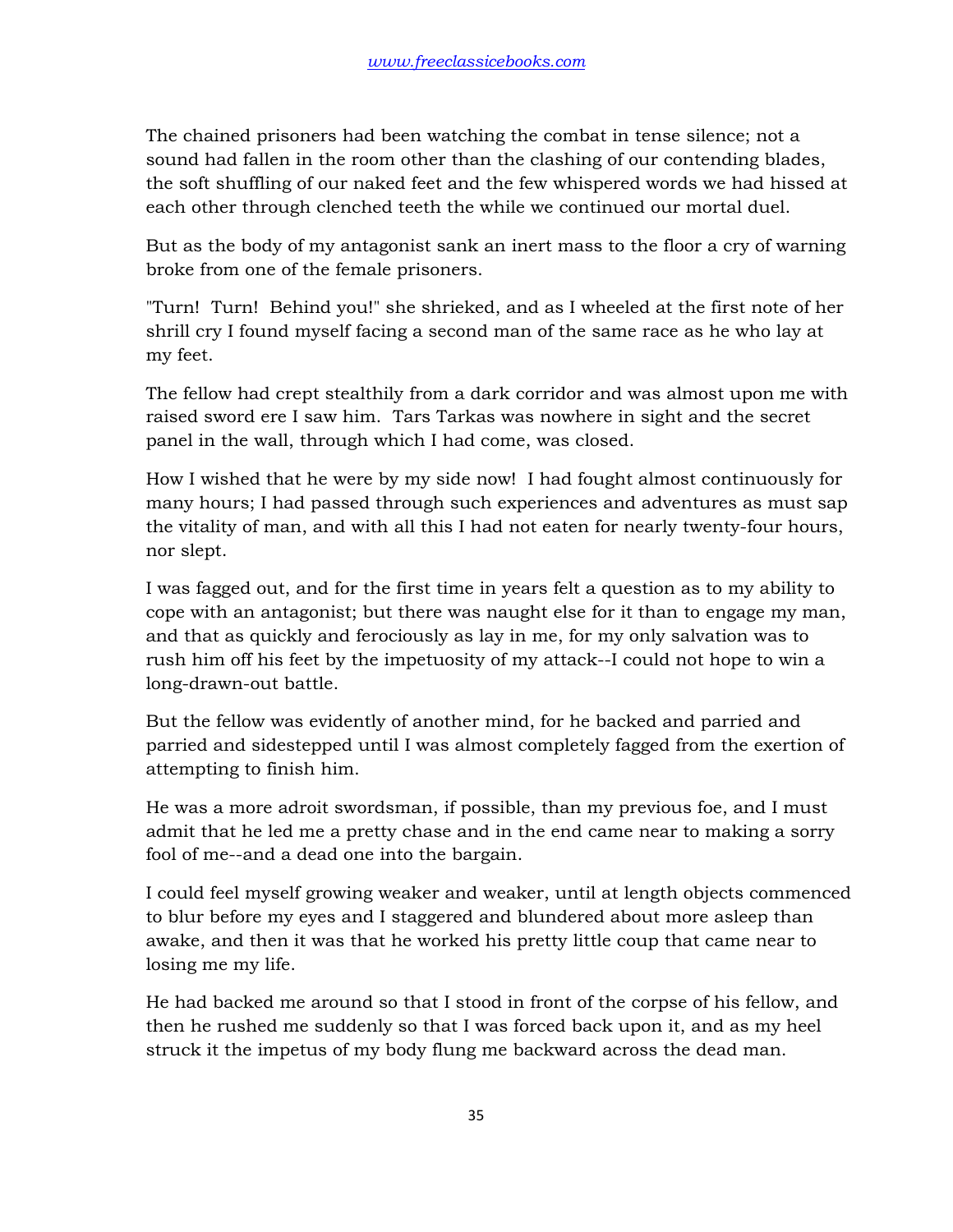The chained prisoners had been watching the combat in tense silence; not a sound had fallen in the room other than the clashing of our contending blades, the soft shuffling of our naked feet and the few whispered words we had hissed at each other through clenched teeth the while we continued our mortal duel.

But as the body of my antagonist sank an inert mass to the floor a cry of warning broke from one of the female prisoners.

"Turn! Turn! Behind you!" she shrieked, and as I wheeled at the first note of her shrill cry I found myself facing a second man of the same race as he who lay at my feet.

The fellow had crept stealthily from a dark corridor and was almost upon me with raised sword ere I saw him. Tars Tarkas was nowhere in sight and the secret panel in the wall, through which I had come, was closed.

How I wished that he were by my side now! I had fought almost continuously for many hours; I had passed through such experiences and adventures as must sap the vitality of man, and with all this I had not eaten for nearly twenty-four hours, nor slept.

I was fagged out, and for the first time in years felt a question as to my ability to cope with an antagonist; but there was naught else for it than to engage my man, and that as quickly and ferociously as lay in me, for my only salvation was to rush him off his feet by the impetuosity of my attack--I could not hope to win a long-drawn-out battle.

But the fellow was evidently of another mind, for he backed and parried and parried and sidestepped until I was almost completely fagged from the exertion of attempting to finish him.

He was a more adroit swordsman, if possible, than my previous foe, and I must admit that he led me a pretty chase and in the end came near to making a sorry fool of me--and a dead one into the bargain.

I could feel myself growing weaker and weaker, until at length objects commenced to blur before my eyes and I staggered and blundered about more asleep than awake, and then it was that he worked his pretty little coup that came near to losing me my life.

He had backed me around so that I stood in front of the corpse of his fellow, and then he rushed me suddenly so that I was forced back upon it, and as my heel struck it the impetus of my body flung me backward across the dead man.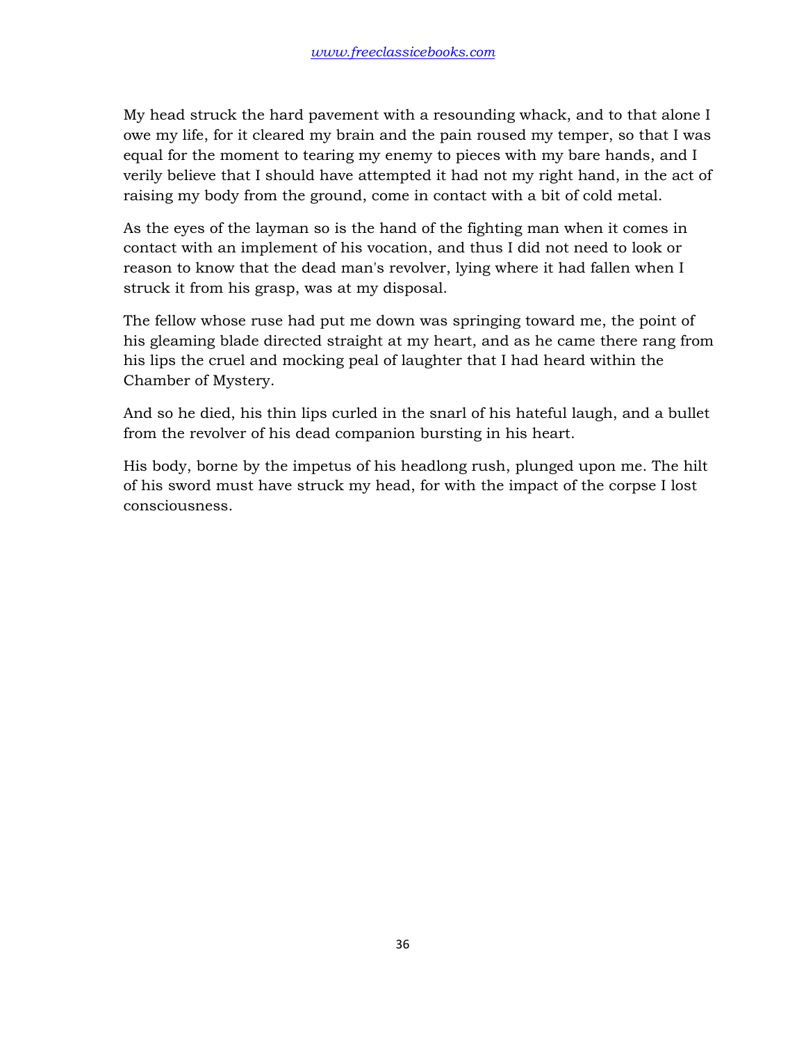My head struck the hard pavement with a resounding whack, and to that alone I owe my life, for it cleared my brain and the pain roused my temper, so that I was equal for the moment to tearing my enemy to pieces with my bare hands, and I verily believe that I should have attempted it had not my right hand, in the act of raising my body from the ground, come in contact with a bit of cold metal.

As the eyes of the layman so is the hand of the fighting man when it comes in contact with an implement of his vocation, and thus I did not need to look or reason to know that the dead man's revolver, lying where it had fallen when I struck it from his grasp, was at my disposal.

The fellow whose ruse had put me down was springing toward me, the point of his gleaming blade directed straight at my heart, and as he came there rang from his lips the cruel and mocking peal of laughter that I had heard within the Chamber of Mystery.

And so he died, his thin lips curled in the snarl of his hateful laugh, and a bullet from the revolver of his dead companion bursting in his heart.

His body, borne by the impetus of his headlong rush, plunged upon me. The hilt of his sword must have struck my head, for with the impact of the corpse I lost consciousness.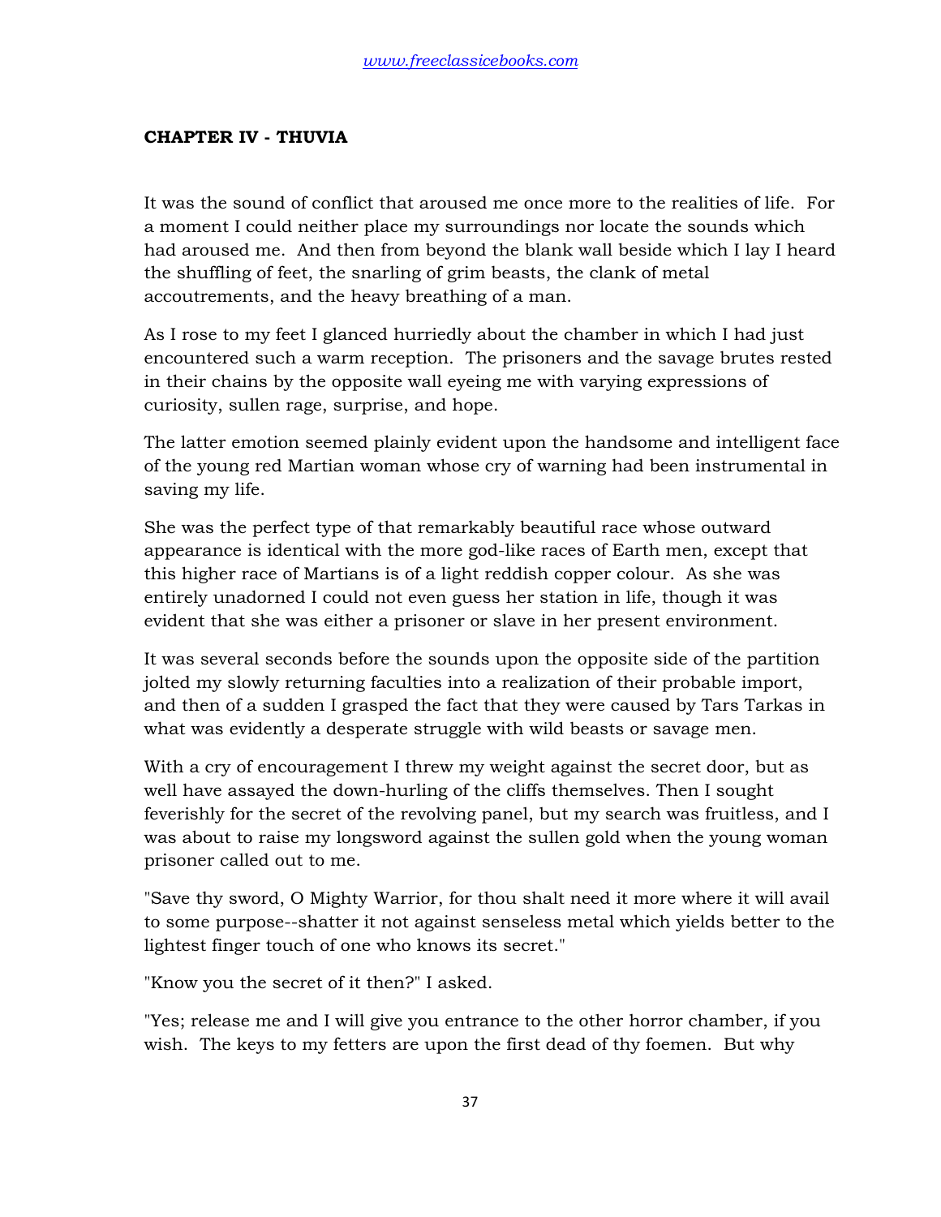### CHAPTER IV - THUVIA

It was the sound of conflict that aroused me once more to the realities of life. For a moment I could neither place my surroundings nor locate the sounds which had aroused me. And then from beyond the blank wall beside which I lay I heard the shuffling of feet, the snarling of grim beasts, the clank of metal accoutrements, and the heavy breathing of a man.

As I rose to my feet I glanced hurriedly about the chamber in which I had just encountered such a warm reception. The prisoners and the savage brutes rested in their chains by the opposite wall eyeing me with varying expressions of curiosity, sullen rage, surprise, and hope.

The latter emotion seemed plainly evident upon the handsome and intelligent face of the young red Martian woman whose cry of warning had been instrumental in saving my life.

She was the perfect type of that remarkably beautiful race whose outward appearance is identical with the more god-like races of Earth men, except that this higher race of Martians is of a light reddish copper colour. As she was entirely unadorned I could not even guess her station in life, though it was evident that she was either a prisoner or slave in her present environment.

It was several seconds before the sounds upon the opposite side of the partition jolted my slowly returning faculties into a realization of their probable import, and then of a sudden I grasped the fact that they were caused by Tars Tarkas in what was evidently a desperate struggle with wild beasts or savage men.

With a cry of encouragement I threw my weight against the secret door, but as well have assayed the down-hurling of the cliffs themselves. Then I sought feverishly for the secret of the revolving panel, but my search was fruitless, and I was about to raise my longsword against the sullen gold when the young woman prisoner called out to me.

"Save thy sword, O Mighty Warrior, for thou shalt need it more where it will avail to some purpose--shatter it not against senseless metal which yields better to the lightest finger touch of one who knows its secret."

"Know you the secret of it then?" I asked.

"Yes; release me and I will give you entrance to the other horror chamber, if you wish. The keys to my fetters are upon the first dead of thy foemen. But why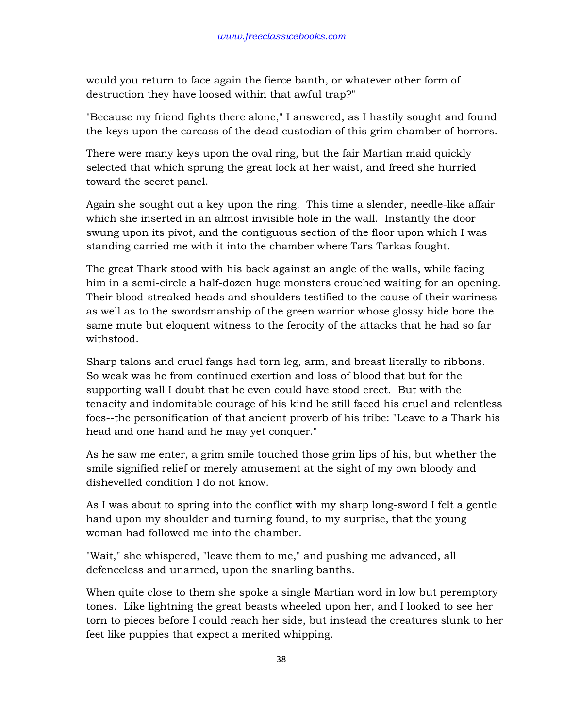would you return to face again the fierce banth, or whatever other form of destruction they have loosed within that awful trap?"

"Because my friend fights there alone," I answered, as I hastily sought and found the keys upon the carcass of the dead custodian of this grim chamber of horrors.

There were many keys upon the oval ring, but the fair Martian maid quickly selected that which sprung the great lock at her waist, and freed she hurried toward the secret panel.

Again she sought out a key upon the ring. This time a slender, needle-like affair which she inserted in an almost invisible hole in the wall. Instantly the door swung upon its pivot, and the contiguous section of the floor upon which I was standing carried me with it into the chamber where Tars Tarkas fought.

The great Thark stood with his back against an angle of the walls, while facing him in a semi-circle a half-dozen huge monsters crouched waiting for an opening. Their blood-streaked heads and shoulders testified to the cause of their wariness as well as to the swordsmanship of the green warrior whose glossy hide bore the same mute but eloquent witness to the ferocity of the attacks that he had so far withstood.

Sharp talons and cruel fangs had torn leg, arm, and breast literally to ribbons. So weak was he from continued exertion and loss of blood that but for the supporting wall I doubt that he even could have stood erect. But with the tenacity and indomitable courage of his kind he still faced his cruel and relentless foes--the personification of that ancient proverb of his tribe: "Leave to a Thark his head and one hand and he may yet conquer."

As he saw me enter, a grim smile touched those grim lips of his, but whether the smile signified relief or merely amusement at the sight of my own bloody and dishevelled condition I do not know.

As I was about to spring into the conflict with my sharp long-sword I felt a gentle hand upon my shoulder and turning found, to my surprise, that the young woman had followed me into the chamber.

"Wait," she whispered, "leave them to me," and pushing me advanced, all defenceless and unarmed, upon the snarling banths.

When quite close to them she spoke a single Martian word in low but peremptory tones. Like lightning the great beasts wheeled upon her, and I looked to see her torn to pieces before I could reach her side, but instead the creatures slunk to her feet like puppies that expect a merited whipping.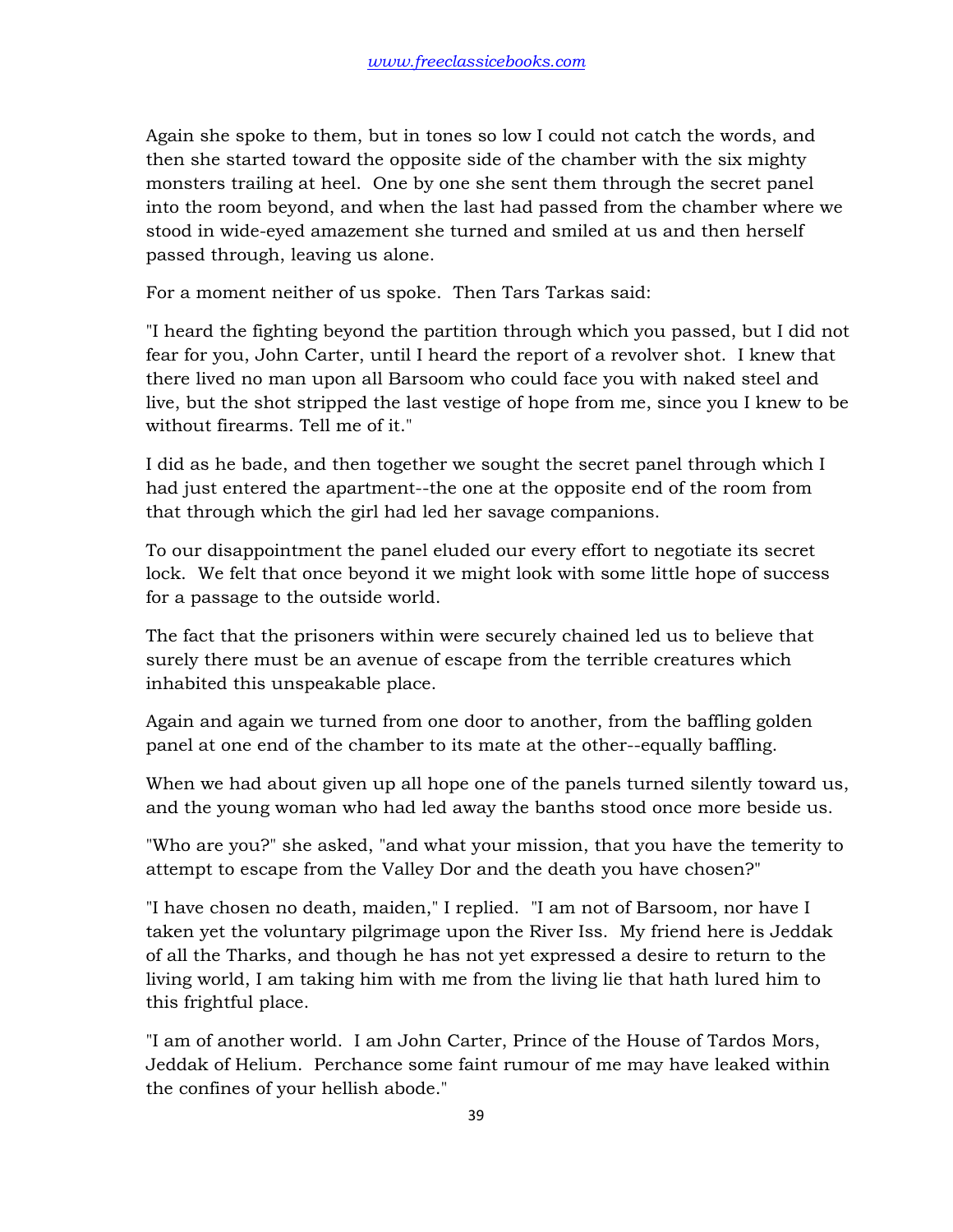Again she spoke to them, but in tones so low I could not catch the words, and then she started toward the opposite side of the chamber with the six mighty monsters trailing at heel. One by one she sent them through the secret panel into the room beyond, and when the last had passed from the chamber where we stood in wide-eyed amazement she turned and smiled at us and then herself passed through, leaving us alone.

For a moment neither of us spoke. Then Tars Tarkas said:

"I heard the fighting beyond the partition through which you passed, but I did not fear for you, John Carter, until I heard the report of a revolver shot. I knew that there lived no man upon all Barsoom who could face you with naked steel and live, but the shot stripped the last vestige of hope from me, since you I knew to be without firearms. Tell me of it."

I did as he bade, and then together we sought the secret panel through which I had just entered the apartment--the one at the opposite end of the room from that through which the girl had led her savage companions.

To our disappointment the panel eluded our every effort to negotiate its secret lock. We felt that once beyond it we might look with some little hope of success for a passage to the outside world.

The fact that the prisoners within were securely chained led us to believe that surely there must be an avenue of escape from the terrible creatures which inhabited this unspeakable place.

Again and again we turned from one door to another, from the baffling golden panel at one end of the chamber to its mate at the other--equally baffling.

When we had about given up all hope one of the panels turned silently toward us, and the young woman who had led away the banths stood once more beside us.

"Who are you?" she asked, "and what your mission, that you have the temerity to attempt to escape from the Valley Dor and the death you have chosen?"

"I have chosen no death, maiden," I replied. "I am not of Barsoom, nor have I taken yet the voluntary pilgrimage upon the River Iss. My friend here is Jeddak of all the Tharks, and though he has not yet expressed a desire to return to the living world, I am taking him with me from the living lie that hath lured him to this frightful place.

"I am of another world. I am John Carter, Prince of the House of Tardos Mors, Jeddak of Helium. Perchance some faint rumour of me may have leaked within the confines of your hellish abode."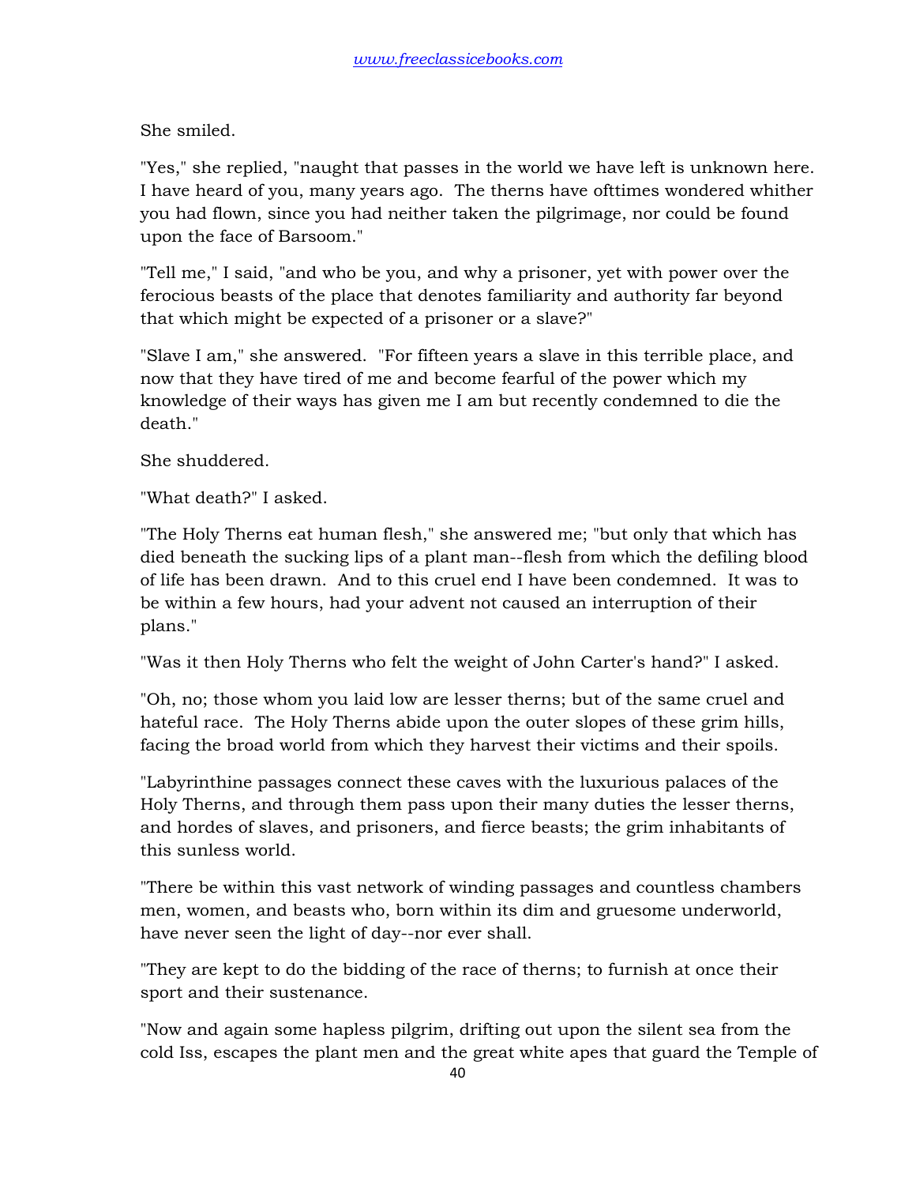She smiled.

"Yes," she replied, "naught that passes in the world we have left is unknown here. I have heard of you, many years ago. The therns have ofttimes wondered whither you had flown, since you had neither taken the pilgrimage, nor could be found upon the face of Barsoom."

"Tell me," I said, "and who be you, and why a prisoner, yet with power over the ferocious beasts of the place that denotes familiarity and authority far beyond that which might be expected of a prisoner or a slave?"

"Slave I am," she answered. "For fifteen years a slave in this terrible place, and now that they have tired of me and become fearful of the power which my knowledge of their ways has given me I am but recently condemned to die the death."

She shuddered.

"What death?" I asked.

"The Holy Therns eat human flesh," she answered me; "but only that which has died beneath the sucking lips of a plant man--flesh from which the defiling blood of life has been drawn. And to this cruel end I have been condemned. It was to be within a few hours, had your advent not caused an interruption of their plans."

"Was it then Holy Therns who felt the weight of John Carter's hand?" I asked.

"Oh, no; those whom you laid low are lesser therns; but of the same cruel and hateful race. The Holy Therns abide upon the outer slopes of these grim hills, facing the broad world from which they harvest their victims and their spoils.

"Labyrinthine passages connect these caves with the luxurious palaces of the Holy Therns, and through them pass upon their many duties the lesser therns, and hordes of slaves, and prisoners, and fierce beasts; the grim inhabitants of this sunless world.

"There be within this vast network of winding passages and countless chambers men, women, and beasts who, born within its dim and gruesome underworld, have never seen the light of day--nor ever shall.

"They are kept to do the bidding of the race of therns; to furnish at once their sport and their sustenance.

"Now and again some hapless pilgrim, drifting out upon the silent sea from the cold Iss, escapes the plant men and the great white apes that guard the Temple of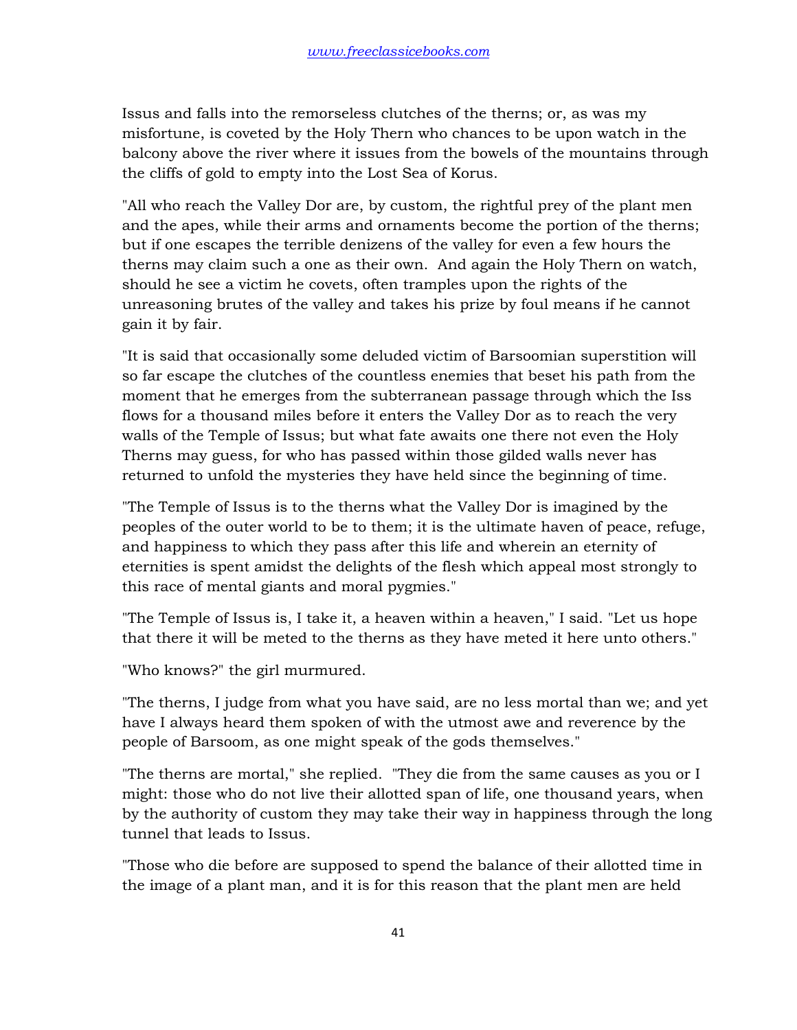Issus and falls into the remorseless clutches of the therns; or, as was my misfortune, is coveted by the Holy Thern who chances to be upon watch in the balcony above the river where it issues from the bowels of the mountains through the cliffs of gold to empty into the Lost Sea of Korus.

"All who reach the Valley Dor are, by custom, the rightful prey of the plant men and the apes, while their arms and ornaments become the portion of the therns; but if one escapes the terrible denizens of the valley for even a few hours the therns may claim such a one as their own. And again the Holy Thern on watch, should he see a victim he covets, often tramples upon the rights of the unreasoning brutes of the valley and takes his prize by foul means if he cannot gain it by fair.

"It is said that occasionally some deluded victim of Barsoomian superstition will so far escape the clutches of the countless enemies that beset his path from the moment that he emerges from the subterranean passage through which the Iss flows for a thousand miles before it enters the Valley Dor as to reach the very walls of the Temple of Issus; but what fate awaits one there not even the Holy Therns may guess, for who has passed within those gilded walls never has returned to unfold the mysteries they have held since the beginning of time.

"The Temple of Issus is to the therns what the Valley Dor is imagined by the peoples of the outer world to be to them; it is the ultimate haven of peace, refuge, and happiness to which they pass after this life and wherein an eternity of eternities is spent amidst the delights of the flesh which appeal most strongly to this race of mental giants and moral pygmies."

"The Temple of Issus is, I take it, a heaven within a heaven," I said. "Let us hope that there it will be meted to the therns as they have meted it here unto others."

"Who knows?" the girl murmured.

"The therns, I judge from what you have said, are no less mortal than we; and yet have I always heard them spoken of with the utmost awe and reverence by the people of Barsoom, as one might speak of the gods themselves."

"The therns are mortal," she replied. "They die from the same causes as you or I might: those who do not live their allotted span of life, one thousand years, when by the authority of custom they may take their way in happiness through the long tunnel that leads to Issus.

"Those who die before are supposed to spend the balance of their allotted time in the image of a plant man, and it is for this reason that the plant men are held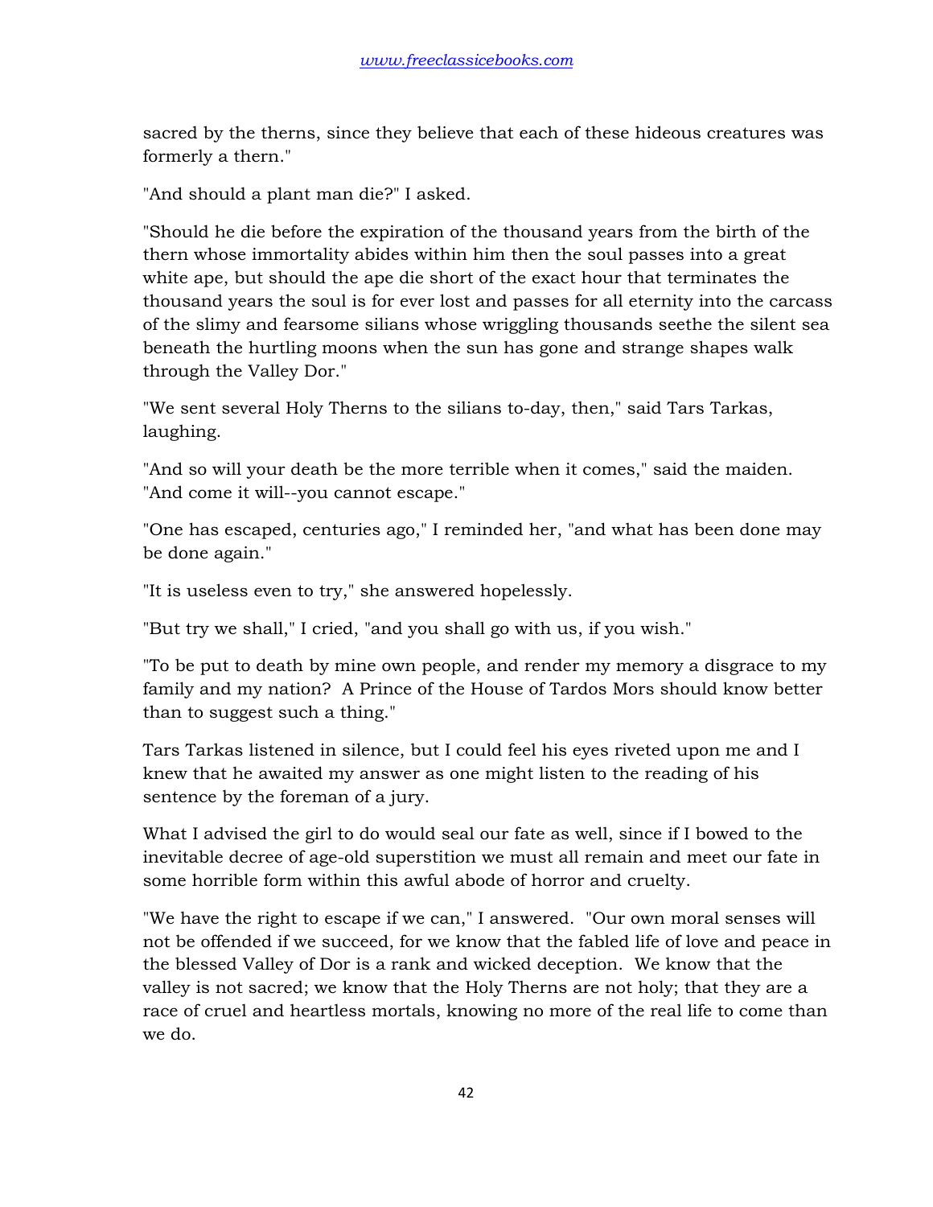sacred by the therns, since they believe that each of these hideous creatures was formerly a thern."

"And should a plant man die?" I asked.

"Should he die before the expiration of the thousand years from the birth of the thern whose immortality abides within him then the soul passes into a great white ape, but should the ape die short of the exact hour that terminates the thousand years the soul is for ever lost and passes for all eternity into the carcass of the slimy and fearsome silians whose wriggling thousands seethe the silent sea beneath the hurtling moons when the sun has gone and strange shapes walk through the Valley Dor."

"We sent several Holy Therns to the silians to-day, then," said Tars Tarkas, laughing.

"And so will your death be the more terrible when it comes," said the maiden. "And come it will--you cannot escape."

"One has escaped, centuries ago," I reminded her, "and what has been done may be done again."

"It is useless even to try," she answered hopelessly.

"But try we shall," I cried, "and you shall go with us, if you wish."

"To be put to death by mine own people, and render my memory a disgrace to my family and my nation? A Prince of the House of Tardos Mors should know better than to suggest such a thing."

Tars Tarkas listened in silence, but I could feel his eyes riveted upon me and I knew that he awaited my answer as one might listen to the reading of his sentence by the foreman of a jury.

What I advised the girl to do would seal our fate as well, since if I bowed to the inevitable decree of age-old superstition we must all remain and meet our fate in some horrible form within this awful abode of horror and cruelty.

"We have the right to escape if we can," I answered. "Our own moral senses will not be offended if we succeed, for we know that the fabled life of love and peace in the blessed Valley of Dor is a rank and wicked deception. We know that the valley is not sacred; we know that the Holy Therns are not holy; that they are a race of cruel and heartless mortals, knowing no more of the real life to come than we do.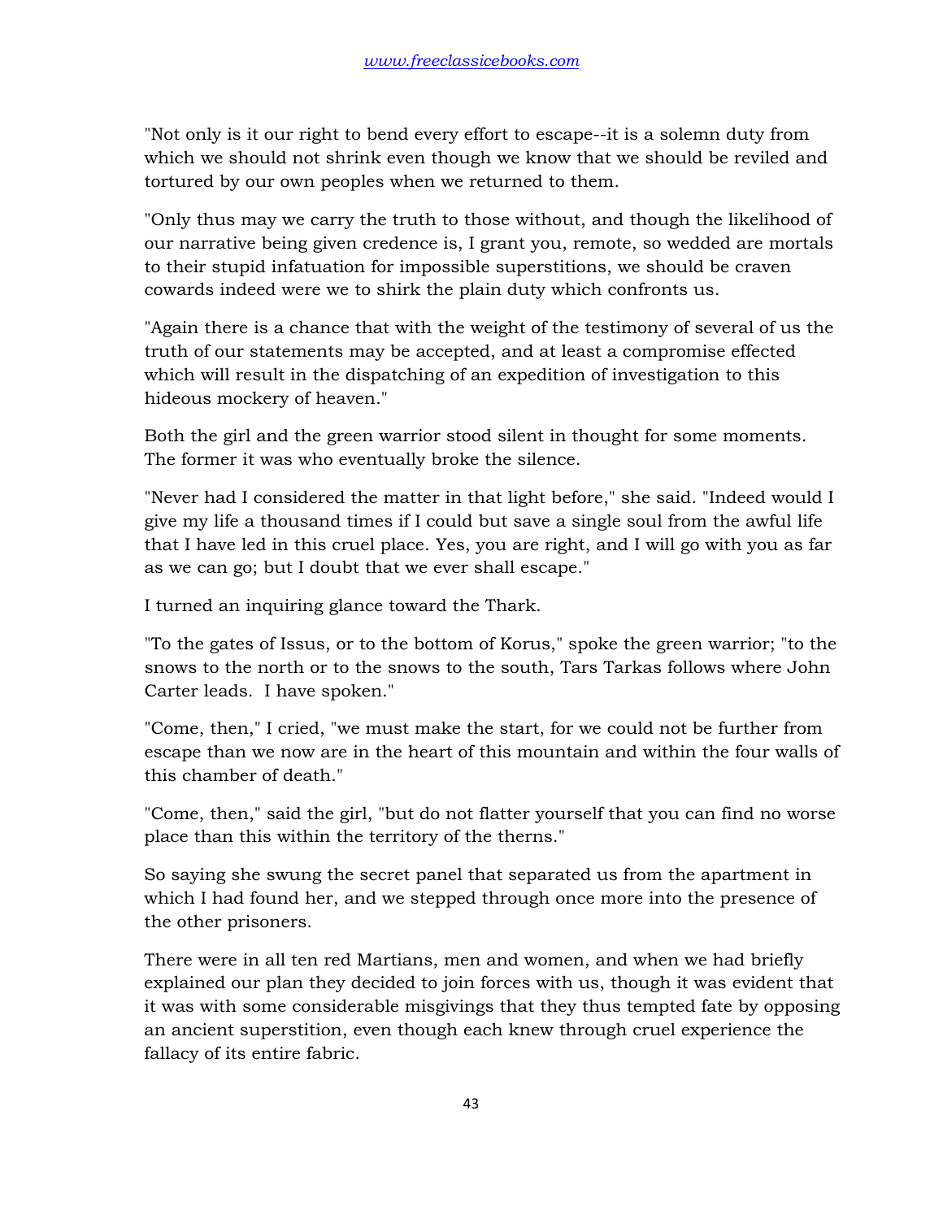"Not only is it our right to bend every effort to escape--it is a solemn duty from which we should not shrink even though we know that we should be reviled and tortured by our own peoples when we returned to them.

"Only thus may we carry the truth to those without, and though the likelihood of our narrative being given credence is, I grant you, remote, so wedded are mortals to their stupid infatuation for impossible superstitions, we should be craven cowards indeed were we to shirk the plain duty which confronts us.

"Again there is a chance that with the weight of the testimony of several of us the truth of our statements may be accepted, and at least a compromise effected which will result in the dispatching of an expedition of investigation to this hideous mockery of heaven."

Both the girl and the green warrior stood silent in thought for some moments. The former it was who eventually broke the silence.

"Never had I considered the matter in that light before," she said. "Indeed would I give my life a thousand times if I could but save a single soul from the awful life that I have led in this cruel place. Yes, you are right, and I will go with you as far as we can go; but I doubt that we ever shall escape."

I turned an inquiring glance toward the Thark.

"To the gates of Issus, or to the bottom of Korus," spoke the green warrior; "to the snows to the north or to the snows to the south, Tars Tarkas follows where John Carter leads. I have spoken."

"Come, then," I cried, "we must make the start, for we could not be further from escape than we now are in the heart of this mountain and within the four walls of this chamber of death."

"Come, then," said the girl, "but do not flatter yourself that you can find no worse place than this within the territory of the therns."

So saying she swung the secret panel that separated us from the apartment in which I had found her, and we stepped through once more into the presence of the other prisoners.

There were in all ten red Martians, men and women, and when we had briefly explained our plan they decided to join forces with us, though it was evident that it was with some considerable misgivings that they thus tempted fate by opposing an ancient superstition, even though each knew through cruel experience the fallacy of its entire fabric.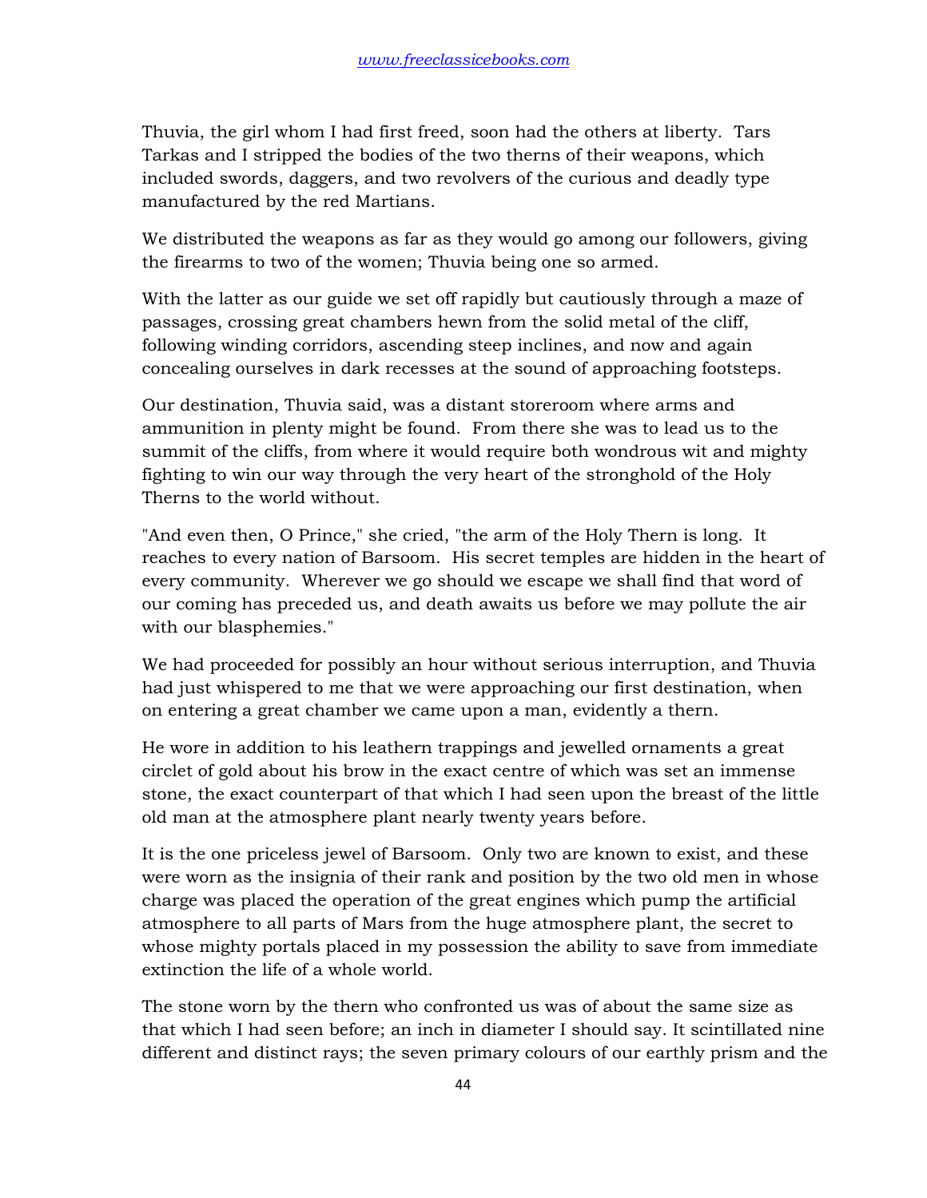Thuvia, the girl whom I had first freed, soon had the others at liberty. Tars Tarkas and I stripped the bodies of the two therns of their weapons, which included swords, daggers, and two revolvers of the curious and deadly type manufactured by the red Martians.

We distributed the weapons as far as they would go among our followers, giving the firearms to two of the women; Thuvia being one so armed.

With the latter as our guide we set off rapidly but cautiously through a maze of passages, crossing great chambers hewn from the solid metal of the cliff, following winding corridors, ascending steep inclines, and now and again concealing ourselves in dark recesses at the sound of approaching footsteps.

Our destination, Thuvia said, was a distant storeroom where arms and ammunition in plenty might be found. From there she was to lead us to the summit of the cliffs, from where it would require both wondrous wit and mighty fighting to win our way through the very heart of the stronghold of the Holy Therns to the world without.

"And even then, O Prince," she cried, "the arm of the Holy Thern is long. It reaches to every nation of Barsoom. His secret temples are hidden in the heart of every community. Wherever we go should we escape we shall find that word of our coming has preceded us, and death awaits us before we may pollute the air with our blasphemies."

We had proceeded for possibly an hour without serious interruption, and Thuvia had just whispered to me that we were approaching our first destination, when on entering a great chamber we came upon a man, evidently a thern.

He wore in addition to his leathern trappings and jewelled ornaments a great circlet of gold about his brow in the exact centre of which was set an immense stone, the exact counterpart of that which I had seen upon the breast of the little old man at the atmosphere plant nearly twenty years before.

It is the one priceless jewel of Barsoom. Only two are known to exist, and these were worn as the insignia of their rank and position by the two old men in whose charge was placed the operation of the great engines which pump the artificial atmosphere to all parts of Mars from the huge atmosphere plant, the secret to whose mighty portals placed in my possession the ability to save from immediate extinction the life of a whole world.

The stone worn by the thern who confronted us was of about the same size as that which I had seen before; an inch in diameter I should say. It scintillated nine different and distinct rays; the seven primary colours of our earthly prism and the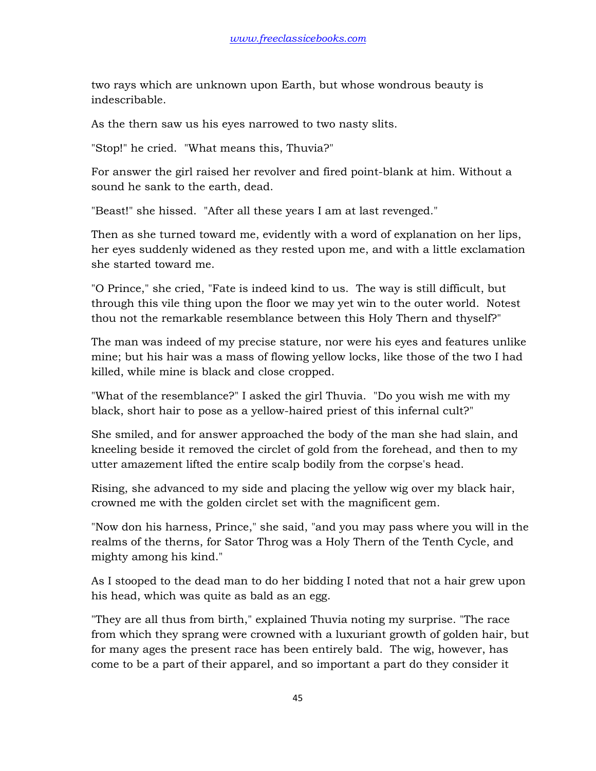two rays which are unknown upon Earth, but whose wondrous beauty is indescribable.

As the thern saw us his eyes narrowed to two nasty slits.

"Stop!" he cried. "What means this, Thuvia?"

For answer the girl raised her revolver and fired point-blank at him. Without a sound he sank to the earth, dead.

"Beast!" she hissed. "After all these years I am at last revenged."

Then as she turned toward me, evidently with a word of explanation on her lips, her eyes suddenly widened as they rested upon me, and with a little exclamation she started toward me.

"O Prince," she cried, "Fate is indeed kind to us. The way is still difficult, but through this vile thing upon the floor we may yet win to the outer world. Notest thou not the remarkable resemblance between this Holy Thern and thyself?"

The man was indeed of my precise stature, nor were his eyes and features unlike mine; but his hair was a mass of flowing yellow locks, like those of the two I had killed, while mine is black and close cropped.

"What of the resemblance?" I asked the girl Thuvia. "Do you wish me with my black, short hair to pose as a yellow-haired priest of this infernal cult?"

She smiled, and for answer approached the body of the man she had slain, and kneeling beside it removed the circlet of gold from the forehead, and then to my utter amazement lifted the entire scalp bodily from the corpse's head.

Rising, she advanced to my side and placing the yellow wig over my black hair, crowned me with the golden circlet set with the magnificent gem.

"Now don his harness, Prince," she said, "and you may pass where you will in the realms of the therns, for Sator Throg was a Holy Thern of the Tenth Cycle, and mighty among his kind."

As I stooped to the dead man to do her bidding I noted that not a hair grew upon his head, which was quite as bald as an egg.

"They are all thus from birth," explained Thuvia noting my surprise. "The race from which they sprang were crowned with a luxuriant growth of golden hair, but for many ages the present race has been entirely bald. The wig, however, has come to be a part of their apparel, and so important a part do they consider it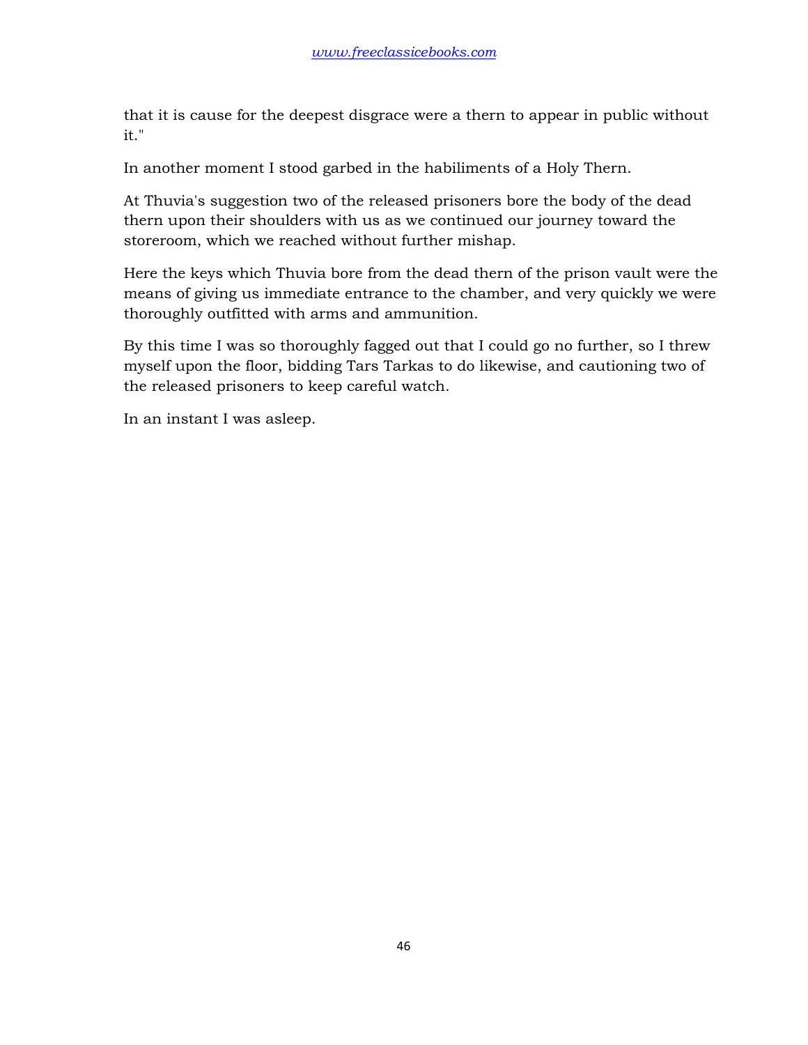that it is cause for the deepest disgrace were a thern to appear in public without it."

In another moment I stood garbed in the habiliments of a Holy Thern.

At Thuvia's suggestion two of the released prisoners bore the body of the dead thern upon their shoulders with us as we continued our journey toward the storeroom, which we reached without further mishap.

Here the keys which Thuvia bore from the dead thern of the prison vault were the means of giving us immediate entrance to the chamber, and very quickly we were thoroughly outfitted with arms and ammunition.

By this time I was so thoroughly fagged out that I could go no further, so I threw myself upon the floor, bidding Tars Tarkas to do likewise, and cautioning two of the released prisoners to keep careful watch.

In an instant I was asleep.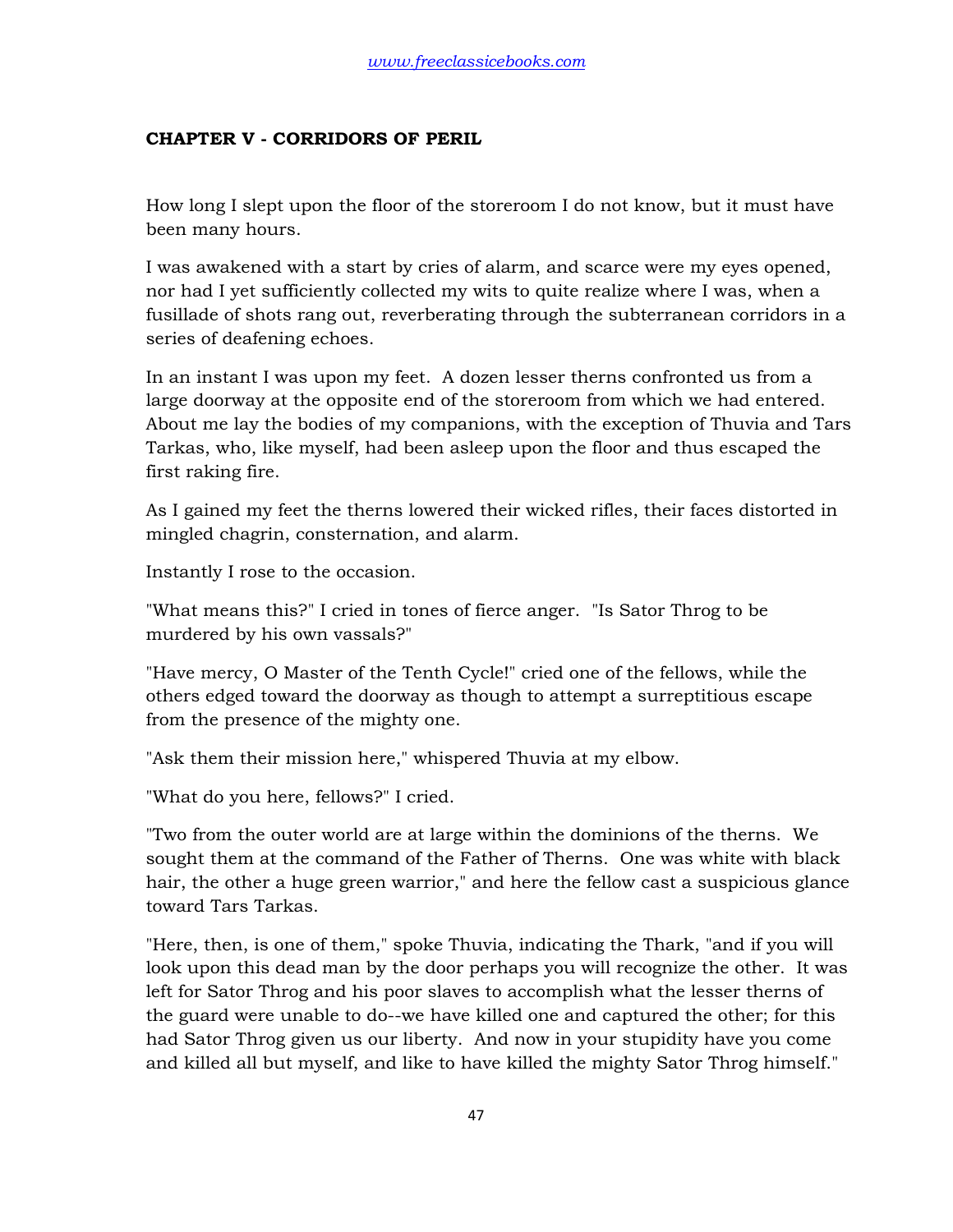## CHAPTER V - CORRIDORS OF PERIL

How long I slept upon the floor of the storeroom I do not know, but it must have been many hours.

I was awakened with a start by cries of alarm, and scarce were my eyes opened, nor had I yet sufficiently collected my wits to quite realize where I was, when a fusillade of shots rang out, reverberating through the subterranean corridors in a series of deafening echoes.

In an instant I was upon my feet. A dozen lesser therns confronted us from a large doorway at the opposite end of the storeroom from which we had entered. About me lay the bodies of my companions, with the exception of Thuvia and Tars Tarkas, who, like myself, had been asleep upon the floor and thus escaped the first raking fire.

As I gained my feet the therns lowered their wicked rifles, their faces distorted in mingled chagrin, consternation, and alarm.

Instantly I rose to the occasion.

"What means this?" I cried in tones of fierce anger. "Is Sator Throg to be murdered by his own vassals?"

"Have mercy, O Master of the Tenth Cycle!" cried one of the fellows, while the others edged toward the doorway as though to attempt a surreptitious escape from the presence of the mighty one.

"Ask them their mission here," whispered Thuvia at my elbow.

"What do you here, fellows?" I cried.

"Two from the outer world are at large within the dominions of the therns. We sought them at the command of the Father of Therns. One was white with black hair, the other a huge green warrior," and here the fellow cast a suspicious glance toward Tars Tarkas.

"Here, then, is one of them," spoke Thuvia, indicating the Thark, "and if you will look upon this dead man by the door perhaps you will recognize the other. It was left for Sator Throg and his poor slaves to accomplish what the lesser therns of the guard were unable to do--we have killed one and captured the other; for this had Sator Throg given us our liberty. And now in your stupidity have you come and killed all but myself, and like to have killed the mighty Sator Throg himself."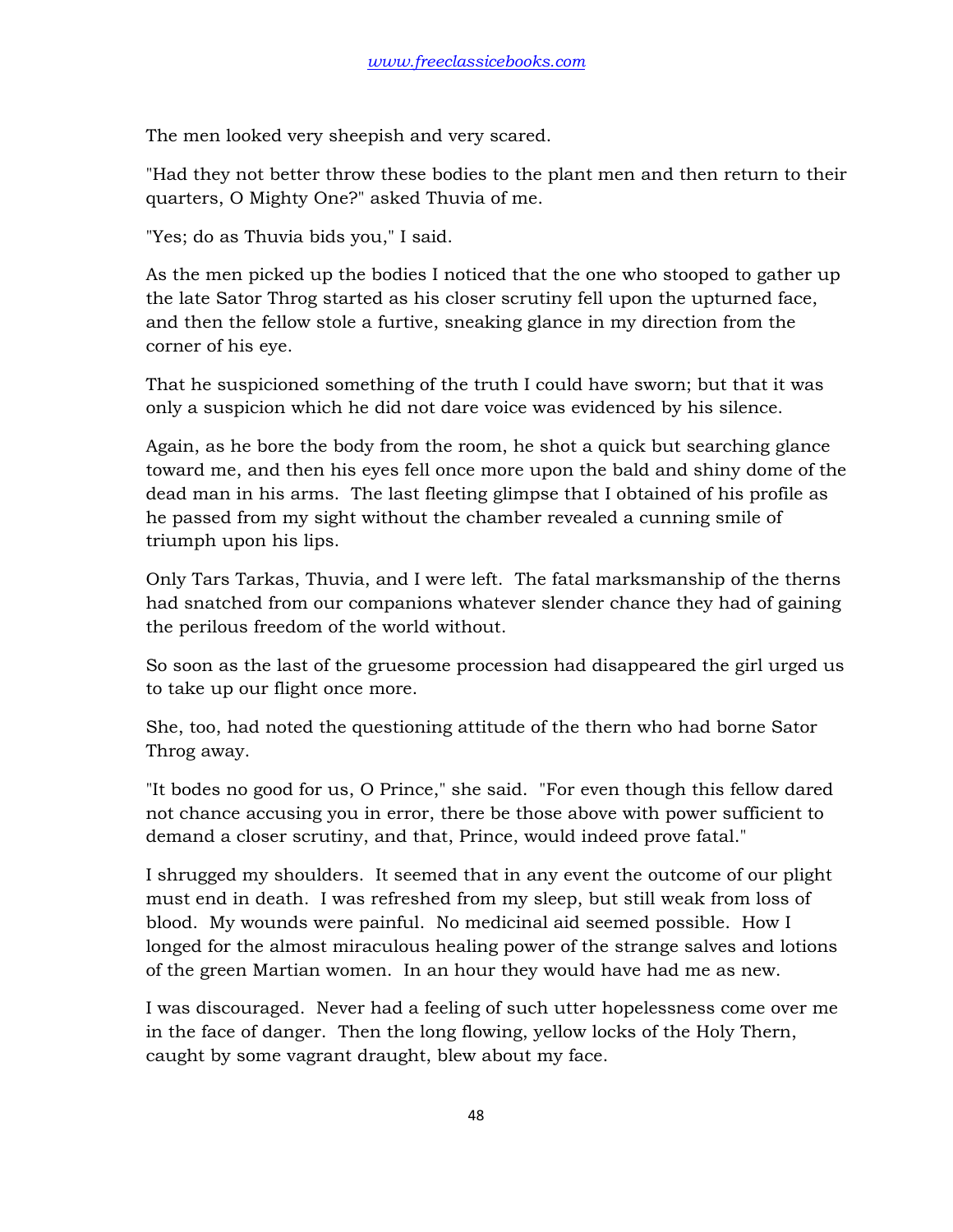The men looked very sheepish and very scared.

"Had they not better throw these bodies to the plant men and then return to their quarters, O Mighty One?" asked Thuvia of me.

"Yes; do as Thuvia bids you," I said.

As the men picked up the bodies I noticed that the one who stooped to gather up the late Sator Throg started as his closer scrutiny fell upon the upturned face, and then the fellow stole a furtive, sneaking glance in my direction from the corner of his eye.

That he suspicioned something of the truth I could have sworn; but that it was only a suspicion which he did not dare voice was evidenced by his silence.

Again, as he bore the body from the room, he shot a quick but searching glance toward me, and then his eyes fell once more upon the bald and shiny dome of the dead man in his arms. The last fleeting glimpse that I obtained of his profile as he passed from my sight without the chamber revealed a cunning smile of triumph upon his lips.

Only Tars Tarkas, Thuvia, and I were left. The fatal marksmanship of the therns had snatched from our companions whatever slender chance they had of gaining the perilous freedom of the world without.

So soon as the last of the gruesome procession had disappeared the girl urged us to take up our flight once more.

She, too, had noted the questioning attitude of the thern who had borne Sator Throg away.

"It bodes no good for us, O Prince," she said. "For even though this fellow dared not chance accusing you in error, there be those above with power sufficient to demand a closer scrutiny, and that, Prince, would indeed prove fatal."

I shrugged my shoulders. It seemed that in any event the outcome of our plight must end in death. I was refreshed from my sleep, but still weak from loss of blood. My wounds were painful. No medicinal aid seemed possible. How I longed for the almost miraculous healing power of the strange salves and lotions of the green Martian women. In an hour they would have had me as new.

I was discouraged. Never had a feeling of such utter hopelessness come over me in the face of danger. Then the long flowing, yellow locks of the Holy Thern, caught by some vagrant draught, blew about my face.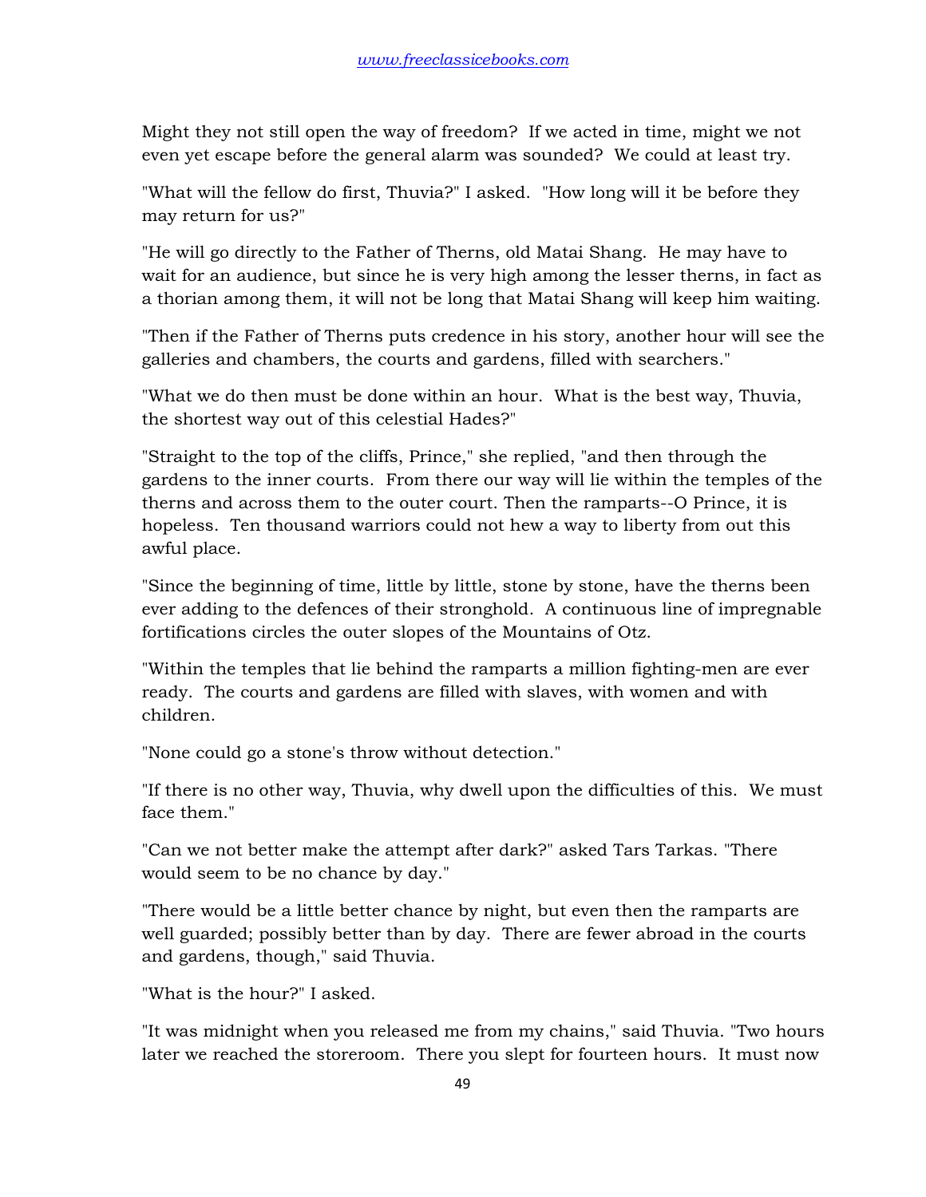Might they not still open the way of freedom? If we acted in time, might we not even yet escape before the general alarm was sounded? We could at least try.

"What will the fellow do first, Thuvia?" I asked. "How long will it be before they may return for us?"

"He will go directly to the Father of Therns, old Matai Shang. He may have to wait for an audience, but since he is very high among the lesser therns, in fact as a thorian among them, it will not be long that Matai Shang will keep him waiting.

"Then if the Father of Therns puts credence in his story, another hour will see the galleries and chambers, the courts and gardens, filled with searchers."

"What we do then must be done within an hour. What is the best way, Thuvia, the shortest way out of this celestial Hades?"

"Straight to the top of the cliffs, Prince," she replied, "and then through the gardens to the inner courts. From there our way will lie within the temples of the therns and across them to the outer court. Then the ramparts--O Prince, it is hopeless. Ten thousand warriors could not hew a way to liberty from out this awful place.

"Since the beginning of time, little by little, stone by stone, have the therns been ever adding to the defences of their stronghold. A continuous line of impregnable fortifications circles the outer slopes of the Mountains of Otz.

"Within the temples that lie behind the ramparts a million fighting-men are ever ready. The courts and gardens are filled with slaves, with women and with children.

"None could go a stone's throw without detection."

"If there is no other way, Thuvia, why dwell upon the difficulties of this. We must face them."

"Can we not better make the attempt after dark?" asked Tars Tarkas. "There would seem to be no chance by day."

"There would be a little better chance by night, but even then the ramparts are well guarded; possibly better than by day. There are fewer abroad in the courts and gardens, though," said Thuvia.

"What is the hour?" I asked.

"It was midnight when you released me from my chains," said Thuvia. "Two hours later we reached the storeroom. There you slept for fourteen hours. It must now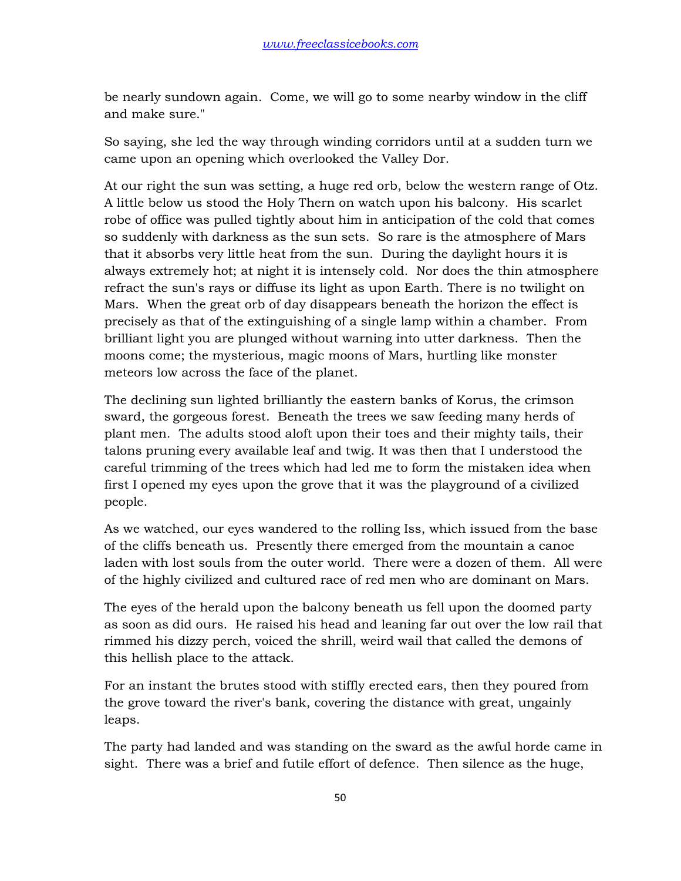be nearly sundown again. Come, we will go to some nearby window in the cliff and make sure."

So saying, she led the way through winding corridors until at a sudden turn we came upon an opening which overlooked the Valley Dor.

At our right the sun was setting, a huge red orb, below the western range of Otz. A little below us stood the Holy Thern on watch upon his balcony. His scarlet robe of office was pulled tightly about him in anticipation of the cold that comes so suddenly with darkness as the sun sets. So rare is the atmosphere of Mars that it absorbs very little heat from the sun. During the daylight hours it is always extremely hot; at night it is intensely cold. Nor does the thin atmosphere refract the sun's rays or diffuse its light as upon Earth. There is no twilight on Mars. When the great orb of day disappears beneath the horizon the effect is precisely as that of the extinguishing of a single lamp within a chamber. From brilliant light you are plunged without warning into utter darkness. Then the moons come; the mysterious, magic moons of Mars, hurtling like monster meteors low across the face of the planet.

The declining sun lighted brilliantly the eastern banks of Korus, the crimson sward, the gorgeous forest. Beneath the trees we saw feeding many herds of plant men. The adults stood aloft upon their toes and their mighty tails, their talons pruning every available leaf and twig. It was then that I understood the careful trimming of the trees which had led me to form the mistaken idea when first I opened my eyes upon the grove that it was the playground of a civilized people.

As we watched, our eyes wandered to the rolling Iss, which issued from the base of the cliffs beneath us. Presently there emerged from the mountain a canoe laden with lost souls from the outer world. There were a dozen of them. All were of the highly civilized and cultured race of red men who are dominant on Mars.

The eyes of the herald upon the balcony beneath us fell upon the doomed party as soon as did ours. He raised his head and leaning far out over the low rail that rimmed his dizzy perch, voiced the shrill, weird wail that called the demons of this hellish place to the attack.

For an instant the brutes stood with stiffly erected ears, then they poured from the grove toward the river's bank, covering the distance with great, ungainly leaps.

The party had landed and was standing on the sward as the awful horde came in sight. There was a brief and futile effort of defence. Then silence as the huge,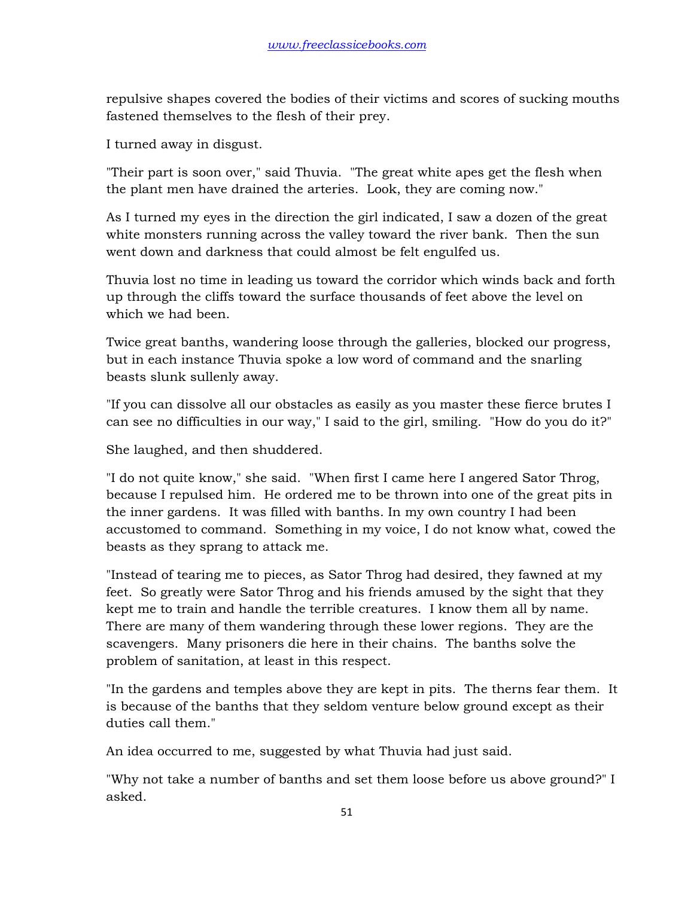repulsive shapes covered the bodies of their victims and scores of sucking mouths fastened themselves to the flesh of their prey.

I turned away in disgust.

"Their part is soon over," said Thuvia. "The great white apes get the flesh when the plant men have drained the arteries. Look, they are coming now."

As I turned my eyes in the direction the girl indicated, I saw a dozen of the great white monsters running across the valley toward the river bank. Then the sun went down and darkness that could almost be felt engulfed us.

Thuvia lost no time in leading us toward the corridor which winds back and forth up through the cliffs toward the surface thousands of feet above the level on which we had been.

Twice great banths, wandering loose through the galleries, blocked our progress, but in each instance Thuvia spoke a low word of command and the snarling beasts slunk sullenly away.

"If you can dissolve all our obstacles as easily as you master these fierce brutes I can see no difficulties in our way," I said to the girl, smiling. "How do you do it?"

She laughed, and then shuddered.

"I do not quite know," she said. "When first I came here I angered Sator Throg, because I repulsed him. He ordered me to be thrown into one of the great pits in the inner gardens. It was filled with banths. In my own country I had been accustomed to command. Something in my voice, I do not know what, cowed the beasts as they sprang to attack me.

"Instead of tearing me to pieces, as Sator Throg had desired, they fawned at my feet. So greatly were Sator Throg and his friends amused by the sight that they kept me to train and handle the terrible creatures. I know them all by name. There are many of them wandering through these lower regions. They are the scavengers. Many prisoners die here in their chains. The banths solve the problem of sanitation, at least in this respect.

"In the gardens and temples above they are kept in pits. The therns fear them. It is because of the banths that they seldom venture below ground except as their duties call them."

An idea occurred to me, suggested by what Thuvia had just said.

"Why not take a number of banths and set them loose before us above ground?" I asked.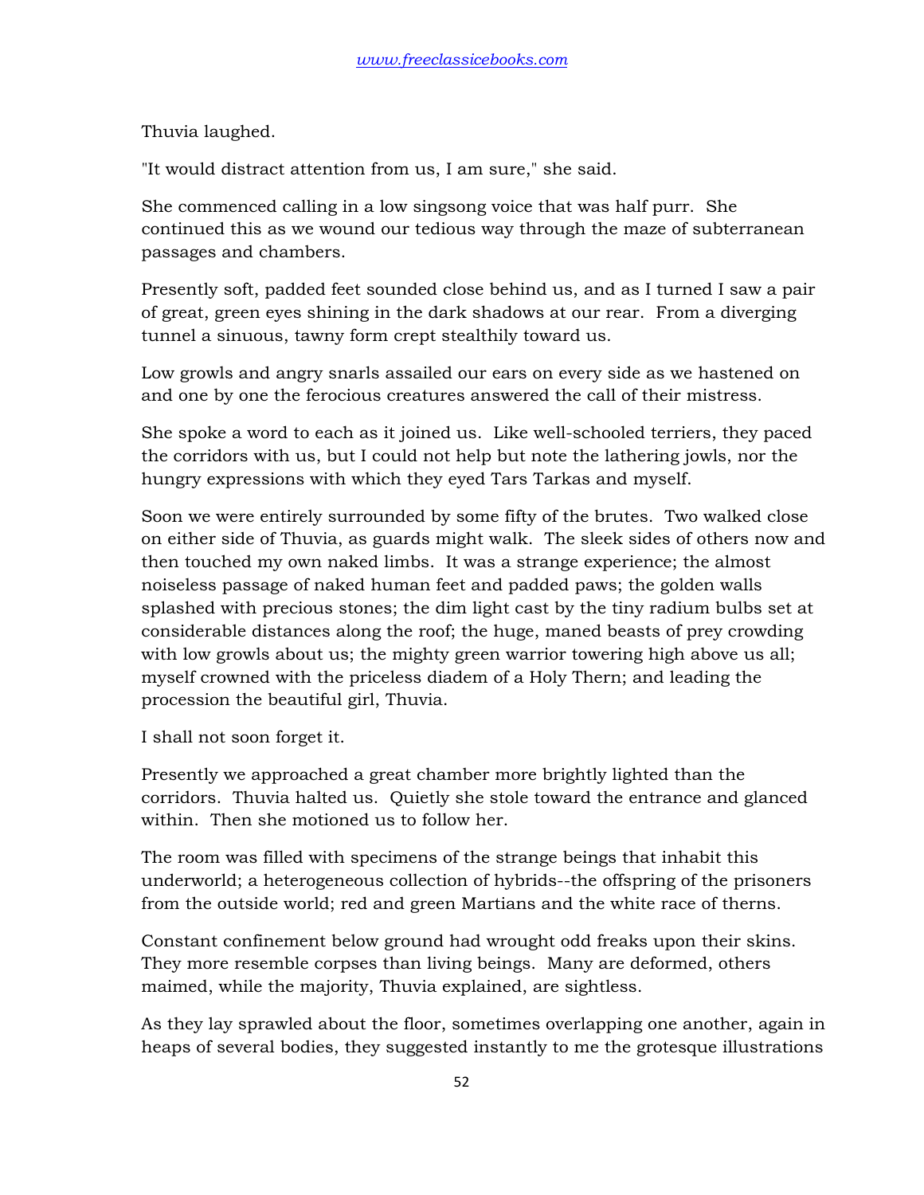Thuvia laughed.

"It would distract attention from us, I am sure," she said.

She commenced calling in a low singsong voice that was half purr. She continued this as we wound our tedious way through the maze of subterranean passages and chambers.

Presently soft, padded feet sounded close behind us, and as I turned I saw a pair of great, green eyes shining in the dark shadows at our rear. From a diverging tunnel a sinuous, tawny form crept stealthily toward us.

Low growls and angry snarls assailed our ears on every side as we hastened on and one by one the ferocious creatures answered the call of their mistress.

She spoke a word to each as it joined us. Like well-schooled terriers, they paced the corridors with us, but I could not help but note the lathering jowls, nor the hungry expressions with which they eyed Tars Tarkas and myself.

Soon we were entirely surrounded by some fifty of the brutes. Two walked close on either side of Thuvia, as guards might walk. The sleek sides of others now and then touched my own naked limbs. It was a strange experience; the almost noiseless passage of naked human feet and padded paws; the golden walls splashed with precious stones; the dim light cast by the tiny radium bulbs set at considerable distances along the roof; the huge, maned beasts of prey crowding with low growls about us; the mighty green warrior towering high above us all; myself crowned with the priceless diadem of a Holy Thern; and leading the procession the beautiful girl, Thuvia.

I shall not soon forget it.

Presently we approached a great chamber more brightly lighted than the corridors. Thuvia halted us. Quietly she stole toward the entrance and glanced within. Then she motioned us to follow her.

The room was filled with specimens of the strange beings that inhabit this underworld; a heterogeneous collection of hybrids--the offspring of the prisoners from the outside world; red and green Martians and the white race of therns.

Constant confinement below ground had wrought odd freaks upon their skins. They more resemble corpses than living beings. Many are deformed, others maimed, while the majority, Thuvia explained, are sightless.

As they lay sprawled about the floor, sometimes overlapping one another, again in heaps of several bodies, they suggested instantly to me the grotesque illustrations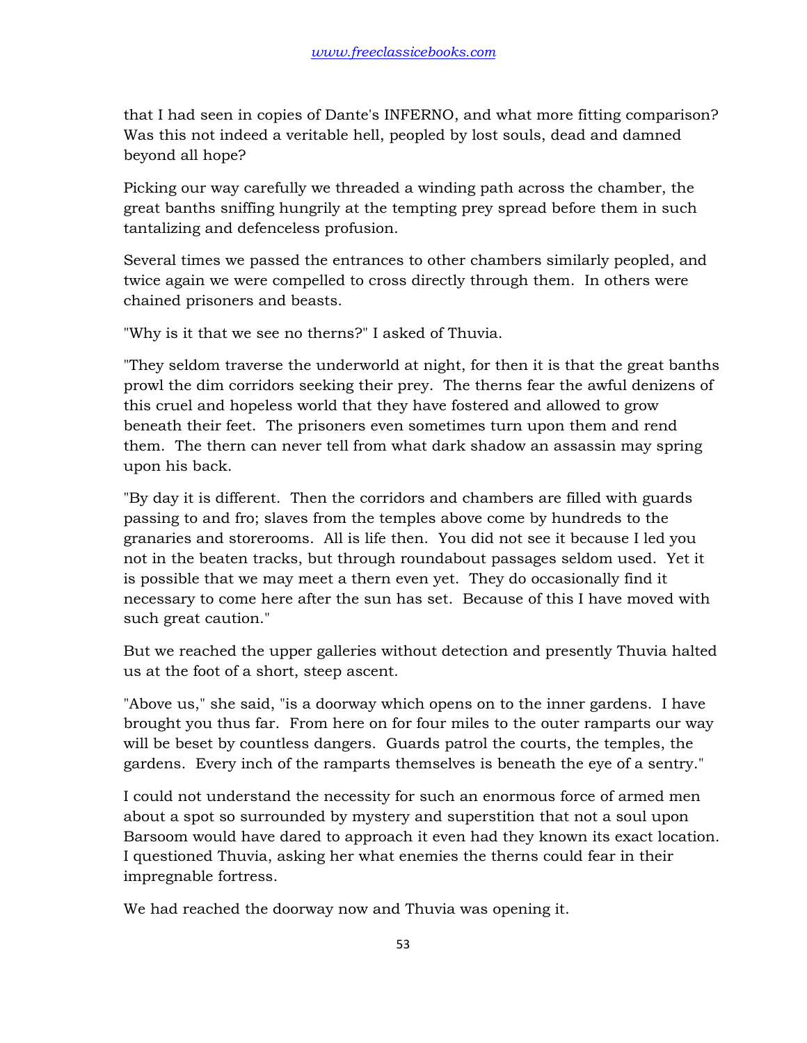that I had seen in copies of Dante's INFERNO, and what more fitting comparison? Was this not indeed a veritable hell, peopled by lost souls, dead and damned beyond all hope?

Picking our way carefully we threaded a winding path across the chamber, the great banths sniffing hungrily at the tempting prey spread before them in such tantalizing and defenceless profusion.

Several times we passed the entrances to other chambers similarly peopled, and twice again we were compelled to cross directly through them. In others were chained prisoners and beasts.

"Why is it that we see no therns?" I asked of Thuvia.

"They seldom traverse the underworld at night, for then it is that the great banths prowl the dim corridors seeking their prey. The therns fear the awful denizens of this cruel and hopeless world that they have fostered and allowed to grow beneath their feet. The prisoners even sometimes turn upon them and rend them. The thern can never tell from what dark shadow an assassin may spring upon his back.

"By day it is different. Then the corridors and chambers are filled with guards passing to and fro; slaves from the temples above come by hundreds to the granaries and storerooms. All is life then. You did not see it because I led you not in the beaten tracks, but through roundabout passages seldom used. Yet it is possible that we may meet a thern even yet. They do occasionally find it necessary to come here after the sun has set. Because of this I have moved with such great caution."

But we reached the upper galleries without detection and presently Thuvia halted us at the foot of a short, steep ascent.

"Above us," she said, "is a doorway which opens on to the inner gardens. I have brought you thus far. From here on for four miles to the outer ramparts our way will be beset by countless dangers. Guards patrol the courts, the temples, the gardens. Every inch of the ramparts themselves is beneath the eye of a sentry."

I could not understand the necessity for such an enormous force of armed men about a spot so surrounded by mystery and superstition that not a soul upon Barsoom would have dared to approach it even had they known its exact location. I questioned Thuvia, asking her what enemies the therns could fear in their impregnable fortress.

We had reached the doorway now and Thuvia was opening it.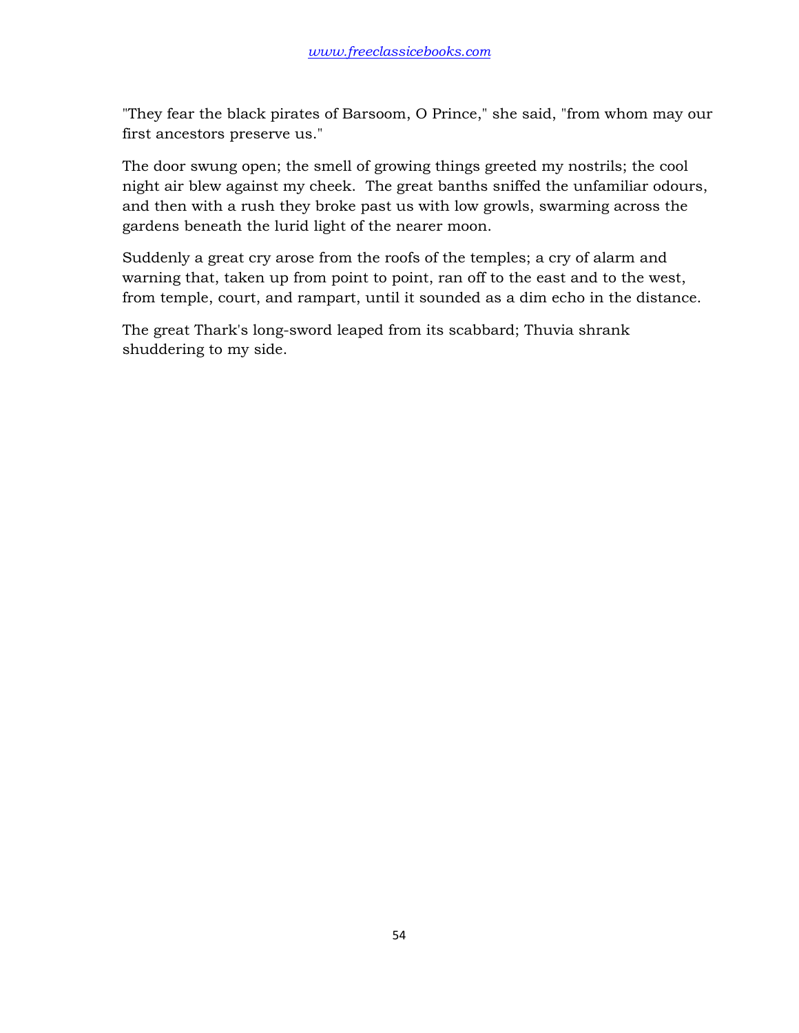"They fear the black pirates of Barsoom, O Prince," she said, "from whom may our first ancestors preserve us."

The door swung open; the smell of growing things greeted my nostrils; the cool night air blew against my cheek. The great banths sniffed the unfamiliar odours, and then with a rush they broke past us with low growls, swarming across the gardens beneath the lurid light of the nearer moon.

Suddenly a great cry arose from the roofs of the temples; a cry of alarm and warning that, taken up from point to point, ran off to the east and to the west, from temple, court, and rampart, until it sounded as a dim echo in the distance.

The great Thark's long-sword leaped from its scabbard; Thuvia shrank shuddering to my side.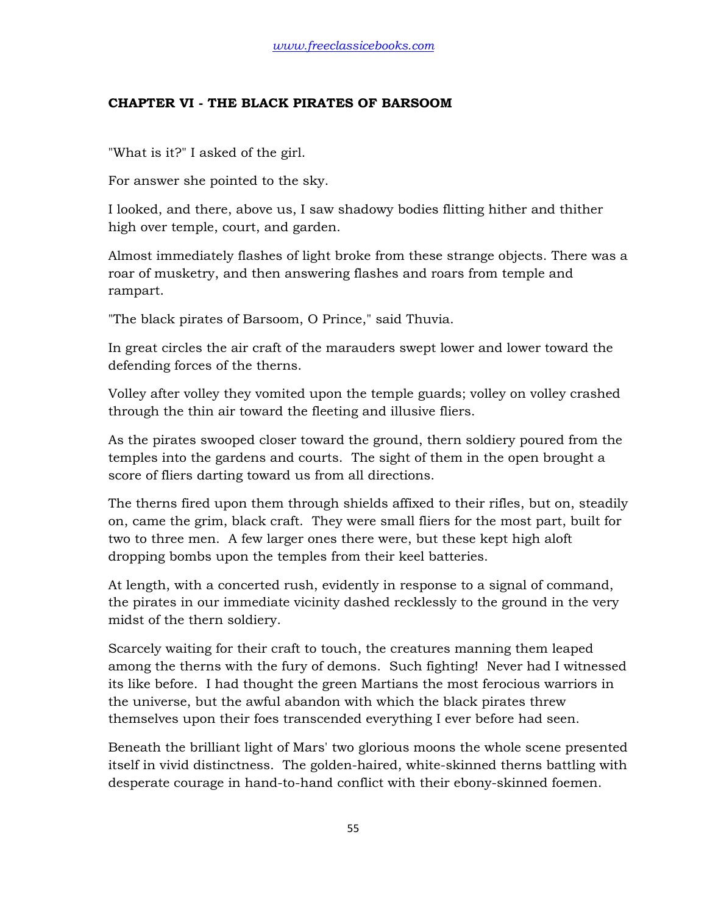### CHAPTER VI - THE BLACK PIRATES OF BARSOOM

"What is it?" I asked of the girl.

For answer she pointed to the sky.

I looked, and there, above us, I saw shadowy bodies flitting hither and thither high over temple, court, and garden.

Almost immediately flashes of light broke from these strange objects. There was a roar of musketry, and then answering flashes and roars from temple and rampart.

"The black pirates of Barsoom, O Prince," said Thuvia.

In great circles the air craft of the marauders swept lower and lower toward the defending forces of the therns.

Volley after volley they vomited upon the temple guards; volley on volley crashed through the thin air toward the fleeting and illusive fliers.

As the pirates swooped closer toward the ground, thern soldiery poured from the temples into the gardens and courts. The sight of them in the open brought a score of fliers darting toward us from all directions.

The therns fired upon them through shields affixed to their rifles, but on, steadily on, came the grim, black craft. They were small fliers for the most part, built for two to three men. A few larger ones there were, but these kept high aloft dropping bombs upon the temples from their keel batteries.

At length, with a concerted rush, evidently in response to a signal of command, the pirates in our immediate vicinity dashed recklessly to the ground in the very midst of the thern soldiery.

Scarcely waiting for their craft to touch, the creatures manning them leaped among the therns with the fury of demons. Such fighting! Never had I witnessed its like before. I had thought the green Martians the most ferocious warriors in the universe, but the awful abandon with which the black pirates threw themselves upon their foes transcended everything I ever before had seen.

Beneath the brilliant light of Mars' two glorious moons the whole scene presented itself in vivid distinctness. The golden-haired, white-skinned therns battling with desperate courage in hand-to-hand conflict with their ebony-skinned foemen.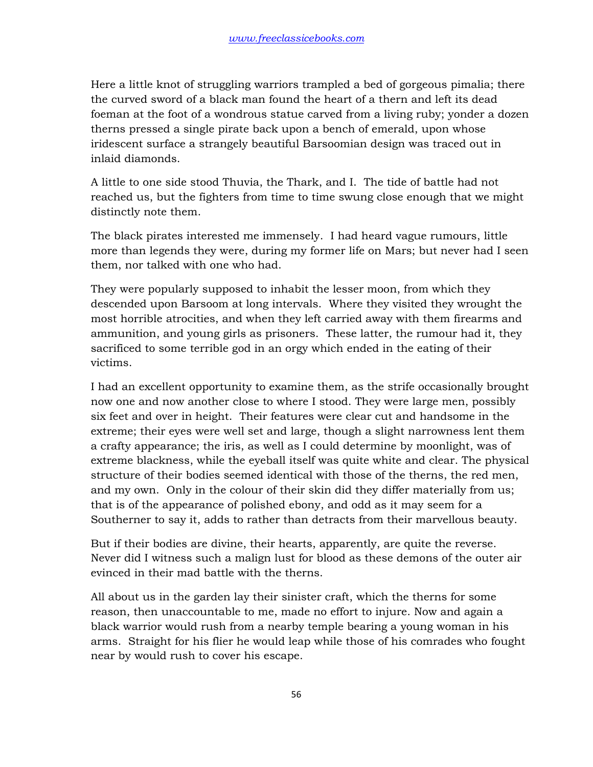Here a little knot of struggling warriors trampled a bed of gorgeous pimalia; there the curved sword of a black man found the heart of a thern and left its dead foeman at the foot of a wondrous statue carved from a living ruby; yonder a dozen therns pressed a single pirate back upon a bench of emerald, upon whose iridescent surface a strangely beautiful Barsoomian design was traced out in inlaid diamonds.

A little to one side stood Thuvia, the Thark, and I. The tide of battle had not reached us, but the fighters from time to time swung close enough that we might distinctly note them.

The black pirates interested me immensely. I had heard vague rumours, little more than legends they were, during my former life on Mars; but never had I seen them, nor talked with one who had.

They were popularly supposed to inhabit the lesser moon, from which they descended upon Barsoom at long intervals. Where they visited they wrought the most horrible atrocities, and when they left carried away with them firearms and ammunition, and young girls as prisoners. These latter, the rumour had it, they sacrificed to some terrible god in an orgy which ended in the eating of their victims.

I had an excellent opportunity to examine them, as the strife occasionally brought now one and now another close to where I stood. They were large men, possibly six feet and over in height. Their features were clear cut and handsome in the extreme; their eyes were well set and large, though a slight narrowness lent them a crafty appearance; the iris, as well as I could determine by moonlight, was of extreme blackness, while the eyeball itself was quite white and clear. The physical structure of their bodies seemed identical with those of the therns, the red men, and my own. Only in the colour of their skin did they differ materially from us; that is of the appearance of polished ebony, and odd as it may seem for a Southerner to say it, adds to rather than detracts from their marvellous beauty.

But if their bodies are divine, their hearts, apparently, are quite the reverse. Never did I witness such a malign lust for blood as these demons of the outer air evinced in their mad battle with the therns.

All about us in the garden lay their sinister craft, which the therns for some reason, then unaccountable to me, made no effort to injure. Now and again a black warrior would rush from a nearby temple bearing a young woman in his arms. Straight for his flier he would leap while those of his comrades who fought near by would rush to cover his escape.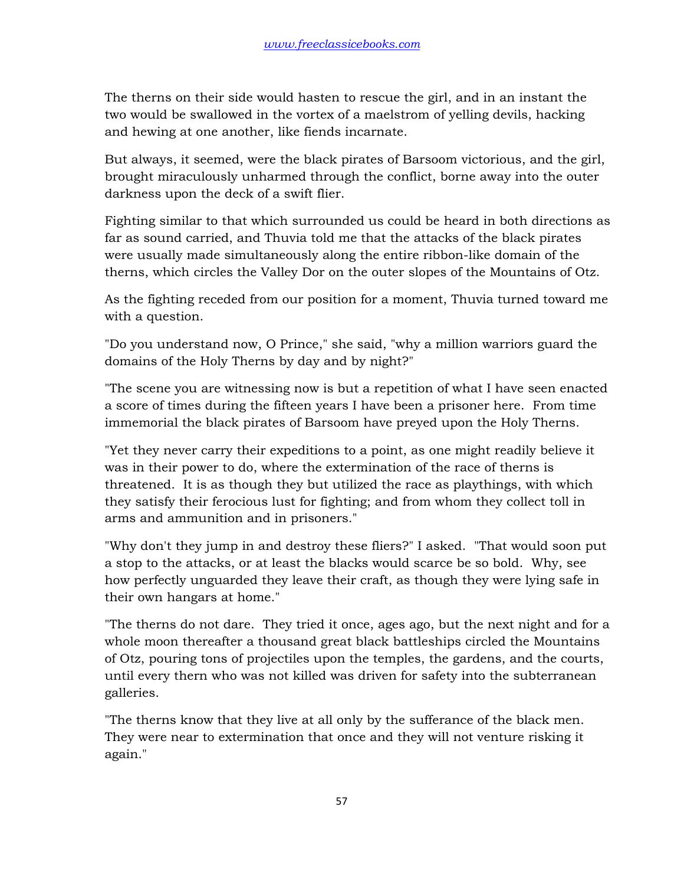The therns on their side would hasten to rescue the girl, and in an instant the two would be swallowed in the vortex of a maelstrom of yelling devils, hacking and hewing at one another, like fiends incarnate.

But always, it seemed, were the black pirates of Barsoom victorious, and the girl, brought miraculously unharmed through the conflict, borne away into the outer darkness upon the deck of a swift flier.

Fighting similar to that which surrounded us could be heard in both directions as far as sound carried, and Thuvia told me that the attacks of the black pirates were usually made simultaneously along the entire ribbon-like domain of the therns, which circles the Valley Dor on the outer slopes of the Mountains of Otz.

As the fighting receded from our position for a moment, Thuvia turned toward me with a question.

"Do you understand now, O Prince," she said, "why a million warriors guard the domains of the Holy Therns by day and by night?"

"The scene you are witnessing now is but a repetition of what I have seen enacted a score of times during the fifteen years I have been a prisoner here. From time immemorial the black pirates of Barsoom have preyed upon the Holy Therns.

"Yet they never carry their expeditions to a point, as one might readily believe it was in their power to do, where the extermination of the race of therns is threatened. It is as though they but utilized the race as playthings, with which they satisfy their ferocious lust for fighting; and from whom they collect toll in arms and ammunition and in prisoners."

"Why don't they jump in and destroy these fliers?" I asked. "That would soon put a stop to the attacks, or at least the blacks would scarce be so bold. Why, see how perfectly unguarded they leave their craft, as though they were lying safe in their own hangars at home."

"The therns do not dare. They tried it once, ages ago, but the next night and for a whole moon thereafter a thousand great black battleships circled the Mountains of Otz, pouring tons of projectiles upon the temples, the gardens, and the courts, until every thern who was not killed was driven for safety into the subterranean galleries.

"The therns know that they live at all only by the sufferance of the black men. They were near to extermination that once and they will not venture risking it again."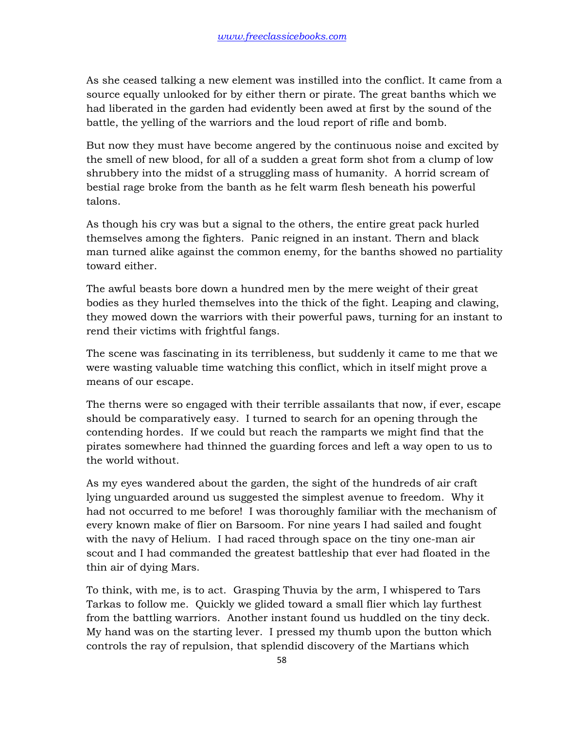As she ceased talking a new element was instilled into the conflict. It came from a source equally unlooked for by either thern or pirate. The great banths which we had liberated in the garden had evidently been awed at first by the sound of the battle, the yelling of the warriors and the loud report of rifle and bomb.

But now they must have become angered by the continuous noise and excited by the smell of new blood, for all of a sudden a great form shot from a clump of low shrubbery into the midst of a struggling mass of humanity. A horrid scream of bestial rage broke from the banth as he felt warm flesh beneath his powerful talons.

As though his cry was but a signal to the others, the entire great pack hurled themselves among the fighters. Panic reigned in an instant. Thern and black man turned alike against the common enemy, for the banths showed no partiality toward either.

The awful beasts bore down a hundred men by the mere weight of their great bodies as they hurled themselves into the thick of the fight. Leaping and clawing, they mowed down the warriors with their powerful paws, turning for an instant to rend their victims with frightful fangs.

The scene was fascinating in its terribleness, but suddenly it came to me that we were wasting valuable time watching this conflict, which in itself might prove a means of our escape.

The therns were so engaged with their terrible assailants that now, if ever, escape should be comparatively easy. I turned to search for an opening through the contending hordes. If we could but reach the ramparts we might find that the pirates somewhere had thinned the guarding forces and left a way open to us to the world without.

As my eyes wandered about the garden, the sight of the hundreds of air craft lying unguarded around us suggested the simplest avenue to freedom. Why it had not occurred to me before! I was thoroughly familiar with the mechanism of every known make of flier on Barsoom. For nine years I had sailed and fought with the navy of Helium. I had raced through space on the tiny one-man air scout and I had commanded the greatest battleship that ever had floated in the thin air of dying Mars.

To think, with me, is to act. Grasping Thuvia by the arm, I whispered to Tars Tarkas to follow me. Quickly we glided toward a small flier which lay furthest from the battling warriors. Another instant found us huddled on the tiny deck. My hand was on the starting lever. I pressed my thumb upon the button which controls the ray of repulsion, that splendid discovery of the Martians which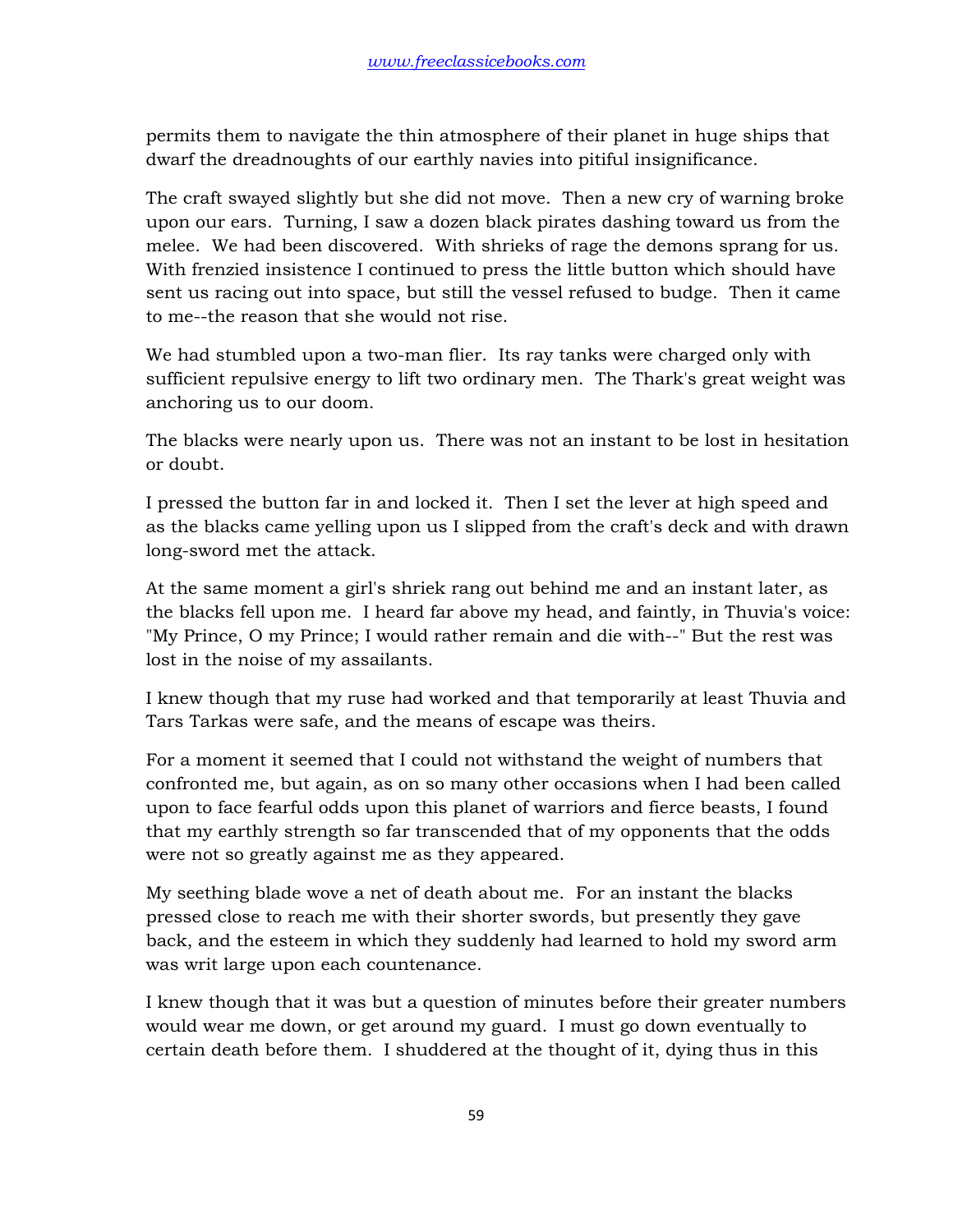permits them to navigate the thin atmosphere of their planet in huge ships that dwarf the dreadnoughts of our earthly navies into pitiful insignificance.

The craft swayed slightly but she did not move. Then a new cry of warning broke upon our ears. Turning, I saw a dozen black pirates dashing toward us from the melee. We had been discovered. With shrieks of rage the demons sprang for us. With frenzied insistence I continued to press the little button which should have sent us racing out into space, but still the vessel refused to budge. Then it came to me--the reason that she would not rise.

We had stumbled upon a two-man flier. Its ray tanks were charged only with sufficient repulsive energy to lift two ordinary men. The Thark's great weight was anchoring us to our doom.

The blacks were nearly upon us. There was not an instant to be lost in hesitation or doubt.

I pressed the button far in and locked it. Then I set the lever at high speed and as the blacks came yelling upon us I slipped from the craft's deck and with drawn long-sword met the attack.

At the same moment a girl's shriek rang out behind me and an instant later, as the blacks fell upon me. I heard far above my head, and faintly, in Thuvia's voice: "My Prince, O my Prince; I would rather remain and die with--" But the rest was lost in the noise of my assailants.

I knew though that my ruse had worked and that temporarily at least Thuvia and Tars Tarkas were safe, and the means of escape was theirs.

For a moment it seemed that I could not withstand the weight of numbers that confronted me, but again, as on so many other occasions when I had been called upon to face fearful odds upon this planet of warriors and fierce beasts, I found that my earthly strength so far transcended that of my opponents that the odds were not so greatly against me as they appeared.

My seething blade wove a net of death about me. For an instant the blacks pressed close to reach me with their shorter swords, but presently they gave back, and the esteem in which they suddenly had learned to hold my sword arm was writ large upon each countenance.

I knew though that it was but a question of minutes before their greater numbers would wear me down, or get around my guard. I must go down eventually to certain death before them. I shuddered at the thought of it, dying thus in this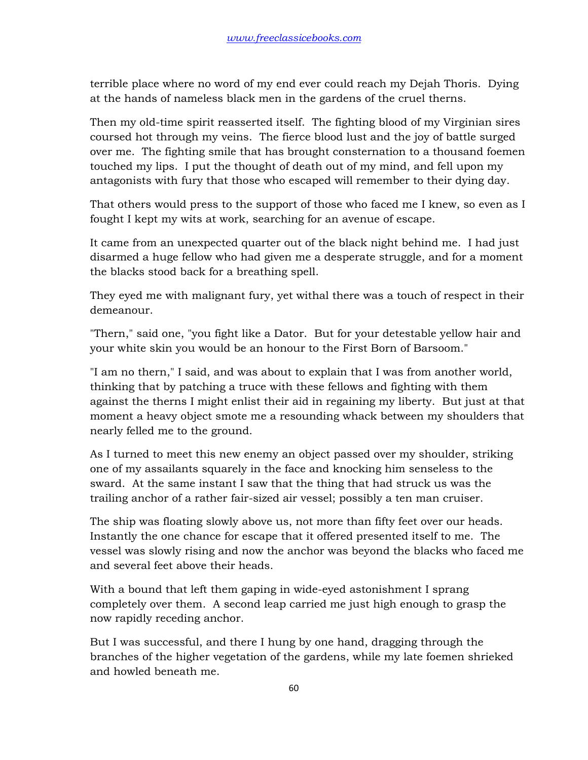terrible place where no word of my end ever could reach my Dejah Thoris. Dying at the hands of nameless black men in the gardens of the cruel therns.

Then my old-time spirit reasserted itself. The fighting blood of my Virginian sires coursed hot through my veins. The fierce blood lust and the joy of battle surged over me. The fighting smile that has brought consternation to a thousand foemen touched my lips. I put the thought of death out of my mind, and fell upon my antagonists with fury that those who escaped will remember to their dying day.

That others would press to the support of those who faced me I knew, so even as I fought I kept my wits at work, searching for an avenue of escape.

It came from an unexpected quarter out of the black night behind me. I had just disarmed a huge fellow who had given me a desperate struggle, and for a moment the blacks stood back for a breathing spell.

They eyed me with malignant fury, yet withal there was a touch of respect in their demeanour.

"Thern," said one, "you fight like a Dator. But for your detestable yellow hair and your white skin you would be an honour to the First Born of Barsoom."

"I am no thern," I said, and was about to explain that I was from another world, thinking that by patching a truce with these fellows and fighting with them against the therns I might enlist their aid in regaining my liberty. But just at that moment a heavy object smote me a resounding whack between my shoulders that nearly felled me to the ground.

As I turned to meet this new enemy an object passed over my shoulder, striking one of my assailants squarely in the face and knocking him senseless to the sward. At the same instant I saw that the thing that had struck us was the trailing anchor of a rather fair-sized air vessel; possibly a ten man cruiser.

The ship was floating slowly above us, not more than fifty feet over our heads. Instantly the one chance for escape that it offered presented itself to me. The vessel was slowly rising and now the anchor was beyond the blacks who faced me and several feet above their heads.

With a bound that left them gaping in wide-eyed astonishment I sprang completely over them. A second leap carried me just high enough to grasp the now rapidly receding anchor.

But I was successful, and there I hung by one hand, dragging through the branches of the higher vegetation of the gardens, while my late foemen shrieked and howled beneath me.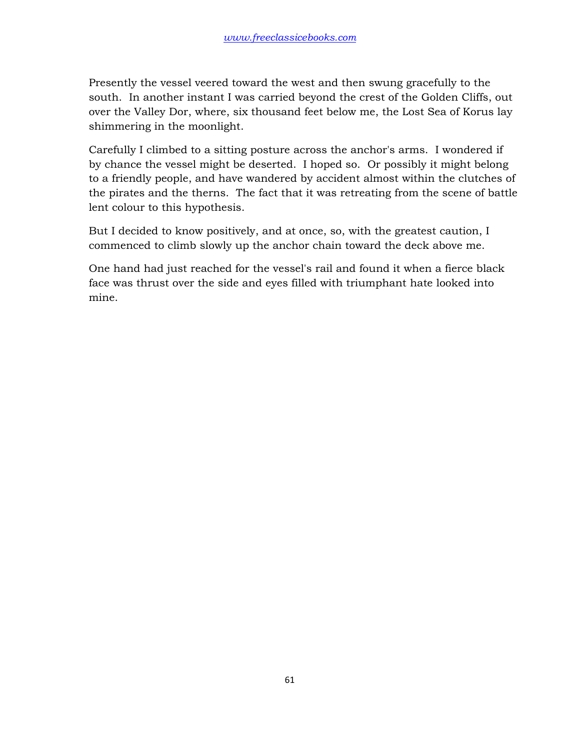Presently the vessel veered toward the west and then swung gracefully to the south. In another instant I was carried beyond the crest of the Golden Cliffs, out over the Valley Dor, where, six thousand feet below me, the Lost Sea of Korus lay shimmering in the moonlight.

Carefully I climbed to a sitting posture across the anchor's arms. I wondered if by chance the vessel might be deserted. I hoped so. Or possibly it might belong to a friendly people, and have wandered by accident almost within the clutches of the pirates and the therns. The fact that it was retreating from the scene of battle lent colour to this hypothesis.

But I decided to know positively, and at once, so, with the greatest caution, I commenced to climb slowly up the anchor chain toward the deck above me.

One hand had just reached for the vessel's rail and found it when a fierce black face was thrust over the side and eyes filled with triumphant hate looked into mine.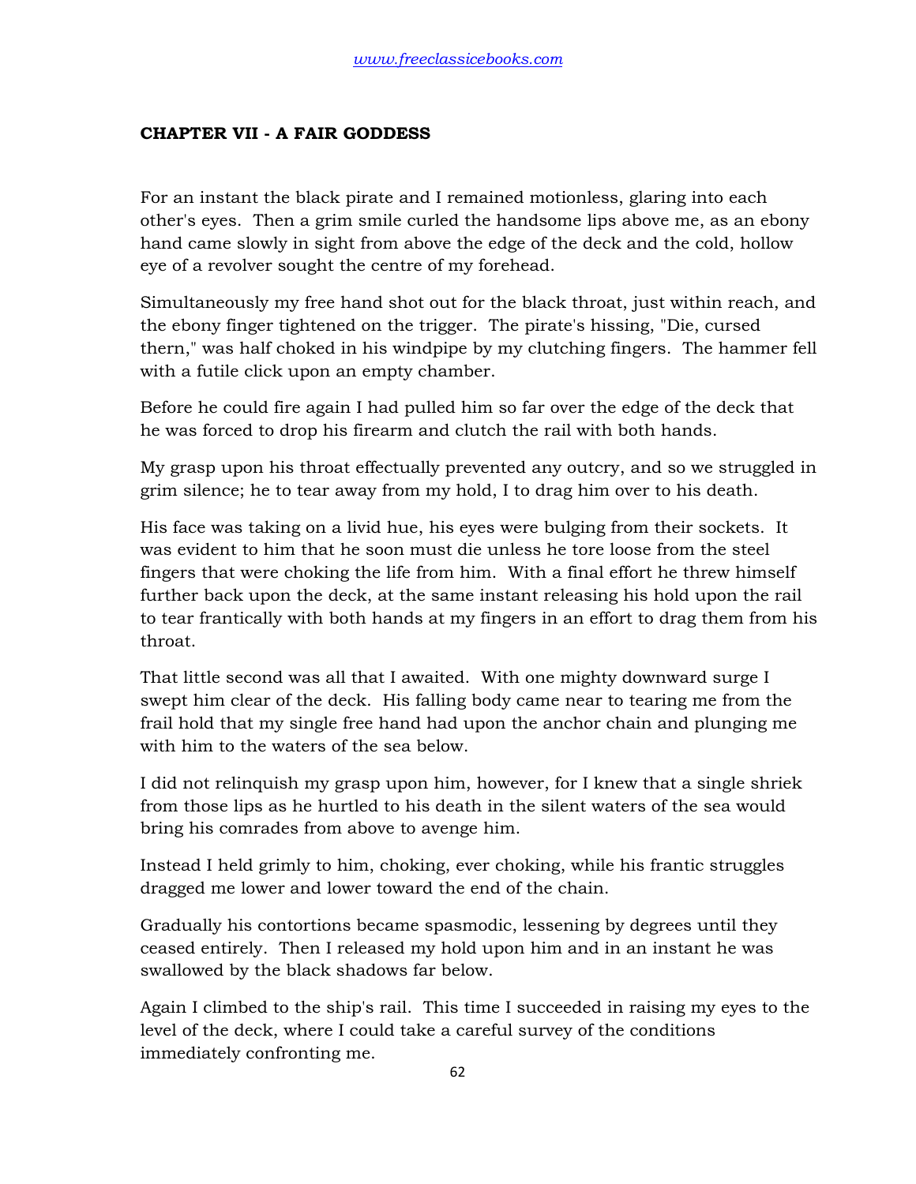## CHAPTER VII - A FAIR GODDESS

For an instant the black pirate and I remained motionless, glaring into each other's eyes. Then a grim smile curled the handsome lips above me, as an ebony hand came slowly in sight from above the edge of the deck and the cold, hollow eye of a revolver sought the centre of my forehead.

Simultaneously my free hand shot out for the black throat, just within reach, and the ebony finger tightened on the trigger. The pirate's hissing, "Die, cursed thern," was half choked in his windpipe by my clutching fingers. The hammer fell with a futile click upon an empty chamber.

Before he could fire again I had pulled him so far over the edge of the deck that he was forced to drop his firearm and clutch the rail with both hands.

My grasp upon his throat effectually prevented any outcry, and so we struggled in grim silence; he to tear away from my hold, I to drag him over to his death.

His face was taking on a livid hue, his eyes were bulging from their sockets. It was evident to him that he soon must die unless he tore loose from the steel fingers that were choking the life from him. With a final effort he threw himself further back upon the deck, at the same instant releasing his hold upon the rail to tear frantically with both hands at my fingers in an effort to drag them from his throat.

That little second was all that I awaited. With one mighty downward surge I swept him clear of the deck. His falling body came near to tearing me from the frail hold that my single free hand had upon the anchor chain and plunging me with him to the waters of the sea below.

I did not relinquish my grasp upon him, however, for I knew that a single shriek from those lips as he hurtled to his death in the silent waters of the sea would bring his comrades from above to avenge him.

Instead I held grimly to him, choking, ever choking, while his frantic struggles dragged me lower and lower toward the end of the chain.

Gradually his contortions became spasmodic, lessening by degrees until they ceased entirely. Then I released my hold upon him and in an instant he was swallowed by the black shadows far below.

Again I climbed to the ship's rail. This time I succeeded in raising my eyes to the level of the deck, where I could take a careful survey of the conditions immediately confronting me.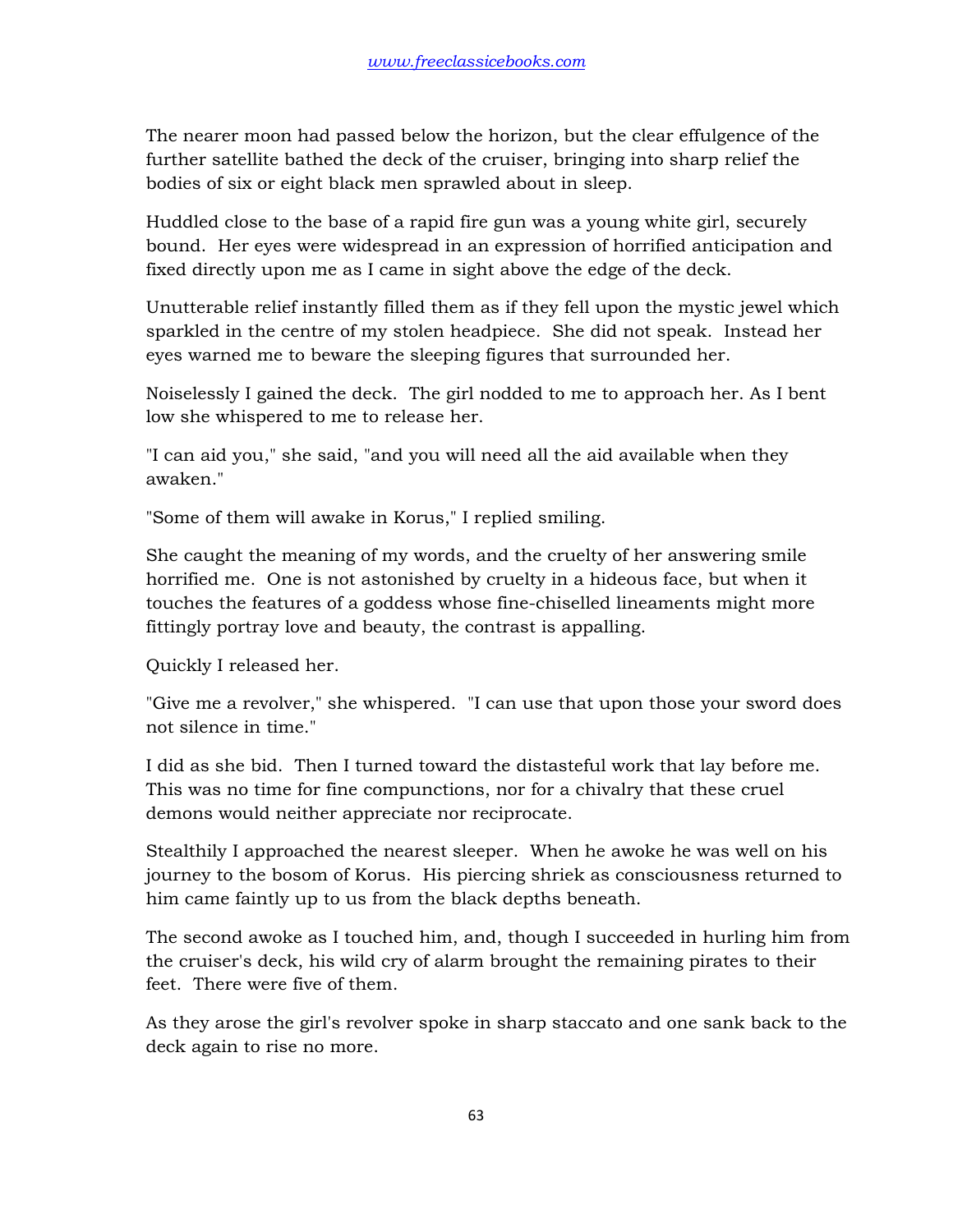The nearer moon had passed below the horizon, but the clear effulgence of the further satellite bathed the deck of the cruiser, bringing into sharp relief the bodies of six or eight black men sprawled about in sleep.

Huddled close to the base of a rapid fire gun was a young white girl, securely bound. Her eyes were widespread in an expression of horrified anticipation and fixed directly upon me as I came in sight above the edge of the deck.

Unutterable relief instantly filled them as if they fell upon the mystic jewel which sparkled in the centre of my stolen headpiece. She did not speak. Instead her eyes warned me to beware the sleeping figures that surrounded her.

Noiselessly I gained the deck. The girl nodded to me to approach her. As I bent low she whispered to me to release her.

"I can aid you," she said, "and you will need all the aid available when they awaken."

"Some of them will awake in Korus," I replied smiling.

She caught the meaning of my words, and the cruelty of her answering smile horrified me. One is not astonished by cruelty in a hideous face, but when it touches the features of a goddess whose fine-chiselled lineaments might more fittingly portray love and beauty, the contrast is appalling.

Quickly I released her.

"Give me a revolver," she whispered. "I can use that upon those your sword does not silence in time."

I did as she bid. Then I turned toward the distasteful work that lay before me. This was no time for fine compunctions, nor for a chivalry that these cruel demons would neither appreciate nor reciprocate.

Stealthily I approached the nearest sleeper. When he awoke he was well on his journey to the bosom of Korus. His piercing shriek as consciousness returned to him came faintly up to us from the black depths beneath.

The second awoke as I touched him, and, though I succeeded in hurling him from the cruiser's deck, his wild cry of alarm brought the remaining pirates to their feet. There were five of them.

As they arose the girl's revolver spoke in sharp staccato and one sank back to the deck again to rise no more.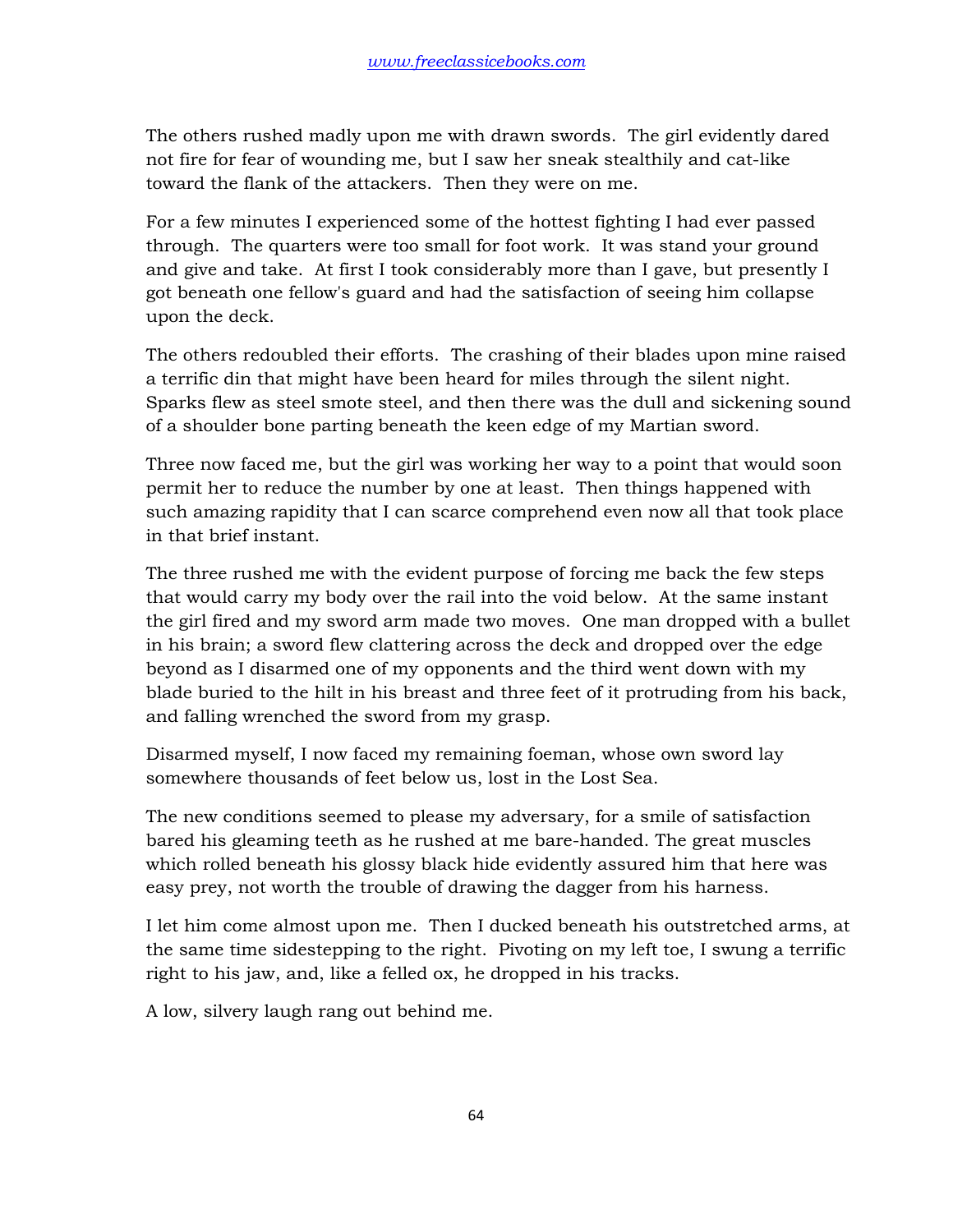The others rushed madly upon me with drawn swords. The girl evidently dared not fire for fear of wounding me, but I saw her sneak stealthily and cat-like toward the flank of the attackers. Then they were on me.

For a few minutes I experienced some of the hottest fighting I had ever passed through. The quarters were too small for foot work. It was stand your ground and give and take. At first I took considerably more than I gave, but presently I got beneath one fellow's guard and had the satisfaction of seeing him collapse upon the deck.

The others redoubled their efforts. The crashing of their blades upon mine raised a terrific din that might have been heard for miles through the silent night. Sparks flew as steel smote steel, and then there was the dull and sickening sound of a shoulder bone parting beneath the keen edge of my Martian sword.

Three now faced me, but the girl was working her way to a point that would soon permit her to reduce the number by one at least. Then things happened with such amazing rapidity that I can scarce comprehend even now all that took place in that brief instant.

The three rushed me with the evident purpose of forcing me back the few steps that would carry my body over the rail into the void below. At the same instant the girl fired and my sword arm made two moves. One man dropped with a bullet in his brain; a sword flew clattering across the deck and dropped over the edge beyond as I disarmed one of my opponents and the third went down with my blade buried to the hilt in his breast and three feet of it protruding from his back, and falling wrenched the sword from my grasp.

Disarmed myself, I now faced my remaining foeman, whose own sword lay somewhere thousands of feet below us, lost in the Lost Sea.

The new conditions seemed to please my adversary, for a smile of satisfaction bared his gleaming teeth as he rushed at me bare-handed. The great muscles which rolled beneath his glossy black hide evidently assured him that here was easy prey, not worth the trouble of drawing the dagger from his harness.

I let him come almost upon me. Then I ducked beneath his outstretched arms, at the same time sidestepping to the right. Pivoting on my left toe, I swung a terrific right to his jaw, and, like a felled ox, he dropped in his tracks.

A low, silvery laugh rang out behind me.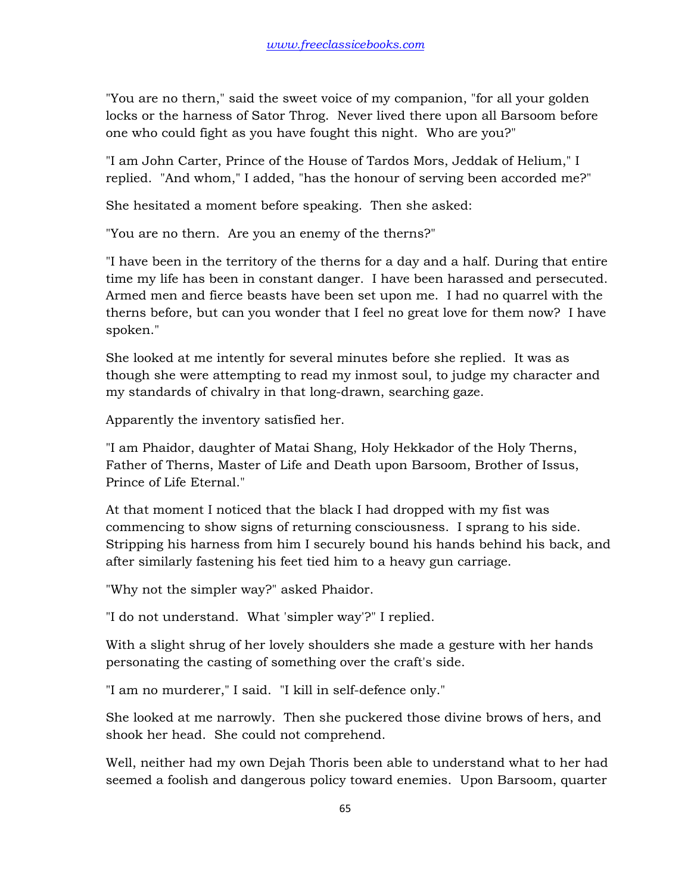"You are no thern," said the sweet voice of my companion, "for all your golden locks or the harness of Sator Throg. Never lived there upon all Barsoom before one who could fight as you have fought this night. Who are you?"

"I am John Carter, Prince of the House of Tardos Mors, Jeddak of Helium," I replied. "And whom," I added, "has the honour of serving been accorded me?"

She hesitated a moment before speaking. Then she asked:

"You are no thern. Are you an enemy of the therns?"

"I have been in the territory of the therns for a day and a half. During that entire time my life has been in constant danger. I have been harassed and persecuted. Armed men and fierce beasts have been set upon me. I had no quarrel with the therns before, but can you wonder that I feel no great love for them now? I have spoken."

She looked at me intently for several minutes before she replied. It was as though she were attempting to read my inmost soul, to judge my character and my standards of chivalry in that long-drawn, searching gaze.

Apparently the inventory satisfied her.

"I am Phaidor, daughter of Matai Shang, Holy Hekkador of the Holy Therns, Father of Therns, Master of Life and Death upon Barsoom, Brother of Issus, Prince of Life Eternal."

At that moment I noticed that the black I had dropped with my fist was commencing to show signs of returning consciousness. I sprang to his side. Stripping his harness from him I securely bound his hands behind his back, and after similarly fastening his feet tied him to a heavy gun carriage.

"Why not the simpler way?" asked Phaidor.

"I do not understand. What 'simpler way'?" I replied.

With a slight shrug of her lovely shoulders she made a gesture with her hands personating the casting of something over the craft's side.

"I am no murderer," I said. "I kill in self-defence only."

She looked at me narrowly. Then she puckered those divine brows of hers, and shook her head. She could not comprehend.

Well, neither had my own Dejah Thoris been able to understand what to her had seemed a foolish and dangerous policy toward enemies. Upon Barsoom, quarter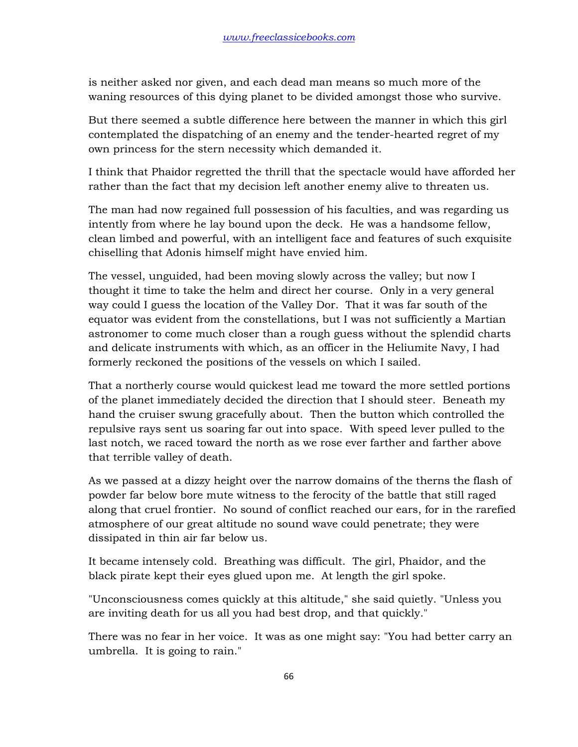is neither asked nor given, and each dead man means so much more of the waning resources of this dying planet to be divided amongst those who survive.

But there seemed a subtle difference here between the manner in which this girl contemplated the dispatching of an enemy and the tender-hearted regret of my own princess for the stern necessity which demanded it.

I think that Phaidor regretted the thrill that the spectacle would have afforded her rather than the fact that my decision left another enemy alive to threaten us.

The man had now regained full possession of his faculties, and was regarding us intently from where he lay bound upon the deck. He was a handsome fellow, clean limbed and powerful, with an intelligent face and features of such exquisite chiselling that Adonis himself might have envied him.

The vessel, unguided, had been moving slowly across the valley; but now I thought it time to take the helm and direct her course. Only in a very general way could I guess the location of the Valley Dor. That it was far south of the equator was evident from the constellations, but I was not sufficiently a Martian astronomer to come much closer than a rough guess without the splendid charts and delicate instruments with which, as an officer in the Heliumite Navy, I had formerly reckoned the positions of the vessels on which I sailed.

That a northerly course would quickest lead me toward the more settled portions of the planet immediately decided the direction that I should steer. Beneath my hand the cruiser swung gracefully about. Then the button which controlled the repulsive rays sent us soaring far out into space. With speed lever pulled to the last notch, we raced toward the north as we rose ever farther and farther above that terrible valley of death.

As we passed at a dizzy height over the narrow domains of the therns the flash of powder far below bore mute witness to the ferocity of the battle that still raged along that cruel frontier. No sound of conflict reached our ears, for in the rarefied atmosphere of our great altitude no sound wave could penetrate; they were dissipated in thin air far below us.

It became intensely cold. Breathing was difficult. The girl, Phaidor, and the black pirate kept their eyes glued upon me. At length the girl spoke.

"Unconsciousness comes quickly at this altitude," she said quietly. "Unless you are inviting death for us all you had best drop, and that quickly."

There was no fear in her voice. It was as one might say: "You had better carry an umbrella. It is going to rain."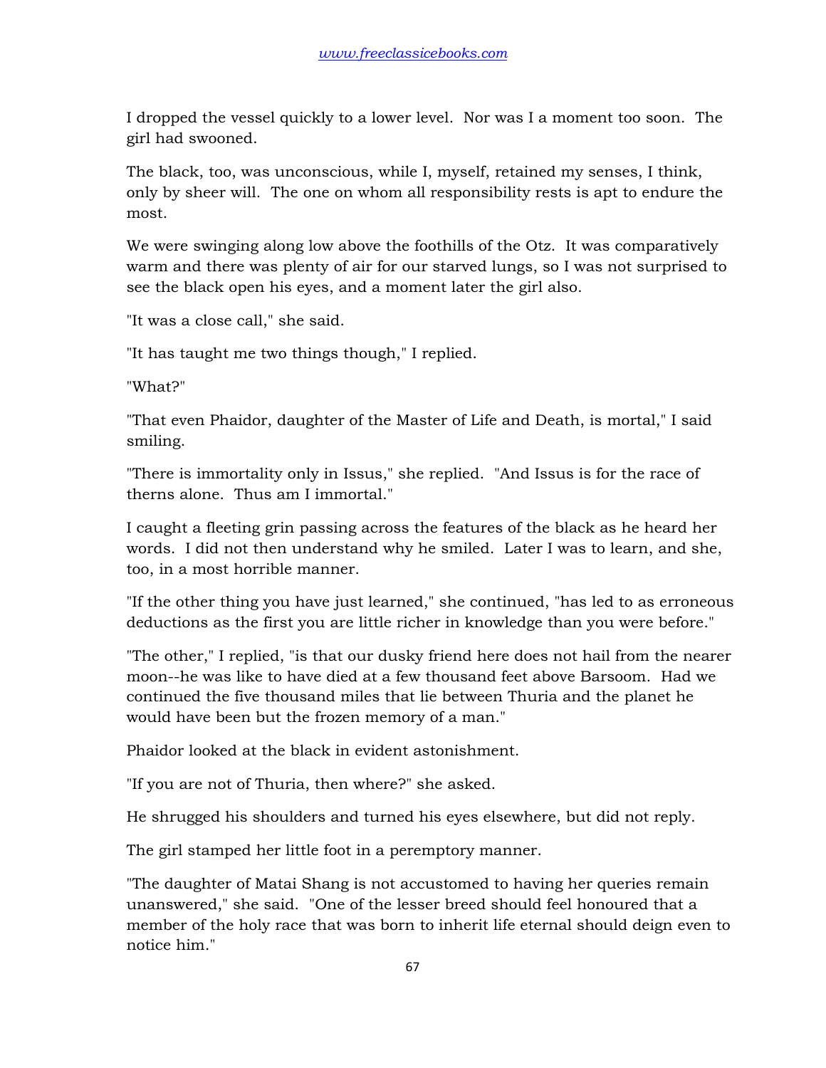I dropped the vessel quickly to a lower level. Nor was I a moment too soon. The girl had swooned.

The black, too, was unconscious, while I, myself, retained my senses, I think, only by sheer will. The one on whom all responsibility rests is apt to endure the most.

We were swinging along low above the foothills of the Otz. It was comparatively warm and there was plenty of air for our starved lungs, so I was not surprised to see the black open his eyes, and a moment later the girl also.

"It was a close call," she said.

"It has taught me two things though," I replied.

"What?"

"That even Phaidor, daughter of the Master of Life and Death, is mortal," I said smiling.

"There is immortality only in Issus," she replied. "And Issus is for the race of therns alone. Thus am I immortal."

I caught a fleeting grin passing across the features of the black as he heard her words. I did not then understand why he smiled. Later I was to learn, and she, too, in a most horrible manner.

"If the other thing you have just learned," she continued, "has led to as erroneous deductions as the first you are little richer in knowledge than you were before."

"The other," I replied, "is that our dusky friend here does not hail from the nearer moon--he was like to have died at a few thousand feet above Barsoom. Had we continued the five thousand miles that lie between Thuria and the planet he would have been but the frozen memory of a man."

Phaidor looked at the black in evident astonishment.

"If you are not of Thuria, then where?" she asked.

He shrugged his shoulders and turned his eyes elsewhere, but did not reply.

The girl stamped her little foot in a peremptory manner.

"The daughter of Matai Shang is not accustomed to having her queries remain unanswered," she said. "One of the lesser breed should feel honoured that a member of the holy race that was born to inherit life eternal should deign even to notice him."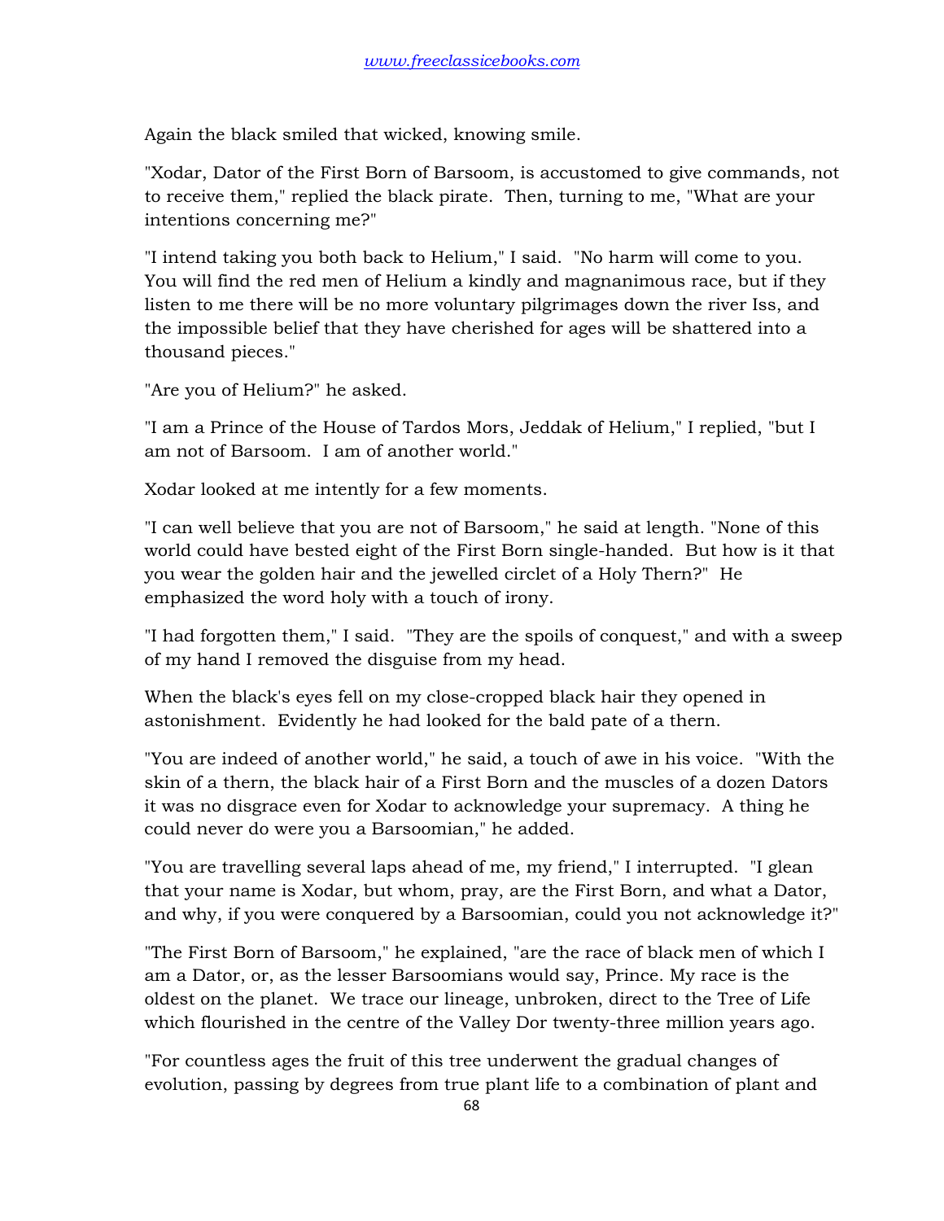Again the black smiled that wicked, knowing smile.

"Xodar, Dator of the First Born of Barsoom, is accustomed to give commands, not to receive them," replied the black pirate. Then, turning to me, "What are your intentions concerning me?"

"I intend taking you both back to Helium," I said. "No harm will come to you. You will find the red men of Helium a kindly and magnanimous race, but if they listen to me there will be no more voluntary pilgrimages down the river Iss, and the impossible belief that they have cherished for ages will be shattered into a thousand pieces."

"Are you of Helium?" he asked.

"I am a Prince of the House of Tardos Mors, Jeddak of Helium," I replied, "but I am not of Barsoom. I am of another world."

Xodar looked at me intently for a few moments.

"I can well believe that you are not of Barsoom," he said at length. "None of this world could have bested eight of the First Born single-handed. But how is it that you wear the golden hair and the jewelled circlet of a Holy Thern?" He emphasized the word holy with a touch of irony.

"I had forgotten them," I said. "They are the spoils of conquest," and with a sweep of my hand I removed the disguise from my head.

When the black's eyes fell on my close-cropped black hair they opened in astonishment. Evidently he had looked for the bald pate of a thern.

"You are indeed of another world," he said, a touch of awe in his voice. "With the skin of a thern, the black hair of a First Born and the muscles of a dozen Dators it was no disgrace even for Xodar to acknowledge your supremacy. A thing he could never do were you a Barsoomian," he added.

"You are travelling several laps ahead of me, my friend," I interrupted. "I glean that your name is Xodar, but whom, pray, are the First Born, and what a Dator, and why, if you were conquered by a Barsoomian, could you not acknowledge it?"

"The First Born of Barsoom," he explained, "are the race of black men of which I am a Dator, or, as the lesser Barsoomians would say, Prince. My race is the oldest on the planet. We trace our lineage, unbroken, direct to the Tree of Life which flourished in the centre of the Valley Dor twenty-three million years ago.

"For countless ages the fruit of this tree underwent the gradual changes of evolution, passing by degrees from true plant life to a combination of plant and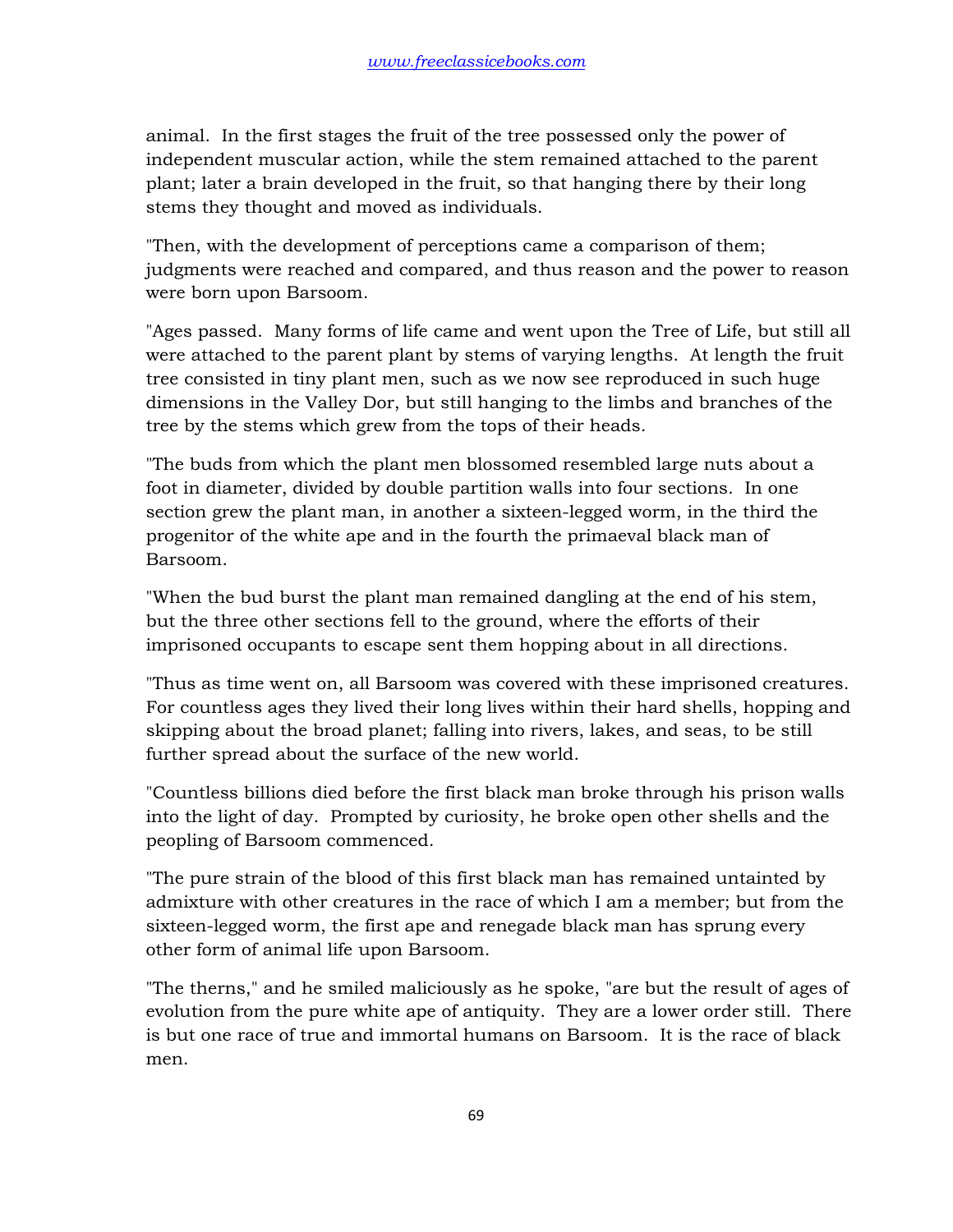animal. In the first stages the fruit of the tree possessed only the power of independent muscular action, while the stem remained attached to the parent plant; later a brain developed in the fruit, so that hanging there by their long stems they thought and moved as individuals.

"Then, with the development of perceptions came a comparison of them; judgments were reached and compared, and thus reason and the power to reason were born upon Barsoom.

"Ages passed. Many forms of life came and went upon the Tree of Life, but still all were attached to the parent plant by stems of varying lengths. At length the fruit tree consisted in tiny plant men, such as we now see reproduced in such huge dimensions in the Valley Dor, but still hanging to the limbs and branches of the tree by the stems which grew from the tops of their heads.

"The buds from which the plant men blossomed resembled large nuts about a foot in diameter, divided by double partition walls into four sections. In one section grew the plant man, in another a sixteen-legged worm, in the third the progenitor of the white ape and in the fourth the primaeval black man of Barsoom.

"When the bud burst the plant man remained dangling at the end of his stem, but the three other sections fell to the ground, where the efforts of their imprisoned occupants to escape sent them hopping about in all directions.

"Thus as time went on, all Barsoom was covered with these imprisoned creatures. For countless ages they lived their long lives within their hard shells, hopping and skipping about the broad planet; falling into rivers, lakes, and seas, to be still further spread about the surface of the new world.

"Countless billions died before the first black man broke through his prison walls into the light of day. Prompted by curiosity, he broke open other shells and the peopling of Barsoom commenced.

"The pure strain of the blood of this first black man has remained untainted by admixture with other creatures in the race of which I am a member; but from the sixteen-legged worm, the first ape and renegade black man has sprung every other form of animal life upon Barsoom.

"The therns," and he smiled maliciously as he spoke, "are but the result of ages of evolution from the pure white ape of antiquity. They are a lower order still. There is but one race of true and immortal humans on Barsoom. It is the race of black men.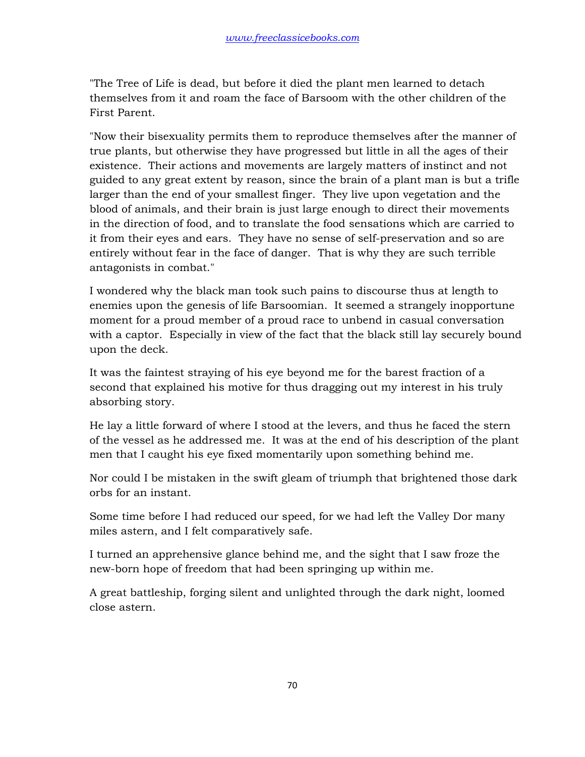"The Tree of Life is dead, but before it died the plant men learned to detach themselves from it and roam the face of Barsoom with the other children of the First Parent.

"Now their bisexuality permits them to reproduce themselves after the manner of true plants, but otherwise they have progressed but little in all the ages of their existence. Their actions and movements are largely matters of instinct and not guided to any great extent by reason, since the brain of a plant man is but a trifle larger than the end of your smallest finger. They live upon vegetation and the blood of animals, and their brain is just large enough to direct their movements in the direction of food, and to translate the food sensations which are carried to it from their eyes and ears. They have no sense of self-preservation and so are entirely without fear in the face of danger. That is why they are such terrible antagonists in combat."

I wondered why the black man took such pains to discourse thus at length to enemies upon the genesis of life Barsoomian. It seemed a strangely inopportune moment for a proud member of a proud race to unbend in casual conversation with a captor. Especially in view of the fact that the black still lay securely bound upon the deck.

It was the faintest straying of his eye beyond me for the barest fraction of a second that explained his motive for thus dragging out my interest in his truly absorbing story.

He lay a little forward of where I stood at the levers, and thus he faced the stern of the vessel as he addressed me. It was at the end of his description of the plant men that I caught his eye fixed momentarily upon something behind me.

Nor could I be mistaken in the swift gleam of triumph that brightened those dark orbs for an instant.

Some time before I had reduced our speed, for we had left the Valley Dor many miles astern, and I felt comparatively safe.

I turned an apprehensive glance behind me, and the sight that I saw froze the new-born hope of freedom that had been springing up within me.

A great battleship, forging silent and unlighted through the dark night, loomed close astern.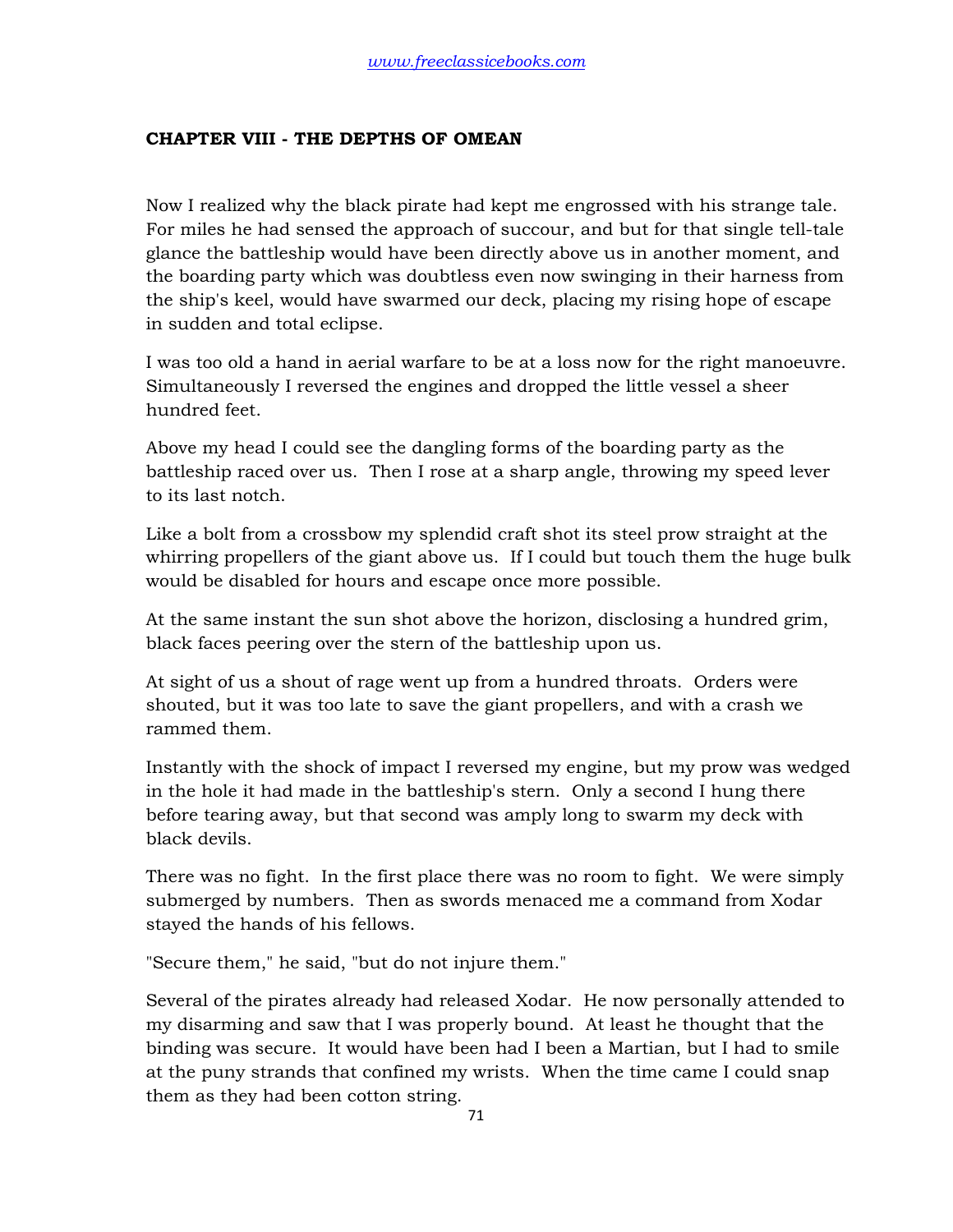## CHAPTER VIII - THE DEPTHS OF OMEAN

Now I realized why the black pirate had kept me engrossed with his strange tale. For miles he had sensed the approach of succour, and but for that single tell-tale glance the battleship would have been directly above us in another moment, and the boarding party which was doubtless even now swinging in their harness from the ship's keel, would have swarmed our deck, placing my rising hope of escape in sudden and total eclipse.

I was too old a hand in aerial warfare to be at a loss now for the right manoeuvre. Simultaneously I reversed the engines and dropped the little vessel a sheer hundred feet.

Above my head I could see the dangling forms of the boarding party as the battleship raced over us. Then I rose at a sharp angle, throwing my speed lever to its last notch.

Like a bolt from a crossbow my splendid craft shot its steel prow straight at the whirring propellers of the giant above us. If I could but touch them the huge bulk would be disabled for hours and escape once more possible.

At the same instant the sun shot above the horizon, disclosing a hundred grim, black faces peering over the stern of the battleship upon us.

At sight of us a shout of rage went up from a hundred throats. Orders were shouted, but it was too late to save the giant propellers, and with a crash we rammed them.

Instantly with the shock of impact I reversed my engine, but my prow was wedged in the hole it had made in the battleship's stern. Only a second I hung there before tearing away, but that second was amply long to swarm my deck with black devils.

There was no fight. In the first place there was no room to fight. We were simply submerged by numbers. Then as swords menaced me a command from Xodar stayed the hands of his fellows.

"Secure them," he said, "but do not injure them."

Several of the pirates already had released Xodar. He now personally attended to my disarming and saw that I was properly bound. At least he thought that the binding was secure. It would have been had I been a Martian, but I had to smile at the puny strands that confined my wrists. When the time came I could snap them as they had been cotton string.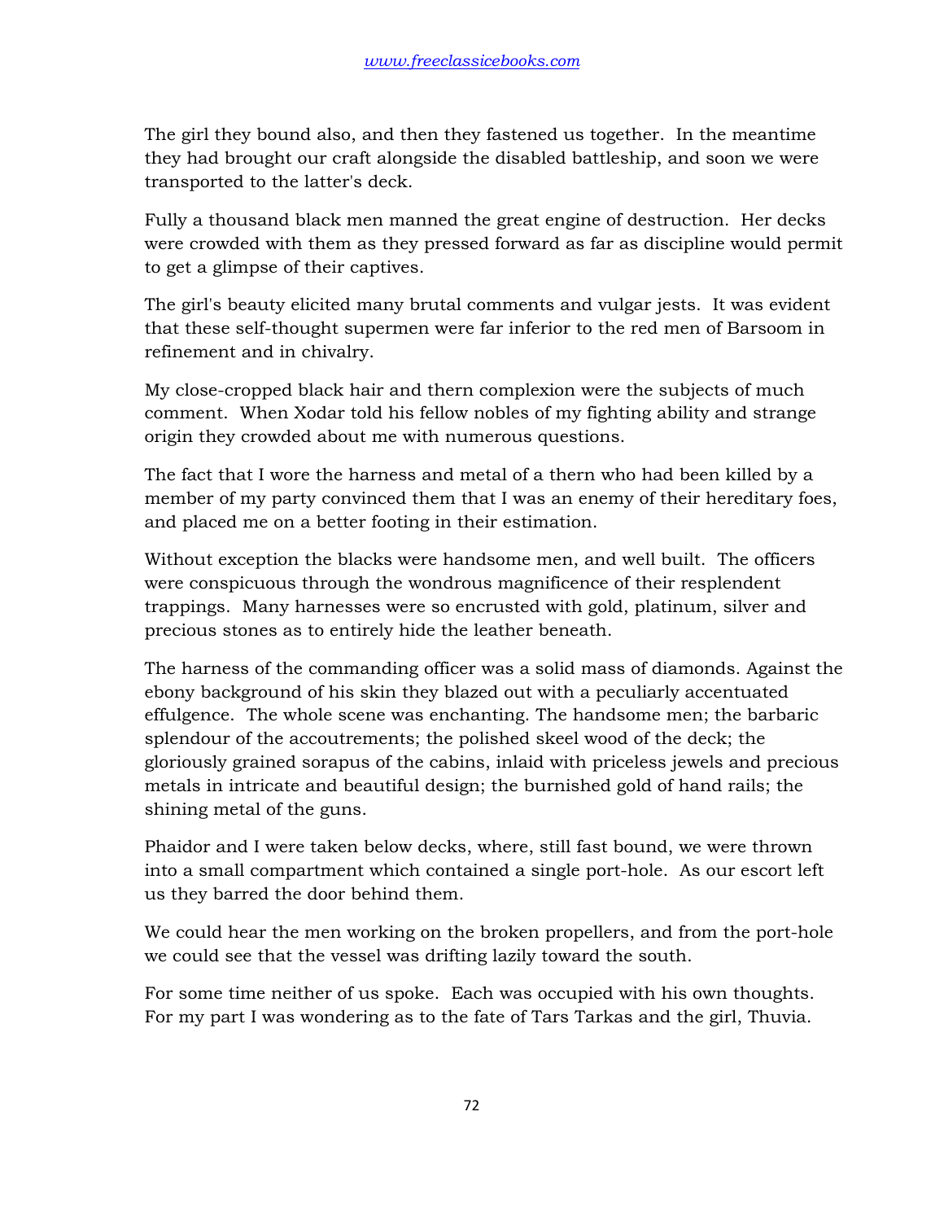The girl they bound also, and then they fastened us together. In the meantime they had brought our craft alongside the disabled battleship, and soon we were transported to the latter's deck.

Fully a thousand black men manned the great engine of destruction. Her decks were crowded with them as they pressed forward as far as discipline would permit to get a glimpse of their captives.

The girl's beauty elicited many brutal comments and vulgar jests. It was evident that these self-thought supermen were far inferior to the red men of Barsoom in refinement and in chivalry.

My close-cropped black hair and thern complexion were the subjects of much comment. When Xodar told his fellow nobles of my fighting ability and strange origin they crowded about me with numerous questions.

The fact that I wore the harness and metal of a thern who had been killed by a member of my party convinced them that I was an enemy of their hereditary foes, and placed me on a better footing in their estimation.

Without exception the blacks were handsome men, and well built. The officers were conspicuous through the wondrous magnificence of their resplendent trappings. Many harnesses were so encrusted with gold, platinum, silver and precious stones as to entirely hide the leather beneath.

The harness of the commanding officer was a solid mass of diamonds. Against the ebony background of his skin they blazed out with a peculiarly accentuated effulgence. The whole scene was enchanting. The handsome men; the barbaric splendour of the accoutrements; the polished skeel wood of the deck; the gloriously grained sorapus of the cabins, inlaid with priceless jewels and precious metals in intricate and beautiful design; the burnished gold of hand rails; the shining metal of the guns.

Phaidor and I were taken below decks, where, still fast bound, we were thrown into a small compartment which contained a single port-hole. As our escort left us they barred the door behind them.

We could hear the men working on the broken propellers, and from the port-hole we could see that the vessel was drifting lazily toward the south.

For some time neither of us spoke. Each was occupied with his own thoughts. For my part I was wondering as to the fate of Tars Tarkas and the girl, Thuvia.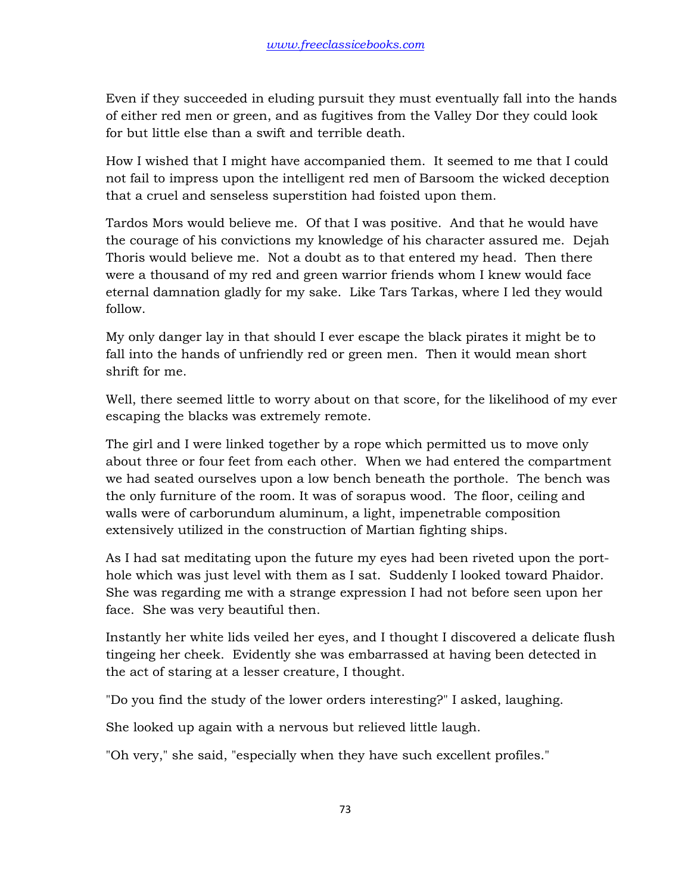Even if they succeeded in eluding pursuit they must eventually fall into the hands of either red men or green, and as fugitives from the Valley Dor they could look for but little else than a swift and terrible death.

How I wished that I might have accompanied them. It seemed to me that I could not fail to impress upon the intelligent red men of Barsoom the wicked deception that a cruel and senseless superstition had foisted upon them.

Tardos Mors would believe me. Of that I was positive. And that he would have the courage of his convictions my knowledge of his character assured me. Dejah Thoris would believe me. Not a doubt as to that entered my head. Then there were a thousand of my red and green warrior friends whom I knew would face eternal damnation gladly for my sake. Like Tars Tarkas, where I led they would follow.

My only danger lay in that should I ever escape the black pirates it might be to fall into the hands of unfriendly red or green men. Then it would mean short shrift for me.

Well, there seemed little to worry about on that score, for the likelihood of my ever escaping the blacks was extremely remote.

The girl and I were linked together by a rope which permitted us to move only about three or four feet from each other. When we had entered the compartment we had seated ourselves upon a low bench beneath the porthole. The bench was the only furniture of the room. It was of sorapus wood. The floor, ceiling and walls were of carborundum aluminum, a light, impenetrable composition extensively utilized in the construction of Martian fighting ships.

As I had sat meditating upon the future my eyes had been riveted upon the port-hole which was just level with them as I sat. Suddenly I looked toward Phaidor. She was regarding me with a strange expression I had not before seen upon her face. She was very beautiful then.

Instantly her white lids veiled her eyes, and I thought I discovered a delicate flush tingeing her cheek. Evidently she was embarrassed at having been detected in the act of staring at a lesser creature, I thought.

"Do you find the study of the lower orders interesting?" I asked, laughing.

She looked up again with a nervous but relieved little laugh.

"Oh very," she said, "especially when they have such excellent profiles."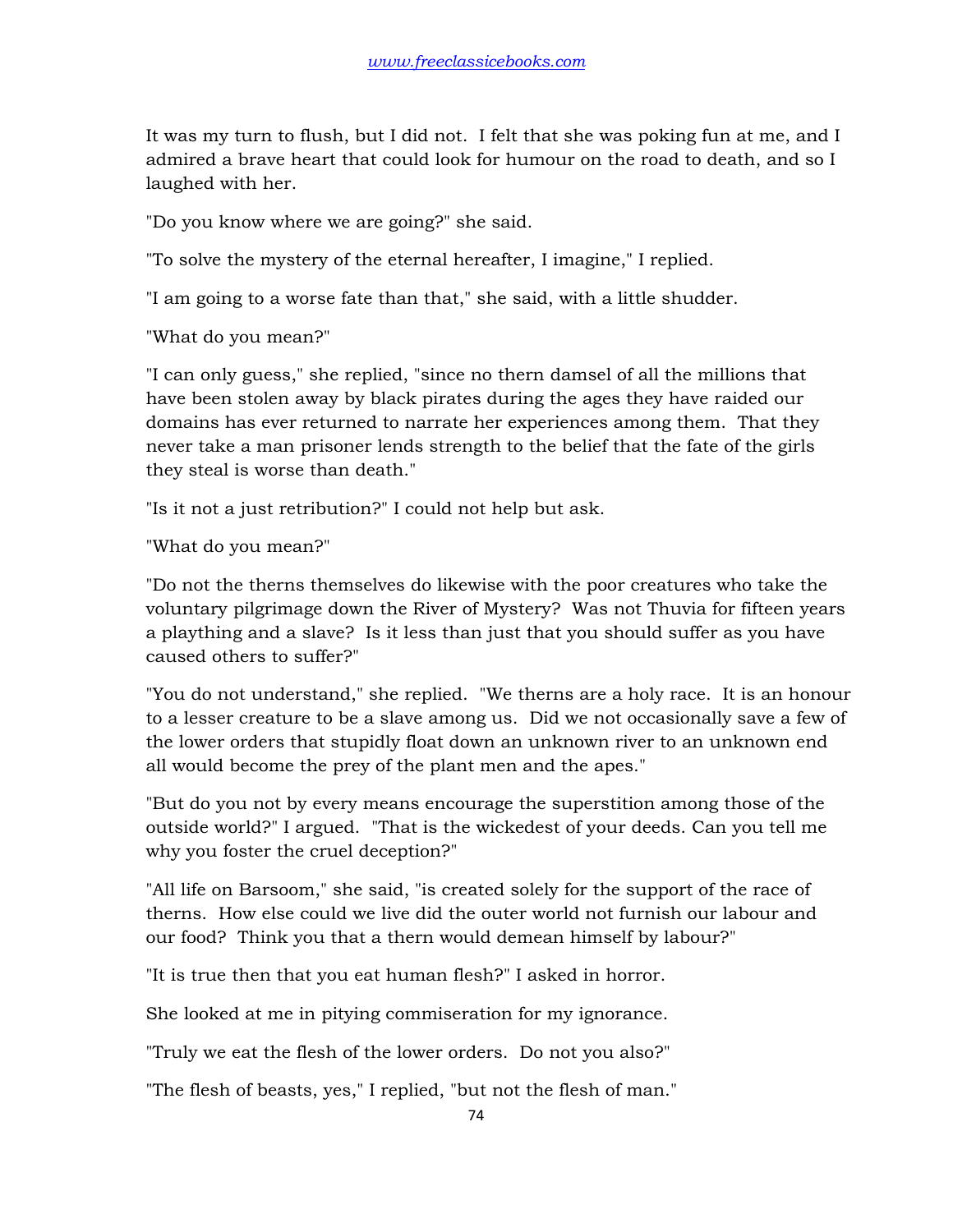It was my turn to flush, but I did not. I felt that she was poking fun at me, and I admired a brave heart that could look for humour on the road to death, and so I laughed with her.

"Do you know where we are going?" she said.

"To solve the mystery of the eternal hereafter, I imagine," I replied.

"I am going to a worse fate than that," she said, with a little shudder.

"What do you mean?"

"I can only guess," she replied, "since no thern damsel of all the millions that have been stolen away by black pirates during the ages they have raided our domains has ever returned to narrate her experiences among them. That they never take a man prisoner lends strength to the belief that the fate of the girls they steal is worse than death."

"Is it not a just retribution?" I could not help but ask.

"What do you mean?"

"Do not the therns themselves do likewise with the poor creatures who take the voluntary pilgrimage down the River of Mystery? Was not Thuvia for fifteen years a plaything and a slave? Is it less than just that you should suffer as you have caused others to suffer?"

"You do not understand," she replied. "We therns are a holy race. It is an honour to a lesser creature to be a slave among us. Did we not occasionally save a few of the lower orders that stupidly float down an unknown river to an unknown end all would become the prey of the plant men and the apes."

"But do you not by every means encourage the superstition among those of the outside world?" I argued. "That is the wickedest of your deeds. Can you tell me why you foster the cruel deception?"

"All life on Barsoom," she said, "is created solely for the support of the race of therns. How else could we live did the outer world not furnish our labour and our food? Think you that a thern would demean himself by labour?"

"It is true then that you eat human flesh?" I asked in horror.

She looked at me in pitying commiseration for my ignorance.

"Truly we eat the flesh of the lower orders. Do not you also?"

"The flesh of beasts, yes," I replied, "but not the flesh of man."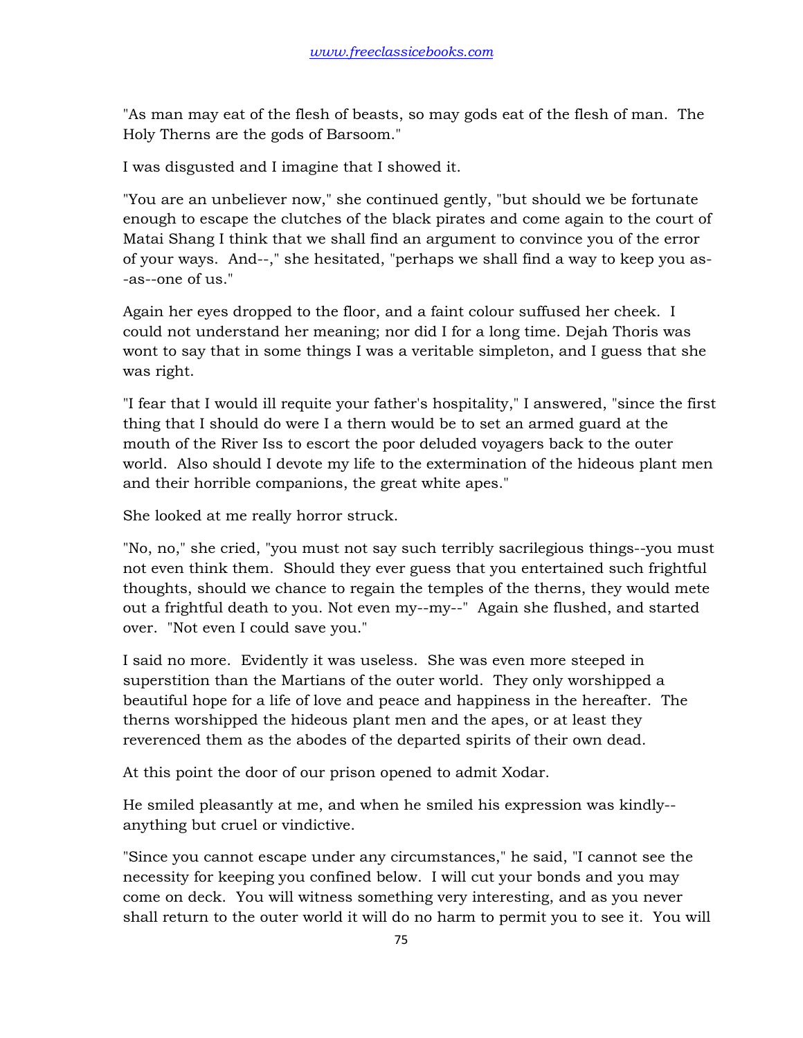"As man may eat of the flesh of beasts, so may gods eat of the flesh of man. The Holy Therns are the gods of Barsoom."

I was disgusted and I imagine that I showed it.

"You are an unbeliever now," she continued gently, "but should we be fortunate enough to escape the clutches of the black pirates and come again to the court of Matai Shang I think that we shall find an argument to convince you of the error of your ways. And--," she hesitated, "perhaps we shall find a way to keep you as--as--one of us."

Again her eyes dropped to the floor, and a faint colour suffused her cheek. I could not understand her meaning; nor did I for a long time. Dejah Thoris was wont to say that in some things I was a veritable simpleton, and I guess that she was right.

"I fear that I would ill requite your father's hospitality," I answered, "since the first thing that I should do were I a thern would be to set an armed guard at the mouth of the River Iss to escort the poor deluded voyagers back to the outer world. Also should I devote my life to the extermination of the hideous plant men and their horrible companions, the great white apes."

She looked at me really horror struck.

"No, no," she cried, "you must not say such terribly sacrilegious things--you must not even think them. Should they ever guess that you entertained such frightful thoughts, should we chance to regain the temples of the therns, they would mete out a frightful death to you. Not even my--my--" Again she flushed, and started over. "Not even I could save you."

I said no more. Evidently it was useless. She was even more steeped in superstition than the Martians of the outer world. They only worshipped a beautiful hope for a life of love and peace and happiness in the hereafter. The therns worshipped the hideous plant men and the apes, or at least they reverenced them as the abodes of the departed spirits of their own dead.

At this point the door of our prison opened to admit Xodar.

He smiled pleasantly at me, and when he smiled his expression was kindly--anything but cruel or vindictive.

"Since you cannot escape under any circumstances," he said, "I cannot see the necessity for keeping you confined below. I will cut your bonds and you may come on deck. You will witness something very interesting, and as you never shall return to the outer world it will do no harm to permit you to see it. You will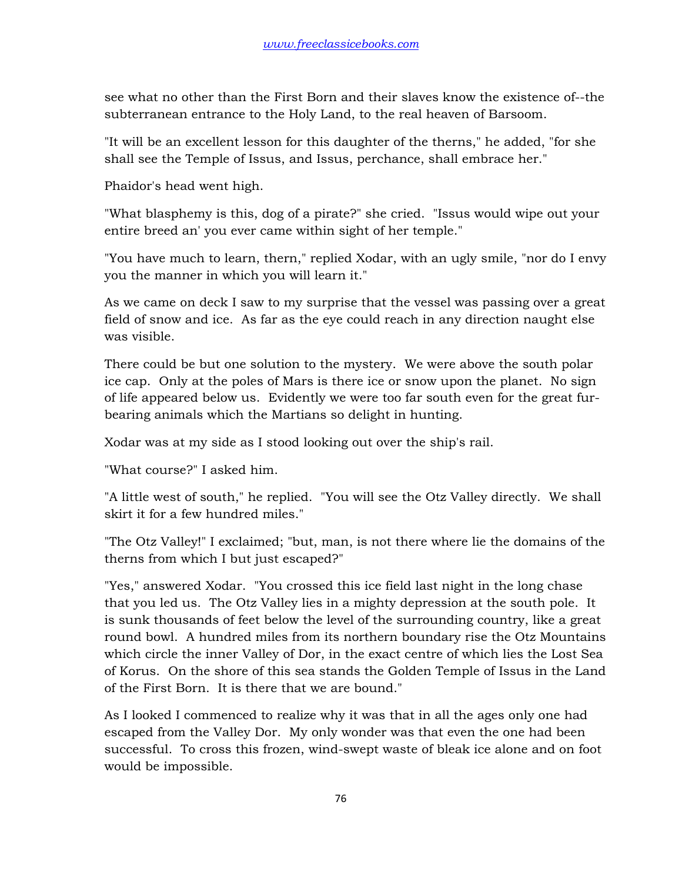see what no other than the First Born and their slaves know the existence of--the subterranean entrance to the Holy Land, to the real heaven of Barsoom.

"It will be an excellent lesson for this daughter of the therns," he added, "for she shall see the Temple of Issus, and Issus, perchance, shall embrace her."

Phaidor's head went high.

"What blasphemy is this, dog of a pirate?" she cried. "Issus would wipe out your entire breed an' you ever came within sight of her temple."

"You have much to learn, thern," replied Xodar, with an ugly smile, "nor do I envy you the manner in which you will learn it."

As we came on deck I saw to my surprise that the vessel was passing over a great field of snow and ice. As far as the eye could reach in any direction naught else was visible.

There could be but one solution to the mystery. We were above the south polar ice cap. Only at the poles of Mars is there ice or snow upon the planet. No sign of life appeared below us. Evidently we were too far south even for the great fur-bearing animals which the Martians so delight in hunting.

Xodar was at my side as I stood looking out over the ship's rail.

"What course?" I asked him.

"A little west of south," he replied. "You will see the Otz Valley directly. We shall skirt it for a few hundred miles."

"The Otz Valley!" I exclaimed; "but, man, is not there where lie the domains of the therns from which I but just escaped?"

"Yes," answered Xodar. "You crossed this ice field last night in the long chase that you led us. The Otz Valley lies in a mighty depression at the south pole. It is sunk thousands of feet below the level of the surrounding country, like a great round bowl. A hundred miles from its northern boundary rise the Otz Mountains which circle the inner Valley of Dor, in the exact centre of which lies the Lost Sea of Korus. On the shore of this sea stands the Golden Temple of Issus in the Land of the First Born. It is there that we are bound."

As I looked I commenced to realize why it was that in all the ages only one had escaped from the Valley Dor. My only wonder was that even the one had been successful. To cross this frozen, wind-swept waste of bleak ice alone and on foot would be impossible.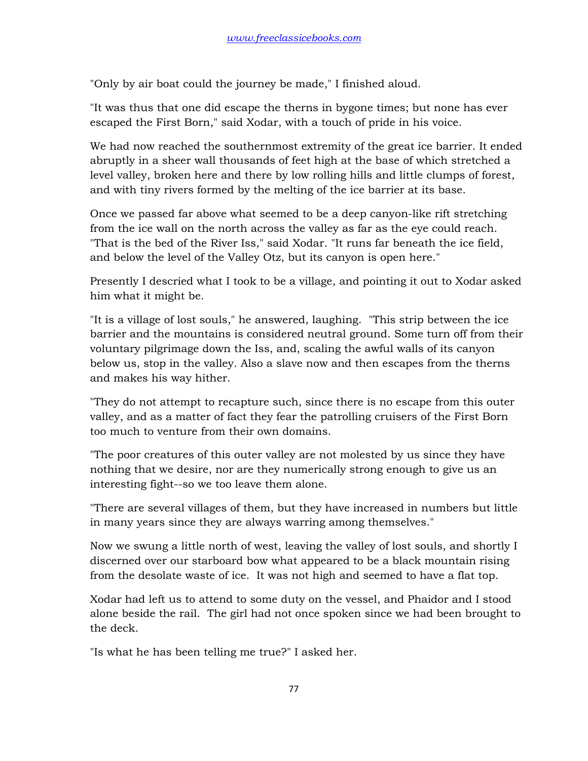"Only by air boat could the journey be made," I finished aloud.

"It was thus that one did escape the therns in bygone times; but none has ever escaped the First Born," said Xodar, with a touch of pride in his voice.

We had now reached the southernmost extremity of the great ice barrier. It ended abruptly in a sheer wall thousands of feet high at the base of which stretched a level valley, broken here and there by low rolling hills and little clumps of forest, and with tiny rivers formed by the melting of the ice barrier at its base.

Once we passed far above what seemed to be a deep canyon-like rift stretching from the ice wall on the north across the valley as far as the eye could reach. "That is the bed of the River Iss," said Xodar. "It runs far beneath the ice field, and below the level of the Valley Otz, but its canyon is open here."

Presently I descried what I took to be a village, and pointing it out to Xodar asked him what it might be.

"It is a village of lost souls," he answered, laughing. "This strip between the ice barrier and the mountains is considered neutral ground. Some turn off from their voluntary pilgrimage down the Iss, and, scaling the awful walls of its canyon below us, stop in the valley. Also a slave now and then escapes from the therns and makes his way hither.

"They do not attempt to recapture such, since there is no escape from this outer valley, and as a matter of fact they fear the patrolling cruisers of the First Born too much to venture from their own domains.

"The poor creatures of this outer valley are not molested by us since they have nothing that we desire, nor are they numerically strong enough to give us an interesting fight--so we too leave them alone.

"There are several villages of them, but they have increased in numbers but little in many years since they are always warring among themselves."

Now we swung a little north of west, leaving the valley of lost souls, and shortly I discerned over our starboard bow what appeared to be a black mountain rising from the desolate waste of ice. It was not high and seemed to have a flat top.

Xodar had left us to attend to some duty on the vessel, and Phaidor and I stood alone beside the rail. The girl had not once spoken since we had been brought to the deck.

"Is what he has been telling me true?" I asked her.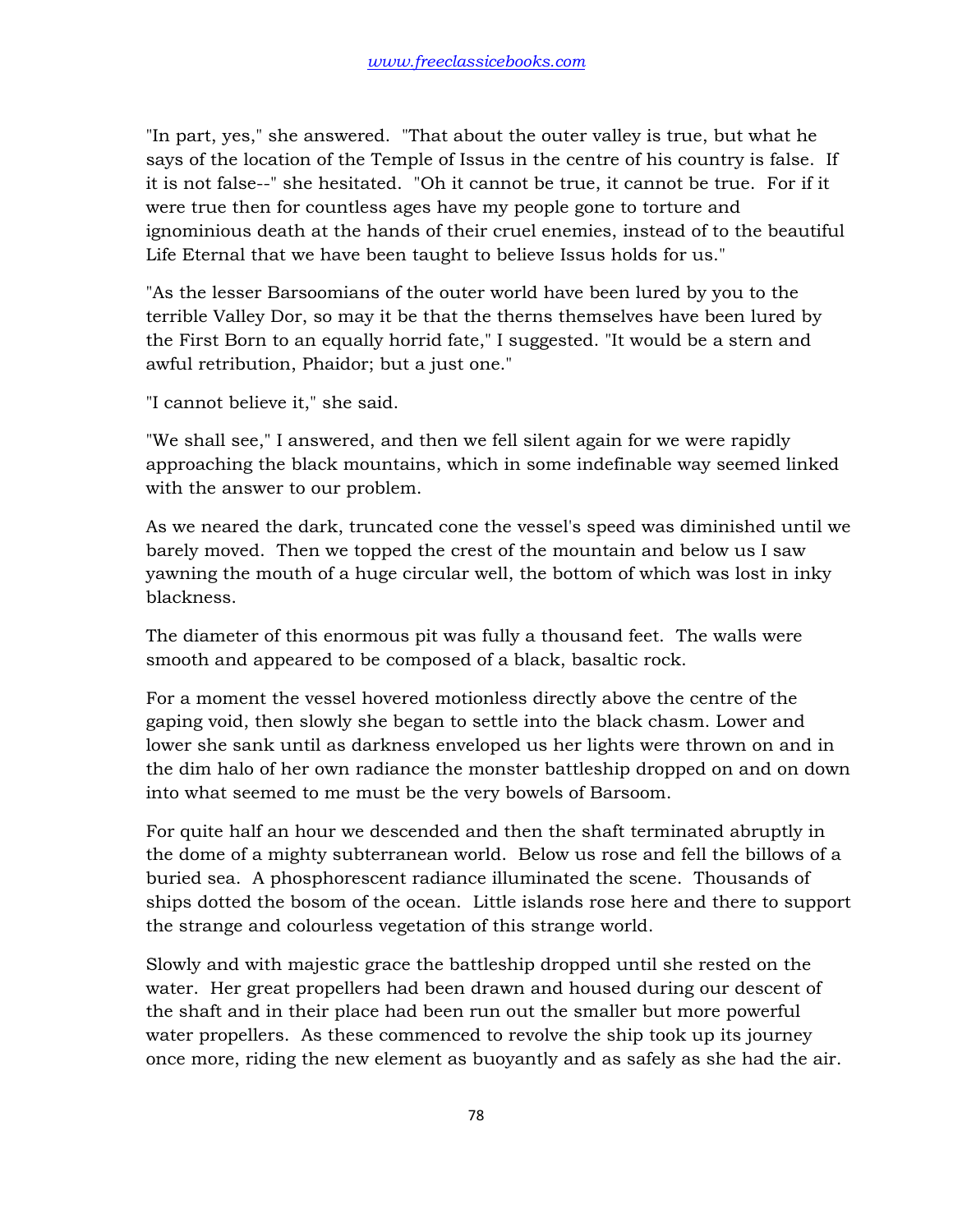"In part, yes," she answered. "That about the outer valley is true, but what he says of the location of the Temple of Issus in the centre of his country is false. If it is not false--" she hesitated. "Oh it cannot be true, it cannot be true. For if it were true then for countless ages have my people gone to torture and ignominious death at the hands of their cruel enemies, instead of to the beautiful Life Eternal that we have been taught to believe Issus holds for us."

"As the lesser Barsoomians of the outer world have been lured by you to the terrible Valley Dor, so may it be that the therns themselves have been lured by the First Born to an equally horrid fate," I suggested. "It would be a stern and awful retribution, Phaidor; but a just one."

"I cannot believe it," she said.

"We shall see," I answered, and then we fell silent again for we were rapidly approaching the black mountains, which in some indefinable way seemed linked with the answer to our problem.

As we neared the dark, truncated cone the vessel's speed was diminished until we barely moved. Then we topped the crest of the mountain and below us I saw yawning the mouth of a huge circular well, the bottom of which was lost in inky blackness.

The diameter of this enormous pit was fully a thousand feet. The walls were smooth and appeared to be composed of a black, basaltic rock.

For a moment the vessel hovered motionless directly above the centre of the gaping void, then slowly she began to settle into the black chasm. Lower and lower she sank until as darkness enveloped us her lights were thrown on and in the dim halo of her own radiance the monster battleship dropped on and on down into what seemed to me must be the very bowels of Barsoom.

For quite half an hour we descended and then the shaft terminated abruptly in the dome of a mighty subterranean world. Below us rose and fell the billows of a buried sea. A phosphorescent radiance illuminated the scene. Thousands of ships dotted the bosom of the ocean. Little islands rose here and there to support the strange and colourless vegetation of this strange world.

Slowly and with majestic grace the battleship dropped until she rested on the water. Her great propellers had been drawn and housed during our descent of the shaft and in their place had been run out the smaller but more powerful water propellers. As these commenced to revolve the ship took up its journey once more, riding the new element as buoyantly and as safely as she had the air.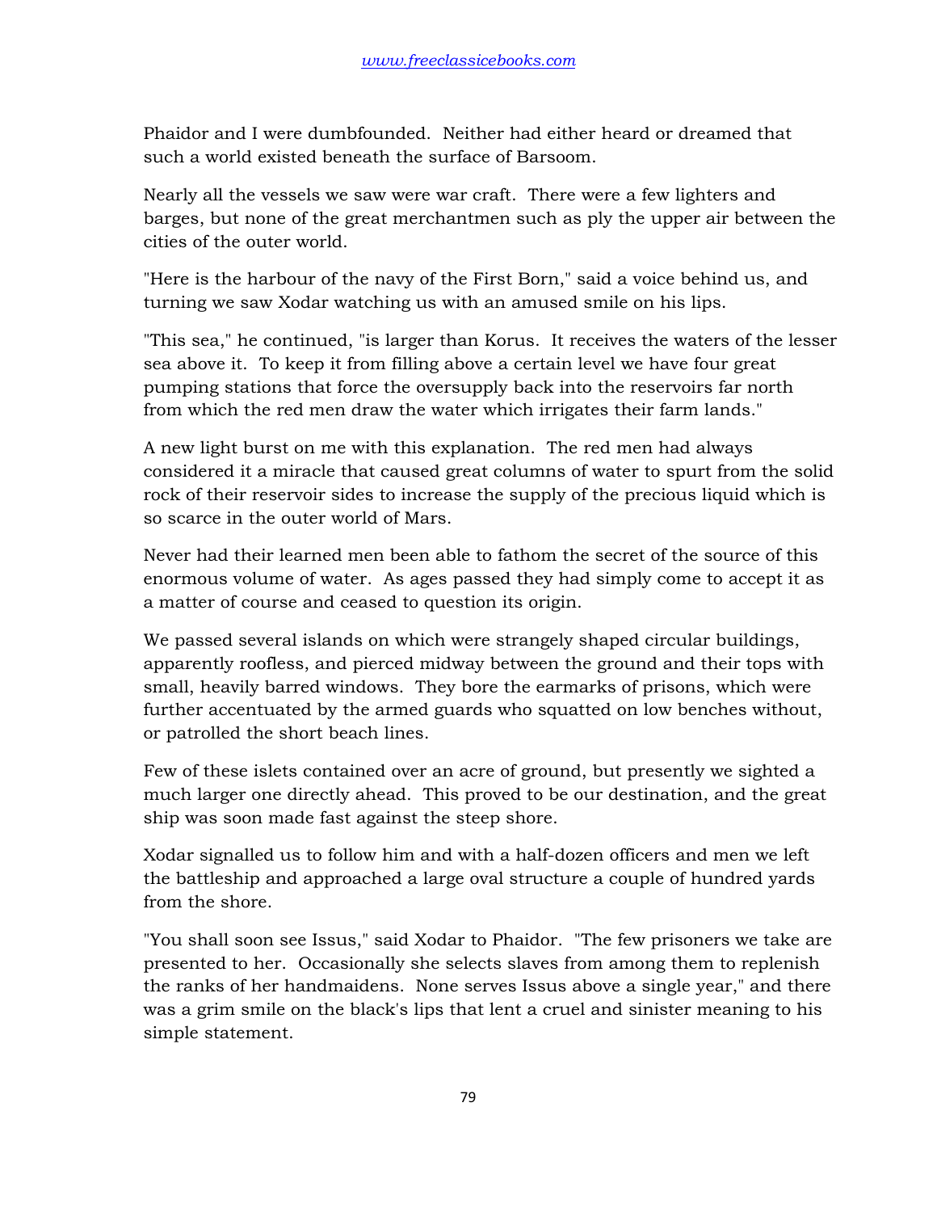Phaidor and I were dumbfounded. Neither had either heard or dreamed that such a world existed beneath the surface of Barsoom.

Nearly all the vessels we saw were war craft. There were a few lighters and barges, but none of the great merchantmen such as ply the upper air between the cities of the outer world.

"Here is the harbour of the navy of the First Born," said a voice behind us, and turning we saw Xodar watching us with an amused smile on his lips.

"This sea," he continued, "is larger than Korus. It receives the waters of the lesser sea above it. To keep it from filling above a certain level we have four great pumping stations that force the oversupply back into the reservoirs far north from which the red men draw the water which irrigates their farm lands."

A new light burst on me with this explanation. The red men had always considered it a miracle that caused great columns of water to spurt from the solid rock of their reservoir sides to increase the supply of the precious liquid which is so scarce in the outer world of Mars.

Never had their learned men been able to fathom the secret of the source of this enormous volume of water. As ages passed they had simply come to accept it as a matter of course and ceased to question its origin.

We passed several islands on which were strangely shaped circular buildings, apparently roofless, and pierced midway between the ground and their tops with small, heavily barred windows. They bore the earmarks of prisons, which were further accentuated by the armed guards who squatted on low benches without, or patrolled the short beach lines.

Few of these islets contained over an acre of ground, but presently we sighted a much larger one directly ahead. This proved to be our destination, and the great ship was soon made fast against the steep shore.

Xodar signalled us to follow him and with a half-dozen officers and men we left the battleship and approached a large oval structure a couple of hundred yards from the shore.

"You shall soon see Issus," said Xodar to Phaidor. "The few prisoners we take are presented to her. Occasionally she selects slaves from among them to replenish the ranks of her handmaidens. None serves Issus above a single year," and there was a grim smile on the black's lips that lent a cruel and sinister meaning to his simple statement.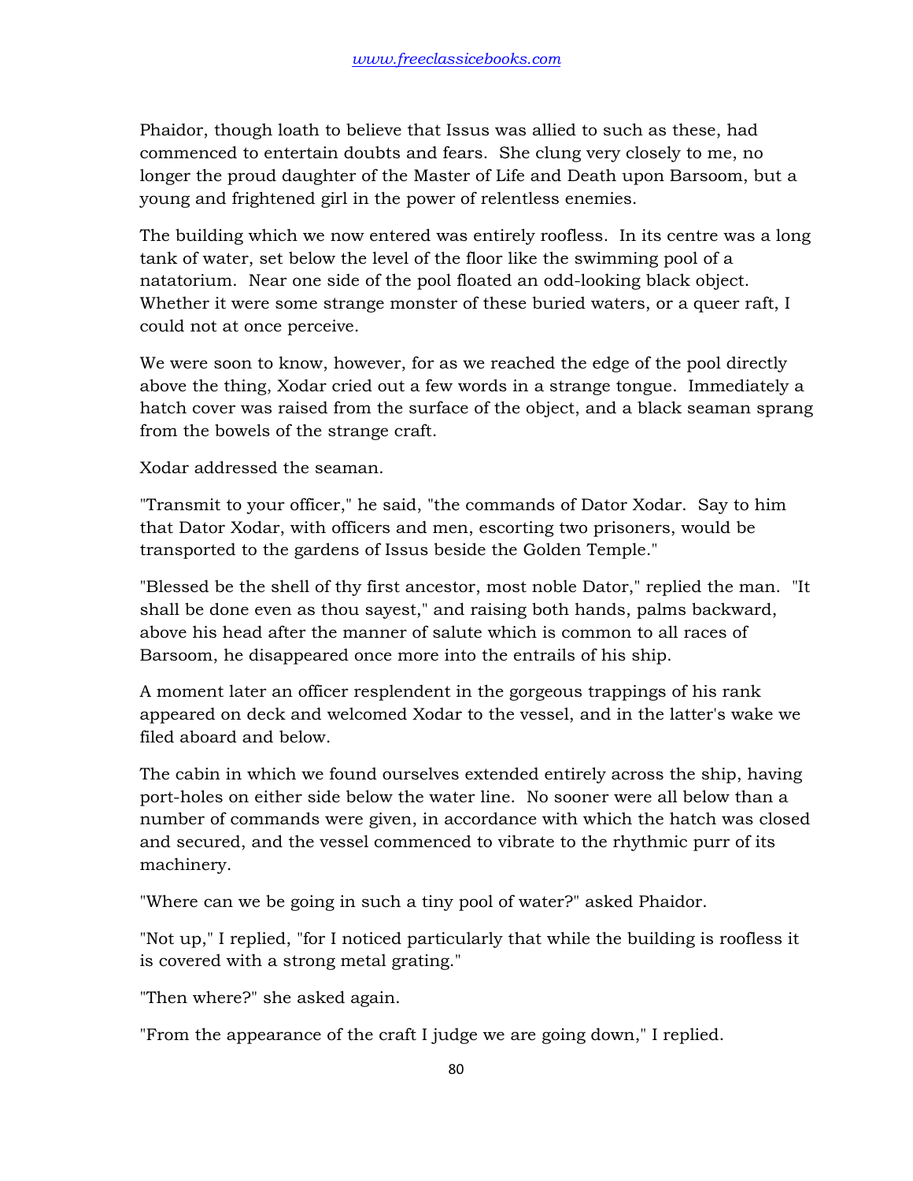Phaidor, though loath to believe that Issus was allied to such as these, had commenced to entertain doubts and fears. She clung very closely to me, no longer the proud daughter of the Master of Life and Death upon Barsoom, but a young and frightened girl in the power of relentless enemies.

The building which we now entered was entirely roofless. In its centre was a long tank of water, set below the level of the floor like the swimming pool of a natatorium. Near one side of the pool floated an odd-looking black object. Whether it were some strange monster of these buried waters, or a queer raft, I could not at once perceive.

We were soon to know, however, for as we reached the edge of the pool directly above the thing, Xodar cried out a few words in a strange tongue. Immediately a hatch cover was raised from the surface of the object, and a black seaman sprang from the bowels of the strange craft.

Xodar addressed the seaman.

"Transmit to your officer," he said, "the commands of Dator Xodar. Say to him that Dator Xodar, with officers and men, escorting two prisoners, would be transported to the gardens of Issus beside the Golden Temple."

"Blessed be the shell of thy first ancestor, most noble Dator," replied the man. "It shall be done even as thou sayest," and raising both hands, palms backward, above his head after the manner of salute which is common to all races of Barsoom, he disappeared once more into the entrails of his ship.

A moment later an officer resplendent in the gorgeous trappings of his rank appeared on deck and welcomed Xodar to the vessel, and in the latter's wake we filed aboard and below.

The cabin in which we found ourselves extended entirely across the ship, having port-holes on either side below the water line. No sooner were all below than a number of commands were given, in accordance with which the hatch was closed and secured, and the vessel commenced to vibrate to the rhythmic purr of its machinery.

"Where can we be going in such a tiny pool of water?" asked Phaidor.

"Not up," I replied, "for I noticed particularly that while the building is roofless it is covered with a strong metal grating."

"Then where?" she asked again.

"From the appearance of the craft I judge we are going down," I replied.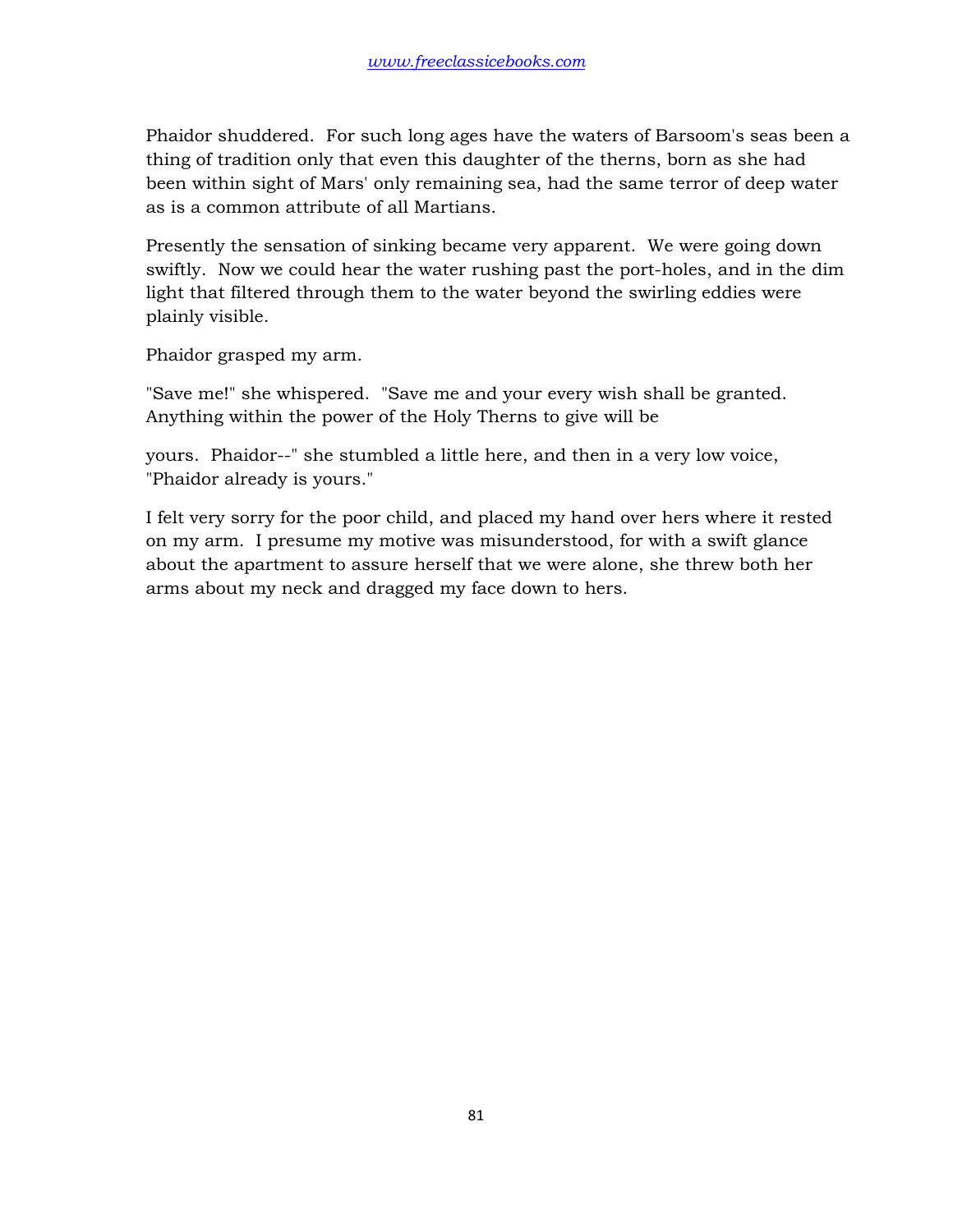Phaidor shuddered. For such long ages have the waters of Barsoom's seas been a thing of tradition only that even this daughter of the therns, born as she had been within sight of Mars' only remaining sea, had the same terror of deep water as is a common attribute of all Martians.

Presently the sensation of sinking became very apparent. We were going down swiftly. Now we could hear the water rushing past the port-holes, and in the dim light that filtered through them to the water beyond the swirling eddies were plainly visible.

Phaidor grasped my arm.

"Save me!" she whispered. "Save me and your every wish shall be granted. Anything within the power of the Holy Therns to give will be yours. Phaidor--" she stumbled a little here, and then in a very low voice, "Phaidor already is yours."

I felt very sorry for the poor child, and placed my hand over hers where it rested on my arm. I presume my motive was misunderstood, for with a swift glance about the apartment to assure herself that we were alone, she threw both her arms about my neck and dragged my face down to hers.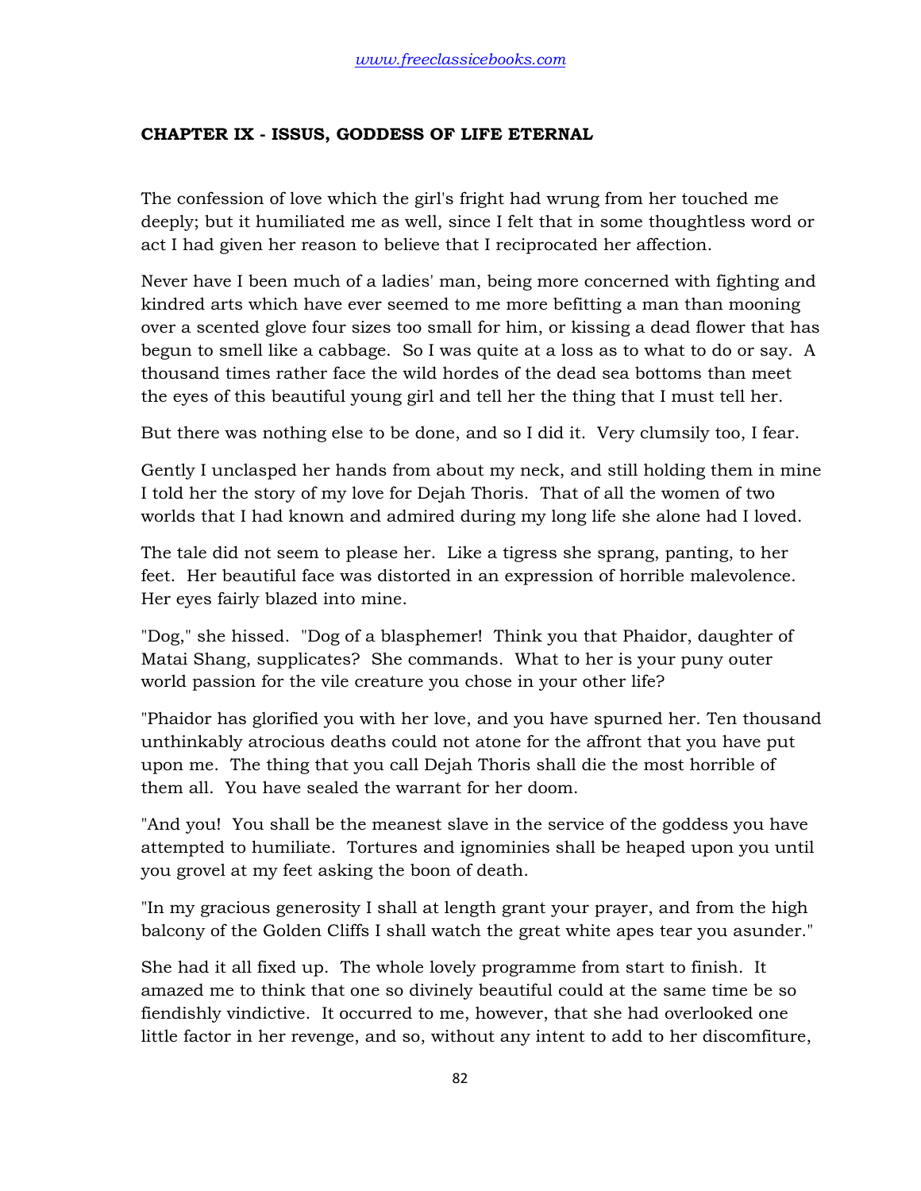### CHAPTER IX - ISSUS, GODDESS OF LIFE ETERNAL

The confession of love which the girl's fright had wrung from her touched me deeply; but it humiliated me as well, since I felt that in some thoughtless word or act I had given her reason to believe that I reciprocated her affection.

Never have I been much of a ladies' man, being more concerned with fighting and kindred arts which have ever seemed to me more befitting a man than mooning over a scented glove four sizes too small for him, or kissing a dead flower that has begun to smell like a cabbage. So I was quite at a loss as to what to do or say. A thousand times rather face the wild hordes of the dead sea bottoms than meet the eyes of this beautiful young girl and tell her the thing that I must tell her.

But there was nothing else to be done, and so I did it. Very clumsily too, I fear.

Gently I unclasped her hands from about my neck, and still holding them in mine I told her the story of my love for Dejah Thoris. That of all the women of two worlds that I had known and admired during my long life she alone had I loved.

The tale did not seem to please her. Like a tigress she sprang, panting, to her feet. Her beautiful face was distorted in an expression of horrible malevolence. Her eyes fairly blazed into mine.

"Dog," she hissed. "Dog of a blasphemer! Think you that Phaidor, daughter of Matai Shang, supplicates? She commands. What to her is your puny outer world passion for the vile creature you chose in your other life?

"Phaidor has glorified you with her love, and you have spurned her. Ten thousand unthinkably atrocious deaths could not atone for the affront that you have put upon me. The thing that you call Dejah Thoris shall die the most horrible of them all. You have sealed the warrant for her doom.

"And you! You shall be the meanest slave in the service of the goddess you have attempted to humiliate. Tortures and ignominies shall be heaped upon you until you grovel at my feet asking the boon of death.

"In my gracious generosity I shall at length grant your prayer, and from the high balcony of the Golden Cliffs I shall watch the great white apes tear you asunder."

She had it all fixed up. The whole lovely programme from start to finish. It amazed me to think that one so divinely beautiful could at the same time be so fiendishly vindictive. It occurred to me, however, that she had overlooked one little factor in her revenge, and so, without any intent to add to her discomfiture,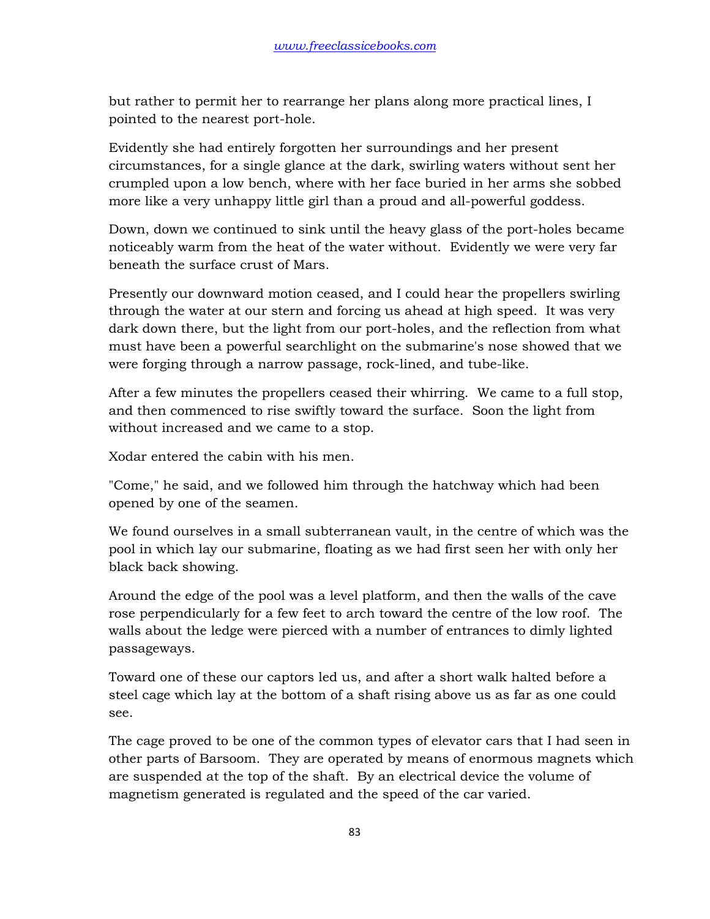but rather to permit her to rearrange her plans along more practical lines, I pointed to the nearest port-hole.

Evidently she had entirely forgotten her surroundings and her present circumstances, for a single glance at the dark, swirling waters without sent her crumpled upon a low bench, where with her face buried in her arms she sobbed more like a very unhappy little girl than a proud and all-powerful goddess.

Down, down we continued to sink until the heavy glass of the port-holes became noticeably warm from the heat of the water without. Evidently we were very far beneath the surface crust of Mars.

Presently our downward motion ceased, and I could hear the propellers swirling through the water at our stern and forcing us ahead at high speed. It was very dark down there, but the light from our port-holes, and the reflection from what must have been a powerful searchlight on the submarine's nose showed that we were forging through a narrow passage, rock-lined, and tube-like.

After a few minutes the propellers ceased their whirring. We came to a full stop, and then commenced to rise swiftly toward the surface. Soon the light from without increased and we came to a stop.

Xodar entered the cabin with his men.

"Come," he said, and we followed him through the hatchway which had been opened by one of the seamen.

We found ourselves in a small subterranean vault, in the centre of which was the pool in which lay our submarine, floating as we had first seen her with only her black back showing.

Around the edge of the pool was a level platform, and then the walls of the cave rose perpendicularly for a few feet to arch toward the centre of the low roof. The walls about the ledge were pierced with a number of entrances to dimly lighted passageways.

Toward one of these our captors led us, and after a short walk halted before a steel cage which lay at the bottom of a shaft rising above us as far as one could see.

The cage proved to be one of the common types of elevator cars that I had seen in other parts of Barsoom. They are operated by means of enormous magnets which are suspended at the top of the shaft. By an electrical device the volume of magnetism generated is regulated and the speed of the car varied.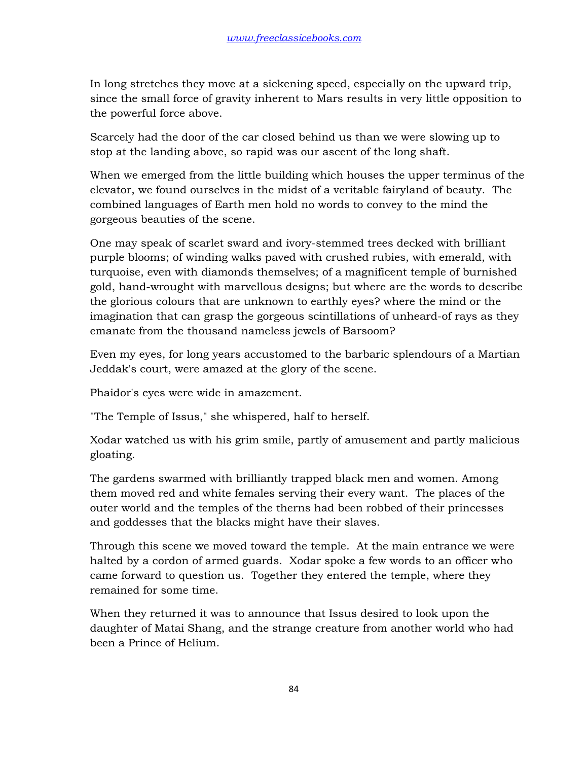In long stretches they move at a sickening speed, especially on the upward trip, since the small force of gravity inherent to Mars results in very little opposition to the powerful force above.

Scarcely had the door of the car closed behind us than we were slowing up to stop at the landing above, so rapid was our ascent of the long shaft.

When we emerged from the little building which houses the upper terminus of the elevator, we found ourselves in the midst of a veritable fairyland of beauty. The combined languages of Earth men hold no words to convey to the mind the gorgeous beauties of the scene.

One may speak of scarlet sward and ivory-stemmed trees decked with brilliant purple blooms; of winding walks paved with crushed rubies, with emerald, with turquoise, even with diamonds themselves; of a magnificent temple of burnished gold, hand-wrought with marvellous designs; but where are the words to describe the glorious colours that are unknown to earthly eyes? where the mind or the imagination that can grasp the gorgeous scintillations of unheard-of rays as they emanate from the thousand nameless jewels of Barsoom?

Even my eyes, for long years accustomed to the barbaric splendours of a Martian Jeddak's court, were amazed at the glory of the scene.

Phaidor's eyes were wide in amazement.

"The Temple of Issus," she whispered, half to herself.

Xodar watched us with his grim smile, partly of amusement and partly malicious gloating.

The gardens swarmed with brilliantly trapped black men and women. Among them moved red and white females serving their every want. The places of the outer world and the temples of the therns had been robbed of their princesses and goddesses that the blacks might have their slaves.

Through this scene we moved toward the temple. At the main entrance we were halted by a cordon of armed guards. Xodar spoke a few words to an officer who came forward to question us. Together they entered the temple, where they remained for some time.

When they returned it was to announce that Issus desired to look upon the daughter of Matai Shang, and the strange creature from another world who had been a Prince of Helium.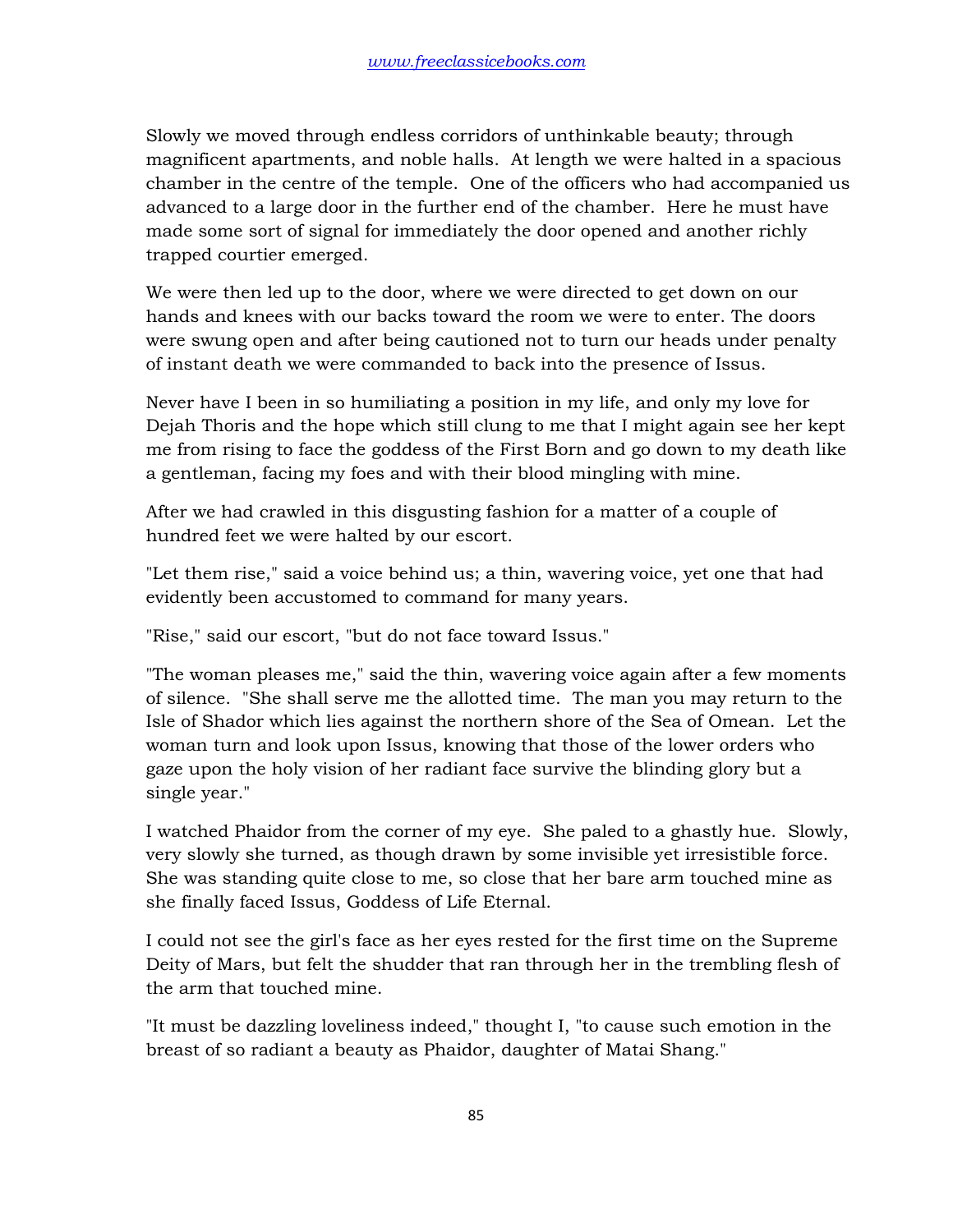Slowly we moved through endless corridors of unthinkable beauty; through magnificent apartments, and noble halls. At length we were halted in a spacious chamber in the centre of the temple. One of the officers who had accompanied us advanced to a large door in the further end of the chamber. Here he must have made some sort of signal for immediately the door opened and another richly trapped courtier emerged.

We were then led up to the door, where we were directed to get down on our hands and knees with our backs toward the room we were to enter. The doors were swung open and after being cautioned not to turn our heads under penalty of instant death we were commanded to back into the presence of Issus.

Never have I been in so humiliating a position in my life, and only my love for Dejah Thoris and the hope which still clung to me that I might again see her kept me from rising to face the goddess of the First Born and go down to my death like a gentleman, facing my foes and with their blood mingling with mine.

After we had crawled in this disgusting fashion for a matter of a couple of hundred feet we were halted by our escort.

"Let them rise," said a voice behind us; a thin, wavering voice, yet one that had evidently been accustomed to command for many years.

"Rise," said our escort, "but do not face toward Issus."

"The woman pleases me," said the thin, wavering voice again after a few moments of silence. "She shall serve me the allotted time. The man you may return to the Isle of Shador which lies against the northern shore of the Sea of Omean. Let the woman turn and look upon Issus, knowing that those of the lower orders who gaze upon the holy vision of her radiant face survive the blinding glory but a single year."

I watched Phaidor from the corner of my eye. She paled to a ghastly hue. Slowly, very slowly she turned, as though drawn by some invisible yet irresistible force. She was standing quite close to me, so close that her bare arm touched mine as she finally faced Issus, Goddess of Life Eternal.

I could not see the girl's face as her eyes rested for the first time on the Supreme Deity of Mars, but felt the shudder that ran through her in the trembling flesh of the arm that touched mine.

"It must be dazzling loveliness indeed," thought I, "to cause such emotion in the breast of so radiant a beauty as Phaidor, daughter of Matai Shang."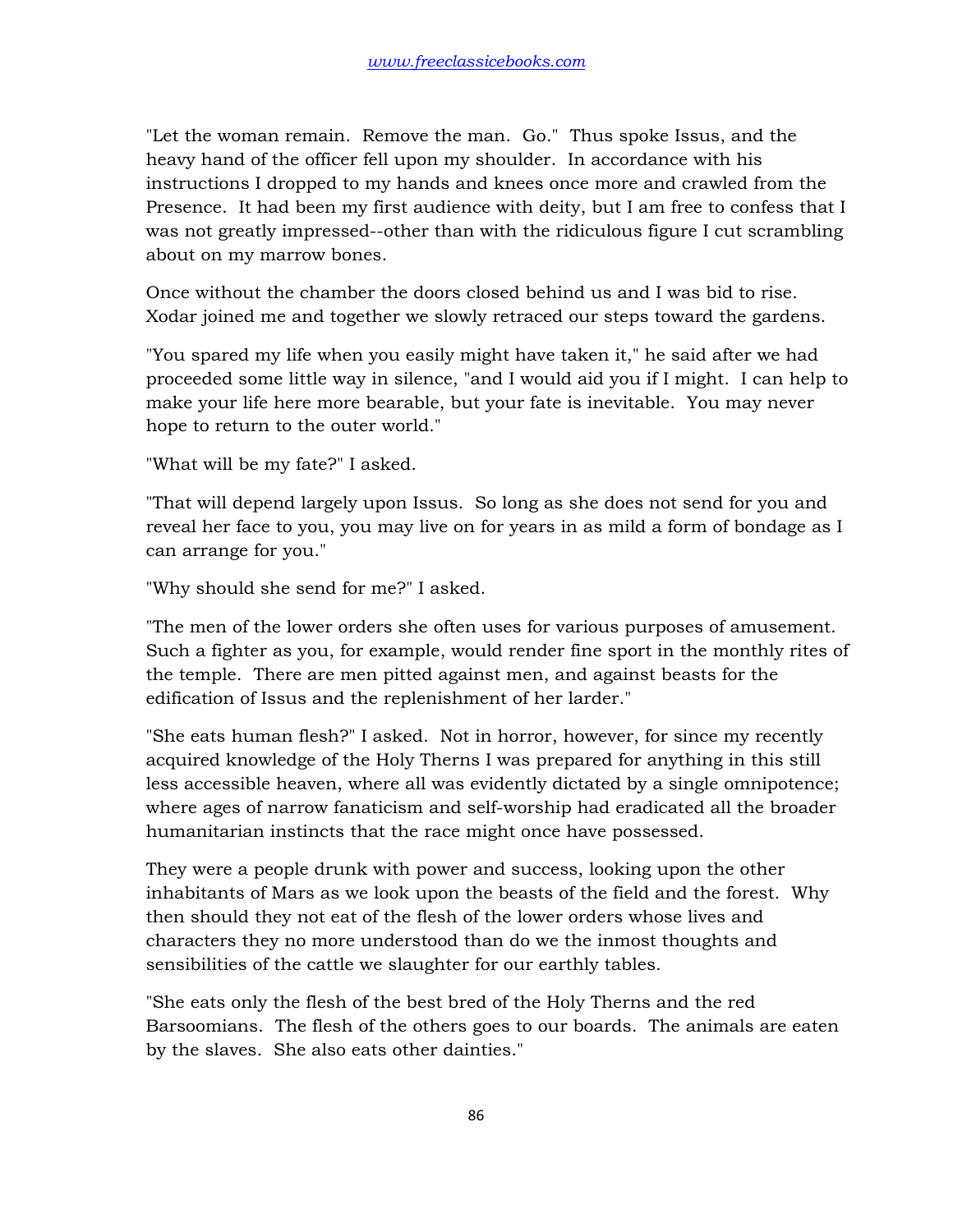"Let the woman remain. Remove the man. Go." Thus spoke Issus, and the heavy hand of the officer fell upon my shoulder. In accordance with his instructions I dropped to my hands and knees once more and crawled from the Presence. It had been my first audience with deity, but I am free to confess that I was not greatly impressed--other than with the ridiculous figure I cut scrambling about on my marrow bones.

Once without the chamber the doors closed behind us and I was bid to rise. Xodar joined me and together we slowly retraced our steps toward the gardens.

"You spared my life when you easily might have taken it," he said after we had proceeded some little way in silence, "and I would aid you if I might. I can help to make your life here more bearable, but your fate is inevitable. You may never hope to return to the outer world."

"What will be my fate?" I asked.

"That will depend largely upon Issus. So long as she does not send for you and reveal her face to you, you may live on for years in as mild a form of bondage as I can arrange for you."

"Why should she send for me?" I asked.

"The men of the lower orders she often uses for various purposes of amusement. Such a fighter as you, for example, would render fine sport in the monthly rites of the temple. There are men pitted against men, and against beasts for the edification of Issus and the replenishment of her larder."

"She eats human flesh?" I asked. Not in horror, however, for since my recently acquired knowledge of the Holy Therns I was prepared for anything in this still less accessible heaven, where all was evidently dictated by a single omnipotence; where ages of narrow fanaticism and self-worship had eradicated all the broader humanitarian instincts that the race might once have possessed.

They were a people drunk with power and success, looking upon the other inhabitants of Mars as we look upon the beasts of the field and the forest. Why then should they not eat of the flesh of the lower orders whose lives and characters they no more understood than do we the inmost thoughts and sensibilities of the cattle we slaughter for our earthly tables.

"She eats only the flesh of the best bred of the Holy Therns and the red Barsoomians. The flesh of the others goes to our boards. The animals are eaten by the slaves. She also eats other dainties."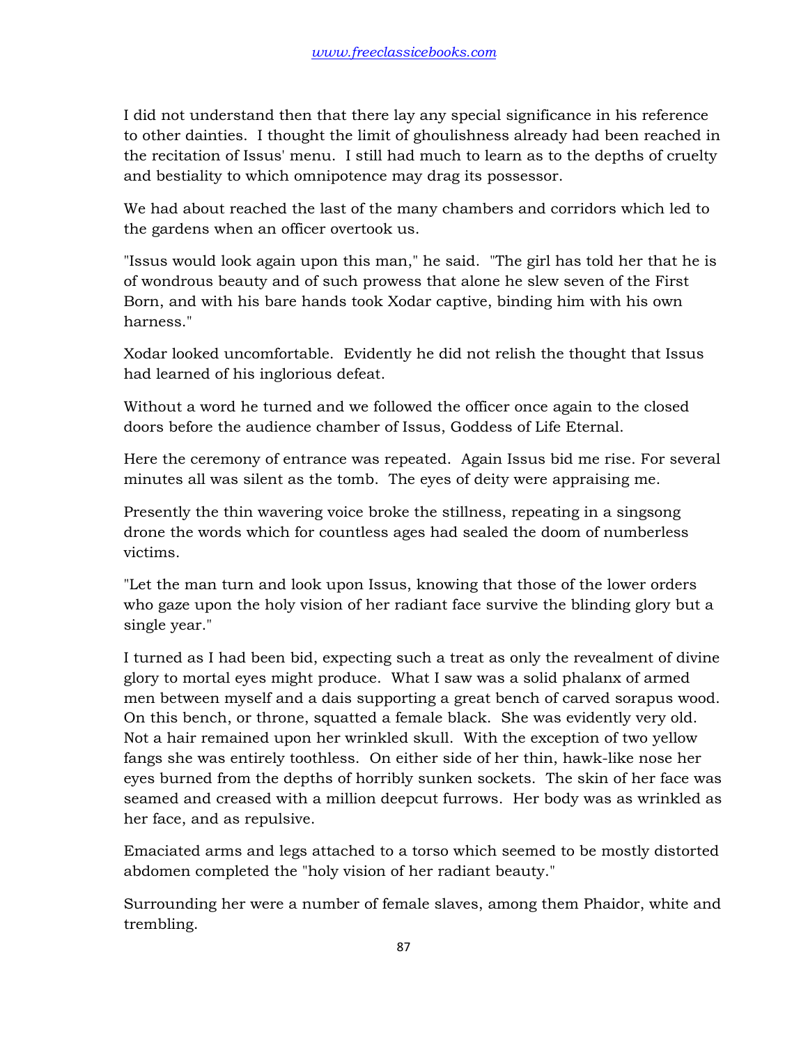I did not understand then that there lay any special significance in his reference to other dainties. I thought the limit of ghoulishness already had been reached in the recitation of Issus' menu. I still had much to learn as to the depths of cruelty and bestiality to which omnipotence may drag its possessor.

We had about reached the last of the many chambers and corridors which led to the gardens when an officer overtook us.

"Issus would look again upon this man," he said. "The girl has told her that he is of wondrous beauty and of such prowess that alone he slew seven of the First Born, and with his bare hands took Xodar captive, binding him with his own harness."

Xodar looked uncomfortable. Evidently he did not relish the thought that Issus had learned of his inglorious defeat.

Without a word he turned and we followed the officer once again to the closed doors before the audience chamber of Issus, Goddess of Life Eternal.

Here the ceremony of entrance was repeated. Again Issus bid me rise. For several minutes all was silent as the tomb. The eyes of deity were appraising me.

Presently the thin wavering voice broke the stillness, repeating in a singsong drone the words which for countless ages had sealed the doom of numberless victims.

"Let the man turn and look upon Issus, knowing that those of the lower orders who gaze upon the holy vision of her radiant face survive the blinding glory but a single year."

I turned as I had been bid, expecting such a treat as only the revealment of divine glory to mortal eyes might produce. What I saw was a solid phalanx of armed men between myself and a dais supporting a great bench of carved sorapus wood. On this bench, or throne, squatted a female black. She was evidently very old. Not a hair remained upon her wrinkled skull. With the exception of two yellow fangs she was entirely toothless. On either side of her thin, hawk-like nose her eyes burned from the depths of horribly sunken sockets. The skin of her face was seamed and creased with a million deepcut furrows. Her body was as wrinkled as her face, and as repulsive.

Emaciated arms and legs attached to a torso which seemed to be mostly distorted abdomen completed the "holy vision of her radiant beauty."

Surrounding her were a number of female slaves, among them Phaidor, white and trembling.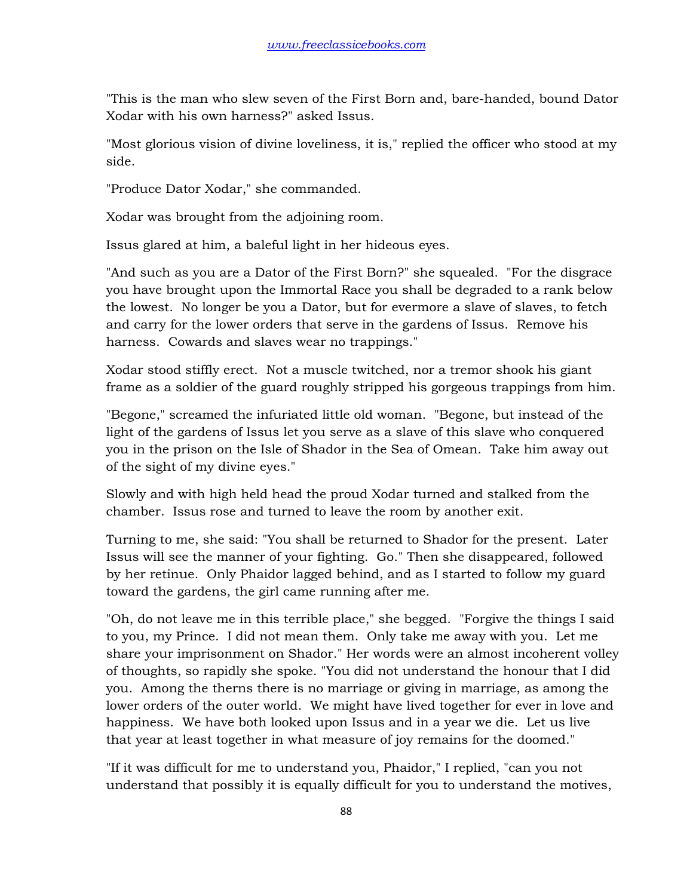"This is the man who slew seven of the First Born and, bare-handed, bound Dator Xodar with his own harness?" asked Issus.

"Most glorious vision of divine loveliness, it is," replied the officer who stood at my side.

"Produce Dator Xodar," she commanded.

Xodar was brought from the adjoining room.

Issus glared at him, a baleful light in her hideous eyes.

"And such as you are a Dator of the First Born?" she squealed. "For the disgrace you have brought upon the Immortal Race you shall be degraded to a rank below the lowest. No longer be you a Dator, but for evermore a slave of slaves, to fetch and carry for the lower orders that serve in the gardens of Issus. Remove his harness. Cowards and slaves wear no trappings."

Xodar stood stiffly erect. Not a muscle twitched, nor a tremor shook his giant frame as a soldier of the guard roughly stripped his gorgeous trappings from him.

"Begone," screamed the infuriated little old woman. "Begone, but instead of the light of the gardens of Issus let you serve as a slave of this slave who conquered you in the prison on the Isle of Shador in the Sea of Omean. Take him away out of the sight of my divine eyes."

Slowly and with high held head the proud Xodar turned and stalked from the chamber. Issus rose and turned to leave the room by another exit.

Turning to me, she said: "You shall be returned to Shador for the present. Later Issus will see the manner of your fighting. Go." Then she disappeared, followed by her retinue. Only Phaidor lagged behind, and as I started to follow my guard toward the gardens, the girl came running after me.

"Oh, do not leave me in this terrible place," she begged. "Forgive the things I said to you, my Prince. I did not mean them. Only take me away with you. Let me share your imprisonment on Shador." Her words were an almost incoherent volley of thoughts, so rapidly she spoke. "You did not understand the honour that I did you. Among the therns there is no marriage or giving in marriage, as among the lower orders of the outer world. We might have lived together for ever in love and happiness. We have both looked upon Issus and in a year we die. Let us live that year at least together in what measure of joy remains for the doomed."

"If it was difficult for me to understand you, Phaidor," I replied, "can you not understand that possibly it is equally difficult for you to understand the motives,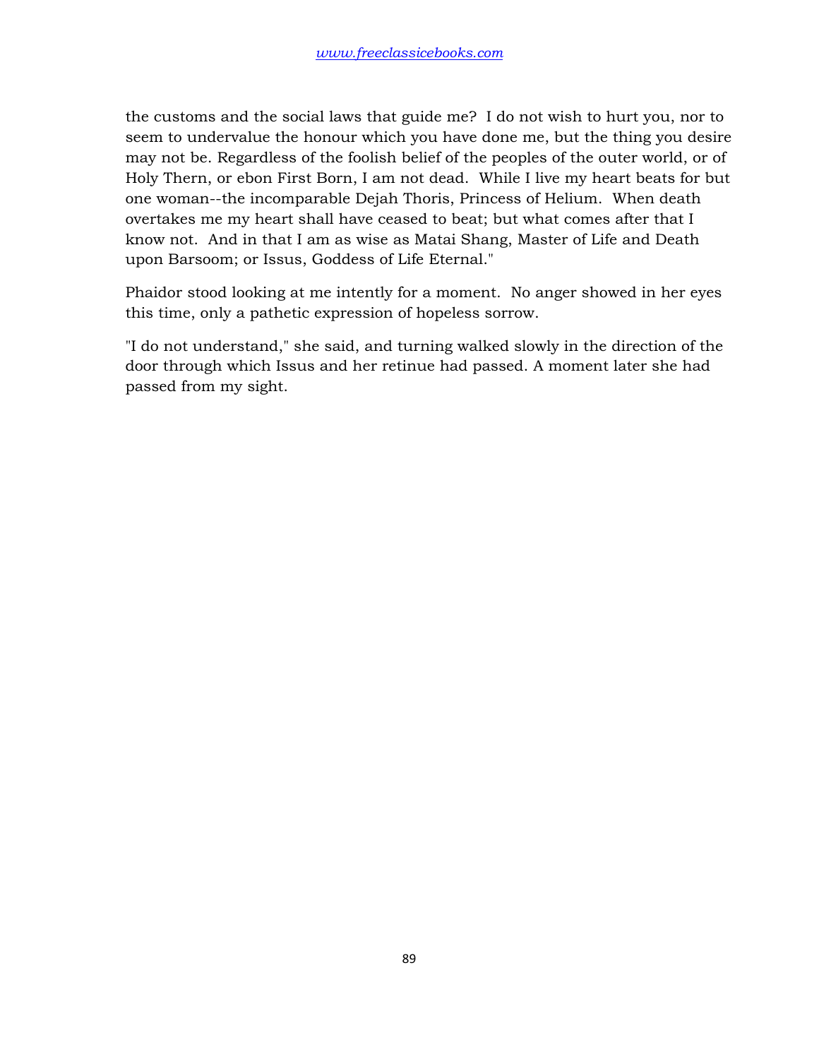the customs and the social laws that guide me? I do not wish to hurt you, nor to seem to undervalue the honour which you have done me, but the thing you desire may not be. Regardless of the foolish belief of the peoples of the outer world, or of Holy Thern, or ebon First Born, I am not dead. While I live my heart beats for but one woman--the incomparable Dejah Thoris, Princess of Helium. When death overtakes me my heart shall have ceased to beat; but what comes after that I know not. And in that I am as wise as Matai Shang, Master of Life and Death upon Barsoom; or Issus, Goddess of Life Eternal."

Phaidor stood looking at me intently for a moment. No anger showed in her eyes this time, only a pathetic expression of hopeless sorrow.

"I do not understand," she said, and turning walked slowly in the direction of the door through which Issus and her retinue had passed. A moment later she had passed from my sight.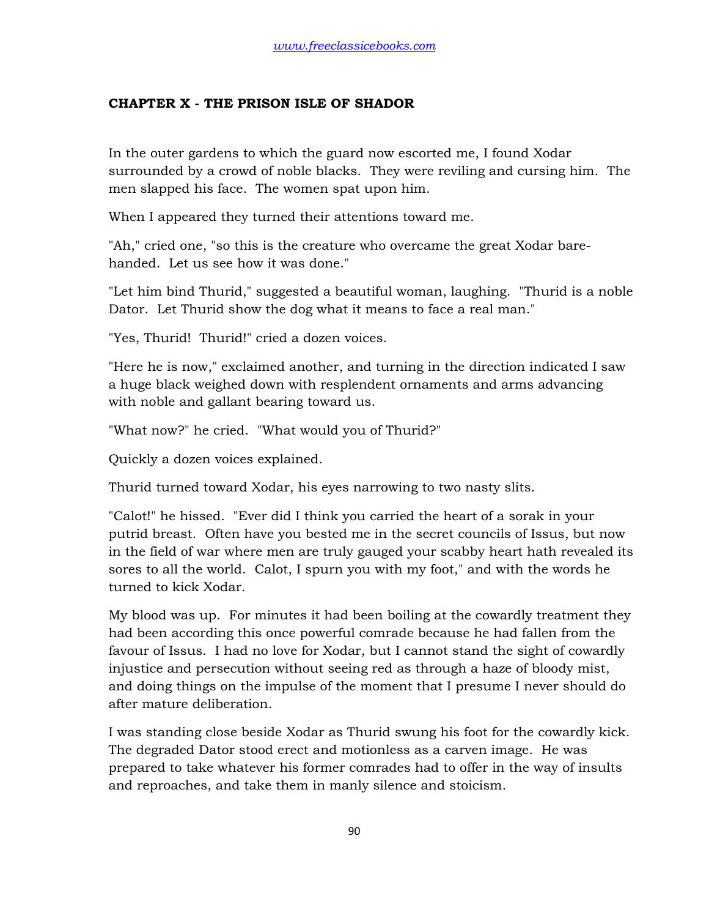## CHAPTER X - THE PRISON ISLE OF SHADOR

In the outer gardens to which the guard now escorted me, I found Xodar surrounded by a crowd of noble blacks. They were reviling and cursing him. The men slapped his face. The women spat upon him.

When I appeared they turned their attentions toward me.

"Ah," cried one, "so this is the creature who overcame the great Xodar bare-handed. Let us see how it was done."

"Let him bind Thurid," suggested a beautiful woman, laughing. "Thurid is a noble Dator. Let Thurid show the dog what it means to face a real man."

"Yes, Thurid! Thurid!" cried a dozen voices.

"Here he is now," exclaimed another, and turning in the direction indicated I saw a huge black weighed down with resplendent ornaments and arms advancing with noble and gallant bearing toward us.

"What now?" he cried. "What would you of Thurid?"

Quickly a dozen voices explained.

Thurid turned toward Xodar, his eyes narrowing to two nasty slits.

"Calot!" he hissed. "Ever did I think you carried the heart of a sorak in your putrid breast. Often have you bested me in the secret councils of Issus, but now in the field of war where men are truly gauged your scabby heart hath revealed its sores to all the world. Calot, I spurn you with my foot," and with the words he turned to kick Xodar.

My blood was up. For minutes it had been boiling at the cowardly treatment they had been according this once powerful comrade because he had fallen from the favour of Issus. I had no love for Xodar, but I cannot stand the sight of cowardly injustice and persecution without seeing red as through a haze of bloody mist, and doing things on the impulse of the moment that I presume I never should do after mature deliberation.

I was standing close beside Xodar as Thurid swung his foot for the cowardly kick. The degraded Dator stood erect and motionless as a carven image. He was prepared to take whatever his former comrades had to offer in the way of insults and reproaches, and take them in manly silence and stoicism.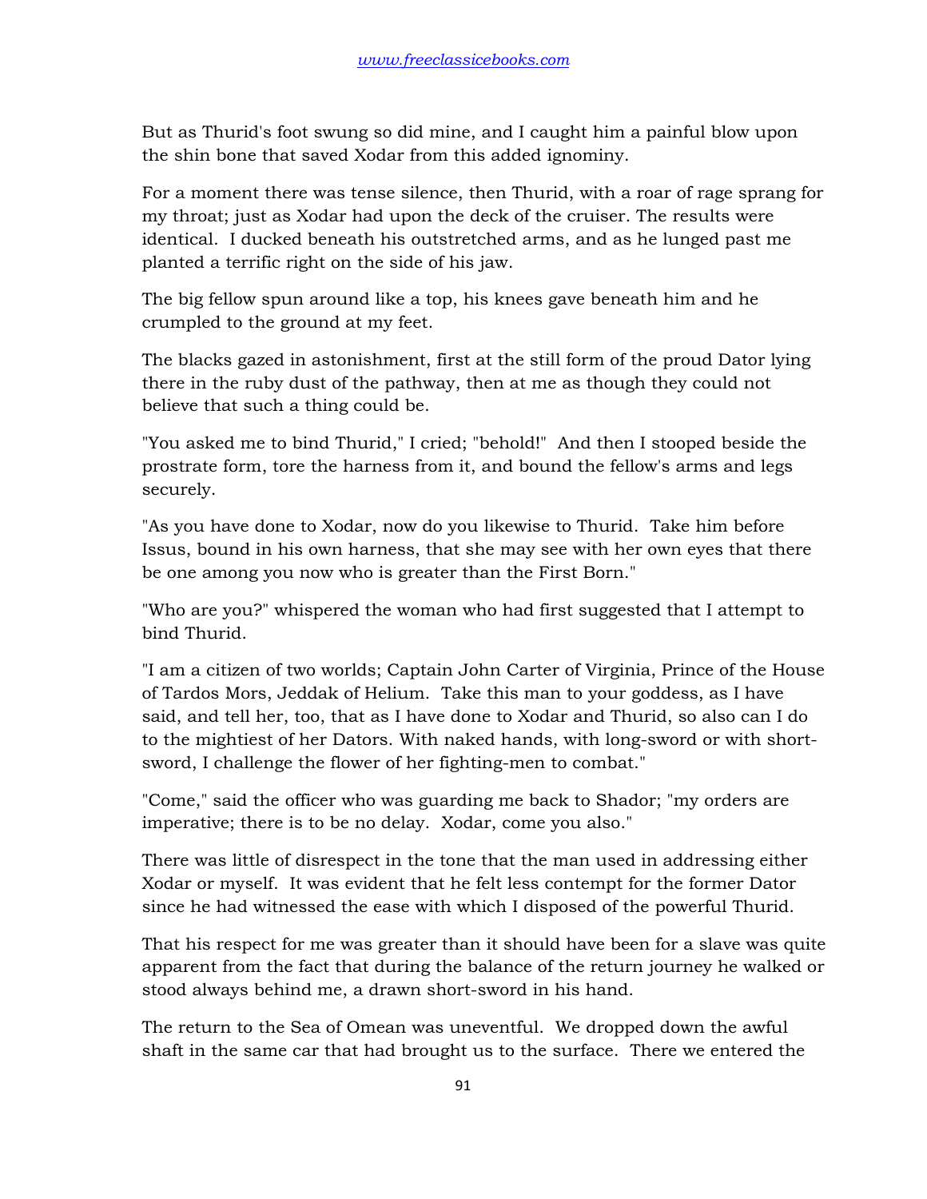But as Thurid's foot swung so did mine, and I caught him a painful blow upon the shin bone that saved Xodar from this added ignominy.

For a moment there was tense silence, then Thurid, with a roar of rage sprang for my throat; just as Xodar had upon the deck of the cruiser. The results were identical. I ducked beneath his outstretched arms, and as he lunged past me planted a terrific right on the side of his jaw.

The big fellow spun around like a top, his knees gave beneath him and he crumpled to the ground at my feet.

The blacks gazed in astonishment, first at the still form of the proud Dator lying there in the ruby dust of the pathway, then at me as though they could not believe that such a thing could be.

"You asked me to bind Thurid," I cried; "behold!" And then I stooped beside the prostrate form, tore the harness from it, and bound the fellow's arms and legs securely.

"As you have done to Xodar, now do you likewise to Thurid. Take him before Issus, bound in his own harness, that she may see with her own eyes that there be one among you now who is greater than the First Born."

"Who are you?" whispered the woman who had first suggested that I attempt to bind Thurid.

"I am a citizen of two worlds; Captain John Carter of Virginia, Prince of the House of Tardos Mors, Jeddak of Helium. Take this man to your goddess, as I have said, and tell her, too, that as I have done to Xodar and Thurid, so also can I do to the mightiest of her Dators. With naked hands, with long-sword or with short-sword, I challenge the flower of her fighting-men to combat."

"Come," said the officer who was guarding me back to Shador; "my orders are imperative; there is to be no delay. Xodar, come you also."

There was little of disrespect in the tone that the man used in addressing either Xodar or myself. It was evident that he felt less contempt for the former Dator since he had witnessed the ease with which I disposed of the powerful Thurid.

That his respect for me was greater than it should have been for a slave was quite apparent from the fact that during the balance of the return journey he walked or stood always behind me, a drawn short-sword in his hand.

The return to the Sea of Omean was uneventful. We dropped down the awful shaft in the same car that had brought us to the surface. There we entered the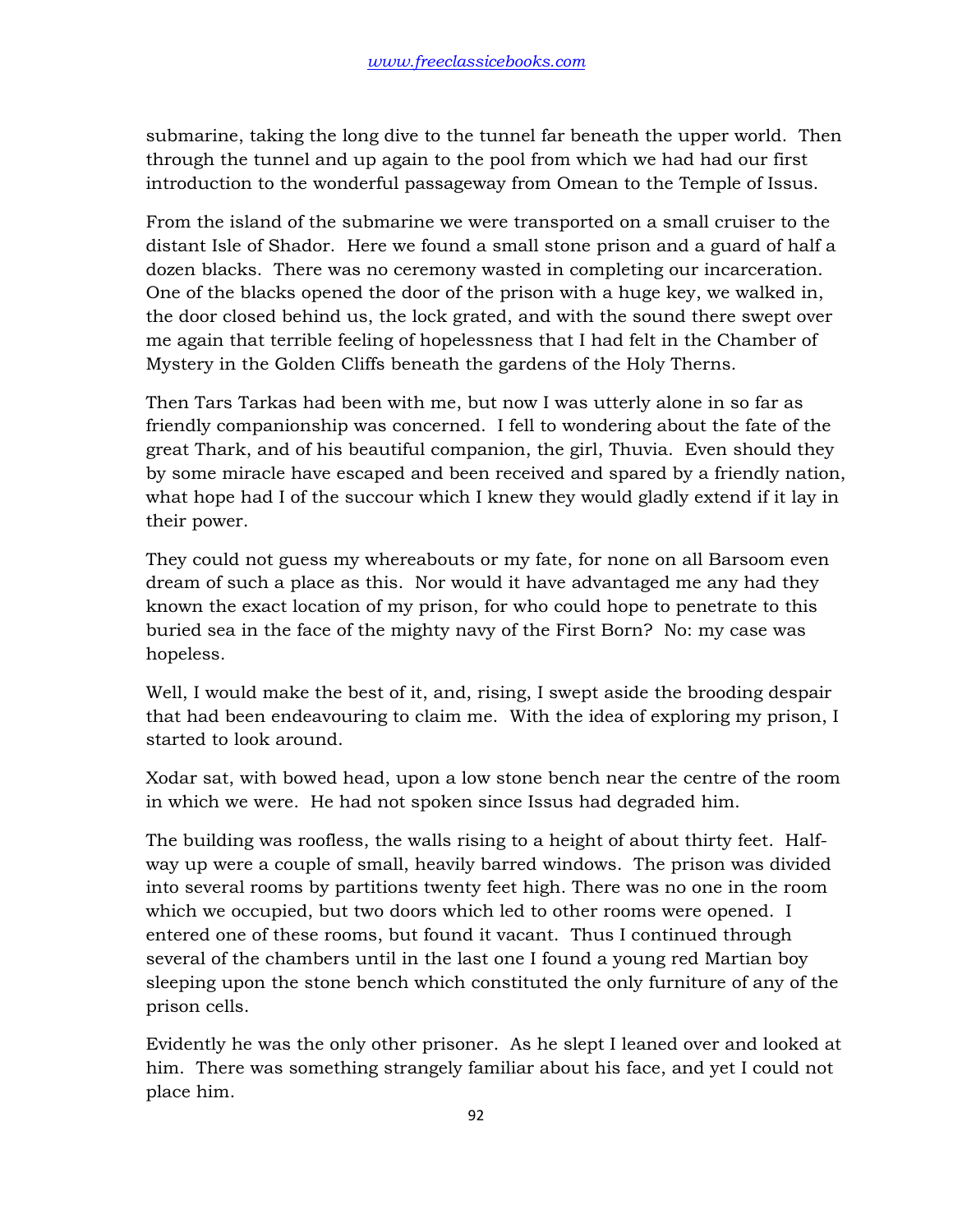submarine, taking the long dive to the tunnel far beneath the upper world. Then through the tunnel and up again to the pool from which we had had our first introduction to the wonderful passageway from Omean to the Temple of Issus.

From the island of the submarine we were transported on a small cruiser to the distant Isle of Shador. Here we found a small stone prison and a guard of half a dozen blacks. There was no ceremony wasted in completing our incarceration. One of the blacks opened the door of the prison with a huge key, we walked in, the door closed behind us, the lock grated, and with the sound there swept over me again that terrible feeling of hopelessness that I had felt in the Chamber of Mystery in the Golden Cliffs beneath the gardens of the Holy Therns.

Then Tars Tarkas had been with me, but now I was utterly alone in so far as friendly companionship was concerned. I fell to wondering about the fate of the great Thark, and of his beautiful companion, the girl, Thuvia. Even should they by some miracle have escaped and been received and spared by a friendly nation, what hope had I of the succour which I knew they would gladly extend if it lay in their power.

They could not guess my whereabouts or my fate, for none on all Barsoom even dream of such a place as this. Nor would it have advantaged me any had they known the exact location of my prison, for who could hope to penetrate to this buried sea in the face of the mighty navy of the First Born? No: my case was hopeless.

Well, I would make the best of it, and, rising, I swept aside the brooding despair that had been endeavouring to claim me. With the idea of exploring my prison, I started to look around.

Xodar sat, with bowed head, upon a low stone bench near the centre of the room in which we were. He had not spoken since Issus had degraded him.

The building was roofless, the walls rising to a height of about thirty feet. Half-way up were a couple of small, heavily barred windows. The prison was divided into several rooms by partitions twenty feet high. There was no one in the room which we occupied, but two doors which led to other rooms were opened. I entered one of these rooms, but found it vacant. Thus I continued through several of the chambers until in the last one I found a young red Martian boy sleeping upon the stone bench which constituted the only furniture of any of the prison cells.

Evidently he was the only other prisoner. As he slept I leaned over and looked at him. There was something strangely familiar about his face, and yet I could not place him.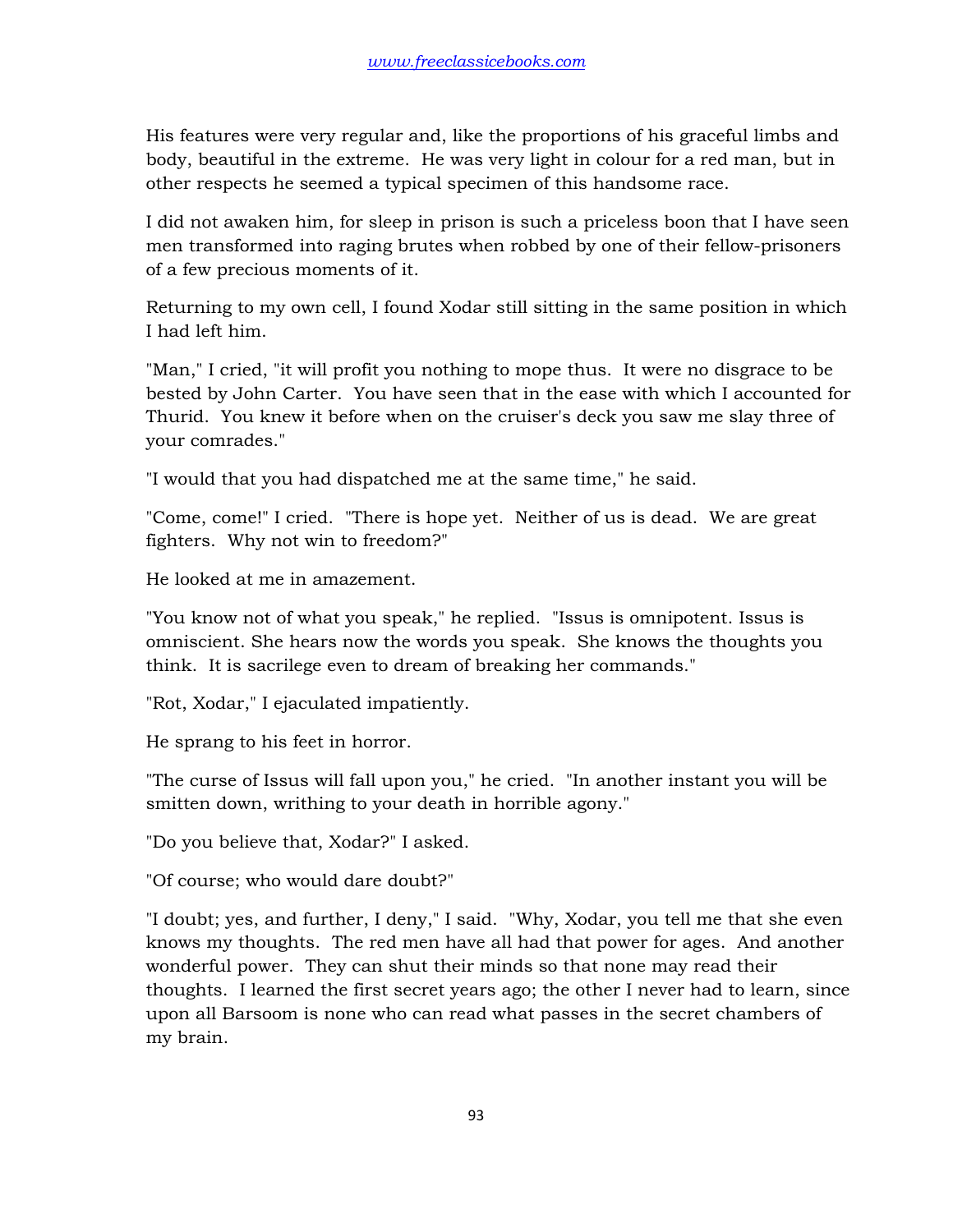His features were very regular and, like the proportions of his graceful limbs and body, beautiful in the extreme. He was very light in colour for a red man, but in other respects he seemed a typical specimen of this handsome race.

I did not awaken him, for sleep in prison is such a priceless boon that I have seen men transformed into raging brutes when robbed by one of their fellow-prisoners of a few precious moments of it.

Returning to my own cell, I found Xodar still sitting in the same position in which I had left him.

"Man," I cried, "it will profit you nothing to mope thus. It were no disgrace to be bested by John Carter. You have seen that in the ease with which I accounted for Thurid. You knew it before when on the cruiser's deck you saw me slay three of your comrades."

"I would that you had dispatched me at the same time," he said.

"Come, come!" I cried. "There is hope yet. Neither of us is dead. We are great fighters. Why not win to freedom?"

He looked at me in amazement.

"You know not of what you speak," he replied. "Issus is omnipotent. Issus is omniscient. She hears now the words you speak. She knows the thoughts you think. It is sacrilege even to dream of breaking her commands."

"Rot, Xodar," I ejaculated impatiently.

He sprang to his feet in horror.

"The curse of Issus will fall upon you," he cried. "In another instant you will be smitten down, writhing to your death in horrible agony."

"Do you believe that, Xodar?" I asked.

"Of course; who would dare doubt?"

"I doubt; yes, and further, I deny," I said. "Why, Xodar, you tell me that she even knows my thoughts. The red men have all had that power for ages. And another wonderful power. They can shut their minds so that none may read their thoughts. I learned the first secret years ago; the other I never had to learn, since upon all Barsoom is none who can read what passes in the secret chambers of my brain.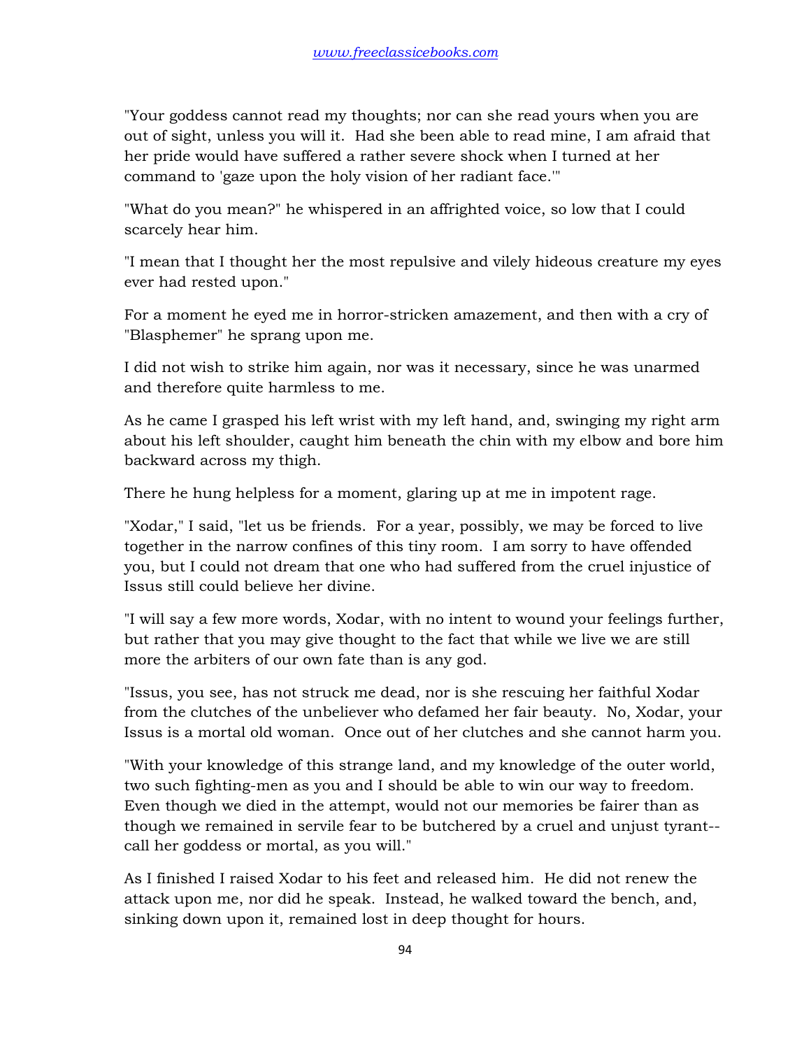"Your goddess cannot read my thoughts; nor can she read yours when you are out of sight, unless you will it. Had she been able to read mine, I am afraid that her pride would have suffered a rather severe shock when I turned at her command to 'gaze upon the holy vision of her radiant face.'"

"What do you mean?" he whispered in an affrighted voice, so low that I could scarcely hear him.

"I mean that I thought her the most repulsive and vilely hideous creature my eyes ever had rested upon."

For a moment he eyed me in horror-stricken amazement, and then with a cry of "Blasphemer" he sprang upon me.

I did not wish to strike him again, nor was it necessary, since he was unarmed and therefore quite harmless to me.

As he came I grasped his left wrist with my left hand, and, swinging my right arm about his left shoulder, caught him beneath the chin with my elbow and bore him backward across my thigh.

There he hung helpless for a moment, glaring up at me in impotent rage.

"Xodar," I said, "let us be friends. For a year, possibly, we may be forced to live together in the narrow confines of this tiny room. I am sorry to have offended you, but I could not dream that one who had suffered from the cruel injustice of Issus still could believe her divine.

"I will say a few more words, Xodar, with no intent to wound your feelings further, but rather that you may give thought to the fact that while we live we are still more the arbiters of our own fate than is any god.

"Issus, you see, has not struck me dead, nor is she rescuing her faithful Xodar from the clutches of the unbeliever who defamed her fair beauty. No, Xodar, your Issus is a mortal old woman. Once out of her clutches and she cannot harm you.

"With your knowledge of this strange land, and my knowledge of the outer world, two such fighting-men as you and I should be able to win our way to freedom. Even though we died in the attempt, would not our memories be fairer than as though we remained in servile fear to be butchered by a cruel and unjust tyrant--call her goddess or mortal, as you will."

As I finished I raised Xodar to his feet and released him. He did not renew the attack upon me, nor did he speak. Instead, he walked toward the bench, and, sinking down upon it, remained lost in deep thought for hours.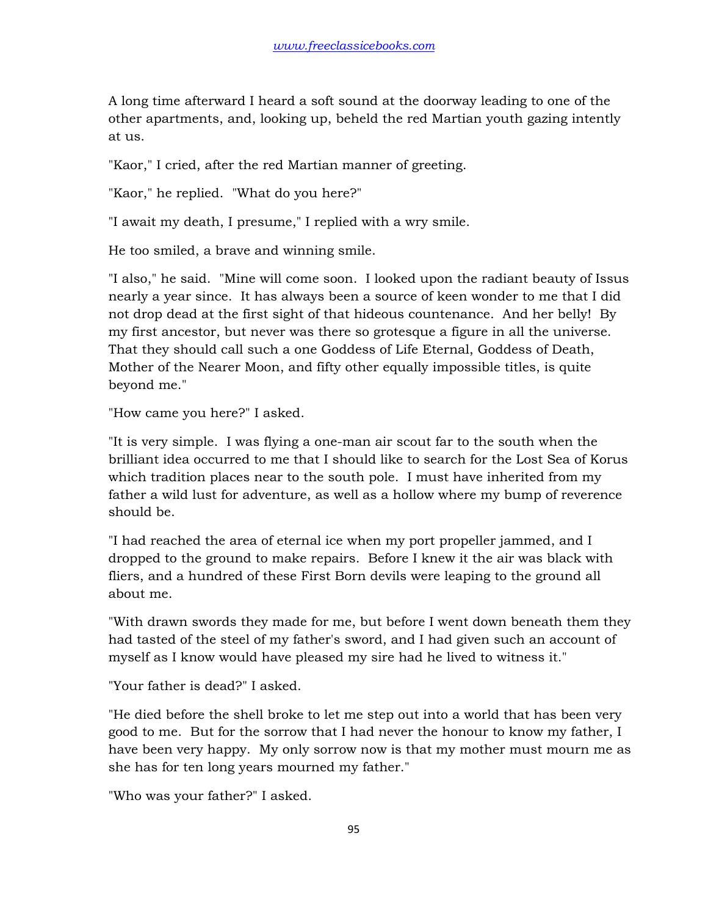A long time afterward I heard a soft sound at the doorway leading to one of the other apartments, and, looking up, beheld the red Martian youth gazing intently at us.

"Kaor," I cried, after the red Martian manner of greeting.

"Kaor," he replied. "What do you here?"

"I await my death, I presume," I replied with a wry smile.

He too smiled, a brave and winning smile.

"I also," he said. "Mine will come soon. I looked upon the radiant beauty of Issus nearly a year since. It has always been a source of keen wonder to me that I did not drop dead at the first sight of that hideous countenance. And her belly! By my first ancestor, but never was there so grotesque a figure in all the universe. That they should call such a one Goddess of Life Eternal, Goddess of Death, Mother of the Nearer Moon, and fifty other equally impossible titles, is quite beyond me."

"How came you here?" I asked.

"It is very simple. I was flying a one-man air scout far to the south when the brilliant idea occurred to me that I should like to search for the Lost Sea of Korus which tradition places near to the south pole. I must have inherited from my father a wild lust for adventure, as well as a hollow where my bump of reverence should be.

"I had reached the area of eternal ice when my port propeller jammed, and I dropped to the ground to make repairs. Before I knew it the air was black with fliers, and a hundred of these First Born devils were leaping to the ground all about me.

"With drawn swords they made for me, but before I went down beneath them they had tasted of the steel of my father's sword, and I had given such an account of myself as I know would have pleased my sire had he lived to witness it."

"Your father is dead?" I asked.

"He died before the shell broke to let me step out into a world that has been very good to me. But for the sorrow that I had never the honour to know my father, I have been very happy. My only sorrow now is that my mother must mourn me as she has for ten long years mourned my father."

"Who was your father?" I asked.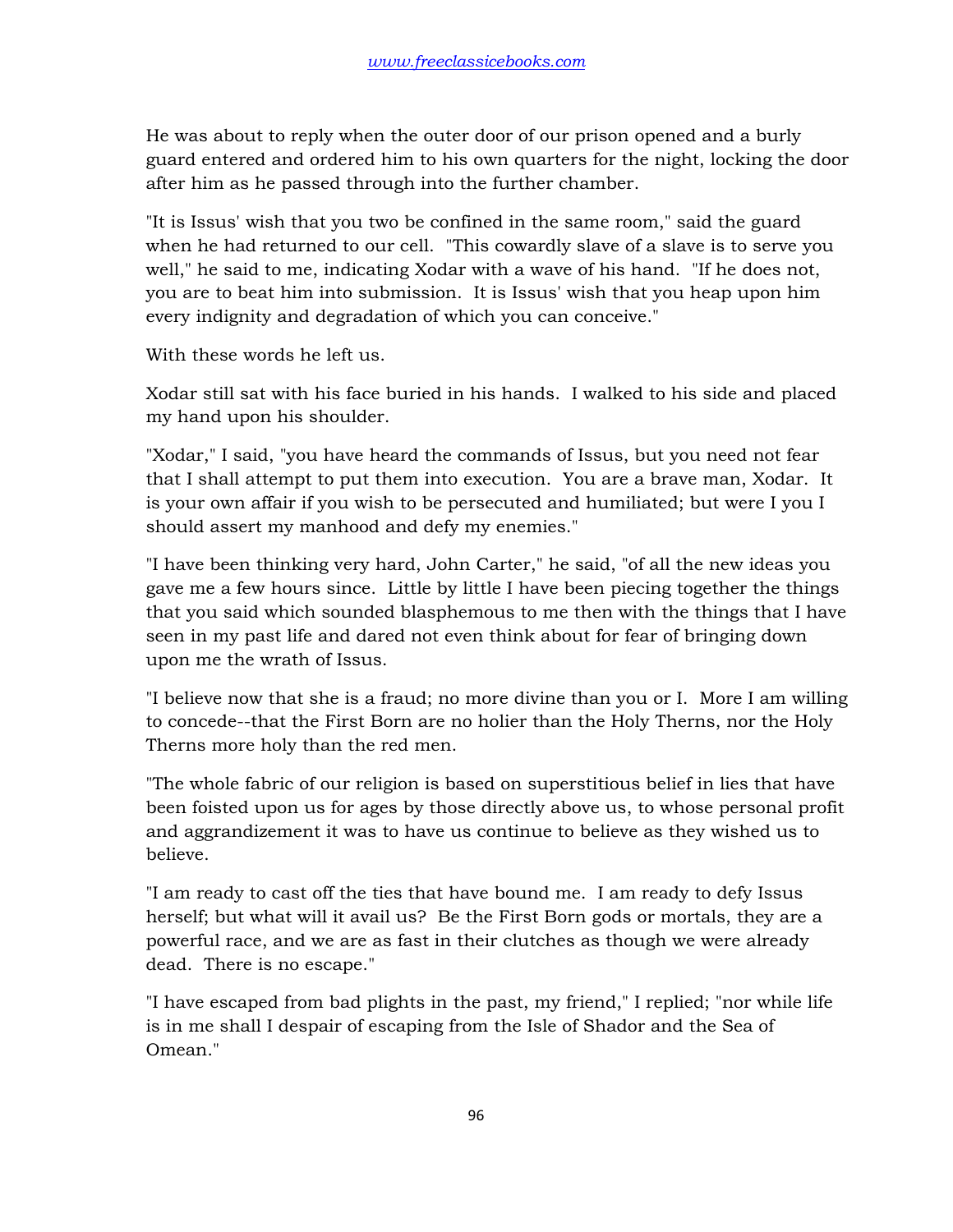He was about to reply when the outer door of our prison opened and a burly guard entered and ordered him to his own quarters for the night, locking the door after him as he passed through into the further chamber.

"It is Issus' wish that you two be confined in the same room," said the guard when he had returned to our cell. "This cowardly slave of a slave is to serve you well," he said to me, indicating Xodar with a wave of his hand. "If he does not, you are to beat him into submission. It is Issus' wish that you heap upon him every indignity and degradation of which you can conceive."

With these words he left us.

Xodar still sat with his face buried in his hands. I walked to his side and placed my hand upon his shoulder.

"Xodar," I said, "you have heard the commands of Issus, but you need not fear that I shall attempt to put them into execution. You are a brave man, Xodar. It is your own affair if you wish to be persecuted and humiliated; but were I you I should assert my manhood and defy my enemies."

"I have been thinking very hard, John Carter," he said, "of all the new ideas you gave me a few hours since. Little by little I have been piecing together the things that you said which sounded blasphemous to me then with the things that I have seen in my past life and dared not even think about for fear of bringing down upon me the wrath of Issus.

"I believe now that she is a fraud; no more divine than you or I. More I am willing to concede--that the First Born are no holier than the Holy Therns, nor the Holy Therns more holy than the red men.

"The whole fabric of our religion is based on superstitious belief in lies that have been foisted upon us for ages by those directly above us, to whose personal profit and aggrandizement it was to have us continue to believe as they wished us to believe.

"I am ready to cast off the ties that have bound me. I am ready to defy Issus herself; but what will it avail us? Be the First Born gods or mortals, they are a powerful race, and we are as fast in their clutches as though we were already dead. There is no escape."

"I have escaped from bad plights in the past, my friend," I replied; "nor while life is in me shall I despair of escaping from the Isle of Shador and the Sea of Omean."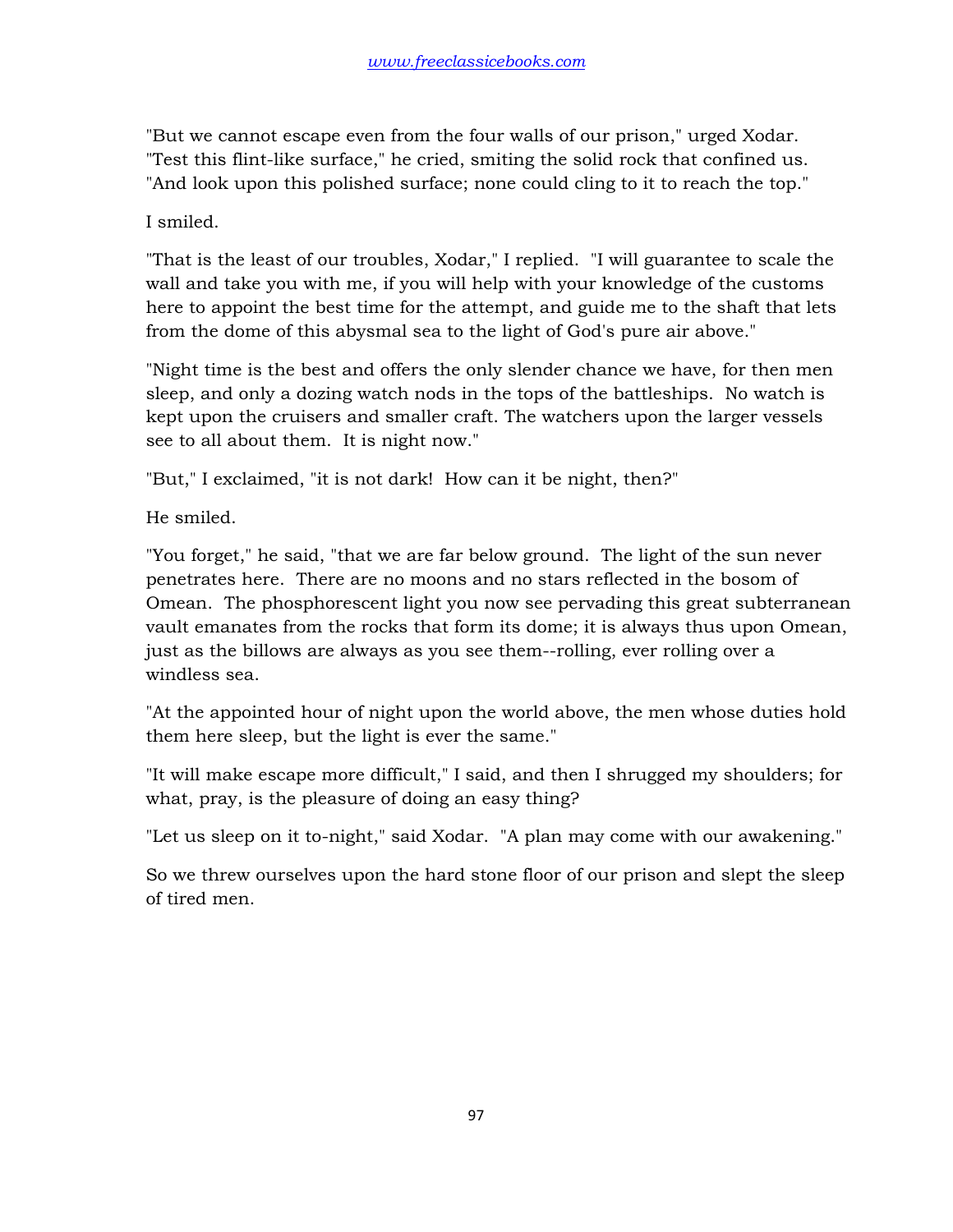"But we cannot escape even from the four walls of our prison," urged Xodar. "Test this flint-like surface," he cried, smiting the solid rock that confined us. "And look upon this polished surface; none could cling to it to reach the top."

I smiled.

"That is the least of our troubles, Xodar," I replied. "I will guarantee to scale the wall and take you with me, if you will help with your knowledge of the customs here to appoint the best time for the attempt, and guide me to the shaft that lets from the dome of this abysmal sea to the light of God's pure air above."

"Night time is the best and offers the only slender chance we have, for then men sleep, and only a dozing watch nods in the tops of the battleships. No watch is kept upon the cruisers and smaller craft. The watchers upon the larger vessels see to all about them. It is night now."

"But," I exclaimed, "it is not dark! How can it be night, then?"

He smiled.

"You forget," he said, "that we are far below ground. The light of the sun never penetrates here. There are no moons and no stars reflected in the bosom of Omean. The phosphorescent light you now see pervading this great subterranean vault emanates from the rocks that form its dome; it is always thus upon Omean, just as the billows are always as you see them--rolling, ever rolling over a windless sea.

"At the appointed hour of night upon the world above, the men whose duties hold them here sleep, but the light is ever the same."

"It will make escape more difficult," I said, and then I shrugged my shoulders; for what, pray, is the pleasure of doing an easy thing?

"Let us sleep on it to-night," said Xodar. "A plan may come with our awakening."

So we threw ourselves upon the hard stone floor of our prison and slept the sleep of tired men.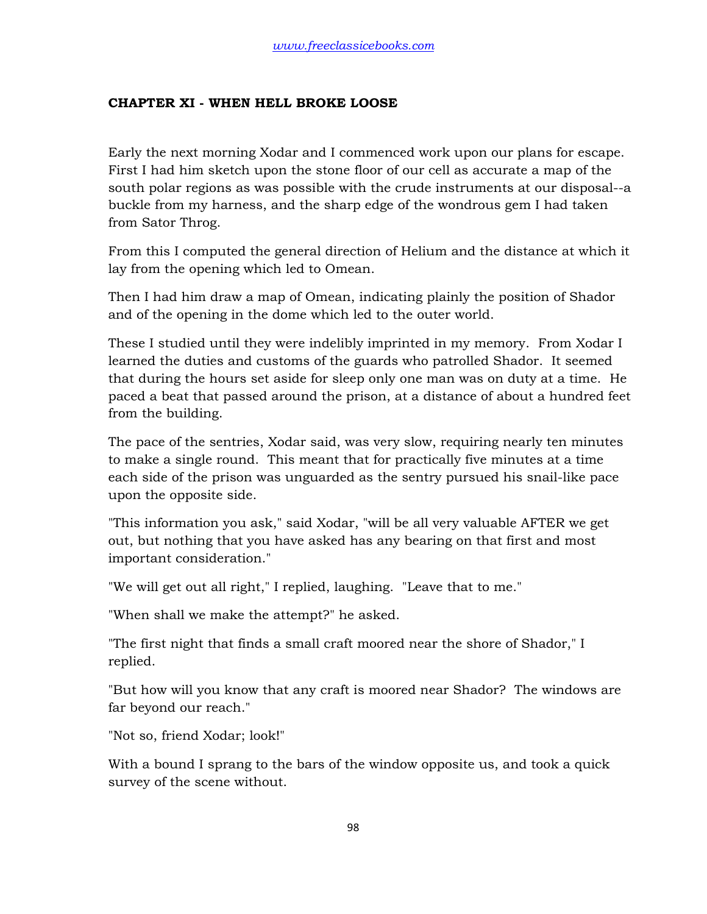## CHAPTER XI - WHEN HELL BROKE LOOSE

Early the next morning Xodar and I commenced work upon our plans for escape. First I had him sketch upon the stone floor of our cell as accurate a map of the south polar regions as was possible with the crude instruments at our disposal--a buckle from my harness, and the sharp edge of the wondrous gem I had taken from Sator Throg.

From this I computed the general direction of Helium and the distance at which it lay from the opening which led to Omean.

Then I had him draw a map of Omean, indicating plainly the position of Shador and of the opening in the dome which led to the outer world.

These I studied until they were indelibly imprinted in my memory. From Xodar I learned the duties and customs of the guards who patrolled Shador. It seemed that during the hours set aside for sleep only one man was on duty at a time. He paced a beat that passed around the prison, at a distance of about a hundred feet from the building.

The pace of the sentries, Xodar said, was very slow, requiring nearly ten minutes to make a single round. This meant that for practically five minutes at a time each side of the prison was unguarded as the sentry pursued his snail-like pace upon the opposite side.

"This information you ask," said Xodar, "will be all very valuable AFTER we get out, but nothing that you have asked has any bearing on that first and most important consideration."

"We will get out all right," I replied, laughing. "Leave that to me."

"When shall we make the attempt?" he asked.

"The first night that finds a small craft moored near the shore of Shador," I replied.

"But how will you know that any craft is moored near Shador? The windows are far beyond our reach."

"Not so, friend Xodar; look!"

With a bound I sprang to the bars of the window opposite us, and took a quick survey of the scene without.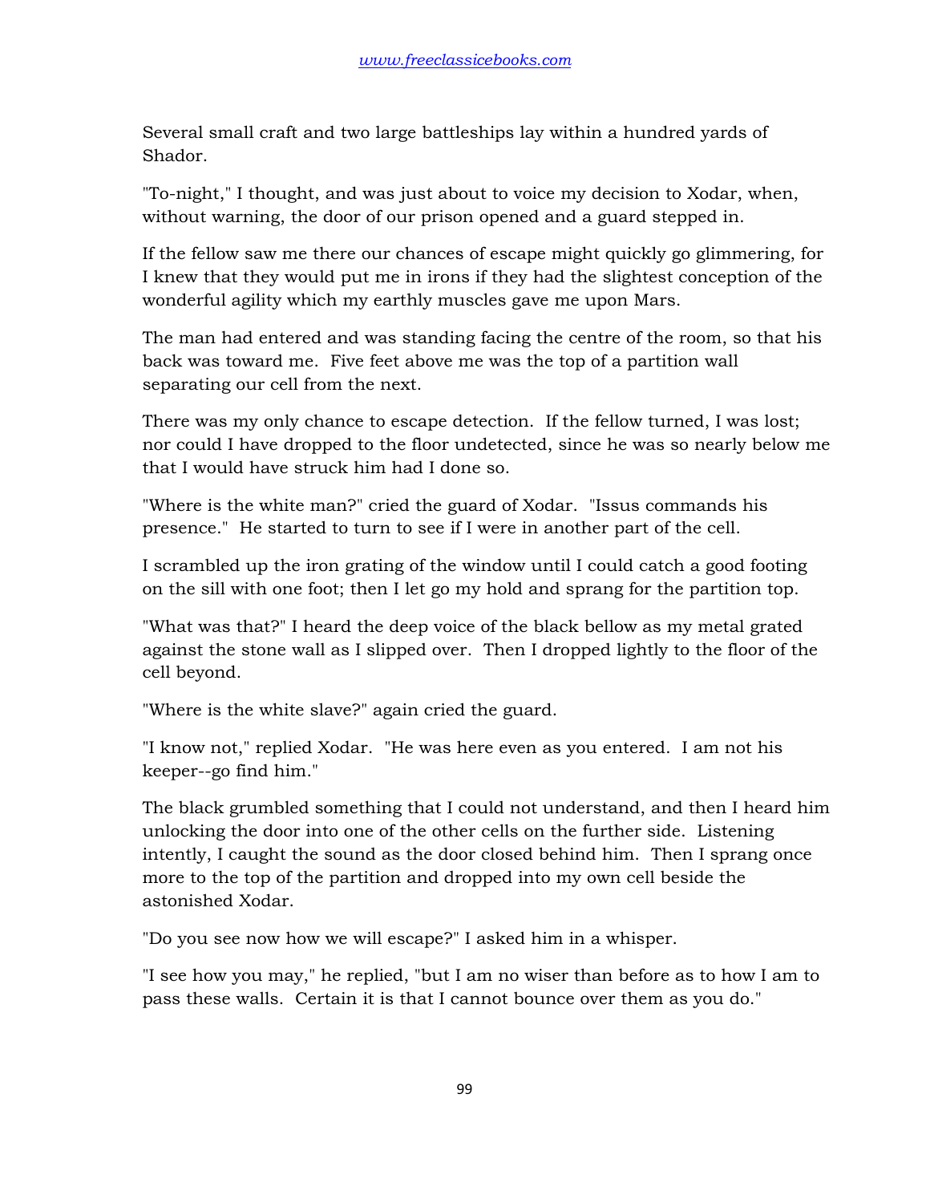Several small craft and two large battleships lay within a hundred yards of Shador.

"To-night," I thought, and was just about to voice my decision to Xodar, when, without warning, the door of our prison opened and a guard stepped in.

If the fellow saw me there our chances of escape might quickly go glimmering, for I knew that they would put me in irons if they had the slightest conception of the wonderful agility which my earthly muscles gave me upon Mars.

The man had entered and was standing facing the centre of the room, so that his back was toward me. Five feet above me was the top of a partition wall separating our cell from the next.

There was my only chance to escape detection. If the fellow turned, I was lost; nor could I have dropped to the floor undetected, since he was so nearly below me that I would have struck him had I done so.

"Where is the white man?" cried the guard of Xodar. "Issus commands his presence." He started to turn to see if I were in another part of the cell.

I scrambled up the iron grating of the window until I could catch a good footing on the sill with one foot; then I let go my hold and sprang for the partition top.

"What was that?" I heard the deep voice of the black bellow as my metal grated against the stone wall as I slipped over. Then I dropped lightly to the floor of the cell beyond.

"Where is the white slave?" again cried the guard.

"I know not," replied Xodar. "He was here even as you entered. I am not his keeper--go find him."

The black grumbled something that I could not understand, and then I heard him unlocking the door into one of the other cells on the further side. Listening intently, I caught the sound as the door closed behind him. Then I sprang once more to the top of the partition and dropped into my own cell beside the astonished Xodar.

"Do you see now how we will escape?" I asked him in a whisper.

"I see how you may," he replied, "but I am no wiser than before as to how I am to pass these walls. Certain it is that I cannot bounce over them as you do."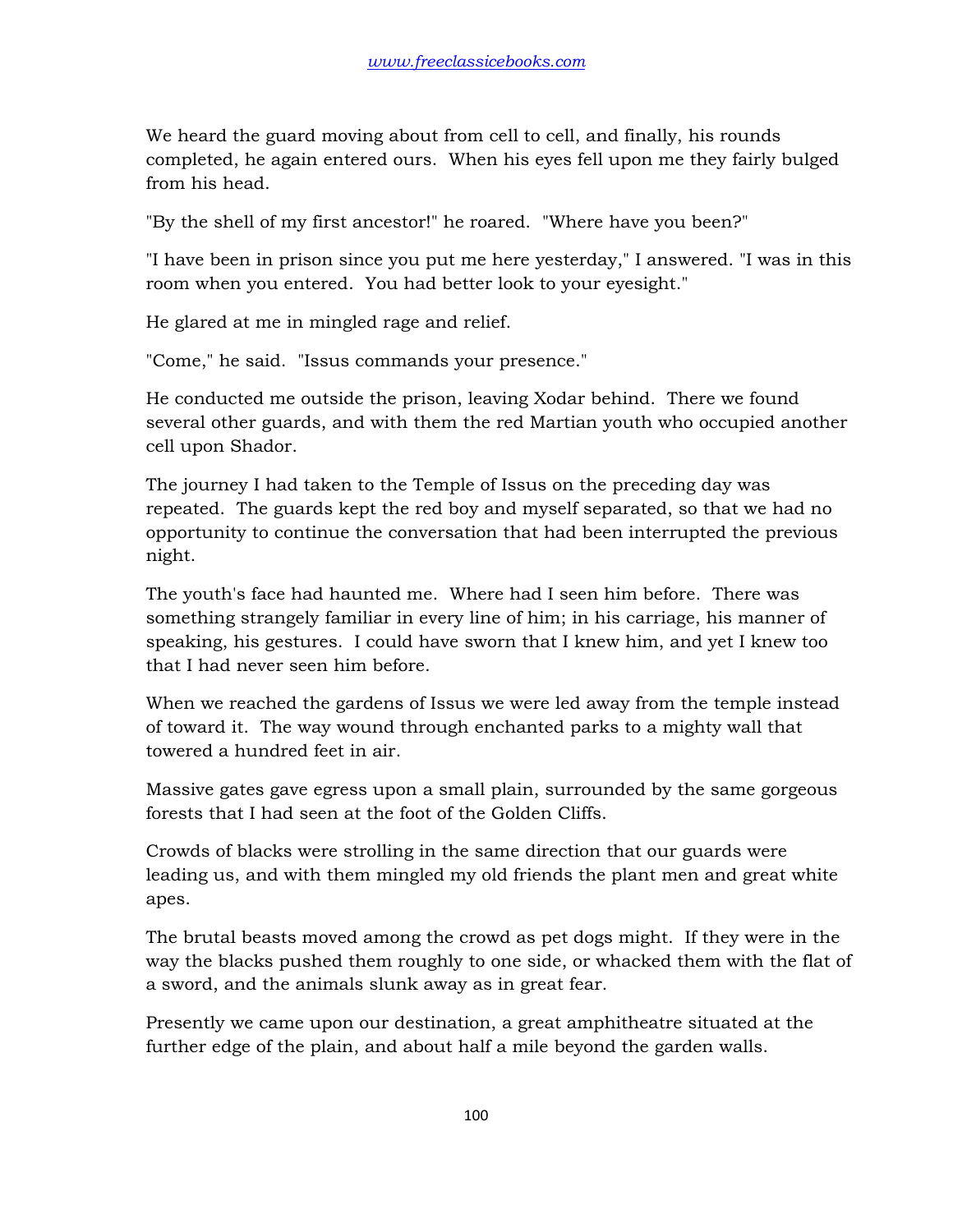We heard the guard moving about from cell to cell, and finally, his rounds completed, he again entered ours. When his eyes fell upon me they fairly bulged from his head.

"By the shell of my first ancestor!" he roared. "Where have you been?"

"I have been in prison since you put me here yesterday," I answered. "I was in this room when you entered. You had better look to your eyesight."

He glared at me in mingled rage and relief.

"Come," he said. "Issus commands your presence."

He conducted me outside the prison, leaving Xodar behind. There we found several other guards, and with them the red Martian youth who occupied another cell upon Shador.

The journey I had taken to the Temple of Issus on the preceding day was repeated. The guards kept the red boy and myself separated, so that we had no opportunity to continue the conversation that had been interrupted the previous night.

The youth's face had haunted me. Where had I seen him before. There was something strangely familiar in every line of him; in his carriage, his manner of speaking, his gestures. I could have sworn that I knew him, and yet I knew too that I had never seen him before.

When we reached the gardens of Issus we were led away from the temple instead of toward it. The way wound through enchanted parks to a mighty wall that towered a hundred feet in air.

Massive gates gave egress upon a small plain, surrounded by the same gorgeous forests that I had seen at the foot of the Golden Cliffs.

Crowds of blacks were strolling in the same direction that our guards were leading us, and with them mingled my old friends the plant men and great white apes.

The brutal beasts moved among the crowd as pet dogs might. If they were in the way the blacks pushed them roughly to one side, or whacked them with the flat of a sword, and the animals slunk away as in great fear.

Presently we came upon our destination, a great amphitheatre situated at the further edge of the plain, and about half a mile beyond the garden walls.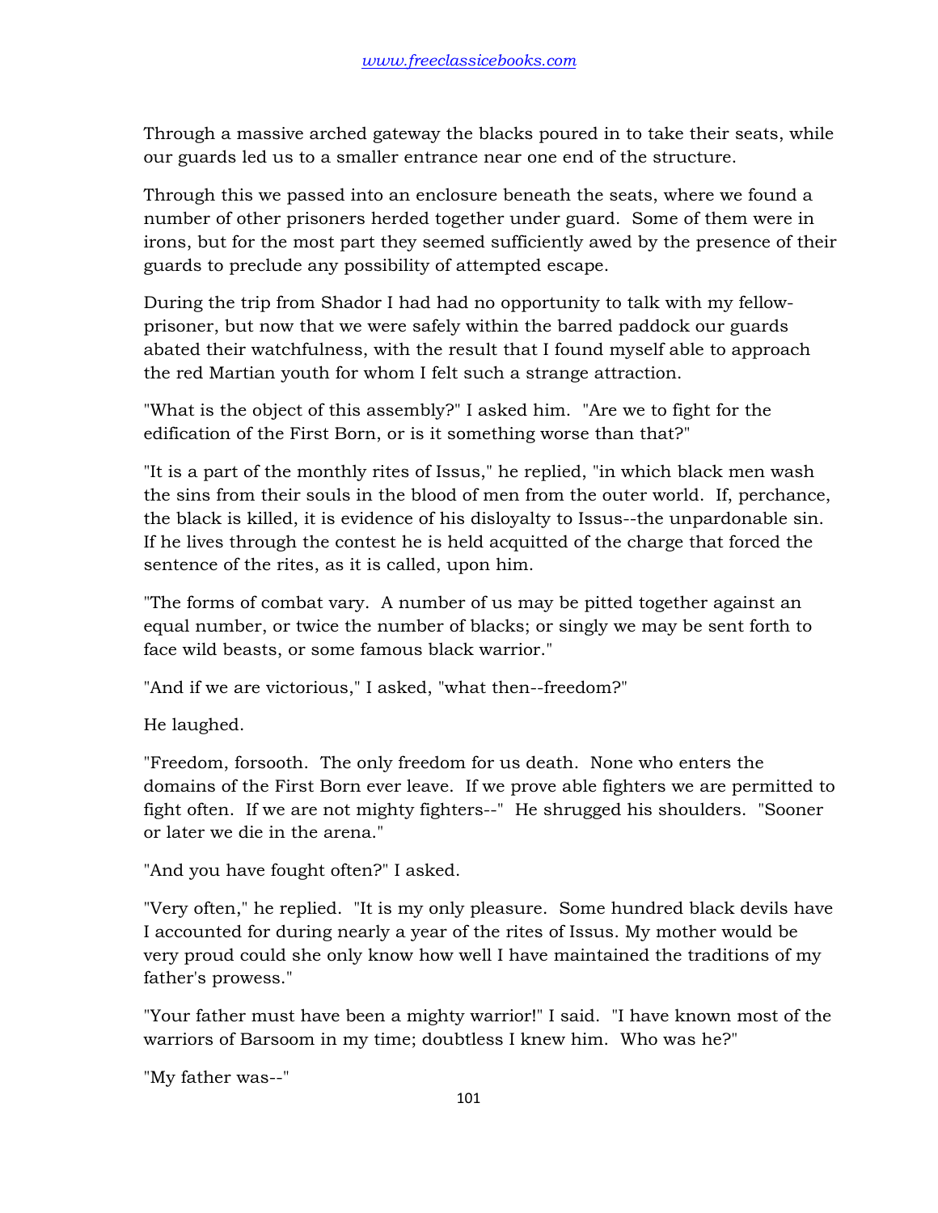Through a massive arched gateway the blacks poured in to take their seats, while our guards led us to a smaller entrance near one end of the structure.

Through this we passed into an enclosure beneath the seats, where we found a number of other prisoners herded together under guard. Some of them were in irons, but for the most part they seemed sufficiently awed by the presence of their guards to preclude any possibility of attempted escape.

During the trip from Shador I had had no opportunity to talk with my fellow-prisoner, but now that we were safely within the barred paddock our guards abated their watchfulness, with the result that I found myself able to approach the red Martian youth for whom I felt such a strange attraction.

"What is the object of this assembly?" I asked him. "Are we to fight for the edification of the First Born, or is it something worse than that?"

"It is a part of the monthly rites of Issus," he replied, "in which black men wash the sins from their souls in the blood of men from the outer world. If, perchance, the black is killed, it is evidence of his disloyalty to Issus--the unpardonable sin. If he lives through the contest he is held acquitted of the charge that forced the sentence of the rites, as it is called, upon him.

"The forms of combat vary. A number of us may be pitted together against an equal number, or twice the number of blacks; or singly we may be sent forth to face wild beasts, or some famous black warrior."

"And if we are victorious," I asked, "what then--freedom?"

He laughed.

"Freedom, forsooth. The only freedom for us death. None who enters the domains of the First Born ever leave. If we prove able fighters we are permitted to fight often. If we are not mighty fighters--" He shrugged his shoulders. "Sooner or later we die in the arena."

"And you have fought often?" I asked.

"Very often," he replied. "It is my only pleasure. Some hundred black devils have I accounted for during nearly a year of the rites of Issus. My mother would be very proud could she only know how well I have maintained the traditions of my father's prowess."

"Your father must have been a mighty warrior!" I said. "I have known most of the warriors of Barsoom in my time; doubtless I knew him. Who was he?"

"My father was--"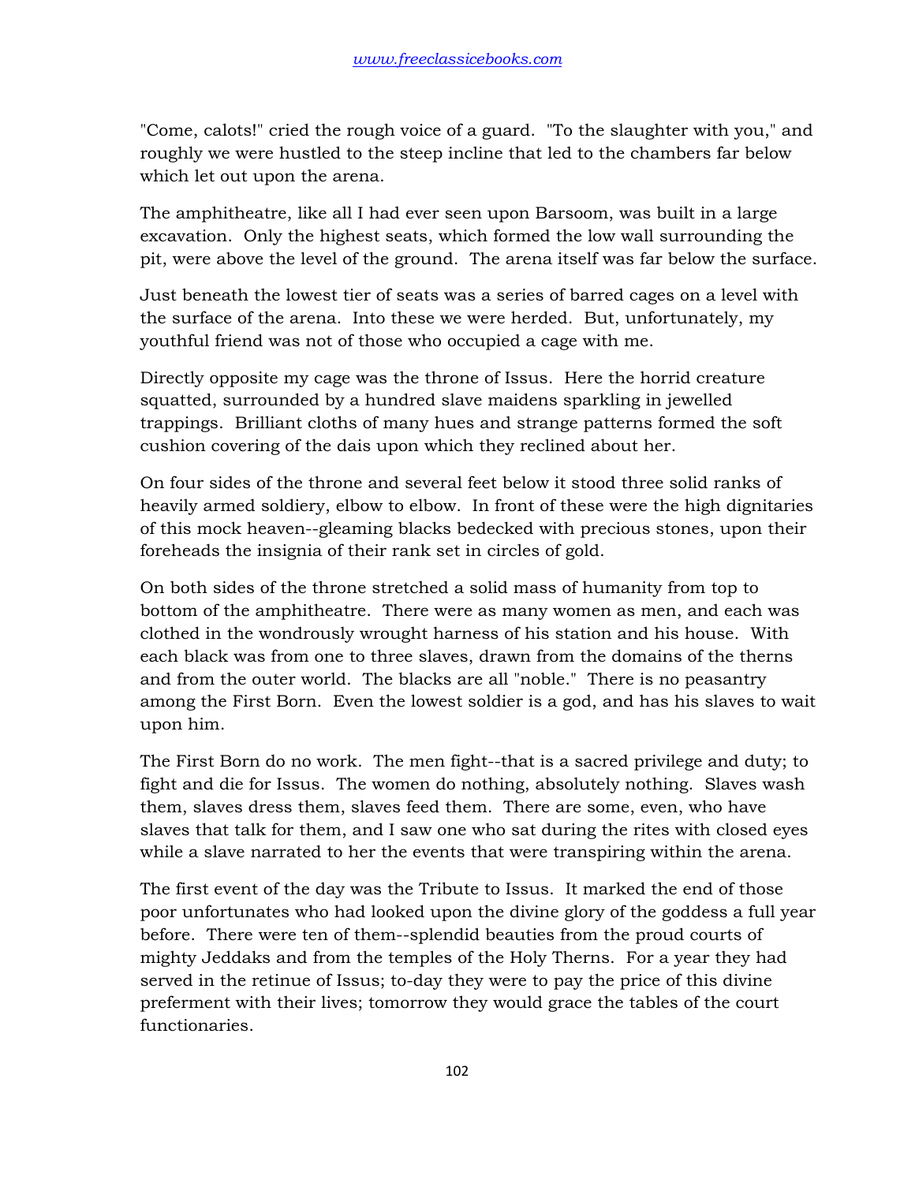"Come, calots!" cried the rough voice of a guard. "To the slaughter with you," and roughly we were hustled to the steep incline that led to the chambers far below which let out upon the arena.

The amphitheatre, like all I had ever seen upon Barsoom, was built in a large excavation. Only the highest seats, which formed the low wall surrounding the pit, were above the level of the ground. The arena itself was far below the surface.

Just beneath the lowest tier of seats was a series of barred cages on a level with the surface of the arena. Into these we were herded. But, unfortunately, my youthful friend was not of those who occupied a cage with me.

Directly opposite my cage was the throne of Issus. Here the horrid creature squatted, surrounded by a hundred slave maidens sparkling in jewelled trappings. Brilliant cloths of many hues and strange patterns formed the soft cushion covering of the dais upon which they reclined about her.

On four sides of the throne and several feet below it stood three solid ranks of heavily armed soldiery, elbow to elbow. In front of these were the high dignitaries of this mock heaven--gleaming blacks bedecked with precious stones, upon their foreheads the insignia of their rank set in circles of gold.

On both sides of the throne stretched a solid mass of humanity from top to bottom of the amphitheatre. There were as many women as men, and each was clothed in the wondrously wrought harness of his station and his house. With each black was from one to three slaves, drawn from the domains of the therns and from the outer world. The blacks are all "noble." There is no peasantry among the First Born. Even the lowest soldier is a god, and has his slaves to wait upon him.

The First Born do no work. The men fight--that is a sacred privilege and duty; to fight and die for Issus. The women do nothing, absolutely nothing. Slaves wash them, slaves dress them, slaves feed them. There are some, even, who have slaves that talk for them, and I saw one who sat during the rites with closed eyes while a slave narrated to her the events that were transpiring within the arena.

The first event of the day was the Tribute to Issus. It marked the end of those poor unfortunates who had looked upon the divine glory of the goddess a full year before. There were ten of them--splendid beauties from the proud courts of mighty Jeddaks and from the temples of the Holy Therns. For a year they had served in the retinue of Issus; to-day they were to pay the price of this divine preferment with their lives; tomorrow they would grace the tables of the court functionaries.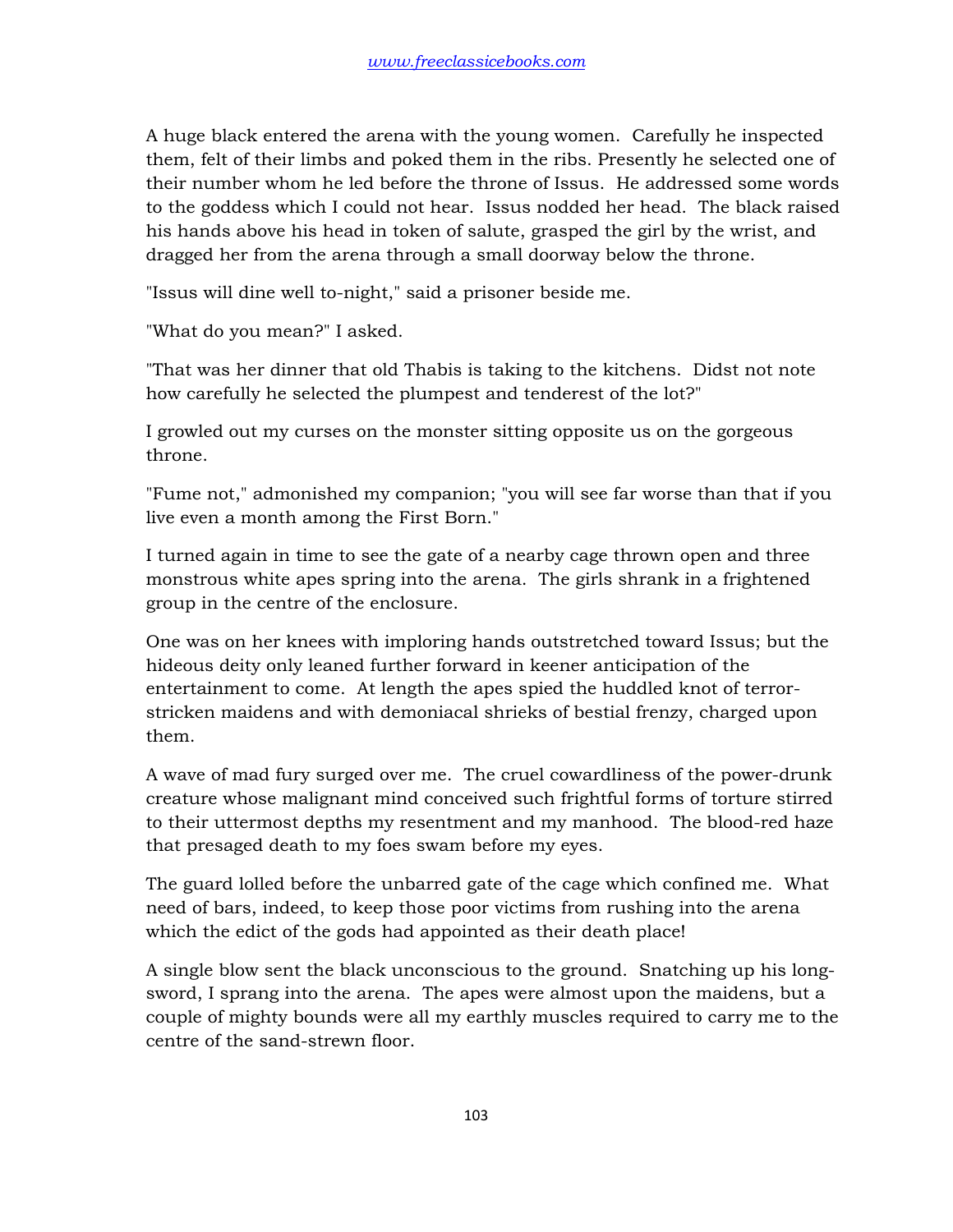A huge black entered the arena with the young women. Carefully he inspected them, felt of their limbs and poked them in the ribs. Presently he selected one of their number whom he led before the throne of Issus. He addressed some words to the goddess which I could not hear. Issus nodded her head. The black raised his hands above his head in token of salute, grasped the girl by the wrist, and dragged her from the arena through a small doorway below the throne.

"Issus will dine well to-night," said a prisoner beside me.

"What do you mean?" I asked.

"That was her dinner that old Thabis is taking to the kitchens. Didst not note how carefully he selected the plumpest and tenderest of the lot?"

I growled out my curses on the monster sitting opposite us on the gorgeous throne.

"Fume not," admonished my companion; "you will see far worse than that if you live even a month among the First Born."

I turned again in time to see the gate of a nearby cage thrown open and three monstrous white apes spring into the arena. The girls shrank in a frightened group in the centre of the enclosure.

One was on her knees with imploring hands outstretched toward Issus; but the hideous deity only leaned further forward in keener anticipation of the entertainment to come. At length the apes spied the huddled knot of terror-stricken maidens and with demoniacal shrieks of bestial frenzy, charged upon them.

A wave of mad fury surged over me. The cruel cowardliness of the power-drunk creature whose malignant mind conceived such frightful forms of torture stirred to their uttermost depths my resentment and my manhood. The blood-red haze that presaged death to my foes swam before my eyes.

The guard lolled before the unbarred gate of the cage which confined me. What need of bars, indeed, to keep those poor victims from rushing into the arena which the edict of the gods had appointed as their death place!

A single blow sent the black unconscious to the ground. Snatching up his long-sword, I sprang into the arena. The apes were almost upon the maidens, but a couple of mighty bounds were all my earthly muscles required to carry me to the centre of the sand-strewn floor.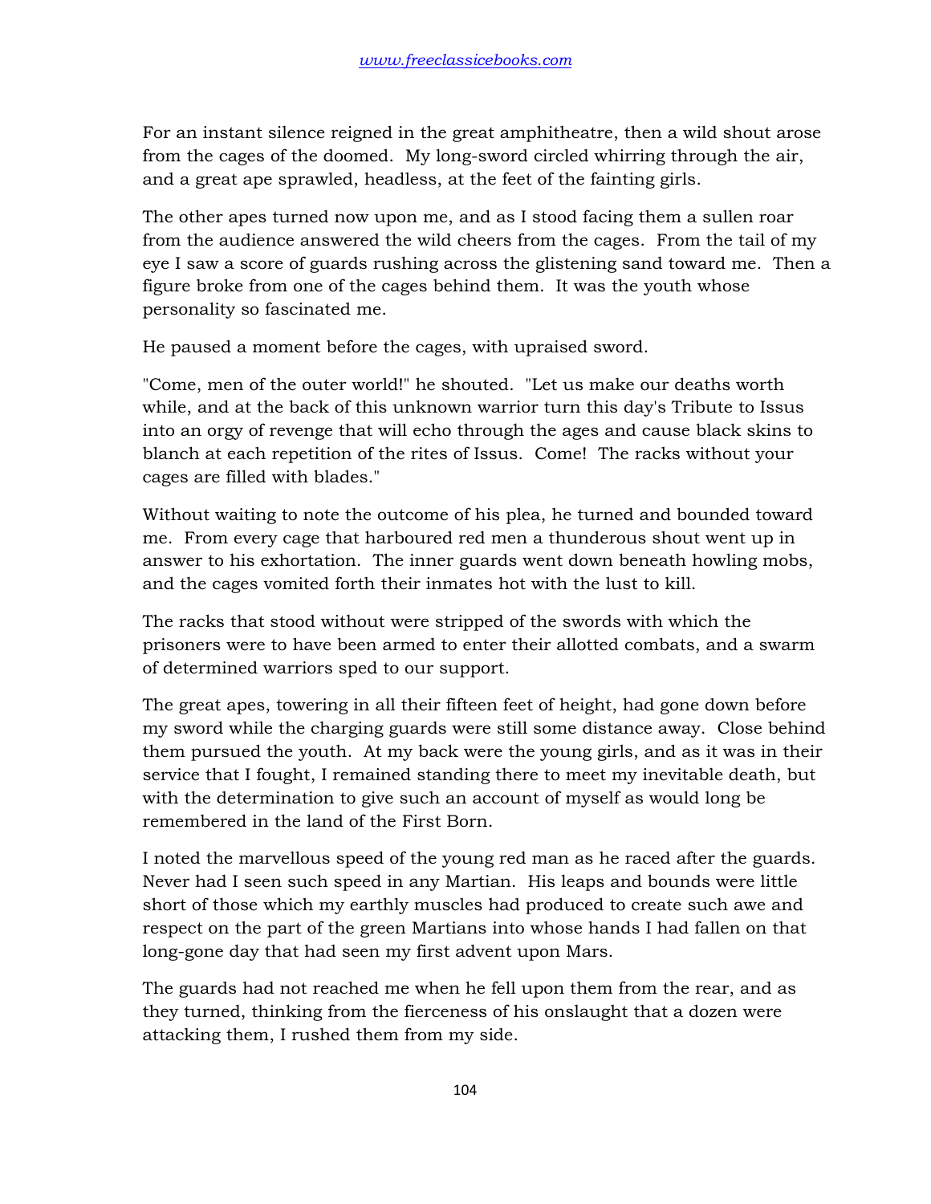For an instant silence reigned in the great amphitheatre, then a wild shout arose from the cages of the doomed. My long-sword circled whirring through the air, and a great ape sprawled, headless, at the feet of the fainting girls.

The other apes turned now upon me, and as I stood facing them a sullen roar from the audience answered the wild cheers from the cages. From the tail of my eye I saw a score of guards rushing across the glistening sand toward me. Then a figure broke from one of the cages behind them. It was the youth whose personality so fascinated me.

He paused a moment before the cages, with upraised sword.

"Come, men of the outer world!" he shouted. "Let us make our deaths worth while, and at the back of this unknown warrior turn this day's Tribute to Issus into an orgy of revenge that will echo through the ages and cause black skins to blanch at each repetition of the rites of Issus. Come! The racks without your cages are filled with blades."

Without waiting to note the outcome of his plea, he turned and bounded toward me. From every cage that harboured red men a thunderous shout went up in answer to his exhortation. The inner guards went down beneath howling mobs, and the cages vomited forth their inmates hot with the lust to kill.

The racks that stood without were stripped of the swords with which the prisoners were to have been armed to enter their allotted combats, and a swarm of determined warriors sped to our support.

The great apes, towering in all their fifteen feet of height, had gone down before my sword while the charging guards were still some distance away. Close behind them pursued the youth. At my back were the young girls, and as it was in their service that I fought, I remained standing there to meet my inevitable death, but with the determination to give such an account of myself as would long be remembered in the land of the First Born.

I noted the marvellous speed of the young red man as he raced after the guards. Never had I seen such speed in any Martian. His leaps and bounds were little short of those which my earthly muscles had produced to create such awe and respect on the part of the green Martians into whose hands I had fallen on that long-gone day that had seen my first advent upon Mars.

The guards had not reached me when he fell upon them from the rear, and as they turned, thinking from the fierceness of his onslaught that a dozen were attacking them, I rushed them from my side.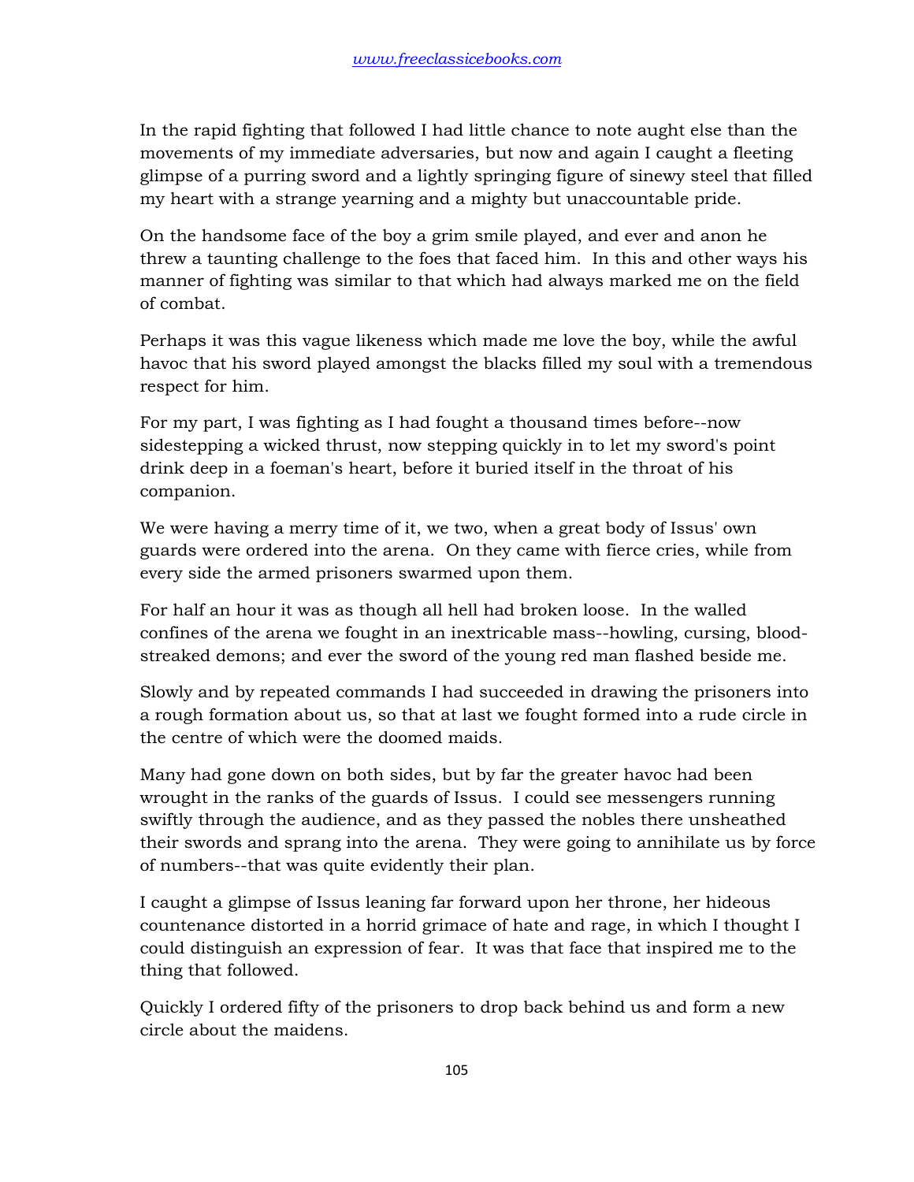In the rapid fighting that followed I had little chance to note aught else than the movements of my immediate adversaries, but now and again I caught a fleeting glimpse of a purring sword and a lightly springing figure of sinewy steel that filled my heart with a strange yearning and a mighty but unaccountable pride.

On the handsome face of the boy a grim smile played, and ever and anon he threw a taunting challenge to the foes that faced him. In this and other ways his manner of fighting was similar to that which had always marked me on the field of combat.

Perhaps it was this vague likeness which made me love the boy, while the awful havoc that his sword played amongst the blacks filled my soul with a tremendous respect for him.

For my part, I was fighting as I had fought a thousand times before--now sidestepping a wicked thrust, now stepping quickly in to let my sword's point drink deep in a foeman's heart, before it buried itself in the throat of his companion.

We were having a merry time of it, we two, when a great body of Issus' own guards were ordered into the arena. On they came with fierce cries, while from every side the armed prisoners swarmed upon them.

For half an hour it was as though all hell had broken loose. In the walled confines of the arena we fought in an inextricable mass--howling, cursing, blood-streaked demons; and ever the sword of the young red man flashed beside me.

Slowly and by repeated commands I had succeeded in drawing the prisoners into a rough formation about us, so that at last we fought formed into a rude circle in the centre of which were the doomed maids.

Many had gone down on both sides, but by far the greater havoc had been wrought in the ranks of the guards of Issus. I could see messengers running swiftly through the audience, and as they passed the nobles there unsheathed their swords and sprang into the arena. They were going to annihilate us by force of numbers--that was quite evidently their plan.

I caught a glimpse of Issus leaning far forward upon her throne, her hideous countenance distorted in a horrid grimace of hate and rage, in which I thought I could distinguish an expression of fear. It was that face that inspired me to the thing that followed.

Quickly I ordered fifty of the prisoners to drop back behind us and form a new circle about the maidens.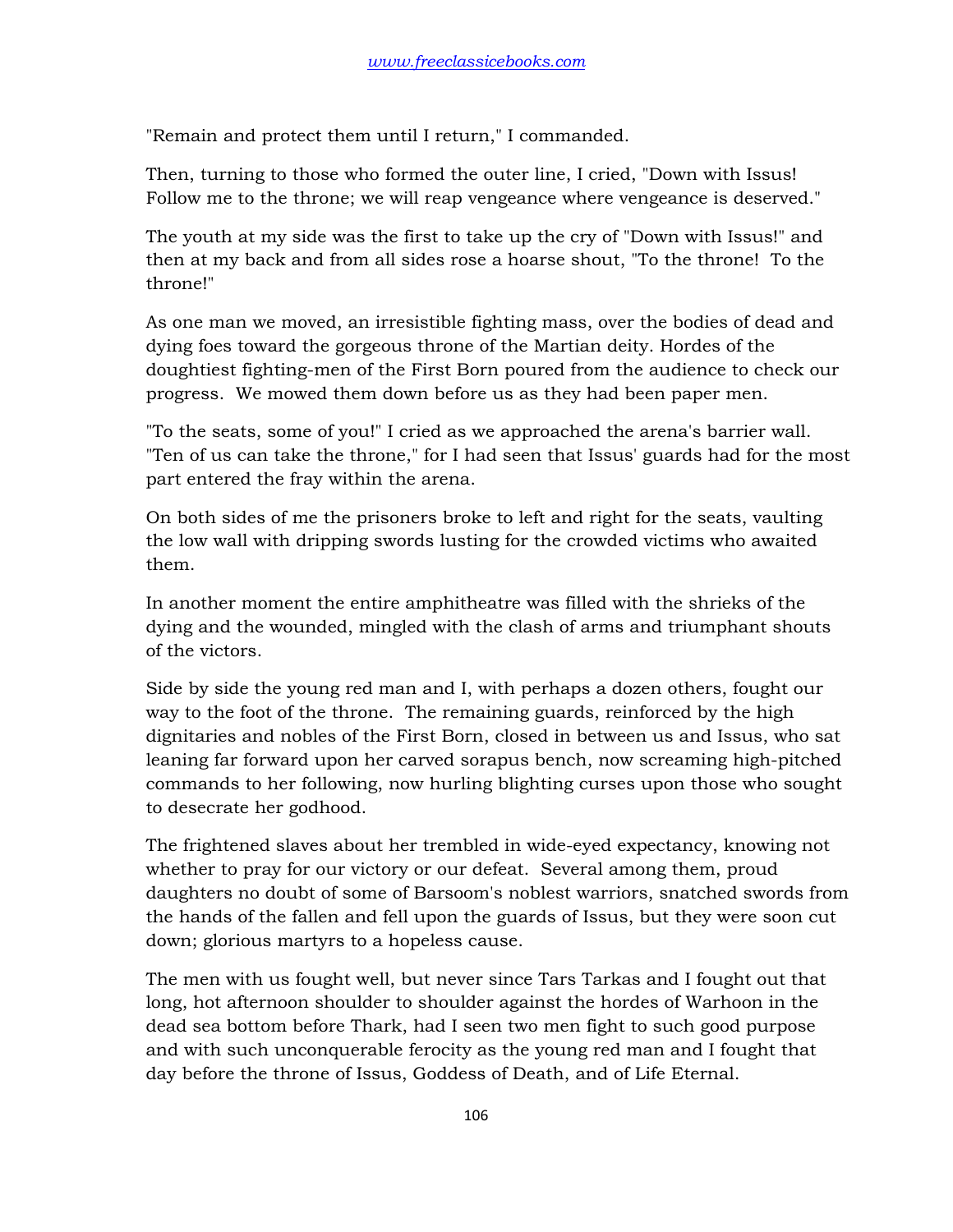"Remain and protect them until I return," I commanded.

Then, turning to those who formed the outer line, I cried, "Down with Issus! Follow me to the throne; we will reap vengeance where vengeance is deserved."

The youth at my side was the first to take up the cry of "Down with Issus!" and then at my back and from all sides rose a hoarse shout, "To the throne! To the throne!"

As one man we moved, an irresistible fighting mass, over the bodies of dead and dying foes toward the gorgeous throne of the Martian deity. Hordes of the doughtiest fighting-men of the First Born poured from the audience to check our progress. We mowed them down before us as they had been paper men.

"To the seats, some of you!" I cried as we approached the arena's barrier wall. "Ten of us can take the throne," for I had seen that Issus' guards had for the most part entered the fray within the arena.

On both sides of me the prisoners broke to left and right for the seats, vaulting the low wall with dripping swords lusting for the crowded victims who awaited them.

In another moment the entire amphitheatre was filled with the shrieks of the dying and the wounded, mingled with the clash of arms and triumphant shouts of the victors.

Side by side the young red man and I, with perhaps a dozen others, fought our way to the foot of the throne. The remaining guards, reinforced by the high dignitaries and nobles of the First Born, closed in between us and Issus, who sat leaning far forward upon her carved sorapus bench, now screaming high-pitched commands to her following, now hurling blighting curses upon those who sought to desecrate her godhood.

The frightened slaves about her trembled in wide-eyed expectancy, knowing not whether to pray for our victory or our defeat. Several among them, proud daughters no doubt of some of Barsoom's noblest warriors, snatched swords from the hands of the fallen and fell upon the guards of Issus, but they were soon cut down; glorious martyrs to a hopeless cause.

The men with us fought well, but never since Tars Tarkas and I fought out that long, hot afternoon shoulder to shoulder against the hordes of Warhoon in the dead sea bottom before Thark, had I seen two men fight to such good purpose and with such unconquerable ferocity as the young red man and I fought that day before the throne of Issus, Goddess of Death, and of Life Eternal.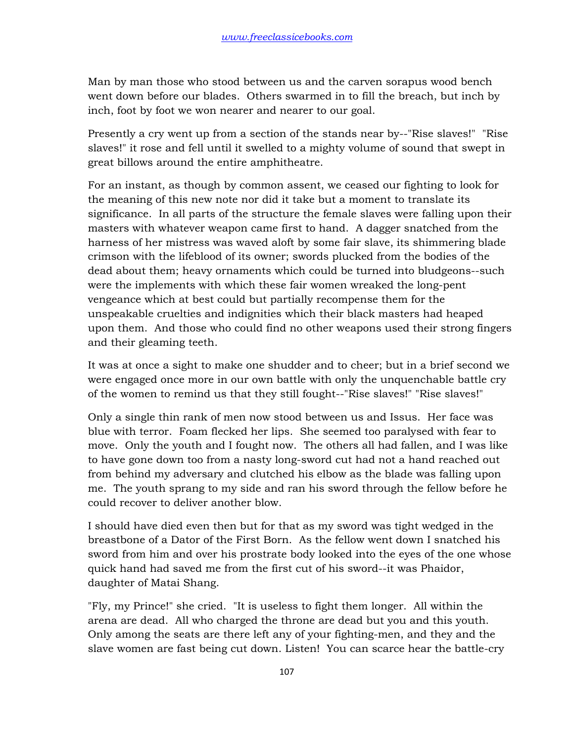Man by man those who stood between us and the carven sorapus wood bench went down before our blades. Others swarmed in to fill the breach, but inch by inch, foot by foot we won nearer and nearer to our goal.

Presently a cry went up from a section of the stands near by--"Rise slaves!" "Rise slaves!" it rose and fell until it swelled to a mighty volume of sound that swept in great billows around the entire amphitheatre.

For an instant, as though by common assent, we ceased our fighting to look for the meaning of this new note nor did it take but a moment to translate its significance. In all parts of the structure the female slaves were falling upon their masters with whatever weapon came first to hand. A dagger snatched from the harness of her mistress was waved aloft by some fair slave, its shimmering blade crimson with the lifeblood of its owner; swords plucked from the bodies of the dead about them; heavy ornaments which could be turned into bludgeons--such were the implements with which these fair women wreaked the long-pent vengeance which at best could but partially recompense them for the unspeakable cruelties and indignities which their black masters had heaped upon them. And those who could find no other weapons used their strong fingers and their gleaming teeth.

It was at once a sight to make one shudder and to cheer; but in a brief second we were engaged once more in our own battle with only the unquenchable battle cry of the women to remind us that they still fought--"Rise slaves!" "Rise slaves!"

Only a single thin rank of men now stood between us and Issus. Her face was blue with terror. Foam flecked her lips. She seemed too paralysed with fear to move. Only the youth and I fought now. The others all had fallen, and I was like to have gone down too from a nasty long-sword cut had not a hand reached out from behind my adversary and clutched his elbow as the blade was falling upon me. The youth sprang to my side and ran his sword through the fellow before he could recover to deliver another blow.

I should have died even then but for that as my sword was tight wedged in the breastbone of a Dator of the First Born. As the fellow went down I snatched his sword from him and over his prostrate body looked into the eyes of the one whose quick hand had saved me from the first cut of his sword--it was Phaidor, daughter of Matai Shang.

"Fly, my Prince!" she cried. "It is useless to fight them longer. All within the arena are dead. All who charged the throne are dead but you and this youth. Only among the seats are there left any of your fighting-men, and they and the slave women are fast being cut down. Listen! You can scarce hear the battle-cry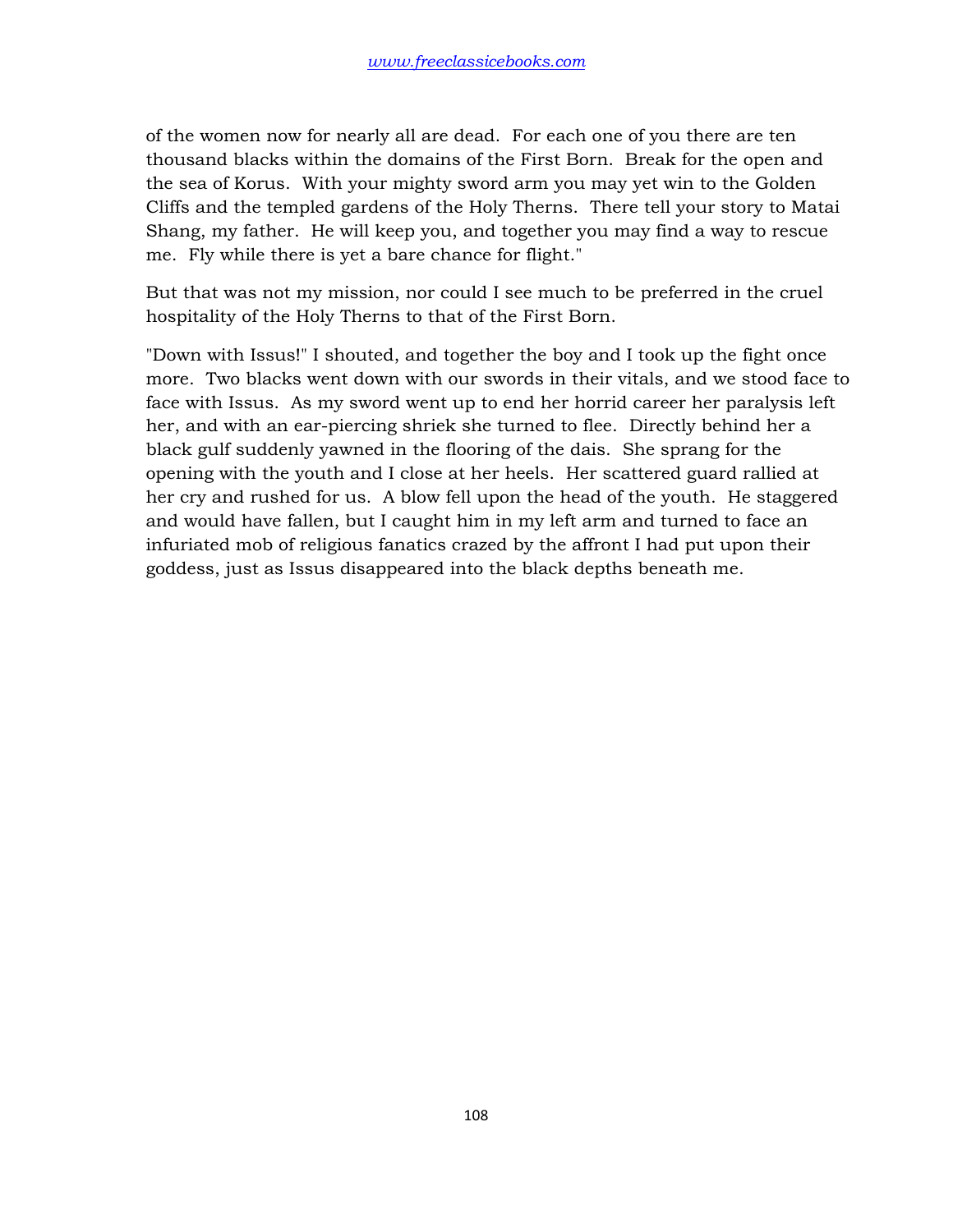of the women now for nearly all are dead. For each one of you there are ten thousand blacks within the domains of the First Born. Break for the open and the sea of Korus. With your mighty sword arm you may yet win to the Golden Cliffs and the templed gardens of the Holy Therns. There tell your story to Matai Shang, my father. He will keep you, and together you may find a way to rescue me. Fly while there is yet a bare chance for flight."

But that was not my mission, nor could I see much to be preferred in the cruel hospitality of the Holy Therns to that of the First Born.

"Down with Issus!" I shouted, and together the boy and I took up the fight once more. Two blacks went down with our swords in their vitals, and we stood face to face with Issus. As my sword went up to end her horrid career her paralysis left her, and with an ear-piercing shriek she turned to flee. Directly behind her a black gulf suddenly yawned in the flooring of the dais. She sprang for the opening with the youth and I close at her heels. Her scattered guard rallied at her cry and rushed for us. A blow fell upon the head of the youth. He staggered and would have fallen, but I caught him in my left arm and turned to face an infuriated mob of religious fanatics crazed by the affront I had put upon their goddess, just as Issus disappeared into the black depths beneath me.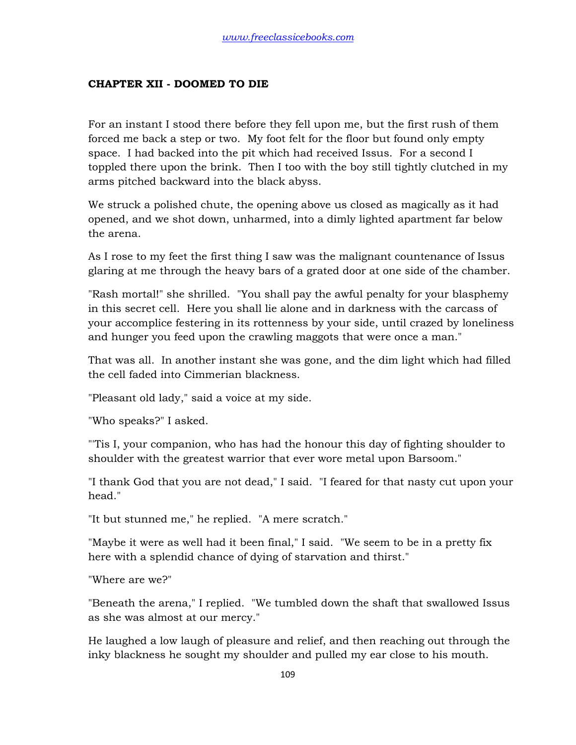## CHAPTER XII - DOOMED TO DIE

For an instant I stood there before they fell upon me, but the first rush of them forced me back a step or two. My foot felt for the floor but found only empty space. I had backed into the pit which had received Issus. For a second I toppled there upon the brink. Then I too with the boy still tightly clutched in my arms pitched backward into the black abyss.

We struck a polished chute, the opening above us closed as magically as it had opened, and we shot down, unharmed, into a dimly lighted apartment far below the arena.

As I rose to my feet the first thing I saw was the malignant countenance of Issus glaring at me through the heavy bars of a grated door at one side of the chamber.

"Rash mortal!" she shrilled. "You shall pay the awful penalty for your blasphemy in this secret cell. Here you shall lie alone and in darkness with the carcass of your accomplice festering in its rottenness by your side, until crazed by loneliness and hunger you feed upon the crawling maggots that were once a man."

That was all. In another instant she was gone, and the dim light which had filled the cell faded into Cimmerian blackness.

"Pleasant old lady," said a voice at my side.

"Who speaks?" I asked.

"'Tis I, your companion, who has had the honour this day of fighting shoulder to shoulder with the greatest warrior that ever wore metal upon Barsoom."

"I thank God that you are not dead," I said. "I feared for that nasty cut upon your head."

"It but stunned me," he replied. "A mere scratch."

"Maybe it were as well had it been final," I said. "We seem to be in a pretty fix here with a splendid chance of dying of starvation and thirst."

"Where are we?"

"Beneath the arena," I replied. "We tumbled down the shaft that swallowed Issus as she was almost at our mercy."

He laughed a low laugh of pleasure and relief, and then reaching out through the inky blackness he sought my shoulder and pulled my ear close to his mouth.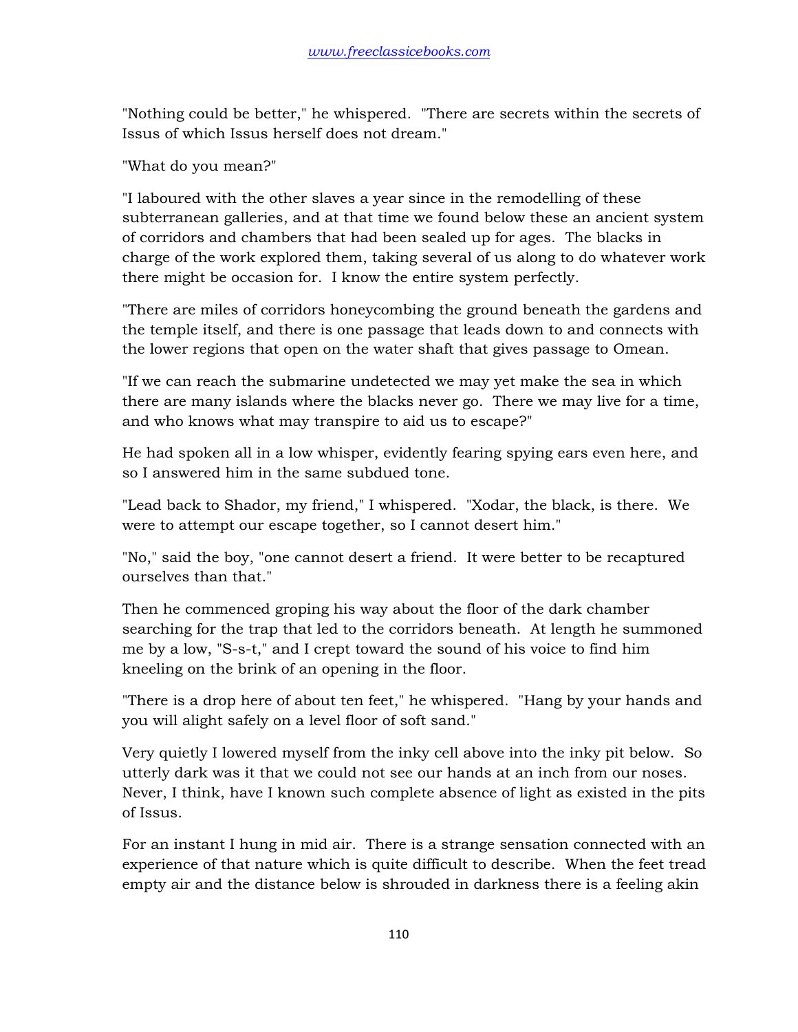"Nothing could be better," he whispered. "There are secrets within the secrets of Issus of which Issus herself does not dream."

"What do you mean?"

"I laboured with the other slaves a year since in the remodelling of these subterranean galleries, and at that time we found below these an ancient system of corridors and chambers that had been sealed up for ages. The blacks in charge of the work explored them, taking several of us along to do whatever work there might be occasion for. I know the entire system perfectly.

"There are miles of corridors honeycombing the ground beneath the gardens and the temple itself, and there is one passage that leads down to and connects with the lower regions that open on the water shaft that gives passage to Omean.

"If we can reach the submarine undetected we may yet make the sea in which there are many islands where the blacks never go. There we may live for a time, and who knows what may transpire to aid us to escape?"

He had spoken all in a low whisper, evidently fearing spying ears even here, and so I answered him in the same subdued tone.

"Lead back to Shador, my friend," I whispered. "Xodar, the black, is there. We were to attempt our escape together, so I cannot desert him."

"No," said the boy, "one cannot desert a friend. It were better to be recaptured ourselves than that."

Then he commenced groping his way about the floor of the dark chamber searching for the trap that led to the corridors beneath. At length he summoned me by a low, "S-s-t," and I crept toward the sound of his voice to find him kneeling on the brink of an opening in the floor.

"There is a drop here of about ten feet," he whispered. "Hang by your hands and you will alight safely on a level floor of soft sand."

Very quietly I lowered myself from the inky cell above into the inky pit below. So utterly dark was it that we could not see our hands at an inch from our noses. Never, I think, have I known such complete absence of light as existed in the pits of Issus.

For an instant I hung in mid air. There is a strange sensation connected with an experience of that nature which is quite difficult to describe. When the feet tread empty air and the distance below is shrouded in darkness there is a feeling akin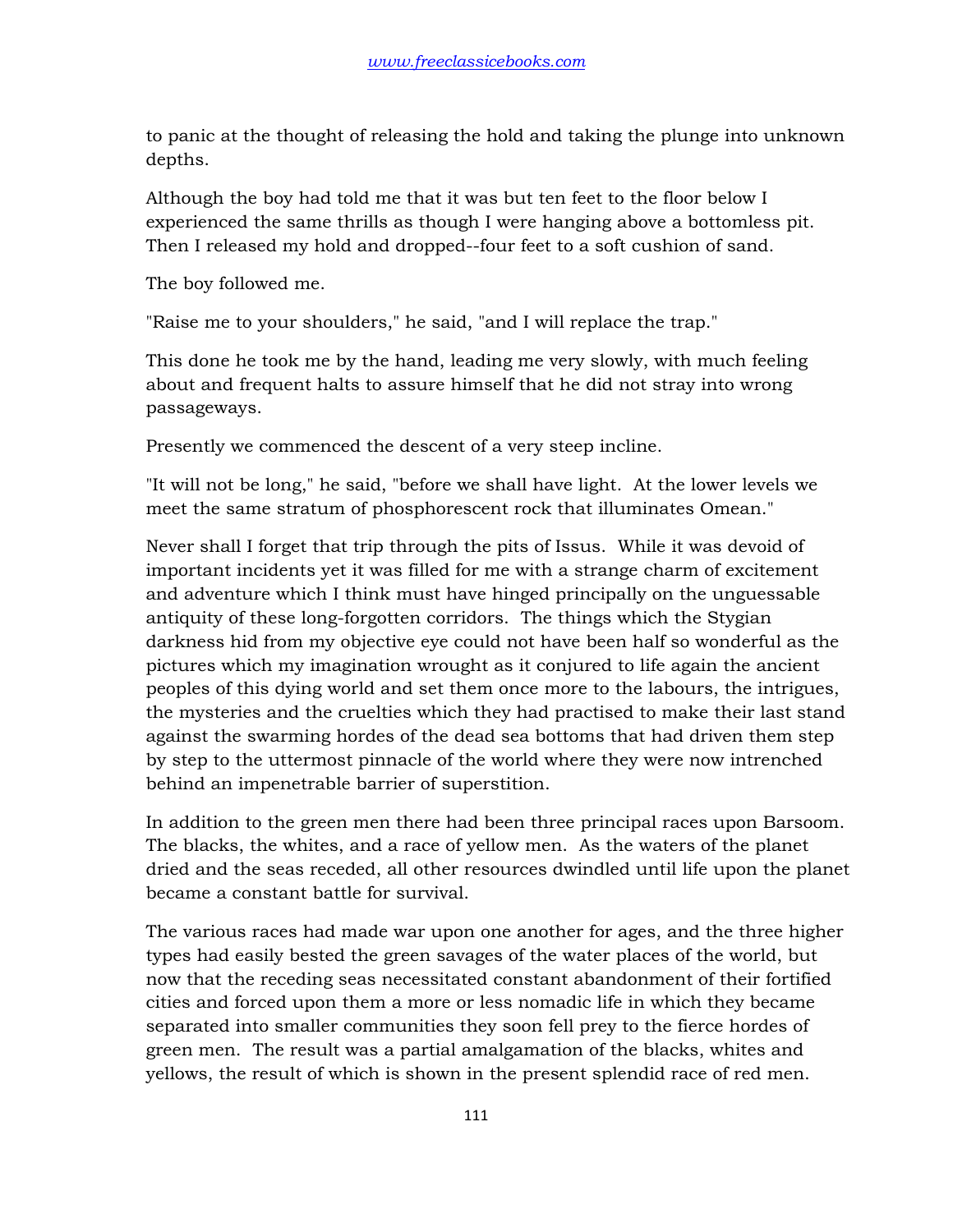to panic at the thought of releasing the hold and taking the plunge into unknown depths.

Although the boy had told me that it was but ten feet to the floor below I experienced the same thrills as though I were hanging above a bottomless pit. Then I released my hold and dropped--four feet to a soft cushion of sand.

The boy followed me.

"Raise me to your shoulders," he said, "and I will replace the trap."

This done he took me by the hand, leading me very slowly, with much feeling about and frequent halts to assure himself that he did not stray into wrong passageways.

Presently we commenced the descent of a very steep incline.

"It will not be long," he said, "before we shall have light. At the lower levels we meet the same stratum of phosphorescent rock that illuminates Omean."

Never shall I forget that trip through the pits of Issus. While it was devoid of important incidents yet it was filled for me with a strange charm of excitement and adventure which I think must have hinged principally on the unguessable antiquity of these long-forgotten corridors. The things which the Stygian darkness hid from my objective eye could not have been half so wonderful as the pictures which my imagination wrought as it conjured to life again the ancient peoples of this dying world and set them once more to the labours, the intrigues, the mysteries and the cruelties which they had practised to make their last stand against the swarming hordes of the dead sea bottoms that had driven them step by step to the uttermost pinnacle of the world where they were now intrenched behind an impenetrable barrier of superstition.

In addition to the green men there had been three principal races upon Barsoom. The blacks, the whites, and a race of yellow men. As the waters of the planet dried and the seas receded, all other resources dwindled until life upon the planet became a constant battle for survival.

The various races had made war upon one another for ages, and the three higher types had easily bested the green savages of the water places of the world, but now that the receding seas necessitated constant abandonment of their fortified cities and forced upon them a more or less nomadic life in which they became separated into smaller communities they soon fell prey to the fierce hordes of green men. The result was a partial amalgamation of the blacks, whites and yellows, the result of which is shown in the present splendid race of red men.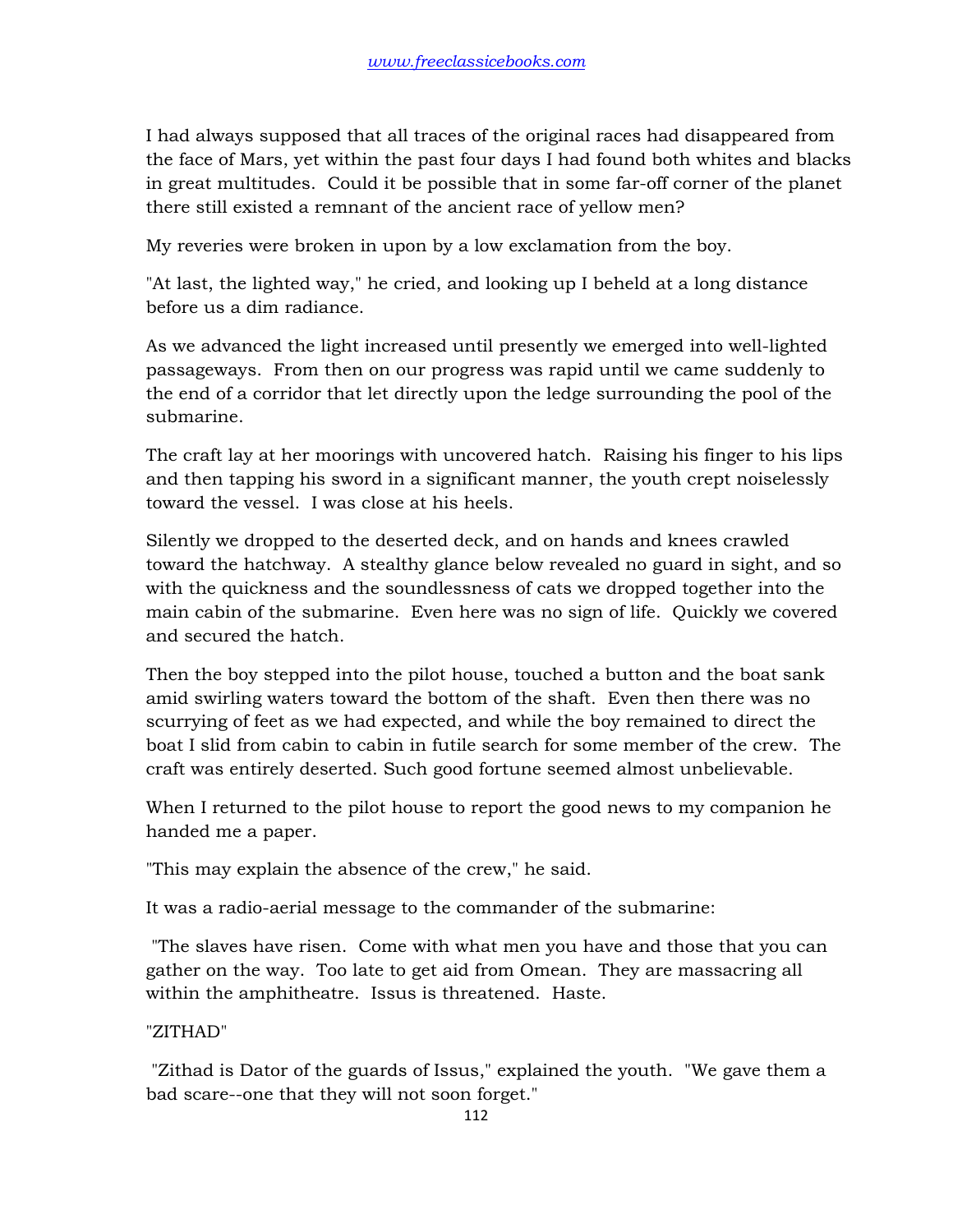I had always supposed that all traces of the original races had disappeared from the face of Mars, yet within the past four days I had found both whites and blacks in great multitudes. Could it be possible that in some far-off corner of the planet there still existed a remnant of the ancient race of yellow men?

My reveries were broken in upon by a low exclamation from the boy.

"At last, the lighted way," he cried, and looking up I beheld at a long distance before us a dim radiance.

As we advanced the light increased until presently we emerged into well-lighted passageways. From then on our progress was rapid until we came suddenly to the end of a corridor that let directly upon the ledge surrounding the pool of the submarine.

The craft lay at her moorings with uncovered hatch. Raising his finger to his lips and then tapping his sword in a significant manner, the youth crept noiselessly toward the vessel. I was close at his heels.

Silently we dropped to the deserted deck, and on hands and knees crawled toward the hatchway. A stealthy glance below revealed no guard in sight, and so with the quickness and the soundlessness of cats we dropped together into the main cabin of the submarine. Even here was no sign of life. Quickly we covered and secured the hatch.

Then the boy stepped into the pilot house, touched a button and the boat sank amid swirling waters toward the bottom of the shaft. Even then there was no scurrying of feet as we had expected, and while the boy remained to direct the boat I slid from cabin to cabin in futile search for some member of the crew. The craft was entirely deserted. Such good fortune seemed almost unbelievable.

When I returned to the pilot house to report the good news to my companion he handed me a paper.

"This may explain the absence of the crew," he said.

It was a radio-aerial message to the commander of the submarine:

"The slaves have risen. Come with what men you have and those that you can gather on the way. Too late to get aid from Omean. They are massacring all within the amphitheatre. Issus is threatened. Haste.

"ZITHAD"

"Zithad is Dator of the guards of Issus," explained the youth. "We gave them a bad scare--one that they will not soon forget."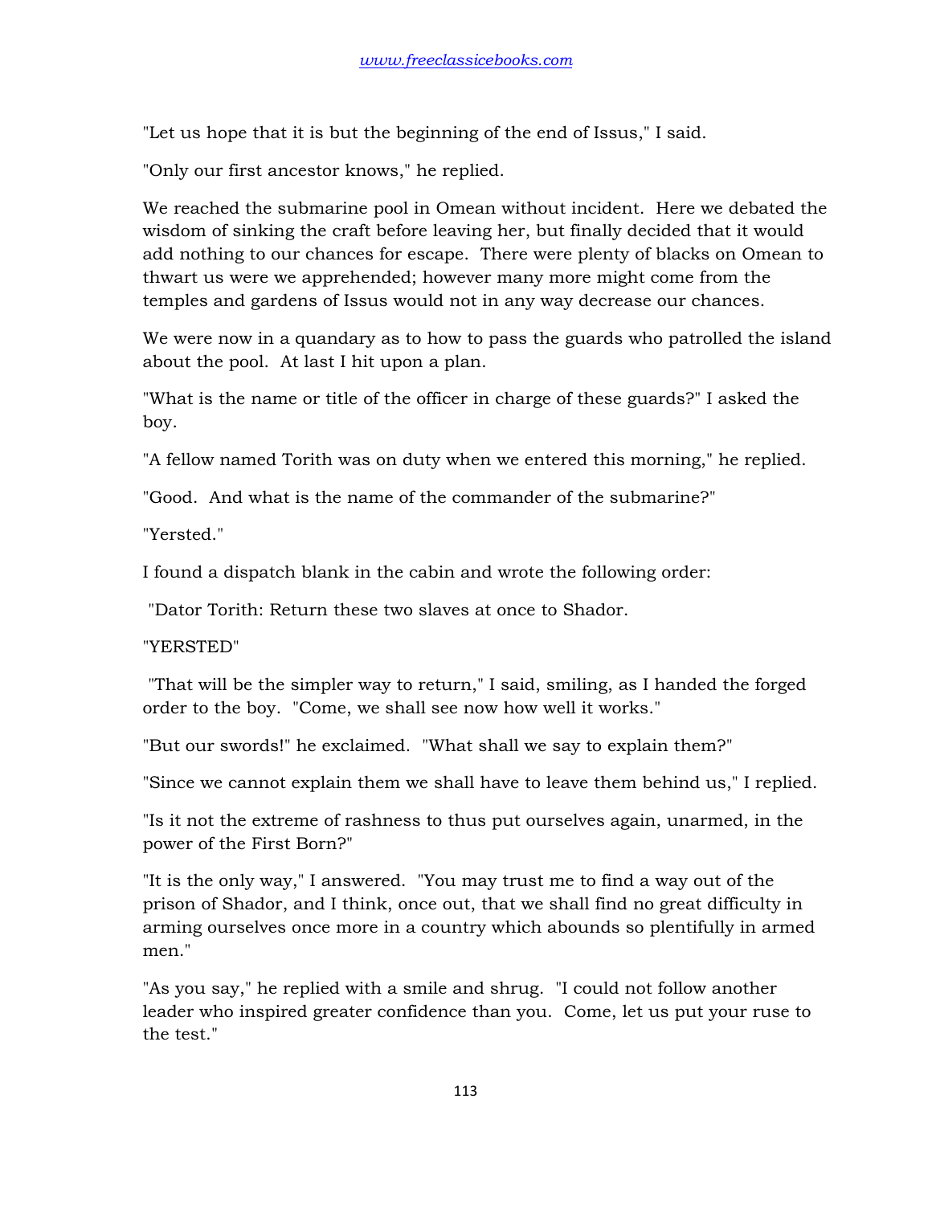"Let us hope that it is but the beginning of the end of Issus," I said.

"Only our first ancestor knows," he replied.

We reached the submarine pool in Omean without incident. Here we debated the wisdom of sinking the craft before leaving her, but finally decided that it would add nothing to our chances for escape. There were plenty of blacks on Omean to thwart us were we apprehended; however many more might come from the temples and gardens of Issus would not in any way decrease our chances.

We were now in a quandary as to how to pass the guards who patrolled the island about the pool. At last I hit upon a plan.

"What is the name or title of the officer in charge of these guards?" I asked the boy.

"A fellow named Torith was on duty when we entered this morning," he replied.

"Good. And what is the name of the commander of the submarine?"

"Yersted."

I found a dispatch blank in the cabin and wrote the following order:

"Dator Torith: Return these two slaves at once to Shador.

"YERSTED"

"That will be the simpler way to return," I said, smiling, as I handed the forged order to the boy. "Come, we shall see now how well it works."

"But our swords!" he exclaimed. "What shall we say to explain them?"

"Since we cannot explain them we shall have to leave them behind us," I replied.

"Is it not the extreme of rashness to thus put ourselves again, unarmed, in the power of the First Born?"

"It is the only way," I answered. "You may trust me to find a way out of the prison of Shador, and I think, once out, that we shall find no great difficulty in arming ourselves once more in a country which abounds so plentifully in armed men."

"As you say," he replied with a smile and shrug. "I could not follow another leader who inspired greater confidence than you. Come, let us put your ruse to the test."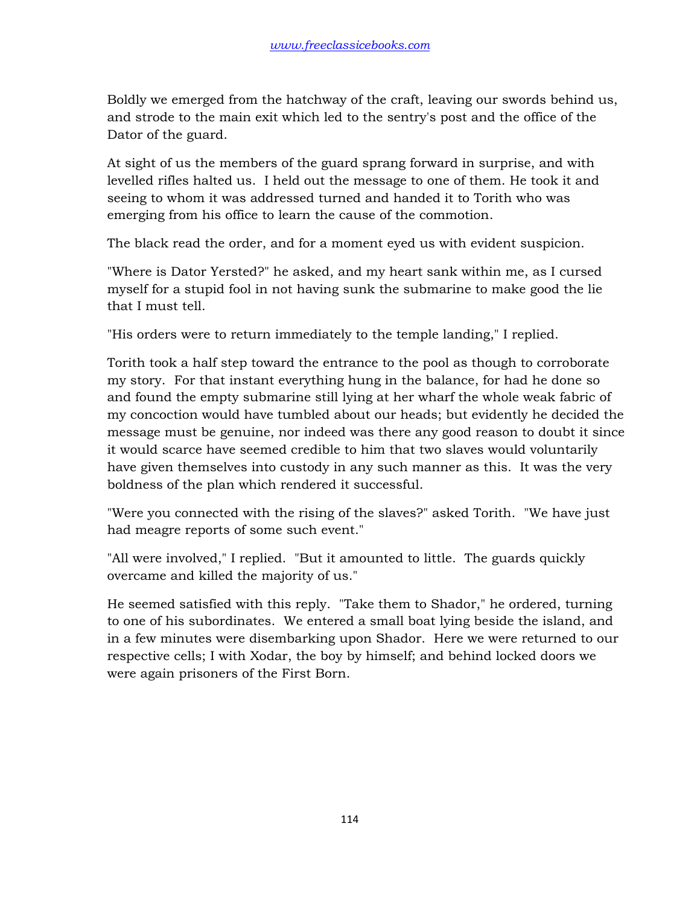Boldly we emerged from the hatchway of the craft, leaving our swords behind us, and strode to the main exit which led to the sentry's post and the office of the Dator of the guard.

At sight of us the members of the guard sprang forward in surprise, and with levelled rifles halted us. I held out the message to one of them. He took it and seeing to whom it was addressed turned and handed it to Torith who was emerging from his office to learn the cause of the commotion.

The black read the order, and for a moment eyed us with evident suspicion.

"Where is Dator Yersted?" he asked, and my heart sank within me, as I cursed myself for a stupid fool in not having sunk the submarine to make good the lie that I must tell.

"His orders were to return immediately to the temple landing," I replied.

Torith took a half step toward the entrance to the pool as though to corroborate my story. For that instant everything hung in the balance, for had he done so and found the empty submarine still lying at her wharf the whole weak fabric of my concoction would have tumbled about our heads; but evidently he decided the message must be genuine, nor indeed was there any good reason to doubt it since it would scarce have seemed credible to him that two slaves would voluntarily have given themselves into custody in any such manner as this. It was the very boldness of the plan which rendered it successful.

"Were you connected with the rising of the slaves?" asked Torith. "We have just had meagre reports of some such event."

"All were involved," I replied. "But it amounted to little. The guards quickly overcame and killed the majority of us."

He seemed satisfied with this reply. "Take them to Shador," he ordered, turning to one of his subordinates. We entered a small boat lying beside the island, and in a few minutes were disembarking upon Shador. Here we were returned to our respective cells; I with Xodar, the boy by himself; and behind locked doors we were again prisoners of the First Born.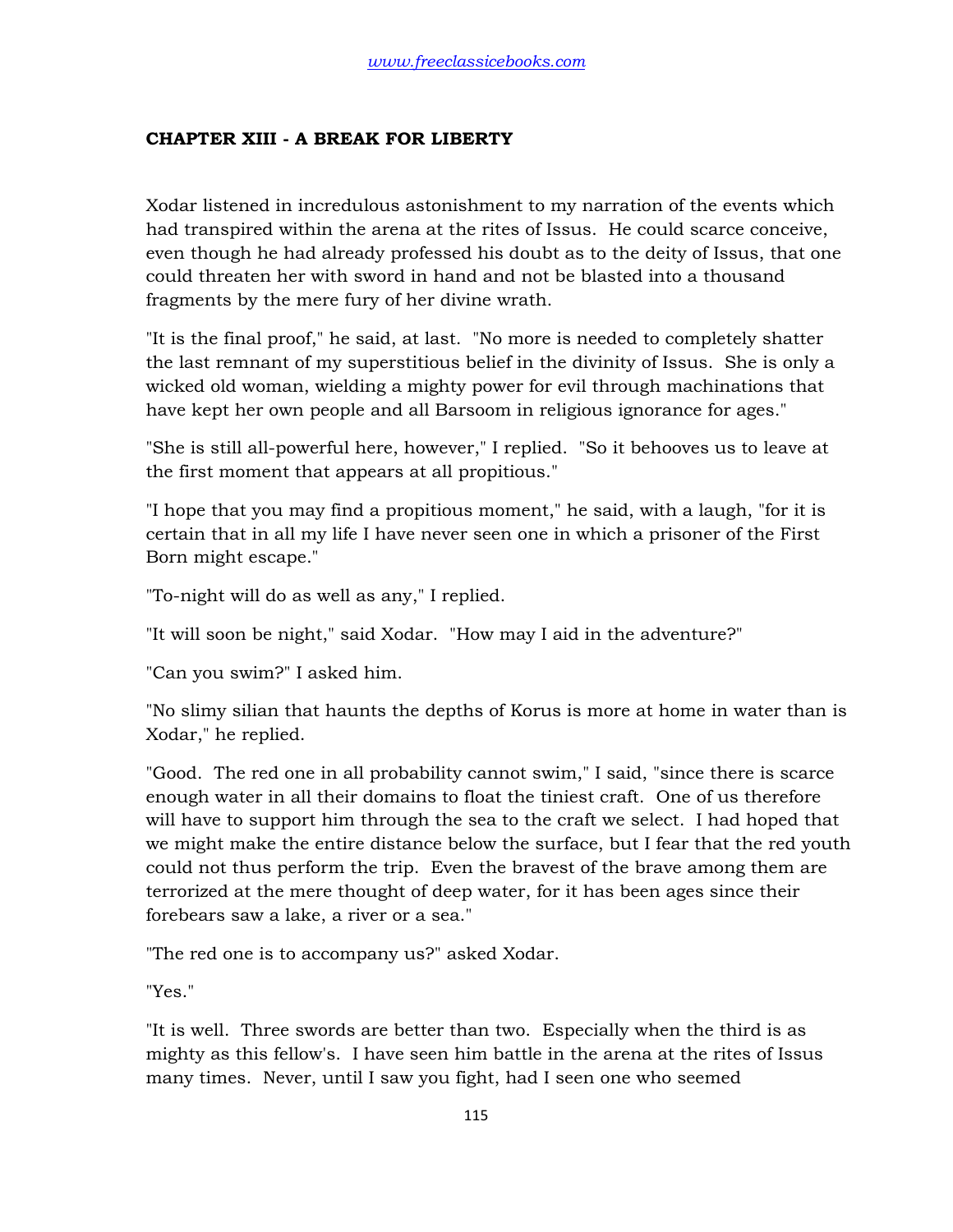### CHAPTER XIII - A BREAK FOR LIBERTY

Xodar listened in incredulous astonishment to my narration of the events which had transpired within the arena at the rites of Issus. He could scarce conceive, even though he had already professed his doubt as to the deity of Issus, that one could threaten her with sword in hand and not be blasted into a thousand fragments by the mere fury of her divine wrath.

"It is the final proof," he said, at last. "No more is needed to completely shatter the last remnant of my superstitious belief in the divinity of Issus. She is only a wicked old woman, wielding a mighty power for evil through machinations that have kept her own people and all Barsoom in religious ignorance for ages."

"She is still all-powerful here, however," I replied. "So it behooves us to leave at the first moment that appears at all propitious."

"I hope that you may find a propitious moment," he said, with a laugh, "for it is certain that in all my life I have never seen one in which a prisoner of the First Born might escape."

"To-night will do as well as any," I replied.

"It will soon be night," said Xodar. "How may I aid in the adventure?"

"Can you swim?" I asked him.

"No slimy silian that haunts the depths of Korus is more at home in water than is Xodar," he replied.

"Good. The red one in all probability cannot swim," I said, "since there is scarce enough water in all their domains to float the tiniest craft. One of us therefore will have to support him through the sea to the craft we select. I had hoped that we might make the entire distance below the surface, but I fear that the red youth could not thus perform the trip. Even the bravest of the brave among them are terrorized at the mere thought of deep water, for it has been ages since their forebears saw a lake, a river or a sea."

"The red one is to accompany us?" asked Xodar.

"Yes."

"It is well. Three swords are better than two. Especially when the third is as mighty as this fellow's. I have seen him battle in the arena at the rites of Issus many times. Never, until I saw you fight, had I seen one who seemed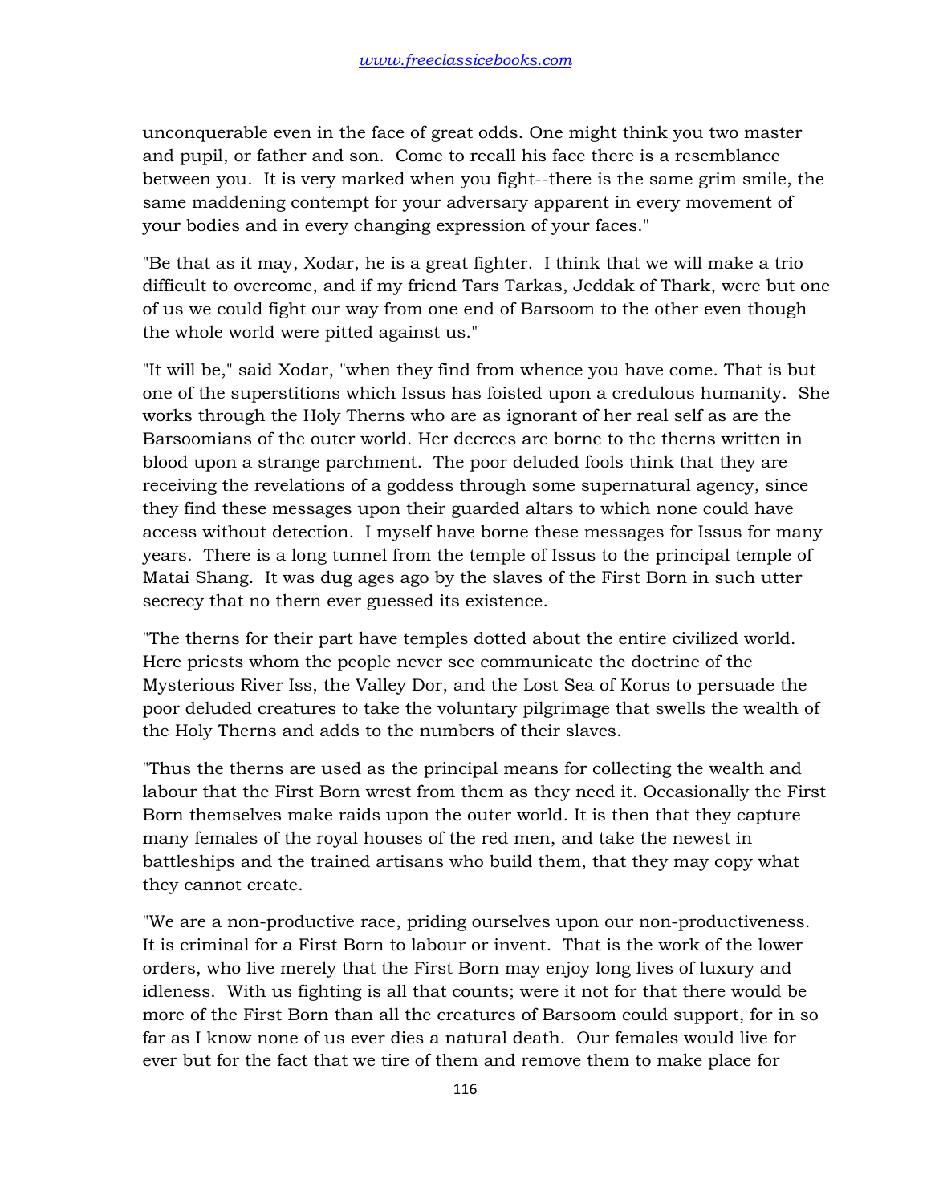unconquerable even in the face of great odds. One might think you two master and pupil, or father and son. Come to recall his face there is a resemblance between you. It is very marked when you fight--there is the same grim smile, the same maddening contempt for your adversary apparent in every movement of your bodies and in every changing expression of your faces."

"Be that as it may, Xodar, he is a great fighter. I think that we will make a trio difficult to overcome, and if my friend Tars Tarkas, Jeddak of Thark, were but one of us we could fight our way from one end of Barsoom to the other even though the whole world were pitted against us."

"It will be," said Xodar, "when they find from whence you have come. That is but one of the superstitions which Issus has foisted upon a credulous humanity. She works through the Holy Therns who are as ignorant of her real self as are the Barsoomians of the outer world. Her decrees are borne to the therns written in blood upon a strange parchment. The poor deluded fools think that they are receiving the revelations of a goddess through some supernatural agency, since they find these messages upon their guarded altars to which none could have access without detection. I myself have borne these messages for Issus for many years. There is a long tunnel from the temple of Issus to the principal temple of Matai Shang. It was dug ages ago by the slaves of the First Born in such utter secrecy that no thern ever guessed its existence.

"The therns for their part have temples dotted about the entire civilized world. Here priests whom the people never see communicate the doctrine of the Mysterious River Iss, the Valley Dor, and the Lost Sea of Korus to persuade the poor deluded creatures to take the voluntary pilgrimage that swells the wealth of the Holy Therns and adds to the numbers of their slaves.

"Thus the therns are used as the principal means for collecting the wealth and labour that the First Born wrest from them as they need it. Occasionally the First Born themselves make raids upon the outer world. It is then that they capture many females of the royal houses of the red men, and take the newest in battleships and the trained artisans who build them, that they may copy what they cannot create.

"We are a non-productive race, priding ourselves upon our non-productiveness. It is criminal for a First Born to labour or invent. That is the work of the lower orders, who live merely that the First Born may enjoy long lives of luxury and idleness. With us fighting is all that counts; were it not for that there would be more of the First Born than all the creatures of Barsoom could support, for in so far as I know none of us ever dies a natural death. Our females would live for ever but for the fact that we tire of them and remove them to make place for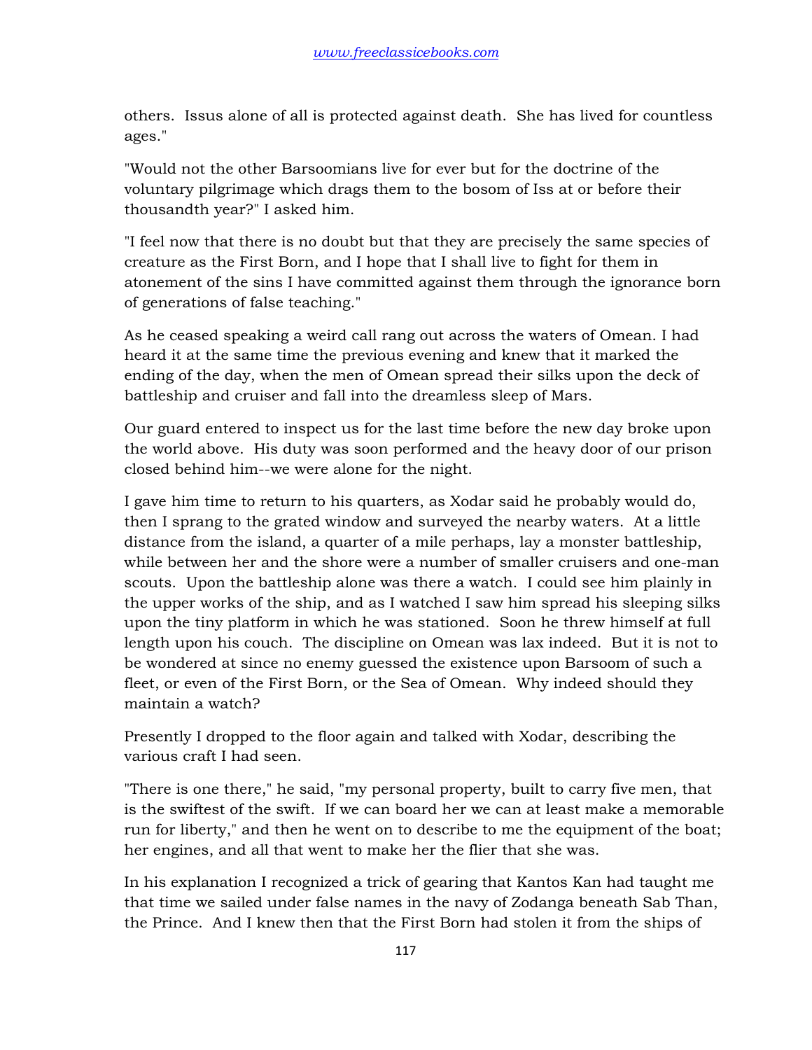others. Issus alone of all is protected against death. She has lived for countless ages."

"Would not the other Barsoomians live for ever but for the doctrine of the voluntary pilgrimage which drags them to the bosom of Iss at or before their thousandth year?" I asked him.

"I feel now that there is no doubt but that they are precisely the same species of creature as the First Born, and I hope that I shall live to fight for them in atonement of the sins I have committed against them through the ignorance born of generations of false teaching."

As he ceased speaking a weird call rang out across the waters of Omean. I had heard it at the same time the previous evening and knew that it marked the ending of the day, when the men of Omean spread their silks upon the deck of battleship and cruiser and fall into the dreamless sleep of Mars.

Our guard entered to inspect us for the last time before the new day broke upon the world above. His duty was soon performed and the heavy door of our prison closed behind him--we were alone for the night.

I gave him time to return to his quarters, as Xodar said he probably would do, then I sprang to the grated window and surveyed the nearby waters. At a little distance from the island, a quarter of a mile perhaps, lay a monster battleship, while between her and the shore were a number of smaller cruisers and one-man scouts. Upon the battleship alone was there a watch. I could see him plainly in the upper works of the ship, and as I watched I saw him spread his sleeping silks upon the tiny platform in which he was stationed. Soon he threw himself at full length upon his couch. The discipline on Omean was lax indeed. But it is not to be wondered at since no enemy guessed the existence upon Barsoom of such a fleet, or even of the First Born, or the Sea of Omean. Why indeed should they maintain a watch?

Presently I dropped to the floor again and talked with Xodar, describing the various craft I had seen.

"There is one there," he said, "my personal property, built to carry five men, that is the swiftest of the swift. If we can board her we can at least make a memorable run for liberty," and then he went on to describe to me the equipment of the boat; her engines, and all that went to make her the flier that she was.

In his explanation I recognized a trick of gearing that Kantos Kan had taught me that time we sailed under false names in the navy of Zodanga beneath Sab Than, the Prince. And I knew then that the First Born had stolen it from the ships of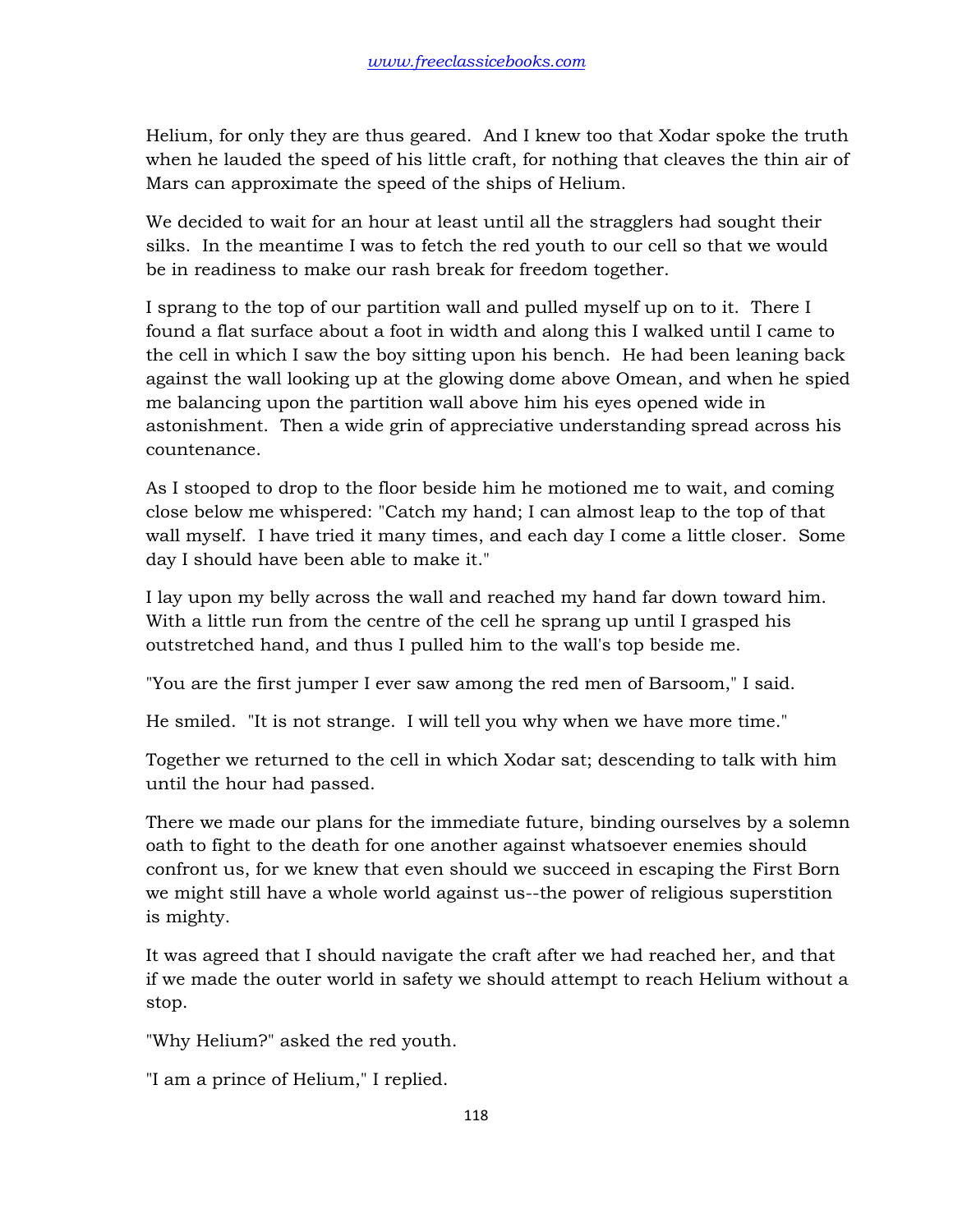Helium, for only they are thus geared. And I knew too that Xodar spoke the truth when he lauded the speed of his little craft, for nothing that cleaves the thin air of Mars can approximate the speed of the ships of Helium.

We decided to wait for an hour at least until all the stragglers had sought their silks. In the meantime I was to fetch the red youth to our cell so that we would be in readiness to make our rash break for freedom together.

I sprang to the top of our partition wall and pulled myself up on to it. There I found a flat surface about a foot in width and along this I walked until I came to the cell in which I saw the boy sitting upon his bench. He had been leaning back against the wall looking up at the glowing dome above Omean, and when he spied me balancing upon the partition wall above him his eyes opened wide in astonishment. Then a wide grin of appreciative understanding spread across his countenance.

As I stooped to drop to the floor beside him he motioned me to wait, and coming close below me whispered: "Catch my hand; I can almost leap to the top of that wall myself. I have tried it many times, and each day I come a little closer. Some day I should have been able to make it."

I lay upon my belly across the wall and reached my hand far down toward him. With a little run from the centre of the cell he sprang up until I grasped his outstretched hand, and thus I pulled him to the wall's top beside me.

"You are the first jumper I ever saw among the red men of Barsoom," I said.

He smiled. "It is not strange. I will tell you why when we have more time."

Together we returned to the cell in which Xodar sat; descending to talk with him until the hour had passed.

There we made our plans for the immediate future, binding ourselves by a solemn oath to fight to the death for one another against whatsoever enemies should confront us, for we knew that even should we succeed in escaping the First Born we might still have a whole world against us--the power of religious superstition is mighty.

It was agreed that I should navigate the craft after we had reached her, and that if we made the outer world in safety we should attempt to reach Helium without a stop.

"Why Helium?" asked the red youth.

"I am a prince of Helium," I replied.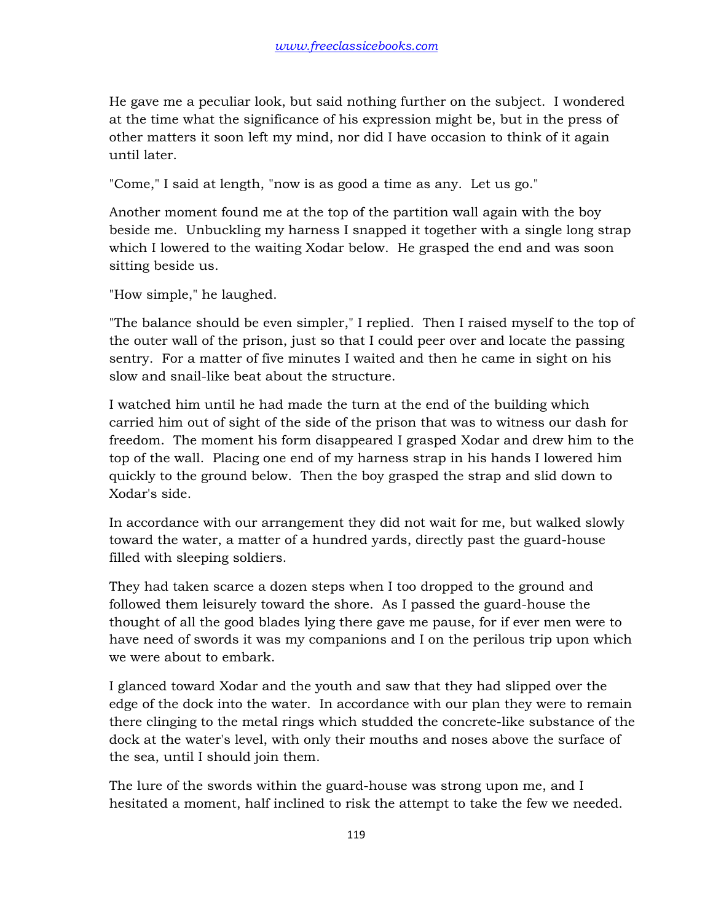He gave me a peculiar look, but said nothing further on the subject. I wondered at the time what the significance of his expression might be, but in the press of other matters it soon left my mind, nor did I have occasion to think of it again until later.

"Come," I said at length, "now is as good a time as any. Let us go."

Another moment found me at the top of the partition wall again with the boy beside me. Unbuckling my harness I snapped it together with a single long strap which I lowered to the waiting Xodar below. He grasped the end and was soon sitting beside us.

"How simple," he laughed.

"The balance should be even simpler," I replied. Then I raised myself to the top of the outer wall of the prison, just so that I could peer over and locate the passing sentry. For a matter of five minutes I waited and then he came in sight on his slow and snail-like beat about the structure.

I watched him until he had made the turn at the end of the building which carried him out of sight of the side of the prison that was to witness our dash for freedom. The moment his form disappeared I grasped Xodar and drew him to the top of the wall. Placing one end of my harness strap in his hands I lowered him quickly to the ground below. Then the boy grasped the strap and slid down to Xodar's side.

In accordance with our arrangement they did not wait for me, but walked slowly toward the water, a matter of a hundred yards, directly past the guard-house filled with sleeping soldiers.

They had taken scarce a dozen steps when I too dropped to the ground and followed them leisurely toward the shore. As I passed the guard-house the thought of all the good blades lying there gave me pause, for if ever men were to have need of swords it was my companions and I on the perilous trip upon which we were about to embark.

I glanced toward Xodar and the youth and saw that they had slipped over the edge of the dock into the water. In accordance with our plan they were to remain there clinging to the metal rings which studded the concrete-like substance of the dock at the water's level, with only their mouths and noses above the surface of the sea, until I should join them.

The lure of the swords within the guard-house was strong upon me, and I hesitated a moment, half inclined to risk the attempt to take the few we needed.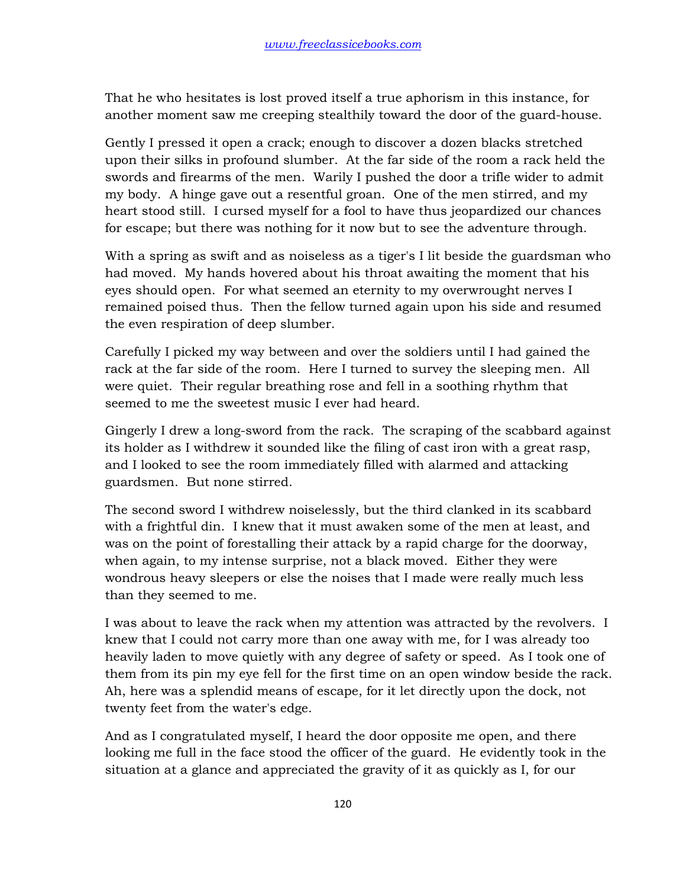That he who hesitates is lost proved itself a true aphorism in this instance, for another moment saw me creeping stealthily toward the door of the guard-house.

Gently I pressed it open a crack; enough to discover a dozen blacks stretched upon their silks in profound slumber. At the far side of the room a rack held the swords and firearms of the men. Warily I pushed the door a trifle wider to admit my body. A hinge gave out a resentful groan. One of the men stirred, and my heart stood still. I cursed myself for a fool to have thus jeopardized our chances for escape; but there was nothing for it now but to see the adventure through.

With a spring as swift and as noiseless as a tiger's I lit beside the guardsman who had moved. My hands hovered about his throat awaiting the moment that his eyes should open. For what seemed an eternity to my overwrought nerves I remained poised thus. Then the fellow turned again upon his side and resumed the even respiration of deep slumber.

Carefully I picked my way between and over the soldiers until I had gained the rack at the far side of the room. Here I turned to survey the sleeping men. All were quiet. Their regular breathing rose and fell in a soothing rhythm that seemed to me the sweetest music I ever had heard.

Gingerly I drew a long-sword from the rack. The scraping of the scabbard against its holder as I withdrew it sounded like the filing of cast iron with a great rasp, and I looked to see the room immediately filled with alarmed and attacking guardsmen. But none stirred.

The second sword I withdrew noiselessly, but the third clanked in its scabbard with a frightful din. I knew that it must awaken some of the men at least, and was on the point of forestalling their attack by a rapid charge for the doorway, when again, to my intense surprise, not a black moved. Either they were wondrous heavy sleepers or else the noises that I made were really much less than they seemed to me.

I was about to leave the rack when my attention was attracted by the revolvers. I knew that I could not carry more than one away with me, for I was already too heavily laden to move quietly with any degree of safety or speed. As I took one of them from its pin my eye fell for the first time on an open window beside the rack. Ah, here was a splendid means of escape, for it let directly upon the dock, not twenty feet from the water's edge.

And as I congratulated myself, I heard the door opposite me open, and there looking me full in the face stood the officer of the guard. He evidently took in the situation at a glance and appreciated the gravity of it as quickly as I, for our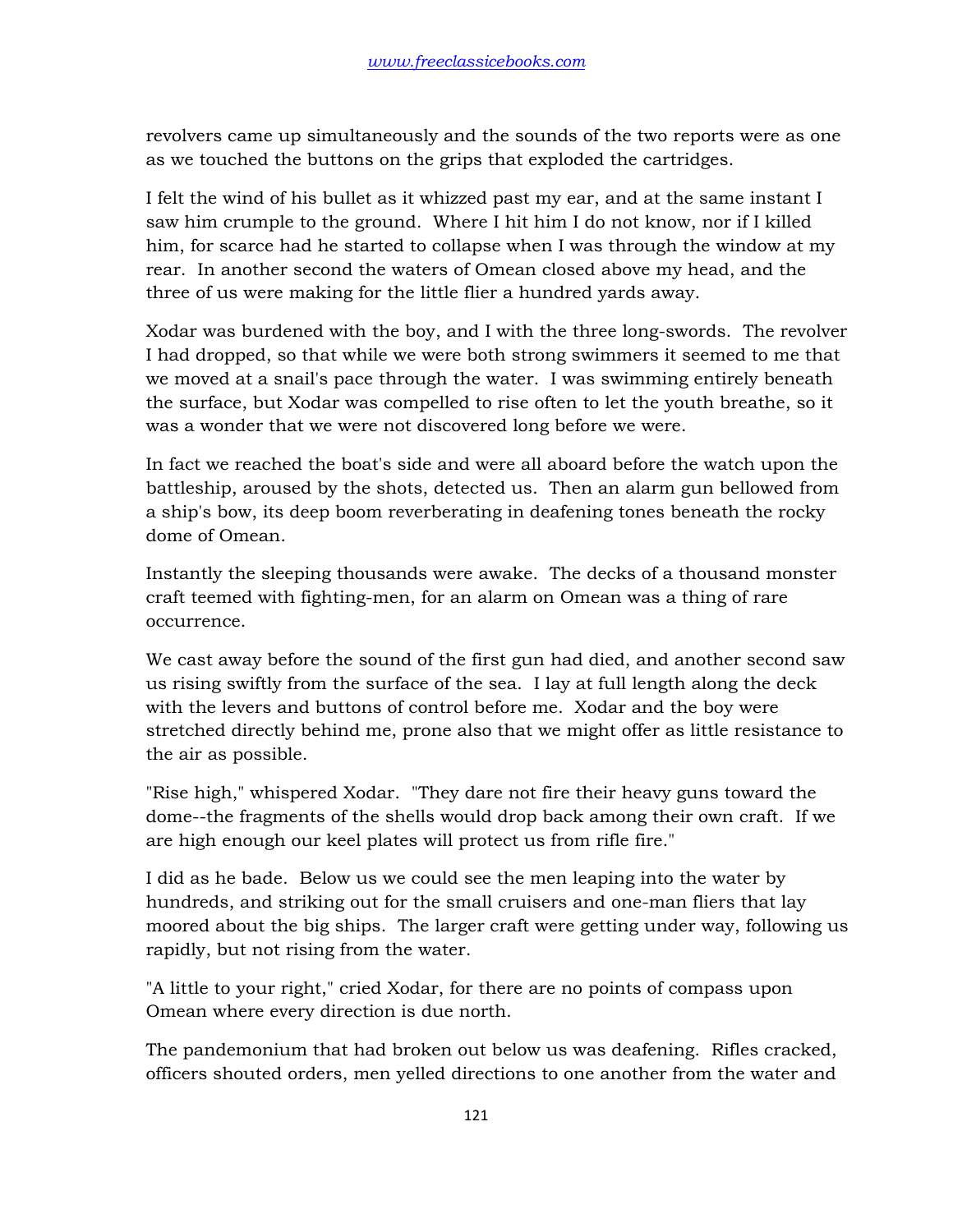revolvers came up simultaneously and the sounds of the two reports were as one as we touched the buttons on the grips that exploded the cartridges.

I felt the wind of his bullet as it whizzed past my ear, and at the same instant I saw him crumple to the ground. Where I hit him I do not know, nor if I killed him, for scarce had he started to collapse when I was through the window at my rear. In another second the waters of Omean closed above my head, and the three of us were making for the little flier a hundred yards away.

Xodar was burdened with the boy, and I with the three long-swords. The revolver I had dropped, so that while we were both strong swimmers it seemed to me that we moved at a snail's pace through the water. I was swimming entirely beneath the surface, but Xodar was compelled to rise often to let the youth breathe, so it was a wonder that we were not discovered long before we were.

In fact we reached the boat's side and were all aboard before the watch upon the battleship, aroused by the shots, detected us. Then an alarm gun bellowed from a ship's bow, its deep boom reverberating in deafening tones beneath the rocky dome of Omean.

Instantly the sleeping thousands were awake. The decks of a thousand monster craft teemed with fighting-men, for an alarm on Omean was a thing of rare occurrence.

We cast away before the sound of the first gun had died, and another second saw us rising swiftly from the surface of the sea. I lay at full length along the deck with the levers and buttons of control before me. Xodar and the boy were stretched directly behind me, prone also that we might offer as little resistance to the air as possible.

"Rise high," whispered Xodar. "They dare not fire their heavy guns toward the dome--the fragments of the shells would drop back among their own craft. If we are high enough our keel plates will protect us from rifle fire."

I did as he bade. Below us we could see the men leaping into the water by hundreds, and striking out for the small cruisers and one-man fliers that lay moored about the big ships. The larger craft were getting under way, following us rapidly, but not rising from the water.

"A little to your right," cried Xodar, for there are no points of compass upon Omean where every direction is due north.

The pandemonium that had broken out below us was deafening. Rifles cracked, officers shouted orders, men yelled directions to one another from the water and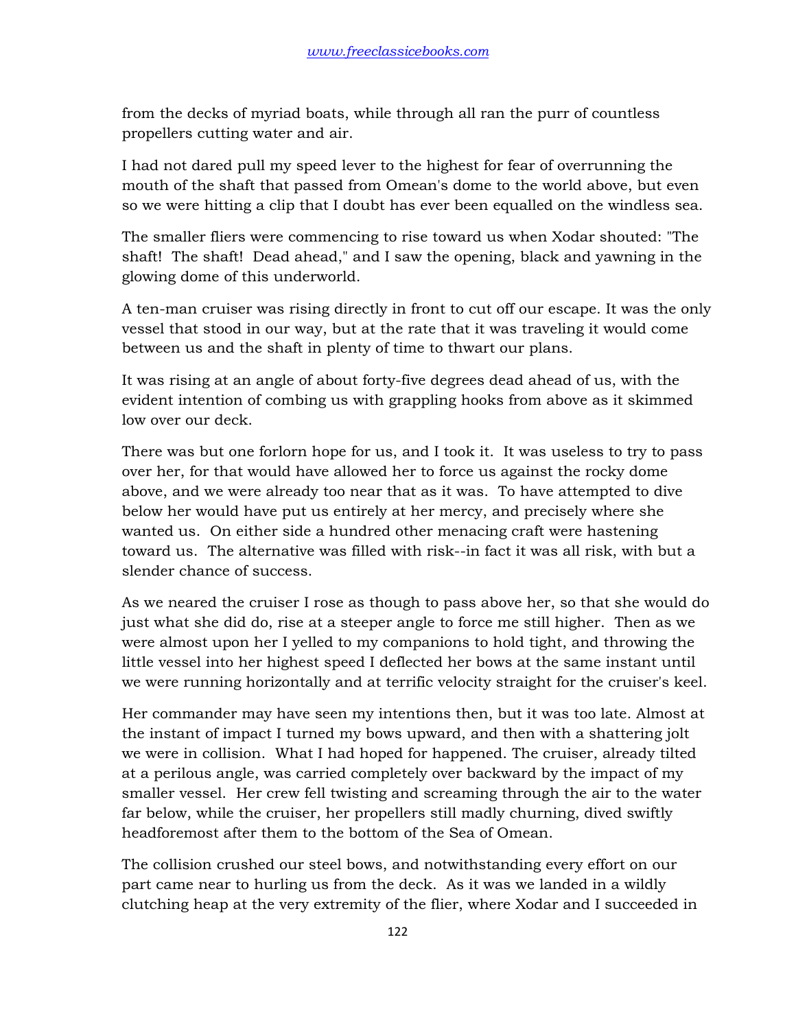from the decks of myriad boats, while through all ran the purr of countless propellers cutting water and air.

I had not dared pull my speed lever to the highest for fear of overrunning the mouth of the shaft that passed from Omean's dome to the world above, but even so we were hitting a clip that I doubt has ever been equalled on the windless sea.

The smaller fliers were commencing to rise toward us when Xodar shouted: "The shaft! The shaft! Dead ahead," and I saw the opening, black and yawning in the glowing dome of this underworld.

A ten-man cruiser was rising directly in front to cut off our escape. It was the only vessel that stood in our way, but at the rate that it was traveling it would come between us and the shaft in plenty of time to thwart our plans.

It was rising at an angle of about forty-five degrees dead ahead of us, with the evident intention of combing us with grappling hooks from above as it skimmed low over our deck.

There was but one forlorn hope for us, and I took it. It was useless to try to pass over her, for that would have allowed her to force us against the rocky dome above, and we were already too near that as it was. To have attempted to dive below her would have put us entirely at her mercy, and precisely where she wanted us. On either side a hundred other menacing craft were hastening toward us. The alternative was filled with risk--in fact it was all risk, with but a slender chance of success.

As we neared the cruiser I rose as though to pass above her, so that she would do just what she did do, rise at a steeper angle to force me still higher. Then as we were almost upon her I yelled to my companions to hold tight, and throwing the little vessel into her highest speed I deflected her bows at the same instant until we were running horizontally and at terrific velocity straight for the cruiser's keel.

Her commander may have seen my intentions then, but it was too late. Almost at the instant of impact I turned my bows upward, and then with a shattering jolt we were in collision. What I had hoped for happened. The cruiser, already tilted at a perilous angle, was carried completely over backward by the impact of my smaller vessel. Her crew fell twisting and screaming through the air to the water far below, while the cruiser, her propellers still madly churning, dived swiftly headforemost after them to the bottom of the Sea of Omean.

The collision crushed our steel bows, and notwithstanding every effort on our part came near to hurling us from the deck. As it was we landed in a wildly clutching heap at the very extremity of the flier, where Xodar and I succeeded in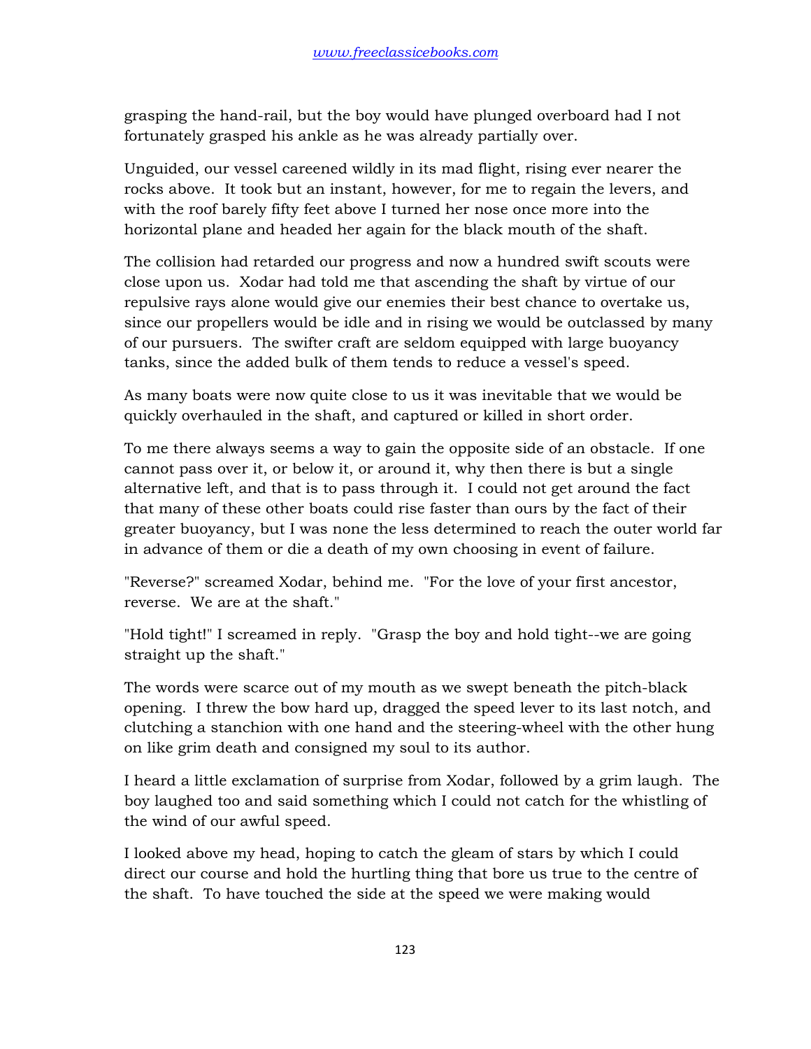grasping the hand-rail, but the boy would have plunged overboard had I not fortunately grasped his ankle as he was already partially over.

Unguided, our vessel careened wildly in its mad flight, rising ever nearer the rocks above. It took but an instant, however, for me to regain the levers, and with the roof barely fifty feet above I turned her nose once more into the horizontal plane and headed her again for the black mouth of the shaft.

The collision had retarded our progress and now a hundred swift scouts were close upon us. Xodar had told me that ascending the shaft by virtue of our repulsive rays alone would give our enemies their best chance to overtake us, since our propellers would be idle and in rising we would be outclassed by many of our pursuers. The swifter craft are seldom equipped with large buoyancy tanks, since the added bulk of them tends to reduce a vessel's speed.

As many boats were now quite close to us it was inevitable that we would be quickly overhauled in the shaft, and captured or killed in short order.

To me there always seems a way to gain the opposite side of an obstacle. If one cannot pass over it, or below it, or around it, why then there is but a single alternative left, and that is to pass through it. I could not get around the fact that many of these other boats could rise faster than ours by the fact of their greater buoyancy, but I was none the less determined to reach the outer world far in advance of them or die a death of my own choosing in event of failure.

"Reverse?" screamed Xodar, behind me. "For the love of your first ancestor, reverse. We are at the shaft."

"Hold tight!" I screamed in reply. "Grasp the boy and hold tight--we are going straight up the shaft."

The words were scarce out of my mouth as we swept beneath the pitch-black opening. I threw the bow hard up, dragged the speed lever to its last notch, and clutching a stanchion with one hand and the steering-wheel with the other hung on like grim death and consigned my soul to its author.

I heard a little exclamation of surprise from Xodar, followed by a grim laugh. The boy laughed too and said something which I could not catch for the whistling of the wind of our awful speed.

I looked above my head, hoping to catch the gleam of stars by which I could direct our course and hold the hurtling thing that bore us true to the centre of the shaft. To have touched the side at the speed we were making would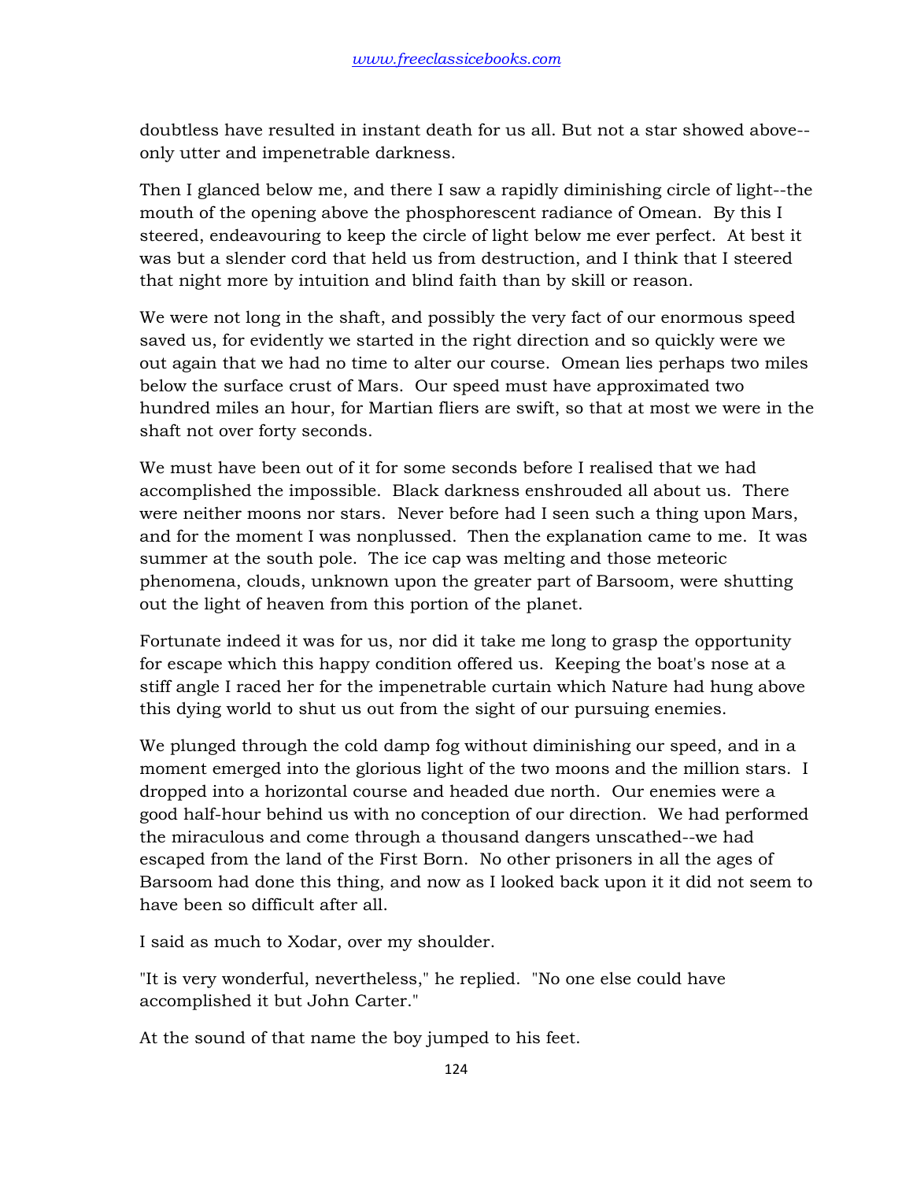doubtless have resulted in instant death for us all. But not a star showed above--only utter and impenetrable darkness.

Then I glanced below me, and there I saw a rapidly diminishing circle of light--the mouth of the opening above the phosphorescent radiance of Omean. By this I steered, endeavouring to keep the circle of light below me ever perfect. At best it was but a slender cord that held us from destruction, and I think that I steered that night more by intuition and blind faith than by skill or reason.

We were not long in the shaft, and possibly the very fact of our enormous speed saved us, for evidently we started in the right direction and so quickly were we out again that we had no time to alter our course. Omean lies perhaps two miles below the surface crust of Mars. Our speed must have approximated two hundred miles an hour, for Martian fliers are swift, so that at most we were in the shaft not over forty seconds.

We must have been out of it for some seconds before I realised that we had accomplished the impossible. Black darkness enshrouded all about us. There were neither moons nor stars. Never before had I seen such a thing upon Mars, and for the moment I was nonplussed. Then the explanation came to me. It was summer at the south pole. The ice cap was melting and those meteoric phenomena, clouds, unknown upon the greater part of Barsoom, were shutting out the light of heaven from this portion of the planet.

Fortunate indeed it was for us, nor did it take me long to grasp the opportunity for escape which this happy condition offered us. Keeping the boat's nose at a stiff angle I raced her for the impenetrable curtain which Nature had hung above this dying world to shut us out from the sight of our pursuing enemies.

We plunged through the cold damp fog without diminishing our speed, and in a moment emerged into the glorious light of the two moons and the million stars. I dropped into a horizontal course and headed due north. Our enemies were a good half-hour behind us with no conception of our direction. We had performed the miraculous and come through a thousand dangers unscathed--we had escaped from the land of the First Born. No other prisoners in all the ages of Barsoom had done this thing, and now as I looked back upon it it did not seem to have been so difficult after all.

I said as much to Xodar, over my shoulder.

"It is very wonderful, nevertheless," he replied. "No one else could have accomplished it but John Carter."

At the sound of that name the boy jumped to his feet.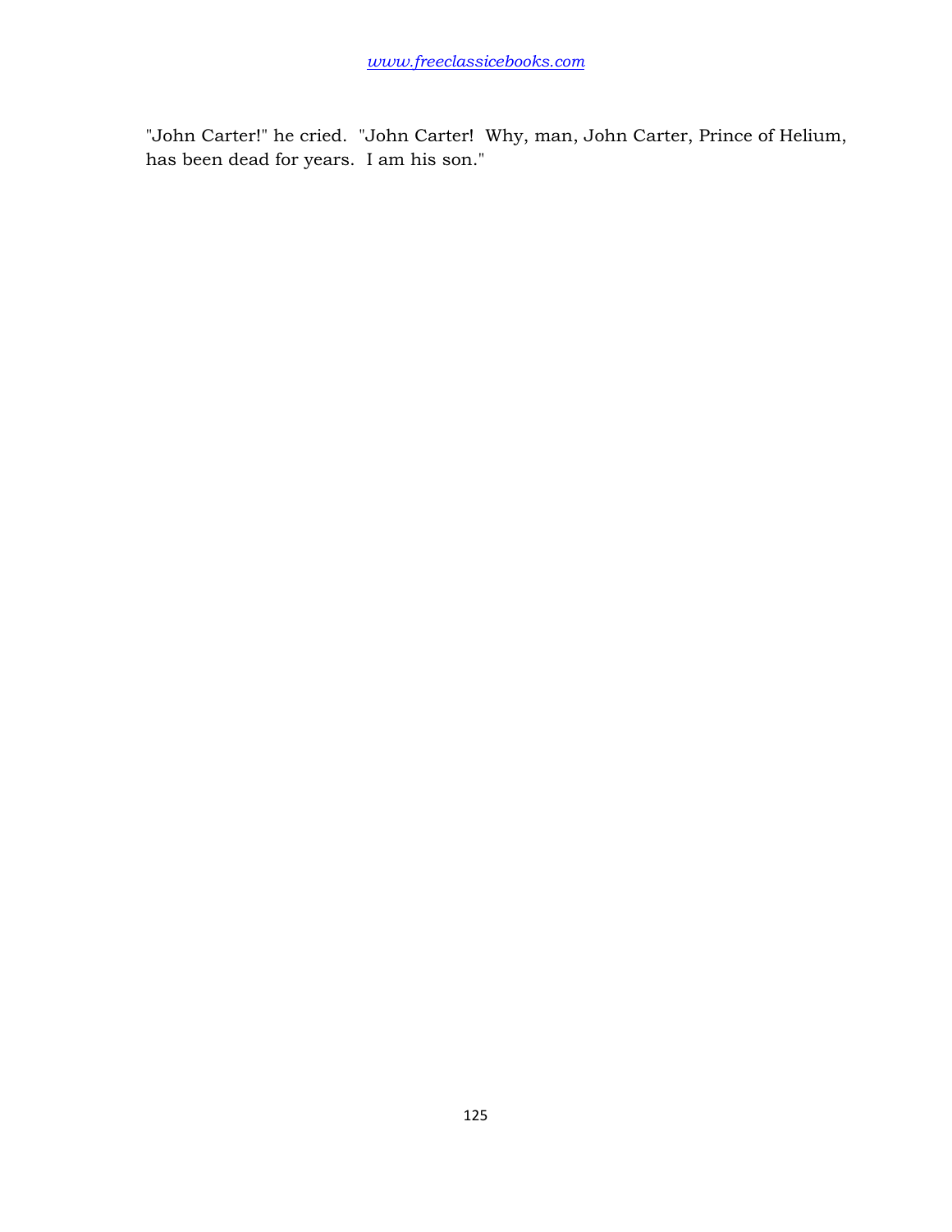"John Carter!" he cried. "John Carter! Why, man, John Carter, Prince of Helium, has been dead for years. I am his son."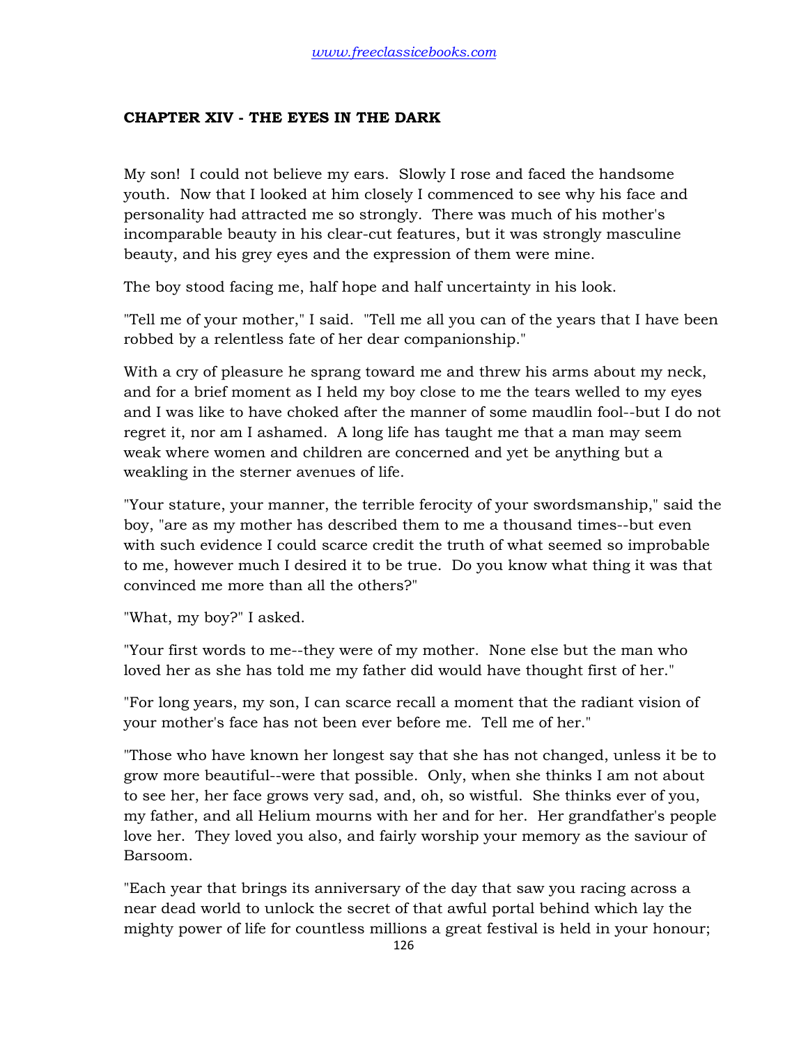## CHAPTER XIV - THE EYES IN THE DARK

My son! I could not believe my ears. Slowly I rose and faced the handsome youth. Now that I looked at him closely I commenced to see why his face and personality had attracted me so strongly. There was much of his mother's incomparable beauty in his clear-cut features, but it was strongly masculine beauty, and his grey eyes and the expression of them were mine.

The boy stood facing me, half hope and half uncertainty in his look.

"Tell me of your mother," I said. "Tell me all you can of the years that I have been robbed by a relentless fate of her dear companionship."

With a cry of pleasure he sprang toward me and threw his arms about my neck, and for a brief moment as I held my boy close to me the tears welled to my eyes and I was like to have choked after the manner of some maudlin fool--but I do not regret it, nor am I ashamed. A long life has taught me that a man may seem weak where women and children are concerned and yet be anything but a weakling in the sterner avenues of life.

"Your stature, your manner, the terrible ferocity of your swordsmanship," said the boy, "are as my mother has described them to me a thousand times--but even with such evidence I could scarce credit the truth of what seemed so improbable to me, however much I desired it to be true. Do you know what thing it was that convinced me more than all the others?"

"What, my boy?" I asked.

"Your first words to me--they were of my mother. None else but the man who loved her as she has told me my father did would have thought first of her."

"For long years, my son, I can scarce recall a moment that the radiant vision of your mother's face has not been ever before me. Tell me of her."

"Those who have known her longest say that she has not changed, unless it be to grow more beautiful--were that possible. Only, when she thinks I am not about to see her, her face grows very sad, and, oh, so wistful. She thinks ever of you, my father, and all Helium mourns with her and for her. Her grandfather's people love her. They loved you also, and fairly worship your memory as the saviour of Barsoom.

"Each year that brings its anniversary of the day that saw you racing across a near dead world to unlock the secret of that awful portal behind which lay the mighty power of life for countless millions a great festival is held in your honour;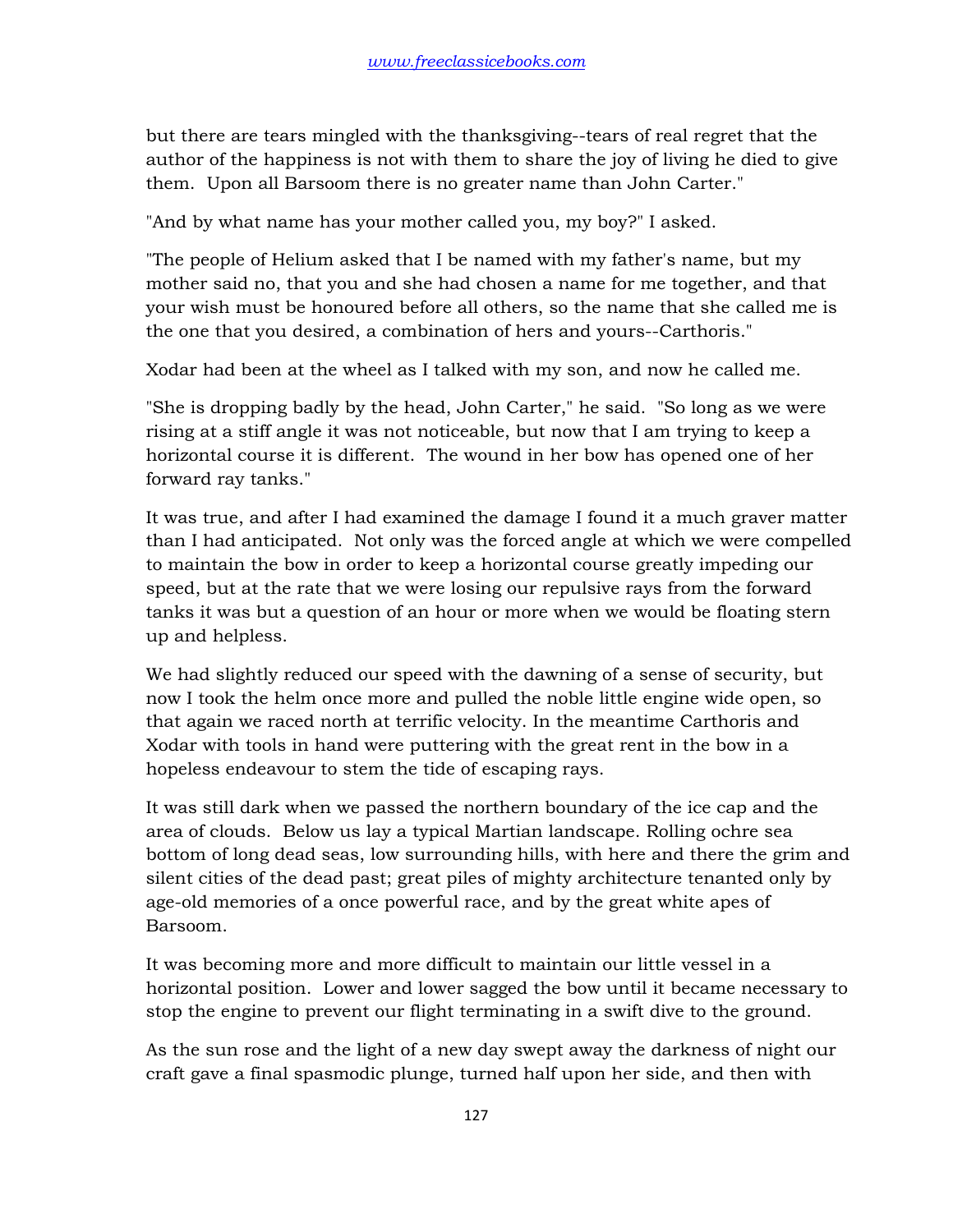but there are tears mingled with the thanksgiving--tears of real regret that the author of the happiness is not with them to share the joy of living he died to give them. Upon all Barsoom there is no greater name than John Carter."

"And by what name has your mother called you, my boy?" I asked.

"The people of Helium asked that I be named with my father's name, but my mother said no, that you and she had chosen a name for me together, and that your wish must be honoured before all others, so the name that she called me is the one that you desired, a combination of hers and yours--Carthoris."

Xodar had been at the wheel as I talked with my son, and now he called me.

"She is dropping badly by the head, John Carter," he said. "So long as we were rising at a stiff angle it was not noticeable, but now that I am trying to keep a horizontal course it is different. The wound in her bow has opened one of her forward ray tanks."

It was true, and after I had examined the damage I found it a much graver matter than I had anticipated. Not only was the forced angle at which we were compelled to maintain the bow in order to keep a horizontal course greatly impeding our speed, but at the rate that we were losing our repulsive rays from the forward tanks it was but a question of an hour or more when we would be floating stern up and helpless.

We had slightly reduced our speed with the dawning of a sense of security, but now I took the helm once more and pulled the noble little engine wide open, so that again we raced north at terrific velocity. In the meantime Carthoris and Xodar with tools in hand were puttering with the great rent in the bow in a hopeless endeavour to stem the tide of escaping rays.

It was still dark when we passed the northern boundary of the ice cap and the area of clouds. Below us lay a typical Martian landscape. Rolling ochre sea bottom of long dead seas, low surrounding hills, with here and there the grim and silent cities of the dead past; great piles of mighty architecture tenanted only by age-old memories of a once powerful race, and by the great white apes of Barsoom.

It was becoming more and more difficult to maintain our little vessel in a horizontal position. Lower and lower sagged the bow until it became necessary to stop the engine to prevent our flight terminating in a swift dive to the ground.

As the sun rose and the light of a new day swept away the darkness of night our craft gave a final spasmodic plunge, turned half upon her side, and then with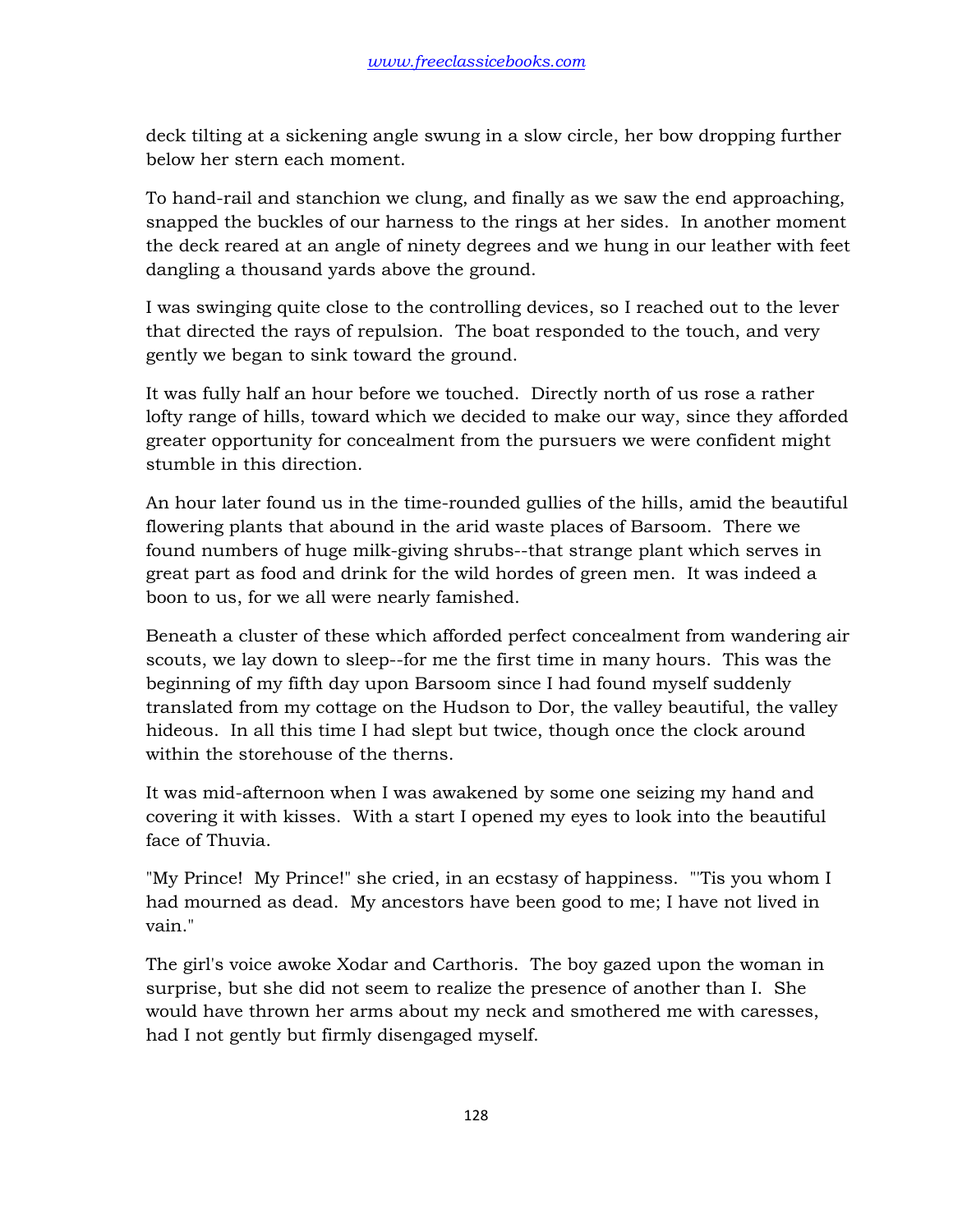deck tilting at a sickening angle swung in a slow circle, her bow dropping further below her stern each moment.

To hand-rail and stanchion we clung, and finally as we saw the end approaching, snapped the buckles of our harness to the rings at her sides. In another moment the deck reared at an angle of ninety degrees and we hung in our leather with feet dangling a thousand yards above the ground.

I was swinging quite close to the controlling devices, so I reached out to the lever that directed the rays of repulsion. The boat responded to the touch, and very gently we began to sink toward the ground.

It was fully half an hour before we touched. Directly north of us rose a rather lofty range of hills, toward which we decided to make our way, since they afforded greater opportunity for concealment from the pursuers we were confident might stumble in this direction.

An hour later found us in the time-rounded gullies of the hills, amid the beautiful flowering plants that abound in the arid waste places of Barsoom. There we found numbers of huge milk-giving shrubs--that strange plant which serves in great part as food and drink for the wild hordes of green men. It was indeed a boon to us, for we all were nearly famished.

Beneath a cluster of these which afforded perfect concealment from wandering air scouts, we lay down to sleep--for me the first time in many hours. This was the beginning of my fifth day upon Barsoom since I had found myself suddenly translated from my cottage on the Hudson to Dor, the valley beautiful, the valley hideous. In all this time I had slept but twice, though once the clock around within the storehouse of the therns.

It was mid-afternoon when I was awakened by some one seizing my hand and covering it with kisses. With a start I opened my eyes to look into the beautiful face of Thuvia.

"My Prince! My Prince!" she cried, in an ecstasy of happiness. "'Tis you whom I had mourned as dead. My ancestors have been good to me; I have not lived in vain."

The girl's voice awoke Xodar and Carthoris. The boy gazed upon the woman in surprise, but she did not seem to realize the presence of another than I. She would have thrown her arms about my neck and smothered me with caresses, had I not gently but firmly disengaged myself.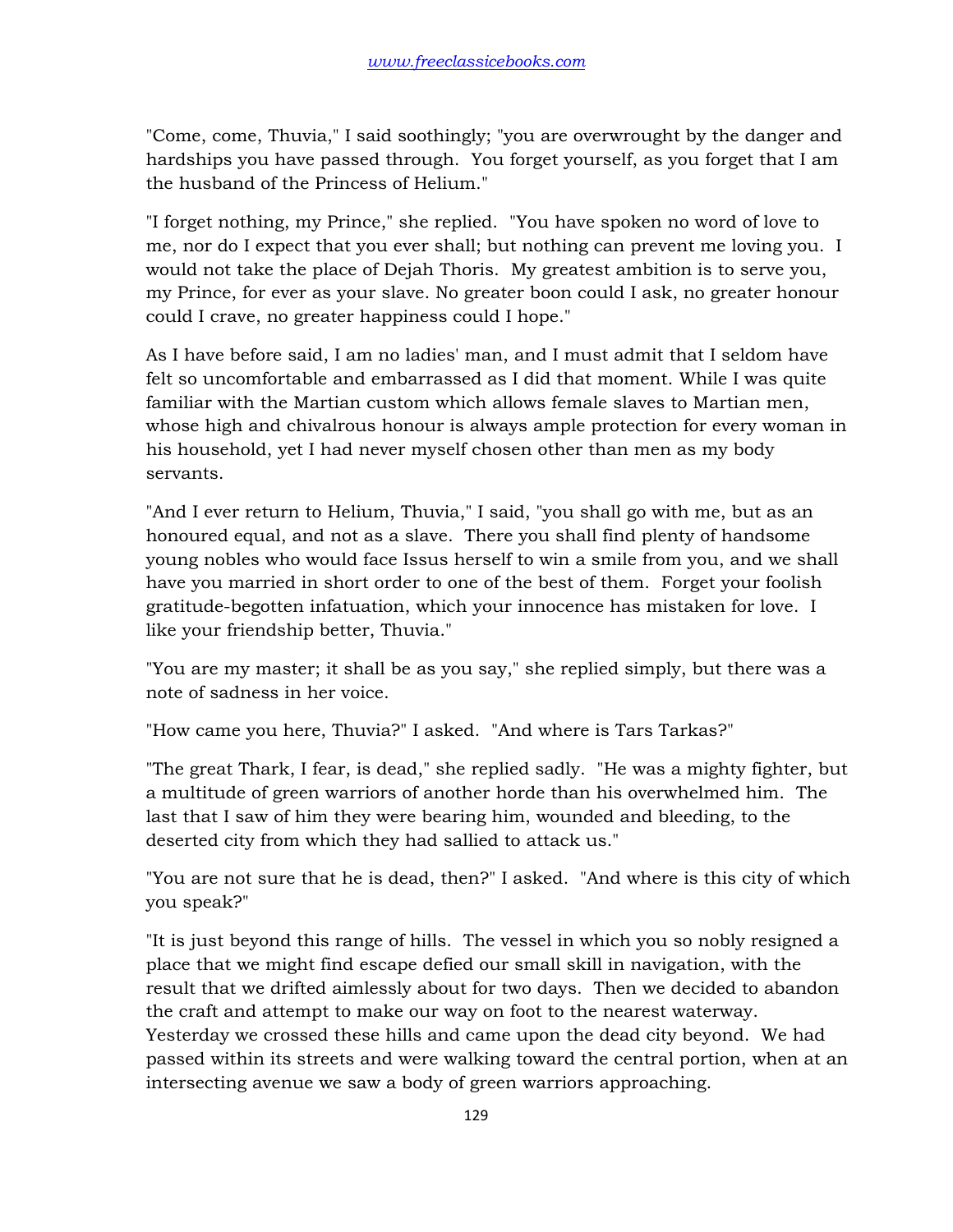"Come, come, Thuvia," I said soothingly; "you are overwrought by the danger and hardships you have passed through. You forget yourself, as you forget that I am the husband of the Princess of Helium."

"I forget nothing, my Prince," she replied. "You have spoken no word of love to me, nor do I expect that you ever shall; but nothing can prevent me loving you. I would not take the place of Dejah Thoris. My greatest ambition is to serve you, my Prince, for ever as your slave. No greater boon could I ask, no greater honour could I crave, no greater happiness could I hope."

As I have before said, I am no ladies' man, and I must admit that I seldom have felt so uncomfortable and embarrassed as I did that moment. While I was quite familiar with the Martian custom which allows female slaves to Martian men, whose high and chivalrous honour is always ample protection for every woman in his household, yet I had never myself chosen other than men as my body servants.

"And I ever return to Helium, Thuvia," I said, "you shall go with me, but as an honoured equal, and not as a slave. There you shall find plenty of handsome young nobles who would face Issus herself to win a smile from you, and we shall have you married in short order to one of the best of them. Forget your foolish gratitude-begotten infatuation, which your innocence has mistaken for love. I like your friendship better, Thuvia."

"You are my master; it shall be as you say," she replied simply, but there was a note of sadness in her voice.

"How came you here, Thuvia?" I asked. "And where is Tars Tarkas?"

"The great Thark, I fear, is dead," she replied sadly. "He was a mighty fighter, but a multitude of green warriors of another horde than his overwhelmed him. The last that I saw of him they were bearing him, wounded and bleeding, to the deserted city from which they had sallied to attack us."

"You are not sure that he is dead, then?" I asked. "And where is this city of which you speak?"

"It is just beyond this range of hills. The vessel in which you so nobly resigned a place that we might find escape defied our small skill in navigation, with the result that we drifted aimlessly about for two days. Then we decided to abandon the craft and attempt to make our way on foot to the nearest waterway. Yesterday we crossed these hills and came upon the dead city beyond. We had passed within its streets and were walking toward the central portion, when at an intersecting avenue we saw a body of green warriors approaching.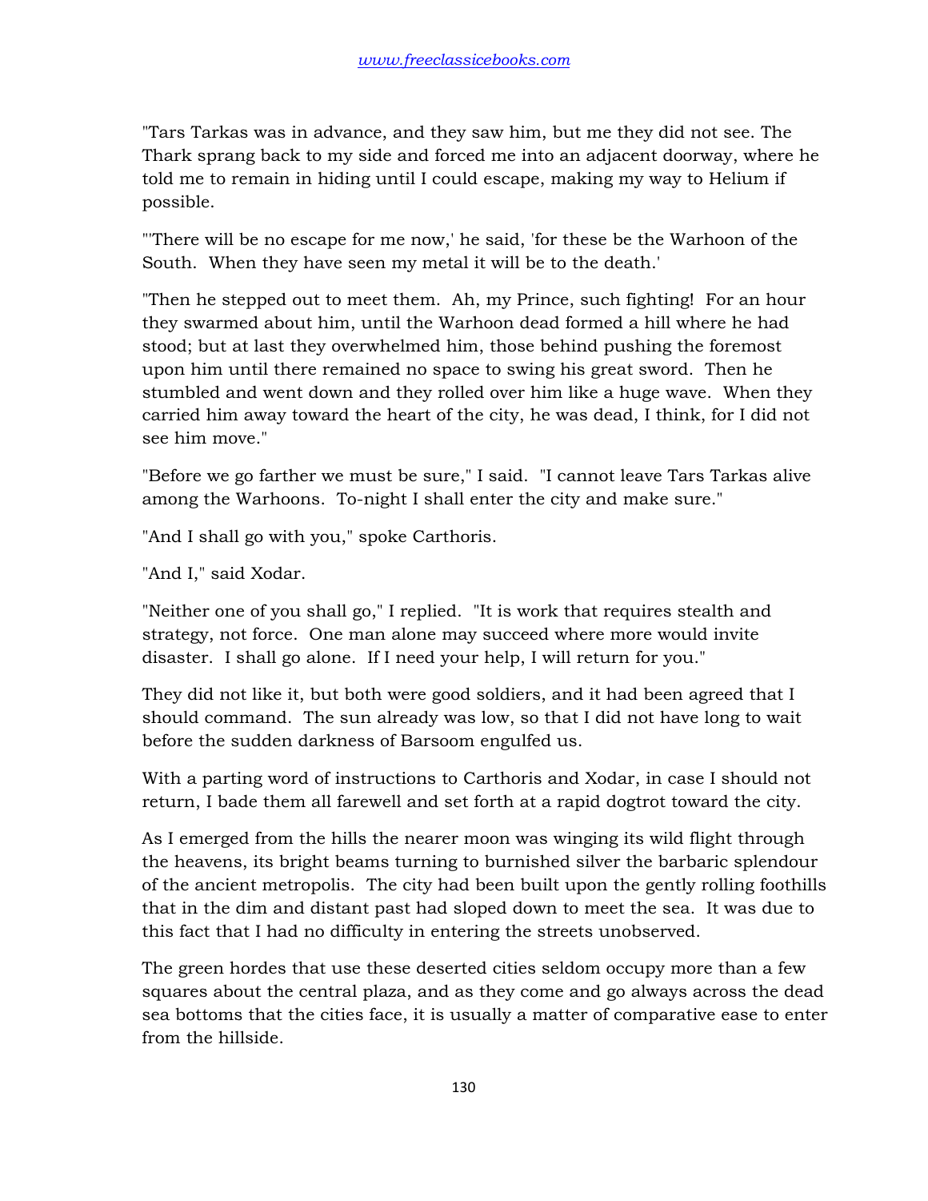"Tars Tarkas was in advance, and they saw him, but me they did not see. The Thark sprang back to my side and forced me into an adjacent doorway, where he told me to remain in hiding until I could escape, making my way to Helium if possible.

"'There will be no escape for me now,' he said, 'for these be the Warhoon of the South. When they have seen my metal it will be to the death.'

"Then he stepped out to meet them. Ah, my Prince, such fighting! For an hour they swarmed about him, until the Warhoon dead formed a hill where he had stood; but at last they overwhelmed him, those behind pushing the foremost upon him until there remained no space to swing his great sword. Then he stumbled and went down and they rolled over him like a huge wave. When they carried him away toward the heart of the city, he was dead, I think, for I did not see him move."

"Before we go farther we must be sure," I said. "I cannot leave Tars Tarkas alive among the Warhoons. To-night I shall enter the city and make sure."

"And I shall go with you," spoke Carthoris.

"And I," said Xodar.

"Neither one of you shall go," I replied. "It is work that requires stealth and strategy, not force. One man alone may succeed where more would invite disaster. I shall go alone. If I need your help, I will return for you."

They did not like it, but both were good soldiers, and it had been agreed that I should command. The sun already was low, so that I did not have long to wait before the sudden darkness of Barsoom engulfed us.

With a parting word of instructions to Carthoris and Xodar, in case I should not return, I bade them all farewell and set forth at a rapid dogtrot toward the city.

As I emerged from the hills the nearer moon was winging its wild flight through the heavens, its bright beams turning to burnished silver the barbaric splendour of the ancient metropolis. The city had been built upon the gently rolling foothills that in the dim and distant past had sloped down to meet the sea. It was due to this fact that I had no difficulty in entering the streets unobserved.

The green hordes that use these deserted cities seldom occupy more than a few squares about the central plaza, and as they come and go always across the dead sea bottoms that the cities face, it is usually a matter of comparative ease to enter from the hillside.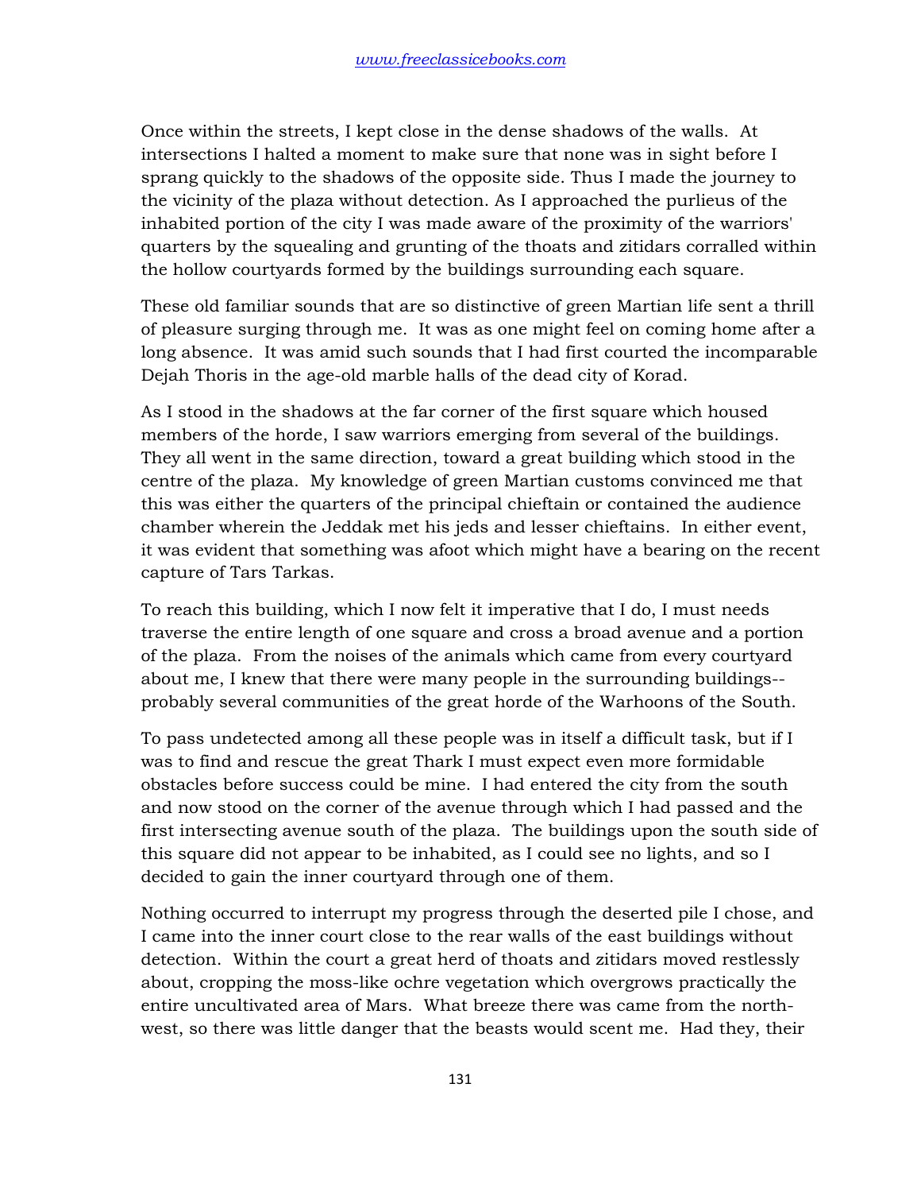Once within the streets, I kept close in the dense shadows of the walls. At intersections I halted a moment to make sure that none was in sight before I sprang quickly to the shadows of the opposite side. Thus I made the journey to the vicinity of the plaza without detection. As I approached the purlieus of the inhabited portion of the city I was made aware of the proximity of the warriors' quarters by the squealing and grunting of the thoats and zitidars corralled within the hollow courtyards formed by the buildings surrounding each square.

These old familiar sounds that are so distinctive of green Martian life sent a thrill of pleasure surging through me. It was as one might feel on coming home after a long absence. It was amid such sounds that I had first courted the incomparable Dejah Thoris in the age-old marble halls of the dead city of Korad.

As I stood in the shadows at the far corner of the first square which housed members of the horde, I saw warriors emerging from several of the buildings. They all went in the same direction, toward a great building which stood in the centre of the plaza. My knowledge of green Martian customs convinced me that this was either the quarters of the principal chieftain or contained the audience chamber wherein the Jeddak met his jeds and lesser chieftains. In either event, it was evident that something was afoot which might have a bearing on the recent capture of Tars Tarkas.

To reach this building, which I now felt it imperative that I do, I must needs traverse the entire length of one square and cross a broad avenue and a portion of the plaza. From the noises of the animals which came from every courtyard about me, I knew that there were many people in the surrounding buildings--probably several communities of the great horde of the Warhoons of the South.

To pass undetected among all these people was in itself a difficult task, but if I was to find and rescue the great Thark I must expect even more formidable obstacles before success could be mine. I had entered the city from the south and now stood on the corner of the avenue through which I had passed and the first intersecting avenue south of the plaza. The buildings upon the south side of this square did not appear to be inhabited, as I could see no lights, and so I decided to gain the inner courtyard through one of them.

Nothing occurred to interrupt my progress through the deserted pile I chose, and I came into the inner court close to the rear walls of the east buildings without detection. Within the court a great herd of thoats and zitidars moved restlessly about, cropping the moss-like ochre vegetation which overgrows practically the entire uncultivated area of Mars. What breeze there was came from the north-west, so there was little danger that the beasts would scent me. Had they, their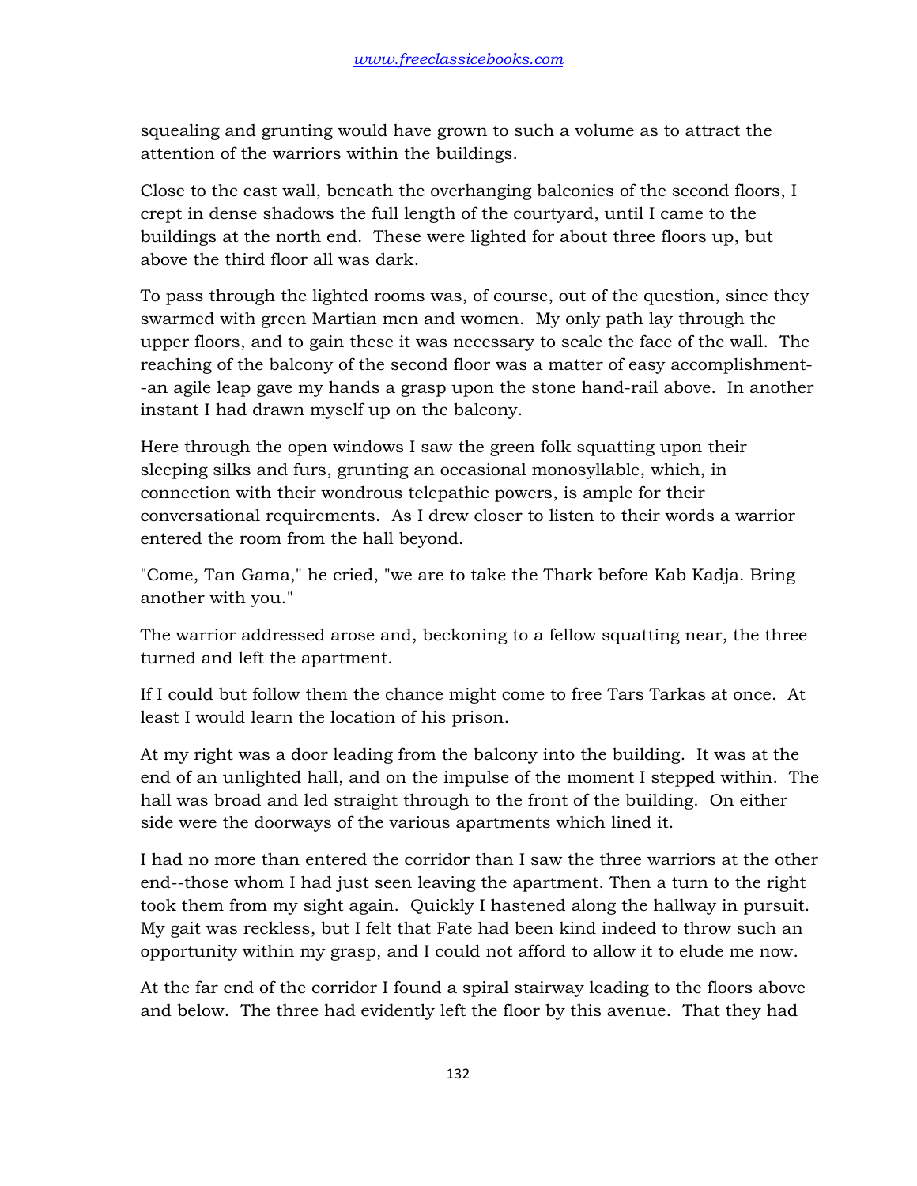squealing and grunting would have grown to such a volume as to attract the attention of the warriors within the buildings.

Close to the east wall, beneath the overhanging balconies of the second floors, I crept in dense shadows the full length of the courtyard, until I came to the buildings at the north end. These were lighted for about three floors up, but above the third floor all was dark.

To pass through the lighted rooms was, of course, out of the question, since they swarmed with green Martian men and women. My only path lay through the upper floors, and to gain these it was necessary to scale the face of the wall. The reaching of the balcony of the second floor was a matter of easy accomplishment--an agile leap gave my hands a grasp upon the stone hand-rail above. In another instant I had drawn myself up on the balcony.

Here through the open windows I saw the green folk squatting upon their sleeping silks and furs, grunting an occasional monosyllable, which, in connection with their wondrous telepathic powers, is ample for their conversational requirements. As I drew closer to listen to their words a warrior entered the room from the hall beyond.

"Come, Tan Gama," he cried, "we are to take the Thark before Kab Kadja. Bring another with you."

The warrior addressed arose and, beckoning to a fellow squatting near, the three turned and left the apartment.

If I could but follow them the chance might come to free Tars Tarkas at once. At least I would learn the location of his prison.

At my right was a door leading from the balcony into the building. It was at the end of an unlighted hall, and on the impulse of the moment I stepped within. The hall was broad and led straight through to the front of the building. On either side were the doorways of the various apartments which lined it.

I had no more than entered the corridor than I saw the three warriors at the other end--those whom I had just seen leaving the apartment. Then a turn to the right took them from my sight again. Quickly I hastened along the hallway in pursuit. My gait was reckless, but I felt that Fate had been kind indeed to throw such an opportunity within my grasp, and I could not afford to allow it to elude me now.

At the far end of the corridor I found a spiral stairway leading to the floors above and below. The three had evidently left the floor by this avenue. That they had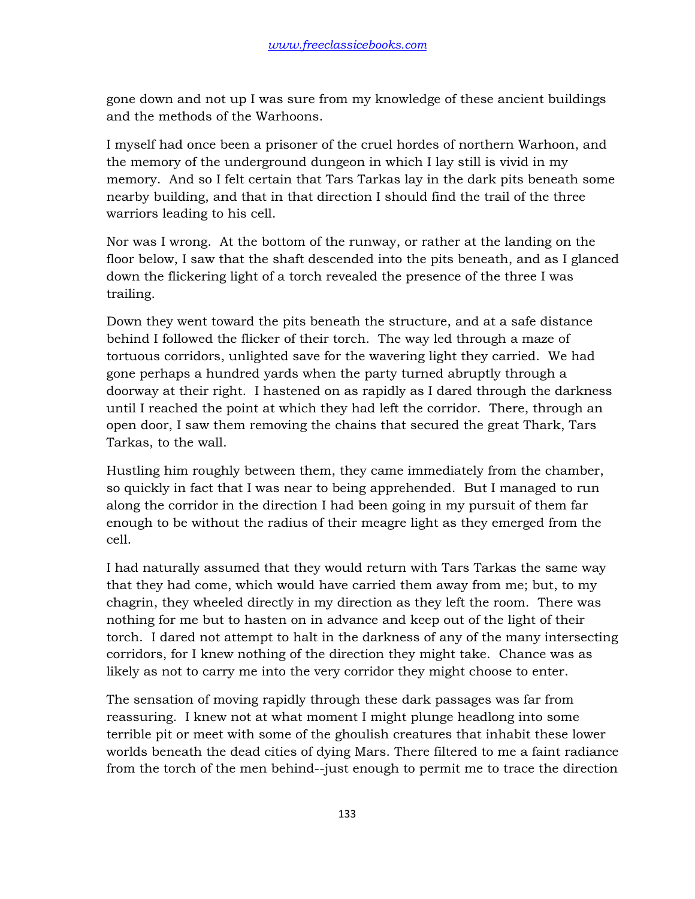gone down and not up I was sure from my knowledge of these ancient buildings and the methods of the Warhoons.

I myself had once been a prisoner of the cruel hordes of northern Warhoon, and the memory of the underground dungeon in which I lay still is vivid in my memory. And so I felt certain that Tars Tarkas lay in the dark pits beneath some nearby building, and that in that direction I should find the trail of the three warriors leading to his cell.

Nor was I wrong. At the bottom of the runway, or rather at the landing on the floor below, I saw that the shaft descended into the pits beneath, and as I glanced down the flickering light of a torch revealed the presence of the three I was trailing.

Down they went toward the pits beneath the structure, and at a safe distance behind I followed the flicker of their torch. The way led through a maze of tortuous corridors, unlighted save for the wavering light they carried. We had gone perhaps a hundred yards when the party turned abruptly through a doorway at their right. I hastened on as rapidly as I dared through the darkness until I reached the point at which they had left the corridor. There, through an open door, I saw them removing the chains that secured the great Thark, Tars Tarkas, to the wall.

Hustling him roughly between them, they came immediately from the chamber, so quickly in fact that I was near to being apprehended. But I managed to run along the corridor in the direction I had been going in my pursuit of them far enough to be without the radius of their meagre light as they emerged from the cell.

I had naturally assumed that they would return with Tars Tarkas the same way that they had come, which would have carried them away from me; but, to my chagrin, they wheeled directly in my direction as they left the room. There was nothing for me but to hasten on in advance and keep out of the light of their torch. I dared not attempt to halt in the darkness of any of the many intersecting corridors, for I knew nothing of the direction they might take. Chance was as likely as not to carry me into the very corridor they might choose to enter.

The sensation of moving rapidly through these dark passages was far from reassuring. I knew not at what moment I might plunge headlong into some terrible pit or meet with some of the ghoulish creatures that inhabit these lower worlds beneath the dead cities of dying Mars. There filtered to me a faint radiance from the torch of the men behind--just enough to permit me to trace the direction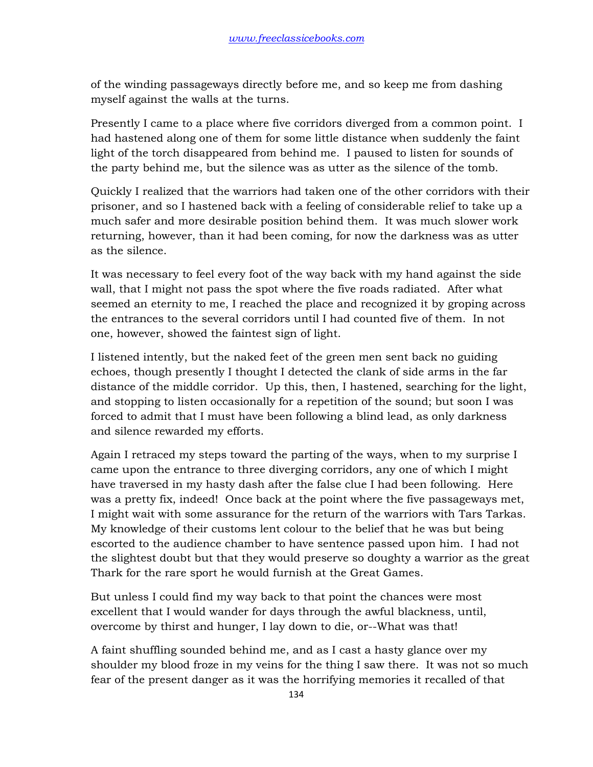of the winding passageways directly before me, and so keep me from dashing myself against the walls at the turns.

Presently I came to a place where five corridors diverged from a common point. I had hastened along one of them for some little distance when suddenly the faint light of the torch disappeared from behind me. I paused to listen for sounds of the party behind me, but the silence was as utter as the silence of the tomb.

Quickly I realized that the warriors had taken one of the other corridors with their prisoner, and so I hastened back with a feeling of considerable relief to take up a much safer and more desirable position behind them. It was much slower work returning, however, than it had been coming, for now the darkness was as utter as the silence.

It was necessary to feel every foot of the way back with my hand against the side wall, that I might not pass the spot where the five roads radiated. After what seemed an eternity to me, I reached the place and recognized it by groping across the entrances to the several corridors until I had counted five of them. In not one, however, showed the faintest sign of light.

I listened intently, but the naked feet of the green men sent back no guiding echoes, though presently I thought I detected the clank of side arms in the far distance of the middle corridor. Up this, then, I hastened, searching for the light, and stopping to listen occasionally for a repetition of the sound; but soon I was forced to admit that I must have been following a blind lead, as only darkness and silence rewarded my efforts.

Again I retraced my steps toward the parting of the ways, when to my surprise I came upon the entrance to three diverging corridors, any one of which I might have traversed in my hasty dash after the false clue I had been following. Here was a pretty fix, indeed! Once back at the point where the five passageways met, I might wait with some assurance for the return of the warriors with Tars Tarkas. My knowledge of their customs lent colour to the belief that he was but being escorted to the audience chamber to have sentence passed upon him. I had not the slightest doubt but that they would preserve so doughty a warrior as the great Thark for the rare sport he would furnish at the Great Games.

But unless I could find my way back to that point the chances were most excellent that I would wander for days through the awful blackness, until, overcome by thirst and hunger, I lay down to die, or--What was that!

A faint shuffling sounded behind me, and as I cast a hasty glance over my shoulder my blood froze in my veins for the thing I saw there. It was not so much fear of the present danger as it was the horrifying memories it recalled of that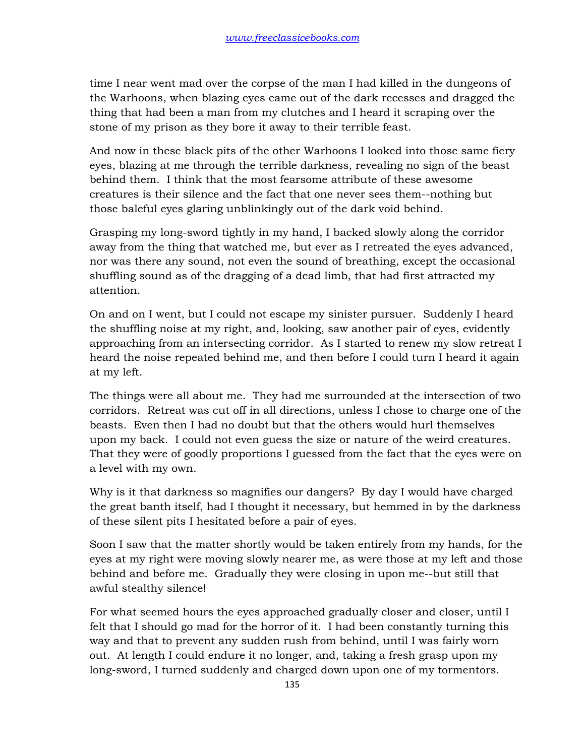time I near went mad over the corpse of the man I had killed in the dungeons of the Warhoons, when blazing eyes came out of the dark recesses and dragged the thing that had been a man from my clutches and I heard it scraping over the stone of my prison as they bore it away to their terrible feast.

And now in these black pits of the other Warhoons I looked into those same fiery eyes, blazing at me through the terrible darkness, revealing no sign of the beast behind them. I think that the most fearsome attribute of these awesome creatures is their silence and the fact that one never sees them--nothing but those baleful eyes glaring unblinkingly out of the dark void behind.

Grasping my long-sword tightly in my hand, I backed slowly along the corridor away from the thing that watched me, but ever as I retreated the eyes advanced, nor was there any sound, not even the sound of breathing, except the occasional shuffling sound as of the dragging of a dead limb, that had first attracted my attention.

On and on I went, but I could not escape my sinister pursuer. Suddenly I heard the shuffling noise at my right, and, looking, saw another pair of eyes, evidently approaching from an intersecting corridor. As I started to renew my slow retreat I heard the noise repeated behind me, and then before I could turn I heard it again at my left.

The things were all about me. They had me surrounded at the intersection of two corridors. Retreat was cut off in all directions, unless I chose to charge one of the beasts. Even then I had no doubt but that the others would hurl themselves upon my back. I could not even guess the size or nature of the weird creatures. That they were of goodly proportions I guessed from the fact that the eyes were on a level with my own.

Why is it that darkness so magnifies our dangers? By day I would have charged the great banth itself, had I thought it necessary, but hemmed in by the darkness of these silent pits I hesitated before a pair of eyes.

Soon I saw that the matter shortly would be taken entirely from my hands, for the eyes at my right were moving slowly nearer me, as were those at my left and those behind and before me. Gradually they were closing in upon me--but still that awful stealthy silence!

For what seemed hours the eyes approached gradually closer and closer, until I felt that I should go mad for the horror of it. I had been constantly turning this way and that to prevent any sudden rush from behind, until I was fairly worn out. At length I could endure it no longer, and, taking a fresh grasp upon my long-sword, I turned suddenly and charged down upon one of my tormentors.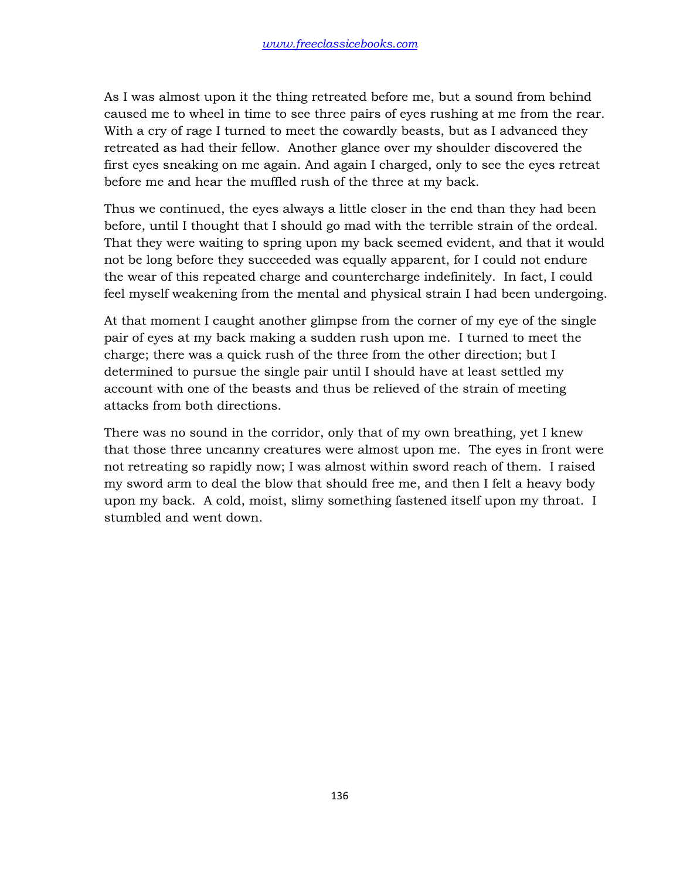As I was almost upon it the thing retreated before me, but a sound from behind caused me to wheel in time to see three pairs of eyes rushing at me from the rear. With a cry of rage I turned to meet the cowardly beasts, but as I advanced they retreated as had their fellow. Another glance over my shoulder discovered the first eyes sneaking on me again. And again I charged, only to see the eyes retreat before me and hear the muffled rush of the three at my back.

Thus we continued, the eyes always a little closer in the end than they had been before, until I thought that I should go mad with the terrible strain of the ordeal. That they were waiting to spring upon my back seemed evident, and that it would not be long before they succeeded was equally apparent, for I could not endure the wear of this repeated charge and countercharge indefinitely. In fact, I could feel myself weakening from the mental and physical strain I had been undergoing.

At that moment I caught another glimpse from the corner of my eye of the single pair of eyes at my back making a sudden rush upon me. I turned to meet the charge; there was a quick rush of the three from the other direction; but I determined to pursue the single pair until I should have at least settled my account with one of the beasts and thus be relieved of the strain of meeting attacks from both directions.

There was no sound in the corridor, only that of my own breathing, yet I knew that those three uncanny creatures were almost upon me. The eyes in front were not retreating so rapidly now; I was almost within sword reach of them. I raised my sword arm to deal the blow that should free me, and then I felt a heavy body upon my back. A cold, moist, slimy something fastened itself upon my throat. I stumbled and went down.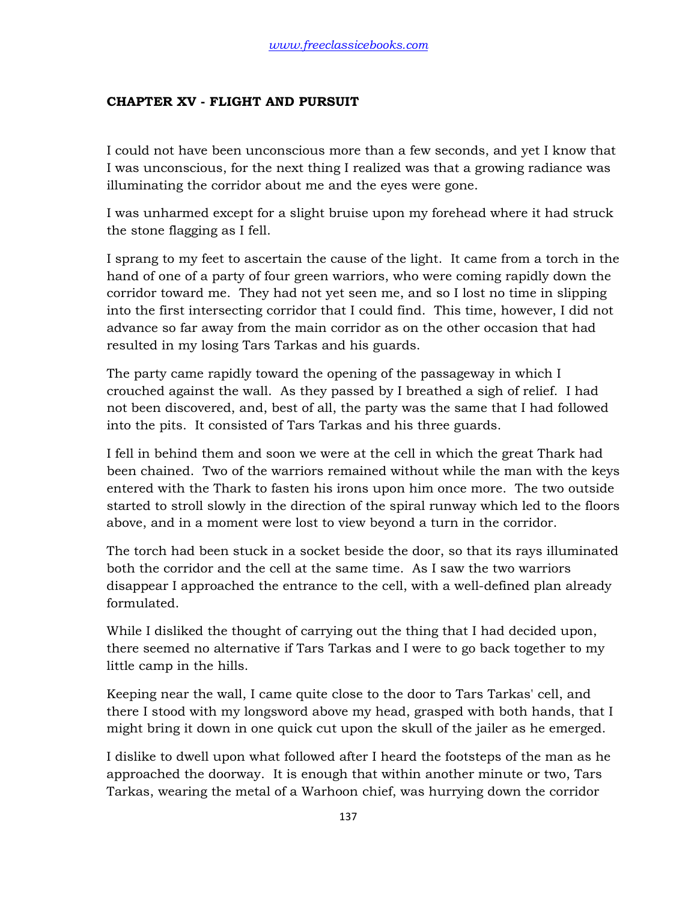## CHAPTER XV - FLIGHT AND PURSUIT

I could not have been unconscious more than a few seconds, and yet I know that I was unconscious, for the next thing I realized was that a growing radiance was illuminating the corridor about me and the eyes were gone.

I was unharmed except for a slight bruise upon my forehead where it had struck the stone flagging as I fell.

I sprang to my feet to ascertain the cause of the light. It came from a torch in the hand of one of a party of four green warriors, who were coming rapidly down the corridor toward me. They had not yet seen me, and so I lost no time in slipping into the first intersecting corridor that I could find. This time, however, I did not advance so far away from the main corridor as on the other occasion that had resulted in my losing Tars Tarkas and his guards.

The party came rapidly toward the opening of the passageway in which I crouched against the wall. As they passed by I breathed a sigh of relief. I had not been discovered, and, best of all, the party was the same that I had followed into the pits. It consisted of Tars Tarkas and his three guards.

I fell in behind them and soon we were at the cell in which the great Thark had been chained. Two of the warriors remained without while the man with the keys entered with the Thark to fasten his irons upon him once more. The two outside started to stroll slowly in the direction of the spiral runway which led to the floors above, and in a moment were lost to view beyond a turn in the corridor.

The torch had been stuck in a socket beside the door, so that its rays illuminated both the corridor and the cell at the same time. As I saw the two warriors disappear I approached the entrance to the cell, with a well-defined plan already formulated.

While I disliked the thought of carrying out the thing that I had decided upon, there seemed no alternative if Tars Tarkas and I were to go back together to my little camp in the hills.

Keeping near the wall, I came quite close to the door to Tars Tarkas' cell, and there I stood with my longsword above my head, grasped with both hands, that I might bring it down in one quick cut upon the skull of the jailer as he emerged.

I dislike to dwell upon what followed after I heard the footsteps of the man as he approached the doorway. It is enough that within another minute or two, Tars Tarkas, wearing the metal of a Warhoon chief, was hurrying down the corridor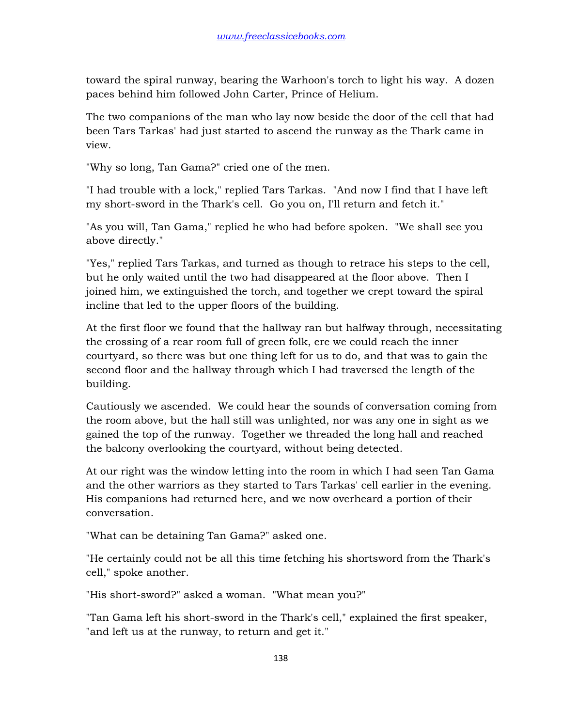toward the spiral runway, bearing the Warhoon's torch to light his way. A dozen paces behind him followed John Carter, Prince of Helium.

The two companions of the man who lay now beside the door of the cell that had been Tars Tarkas' had just started to ascend the runway as the Thark came in view.

"Why so long, Tan Gama?" cried one of the men.

"I had trouble with a lock," replied Tars Tarkas. "And now I find that I have left my short-sword in the Thark's cell. Go you on, I'll return and fetch it."

"As you will, Tan Gama," replied he who had before spoken. "We shall see you above directly."

"Yes," replied Tars Tarkas, and turned as though to retrace his steps to the cell, but he only waited until the two had disappeared at the floor above. Then I joined him, we extinguished the torch, and together we crept toward the spiral incline that led to the upper floors of the building.

At the first floor we found that the hallway ran but halfway through, necessitating the crossing of a rear room full of green folk, ere we could reach the inner courtyard, so there was but one thing left for us to do, and that was to gain the second floor and the hallway through which I had traversed the length of the building.

Cautiously we ascended. We could hear the sounds of conversation coming from the room above, but the hall still was unlighted, nor was any one in sight as we gained the top of the runway. Together we threaded the long hall and reached the balcony overlooking the courtyard, without being detected.

At our right was the window letting into the room in which I had seen Tan Gama and the other warriors as they started to Tars Tarkas' cell earlier in the evening. His companions had returned here, and we now overheard a portion of their conversation.

"What can be detaining Tan Gama?" asked one.

"He certainly could not be all this time fetching his shortsword from the Thark's cell," spoke another.

"His short-sword?" asked a woman. "What mean you?"

"Tan Gama left his short-sword in the Thark's cell," explained the first speaker, "and left us at the runway, to return and get it."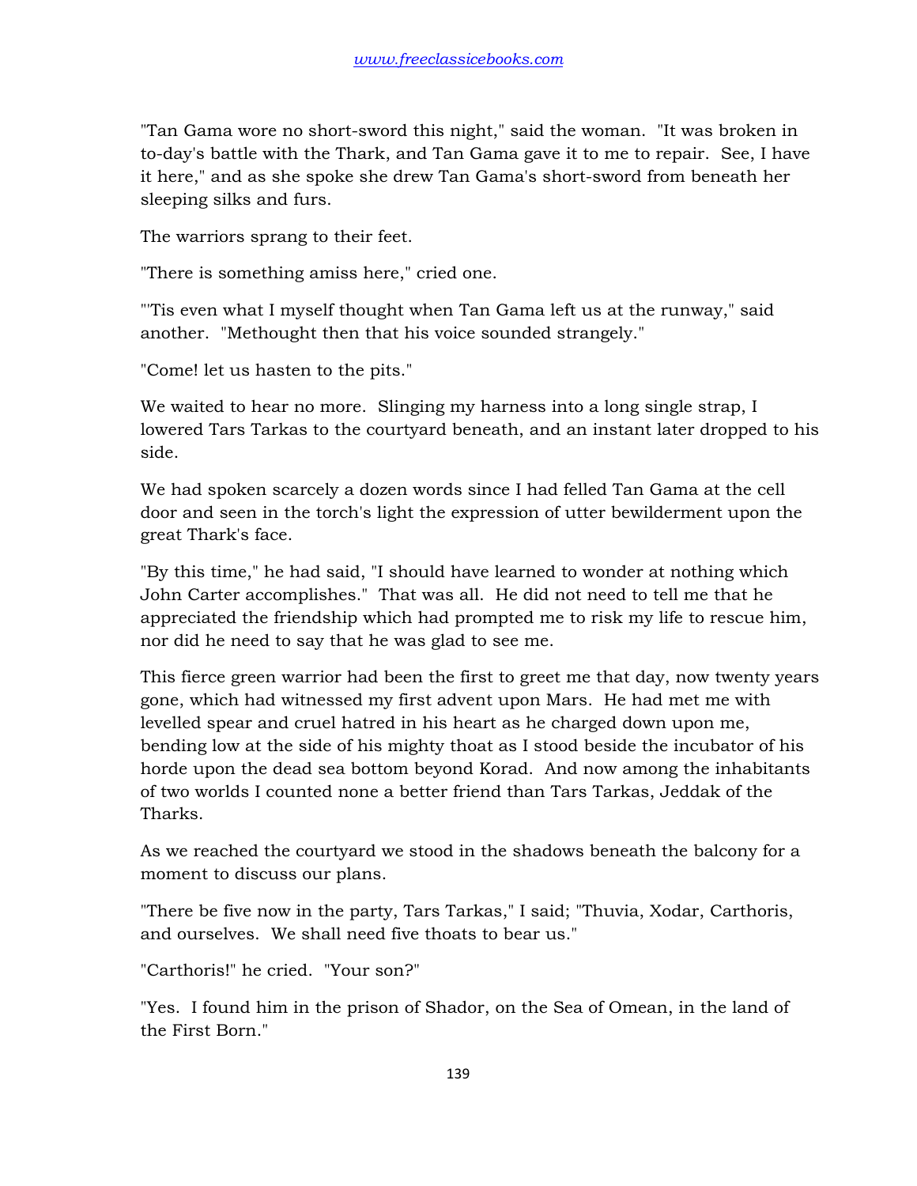"Tan Gama wore no short-sword this night," said the woman. "It was broken in to-day's battle with the Thark, and Tan Gama gave it to me to repair. See, I have it here," and as she spoke she drew Tan Gama's short-sword from beneath her sleeping silks and furs.

The warriors sprang to their feet.

"There is something amiss here," cried one.

"'Tis even what I myself thought when Tan Gama left us at the runway," said another. "Methought then that his voice sounded strangely."

"Come! let us hasten to the pits."

We waited to hear no more. Slinging my harness into a long single strap, I lowered Tars Tarkas to the courtyard beneath, and an instant later dropped to his side.

We had spoken scarcely a dozen words since I had felled Tan Gama at the cell door and seen in the torch's light the expression of utter bewilderment upon the great Thark's face.

"By this time," he had said, "I should have learned to wonder at nothing which John Carter accomplishes." That was all. He did not need to tell me that he appreciated the friendship which had prompted me to risk my life to rescue him, nor did he need to say that he was glad to see me.

This fierce green warrior had been the first to greet me that day, now twenty years gone, which had witnessed my first advent upon Mars. He had met me with levelled spear and cruel hatred in his heart as he charged down upon me, bending low at the side of his mighty thoat as I stood beside the incubator of his horde upon the dead sea bottom beyond Korad. And now among the inhabitants of two worlds I counted none a better friend than Tars Tarkas, Jeddak of the Tharks.

As we reached the courtyard we stood in the shadows beneath the balcony for a moment to discuss our plans.

"There be five now in the party, Tars Tarkas," I said; "Thuvia, Xodar, Carthoris, and ourselves. We shall need five thoats to bear us."

"Carthoris!" he cried. "Your son?"

"Yes. I found him in the prison of Shador, on the Sea of Omean, in the land of the First Born."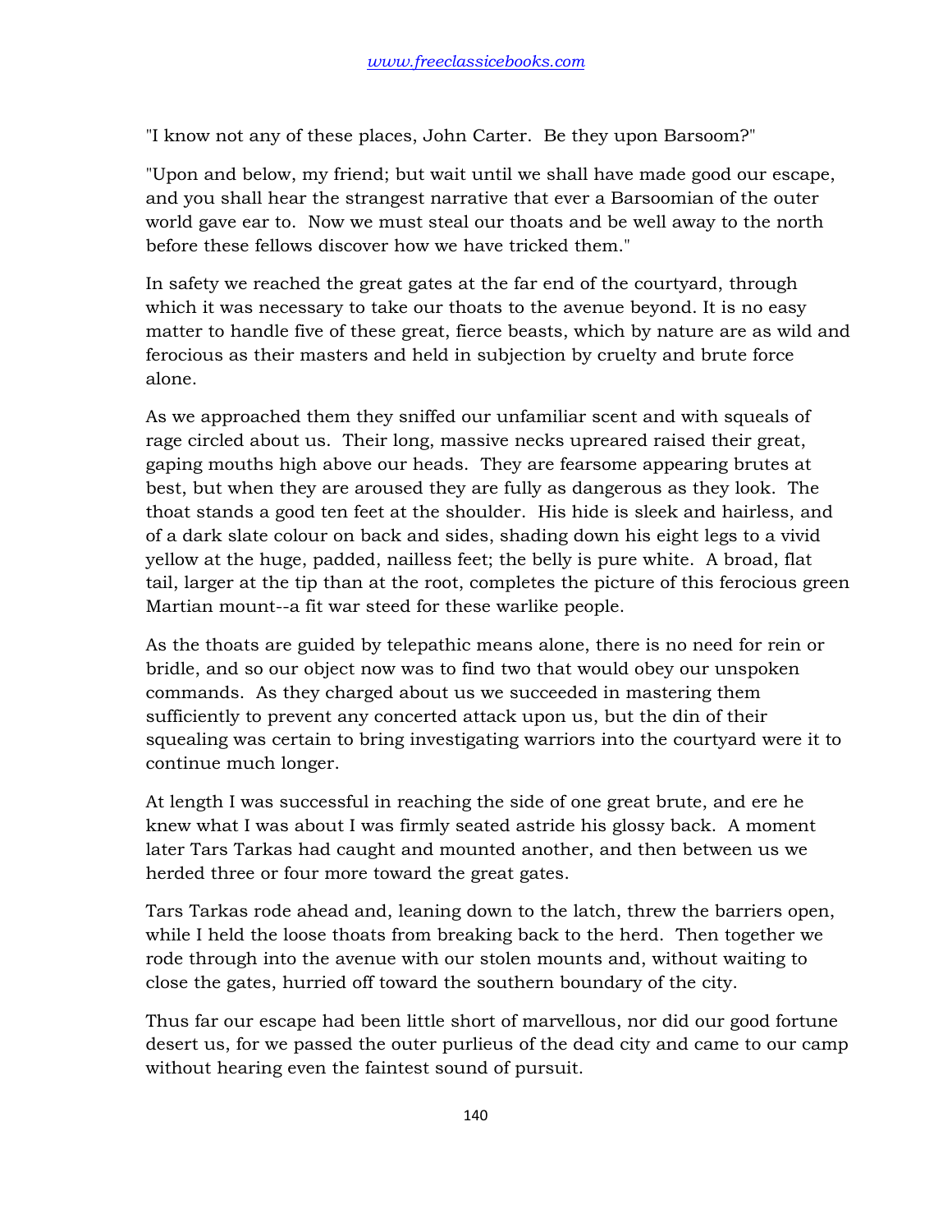"I know not any of these places, John Carter. Be they upon Barsoom?"

"Upon and below, my friend; but wait until we shall have made good our escape, and you shall hear the strangest narrative that ever a Barsoomian of the outer world gave ear to. Now we must steal our thoats and be well away to the north before these fellows discover how we have tricked them."

In safety we reached the great gates at the far end of the courtyard, through which it was necessary to take our thoats to the avenue beyond. It is no easy matter to handle five of these great, fierce beasts, which by nature are as wild and ferocious as their masters and held in subjection by cruelty and brute force alone.

As we approached them they sniffed our unfamiliar scent and with squeals of rage circled about us. Their long, massive necks upreared raised their great, gaping mouths high above our heads. They are fearsome appearing brutes at best, but when they are aroused they are fully as dangerous as they look. The thoat stands a good ten feet at the shoulder. His hide is sleek and hairless, and of a dark slate colour on back and sides, shading down his eight legs to a vivid yellow at the huge, padded, nailless feet; the belly is pure white. A broad, flat tail, larger at the tip than at the root, completes the picture of this ferocious green Martian mount--a fit war steed for these warlike people.

As the thoats are guided by telepathic means alone, there is no need for rein or bridle, and so our object now was to find two that would obey our unspoken commands. As they charged about us we succeeded in mastering them sufficiently to prevent any concerted attack upon us, but the din of their squealing was certain to bring investigating warriors into the courtyard were it to continue much longer.

At length I was successful in reaching the side of one great brute, and ere he knew what I was about I was firmly seated astride his glossy back. A moment later Tars Tarkas had caught and mounted another, and then between us we herded three or four more toward the great gates.

Tars Tarkas rode ahead and, leaning down to the latch, threw the barriers open, while I held the loose thoats from breaking back to the herd. Then together we rode through into the avenue with our stolen mounts and, without waiting to close the gates, hurried off toward the southern boundary of the city.

Thus far our escape had been little short of marvellous, nor did our good fortune desert us, for we passed the outer purlieus of the dead city and came to our camp without hearing even the faintest sound of pursuit.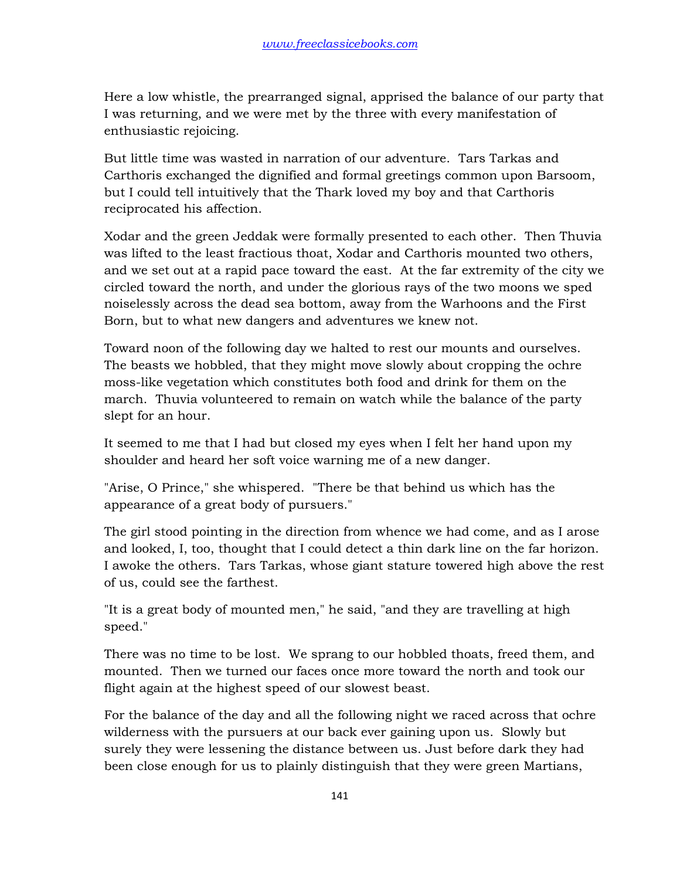Here a low whistle, the prearranged signal, apprised the balance of our party that I was returning, and we were met by the three with every manifestation of enthusiastic rejoicing.

But little time was wasted in narration of our adventure. Tars Tarkas and Carthoris exchanged the dignified and formal greetings common upon Barsoom, but I could tell intuitively that the Thark loved my boy and that Carthoris reciprocated his affection.

Xodar and the green Jeddak were formally presented to each other. Then Thuvia was lifted to the least fractious thoat, Xodar and Carthoris mounted two others, and we set out at a rapid pace toward the east. At the far extremity of the city we circled toward the north, and under the glorious rays of the two moons we sped noiselessly across the dead sea bottom, away from the Warhoons and the First Born, but to what new dangers and adventures we knew not.

Toward noon of the following day we halted to rest our mounts and ourselves. The beasts we hobbled, that they might move slowly about cropping the ochre moss-like vegetation which constitutes both food and drink for them on the march. Thuvia volunteered to remain on watch while the balance of the party slept for an hour.

It seemed to me that I had but closed my eyes when I felt her hand upon my shoulder and heard her soft voice warning me of a new danger.

"Arise, O Prince," she whispered. "There be that behind us which has the appearance of a great body of pursuers."

The girl stood pointing in the direction from whence we had come, and as I arose and looked, I, too, thought that I could detect a thin dark line on the far horizon. I awoke the others. Tars Tarkas, whose giant stature towered high above the rest of us, could see the farthest.

"It is a great body of mounted men," he said, "and they are travelling at high speed."

There was no time to be lost. We sprang to our hobbled thoats, freed them, and mounted. Then we turned our faces once more toward the north and took our flight again at the highest speed of our slowest beast.

For the balance of the day and all the following night we raced across that ochre wilderness with the pursuers at our back ever gaining upon us. Slowly but surely they were lessening the distance between us. Just before dark they had been close enough for us to plainly distinguish that they were green Martians,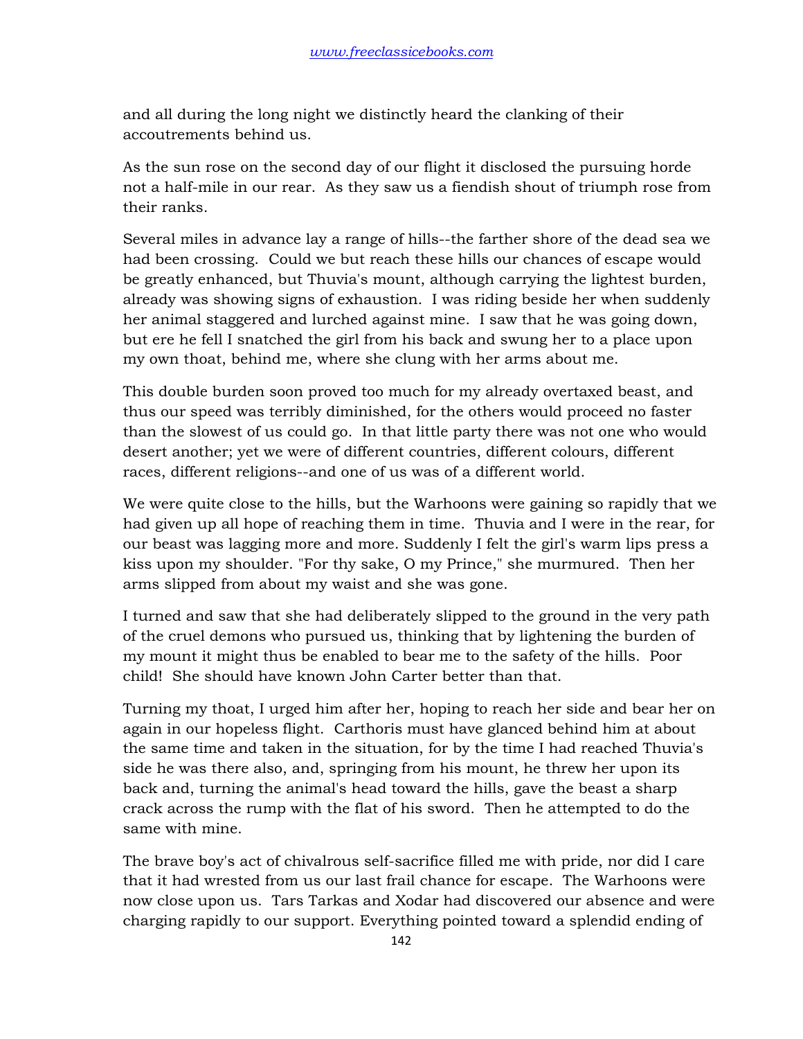and all during the long night we distinctly heard the clanking of their accoutrements behind us.

As the sun rose on the second day of our flight it disclosed the pursuing horde not a half-mile in our rear. As they saw us a fiendish shout of triumph rose from their ranks.

Several miles in advance lay a range of hills--the farther shore of the dead sea we had been crossing. Could we but reach these hills our chances of escape would be greatly enhanced, but Thuvia's mount, although carrying the lightest burden, already was showing signs of exhaustion. I was riding beside her when suddenly her animal staggered and lurched against mine. I saw that he was going down, but ere he fell I snatched the girl from his back and swung her to a place upon my own thoat, behind me, where she clung with her arms about me.

This double burden soon proved too much for my already overtaxed beast, and thus our speed was terribly diminished, for the others would proceed no faster than the slowest of us could go. In that little party there was not one who would desert another; yet we were of different countries, different colours, different races, different religions--and one of us was of a different world.

We were quite close to the hills, but the Warhoons were gaining so rapidly that we had given up all hope of reaching them in time. Thuvia and I were in the rear, for our beast was lagging more and more. Suddenly I felt the girl's warm lips press a kiss upon my shoulder. "For thy sake, O my Prince," she murmured. Then her arms slipped from about my waist and she was gone.

I turned and saw that she had deliberately slipped to the ground in the very path of the cruel demons who pursued us, thinking that by lightening the burden of my mount it might thus be enabled to bear me to the safety of the hills. Poor child! She should have known John Carter better than that.

Turning my thoat, I urged him after her, hoping to reach her side and bear her on again in our hopeless flight. Carthoris must have glanced behind him at about the same time and taken in the situation, for by the time I had reached Thuvia's side he was there also, and, springing from his mount, he threw her upon its back and, turning the animal's head toward the hills, gave the beast a sharp crack across the rump with the flat of his sword. Then he attempted to do the same with mine.

The brave boy's act of chivalrous self-sacrifice filled me with pride, nor did I care that it had wrested from us our last frail chance for escape. The Warhoons were now close upon us. Tars Tarkas and Xodar had discovered our absence and were charging rapidly to our support. Everything pointed toward a splendid ending of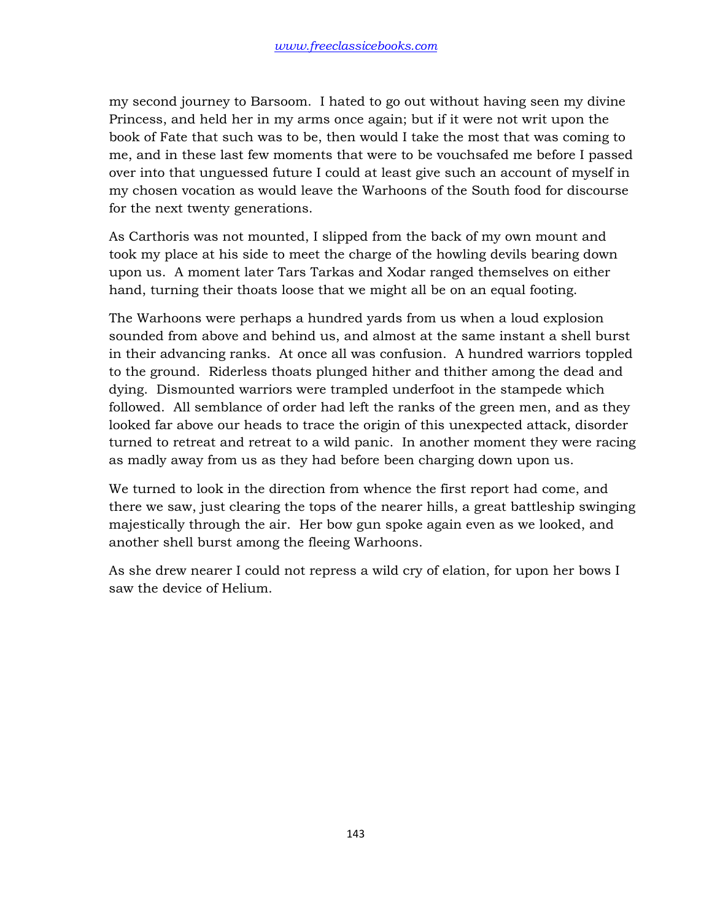my second journey to Barsoom. I hated to go out without having seen my divine Princess, and held her in my arms once again; but if it were not writ upon the book of Fate that such was to be, then would I take the most that was coming to me, and in these last few moments that were to be vouchsafed me before I passed over into that unguessed future I could at least give such an account of myself in my chosen vocation as would leave the Warhoons of the South food for discourse for the next twenty generations.

As Carthoris was not mounted, I slipped from the back of my own mount and took my place at his side to meet the charge of the howling devils bearing down upon us. A moment later Tars Tarkas and Xodar ranged themselves on either hand, turning their thoats loose that we might all be on an equal footing.

The Warhoons were perhaps a hundred yards from us when a loud explosion sounded from above and behind us, and almost at the same instant a shell burst in their advancing ranks. At once all was confusion. A hundred warriors toppled to the ground. Riderless thoats plunged hither and thither among the dead and dying. Dismounted warriors were trampled underfoot in the stampede which followed. All semblance of order had left the ranks of the green men, and as they looked far above our heads to trace the origin of this unexpected attack, disorder turned to retreat and retreat to a wild panic. In another moment they were racing as madly away from us as they had before been charging down upon us.

We turned to look in the direction from whence the first report had come, and there we saw, just clearing the tops of the nearer hills, a great battleship swinging majestically through the air. Her bow gun spoke again even as we looked, and another shell burst among the fleeing Warhoons.

As she drew nearer I could not repress a wild cry of elation, for upon her bows I saw the device of Helium.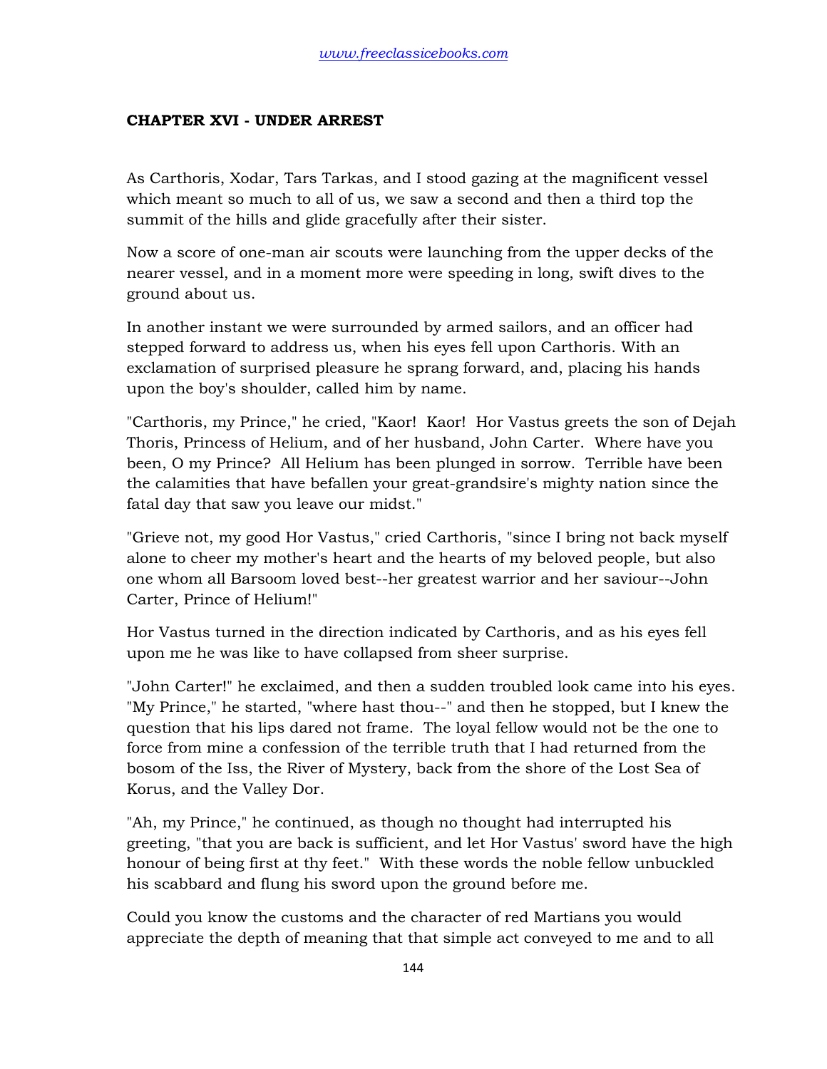## CHAPTER XVI - UNDER ARREST

As Carthoris, Xodar, Tars Tarkas, and I stood gazing at the magnificent vessel which meant so much to all of us, we saw a second and then a third top the summit of the hills and glide gracefully after their sister.

Now a score of one-man air scouts were launching from the upper decks of the nearer vessel, and in a moment more were speeding in long, swift dives to the ground about us.

In another instant we were surrounded by armed sailors, and an officer had stepped forward to address us, when his eyes fell upon Carthoris. With an exclamation of surprised pleasure he sprang forward, and, placing his hands upon the boy's shoulder, called him by name.

"Carthoris, my Prince," he cried, "Kaor! Kaor! Hor Vastus greets the son of Dejah Thoris, Princess of Helium, and of her husband, John Carter. Where have you been, O my Prince? All Helium has been plunged in sorrow. Terrible have been the calamities that have befallen your great-grandsire's mighty nation since the fatal day that saw you leave our midst."

"Grieve not, my good Hor Vastus," cried Carthoris, "since I bring not back myself alone to cheer my mother's heart and the hearts of my beloved people, but also one whom all Barsoom loved best--her greatest warrior and her saviour--John Carter, Prince of Helium!"

Hor Vastus turned in the direction indicated by Carthoris, and as his eyes fell upon me he was like to have collapsed from sheer surprise.

"John Carter!" he exclaimed, and then a sudden troubled look came into his eyes. "My Prince," he started, "where hast thou--" and then he stopped, but I knew the question that his lips dared not frame. The loyal fellow would not be the one to force from mine a confession of the terrible truth that I had returned from the bosom of the Iss, the River of Mystery, back from the shore of the Lost Sea of Korus, and the Valley Dor.

"Ah, my Prince," he continued, as though no thought had interrupted his greeting, "that you are back is sufficient, and let Hor Vastus' sword have the high honour of being first at thy feet." With these words the noble fellow unbuckled his scabbard and flung his sword upon the ground before me.

Could you know the customs and the character of red Martians you would appreciate the depth of meaning that that simple act conveyed to me and to all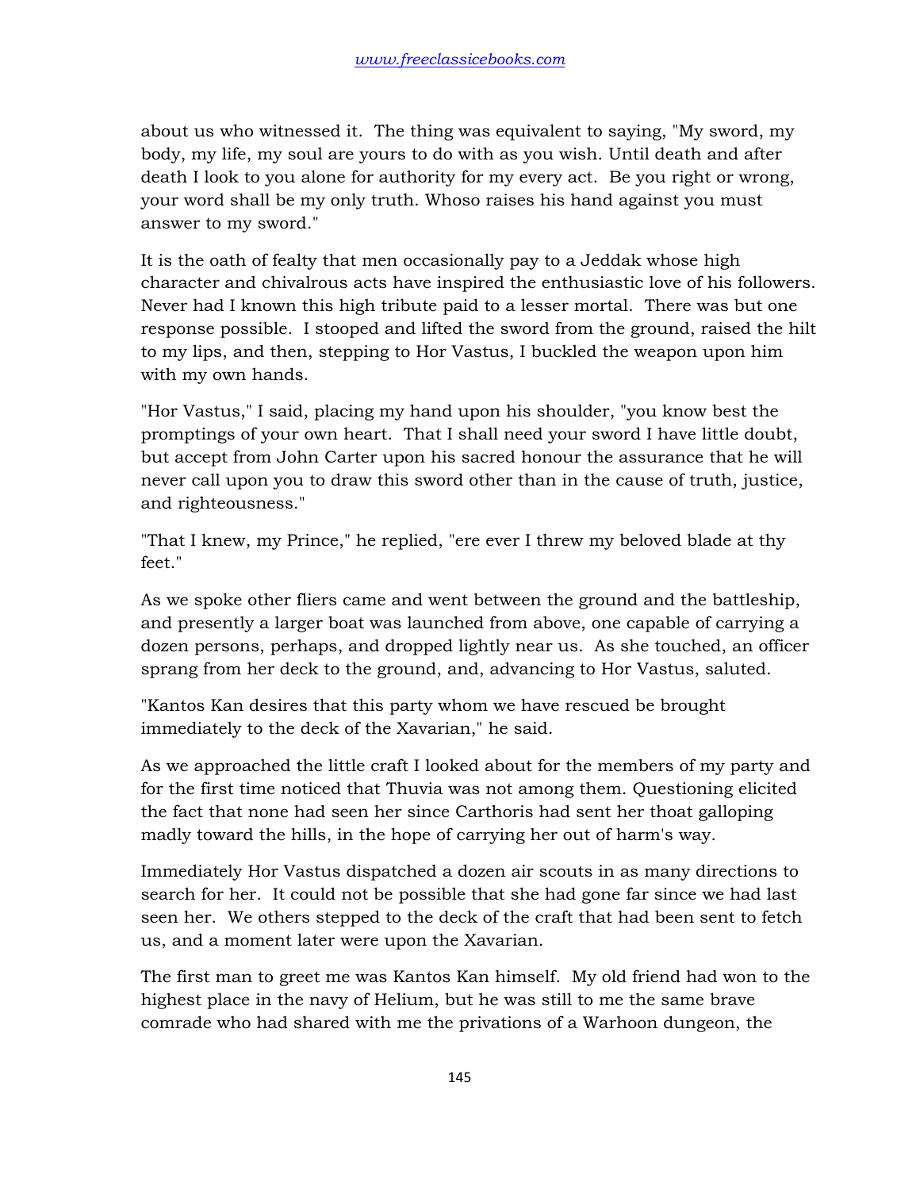about us who witnessed it. The thing was equivalent to saying, "My sword, my body, my life, my soul are yours to do with as you wish. Until death and after death I look to you alone for authority for my every act. Be you right or wrong, your word shall be my only truth. Whoso raises his hand against you must answer to my sword."

It is the oath of fealty that men occasionally pay to a Jeddak whose high character and chivalrous acts have inspired the enthusiastic love of his followers. Never had I known this high tribute paid to a lesser mortal. There was but one response possible. I stooped and lifted the sword from the ground, raised the hilt to my lips, and then, stepping to Hor Vastus, I buckled the weapon upon him with my own hands.

"Hor Vastus," I said, placing my hand upon his shoulder, "you know best the promptings of your own heart. That I shall need your sword I have little doubt, but accept from John Carter upon his sacred honour the assurance that he will never call upon you to draw this sword other than in the cause of truth, justice, and righteousness."

"That I knew, my Prince," he replied, "ere ever I threw my beloved blade at thy feet."

As we spoke other fliers came and went between the ground and the battleship, and presently a larger boat was launched from above, one capable of carrying a dozen persons, perhaps, and dropped lightly near us. As she touched, an officer sprang from her deck to the ground, and, advancing to Hor Vastus, saluted.

"Kantos Kan desires that this party whom we have rescued be brought immediately to the deck of the Xavarian," he said.

As we approached the little craft I looked about for the members of my party and for the first time noticed that Thuvia was not among them. Questioning elicited the fact that none had seen her since Carthoris had sent her thoat galloping madly toward the hills, in the hope of carrying her out of harm's way.

Immediately Hor Vastus dispatched a dozen air scouts in as many directions to search for her. It could not be possible that she had gone far since we had last seen her. We others stepped to the deck of the craft that had been sent to fetch us, and a moment later were upon the Xavarian.

The first man to greet me was Kantos Kan himself. My old friend had won to the highest place in the navy of Helium, but he was still to me the same brave comrade who had shared with me the privations of a Warhoon dungeon, the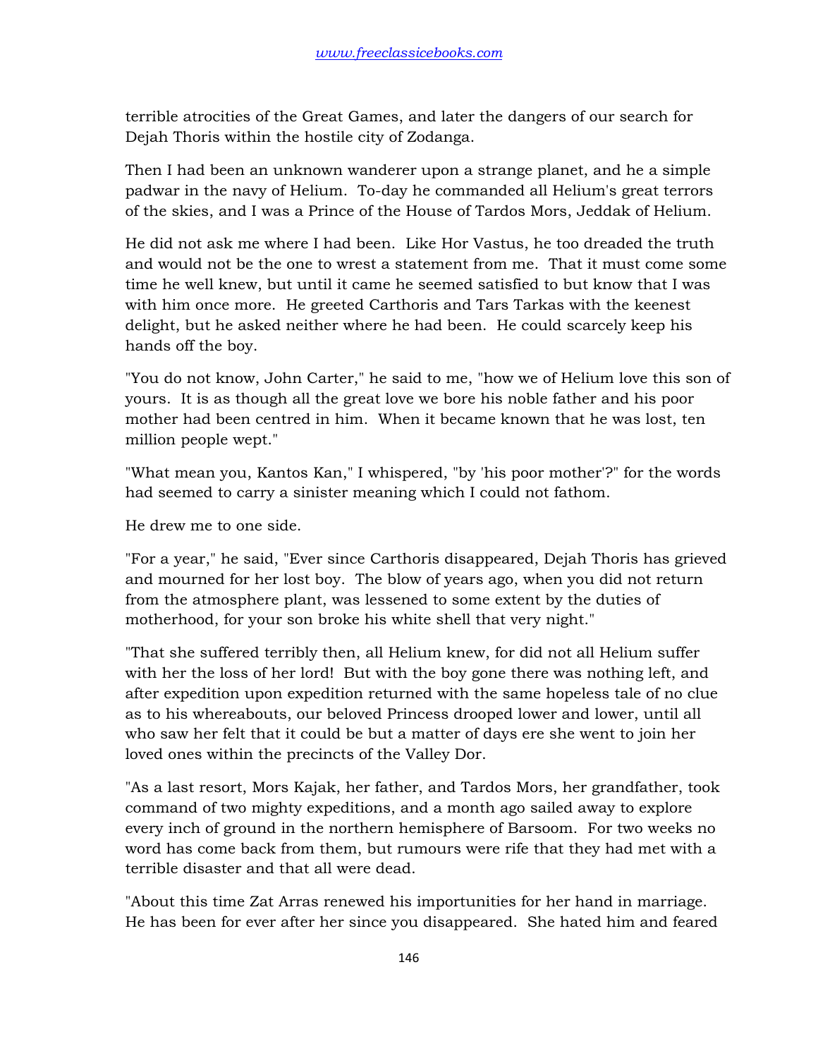terrible atrocities of the Great Games, and later the dangers of our search for Dejah Thoris within the hostile city of Zodanga.

Then I had been an unknown wanderer upon a strange planet, and he a simple padwar in the navy of Helium. To-day he commanded all Helium's great terrors of the skies, and I was a Prince of the House of Tardos Mors, Jeddak of Helium.

He did not ask me where I had been. Like Hor Vastus, he too dreaded the truth and would not be the one to wrest a statement from me. That it must come some time he well knew, but until it came he seemed satisfied to but know that I was with him once more. He greeted Carthoris and Tars Tarkas with the keenest delight, but he asked neither where he had been. He could scarcely keep his hands off the boy.

"You do not know, John Carter," he said to me, "how we of Helium love this son of yours. It is as though all the great love we bore his noble father and his poor mother had been centred in him. When it became known that he was lost, ten million people wept."

"What mean you, Kantos Kan," I whispered, "by 'his poor mother'?" for the words had seemed to carry a sinister meaning which I could not fathom.

He drew me to one side.

"For a year," he said, "Ever since Carthoris disappeared, Dejah Thoris has grieved and mourned for her lost boy. The blow of years ago, when you did not return from the atmosphere plant, was lessened to some extent by the duties of motherhood, for your son broke his white shell that very night."

"That she suffered terribly then, all Helium knew, for did not all Helium suffer with her the loss of her lord! But with the boy gone there was nothing left, and after expedition upon expedition returned with the same hopeless tale of no clue as to his whereabouts, our beloved Princess drooped lower and lower, until all who saw her felt that it could be but a matter of days ere she went to join her loved ones within the precincts of the Valley Dor.

"As a last resort, Mors Kajak, her father, and Tardos Mors, her grandfather, took command of two mighty expeditions, and a month ago sailed away to explore every inch of ground in the northern hemisphere of Barsoom. For two weeks no word has come back from them, but rumours were rife that they had met with a terrible disaster and that all were dead.

"About this time Zat Arras renewed his importunities for her hand in marriage. He has been for ever after her since you disappeared. She hated him and feared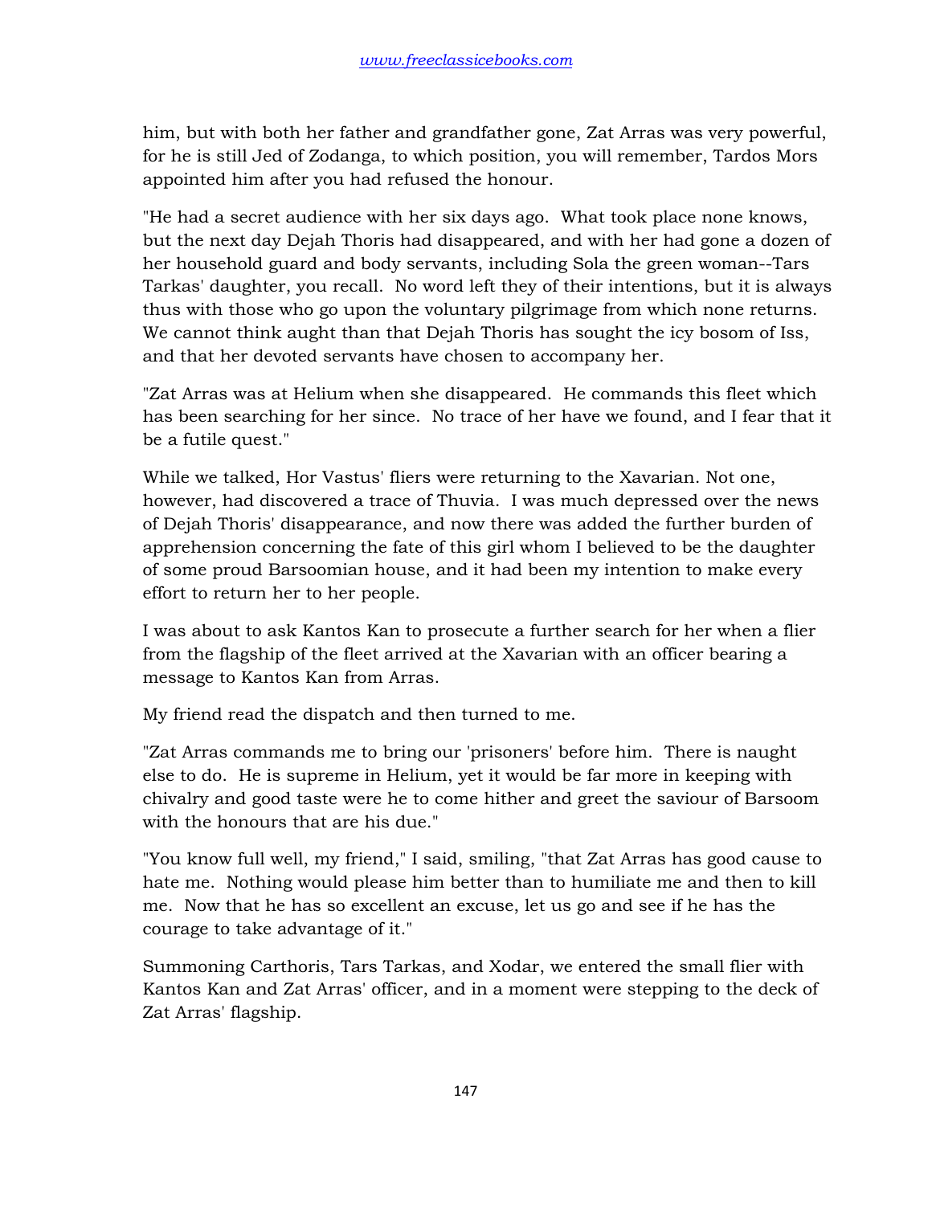him, but with both her father and grandfather gone, Zat Arras was very powerful, for he is still Jed of Zodanga, to which position, you will remember, Tardos Mors appointed him after you had refused the honour.

"He had a secret audience with her six days ago. What took place none knows, but the next day Dejah Thoris had disappeared, and with her had gone a dozen of her household guard and body servants, including Sola the green woman--Tars Tarkas' daughter, you recall. No word left they of their intentions, but it is always thus with those who go upon the voluntary pilgrimage from which none returns. We cannot think aught than that Dejah Thoris has sought the icy bosom of Iss, and that her devoted servants have chosen to accompany her.

"Zat Arras was at Helium when she disappeared. He commands this fleet which has been searching for her since. No trace of her have we found, and I fear that it be a futile quest."

While we talked, Hor Vastus' fliers were returning to the Xavarian. Not one, however, had discovered a trace of Thuvia. I was much depressed over the news of Dejah Thoris' disappearance, and now there was added the further burden of apprehension concerning the fate of this girl whom I believed to be the daughter of some proud Barsoomian house, and it had been my intention to make every effort to return her to her people.

I was about to ask Kantos Kan to prosecute a further search for her when a flier from the flagship of the fleet arrived at the Xavarian with an officer bearing a message to Kantos Kan from Arras.

My friend read the dispatch and then turned to me.

"Zat Arras commands me to bring our 'prisoners' before him. There is naught else to do. He is supreme in Helium, yet it would be far more in keeping with chivalry and good taste were he to come hither and greet the saviour of Barsoom with the honours that are his due."

"You know full well, my friend," I said, smiling, "that Zat Arras has good cause to hate me. Nothing would please him better than to humiliate me and then to kill me. Now that he has so excellent an excuse, let us go and see if he has the courage to take advantage of it."

Summoning Carthoris, Tars Tarkas, and Xodar, we entered the small flier with Kantos Kan and Zat Arras' officer, and in a moment were stepping to the deck of Zat Arras' flagship.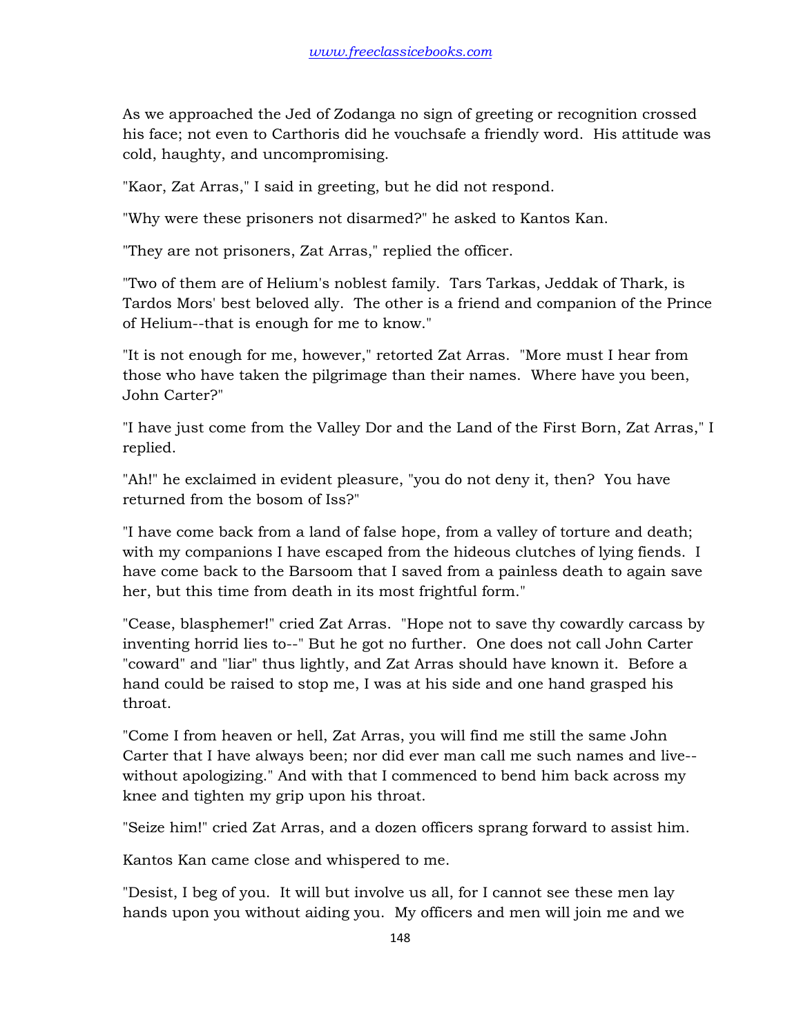As we approached the Jed of Zodanga no sign of greeting or recognition crossed his face; not even to Carthoris did he vouchsafe a friendly word. His attitude was cold, haughty, and uncompromising.

"Kaor, Zat Arras," I said in greeting, but he did not respond.

"Why were these prisoners not disarmed?" he asked to Kantos Kan.

"They are not prisoners, Zat Arras," replied the officer.

"Two of them are of Helium's noblest family. Tars Tarkas, Jeddak of Thark, is Tardos Mors' best beloved ally. The other is a friend and companion of the Prince of Helium--that is enough for me to know."

"It is not enough for me, however," retorted Zat Arras. "More must I hear from those who have taken the pilgrimage than their names. Where have you been, John Carter?"

"I have just come from the Valley Dor and the Land of the First Born, Zat Arras," I replied.

"Ah!" he exclaimed in evident pleasure, "you do not deny it, then? You have returned from the bosom of Iss?"

"I have come back from a land of false hope, from a valley of torture and death; with my companions I have escaped from the hideous clutches of lying fiends. I have come back to the Barsoom that I saved from a painless death to again save her, but this time from death in its most frightful form."

"Cease, blasphemer!" cried Zat Arras. "Hope not to save thy cowardly carcass by inventing horrid lies to--" But he got no further. One does not call John Carter "coward" and "liar" thus lightly, and Zat Arras should have known it. Before a hand could be raised to stop me, I was at his side and one hand grasped his throat.

"Come I from heaven or hell, Zat Arras, you will find me still the same John Carter that I have always been; nor did ever man call me such names and live--without apologizing." And with that I commenced to bend him back across my knee and tighten my grip upon his throat.

"Seize him!" cried Zat Arras, and a dozen officers sprang forward to assist him.

Kantos Kan came close and whispered to me.

"Desist, I beg of you. It will but involve us all, for I cannot see these men lay hands upon you without aiding you. My officers and men will join me and we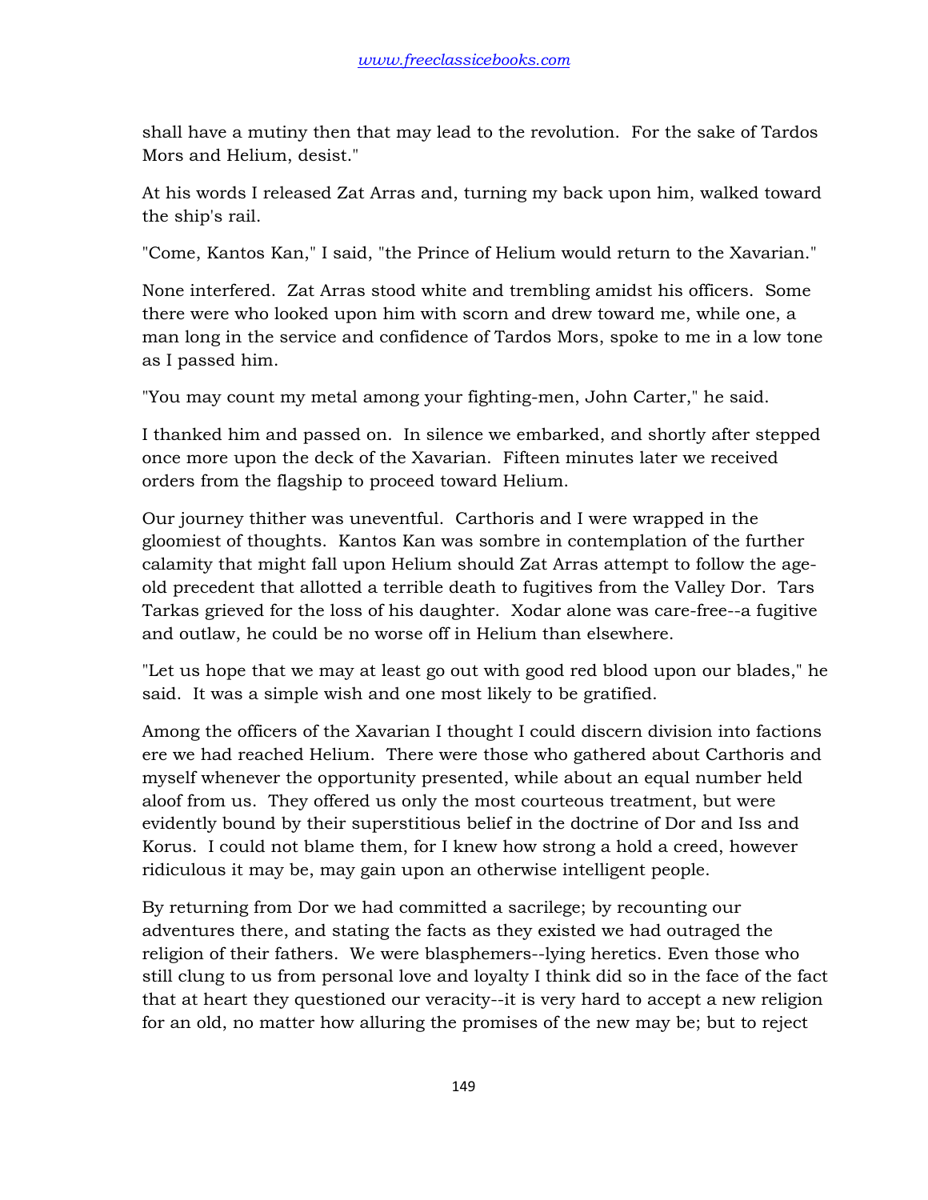shall have a mutiny then that may lead to the revolution. For the sake of Tardos Mors and Helium, desist."

At his words I released Zat Arras and, turning my back upon him, walked toward the ship's rail.

"Come, Kantos Kan," I said, "the Prince of Helium would return to the Xavarian."

None interfered. Zat Arras stood white and trembling amidst his officers. Some there were who looked upon him with scorn and drew toward me, while one, a man long in the service and confidence of Tardos Mors, spoke to me in a low tone as I passed him.

"You may count my metal among your fighting-men, John Carter," he said.

I thanked him and passed on. In silence we embarked, and shortly after stepped once more upon the deck of the Xavarian. Fifteen minutes later we received orders from the flagship to proceed toward Helium.

Our journey thither was uneventful. Carthoris and I were wrapped in the gloomiest of thoughts. Kantos Kan was sombre in contemplation of the further calamity that might fall upon Helium should Zat Arras attempt to follow the age-old precedent that allotted a terrible death to fugitives from the Valley Dor. Tars Tarkas grieved for the loss of his daughter. Xodar alone was care-free--a fugitive and outlaw, he could be no worse off in Helium than elsewhere.

"Let us hope that we may at least go out with good red blood upon our blades," he said. It was a simple wish and one most likely to be gratified.

Among the officers of the Xavarian I thought I could discern division into factions ere we had reached Helium. There were those who gathered about Carthoris and myself whenever the opportunity presented, while about an equal number held aloof from us. They offered us only the most courteous treatment, but were evidently bound by their superstitious belief in the doctrine of Dor and Iss and Korus. I could not blame them, for I knew how strong a hold a creed, however ridiculous it may be, may gain upon an otherwise intelligent people.

By returning from Dor we had committed a sacrilege; by recounting our adventures there, and stating the facts as they existed we had outraged the religion of their fathers. We were blasphemers--lying heretics. Even those who still clung to us from personal love and loyalty I think did so in the face of the fact that at heart they questioned our veracity--it is very hard to accept a new religion for an old, no matter how alluring the promises of the new may be; but to reject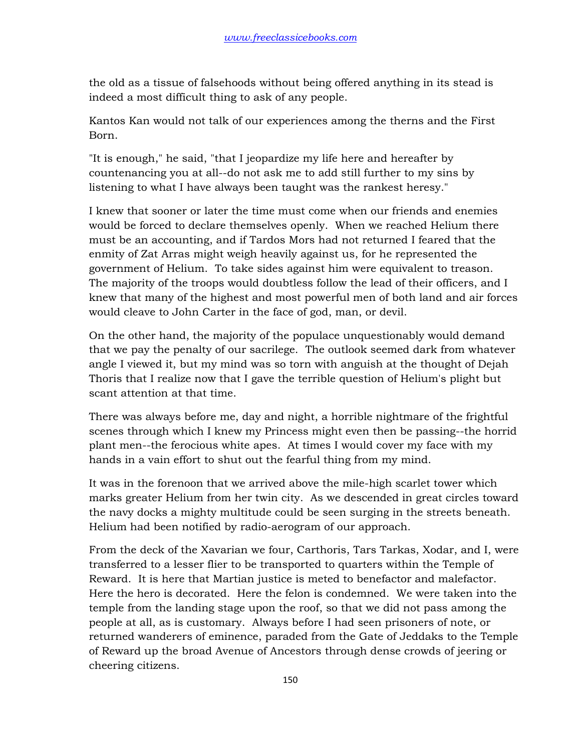the old as a tissue of falsehoods without being offered anything in its stead is indeed a most difficult thing to ask of any people.

Kantos Kan would not talk of our experiences among the therns and the First Born.

"It is enough," he said, "that I jeopardize my life here and hereafter by countenancing you at all--do not ask me to add still further to my sins by listening to what I have always been taught was the rankest heresy."

I knew that sooner or later the time must come when our friends and enemies would be forced to declare themselves openly. When we reached Helium there must be an accounting, and if Tardos Mors had not returned I feared that the enmity of Zat Arras might weigh heavily against us, for he represented the government of Helium. To take sides against him were equivalent to treason. The majority of the troops would doubtless follow the lead of their officers, and I knew that many of the highest and most powerful men of both land and air forces would cleave to John Carter in the face of god, man, or devil.

On the other hand, the majority of the populace unquestionably would demand that we pay the penalty of our sacrilege. The outlook seemed dark from whatever angle I viewed it, but my mind was so torn with anguish at the thought of Dejah Thoris that I realize now that I gave the terrible question of Helium's plight but scant attention at that time.

There was always before me, day and night, a horrible nightmare of the frightful scenes through which I knew my Princess might even then be passing--the horrid plant men--the ferocious white apes. At times I would cover my face with my hands in a vain effort to shut out the fearful thing from my mind.

It was in the forenoon that we arrived above the mile-high scarlet tower which marks greater Helium from her twin city. As we descended in great circles toward the navy docks a mighty multitude could be seen surging in the streets beneath. Helium had been notified by radio-aerogram of our approach.

From the deck of the Xavarian we four, Carthoris, Tars Tarkas, Xodar, and I, were transferred to a lesser flier to be transported to quarters within the Temple of Reward. It is here that Martian justice is meted to benefactor and malefactor. Here the hero is decorated. Here the felon is condemned. We were taken into the temple from the landing stage upon the roof, so that we did not pass among the people at all, as is customary. Always before I had seen prisoners of note, or returned wanderers of eminence, paraded from the Gate of Jeddaks to the Temple of Reward up the broad Avenue of Ancestors through dense crowds of jeering or cheering citizens.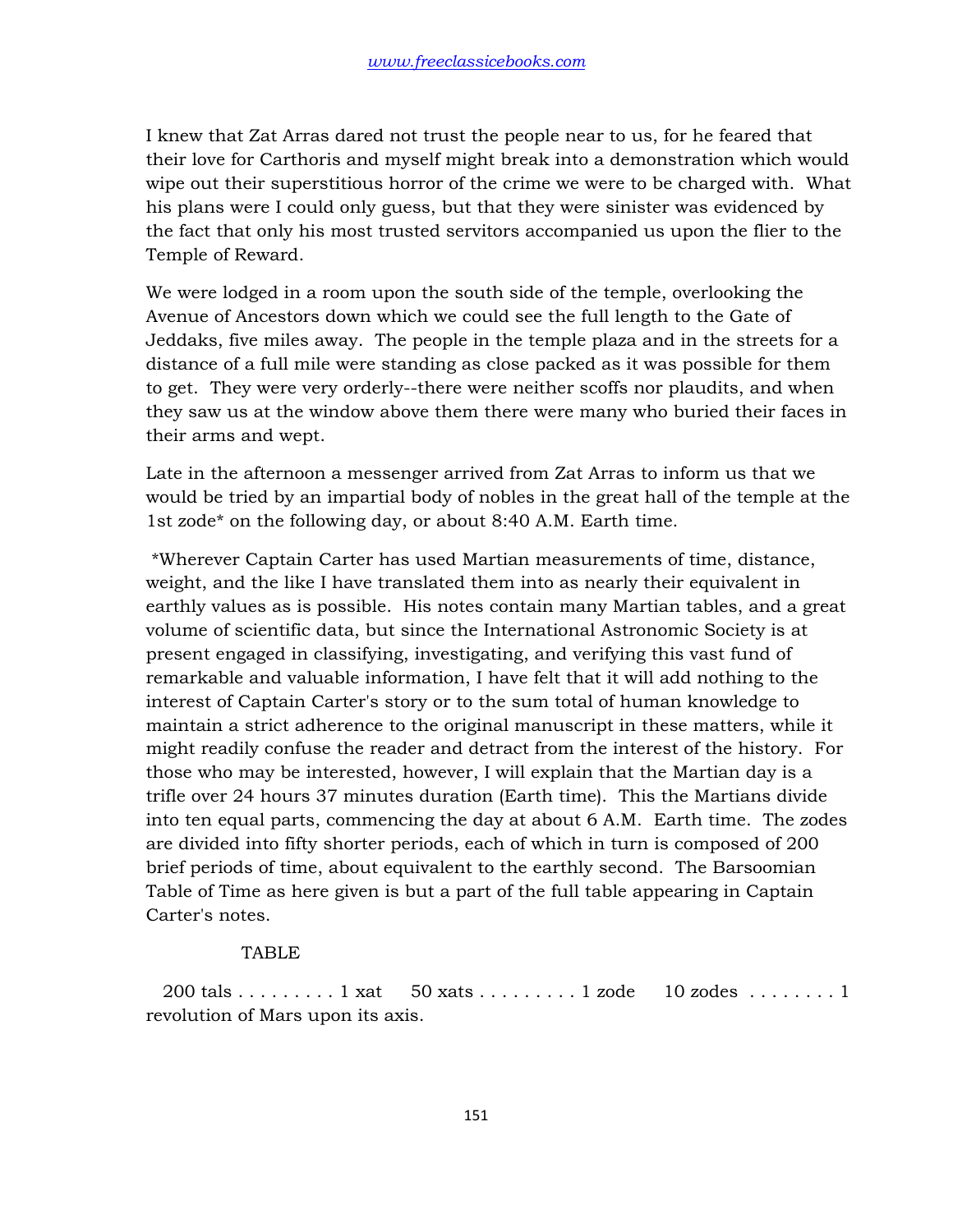I knew that Zat Arras dared not trust the people near to us, for he feared that their love for Carthoris and myself might break into a demonstration which would wipe out their superstitious horror of the crime we were to be charged with. What his plans were I could only guess, but that they were sinister was evidenced by the fact that only his most trusted servitors accompanied us upon the flier to the Temple of Reward.

We were lodged in a room upon the south side of the temple, overlooking the Avenue of Ancestors down which we could see the full length to the Gate of Jeddaks, five miles away. The people in the temple plaza and in the streets for a distance of a full mile were standing as close packed as it was possible for them to get. They were very orderly--there were neither scoffs nor plaudits, and when they saw us at the window above them there were many who buried their faces in their arms and wept.

Late in the afternoon a messenger arrived from Zat Arras to inform us that we would be tried by an impartial body of nobles in the great hall of the temple at the 1st zode* on the following day, or about 8:40 A.M. Earth time.

*Wherever Captain Carter has used Martian measurements of time, distance, weight, and the like I have translated them into as nearly their equivalent in earthly values as is possible. His notes contain many Martian tables, and a great volume of scientific data, but since the International Astronomic Society is at present engaged in classifying, investigating, and verifying this vast fund of remarkable and valuable information, I have felt that it will add nothing to the interest of Captain Carter's story or to the sum total of human knowledge to maintain a strict adherence to the original manuscript in these matters, while it might readily confuse the reader and detract from the interest of the history. For those who may be interested, however, I will explain that the Martian day is a trifle over 24 hours 37 minutes duration (Earth time). This the Martians divide into ten equal parts, commencing the day at about 6 A.M. Earth time. The zodes are divided into fifty shorter periods, each of which in turn is composed of 200 brief periods of time, about equivalent to the earthly second. The Barsoomian Table of Time as here given is but a part of the full table appearing in Captain Carter's notes.

TABLE

200 tals . . . . . . . . . 1 xat 50 xats . . . . . . . . . 1 zode 10 zodes . . . . . . . . 1 revolution of Mars upon its axis.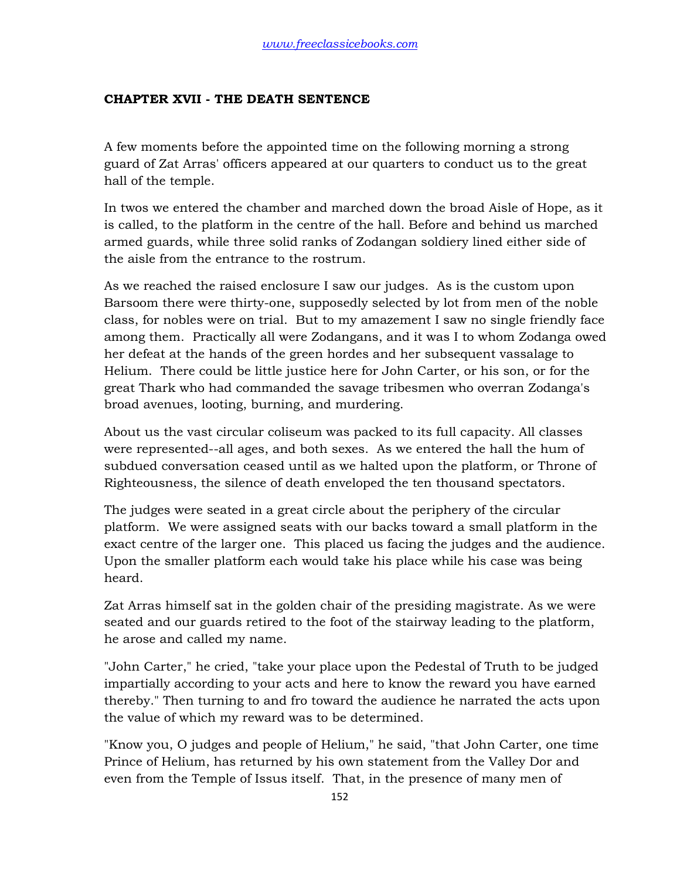## CHAPTER XVII - THE DEATH SENTENCE

A few moments before the appointed time on the following morning a strong guard of Zat Arras' officers appeared at our quarters to conduct us to the great hall of the temple.

In twos we entered the chamber and marched down the broad Aisle of Hope, as it is called, to the platform in the centre of the hall. Before and behind us marched armed guards, while three solid ranks of Zodangan soldiery lined either side of the aisle from the entrance to the rostrum.

As we reached the raised enclosure I saw our judges. As is the custom upon Barsoom there were thirty-one, supposedly selected by lot from men of the noble class, for nobles were on trial. But to my amazement I saw no single friendly face among them. Practically all were Zodangans, and it was I to whom Zodanga owed her defeat at the hands of the green hordes and her subsequent vassalage to Helium. There could be little justice here for John Carter, or his son, or for the great Thark who had commanded the savage tribesmen who overran Zodanga's broad avenues, looting, burning, and murdering.

About us the vast circular coliseum was packed to its full capacity. All classes were represented--all ages, and both sexes. As we entered the hall the hum of subdued conversation ceased until as we halted upon the platform, or Throne of Righteousness, the silence of death enveloped the ten thousand spectators.

The judges were seated in a great circle about the periphery of the circular platform. We were assigned seats with our backs toward a small platform in the exact centre of the larger one. This placed us facing the judges and the audience. Upon the smaller platform each would take his place while his case was being heard.

Zat Arras himself sat in the golden chair of the presiding magistrate. As we were seated and our guards retired to the foot of the stairway leading to the platform, he arose and called my name.

"John Carter," he cried, "take your place upon the Pedestal of Truth to be judged impartially according to your acts and here to know the reward you have earned thereby." Then turning to and fro toward the audience he narrated the acts upon the value of which my reward was to be determined.

"Know you, O judges and people of Helium," he said, "that John Carter, one time Prince of Helium, has returned by his own statement from the Valley Dor and even from the Temple of Issus itself. That, in the presence of many men of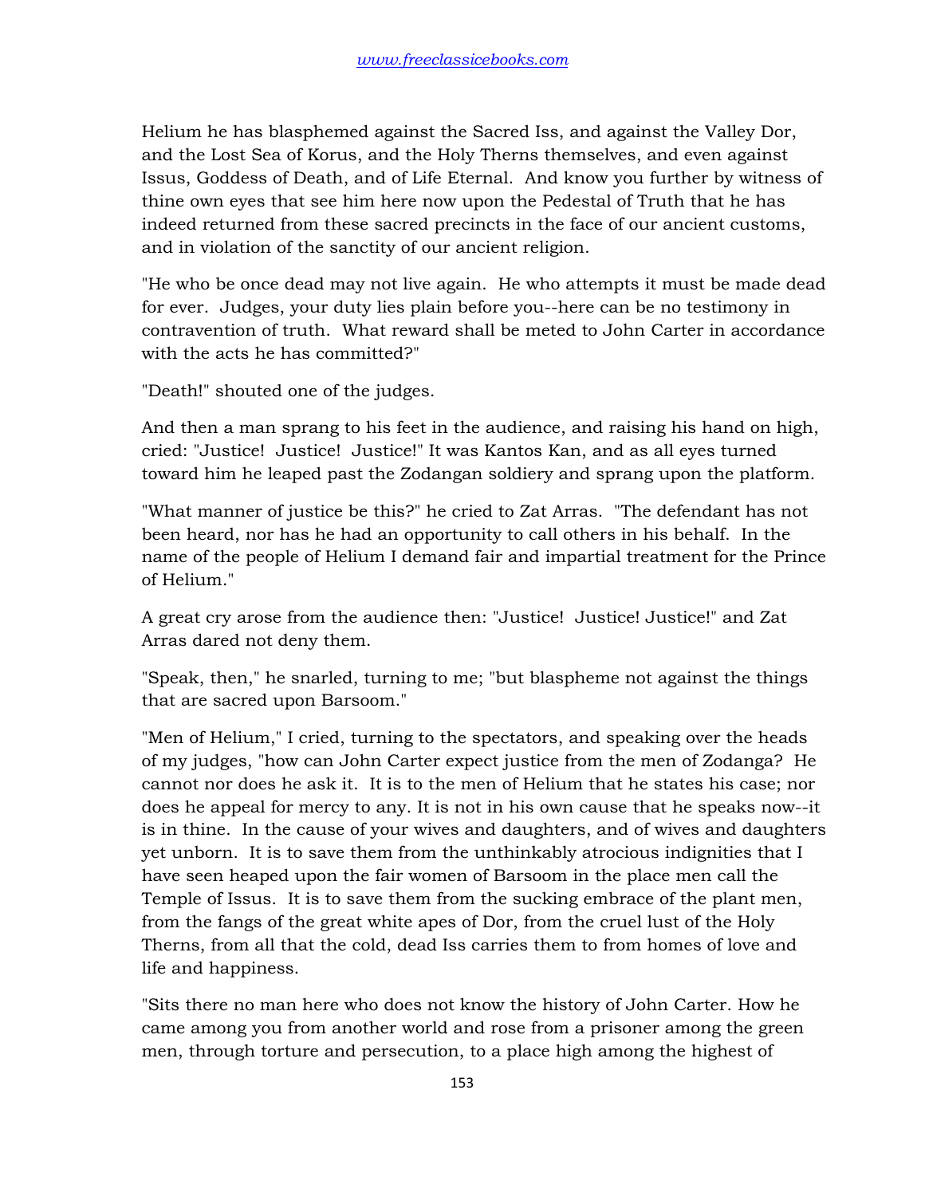Helium he has blasphemed against the Sacred Iss, and against the Valley Dor, and the Lost Sea of Korus, and the Holy Therns themselves, and even against Issus, Goddess of Death, and of Life Eternal. And know you further by witness of thine own eyes that see him here now upon the Pedestal of Truth that he has indeed returned from these sacred precincts in the face of our ancient customs, and in violation of the sanctity of our ancient religion.

"He who be once dead may not live again. He who attempts it must be made dead for ever. Judges, your duty lies plain before you--here can be no testimony in contravention of truth. What reward shall be meted to John Carter in accordance with the acts he has committed?"

"Death!" shouted one of the judges.

And then a man sprang to his feet in the audience, and raising his hand on high, cried: "Justice! Justice! Justice!" It was Kantos Kan, and as all eyes turned toward him he leaped past the Zodangan soldiery and sprang upon the platform.

"What manner of justice be this?" he cried to Zat Arras. "The defendant has not been heard, nor has he had an opportunity to call others in his behalf. In the name of the people of Helium I demand fair and impartial treatment for the Prince of Helium."

A great cry arose from the audience then: "Justice! Justice! Justice!" and Zat Arras dared not deny them.

"Speak, then," he snarled, turning to me; "but blaspheme not against the things that are sacred upon Barsoom."

"Men of Helium," I cried, turning to the spectators, and speaking over the heads of my judges, "how can John Carter expect justice from the men of Zodanga? He cannot nor does he ask it. It is to the men of Helium that he states his case; nor does he appeal for mercy to any. It is not in his own cause that he speaks now--it is in thine. In the cause of your wives and daughters, and of wives and daughters yet unborn. It is to save them from the unthinkably atrocious indignities that I have seen heaped upon the fair women of Barsoom in the place men call the Temple of Issus. It is to save them from the sucking embrace of the plant men, from the fangs of the great white apes of Dor, from the cruel lust of the Holy Therns, from all that the cold, dead Iss carries them to from homes of love and life and happiness.

"Sits there no man here who does not know the history of John Carter. How he came among you from another world and rose from a prisoner among the green men, through torture and persecution, to a place high among the highest of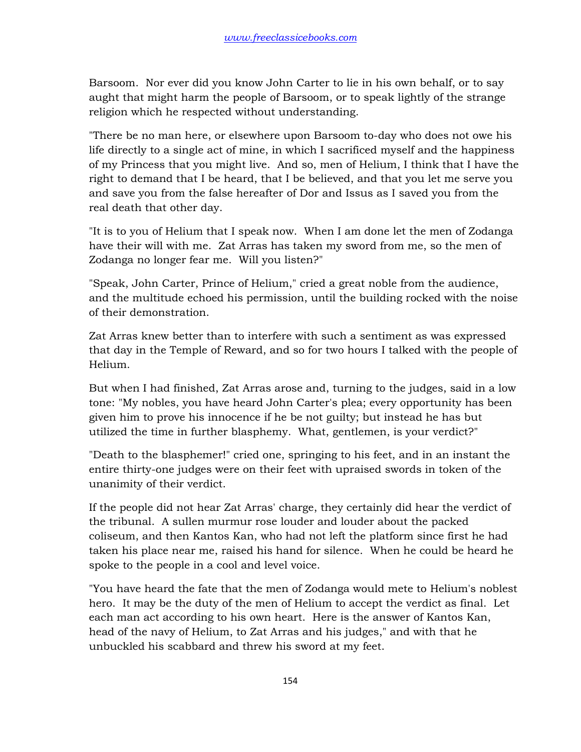Barsoom. Nor ever did you know John Carter to lie in his own behalf, or to say aught that might harm the people of Barsoom, or to speak lightly of the strange religion which he respected without understanding.

"There be no man here, or elsewhere upon Barsoom to-day who does not owe his life directly to a single act of mine, in which I sacrificed myself and the happiness of my Princess that you might live. And so, men of Helium, I think that I have the right to demand that I be heard, that I be believed, and that you let me serve you and save you from the false hereafter of Dor and Issus as I saved you from the real death that other day.

"It is to you of Helium that I speak now. When I am done let the men of Zodanga have their will with me. Zat Arras has taken my sword from me, so the men of Zodanga no longer fear me. Will you listen?"

"Speak, John Carter, Prince of Helium," cried a great noble from the audience, and the multitude echoed his permission, until the building rocked with the noise of their demonstration.

Zat Arras knew better than to interfere with such a sentiment as was expressed that day in the Temple of Reward, and so for two hours I talked with the people of Helium.

But when I had finished, Zat Arras arose and, turning to the judges, said in a low tone: "My nobles, you have heard John Carter's plea; every opportunity has been given him to prove his innocence if he be not guilty; but instead he has but utilized the time in further blasphemy. What, gentlemen, is your verdict?"

"Death to the blasphemer!" cried one, springing to his feet, and in an instant the entire thirty-one judges were on their feet with upraised swords in token of the unanimity of their verdict.

If the people did not hear Zat Arras' charge, they certainly did hear the verdict of the tribunal. A sullen murmur rose louder and louder about the packed coliseum, and then Kantos Kan, who had not left the platform since first he had taken his place near me, raised his hand for silence. When he could be heard he spoke to the people in a cool and level voice.

"You have heard the fate that the men of Zodanga would mete to Helium's noblest hero. It may be the duty of the men of Helium to accept the verdict as final. Let each man act according to his own heart. Here is the answer of Kantos Kan, head of the navy of Helium, to Zat Arras and his judges," and with that he unbuckled his scabbard and threw his sword at my feet.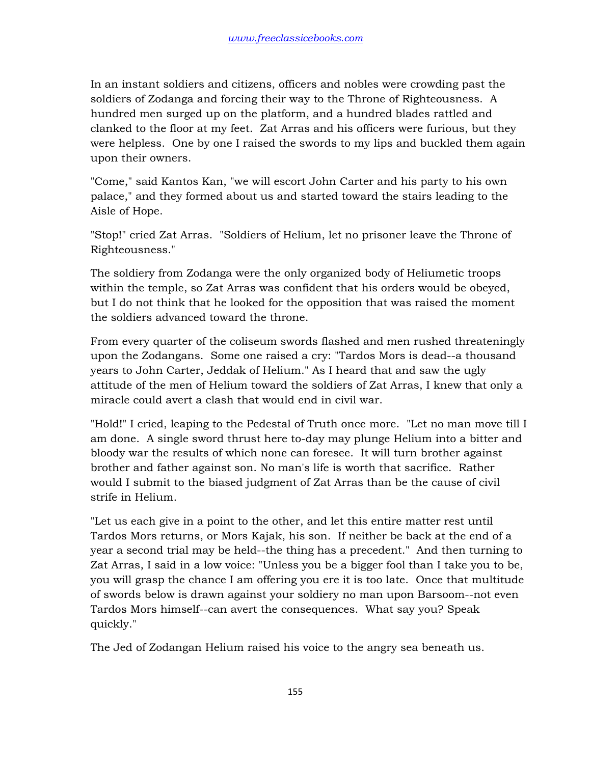In an instant soldiers and citizens, officers and nobles were crowding past the soldiers of Zodanga and forcing their way to the Throne of Righteousness. A hundred men surged up on the platform, and a hundred blades rattled and clanked to the floor at my feet. Zat Arras and his officers were furious, but they were helpless. One by one I raised the swords to my lips and buckled them again upon their owners.

"Come," said Kantos Kan, "we will escort John Carter and his party to his own palace," and they formed about us and started toward the stairs leading to the Aisle of Hope.

"Stop!" cried Zat Arras. "Soldiers of Helium, let no prisoner leave the Throne of Righteousness."

The soldiery from Zodanga were the only organized body of Heliumetic troops within the temple, so Zat Arras was confident that his orders would be obeyed, but I do not think that he looked for the opposition that was raised the moment the soldiers advanced toward the throne.

From every quarter of the coliseum swords flashed and men rushed threateningly upon the Zodangans. Some one raised a cry: "Tardos Mors is dead--a thousand years to John Carter, Jeddak of Helium." As I heard that and saw the ugly attitude of the men of Helium toward the soldiers of Zat Arras, I knew that only a miracle could avert a clash that would end in civil war.

"Hold!" I cried, leaping to the Pedestal of Truth once more. "Let no man move till I am done. A single sword thrust here to-day may plunge Helium into a bitter and bloody war the results of which none can foresee. It will turn brother against brother and father against son. No man's life is worth that sacrifice. Rather would I submit to the biased judgment of Zat Arras than be the cause of civil strife in Helium.

"Let us each give in a point to the other, and let this entire matter rest until Tardos Mors returns, or Mors Kajak, his son. If neither be back at the end of a year a second trial may be held--the thing has a precedent." And then turning to Zat Arras, I said in a low voice: "Unless you be a bigger fool than I take you to be, you will grasp the chance I am offering you ere it is too late. Once that multitude of swords below is drawn against your soldiery no man upon Barsoom--not even Tardos Mors himself--can avert the consequences. What say you? Speak quickly."

The Jed of Zodangan Helium raised his voice to the angry sea beneath us.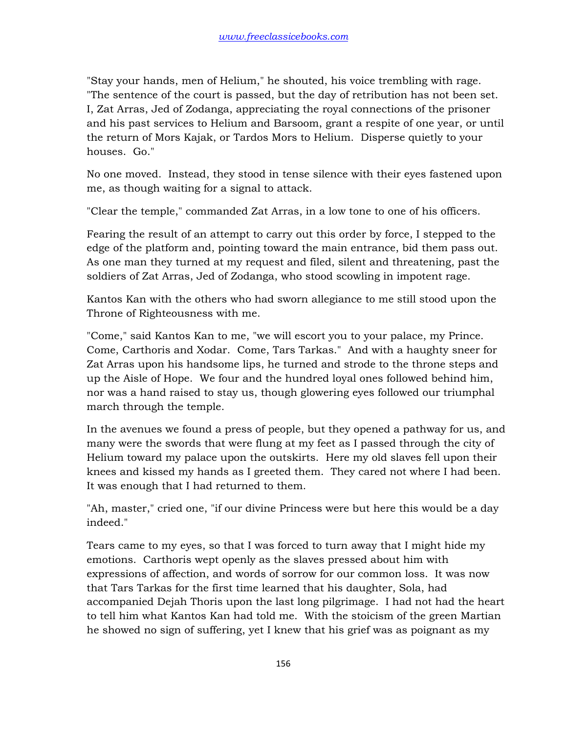"Stay your hands, men of Helium," he shouted, his voice trembling with rage. "The sentence of the court is passed, but the day of retribution has not been set. I, Zat Arras, Jed of Zodanga, appreciating the royal connections of the prisoner and his past services to Helium and Barsoom, grant a respite of one year, or until the return of Mors Kajak, or Tardos Mors to Helium. Disperse quietly to your houses. Go."

No one moved. Instead, they stood in tense silence with their eyes fastened upon me, as though waiting for a signal to attack.

"Clear the temple," commanded Zat Arras, in a low tone to one of his officers.

Fearing the result of an attempt to carry out this order by force, I stepped to the edge of the platform and, pointing toward the main entrance, bid them pass out. As one man they turned at my request and filed, silent and threatening, past the soldiers of Zat Arras, Jed of Zodanga, who stood scowling in impotent rage.

Kantos Kan with the others who had sworn allegiance to me still stood upon the Throne of Righteousness with me.

"Come," said Kantos Kan to me, "we will escort you to your palace, my Prince. Come, Carthoris and Xodar. Come, Tars Tarkas." And with a haughty sneer for Zat Arras upon his handsome lips, he turned and strode to the throne steps and up the Aisle of Hope. We four and the hundred loyal ones followed behind him, nor was a hand raised to stay us, though glowering eyes followed our triumphal march through the temple.

In the avenues we found a press of people, but they opened a pathway for us, and many were the swords that were flung at my feet as I passed through the city of Helium toward my palace upon the outskirts. Here my old slaves fell upon their knees and kissed my hands as I greeted them. They cared not where I had been. It was enough that I had returned to them.

"Ah, master," cried one, "if our divine Princess were but here this would be a day indeed."

Tears came to my eyes, so that I was forced to turn away that I might hide my emotions. Carthoris wept openly as the slaves pressed about him with expressions of affection, and words of sorrow for our common loss. It was now that Tars Tarkas for the first time learned that his daughter, Sola, had accompanied Dejah Thoris upon the last long pilgrimage. I had not had the heart to tell him what Kantos Kan had told me. With the stoicism of the green Martian he showed no sign of suffering, yet I knew that his grief was as poignant as my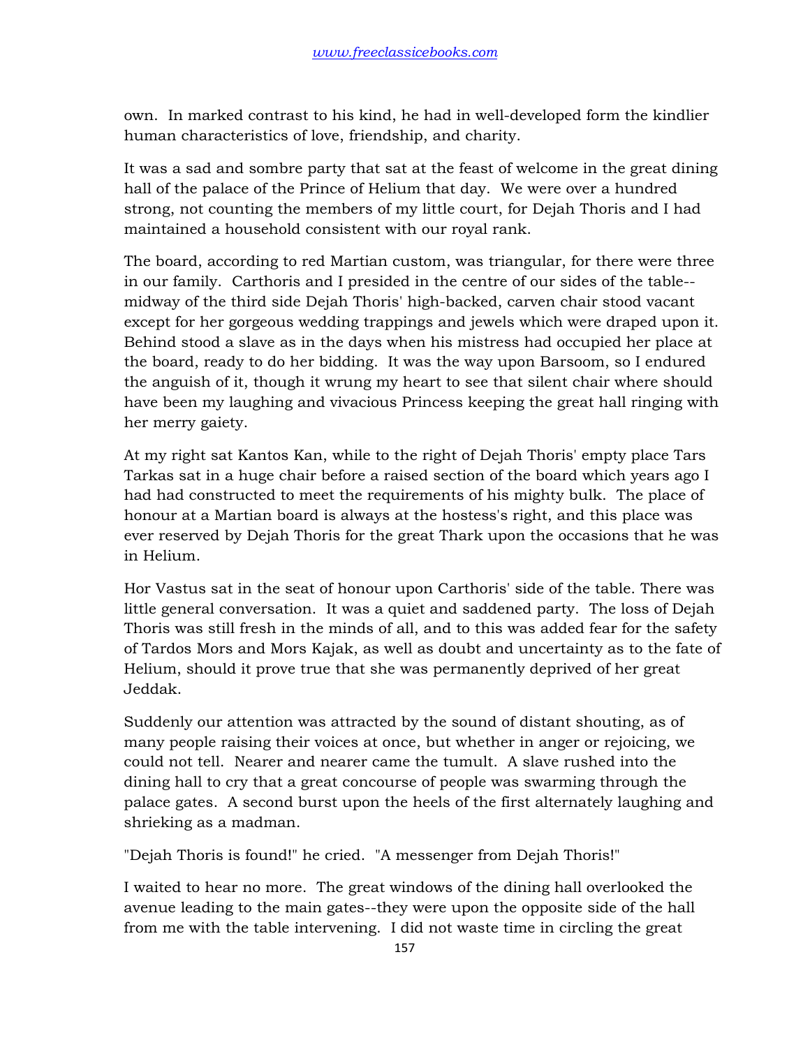own. In marked contrast to his kind, he had in well-developed form the kindlier human characteristics of love, friendship, and charity.

It was a sad and sombre party that sat at the feast of welcome in the great dining hall of the palace of the Prince of Helium that day. We were over a hundred strong, not counting the members of my little court, for Dejah Thoris and I had maintained a household consistent with our royal rank.

The board, according to red Martian custom, was triangular, for there were three in our family. Carthoris and I presided in the centre of our sides of the table--midway of the third side Dejah Thoris' high-backed, carven chair stood vacant except for her gorgeous wedding trappings and jewels which were draped upon it. Behind stood a slave as in the days when his mistress had occupied her place at the board, ready to do her bidding. It was the way upon Barsoom, so I endured the anguish of it, though it wrung my heart to see that silent chair where should have been my laughing and vivacious Princess keeping the great hall ringing with her merry gaiety.

At my right sat Kantos Kan, while to the right of Dejah Thoris' empty place Tars Tarkas sat in a huge chair before a raised section of the board which years ago I had had constructed to meet the requirements of his mighty bulk. The place of honour at a Martian board is always at the hostess's right, and this place was ever reserved by Dejah Thoris for the great Thark upon the occasions that he was in Helium.

Hor Vastus sat in the seat of honour upon Carthoris' side of the table. There was little general conversation. It was a quiet and saddened party. The loss of Dejah Thoris was still fresh in the minds of all, and to this was added fear for the safety of Tardos Mors and Mors Kajak, as well as doubt and uncertainty as to the fate of Helium, should it prove true that she was permanently deprived of her great Jeddak.

Suddenly our attention was attracted by the sound of distant shouting, as of many people raising their voices at once, but whether in anger or rejoicing, we could not tell. Nearer and nearer came the tumult. A slave rushed into the dining hall to cry that a great concourse of people was swarming through the palace gates. A second burst upon the heels of the first alternately laughing and shrieking as a madman.

"Dejah Thoris is found!" he cried. "A messenger from Dejah Thoris!"

I waited to hear no more. The great windows of the dining hall overlooked the avenue leading to the main gates--they were upon the opposite side of the hall from me with the table intervening. I did not waste time in circling the great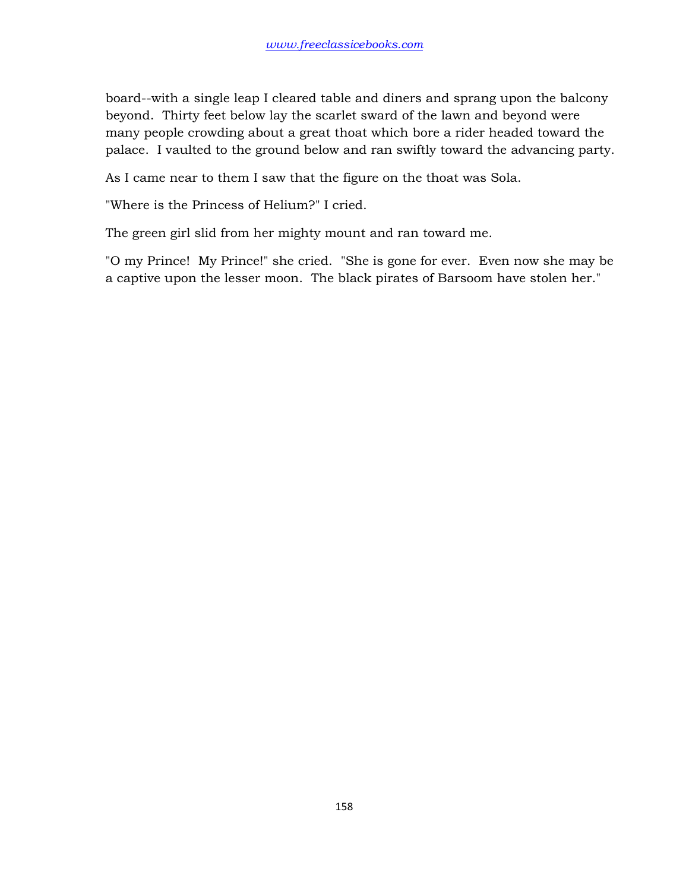board--with a single leap I cleared table and diners and sprang upon the balcony beyond. Thirty feet below lay the scarlet sward of the lawn and beyond were many people crowding about a great thoat which bore a rider headed toward the palace. I vaulted to the ground below and ran swiftly toward the advancing party.

As I came near to them I saw that the figure on the thoat was Sola.

"Where is the Princess of Helium?" I cried.

The green girl slid from her mighty mount and ran toward me.

"O my Prince! My Prince!" she cried. "She is gone for ever. Even now she may be a captive upon the lesser moon. The black pirates of Barsoom have stolen her."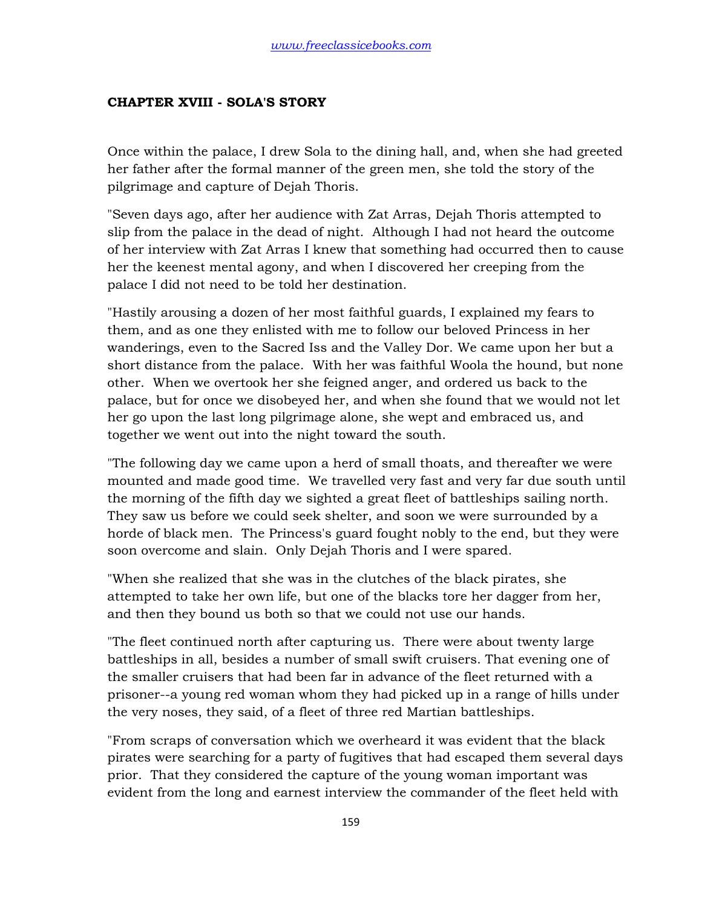## CHAPTER XVIII - SOLA'S STORY

Once within the palace, I drew Sola to the dining hall, and, when she had greeted her father after the formal manner of the green men, she told the story of the pilgrimage and capture of Dejah Thoris.

"Seven days ago, after her audience with Zat Arras, Dejah Thoris attempted to slip from the palace in the dead of night. Although I had not heard the outcome of her interview with Zat Arras I knew that something had occurred then to cause her the keenest mental agony, and when I discovered her creeping from the palace I did not need to be told her destination.

"Hastily arousing a dozen of her most faithful guards, I explained my fears to them, and as one they enlisted with me to follow our beloved Princess in her wanderings, even to the Sacred Iss and the Valley Dor. We came upon her but a short distance from the palace. With her was faithful Woola the hound, but none other. When we overtook her she feigned anger, and ordered us back to the palace, but for once we disobeyed her, and when she found that we would not let her go upon the last long pilgrimage alone, she wept and embraced us, and together we went out into the night toward the south.

"The following day we came upon a herd of small thoats, and thereafter we were mounted and made good time. We travelled very fast and very far due south until the morning of the fifth day we sighted a great fleet of battleships sailing north. They saw us before we could seek shelter, and soon we were surrounded by a horde of black men. The Princess's guard fought nobly to the end, but they were soon overcome and slain. Only Dejah Thoris and I were spared.

"When she realized that she was in the clutches of the black pirates, she attempted to take her own life, but one of the blacks tore her dagger from her, and then they bound us both so that we could not use our hands.

"The fleet continued north after capturing us. There were about twenty large battleships in all, besides a number of small swift cruisers. That evening one of the smaller cruisers that had been far in advance of the fleet returned with a prisoner--a young red woman whom they had picked up in a range of hills under the very noses, they said, of a fleet of three red Martian battleships.

"From scraps of conversation which we overheard it was evident that the black pirates were searching for a party of fugitives that had escaped them several days prior. That they considered the capture of the young woman important was evident from the long and earnest interview the commander of the fleet held with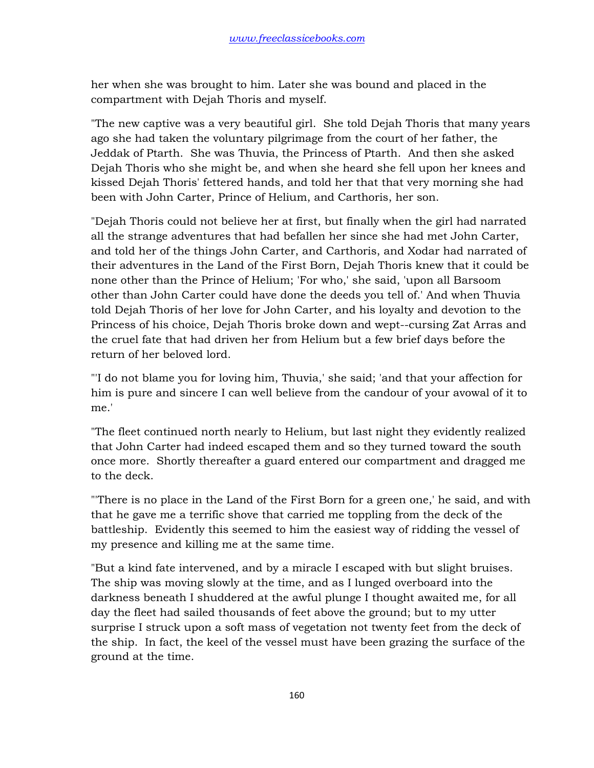her when she was brought to him. Later she was bound and placed in the compartment with Dejah Thoris and myself.

"The new captive was a very beautiful girl. She told Dejah Thoris that many years ago she had taken the voluntary pilgrimage from the court of her father, the Jeddak of Ptarth. She was Thuvia, the Princess of Ptarth. And then she asked Dejah Thoris who she might be, and when she heard she fell upon her knees and kissed Dejah Thoris' fettered hands, and told her that that very morning she had been with John Carter, Prince of Helium, and Carthoris, her son.

"Dejah Thoris could not believe her at first, but finally when the girl had narrated all the strange adventures that had befallen her since she had met John Carter, and told her of the things John Carter, and Carthoris, and Xodar had narrated of their adventures in the Land of the First Born, Dejah Thoris knew that it could be none other than the Prince of Helium; 'For who,' she said, 'upon all Barsoom other than John Carter could have done the deeds you tell of.' And when Thuvia told Dejah Thoris of her love for John Carter, and his loyalty and devotion to the Princess of his choice, Dejah Thoris broke down and wept--cursing Zat Arras and the cruel fate that had driven her from Helium but a few brief days before the return of her beloved lord.

"'I do not blame you for loving him, Thuvia,' she said; 'and that your affection for him is pure and sincere I can well believe from the candour of your avowal of it to me.'

"The fleet continued north nearly to Helium, but last night they evidently realized that John Carter had indeed escaped them and so they turned toward the south once more. Shortly thereafter a guard entered our compartment and dragged me to the deck.

"'There is no place in the Land of the First Born for a green one,' he said, and with that he gave me a terrific shove that carried me toppling from the deck of the battleship. Evidently this seemed to him the easiest way of ridding the vessel of my presence and killing me at the same time.

"But a kind fate intervened, and by a miracle I escaped with but slight bruises. The ship was moving slowly at the time, and as I lunged overboard into the darkness beneath I shuddered at the awful plunge I thought awaited me, for all day the fleet had sailed thousands of feet above the ground; but to my utter surprise I struck upon a soft mass of vegetation not twenty feet from the deck of the ship. In fact, the keel of the vessel must have been grazing the surface of the ground at the time.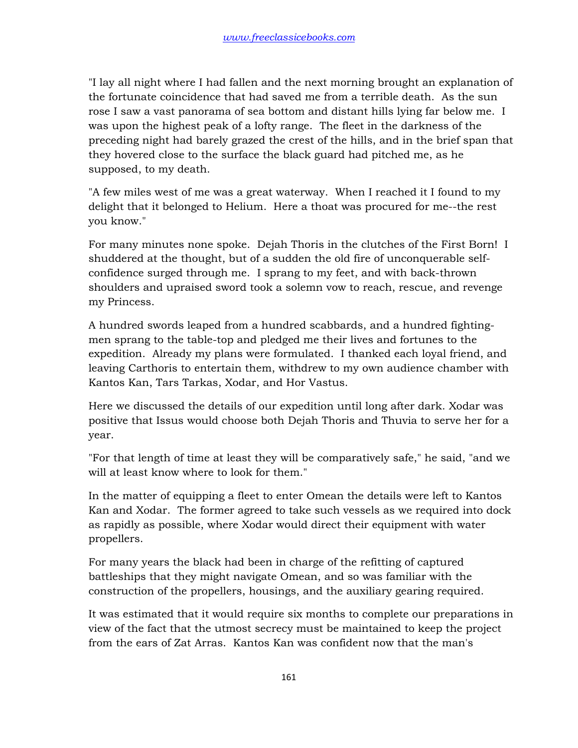"I lay all night where I had fallen and the next morning brought an explanation of the fortunate coincidence that had saved me from a terrible death. As the sun rose I saw a vast panorama of sea bottom and distant hills lying far below me. I was upon the highest peak of a lofty range. The fleet in the darkness of the preceding night had barely grazed the crest of the hills, and in the brief span that they hovered close to the surface the black guard had pitched me, as he supposed, to my death.

"A few miles west of me was a great waterway. When I reached it I found to my delight that it belonged to Helium. Here a thoat was procured for me--the rest you know."

For many minutes none spoke. Dejah Thoris in the clutches of the First Born! I shuddered at the thought, but of a sudden the old fire of unconquerable self-confidence surged through me. I sprang to my feet, and with back-thrown shoulders and upraised sword took a solemn vow to reach, rescue, and revenge my Princess.

A hundred swords leaped from a hundred scabbards, and a hundred fighting-men sprang to the table-top and pledged me their lives and fortunes to the expedition. Already my plans were formulated. I thanked each loyal friend, and leaving Carthoris to entertain them, withdrew to my own audience chamber with Kantos Kan, Tars Tarkas, Xodar, and Hor Vastus.

Here we discussed the details of our expedition until long after dark. Xodar was positive that Issus would choose both Dejah Thoris and Thuvia to serve her for a year.

"For that length of time at least they will be comparatively safe," he said, "and we will at least know where to look for them."

In the matter of equipping a fleet to enter Omean the details were left to Kantos Kan and Xodar. The former agreed to take such vessels as we required into dock as rapidly as possible, where Xodar would direct their equipment with water propellers.

For many years the black had been in charge of the refitting of captured battleships that they might navigate Omean, and so was familiar with the construction of the propellers, housings, and the auxiliary gearing required.

It was estimated that it would require six months to complete our preparations in view of the fact that the utmost secrecy must be maintained to keep the project from the ears of Zat Arras. Kantos Kan was confident now that the man's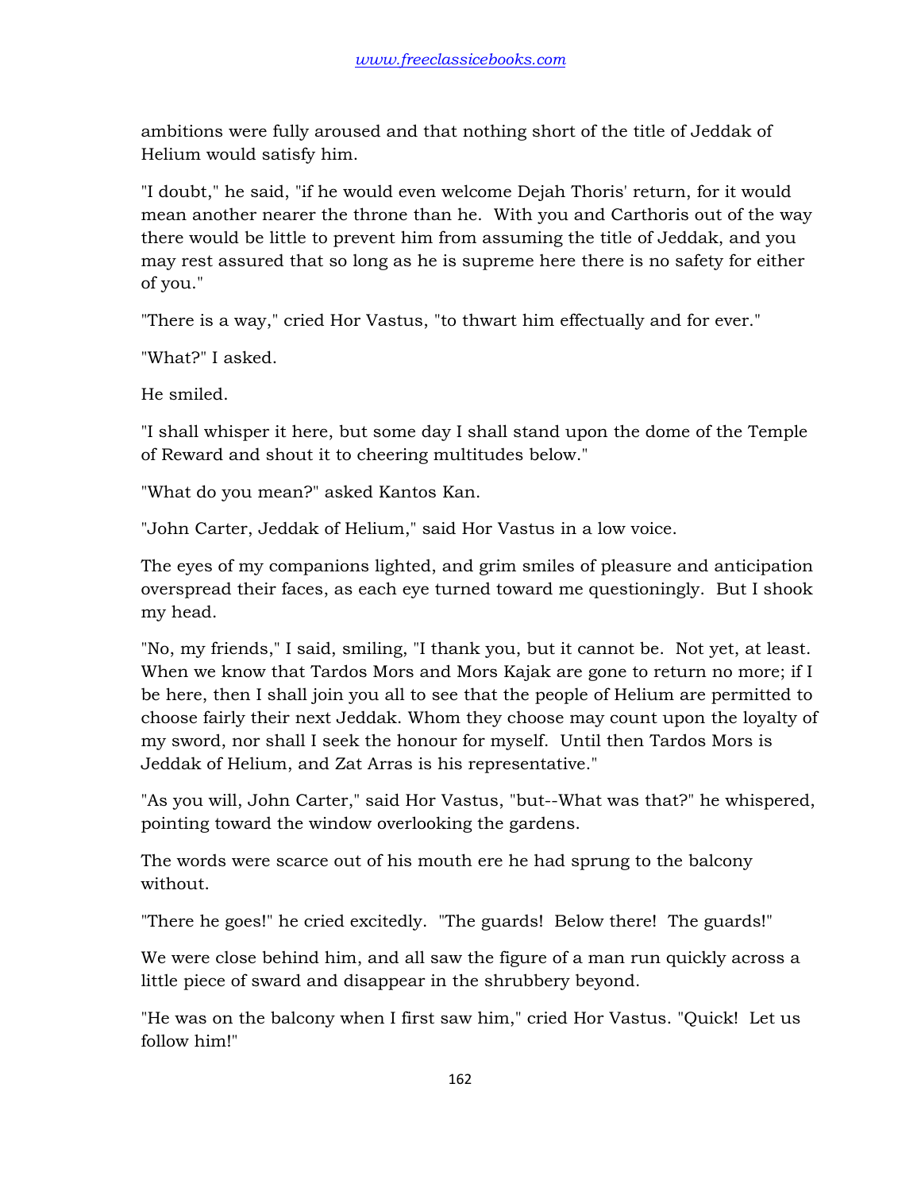ambitions were fully aroused and that nothing short of the title of Jeddak of Helium would satisfy him.

"I doubt," he said, "if he would even welcome Dejah Thoris' return, for it would mean another nearer the throne than he. With you and Carthoris out of the way there would be little to prevent him from assuming the title of Jeddak, and you may rest assured that so long as he is supreme here there is no safety for either of you."

"There is a way," cried Hor Vastus, "to thwart him effectually and for ever."

"What?" I asked.

He smiled.

"I shall whisper it here, but some day I shall stand upon the dome of the Temple of Reward and shout it to cheering multitudes below."

"What do you mean?" asked Kantos Kan.

"John Carter, Jeddak of Helium," said Hor Vastus in a low voice.

The eyes of my companions lighted, and grim smiles of pleasure and anticipation overspread their faces, as each eye turned toward me questioningly. But I shook my head.

"No, my friends," I said, smiling, "I thank you, but it cannot be. Not yet, at least. When we know that Tardos Mors and Mors Kajak are gone to return no more; if I be here, then I shall join you all to see that the people of Helium are permitted to choose fairly their next Jeddak. Whom they choose may count upon the loyalty of my sword, nor shall I seek the honour for myself. Until then Tardos Mors is Jeddak of Helium, and Zat Arras is his representative."

"As you will, John Carter," said Hor Vastus, "but--What was that?" he whispered, pointing toward the window overlooking the gardens.

The words were scarce out of his mouth ere he had sprung to the balcony without.

"There he goes!" he cried excitedly. "The guards! Below there! The guards!"

We were close behind him, and all saw the figure of a man run quickly across a little piece of sward and disappear in the shrubbery beyond.

"He was on the balcony when I first saw him," cried Hor Vastus. "Quick! Let us follow him!"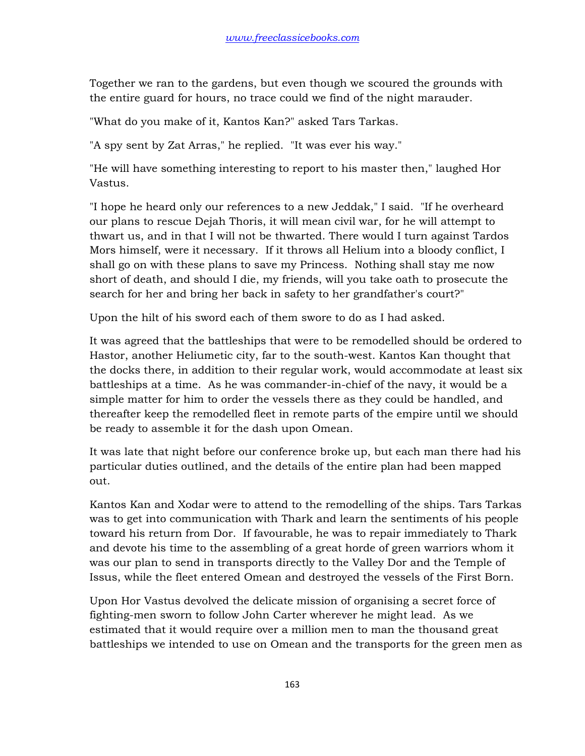Together we ran to the gardens, but even though we scoured the grounds with the entire guard for hours, no trace could we find of the night marauder.

"What do you make of it, Kantos Kan?" asked Tars Tarkas.

"A spy sent by Zat Arras," he replied. "It was ever his way."

"He will have something interesting to report to his master then," laughed Hor Vastus.

"I hope he heard only our references to a new Jeddak," I said. "If he overheard our plans to rescue Dejah Thoris, it will mean civil war, for he will attempt to thwart us, and in that I will not be thwarted. There would I turn against Tardos Mors himself, were it necessary. If it throws all Helium into a bloody conflict, I shall go on with these plans to save my Princess. Nothing shall stay me now short of death, and should I die, my friends, will you take oath to prosecute the search for her and bring her back in safety to her grandfather's court?"

Upon the hilt of his sword each of them swore to do as I had asked.

It was agreed that the battleships that were to be remodelled should be ordered to Hastor, another Heliumetic city, far to the south-west. Kantos Kan thought that the docks there, in addition to their regular work, would accommodate at least six battleships at a time. As he was commander-in-chief of the navy, it would be a simple matter for him to order the vessels there as they could be handled, and thereafter keep the remodelled fleet in remote parts of the empire until we should be ready to assemble it for the dash upon Omean.

It was late that night before our conference broke up, but each man there had his particular duties outlined, and the details of the entire plan had been mapped out.

Kantos Kan and Xodar were to attend to the remodelling of the ships. Tars Tarkas was to get into communication with Thark and learn the sentiments of his people toward his return from Dor. If favourable, he was to repair immediately to Thark and devote his time to the assembling of a great horde of green warriors whom it was our plan to send in transports directly to the Valley Dor and the Temple of Issus, while the fleet entered Omean and destroyed the vessels of the First Born.

Upon Hor Vastus devolved the delicate mission of organising a secret force of fighting-men sworn to follow John Carter wherever he might lead. As we estimated that it would require over a million men to man the thousand great battleships we intended to use on Omean and the transports for the green men as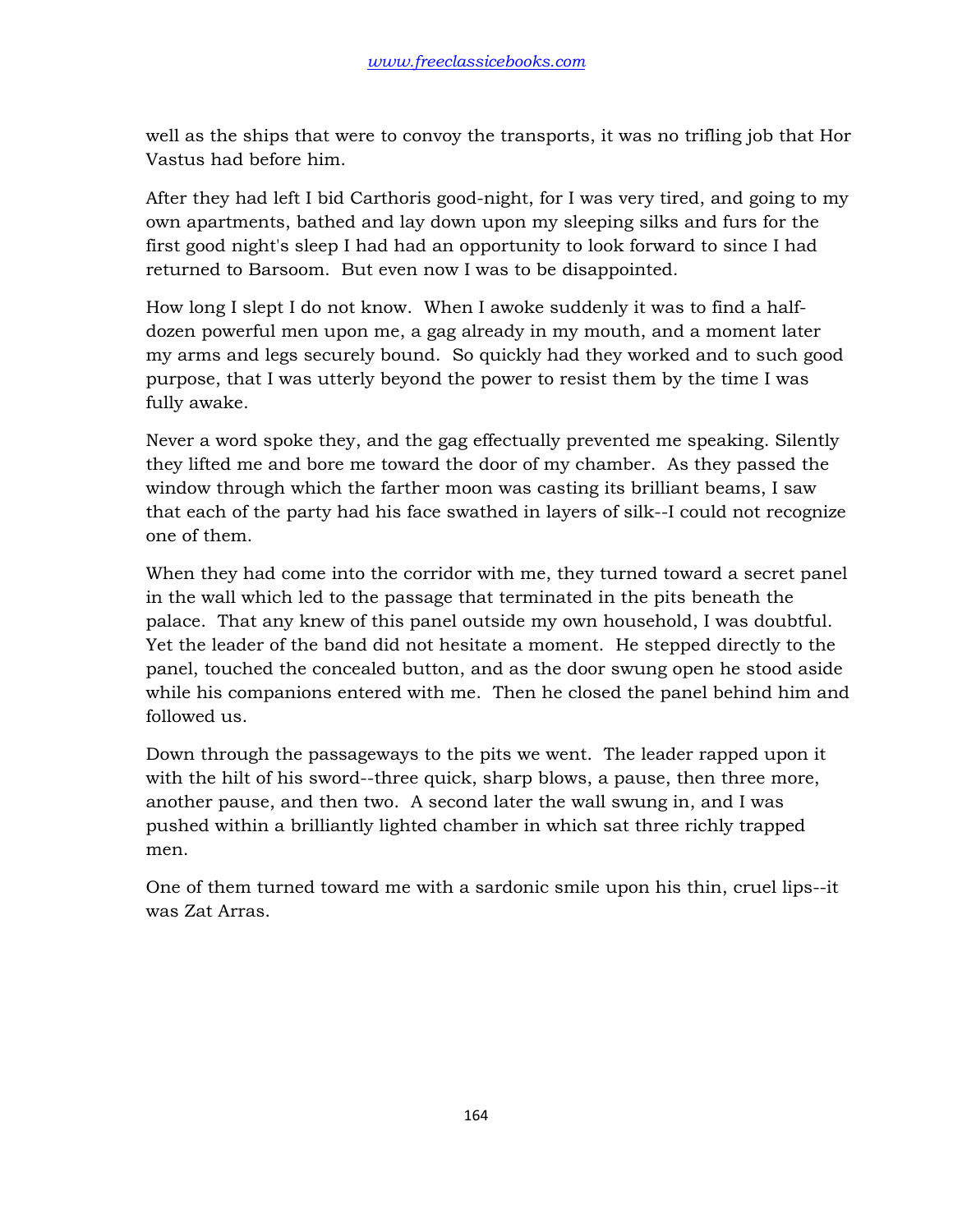well as the ships that were to convoy the transports, it was no trifling job that Hor Vastus had before him.

After they had left I bid Carthoris good-night, for I was very tired, and going to my own apartments, bathed and lay down upon my sleeping silks and furs for the first good night's sleep I had had an opportunity to look forward to since I had returned to Barsoom. But even now I was to be disappointed.

How long I slept I do not know. When I awoke suddenly it was to find a half-dozen powerful men upon me, a gag already in my mouth, and a moment later my arms and legs securely bound. So quickly had they worked and to such good purpose, that I was utterly beyond the power to resist them by the time I was fully awake.

Never a word spoke they, and the gag effectually prevented me speaking. Silently they lifted me and bore me toward the door of my chamber. As they passed the window through which the farther moon was casting its brilliant beams, I saw that each of the party had his face swathed in layers of silk--I could not recognize one of them.

When they had come into the corridor with me, they turned toward a secret panel in the wall which led to the passage that terminated in the pits beneath the palace. That any knew of this panel outside my own household, I was doubtful. Yet the leader of the band did not hesitate a moment. He stepped directly to the panel, touched the concealed button, and as the door swung open he stood aside while his companions entered with me. Then he closed the panel behind him and followed us.

Down through the passageways to the pits we went. The leader rapped upon it with the hilt of his sword--three quick, sharp blows, a pause, then three more, another pause, and then two. A second later the wall swung in, and I was pushed within a brilliantly lighted chamber in which sat three richly trapped men.

One of them turned toward me with a sardonic smile upon his thin, cruel lips--it was Zat Arras.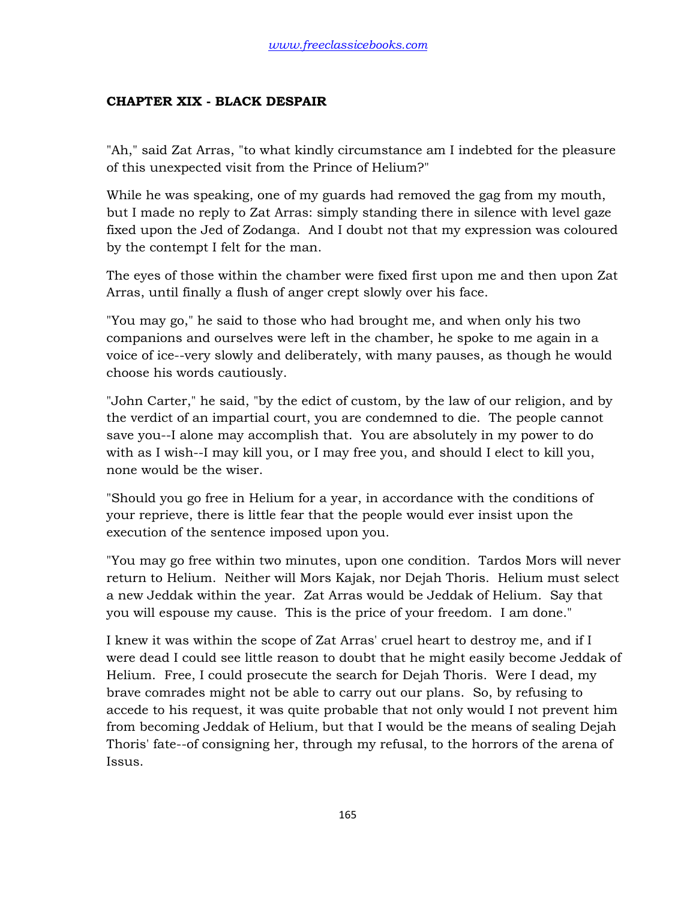## CHAPTER XIX - BLACK DESPAIR

"Ah," said Zat Arras, "to what kindly circumstance am I indebted for the pleasure of this unexpected visit from the Prince of Helium?"

While he was speaking, one of my guards had removed the gag from my mouth, but I made no reply to Zat Arras: simply standing there in silence with level gaze fixed upon the Jed of Zodanga. And I doubt not that my expression was coloured by the contempt I felt for the man.

The eyes of those within the chamber were fixed first upon me and then upon Zat Arras, until finally a flush of anger crept slowly over his face.

"You may go," he said to those who had brought me, and when only his two companions and ourselves were left in the chamber, he spoke to me again in a voice of ice--very slowly and deliberately, with many pauses, as though he would choose his words cautiously.

"John Carter," he said, "by the edict of custom, by the law of our religion, and by the verdict of an impartial court, you are condemned to die. The people cannot save you--I alone may accomplish that. You are absolutely in my power to do with as I wish--I may kill you, or I may free you, and should I elect to kill you, none would be the wiser.

"Should you go free in Helium for a year, in accordance with the conditions of your reprieve, there is little fear that the people would ever insist upon the execution of the sentence imposed upon you.

"You may go free within two minutes, upon one condition. Tardos Mors will never return to Helium. Neither will Mors Kajak, nor Dejah Thoris. Helium must select a new Jeddak within the year. Zat Arras would be Jeddak of Helium. Say that you will espouse my cause. This is the price of your freedom. I am done."

I knew it was within the scope of Zat Arras' cruel heart to destroy me, and if I were dead I could see little reason to doubt that he might easily become Jeddak of Helium. Free, I could prosecute the search for Dejah Thoris. Were I dead, my brave comrades might not be able to carry out our plans. So, by refusing to accede to his request, it was quite probable that not only would I not prevent him from becoming Jeddak of Helium, but that I would be the means of sealing Dejah Thoris' fate--of consigning her, through my refusal, to the horrors of the arena of Issus.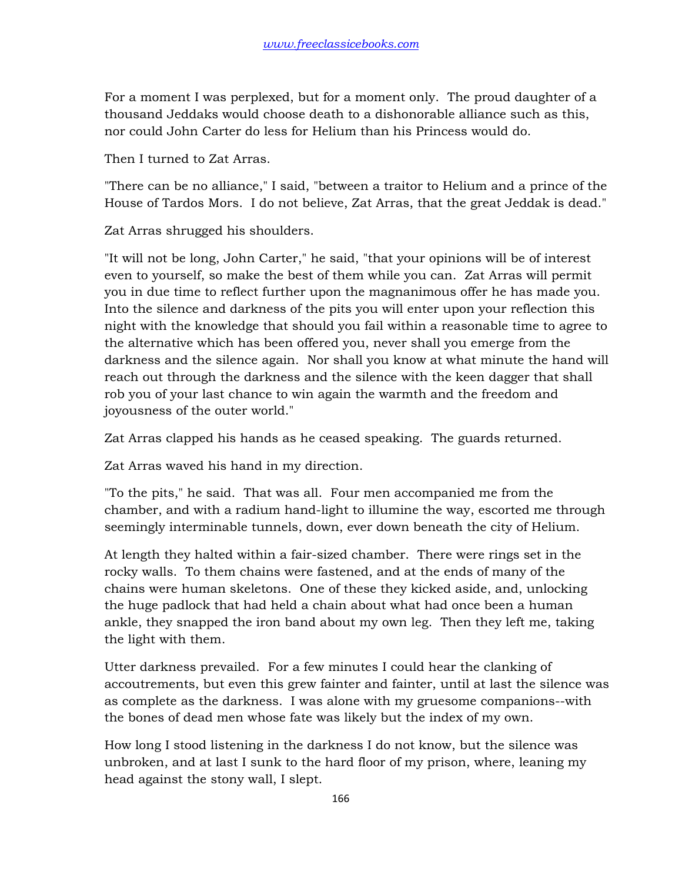For a moment I was perplexed, but for a moment only. The proud daughter of a thousand Jeddaks would choose death to a dishonorable alliance such as this, nor could John Carter do less for Helium than his Princess would do.

Then I turned to Zat Arras.

"There can be no alliance," I said, "between a traitor to Helium and a prince of the House of Tardos Mors. I do not believe, Zat Arras, that the great Jeddak is dead."

Zat Arras shrugged his shoulders.

"It will not be long, John Carter," he said, "that your opinions will be of interest even to yourself, so make the best of them while you can. Zat Arras will permit you in due time to reflect further upon the magnanimous offer he has made you. Into the silence and darkness of the pits you will enter upon your reflection this night with the knowledge that should you fail within a reasonable time to agree to the alternative which has been offered you, never shall you emerge from the darkness and the silence again. Nor shall you know at what minute the hand will reach out through the darkness and the silence with the keen dagger that shall rob you of your last chance to win again the warmth and the freedom and joyousness of the outer world."

Zat Arras clapped his hands as he ceased speaking. The guards returned.

Zat Arras waved his hand in my direction.

"To the pits," he said. That was all. Four men accompanied me from the chamber, and with a radium hand-light to illumine the way, escorted me through seemingly interminable tunnels, down, ever down beneath the city of Helium.

At length they halted within a fair-sized chamber. There were rings set in the rocky walls. To them chains were fastened, and at the ends of many of the chains were human skeletons. One of these they kicked aside, and, unlocking the huge padlock that had held a chain about what had once been a human ankle, they snapped the iron band about my own leg. Then they left me, taking the light with them.

Utter darkness prevailed. For a few minutes I could hear the clanking of accoutrements, but even this grew fainter and fainter, until at last the silence was as complete as the darkness. I was alone with my gruesome companions--with the bones of dead men whose fate was likely but the index of my own.

How long I stood listening in the darkness I do not know, but the silence was unbroken, and at last I sunk to the hard floor of my prison, where, leaning my head against the stony wall, I slept.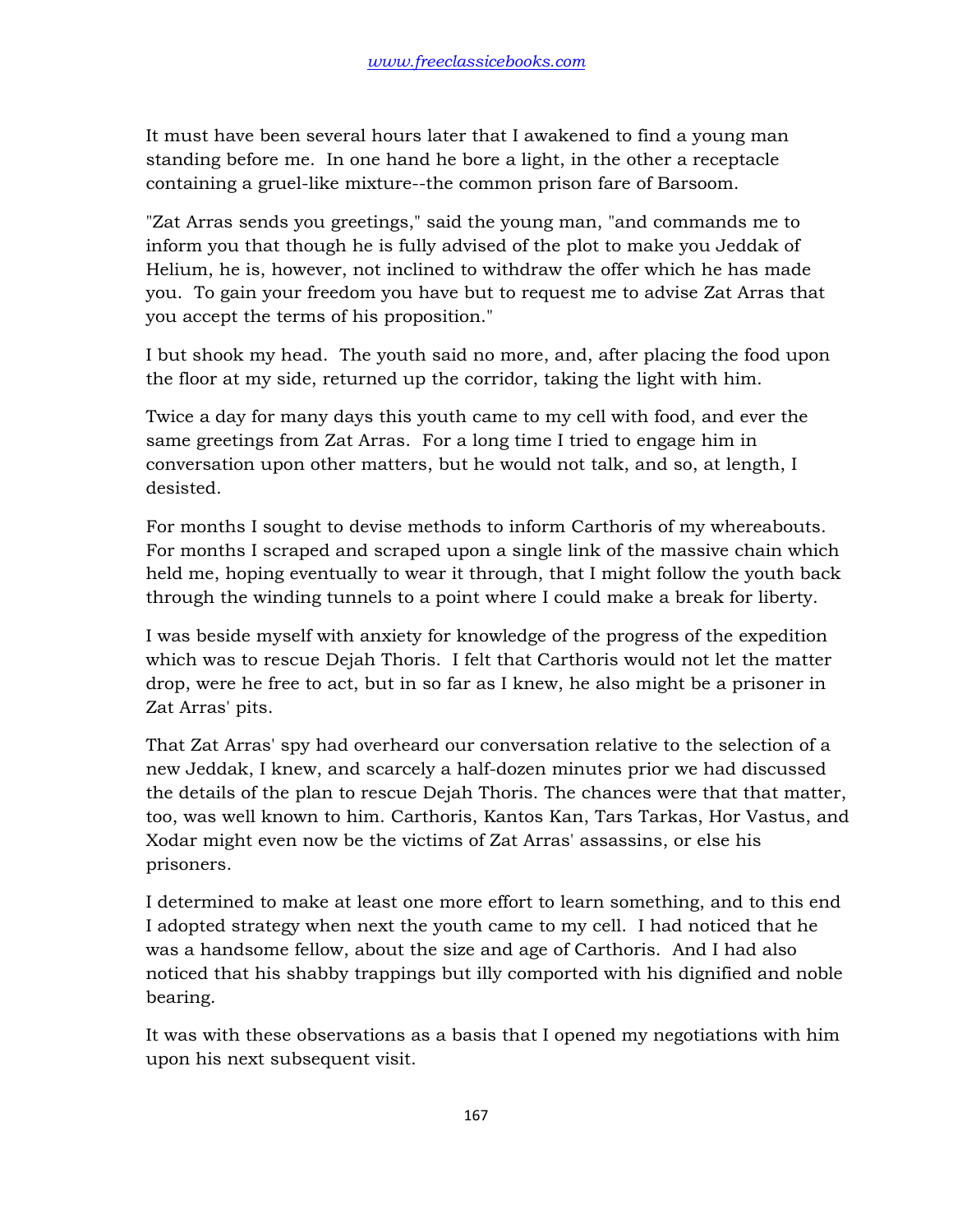It must have been several hours later that I awakened to find a young man standing before me. In one hand he bore a light, in the other a receptacle containing a gruel-like mixture--the common prison fare of Barsoom.

"Zat Arras sends you greetings," said the young man, "and commands me to inform you that though he is fully advised of the plot to make you Jeddak of Helium, he is, however, not inclined to withdraw the offer which he has made you. To gain your freedom you have but to request me to advise Zat Arras that you accept the terms of his proposition."

I but shook my head. The youth said no more, and, after placing the food upon the floor at my side, returned up the corridor, taking the light with him.

Twice a day for many days this youth came to my cell with food, and ever the same greetings from Zat Arras. For a long time I tried to engage him in conversation upon other matters, but he would not talk, and so, at length, I desisted.

For months I sought to devise methods to inform Carthoris of my whereabouts. For months I scraped and scraped upon a single link of the massive chain which held me, hoping eventually to wear it through, that I might follow the youth back through the winding tunnels to a point where I could make a break for liberty.

I was beside myself with anxiety for knowledge of the progress of the expedition which was to rescue Dejah Thoris. I felt that Carthoris would not let the matter drop, were he free to act, but in so far as I knew, he also might be a prisoner in Zat Arras' pits.

That Zat Arras' spy had overheard our conversation relative to the selection of a new Jeddak, I knew, and scarcely a half-dozen minutes prior we had discussed the details of the plan to rescue Dejah Thoris. The chances were that that matter, too, was well known to him. Carthoris, Kantos Kan, Tars Tarkas, Hor Vastus, and Xodar might even now be the victims of Zat Arras' assassins, or else his prisoners.

I determined to make at least one more effort to learn something, and to this end I adopted strategy when next the youth came to my cell. I had noticed that he was a handsome fellow, about the size and age of Carthoris. And I had also noticed that his shabby trappings but illy comported with his dignified and noble bearing.

It was with these observations as a basis that I opened my negotiations with him upon his next subsequent visit.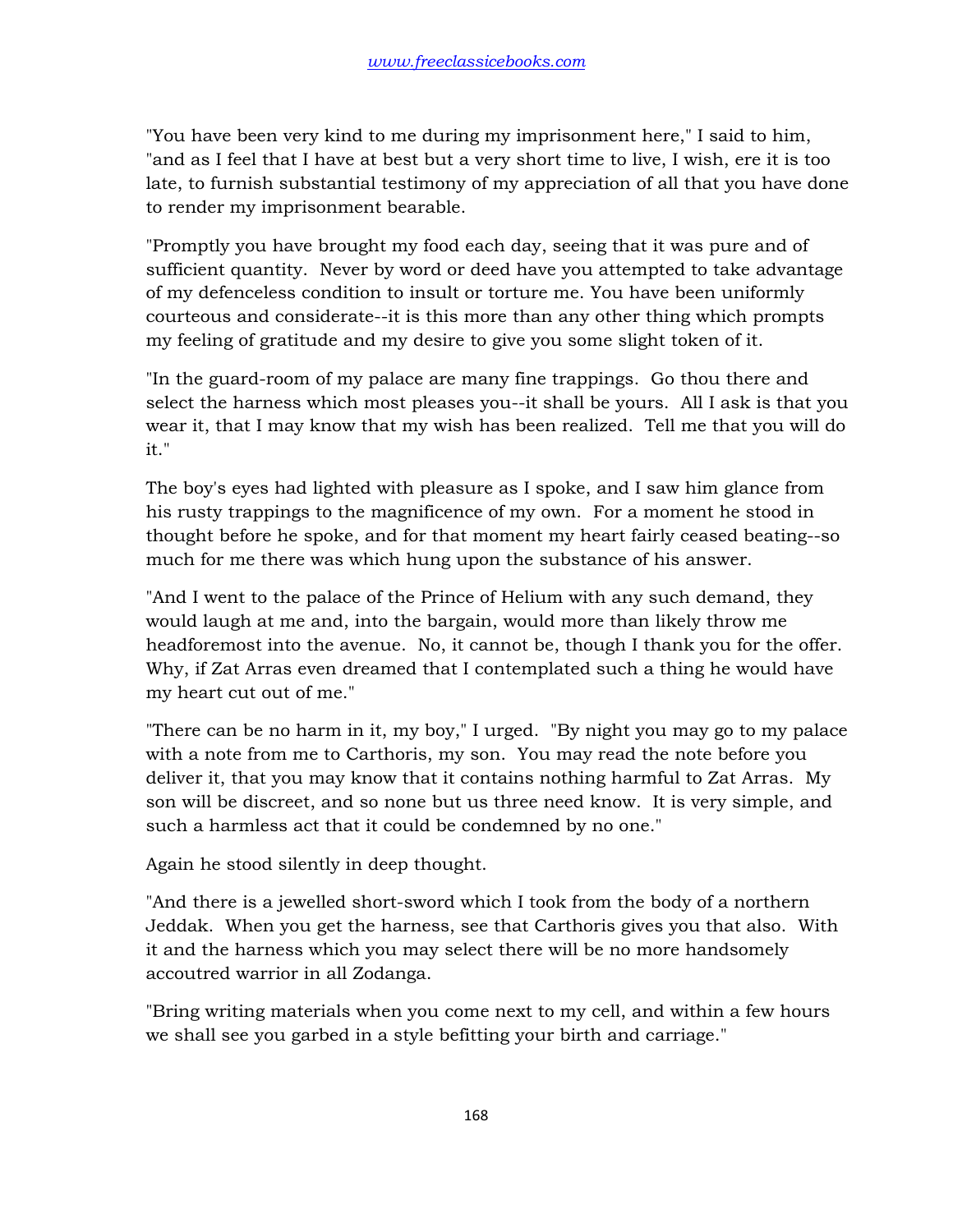"You have been very kind to me during my imprisonment here," I said to him, "and as I feel that I have at best but a very short time to live, I wish, ere it is too late, to furnish substantial testimony of my appreciation of all that you have done to render my imprisonment bearable.

"Promptly you have brought my food each day, seeing that it was pure and of sufficient quantity. Never by word or deed have you attempted to take advantage of my defenceless condition to insult or torture me. You have been uniformly courteous and considerate--it is this more than any other thing which prompts my feeling of gratitude and my desire to give you some slight token of it.

"In the guard-room of my palace are many fine trappings. Go thou there and select the harness which most pleases you--it shall be yours. All I ask is that you wear it, that I may know that my wish has been realized. Tell me that you will do it."

The boy's eyes had lighted with pleasure as I spoke, and I saw him glance from his rusty trappings to the magnificence of my own. For a moment he stood in thought before he spoke, and for that moment my heart fairly ceased beating--so much for me there was which hung upon the substance of his answer.

"And I went to the palace of the Prince of Helium with any such demand, they would laugh at me and, into the bargain, would more than likely throw me headforemost into the avenue. No, it cannot be, though I thank you for the offer. Why, if Zat Arras even dreamed that I contemplated such a thing he would have my heart cut out of me."

"There can be no harm in it, my boy," I urged. "By night you may go to my palace with a note from me to Carthoris, my son. You may read the note before you deliver it, that you may know that it contains nothing harmful to Zat Arras. My son will be discreet, and so none but us three need know. It is very simple, and such a harmless act that it could be condemned by no one."

Again he stood silently in deep thought.

"And there is a jewelled short-sword which I took from the body of a northern Jeddak. When you get the harness, see that Carthoris gives you that also. With it and the harness which you may select there will be no more handsomely accoutred warrior in all Zodanga.

"Bring writing materials when you come next to my cell, and within a few hours we shall see you garbed in a style befitting your birth and carriage."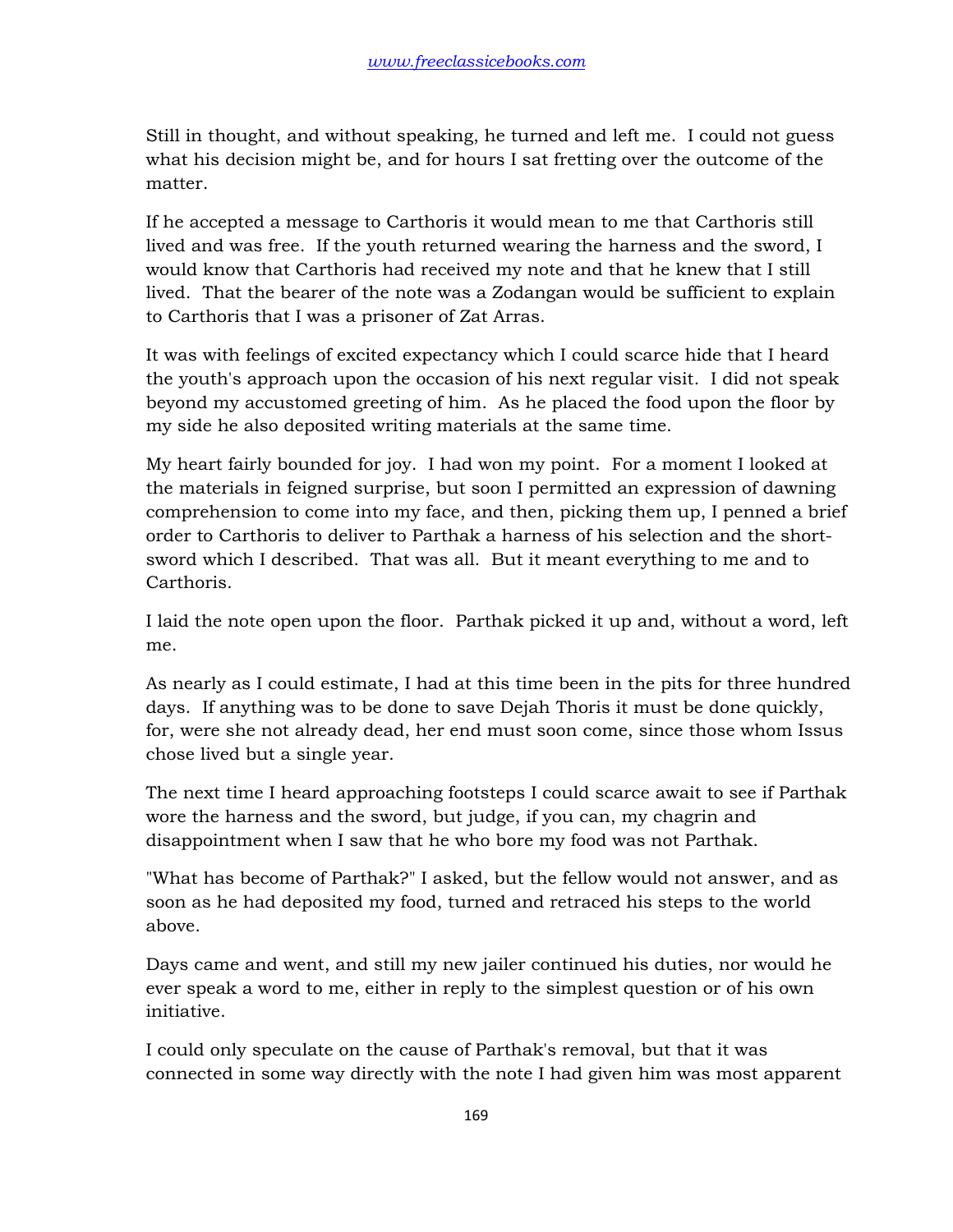Still in thought, and without speaking, he turned and left me. I could not guess what his decision might be, and for hours I sat fretting over the outcome of the matter.

If he accepted a message to Carthoris it would mean to me that Carthoris still lived and was free. If the youth returned wearing the harness and the sword, I would know that Carthoris had received my note and that he knew that I still lived. That the bearer of the note was a Zodangan would be sufficient to explain to Carthoris that I was a prisoner of Zat Arras.

It was with feelings of excited expectancy which I could scarce hide that I heard the youth's approach upon the occasion of his next regular visit. I did not speak beyond my accustomed greeting of him. As he placed the food upon the floor by my side he also deposited writing materials at the same time.

My heart fairly bounded for joy. I had won my point. For a moment I looked at the materials in feigned surprise, but soon I permitted an expression of dawning comprehension to come into my face, and then, picking them up, I penned a brief order to Carthoris to deliver to Parthak a harness of his selection and the short-sword which I described. That was all. But it meant everything to me and to Carthoris.

I laid the note open upon the floor. Parthak picked it up and, without a word, left me.

As nearly as I could estimate, I had at this time been in the pits for three hundred days. If anything was to be done to save Dejah Thoris it must be done quickly, for, were she not already dead, her end must soon come, since those whom Issus chose lived but a single year.

The next time I heard approaching footsteps I could scarce await to see if Parthak wore the harness and the sword, but judge, if you can, my chagrin and disappointment when I saw that he who bore my food was not Parthak.

"What has become of Parthak?" I asked, but the fellow would not answer, and as soon as he had deposited my food, turned and retraced his steps to the world above.

Days came and went, and still my new jailer continued his duties, nor would he ever speak a word to me, either in reply to the simplest question or of his own initiative.

I could only speculate on the cause of Parthak's removal, but that it was connected in some way directly with the note I had given him was most apparent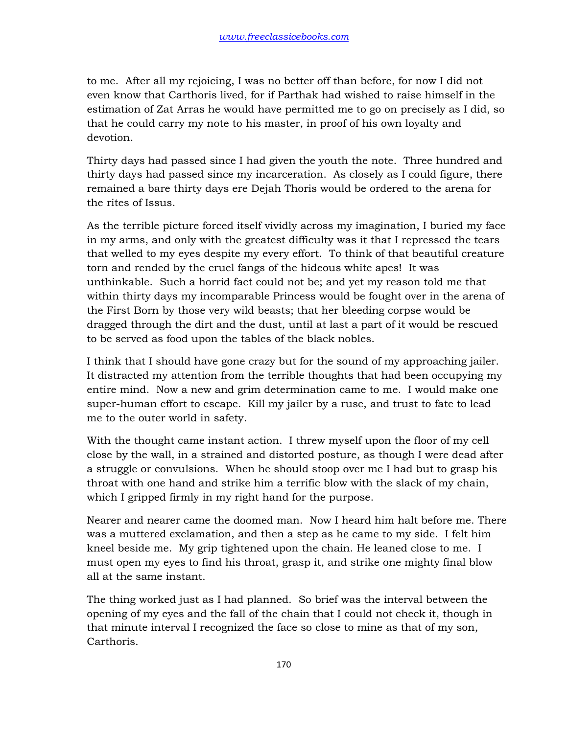to me. After all my rejoicing, I was no better off than before, for now I did not even know that Carthoris lived, for if Parthak had wished to raise himself in the estimation of Zat Arras he would have permitted me to go on precisely as I did, so that he could carry my note to his master, in proof of his own loyalty and devotion.

Thirty days had passed since I had given the youth the note. Three hundred and thirty days had passed since my incarceration. As closely as I could figure, there remained a bare thirty days ere Dejah Thoris would be ordered to the arena for the rites of Issus.

As the terrible picture forced itself vividly across my imagination, I buried my face in my arms, and only with the greatest difficulty was it that I repressed the tears that welled to my eyes despite my every effort. To think of that beautiful creature torn and rended by the cruel fangs of the hideous white apes! It was unthinkable. Such a horrid fact could not be; and yet my reason told me that within thirty days my incomparable Princess would be fought over in the arena of the First Born by those very wild beasts; that her bleeding corpse would be dragged through the dirt and the dust, until at last a part of it would be rescued to be served as food upon the tables of the black nobles.

I think that I should have gone crazy but for the sound of my approaching jailer. It distracted my attention from the terrible thoughts that had been occupying my entire mind. Now a new and grim determination came to me. I would make one super-human effort to escape. Kill my jailer by a ruse, and trust to fate to lead me to the outer world in safety.

With the thought came instant action. I threw myself upon the floor of my cell close by the wall, in a strained and distorted posture, as though I were dead after a struggle or convulsions. When he should stoop over me I had but to grasp his throat with one hand and strike him a terrific blow with the slack of my chain, which I gripped firmly in my right hand for the purpose.

Nearer and nearer came the doomed man. Now I heard him halt before me. There was a muttered exclamation, and then a step as he came to my side. I felt him kneel beside me. My grip tightened upon the chain. He leaned close to me. I must open my eyes to find his throat, grasp it, and strike one mighty final blow all at the same instant.

The thing worked just as I had planned. So brief was the interval between the opening of my eyes and the fall of the chain that I could not check it, though in that minute interval I recognized the face so close to mine as that of my son, Carthoris.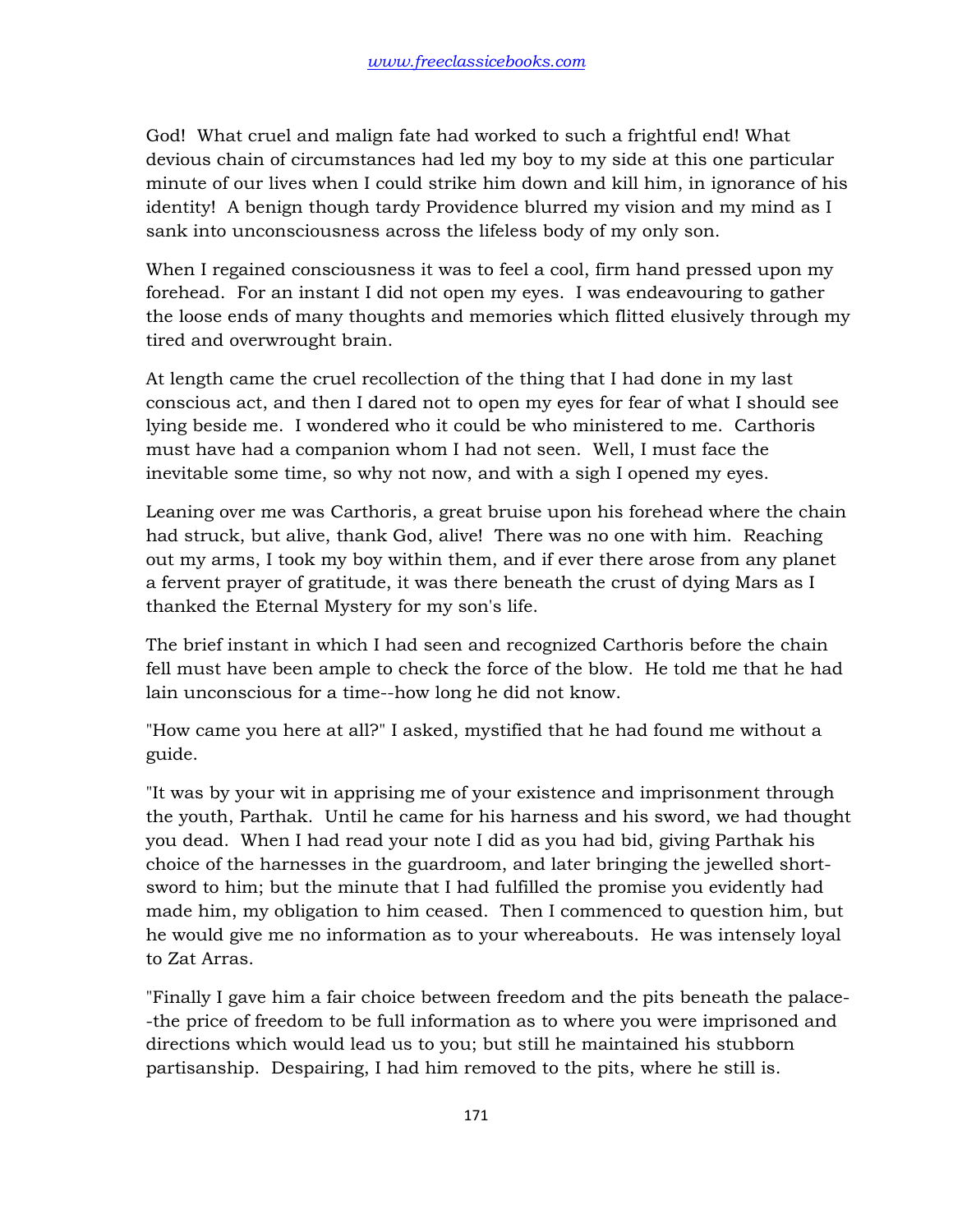God!  What cruel and malign fate had worked to such a frightful end! What devious chain of circumstances had led my boy to my side at this one particular minute of our lives when I could strike him down and kill him, in ignorance of his identity!  A benign though tardy Providence blurred my vision and my mind as I sank into unconsciousness across the lifeless body of my only son.

When I regained consciousness it was to feel a cool, firm hand pressed upon my forehead.  For an instant I did not open my eyes.  I was endeavouring to gather the loose ends of many thoughts and memories which flitted elusively through my tired and overwrought brain.

At length came the cruel recollection of the thing that I had done in my last conscious act, and then I dared not to open my eyes for fear of what I should see lying beside me.  I wondered who it could be who ministered to me.  Carthoris must have had a companion whom I had not seen.  Well, I must face the inevitable some time, so why not now, and with a sigh I opened my eyes.

Leaning over me was Carthoris, a great bruise upon his forehead where the chain had struck, but alive, thank God, alive!  There was no one with him.  Reaching out my arms, I took my boy within them, and if ever there arose from any planet a fervent prayer of gratitude, it was there beneath the crust of dying Mars as I thanked the Eternal Mystery for my son's life.

The brief instant in which I had seen and recognized Carthoris before the chain fell must have been ample to check the force of the blow.  He told me that he had lain unconscious for a time--how long he did not know.

"How came you here at all?" I asked, mystified that he had found me without a guide.

"It was by your wit in apprising me of your existence and imprisonment through the youth, Parthak.  Until he came for his harness and his sword, we had thought you dead.  When I had read your note I did as you had bid, giving Parthak his choice of the harnesses in the guardroom, and later bringing the jewelled short-sword to him; but the minute that I had fulfilled the promise you evidently had made him, my obligation to him ceased.  Then I commenced to question him, but he would give me no information as to your whereabouts.  He was intensely loyal to Zat Arras.

"Finally I gave him a fair choice between freedom and the pits beneath the palace--the price of freedom to be full information as to where you were imprisoned and directions which would lead us to you; but still he maintained his stubborn partisanship.  Despairing, I had him removed to the pits, where he still is.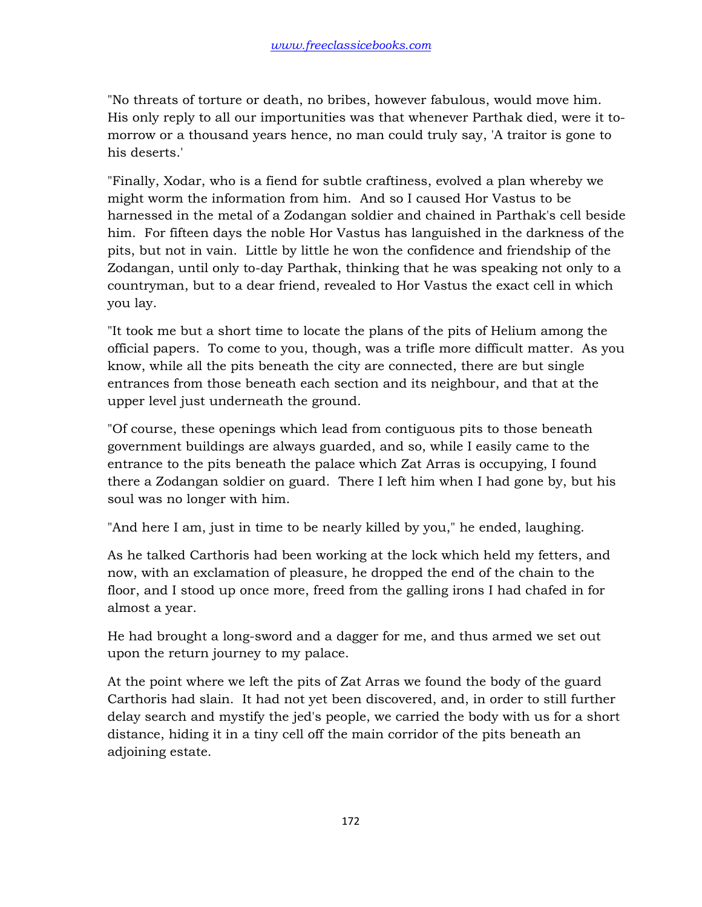"No threats of torture or death, no bribes, however fabulous, would move him. His only reply to all our importunities was that whenever Parthak died, were it to-morrow or a thousand years hence, no man could truly say, 'A traitor is gone to his deserts.'

"Finally, Xodar, who is a fiend for subtle craftiness, evolved a plan whereby we might worm the information from him. And so I caused Hor Vastus to be harnessed in the metal of a Zodangan soldier and chained in Parthak's cell beside him. For fifteen days the noble Hor Vastus has languished in the darkness of the pits, but not in vain. Little by little he won the confidence and friendship of the Zodangan, until only to-day Parthak, thinking that he was speaking not only to a countryman, but to a dear friend, revealed to Hor Vastus the exact cell in which you lay.

"It took me but a short time to locate the plans of the pits of Helium among the official papers. To come to you, though, was a trifle more difficult matter. As you know, while all the pits beneath the city are connected, there are but single entrances from those beneath each section and its neighbour, and that at the upper level just underneath the ground.

"Of course, these openings which lead from contiguous pits to those beneath government buildings are always guarded, and so, while I easily came to the entrance to the pits beneath the palace which Zat Arras is occupying, I found there a Zodangan soldier on guard. There I left him when I had gone by, but his soul was no longer with him.

"And here I am, just in time to be nearly killed by you," he ended, laughing.

As he talked Carthoris had been working at the lock which held my fetters, and now, with an exclamation of pleasure, he dropped the end of the chain to the floor, and I stood up once more, freed from the galling irons I had chafed in for almost a year.

He had brought a long-sword and a dagger for me, and thus armed we set out upon the return journey to my palace.

At the point where we left the pits of Zat Arras we found the body of the guard Carthoris had slain. It had not yet been discovered, and, in order to still further delay search and mystify the jed's people, we carried the body with us for a short distance, hiding it in a tiny cell off the main corridor of the pits beneath an adjoining estate.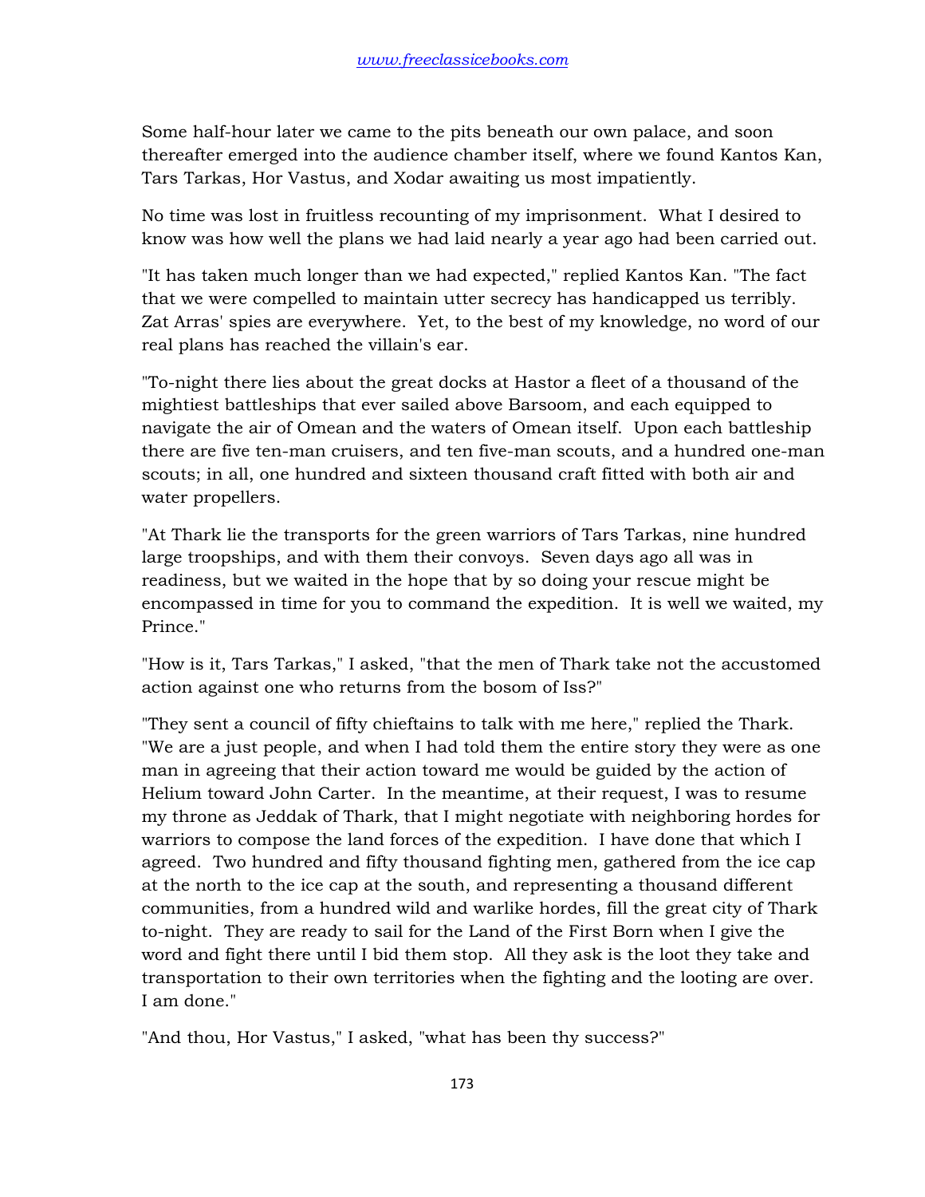Some half-hour later we came to the pits beneath our own palace, and soon thereafter emerged into the audience chamber itself, where we found Kantos Kan, Tars Tarkas, Hor Vastus, and Xodar awaiting us most impatiently.

No time was lost in fruitless recounting of my imprisonment. What I desired to know was how well the plans we had laid nearly a year ago had been carried out.

"It has taken much longer than we had expected," replied Kantos Kan. "The fact that we were compelled to maintain utter secrecy has handicapped us terribly. Zat Arras' spies are everywhere. Yet, to the best of my knowledge, no word of our real plans has reached the villain's ear.

"To-night there lies about the great docks at Hastor a fleet of a thousand of the mightiest battleships that ever sailed above Barsoom, and each equipped to navigate the air of Omean and the waters of Omean itself. Upon each battleship there are five ten-man cruisers, and ten five-man scouts, and a hundred one-man scouts; in all, one hundred and sixteen thousand craft fitted with both air and water propellers.

"At Thark lie the transports for the green warriors of Tars Tarkas, nine hundred large troopships, and with them their convoys. Seven days ago all was in readiness, but we waited in the hope that by so doing your rescue might be encompassed in time for you to command the expedition. It is well we waited, my Prince."

"How is it, Tars Tarkas," I asked, "that the men of Thark take not the accustomed action against one who returns from the bosom of Iss?"

"They sent a council of fifty chieftains to talk with me here," replied the Thark. "We are a just people, and when I had told them the entire story they were as one man in agreeing that their action toward me would be guided by the action of Helium toward John Carter. In the meantime, at their request, I was to resume my throne as Jeddak of Thark, that I might negotiate with neighboring hordes for warriors to compose the land forces of the expedition. I have done that which I agreed. Two hundred and fifty thousand fighting men, gathered from the ice cap at the north to the ice cap at the south, and representing a thousand different communities, from a hundred wild and warlike hordes, fill the great city of Thark to-night. They are ready to sail for the Land of the First Born when I give the word and fight there until I bid them stop. All they ask is the loot they take and transportation to their own territories when the fighting and the looting are over. I am done."

"And thou, Hor Vastus," I asked, "what has been thy success?"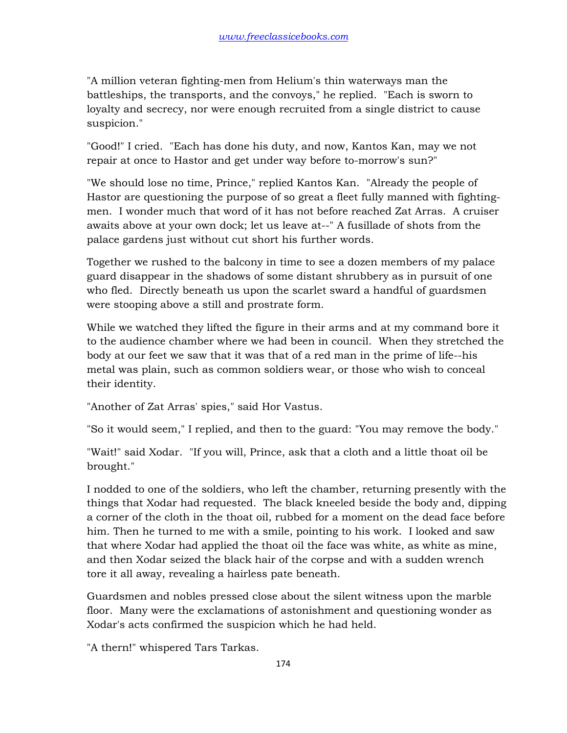"A million veteran fighting-men from Helium's thin waterways man the battleships, the transports, and the convoys," he replied. "Each is sworn to loyalty and secrecy, nor were enough recruited from a single district to cause suspicion."

"Good!" I cried. "Each has done his duty, and now, Kantos Kan, may we not repair at once to Hastor and get under way before to-morrow's sun?"

"We should lose no time, Prince," replied Kantos Kan. "Already the people of Hastor are questioning the purpose of so great a fleet fully manned with fighting-men. I wonder much that word of it has not before reached Zat Arras. A cruiser awaits above at your own dock; let us leave at--" A fusillade of shots from the palace gardens just without cut short his further words.

Together we rushed to the balcony in time to see a dozen members of my palace guard disappear in the shadows of some distant shrubbery as in pursuit of one who fled. Directly beneath us upon the scarlet sward a handful of guardsmen were stooping above a still and prostrate form.

While we watched they lifted the figure in their arms and at my command bore it to the audience chamber where we had been in council. When they stretched the body at our feet we saw that it was that of a red man in the prime of life--his metal was plain, such as common soldiers wear, or those who wish to conceal their identity.

"Another of Zat Arras' spies," said Hor Vastus.

"So it would seem," I replied, and then to the guard: "You may remove the body."

"Wait!" said Xodar. "If you will, Prince, ask that a cloth and a little thoat oil be brought."

I nodded to one of the soldiers, who left the chamber, returning presently with the things that Xodar had requested. The black kneeled beside the body and, dipping a corner of the cloth in the thoat oil, rubbed for a moment on the dead face before him. Then he turned to me with a smile, pointing to his work. I looked and saw that where Xodar had applied the thoat oil the face was white, as white as mine, and then Xodar seized the black hair of the corpse and with a sudden wrench tore it all away, revealing a hairless pate beneath.

Guardsmen and nobles pressed close about the silent witness upon the marble floor. Many were the exclamations of astonishment and questioning wonder as Xodar's acts confirmed the suspicion which he had held.

"A thern!" whispered Tars Tarkas.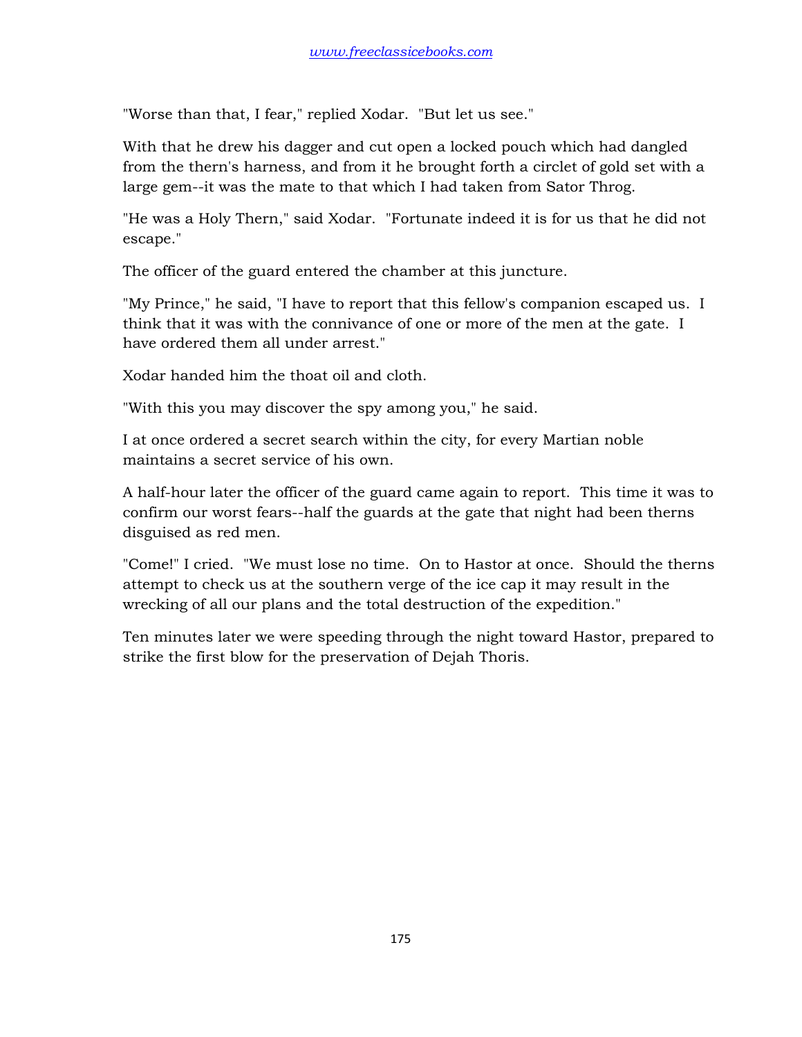"Worse than that, I fear," replied Xodar. "But let us see."

With that he drew his dagger and cut open a locked pouch which had dangled from the thern's harness, and from it he brought forth a circlet of gold set with a large gem--it was the mate to that which I had taken from Sator Throg.

"He was a Holy Thern," said Xodar. "Fortunate indeed it is for us that he did not escape."

The officer of the guard entered the chamber at this juncture.

"My Prince," he said, "I have to report that this fellow's companion escaped us. I think that it was with the connivance of one or more of the men at the gate. I have ordered them all under arrest."

Xodar handed him the thoat oil and cloth.

"With this you may discover the spy among you," he said.

I at once ordered a secret search within the city, for every Martian noble maintains a secret service of his own.

A half-hour later the officer of the guard came again to report. This time it was to confirm our worst fears--half the guards at the gate that night had been therns disguised as red men.

"Come!" I cried. "We must lose no time. On to Hastor at once. Should the therns attempt to check us at the southern verge of the ice cap it may result in the wrecking of all our plans and the total destruction of the expedition."

Ten minutes later we were speeding through the night toward Hastor, prepared to strike the first blow for the preservation of Dejah Thoris.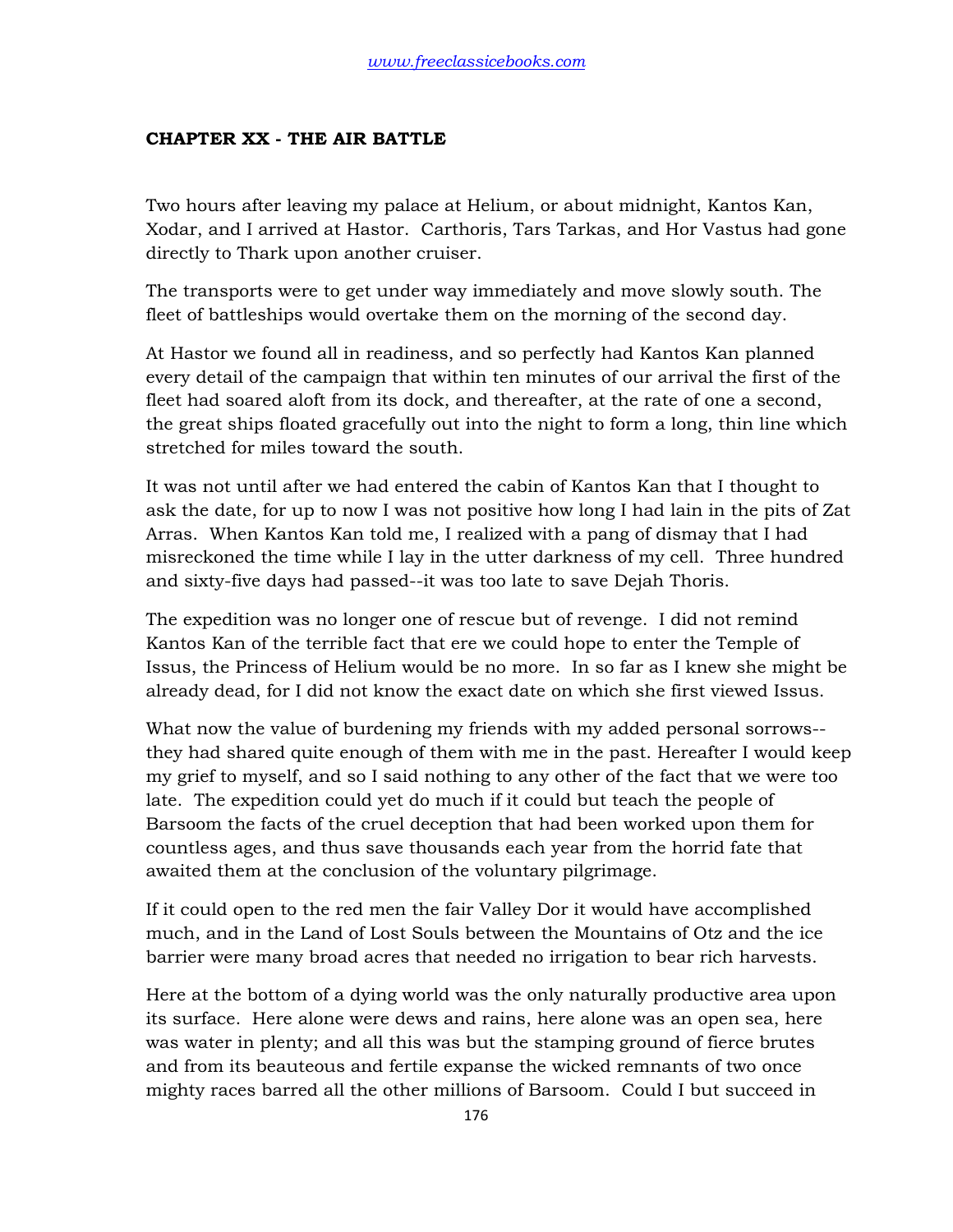## CHAPTER XX - THE AIR BATTLE

Two hours after leaving my palace at Helium, or about midnight, Kantos Kan, Xodar, and I arrived at Hastor. Carthoris, Tars Tarkas, and Hor Vastus had gone directly to Thark upon another cruiser.

The transports were to get under way immediately and move slowly south. The fleet of battleships would overtake them on the morning of the second day.

At Hastor we found all in readiness, and so perfectly had Kantos Kan planned every detail of the campaign that within ten minutes of our arrival the first of the fleet had soared aloft from its dock, and thereafter, at the rate of one a second, the great ships floated gracefully out into the night to form a long, thin line which stretched for miles toward the south.

It was not until after we had entered the cabin of Kantos Kan that I thought to ask the date, for up to now I was not positive how long I had lain in the pits of Zat Arras. When Kantos Kan told me, I realized with a pang of dismay that I had misreckoned the time while I lay in the utter darkness of my cell. Three hundred and sixty-five days had passed--it was too late to save Dejah Thoris.

The expedition was no longer one of rescue but of revenge. I did not remind Kantos Kan of the terrible fact that ere we could hope to enter the Temple of Issus, the Princess of Helium would be no more. In so far as I knew she might be already dead, for I did not know the exact date on which she first viewed Issus.

What now the value of burdening my friends with my added personal sorrows--they had shared quite enough of them with me in the past. Hereafter I would keep my grief to myself, and so I said nothing to any other of the fact that we were too late. The expedition could yet do much if it could but teach the people of Barsoom the facts of the cruel deception that had been worked upon them for countless ages, and thus save thousands each year from the horrid fate that awaited them at the conclusion of the voluntary pilgrimage.

If it could open to the red men the fair Valley Dor it would have accomplished much, and in the Land of Lost Souls between the Mountains of Otz and the ice barrier were many broad acres that needed no irrigation to bear rich harvests.

Here at the bottom of a dying world was the only naturally productive area upon its surface. Here alone were dews and rains, here alone was an open sea, here was water in plenty; and all this was but the stamping ground of fierce brutes and from its beauteous and fertile expanse the wicked remnants of two once mighty races barred all the other millions of Barsoom. Could I but succeed in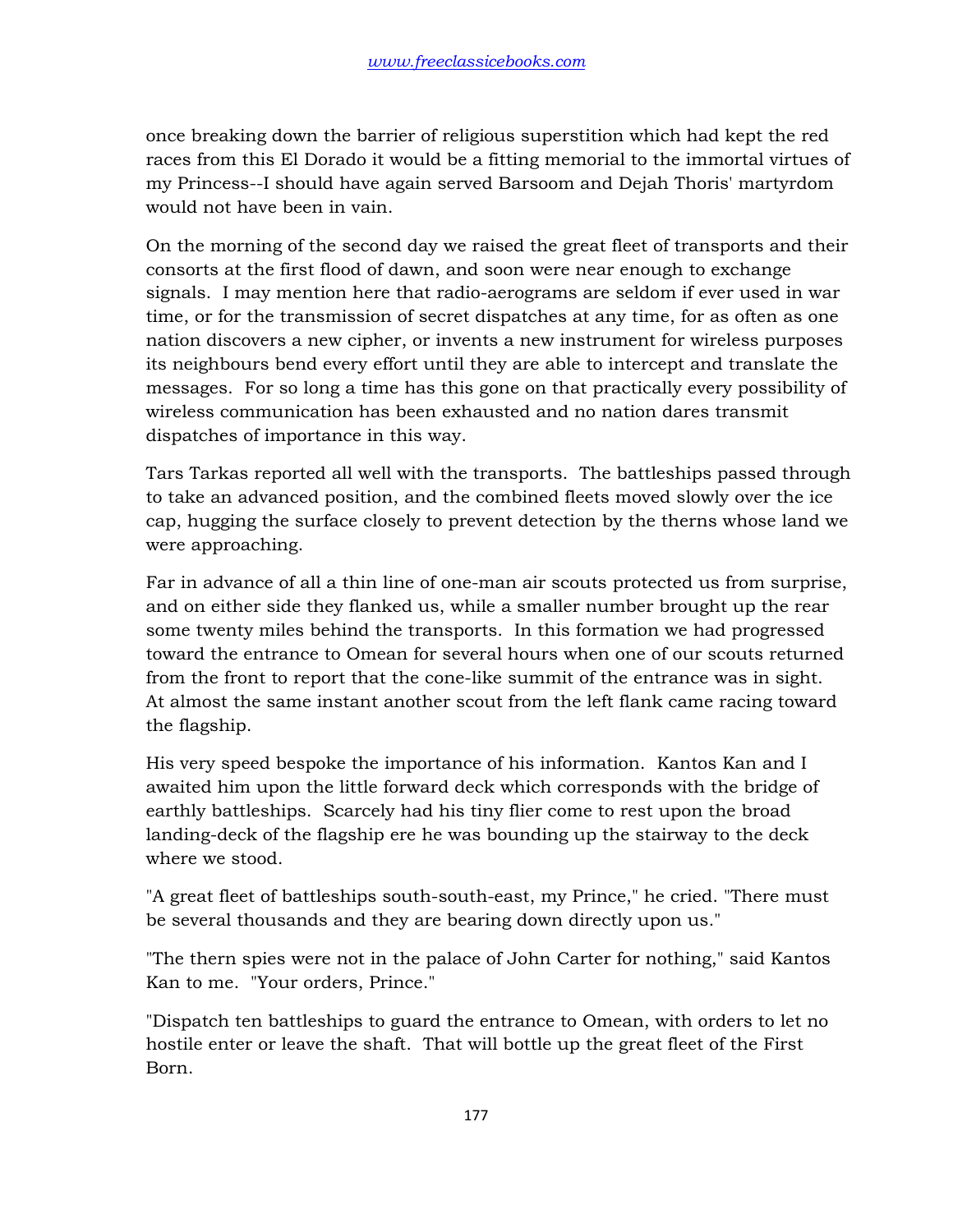once breaking down the barrier of religious superstition which had kept the red races from this El Dorado it would be a fitting memorial to the immortal virtues of my Princess--I should have again served Barsoom and Dejah Thoris' martyrdom would not have been in vain.

On the morning of the second day we raised the great fleet of transports and their consorts at the first flood of dawn, and soon were near enough to exchange signals. I may mention here that radio-aerograms are seldom if ever used in war time, or for the transmission of secret dispatches at any time, for as often as one nation discovers a new cipher, or invents a new instrument for wireless purposes its neighbours bend every effort until they are able to intercept and translate the messages. For so long a time has this gone on that practically every possibility of wireless communication has been exhausted and no nation dares transmit dispatches of importance in this way.

Tars Tarkas reported all well with the transports. The battleships passed through to take an advanced position, and the combined fleets moved slowly over the ice cap, hugging the surface closely to prevent detection by the therns whose land we were approaching.

Far in advance of all a thin line of one-man air scouts protected us from surprise, and on either side they flanked us, while a smaller number brought up the rear some twenty miles behind the transports. In this formation we had progressed toward the entrance to Omean for several hours when one of our scouts returned from the front to report that the cone-like summit of the entrance was in sight. At almost the same instant another scout from the left flank came racing toward the flagship.

His very speed bespoke the importance of his information. Kantos Kan and I awaited him upon the little forward deck which corresponds with the bridge of earthly battleships. Scarcely had his tiny flier come to rest upon the broad landing-deck of the flagship ere he was bounding up the stairway to the deck where we stood.

"A great fleet of battleships south-south-east, my Prince," he cried. "There must be several thousands and they are bearing down directly upon us."

"The thern spies were not in the palace of John Carter for nothing," said Kantos Kan to me. "Your orders, Prince."

"Dispatch ten battleships to guard the entrance to Omean, with orders to let no hostile enter or leave the shaft. That will bottle up the great fleet of the First Born.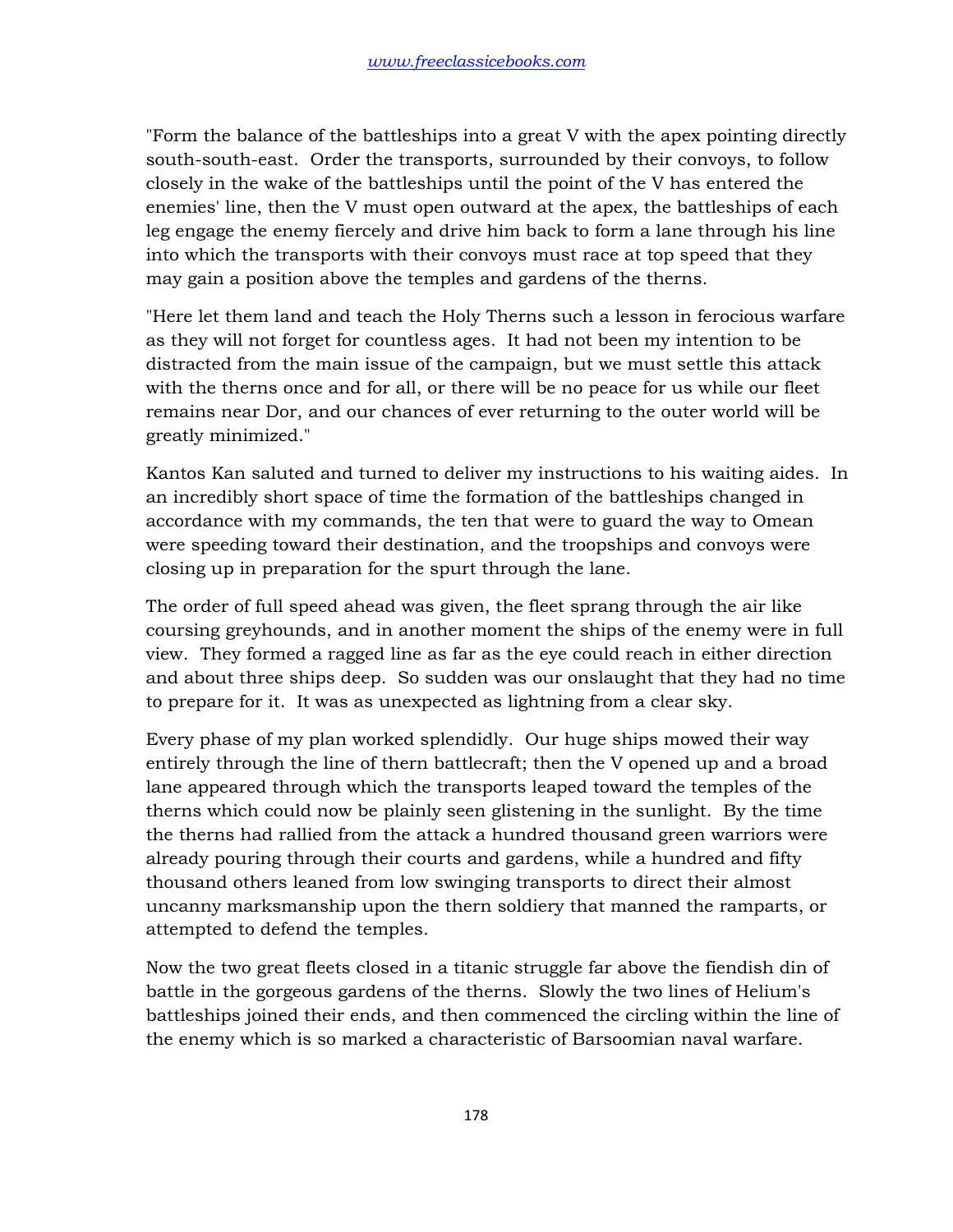"Form the balance of the battleships into a great V with the apex pointing directly south-south-east. Order the transports, surrounded by their convoys, to follow closely in the wake of the battleships until the point of the V has entered the enemies' line, then the V must open outward at the apex, the battleships of each leg engage the enemy fiercely and drive him back to form a lane through his line into which the transports with their convoys must race at top speed that they may gain a position above the temples and gardens of the therns.

"Here let them land and teach the Holy Therns such a lesson in ferocious warfare as they will not forget for countless ages. It had not been my intention to be distracted from the main issue of the campaign, but we must settle this attack with the therns once and for all, or there will be no peace for us while our fleet remains near Dor, and our chances of ever returning to the outer world will be greatly minimized."

Kantos Kan saluted and turned to deliver my instructions to his waiting aides. In an incredibly short space of time the formation of the battleships changed in accordance with my commands, the ten that were to guard the way to Omean were speeding toward their destination, and the troopships and convoys were closing up in preparation for the spurt through the lane.

The order of full speed ahead was given, the fleet sprang through the air like coursing greyhounds, and in another moment the ships of the enemy were in full view. They formed a ragged line as far as the eye could reach in either direction and about three ships deep. So sudden was our onslaught that they had no time to prepare for it. It was as unexpected as lightning from a clear sky.

Every phase of my plan worked splendidly. Our huge ships mowed their way entirely through the line of thern battlecraft; then the V opened up and a broad lane appeared through which the transports leaped toward the temples of the therns which could now be plainly seen glistening in the sunlight. By the time the therns had rallied from the attack a hundred thousand green warriors were already pouring through their courts and gardens, while a hundred and fifty thousand others leaned from low swinging transports to direct their almost uncanny marksmanship upon the thern soldiery that manned the ramparts, or attempted to defend the temples.

Now the two great fleets closed in a titanic struggle far above the fiendish din of battle in the gorgeous gardens of the therns. Slowly the two lines of Helium's battleships joined their ends, and then commenced the circling within the line of the enemy which is so marked a characteristic of Barsoomian naval warfare.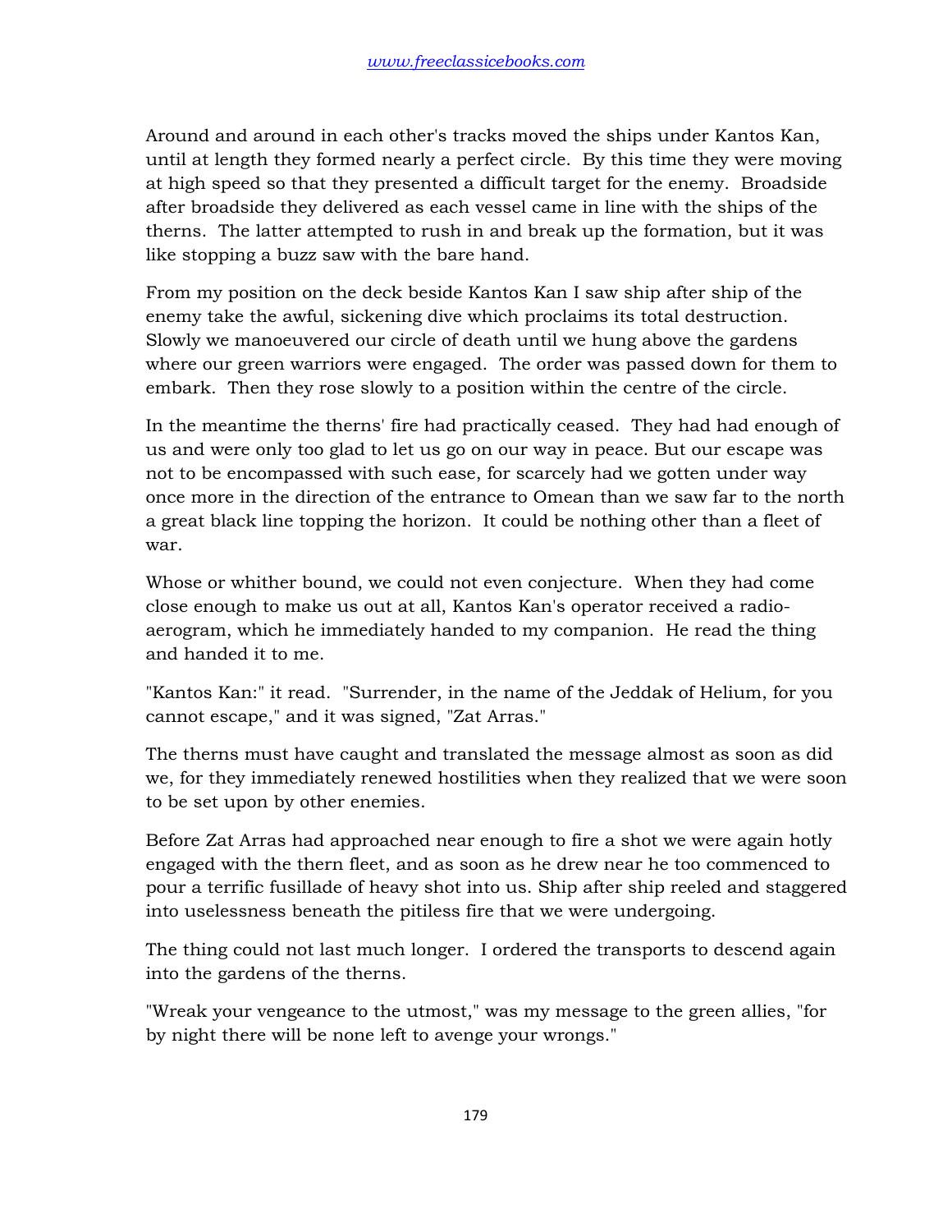Around and around in each other's tracks moved the ships under Kantos Kan, until at length they formed nearly a perfect circle. By this time they were moving at high speed so that they presented a difficult target for the enemy. Broadside after broadside they delivered as each vessel came in line with the ships of the therns. The latter attempted to rush in and break up the formation, but it was like stopping a buzz saw with the bare hand.

From my position on the deck beside Kantos Kan I saw ship after ship of the enemy take the awful, sickening dive which proclaims its total destruction. Slowly we manoeuvered our circle of death until we hung above the gardens where our green warriors were engaged. The order was passed down for them to embark. Then they rose slowly to a position within the centre of the circle.

In the meantime the therns' fire had practically ceased. They had had enough of us and were only too glad to let us go on our way in peace. But our escape was not to be encompassed with such ease, for scarcely had we gotten under way once more in the direction of the entrance to Omean than we saw far to the north a great black line topping the horizon. It could be nothing other than a fleet of war.

Whose or whither bound, we could not even conjecture. When they had come close enough to make us out at all, Kantos Kan's operator received a radio-aerogram, which he immediately handed to my companion. He read the thing and handed it to me.

"Kantos Kan:" it read. "Surrender, in the name of the Jeddak of Helium, for you cannot escape," and it was signed, "Zat Arras."

The therns must have caught and translated the message almost as soon as did we, for they immediately renewed hostilities when they realized that we were soon to be set upon by other enemies.

Before Zat Arras had approached near enough to fire a shot we were again hotly engaged with the thern fleet, and as soon as he drew near he too commenced to pour a terrific fusillade of heavy shot into us. Ship after ship reeled and staggered into uselessness beneath the pitiless fire that we were undergoing.

The thing could not last much longer. I ordered the transports to descend again into the gardens of the therns.

"Wreak your vengeance to the utmost," was my message to the green allies, "for by night there will be none left to avenge your wrongs."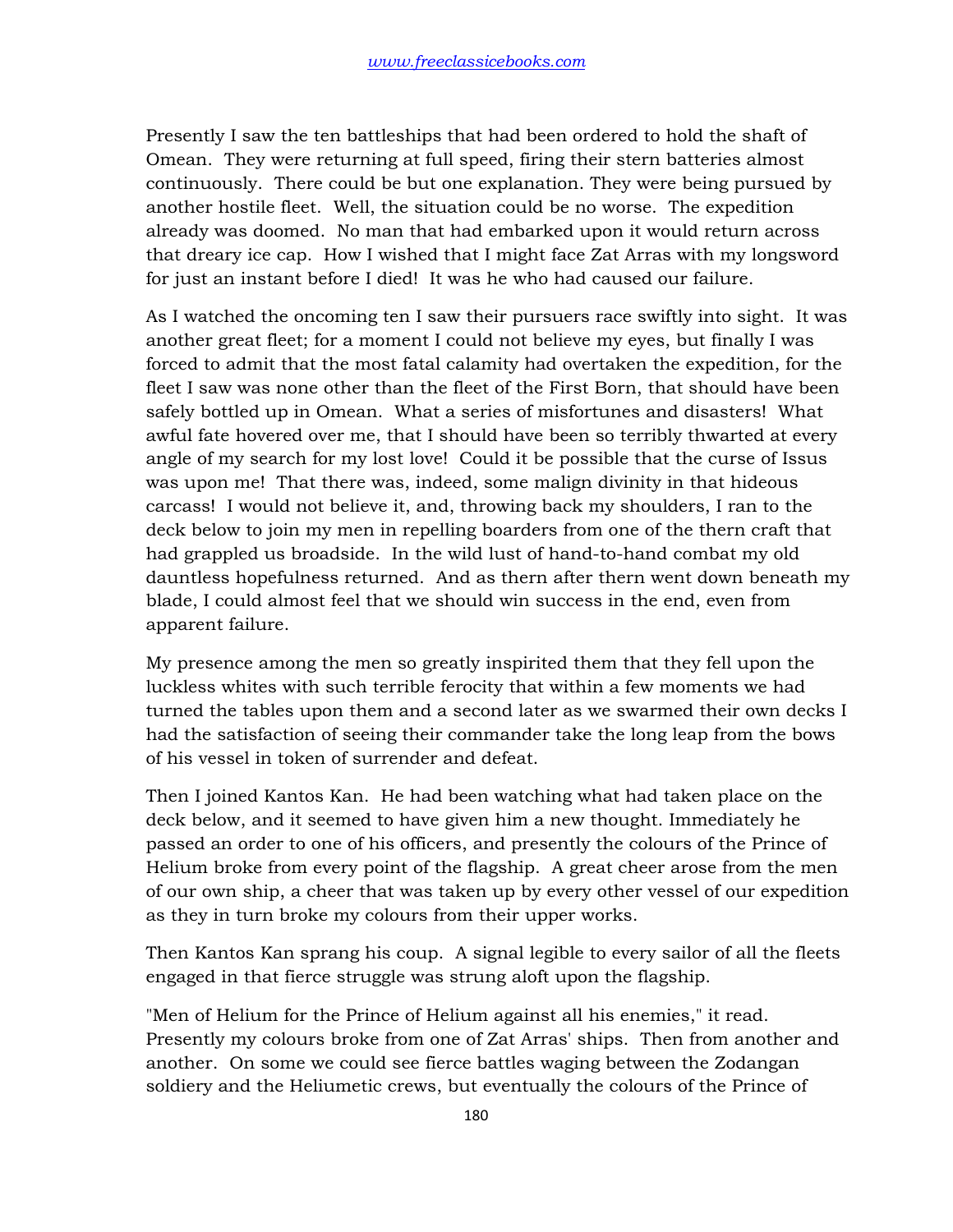Presently I saw the ten battleships that had been ordered to hold the shaft of Omean. They were returning at full speed, firing their stern batteries almost continuously. There could be but one explanation. They were being pursued by another hostile fleet. Well, the situation could be no worse. The expedition already was doomed. No man that had embarked upon it would return across that dreary ice cap. How I wished that I might face Zat Arras with my longsword for just an instant before I died! It was he who had caused our failure.

As I watched the oncoming ten I saw their pursuers race swiftly into sight. It was another great fleet; for a moment I could not believe my eyes, but finally I was forced to admit that the most fatal calamity had overtaken the expedition, for the fleet I saw was none other than the fleet of the First Born, that should have been safely bottled up in Omean. What a series of misfortunes and disasters! What awful fate hovered over me, that I should have been so terribly thwarted at every angle of my search for my lost love! Could it be possible that the curse of Issus was upon me! That there was, indeed, some malign divinity in that hideous carcass! I would not believe it, and, throwing back my shoulders, I ran to the deck below to join my men in repelling boarders from one of the thern craft that had grappled us broadside. In the wild lust of hand-to-hand combat my old dauntless hopefulness returned. And as thern after thern went down beneath my blade, I could almost feel that we should win success in the end, even from apparent failure.

My presence among the men so greatly inspirited them that they fell upon the luckless whites with such terrible ferocity that within a few moments we had turned the tables upon them and a second later as we swarmed their own decks I had the satisfaction of seeing their commander take the long leap from the bows of his vessel in token of surrender and defeat.

Then I joined Kantos Kan. He had been watching what had taken place on the deck below, and it seemed to have given him a new thought. Immediately he passed an order to one of his officers, and presently the colours of the Prince of Helium broke from every point of the flagship. A great cheer arose from the men of our own ship, a cheer that was taken up by every other vessel of our expedition as they in turn broke my colours from their upper works.

Then Kantos Kan sprang his coup. A signal legible to every sailor of all the fleets engaged in that fierce struggle was strung aloft upon the flagship.

"Men of Helium for the Prince of Helium against all his enemies," it read. Presently my colours broke from one of Zat Arras' ships. Then from another and another. On some we could see fierce battles waging between the Zodangan soldiery and the Heliumetic crews, but eventually the colours of the Prince of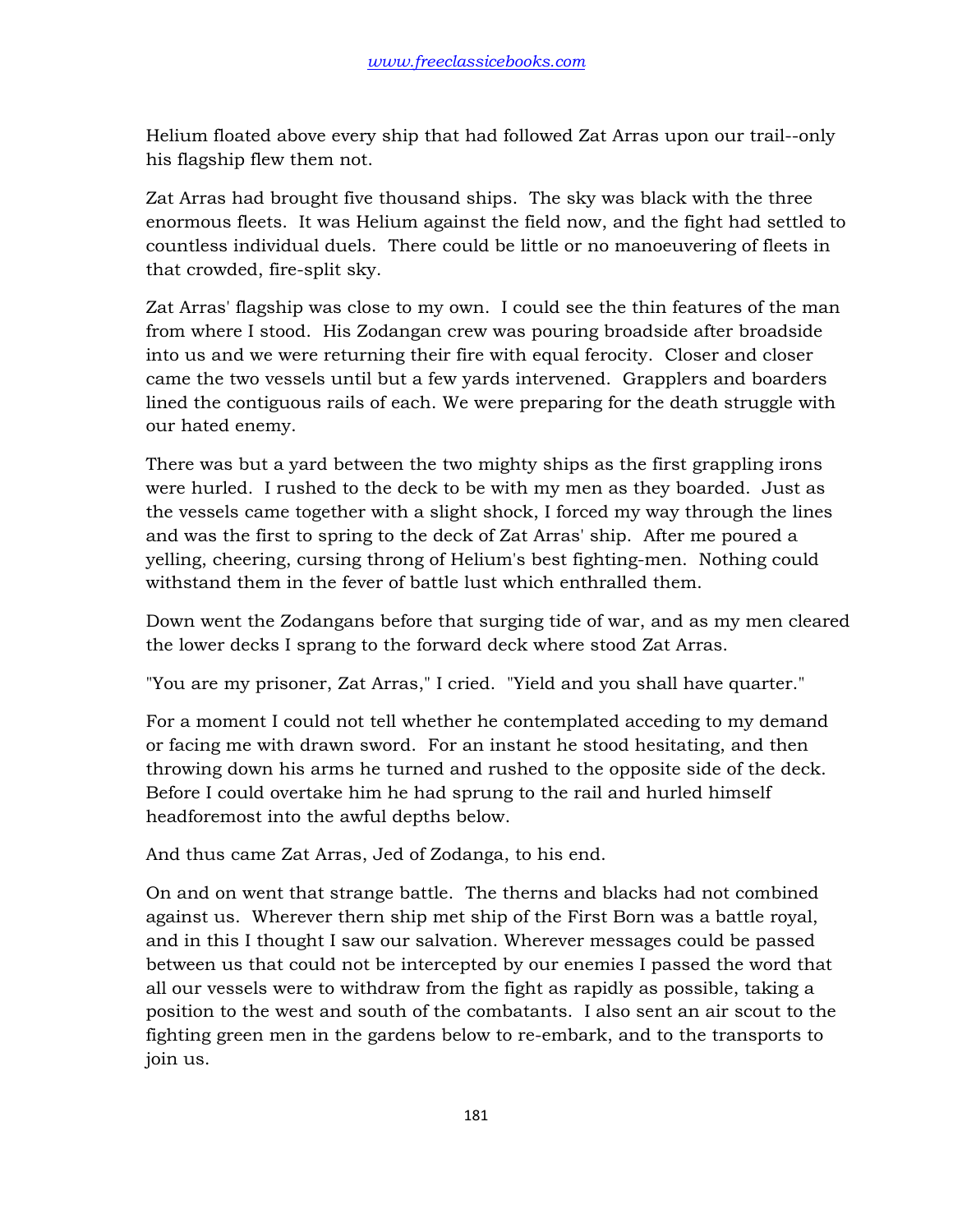Helium floated above every ship that had followed Zat Arras upon our trail--only his flagship flew them not.

Zat Arras had brought five thousand ships. The sky was black with the three enormous fleets. It was Helium against the field now, and the fight had settled to countless individual duels. There could be little or no manoeuvering of fleets in that crowded, fire-split sky.

Zat Arras' flagship was close to my own. I could see the thin features of the man from where I stood. His Zodangan crew was pouring broadside after broadside into us and we were returning their fire with equal ferocity. Closer and closer came the two vessels until but a few yards intervened. Grapplers and boarders lined the contiguous rails of each. We were preparing for the death struggle with our hated enemy.

There was but a yard between the two mighty ships as the first grappling irons were hurled. I rushed to the deck to be with my men as they boarded. Just as the vessels came together with a slight shock, I forced my way through the lines and was the first to spring to the deck of Zat Arras' ship. After me poured a yelling, cheering, cursing throng of Helium's best fighting-men. Nothing could withstand them in the fever of battle lust which enthralled them.

Down went the Zodangans before that surging tide of war, and as my men cleared the lower decks I sprang to the forward deck where stood Zat Arras.

"You are my prisoner, Zat Arras," I cried. "Yield and you shall have quarter."

For a moment I could not tell whether he contemplated acceding to my demand or facing me with drawn sword. For an instant he stood hesitating, and then throwing down his arms he turned and rushed to the opposite side of the deck. Before I could overtake him he had sprung to the rail and hurled himself headforemost into the awful depths below.

And thus came Zat Arras, Jed of Zodanga, to his end.

On and on went that strange battle. The therns and blacks had not combined against us. Wherever thern ship met ship of the First Born was a battle royal, and in this I thought I saw our salvation. Wherever messages could be passed between us that could not be intercepted by our enemies I passed the word that all our vessels were to withdraw from the fight as rapidly as possible, taking a position to the west and south of the combatants. I also sent an air scout to the fighting green men in the gardens below to re-embark, and to the transports to join us.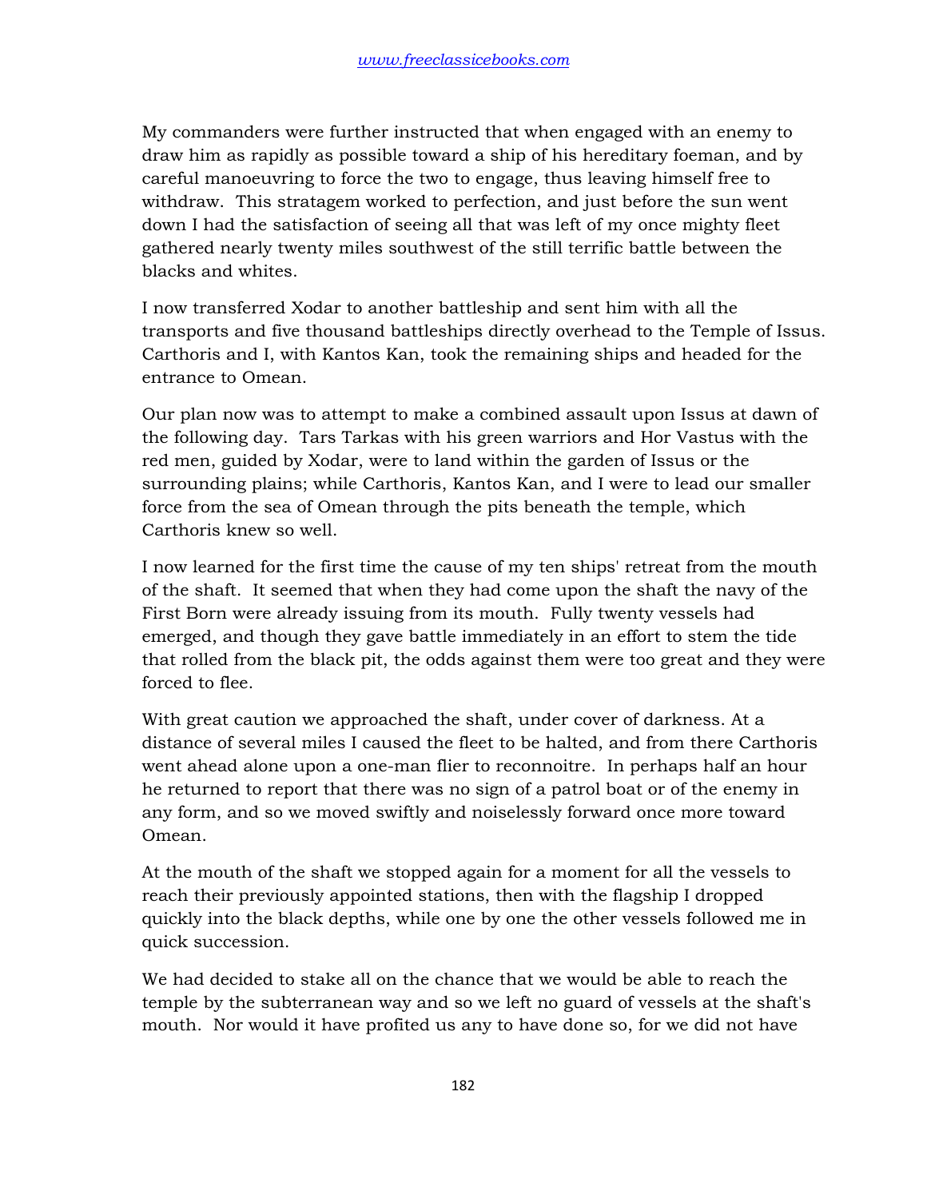My commanders were further instructed that when engaged with an enemy to draw him as rapidly as possible toward a ship of his hereditary foeman, and by careful manoeuvring to force the two to engage, thus leaving himself free to withdraw. This stratagem worked to perfection, and just before the sun went down I had the satisfaction of seeing all that was left of my once mighty fleet gathered nearly twenty miles southwest of the still terrific battle between the blacks and whites.

I now transferred Xodar to another battleship and sent him with all the transports and five thousand battleships directly overhead to the Temple of Issus. Carthoris and I, with Kantos Kan, took the remaining ships and headed for the entrance to Omean.

Our plan now was to attempt to make a combined assault upon Issus at dawn of the following day. Tars Tarkas with his green warriors and Hor Vastus with the red men, guided by Xodar, were to land within the garden of Issus or the surrounding plains; while Carthoris, Kantos Kan, and I were to lead our smaller force from the sea of Omean through the pits beneath the temple, which Carthoris knew so well.

I now learned for the first time the cause of my ten ships' retreat from the mouth of the shaft. It seemed that when they had come upon the shaft the navy of the First Born were already issuing from its mouth. Fully twenty vessels had emerged, and though they gave battle immediately in an effort to stem the tide that rolled from the black pit, the odds against them were too great and they were forced to flee.

With great caution we approached the shaft, under cover of darkness. At a distance of several miles I caused the fleet to be halted, and from there Carthoris went ahead alone upon a one-man flier to reconnoitre. In perhaps half an hour he returned to report that there was no sign of a patrol boat or of the enemy in any form, and so we moved swiftly and noiselessly forward once more toward Omean.

At the mouth of the shaft we stopped again for a moment for all the vessels to reach their previously appointed stations, then with the flagship I dropped quickly into the black depths, while one by one the other vessels followed me in quick succession.

We had decided to stake all on the chance that we would be able to reach the temple by the subterranean way and so we left no guard of vessels at the shaft's mouth. Nor would it have profited us any to have done so, for we did not have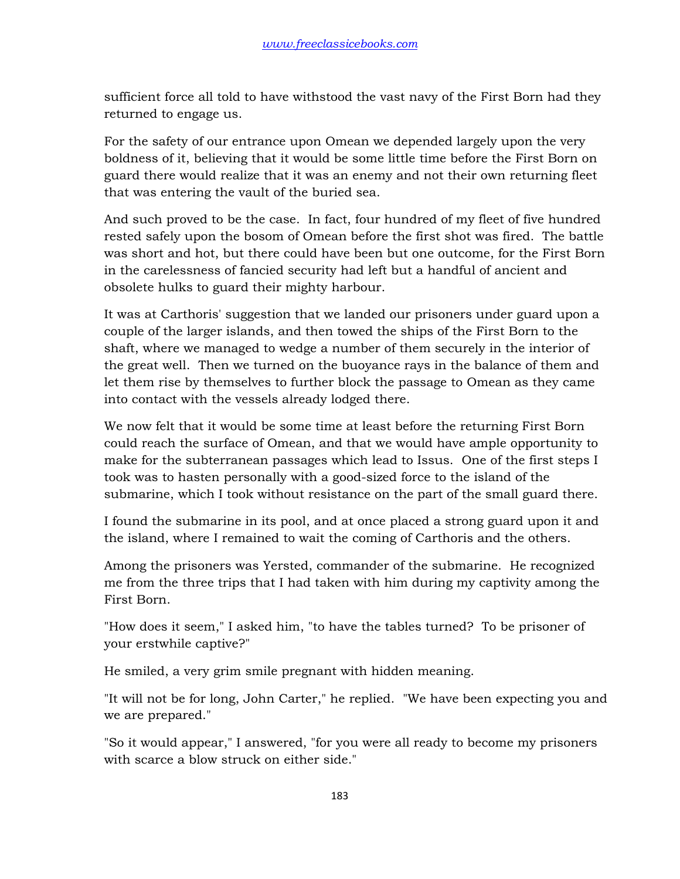sufficient force all told to have withstood the vast navy of the First Born had they returned to engage us.

For the safety of our entrance upon Omean we depended largely upon the very boldness of it, believing that it would be some little time before the First Born on guard there would realize that it was an enemy and not their own returning fleet that was entering the vault of the buried sea.

And such proved to be the case. In fact, four hundred of my fleet of five hundred rested safely upon the bosom of Omean before the first shot was fired. The battle was short and hot, but there could have been but one outcome, for the First Born in the carelessness of fancied security had left but a handful of ancient and obsolete hulks to guard their mighty harbour.

It was at Carthoris' suggestion that we landed our prisoners under guard upon a couple of the larger islands, and then towed the ships of the First Born to the shaft, where we managed to wedge a number of them securely in the interior of the great well. Then we turned on the buoyance rays in the balance of them and let them rise by themselves to further block the passage to Omean as they came into contact with the vessels already lodged there.

We now felt that it would be some time at least before the returning First Born could reach the surface of Omean, and that we would have ample opportunity to make for the subterranean passages which lead to Issus. One of the first steps I took was to hasten personally with a good-sized force to the island of the submarine, which I took without resistance on the part of the small guard there.

I found the submarine in its pool, and at once placed a strong guard upon it and the island, where I remained to wait the coming of Carthoris and the others.

Among the prisoners was Yersted, commander of the submarine. He recognized me from the three trips that I had taken with him during my captivity among the First Born.

"How does it seem," I asked him, "to have the tables turned? To be prisoner of your erstwhile captive?"

He smiled, a very grim smile pregnant with hidden meaning.

"It will not be for long, John Carter," he replied. "We have been expecting you and we are prepared."

"So it would appear," I answered, "for you were all ready to become my prisoners with scarce a blow struck on either side."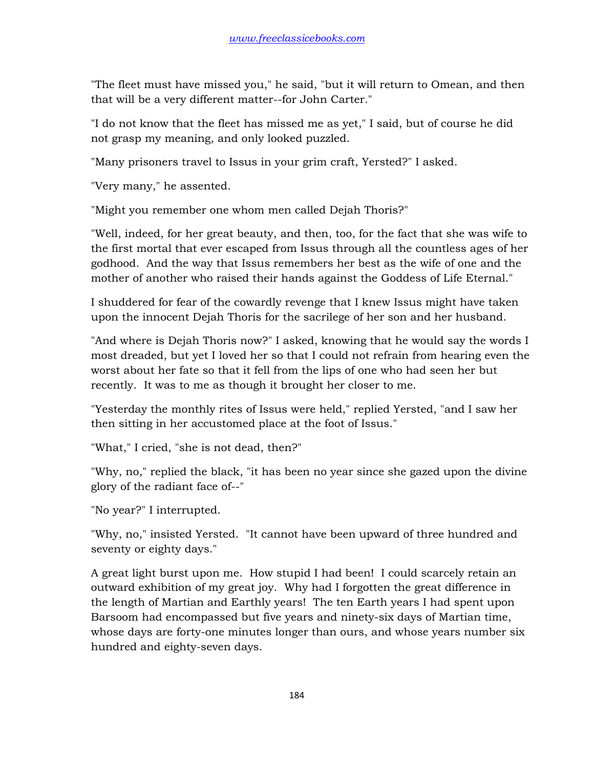"The fleet must have missed you," he said, "but it will return to Omean, and then that will be a very different matter--for John Carter."

"I do not know that the fleet has missed me as yet," I said, but of course he did not grasp my meaning, and only looked puzzled.

"Many prisoners travel to Issus in your grim craft, Yersted?" I asked.

"Very many," he assented.

"Might you remember one whom men called Dejah Thoris?"

"Well, indeed, for her great beauty, and then, too, for the fact that she was wife to the first mortal that ever escaped from Issus through all the countless ages of her godhood. And the way that Issus remembers her best as the wife of one and the mother of another who raised their hands against the Goddess of Life Eternal."

I shuddered for fear of the cowardly revenge that I knew Issus might have taken upon the innocent Dejah Thoris for the sacrilege of her son and her husband.

"And where is Dejah Thoris now?" I asked, knowing that he would say the words I most dreaded, but yet I loved her so that I could not refrain from hearing even the worst about her fate so that it fell from the lips of one who had seen her but recently. It was to me as though it brought her closer to me.

"Yesterday the monthly rites of Issus were held," replied Yersted, "and I saw her then sitting in her accustomed place at the foot of Issus."

"What," I cried, "she is not dead, then?"

"Why, no," replied the black, "it has been no year since she gazed upon the divine glory of the radiant face of--"

"No year?" I interrupted.

"Why, no," insisted Yersted. "It cannot have been upward of three hundred and seventy or eighty days."

A great light burst upon me. How stupid I had been! I could scarcely retain an outward exhibition of my great joy. Why had I forgotten the great difference in the length of Martian and Earthly years! The ten Earth years I had spent upon Barsoom had encompassed but five years and ninety-six days of Martian time, whose days are forty-one minutes longer than ours, and whose years number six hundred and eighty-seven days.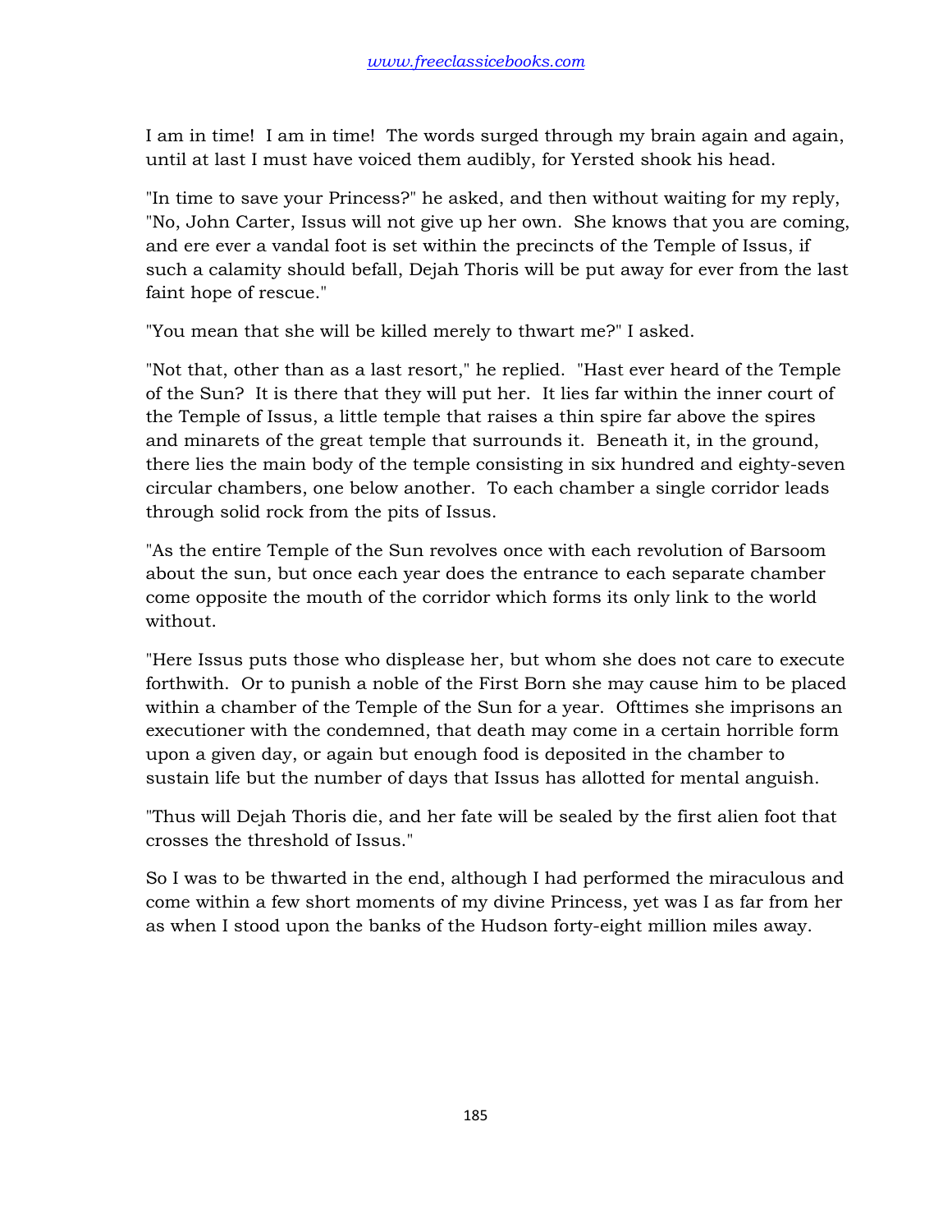I am in time! I am in time! The words surged through my brain again and again, until at last I must have voiced them audibly, for Yersted shook his head.

"In time to save your Princess?" he asked, and then without waiting for my reply, "No, John Carter, Issus will not give up her own. She knows that you are coming, and ere ever a vandal foot is set within the precincts of the Temple of Issus, if such a calamity should befall, Dejah Thoris will be put away for ever from the last faint hope of rescue."

"You mean that she will be killed merely to thwart me?" I asked.

"Not that, other than as a last resort," he replied. "Hast ever heard of the Temple of the Sun? It is there that they will put her. It lies far within the inner court of the Temple of Issus, a little temple that raises a thin spire far above the spires and minarets of the great temple that surrounds it. Beneath it, in the ground, there lies the main body of the temple consisting in six hundred and eighty-seven circular chambers, one below another. To each chamber a single corridor leads through solid rock from the pits of Issus.

"As the entire Temple of the Sun revolves once with each revolution of Barsoom about the sun, but once each year does the entrance to each separate chamber come opposite the mouth of the corridor which forms its only link to the world without.

"Here Issus puts those who displease her, but whom she does not care to execute forthwith. Or to punish a noble of the First Born she may cause him to be placed within a chamber of the Temple of the Sun for a year. Ofttimes she imprisons an executioner with the condemned, that death may come in a certain horrible form upon a given day, or again but enough food is deposited in the chamber to sustain life but the number of days that Issus has allotted for mental anguish.

"Thus will Dejah Thoris die, and her fate will be sealed by the first alien foot that crosses the threshold of Issus."

So I was to be thwarted in the end, although I had performed the miraculous and come within a few short moments of my divine Princess, yet was I as far from her as when I stood upon the banks of the Hudson forty-eight million miles away.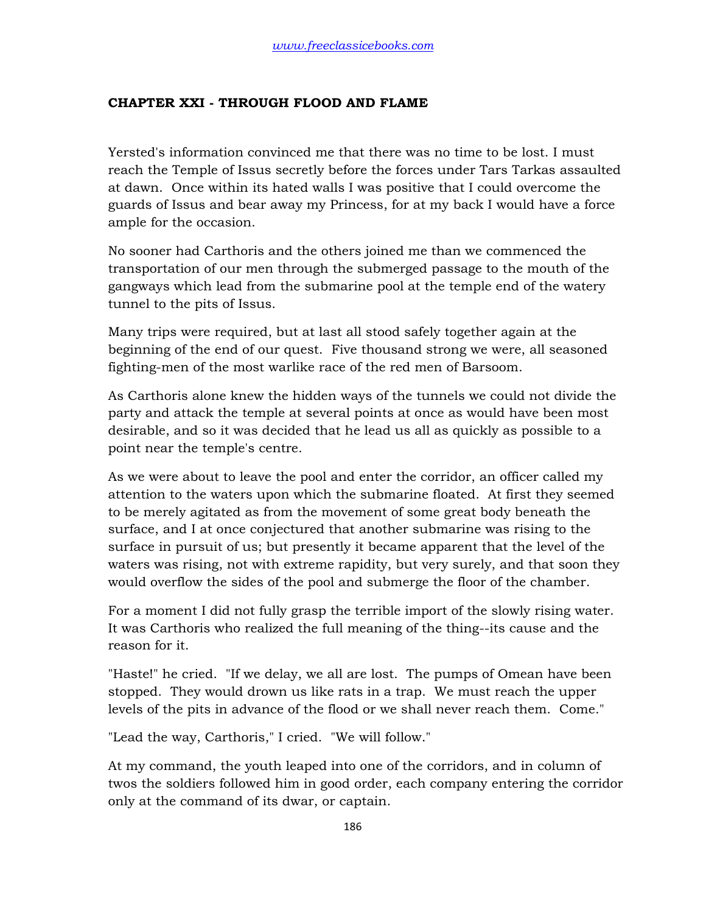## CHAPTER XXI - THROUGH FLOOD AND FLAME

Yersted's information convinced me that there was no time to be lost. I must reach the Temple of Issus secretly before the forces under Tars Tarkas assaulted at dawn. Once within its hated walls I was positive that I could overcome the guards of Issus and bear away my Princess, for at my back I would have a force ample for the occasion.

No sooner had Carthoris and the others joined me than we commenced the transportation of our men through the submerged passage to the mouth of the gangways which lead from the submarine pool at the temple end of the watery tunnel to the pits of Issus.

Many trips were required, but at last all stood safely together again at the beginning of the end of our quest. Five thousand strong we were, all seasoned fighting-men of the most warlike race of the red men of Barsoom.

As Carthoris alone knew the hidden ways of the tunnels we could not divide the party and attack the temple at several points at once as would have been most desirable, and so it was decided that he lead us all as quickly as possible to a point near the temple's centre.

As we were about to leave the pool and enter the corridor, an officer called my attention to the waters upon which the submarine floated. At first they seemed to be merely agitated as from the movement of some great body beneath the surface, and I at once conjectured that another submarine was rising to the surface in pursuit of us; but presently it became apparent that the level of the waters was rising, not with extreme rapidity, but very surely, and that soon they would overflow the sides of the pool and submerge the floor of the chamber.

For a moment I did not fully grasp the terrible import of the slowly rising water. It was Carthoris who realized the full meaning of the thing--its cause and the reason for it.

"Haste!" he cried. "If we delay, we all are lost. The pumps of Omean have been stopped. They would drown us like rats in a trap. We must reach the upper levels of the pits in advance of the flood or we shall never reach them. Come."

"Lead the way, Carthoris," I cried. "We will follow."

At my command, the youth leaped into one of the corridors, and in column of twos the soldiers followed him in good order, each company entering the corridor only at the command of its dwar, or captain.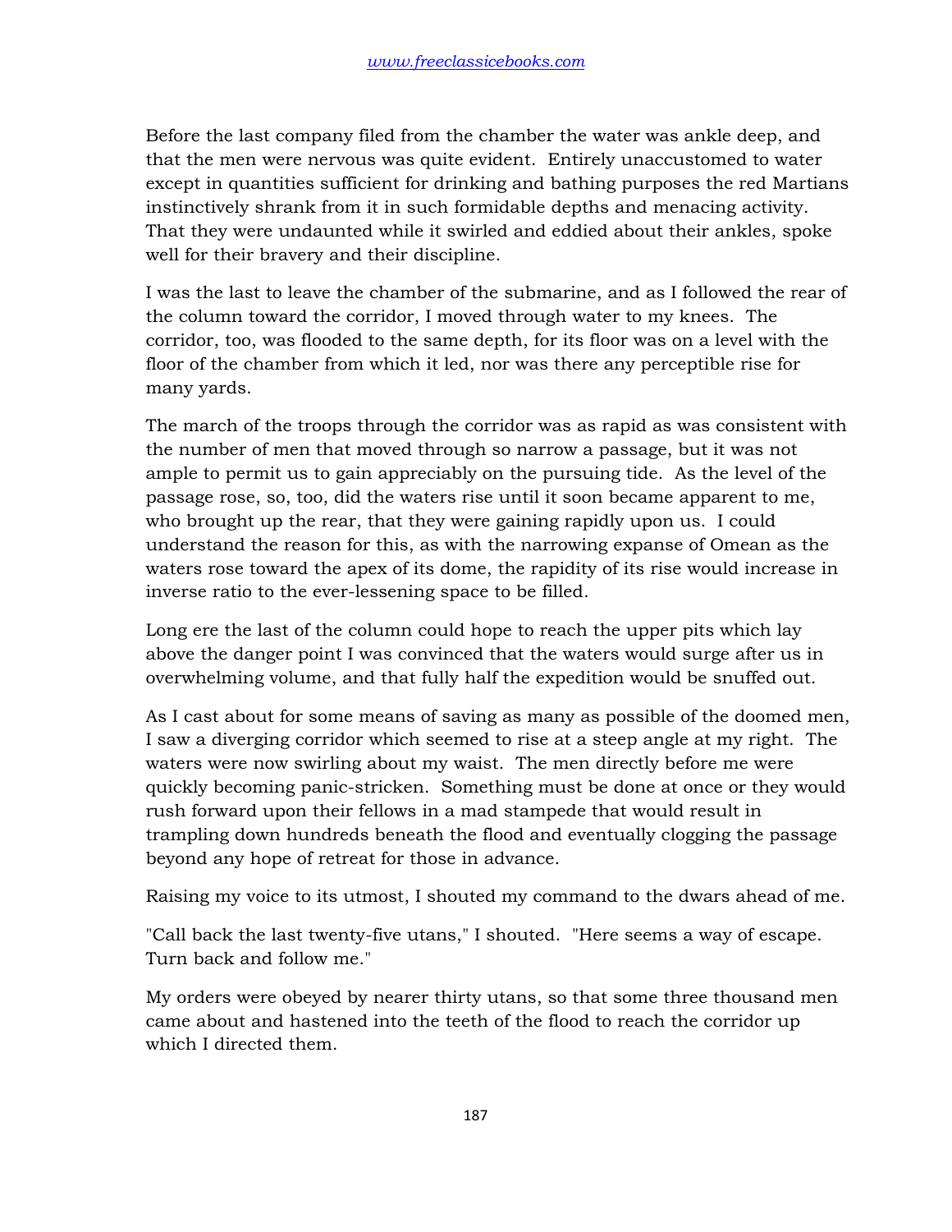Before the last company filed from the chamber the water was ankle deep, and that the men were nervous was quite evident. Entirely unaccustomed to water except in quantities sufficient for drinking and bathing purposes the red Martians instinctively shrank from it in such formidable depths and menacing activity. That they were undaunted while it swirled and eddied about their ankles, spoke well for their bravery and their discipline.

I was the last to leave the chamber of the submarine, and as I followed the rear of the column toward the corridor, I moved through water to my knees. The corridor, too, was flooded to the same depth, for its floor was on a level with the floor of the chamber from which it led, nor was there any perceptible rise for many yards.

The march of the troops through the corridor was as rapid as was consistent with the number of men that moved through so narrow a passage, but it was not ample to permit us to gain appreciably on the pursuing tide. As the level of the passage rose, so, too, did the waters rise until it soon became apparent to me, who brought up the rear, that they were gaining rapidly upon us. I could understand the reason for this, as with the narrowing expanse of Omean as the waters rose toward the apex of its dome, the rapidity of its rise would increase in inverse ratio to the ever-lessening space to be filled.

Long ere the last of the column could hope to reach the upper pits which lay above the danger point I was convinced that the waters would surge after us in overwhelming volume, and that fully half the expedition would be snuffed out.

As I cast about for some means of saving as many as possible of the doomed men, I saw a diverging corridor which seemed to rise at a steep angle at my right. The waters were now swirling about my waist. The men directly before me were quickly becoming panic-stricken. Something must be done at once or they would rush forward upon their fellows in a mad stampede that would result in trampling down hundreds beneath the flood and eventually clogging the passage beyond any hope of retreat for those in advance.

Raising my voice to its utmost, I shouted my command to the dwars ahead of me.

"Call back the last twenty-five utans," I shouted. "Here seems a way of escape. Turn back and follow me."

My orders were obeyed by nearer thirty utans, so that some three thousand men came about and hastened into the teeth of the flood to reach the corridor up which I directed them.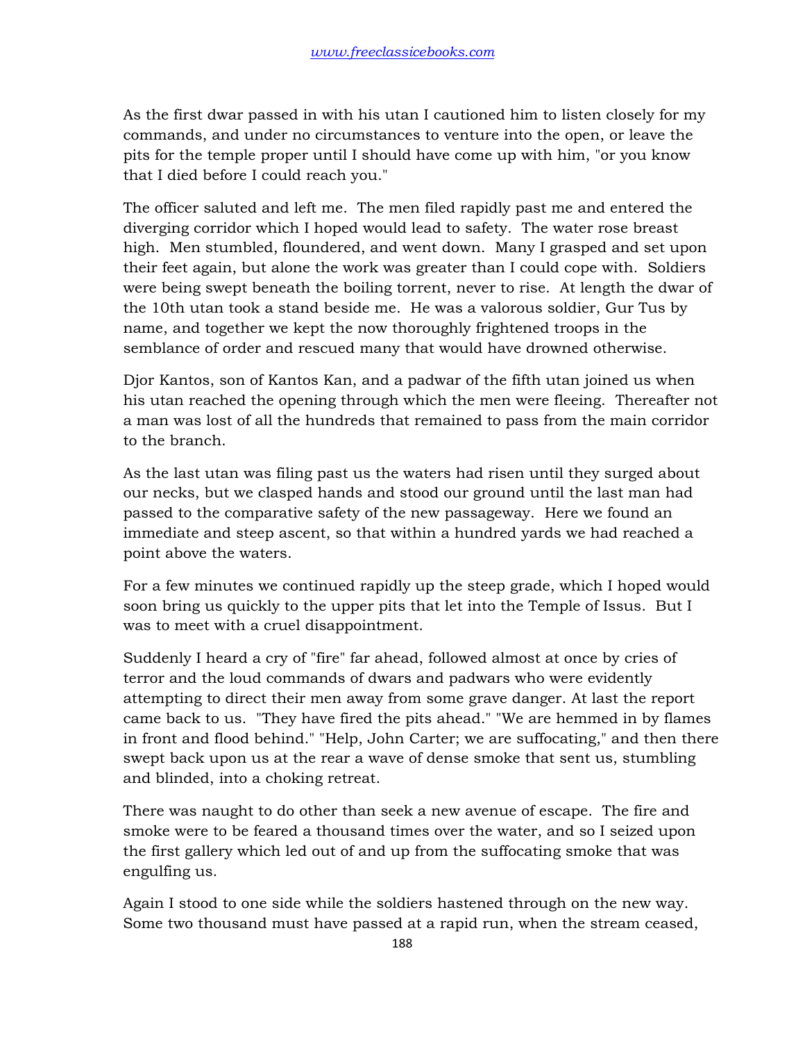As the first dwar passed in with his utan I cautioned him to listen closely for my commands, and under no circumstances to venture into the open, or leave the pits for the temple proper until I should have come up with him, "or you know that I died before I could reach you."

The officer saluted and left me. The men filed rapidly past me and entered the diverging corridor which I hoped would lead to safety. The water rose breast high. Men stumbled, floundered, and went down. Many I grasped and set upon their feet again, but alone the work was greater than I could cope with. Soldiers were being swept beneath the boiling torrent, never to rise. At length the dwar of the 10th utan took a stand beside me. He was a valorous soldier, Gur Tus by name, and together we kept the now thoroughly frightened troops in the semblance of order and rescued many that would have drowned otherwise.

Djor Kantos, son of Kantos Kan, and a padwar of the fifth utan joined us when his utan reached the opening through which the men were fleeing. Thereafter not a man was lost of all the hundreds that remained to pass from the main corridor to the branch.

As the last utan was filing past us the waters had risen until they surged about our necks, but we clasped hands and stood our ground until the last man had passed to the comparative safety of the new passageway. Here we found an immediate and steep ascent, so that within a hundred yards we had reached a point above the waters.

For a few minutes we continued rapidly up the steep grade, which I hoped would soon bring us quickly to the upper pits that let into the Temple of Issus. But I was to meet with a cruel disappointment.

Suddenly I heard a cry of "fire" far ahead, followed almost at once by cries of terror and the loud commands of dwars and padwars who were evidently attempting to direct their men away from some grave danger. At last the report came back to us. "They have fired the pits ahead." "We are hemmed in by flames in front and flood behind." "Help, John Carter; we are suffocating," and then there swept back upon us at the rear a wave of dense smoke that sent us, stumbling and blinded, into a choking retreat.

There was naught to do other than seek a new avenue of escape. The fire and smoke were to be feared a thousand times over the water, and so I seized upon the first gallery which led out of and up from the suffocating smoke that was engulfing us.

Again I stood to one side while the soldiers hastened through on the new way. Some two thousand must have passed at a rapid run, when the stream ceased,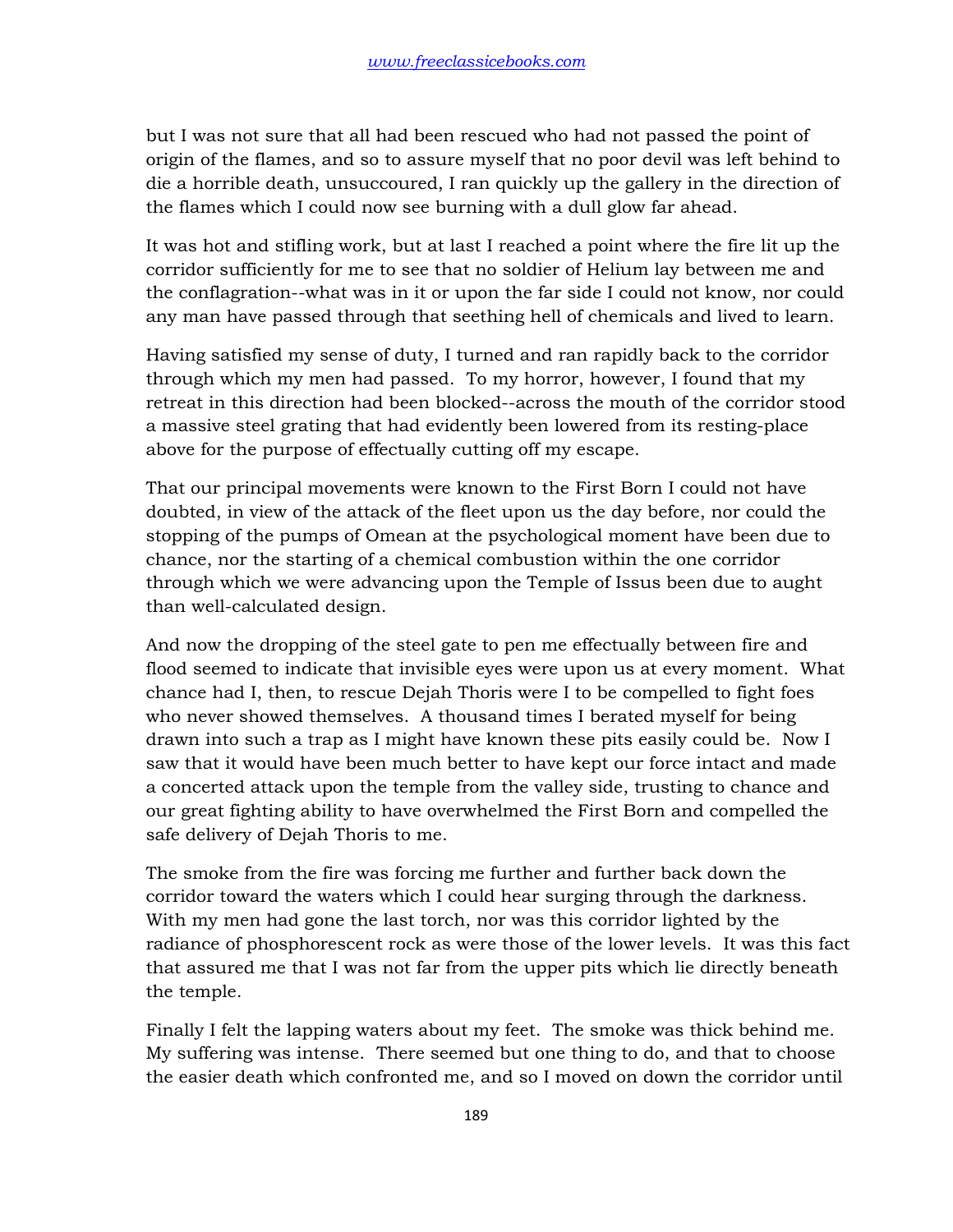but I was not sure that all had been rescued who had not passed the point of origin of the flames, and so to assure myself that no poor devil was left behind to die a horrible death, unsuccoured, I ran quickly up the gallery in the direction of the flames which I could now see burning with a dull glow far ahead.

It was hot and stifling work, but at last I reached a point where the fire lit up the corridor sufficiently for me to see that no soldier of Helium lay between me and the conflagration--what was in it or upon the far side I could not know, nor could any man have passed through that seething hell of chemicals and lived to learn.

Having satisfied my sense of duty, I turned and ran rapidly back to the corridor through which my men had passed. To my horror, however, I found that my retreat in this direction had been blocked--across the mouth of the corridor stood a massive steel grating that had evidently been lowered from its resting-place above for the purpose of effectually cutting off my escape.

That our principal movements were known to the First Born I could not have doubted, in view of the attack of the fleet upon us the day before, nor could the stopping of the pumps of Omean at the psychological moment have been due to chance, nor the starting of a chemical combustion within the one corridor through which we were advancing upon the Temple of Issus been due to aught than well-calculated design.

And now the dropping of the steel gate to pen me effectually between fire and flood seemed to indicate that invisible eyes were upon us at every moment. What chance had I, then, to rescue Dejah Thoris were I to be compelled to fight foes who never showed themselves. A thousand times I berated myself for being drawn into such a trap as I might have known these pits easily could be. Now I saw that it would have been much better to have kept our force intact and made a concerted attack upon the temple from the valley side, trusting to chance and our great fighting ability to have overwhelmed the First Born and compelled the safe delivery of Dejah Thoris to me.

The smoke from the fire was forcing me further and further back down the corridor toward the waters which I could hear surging through the darkness. With my men had gone the last torch, nor was this corridor lighted by the radiance of phosphorescent rock as were those of the lower levels. It was this fact that assured me that I was not far from the upper pits which lie directly beneath the temple.

Finally I felt the lapping waters about my feet. The smoke was thick behind me. My suffering was intense. There seemed but one thing to do, and that to choose the easier death which confronted me, and so I moved on down the corridor until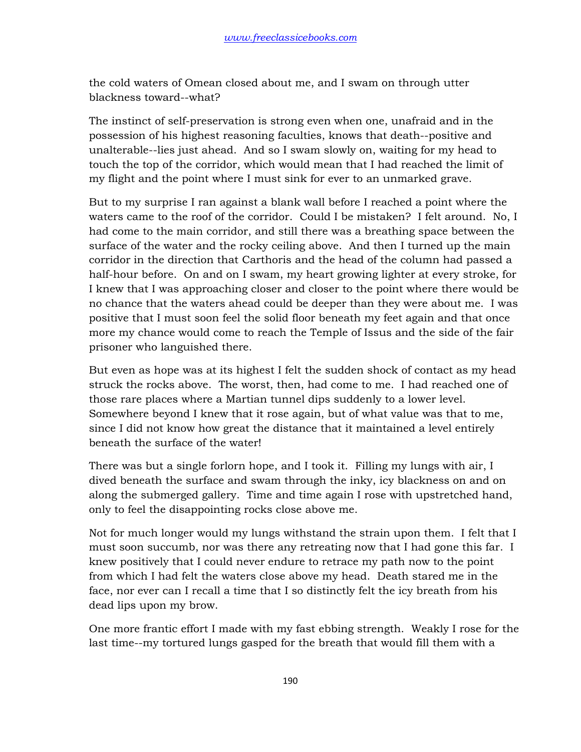the cold waters of Omean closed about me, and I swam on through utter blackness toward--what?

The instinct of self-preservation is strong even when one, unafraid and in the possession of his highest reasoning faculties, knows that death--positive and unalterable--lies just ahead. And so I swam slowly on, waiting for my head to touch the top of the corridor, which would mean that I had reached the limit of my flight and the point where I must sink for ever to an unmarked grave.

But to my surprise I ran against a blank wall before I reached a point where the waters came to the roof of the corridor. Could I be mistaken? I felt around. No, I had come to the main corridor, and still there was a breathing space between the surface of the water and the rocky ceiling above. And then I turned up the main corridor in the direction that Carthoris and the head of the column had passed a half-hour before. On and on I swam, my heart growing lighter at every stroke, for I knew that I was approaching closer and closer to the point where there would be no chance that the waters ahead could be deeper than they were about me. I was positive that I must soon feel the solid floor beneath my feet again and that once more my chance would come to reach the Temple of Issus and the side of the fair prisoner who languished there.

But even as hope was at its highest I felt the sudden shock of contact as my head struck the rocks above. The worst, then, had come to me. I had reached one of those rare places where a Martian tunnel dips suddenly to a lower level. Somewhere beyond I knew that it rose again, but of what value was that to me, since I did not know how great the distance that it maintained a level entirely beneath the surface of the water!

There was but a single forlorn hope, and I took it. Filling my lungs with air, I dived beneath the surface and swam through the inky, icy blackness on and on along the submerged gallery. Time and time again I rose with upstretched hand, only to feel the disappointing rocks close above me.

Not for much longer would my lungs withstand the strain upon them. I felt that I must soon succumb, nor was there any retreating now that I had gone this far. I knew positively that I could never endure to retrace my path now to the point from which I had felt the waters close above my head. Death stared me in the face, nor ever can I recall a time that I so distinctly felt the icy breath from his dead lips upon my brow.

One more frantic effort I made with my fast ebbing strength. Weakly I rose for the last time--my tortured lungs gasped for the breath that would fill them with a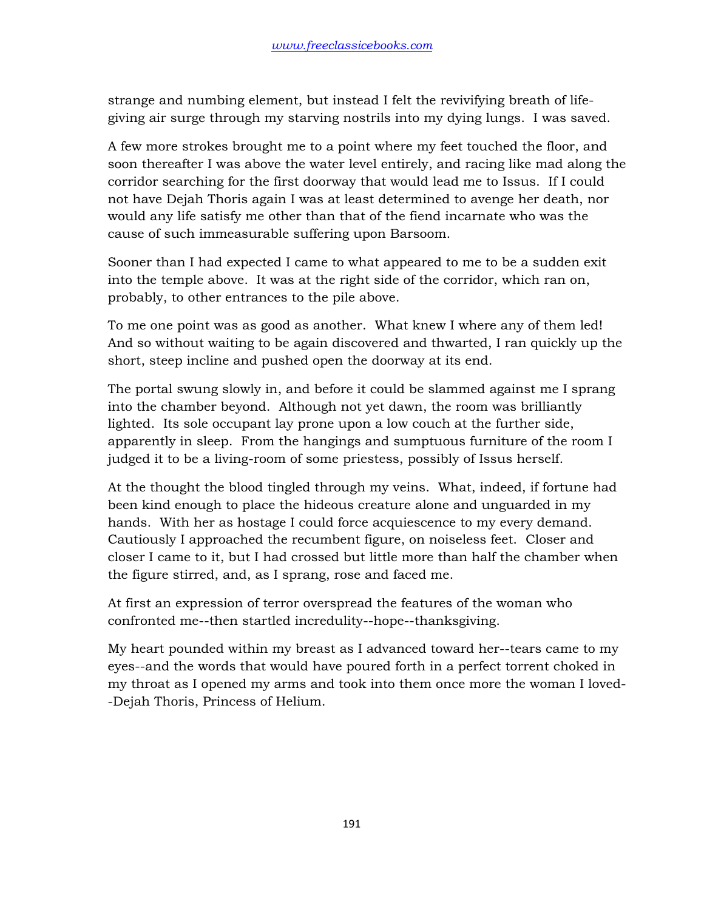strange and numbing element, but instead I felt the revivifying breath of life-giving air surge through my starving nostrils into my dying lungs. I was saved.

A few more strokes brought me to a point where my feet touched the floor, and soon thereafter I was above the water level entirely, and racing like mad along the corridor searching for the first doorway that would lead me to Issus. If I could not have Dejah Thoris again I was at least determined to avenge her death, nor would any life satisfy me other than that of the fiend incarnate who was the cause of such immeasurable suffering upon Barsoom.

Sooner than I had expected I came to what appeared to me to be a sudden exit into the temple above. It was at the right side of the corridor, which ran on, probably, to other entrances to the pile above.

To me one point was as good as another. What knew I where any of them led! And so without waiting to be again discovered and thwarted, I ran quickly up the short, steep incline and pushed open the doorway at its end.

The portal swung slowly in, and before it could be slammed against me I sprang into the chamber beyond. Although not yet dawn, the room was brilliantly lighted. Its sole occupant lay prone upon a low couch at the further side, apparently in sleep. From the hangings and sumptuous furniture of the room I judged it to be a living-room of some priestess, possibly of Issus herself.

At the thought the blood tingled through my veins. What, indeed, if fortune had been kind enough to place the hideous creature alone and unguarded in my hands. With her as hostage I could force acquiescence to my every demand. Cautiously I approached the recumbent figure, on noiseless feet. Closer and closer I came to it, but I had crossed but little more than half the chamber when the figure stirred, and, as I sprang, rose and faced me.

At first an expression of terror overspread the features of the woman who confronted me--then startled incredulity--hope--thanksgiving.

My heart pounded within my breast as I advanced toward her--tears came to my eyes--and the words that would have poured forth in a perfect torrent choked in my throat as I opened my arms and took into them once more the woman I loved--Dejah Thoris, Princess of Helium.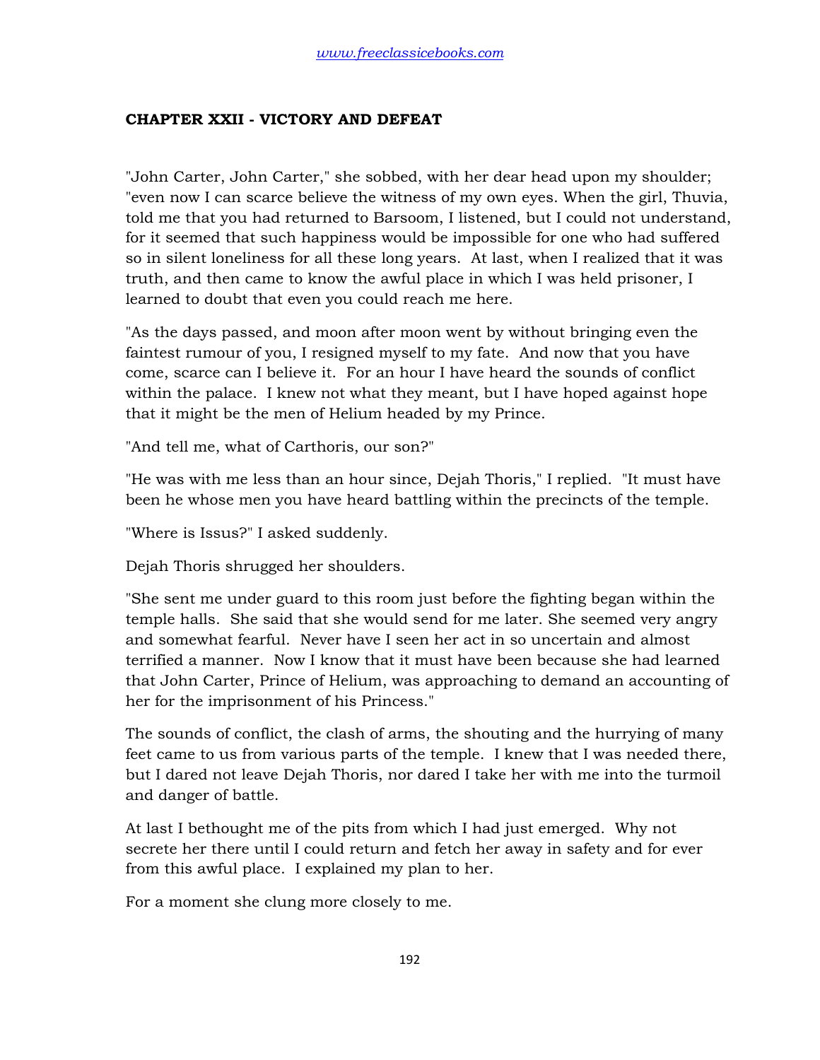### CHAPTER XXII - VICTORY AND DEFEAT

"John Carter, John Carter," she sobbed, with her dear head upon my shoulder; "even now I can scarce believe the witness of my own eyes. When the girl, Thuvia, told me that you had returned to Barsoom, I listened, but I could not understand, for it seemed that such happiness would be impossible for one who had suffered so in silent loneliness for all these long years. At last, when I realized that it was truth, and then came to know the awful place in which I was held prisoner, I learned to doubt that even you could reach me here.

"As the days passed, and moon after moon went by without bringing even the faintest rumour of you, I resigned myself to my fate. And now that you have come, scarce can I believe it. For an hour I have heard the sounds of conflict within the palace. I knew not what they meant, but I have hoped against hope that it might be the men of Helium headed by my Prince.

"And tell me, what of Carthoris, our son?"

"He was with me less than an hour since, Dejah Thoris," I replied. "It must have been he whose men you have heard battling within the precincts of the temple.

"Where is Issus?" I asked suddenly.

Dejah Thoris shrugged her shoulders.

"She sent me under guard to this room just before the fighting began within the temple halls. She said that she would send for me later. She seemed very angry and somewhat fearful. Never have I seen her act in so uncertain and almost terrified a manner. Now I know that it must have been because she had learned that John Carter, Prince of Helium, was approaching to demand an accounting of her for the imprisonment of his Princess."

The sounds of conflict, the clash of arms, the shouting and the hurrying of many feet came to us from various parts of the temple. I knew that I was needed there, but I dared not leave Dejah Thoris, nor dared I take her with me into the turmoil and danger of battle.

At last I bethought me of the pits from which I had just emerged. Why not secrete her there until I could return and fetch her away in safety and for ever from this awful place. I explained my plan to her.

For a moment she clung more closely to me.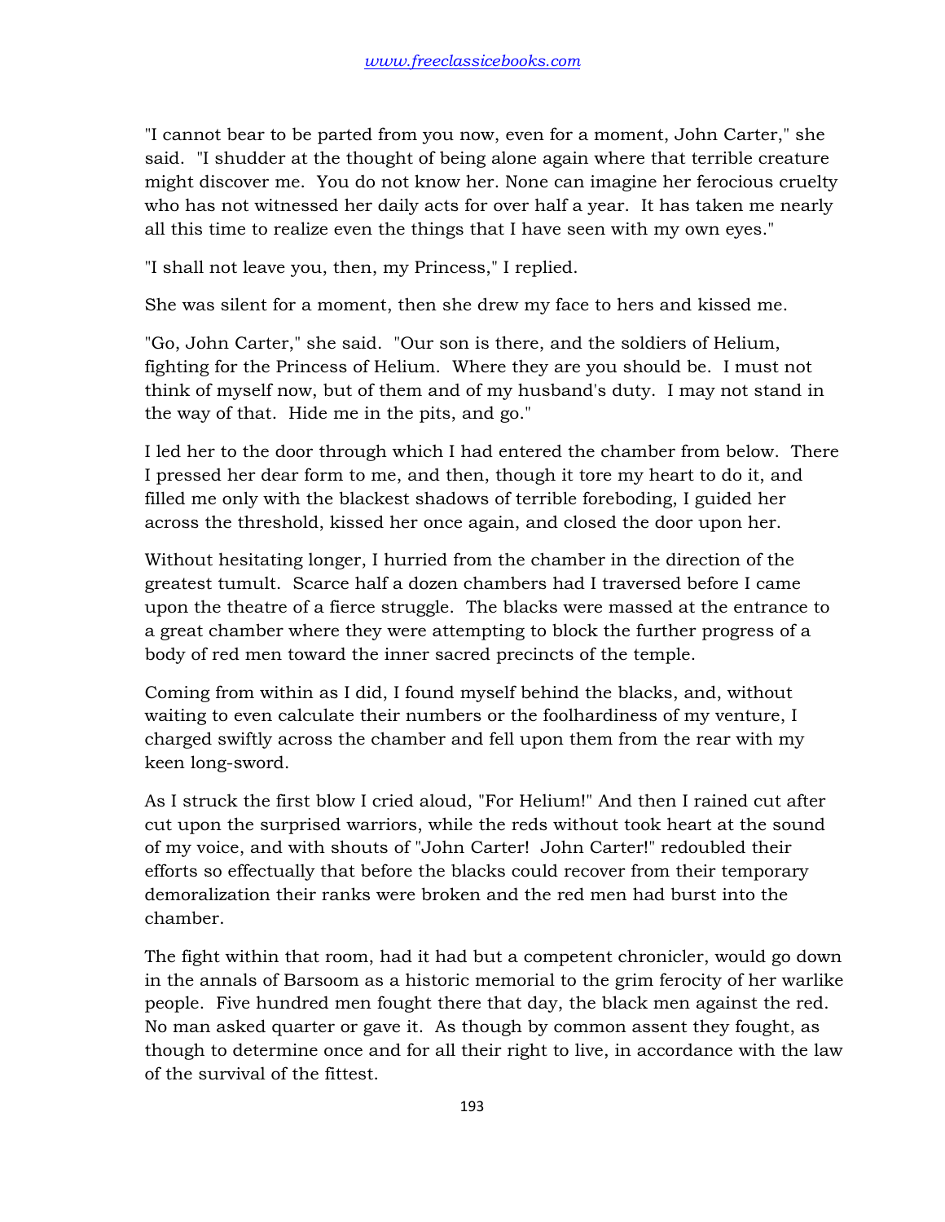"I cannot bear to be parted from you now, even for a moment, John Carter," she said. "I shudder at the thought of being alone again where that terrible creature might discover me. You do not know her. None can imagine her ferocious cruelty who has not witnessed her daily acts for over half a year. It has taken me nearly all this time to realize even the things that I have seen with my own eyes."

"I shall not leave you, then, my Princess," I replied.

She was silent for a moment, then she drew my face to hers and kissed me.

"Go, John Carter," she said. "Our son is there, and the soldiers of Helium, fighting for the Princess of Helium. Where they are you should be. I must not think of myself now, but of them and of my husband's duty. I may not stand in the way of that. Hide me in the pits, and go."

I led her to the door through which I had entered the chamber from below. There I pressed her dear form to me, and then, though it tore my heart to do it, and filled me only with the blackest shadows of terrible foreboding, I guided her across the threshold, kissed her once again, and closed the door upon her.

Without hesitating longer, I hurried from the chamber in the direction of the greatest tumult. Scarce half a dozen chambers had I traversed before I came upon the theatre of a fierce struggle. The blacks were massed at the entrance to a great chamber where they were attempting to block the further progress of a body of red men toward the inner sacred precincts of the temple.

Coming from within as I did, I found myself behind the blacks, and, without waiting to even calculate their numbers or the foolhardiness of my venture, I charged swiftly across the chamber and fell upon them from the rear with my keen long-sword.

As I struck the first blow I cried aloud, "For Helium!" And then I rained cut after cut upon the surprised warriors, while the reds without took heart at the sound of my voice, and with shouts of "John Carter! John Carter!" redoubled their efforts so effectually that before the blacks could recover from their temporary demoralization their ranks were broken and the red men had burst into the chamber.

The fight within that room, had it had but a competent chronicler, would go down in the annals of Barsoom as a historic memorial to the grim ferocity of her warlike people. Five hundred men fought there that day, the black men against the red. No man asked quarter or gave it. As though by common assent they fought, as though to determine once and for all their right to live, in accordance with the law of the survival of the fittest.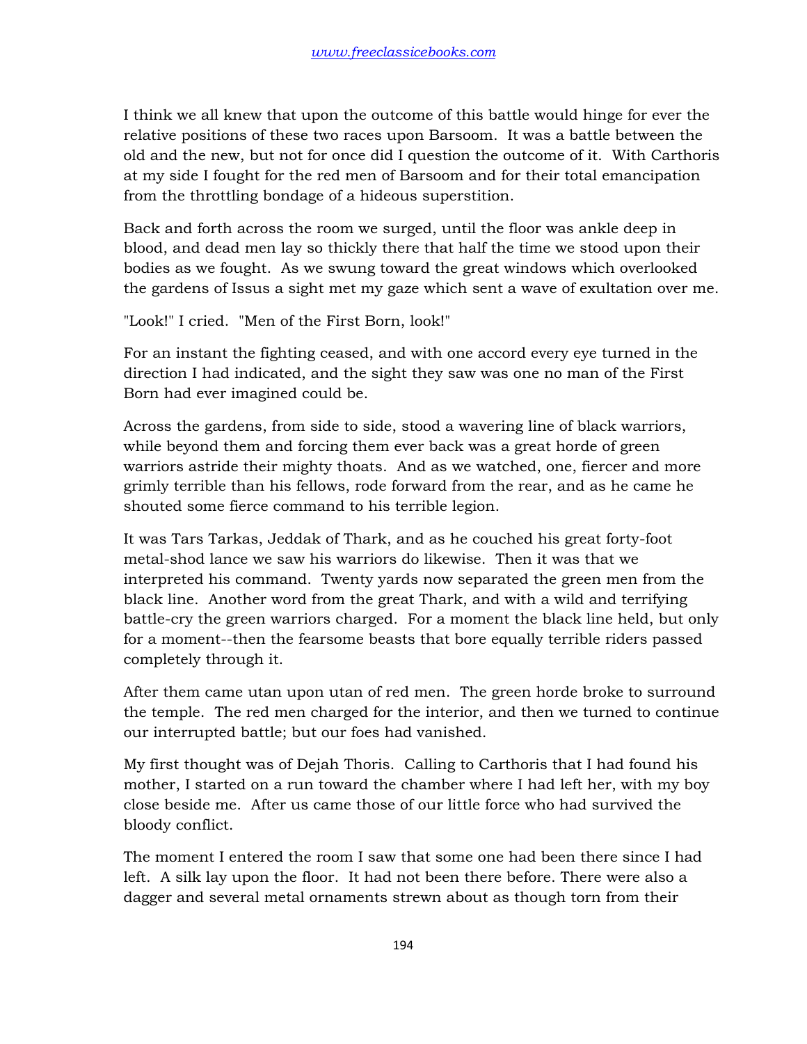I think we all knew that upon the outcome of this battle would hinge for ever the relative positions of these two races upon Barsoom. It was a battle between the old and the new, but not for once did I question the outcome of it. With Carthoris at my side I fought for the red men of Barsoom and for their total emancipation from the throttling bondage of a hideous superstition.

Back and forth across the room we surged, until the floor was ankle deep in blood, and dead men lay so thickly there that half the time we stood upon their bodies as we fought. As we swung toward the great windows which overlooked the gardens of Issus a sight met my gaze which sent a wave of exultation over me.

"Look!" I cried. "Men of the First Born, look!"

For an instant the fighting ceased, and with one accord every eye turned in the direction I had indicated, and the sight they saw was one no man of the First Born had ever imagined could be.

Across the gardens, from side to side, stood a wavering line of black warriors, while beyond them and forcing them ever back was a great horde of green warriors astride their mighty thoats. And as we watched, one, fiercer and more grimly terrible than his fellows, rode forward from the rear, and as he came he shouted some fierce command to his terrible legion.

It was Tars Tarkas, Jeddak of Thark, and as he couched his great forty-foot metal-shod lance we saw his warriors do likewise. Then it was that we interpreted his command. Twenty yards now separated the green men from the black line. Another word from the great Thark, and with a wild and terrifying battle-cry the green warriors charged. For a moment the black line held, but only for a moment--then the fearsome beasts that bore equally terrible riders passed completely through it.

After them came utan upon utan of red men. The green horde broke to surround the temple. The red men charged for the interior, and then we turned to continue our interrupted battle; but our foes had vanished.

My first thought was of Dejah Thoris. Calling to Carthoris that I had found his mother, I started on a run toward the chamber where I had left her, with my boy close beside me. After us came those of our little force who had survived the bloody conflict.

The moment I entered the room I saw that some one had been there since I had left. A silk lay upon the floor. It had not been there before. There were also a dagger and several metal ornaments strewn about as though torn from their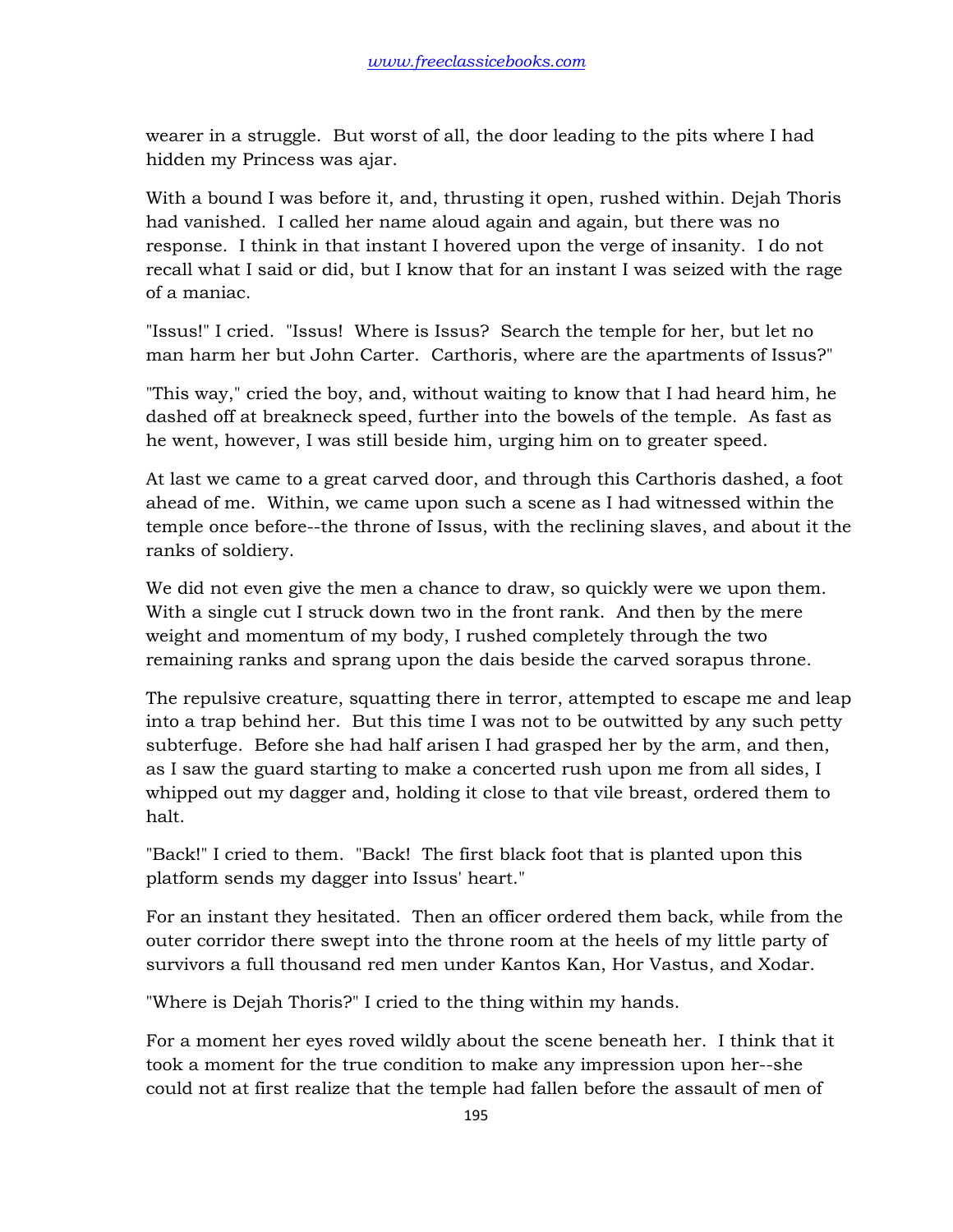wearer in a struggle. But worst of all, the door leading to the pits where I had hidden my Princess was ajar.

With a bound I was before it, and, thrusting it open, rushed within. Dejah Thoris had vanished. I called her name aloud again and again, but there was no response. I think in that instant I hovered upon the verge of insanity. I do not recall what I said or did, but I know that for an instant I was seized with the rage of a maniac.

"Issus!" I cried. "Issus! Where is Issus? Search the temple for her, but let no man harm her but John Carter. Carthoris, where are the apartments of Issus?"

"This way," cried the boy, and, without waiting to know that I had heard him, he dashed off at breakneck speed, further into the bowels of the temple. As fast as he went, however, I was still beside him, urging him on to greater speed.

At last we came to a great carved door, and through this Carthoris dashed, a foot ahead of me. Within, we came upon such a scene as I had witnessed within the temple once before--the throne of Issus, with the reclining slaves, and about it the ranks of soldiery.

We did not even give the men a chance to draw, so quickly were we upon them. With a single cut I struck down two in the front rank. And then by the mere weight and momentum of my body, I rushed completely through the two remaining ranks and sprang upon the dais beside the carved sorapus throne.

The repulsive creature, squatting there in terror, attempted to escape me and leap into a trap behind her. But this time I was not to be outwitted by any such petty subterfuge. Before she had half arisen I had grasped her by the arm, and then, as I saw the guard starting to make a concerted rush upon me from all sides, I whipped out my dagger and, holding it close to that vile breast, ordered them to halt.

"Back!" I cried to them. "Back! The first black foot that is planted upon this platform sends my dagger into Issus' heart."

For an instant they hesitated. Then an officer ordered them back, while from the outer corridor there swept into the throne room at the heels of my little party of survivors a full thousand red men under Kantos Kan, Hor Vastus, and Xodar.

"Where is Dejah Thoris?" I cried to the thing within my hands.

For a moment her eyes roved wildly about the scene beneath her. I think that it took a moment for the true condition to make any impression upon her--she could not at first realize that the temple had fallen before the assault of men of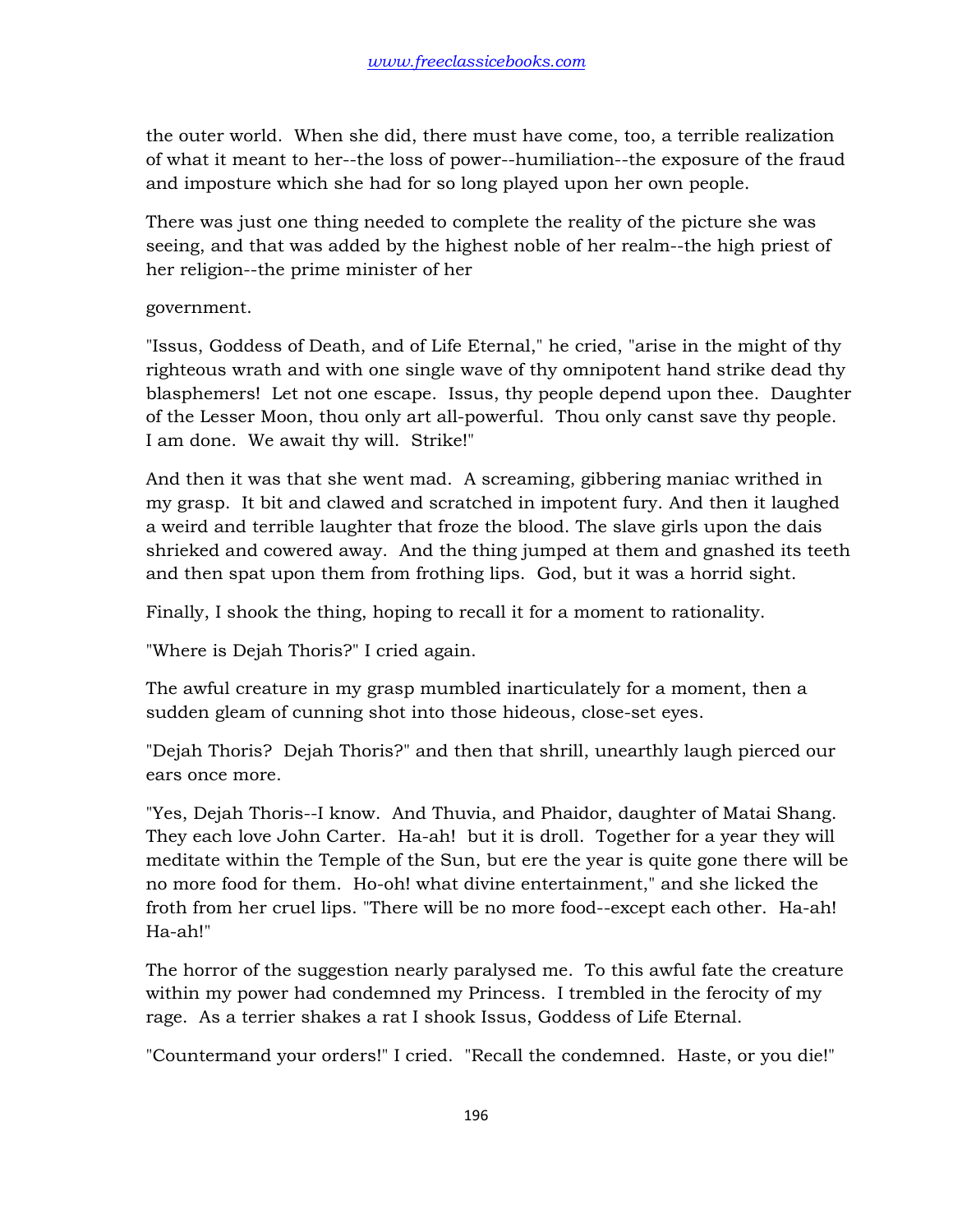the outer world. When she did, there must have come, too, a terrible realization of what it meant to her--the loss of power--humiliation--the exposure of the fraud and imposture which she had for so long played upon her own people.

There was just one thing needed to complete the reality of the picture she was seeing, and that was added by the highest noble of her realm--the high priest of her religion--the prime minister of her government.

"Issus, Goddess of Death, and of Life Eternal," he cried, "arise in the might of thy righteous wrath and with one single wave of thy omnipotent hand strike dead thy blasphemers! Let not one escape. Issus, thy people depend upon thee. Daughter of the Lesser Moon, thou only art all-powerful. Thou only canst save thy people. I am done. We await thy will. Strike!"

And then it was that she went mad. A screaming, gibbering maniac writhed in my grasp. It bit and clawed and scratched in impotent fury. And then it laughed a weird and terrible laughter that froze the blood. The slave girls upon the dais shrieked and cowered away. And the thing jumped at them and gnashed its teeth and then spat upon them from frothing lips. God, but it was a horrid sight.

Finally, I shook the thing, hoping to recall it for a moment to rationality.

"Where is Dejah Thoris?" I cried again.

The awful creature in my grasp mumbled inarticulately for a moment, then a sudden gleam of cunning shot into those hideous, close-set eyes.

"Dejah Thoris? Dejah Thoris?" and then that shrill, unearthly laugh pierced our ears once more.

"Yes, Dejah Thoris--I know. And Thuvia, and Phaidor, daughter of Matai Shang. They each love John Carter. Ha-ah! but it is droll. Together for a year they will meditate within the Temple of the Sun, but ere the year is quite gone there will be no more food for them. Ho-oh! what divine entertainment," and she licked the froth from her cruel lips. "There will be no more food--except each other. Ha-ah! Ha-ah!"

The horror of the suggestion nearly paralysed me. To this awful fate the creature within my power had condemned my Princess. I trembled in the ferocity of my rage. As a terrier shakes a rat I shook Issus, Goddess of Life Eternal.

"Countermand your orders!" I cried. "Recall the condemned. Haste, or you die!"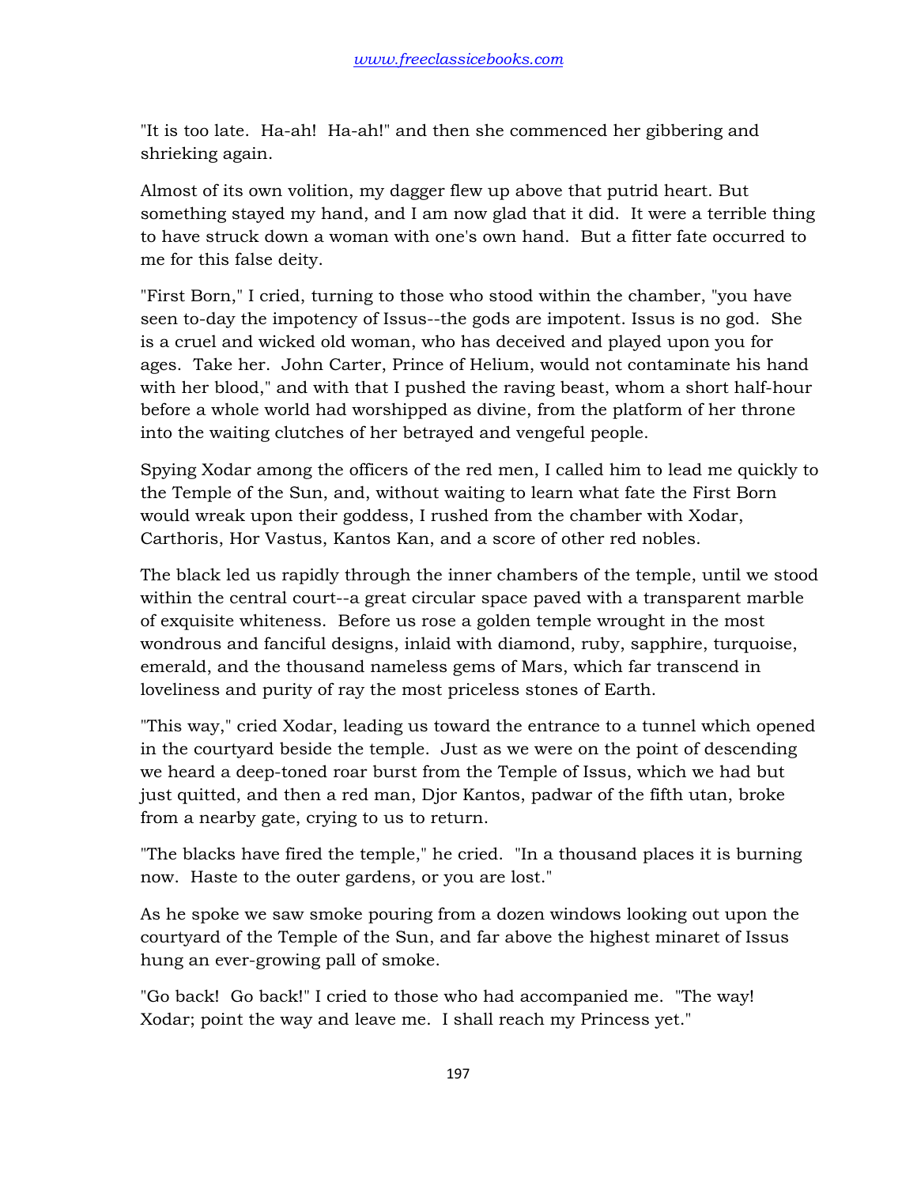"It is too late. Ha-ah! Ha-ah!" and then she commenced her gibbering and shrieking again.

Almost of its own volition, my dagger flew up above that putrid heart. But something stayed my hand, and I am now glad that it did. It were a terrible thing to have struck down a woman with one's own hand. But a fitter fate occurred to me for this false deity.

"First Born," I cried, turning to those who stood within the chamber, "you have seen to-day the impotency of Issus--the gods are impotent. Issus is no god. She is a cruel and wicked old woman, who has deceived and played upon you for ages. Take her. John Carter, Prince of Helium, would not contaminate his hand with her blood," and with that I pushed the raving beast, whom a short half-hour before a whole world had worshipped as divine, from the platform of her throne into the waiting clutches of her betrayed and vengeful people.

Spying Xodar among the officers of the red men, I called him to lead me quickly to the Temple of the Sun, and, without waiting to learn what fate the First Born would wreak upon their goddess, I rushed from the chamber with Xodar, Carthoris, Hor Vastus, Kantos Kan, and a score of other red nobles.

The black led us rapidly through the inner chambers of the temple, until we stood within the central court--a great circular space paved with a transparent marble of exquisite whiteness. Before us rose a golden temple wrought in the most wondrous and fanciful designs, inlaid with diamond, ruby, sapphire, turquoise, emerald, and the thousand nameless gems of Mars, which far transcend in loveliness and purity of ray the most priceless stones of Earth.

"This way," cried Xodar, leading us toward the entrance to a tunnel which opened in the courtyard beside the temple. Just as we were on the point of descending we heard a deep-toned roar burst from the Temple of Issus, which we had but just quitted, and then a red man, Djor Kantos, padwar of the fifth utan, broke from a nearby gate, crying to us to return.

"The blacks have fired the temple," he cried. "In a thousand places it is burning now. Haste to the outer gardens, or you are lost."

As he spoke we saw smoke pouring from a dozen windows looking out upon the courtyard of the Temple of the Sun, and far above the highest minaret of Issus hung an ever-growing pall of smoke.

"Go back! Go back!" I cried to those who had accompanied me. "The way! Xodar; point the way and leave me. I shall reach my Princess yet."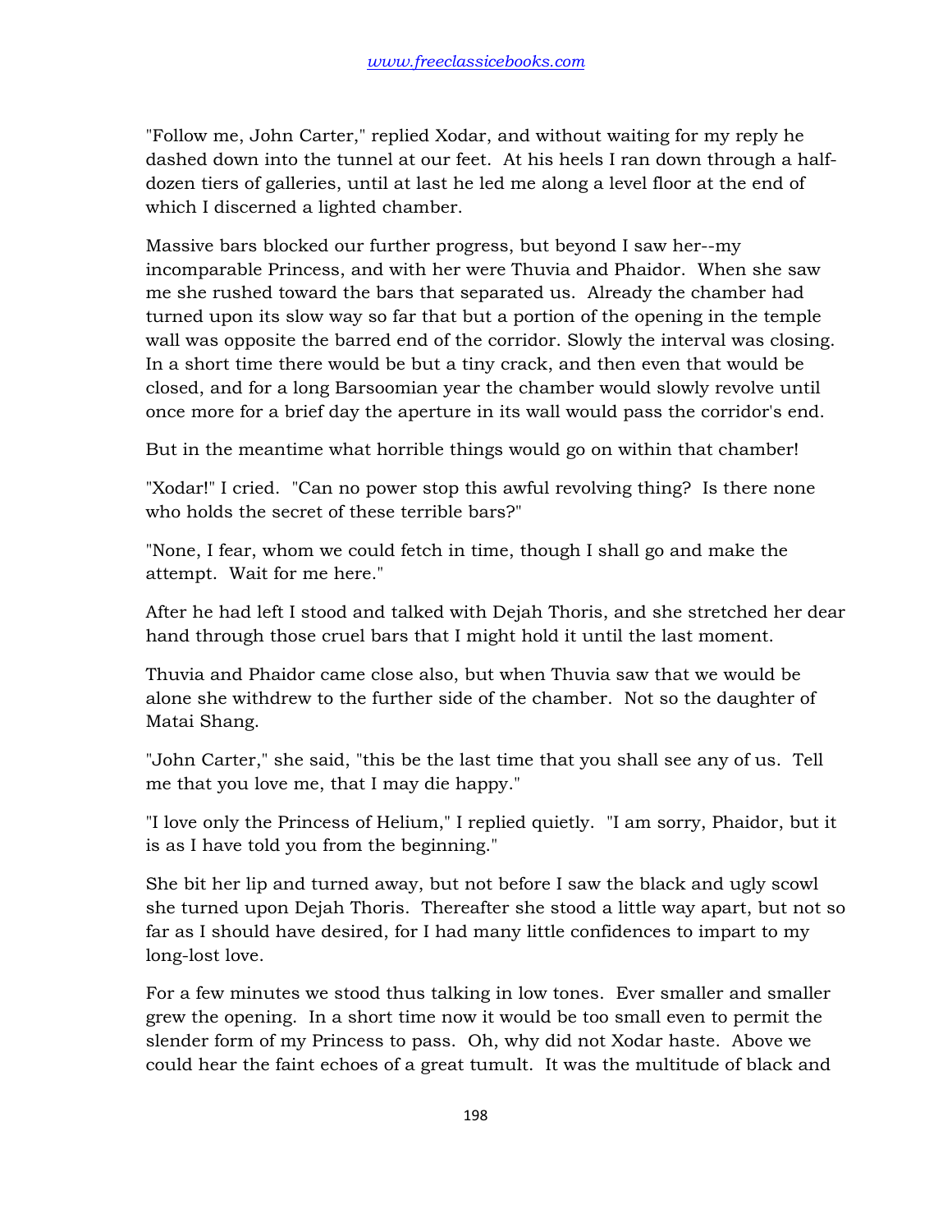"Follow me, John Carter," replied Xodar, and without waiting for my reply he dashed down into the tunnel at our feet. At his heels I ran down through a half-dozen tiers of galleries, until at last he led me along a level floor at the end of which I discerned a lighted chamber.

Massive bars blocked our further progress, but beyond I saw her--my incomparable Princess, and with her were Thuvia and Phaidor. When she saw me she rushed toward the bars that separated us. Already the chamber had turned upon its slow way so far that but a portion of the opening in the temple wall was opposite the barred end of the corridor. Slowly the interval was closing. In a short time there would be but a tiny crack, and then even that would be closed, and for a long Barsoomian year the chamber would slowly revolve until once more for a brief day the aperture in its wall would pass the corridor's end.

But in the meantime what horrible things would go on within that chamber!

"Xodar!" I cried. "Can no power stop this awful revolving thing? Is there none who holds the secret of these terrible bars?"

"None, I fear, whom we could fetch in time, though I shall go and make the attempt. Wait for me here."

After he had left I stood and talked with Dejah Thoris, and she stretched her dear hand through those cruel bars that I might hold it until the last moment.

Thuvia and Phaidor came close also, but when Thuvia saw that we would be alone she withdrew to the further side of the chamber. Not so the daughter of Matai Shang.

"John Carter," she said, "this be the last time that you shall see any of us. Tell me that you love me, that I may die happy."

"I love only the Princess of Helium," I replied quietly. "I am sorry, Phaidor, but it is as I have told you from the beginning."

She bit her lip and turned away, but not before I saw the black and ugly scowl she turned upon Dejah Thoris. Thereafter she stood a little way apart, but not so far as I should have desired, for I had many little confidences to impart to my long-lost love.

For a few minutes we stood thus talking in low tones. Ever smaller and smaller grew the opening. In a short time now it would be too small even to permit the slender form of my Princess to pass. Oh, why did not Xodar haste. Above we could hear the faint echoes of a great tumult. It was the multitude of black and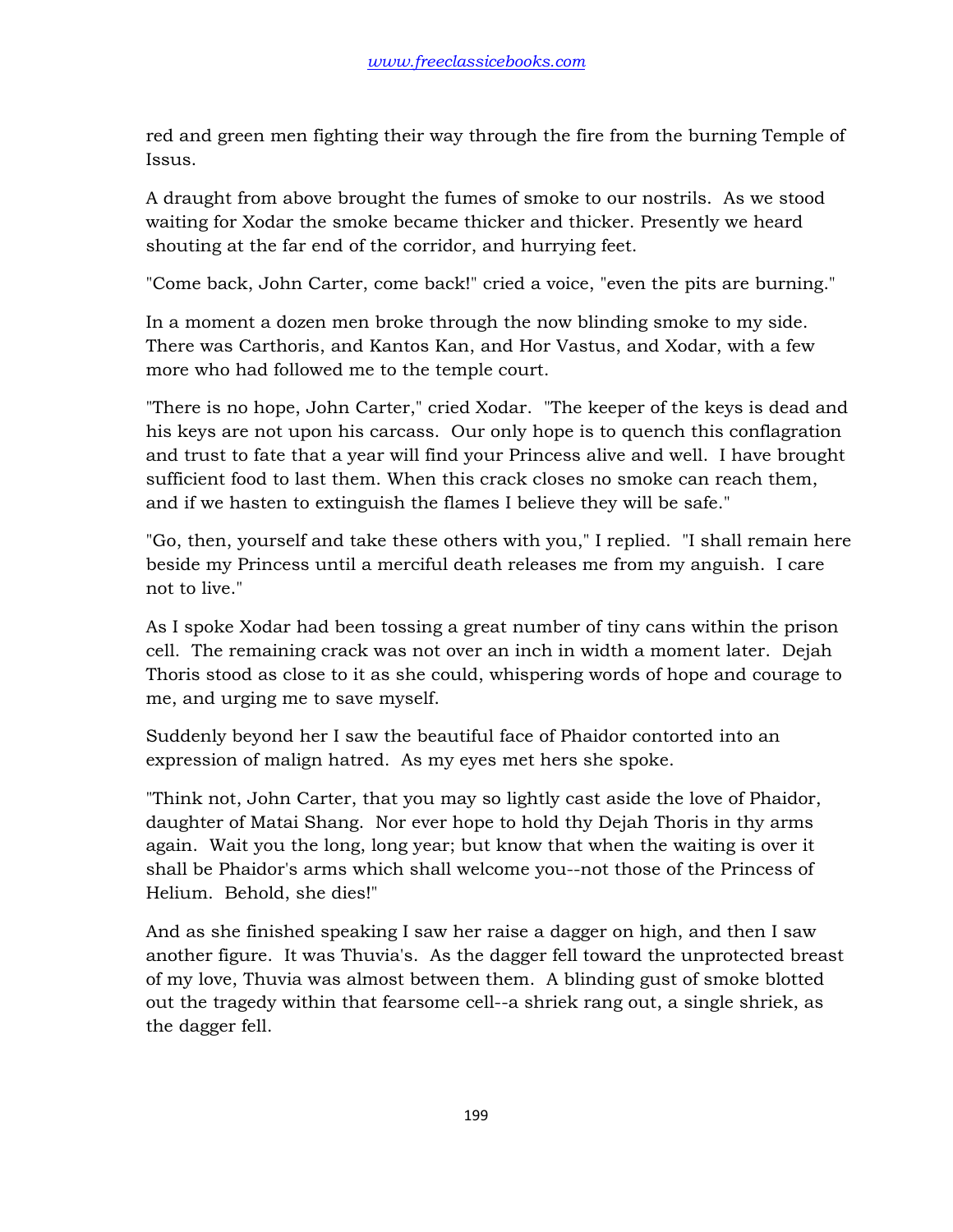red and green men fighting their way through the fire from the burning Temple of Issus.

A draught from above brought the fumes of smoke to our nostrils. As we stood waiting for Xodar the smoke became thicker and thicker. Presently we heard shouting at the far end of the corridor, and hurrying feet.

"Come back, John Carter, come back!" cried a voice, "even the pits are burning."

In a moment a dozen men broke through the now blinding smoke to my side. There was Carthoris, and Kantos Kan, and Hor Vastus, and Xodar, with a few more who had followed me to the temple court.

"There is no hope, John Carter," cried Xodar. "The keeper of the keys is dead and his keys are not upon his carcass. Our only hope is to quench this conflagration and trust to fate that a year will find your Princess alive and well. I have brought sufficient food to last them. When this crack closes no smoke can reach them, and if we hasten to extinguish the flames I believe they will be safe."

"Go, then, yourself and take these others with you," I replied. "I shall remain here beside my Princess until a merciful death releases me from my anguish. I care not to live."

As I spoke Xodar had been tossing a great number of tiny cans within the prison cell. The remaining crack was not over an inch in width a moment later. Dejah Thoris stood as close to it as she could, whispering words of hope and courage to me, and urging me to save myself.

Suddenly beyond her I saw the beautiful face of Phaidor contorted into an expression of malign hatred. As my eyes met hers she spoke.

"Think not, John Carter, that you may so lightly cast aside the love of Phaidor, daughter of Matai Shang. Nor ever hope to hold thy Dejah Thoris in thy arms again. Wait you the long, long year; but know that when the waiting is over it shall be Phaidor's arms which shall welcome you--not those of the Princess of Helium. Behold, she dies!"

And as she finished speaking I saw her raise a dagger on high, and then I saw another figure. It was Thuvia's. As the dagger fell toward the unprotected breast of my love, Thuvia was almost between them. A blinding gust of smoke blotted out the tragedy within that fearsome cell--a shriek rang out, a single shriek, as the dagger fell.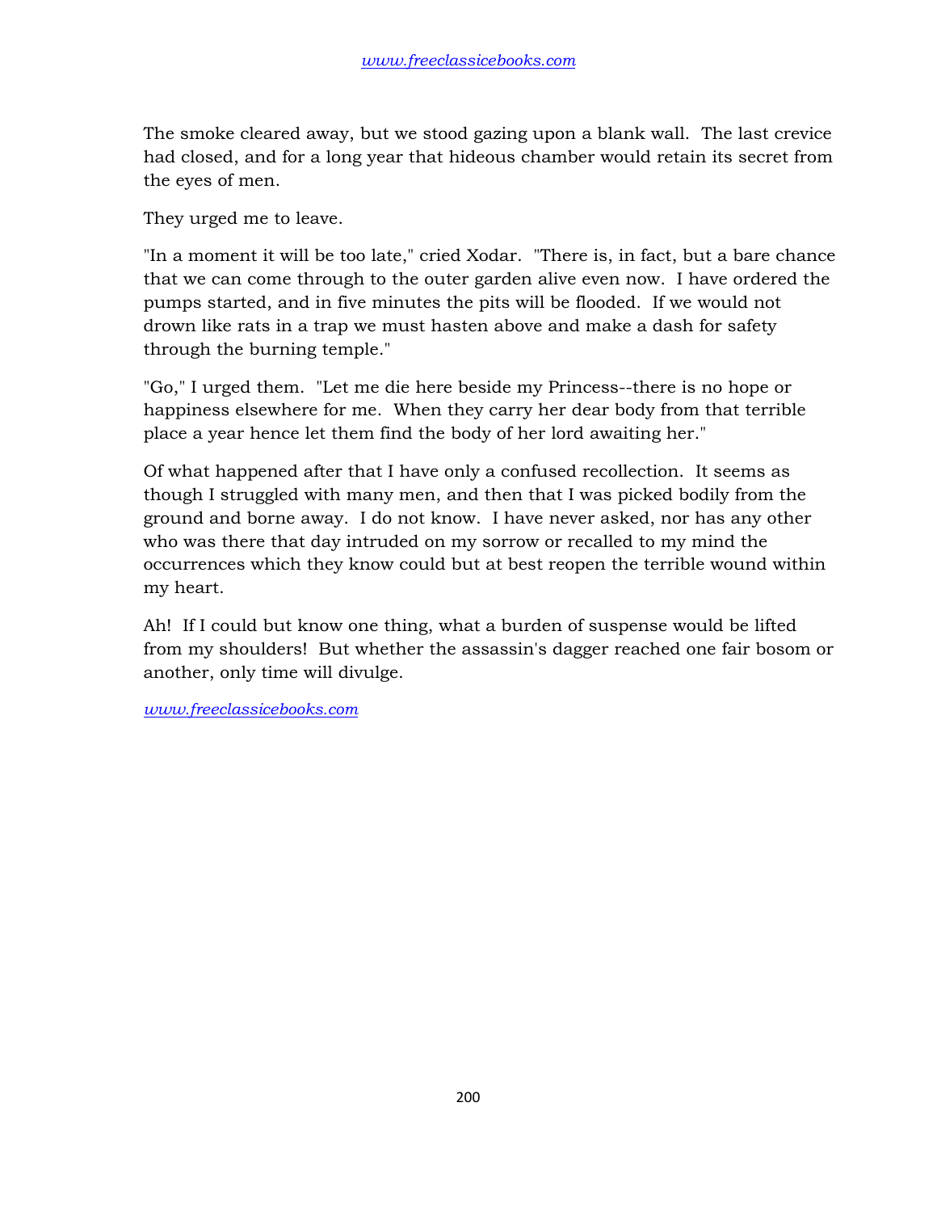The smoke cleared away, but we stood gazing upon a blank wall. The last crevice had closed, and for a long year that hideous chamber would retain its secret from the eyes of men.

They urged me to leave.

"In a moment it will be too late," cried Xodar. "There is, in fact, but a bare chance that we can come through to the outer garden alive even now. I have ordered the pumps started, and in five minutes the pits will be flooded. If we would not drown like rats in a trap we must hasten above and make a dash for safety through the burning temple."

"Go," I urged them. "Let me die here beside my Princess--there is no hope or happiness elsewhere for me. When they carry her dear body from that terrible place a year hence let them find the body of her lord awaiting her."

Of what happened after that I have only a confused recollection. It seems as though I struggled with many men, and then that I was picked bodily from the ground and borne away. I do not know. I have never asked, nor has any other who was there that day intruded on my sorrow or recalled to my mind the occurrences which they know could but at best reopen the terrible wound within my heart.

Ah! If I could but know one thing, what a burden of suspense would be lifted from my shoulders! But whether the assassin's dagger reached one fair bosom or another, only time will divulge.